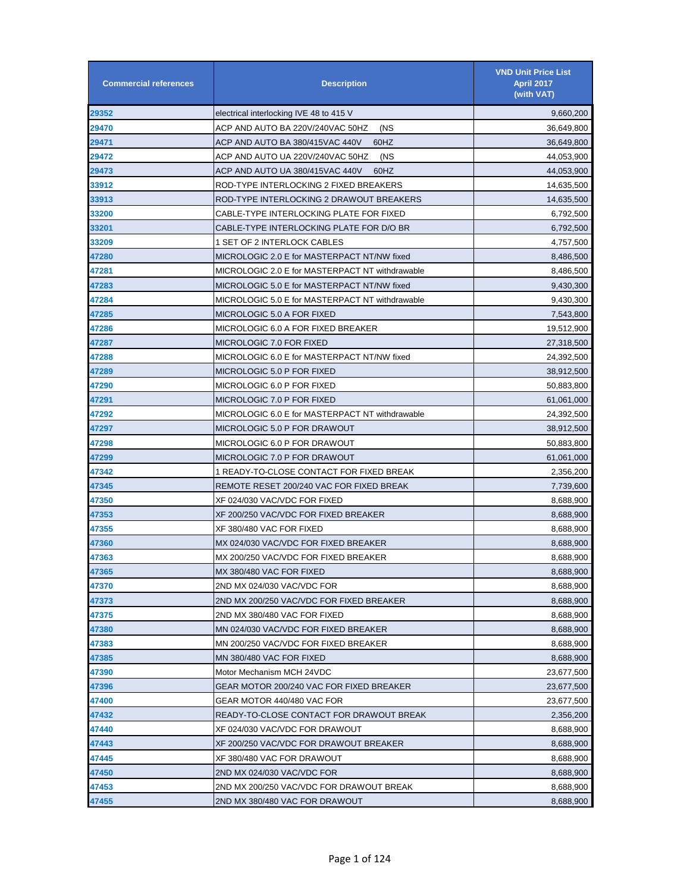| Commercial references | Description | VND Unit Price List April 2017 (with VAT) |
|---|---|---|
| 29352 | electrical interlocking IVE 48 to 415 V | 9,660,200 |
| 29470 | ACP AND AUTO BA 220V/240VAC 50HZ (NS | 36,649,800 |
| 29471 | ACP AND AUTO BA 380/415VAC 440V 60HZ | 36,649,800 |
| 29472 | ACP AND AUTO UA 220V/240VAC 50HZ (NS | 44,053,900 |
| 29473 | ACP AND AUTO UA 380/415VAC 440V 60HZ | 44,053,900 |
| 33912 | ROD-TYPE INTERLOCKING 2 FIXED BREAKERS | 14,635,500 |
| 33913 | ROD-TYPE INTERLOCKING 2 DRAWOUT BREAKERS | 14,635,500 |
| 33200 | CABLE-TYPE INTERLOCKING PLATE FOR FIXED | 6,792,500 |
| 33201 | CABLE-TYPE INTERLOCKING PLATE FOR D/O BR | 6,792,500 |
| 33209 | 1 SET OF 2 INTERLOCK CABLES | 4,757,500 |
| 47280 | MICROLOGIC 2.0 E for MASTERPACT NT/NW fixed | 8,486,500 |
| 47281 | MICROLOGIC 2.0 E for MASTERPACT NT withdrawable | 8,486,500 |
| 47283 | MICROLOGIC 5.0 E for MASTERPACT NT/NW fixed | 9,430,300 |
| 47284 | MICROLOGIC 5.0 E for MASTERPACT NT withdrawable | 9,430,300 |
| 47285 | MICROLOGIC 5.0 A FOR FIXED | 7,543,800 |
| 47286 | MICROLOGIC 6.0 A FOR FIXED BREAKER | 19,512,900 |
| 47287 | MICROLOGIC 7.0 FOR FIXED | 27,318,500 |
| 47288 | MICROLOGIC 6.0 E for MASTERPACT NT/NW fixed | 24,392,500 |
| 47289 | MICROLOGIC 5.0 P FOR FIXED | 38,912,500 |
| 47290 | MICROLOGIC 6.0 P FOR FIXED | 50,883,800 |
| 47291 | MICROLOGIC 7.0 P FOR FIXED | 61,061,000 |
| 47292 | MICROLOGIC 6.0 E for MASTERPACT NT withdrawable | 24,392,500 |
| 47297 | MICROLOGIC 5.0 P FOR DRAWOUT | 38,912,500 |
| 47298 | MICROLOGIC 6.0 P FOR DRAWOUT | 50,883,800 |
| 47299 | MICROLOGIC 7.0 P FOR DRAWOUT | 61,061,000 |
| 47342 | 1 READY-TO-CLOSE CONTACT FOR FIXED BREAK | 2,356,200 |
| 47345 | REMOTE RESET 200/240 VAC FOR FIXED BREAK | 7,739,600 |
| 47350 | XF 024/030 VAC/VDC FOR FIXED | 8,688,900 |
| 47353 | XF 200/250 VAC/VDC FOR FIXED BREAKER | 8,688,900 |
| 47355 | XF 380/480 VAC FOR FIXED | 8,688,900 |
| 47360 | MX 024/030 VAC/VDC FOR FIXED BREAKER | 8,688,900 |
| 47363 | MX 200/250 VAC/VDC FOR FIXED BREAKER | 8,688,900 |
| 47365 | MX 380/480 VAC FOR FIXED | 8,688,900 |
| 47370 | 2ND MX 024/030 VAC/VDC FOR | 8,688,900 |
| 47373 | 2ND MX 200/250 VAC/VDC FOR FIXED BREAKER | 8,688,900 |
| 47375 | 2ND MX 380/480 VAC FOR FIXED | 8,688,900 |
| 47380 | MN 024/030 VAC/VDC FOR FIXED BREAKER | 8,688,900 |
| 47383 | MN 200/250 VAC/VDC FOR FIXED BREAKER | 8,688,900 |
| 47385 | MN 380/480 VAC FOR FIXED | 8,688,900 |
| 47390 | Motor Mechanism MCH 24VDC | 23,677,500 |
| 47396 | GEAR MOTOR 200/240 VAC FOR FIXED BREAKER | 23,677,500 |
| 47400 | GEAR MOTOR 440/480 VAC FOR | 23,677,500 |
| 47432 | READY-TO-CLOSE CONTACT FOR DRAWOUT BREAK | 2,356,200 |
| 47440 | XF 024/030 VAC/VDC FOR DRAWOUT | 8,688,900 |
| 47443 | XF 200/250 VAC/VDC FOR DRAWOUT BREAKER | 8,688,900 |
| 47445 | XF 380/480 VAC FOR DRAWOUT | 8,688,900 |
| 47450 | 2ND MX 024/030 VAC/VDC FOR | 8,688,900 |
| 47453 | 2ND MX 200/250 VAC/VDC FOR DRAWOUT BREAK | 8,688,900 |
| 47455 | 2ND MX 380/480 VAC FOR DRAWOUT | 8,688,900 |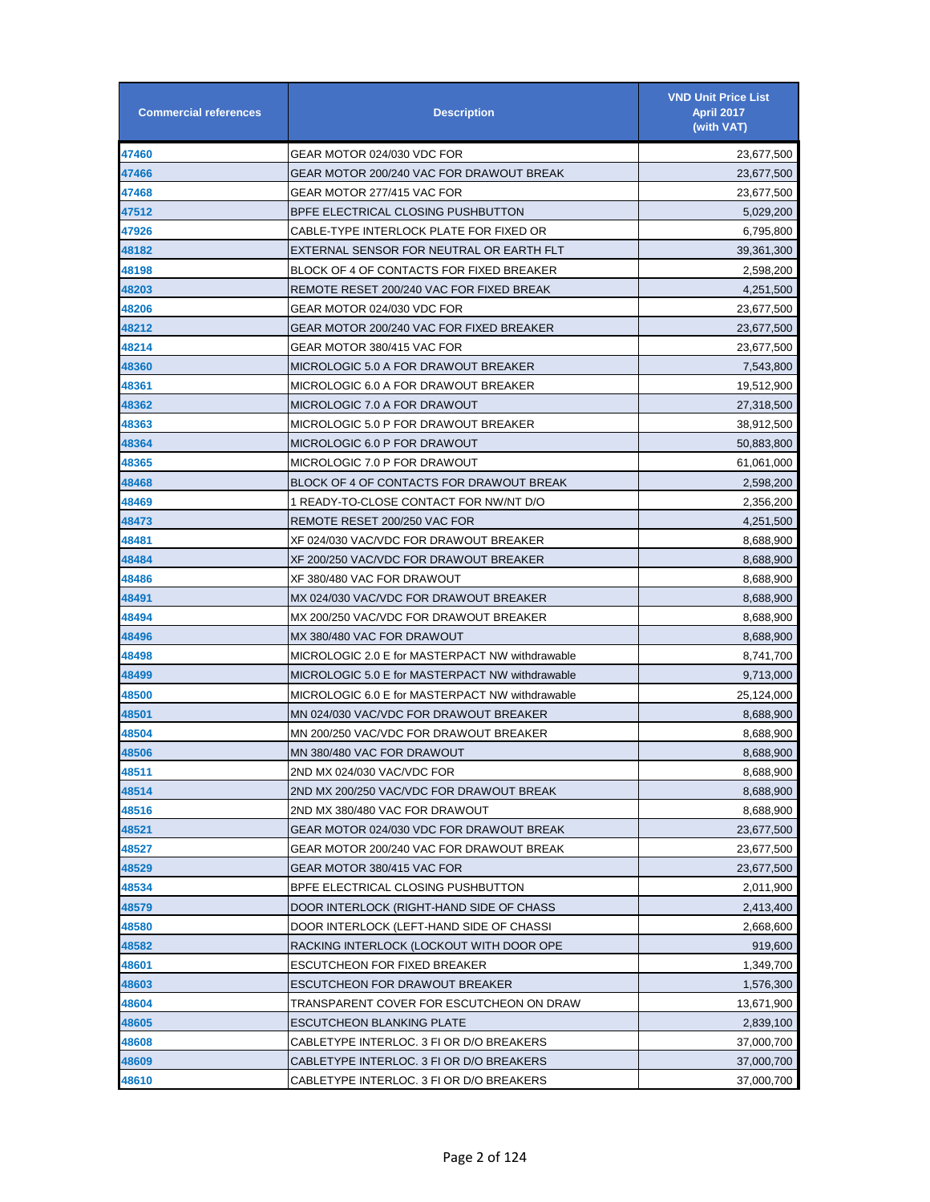| Commercial references | Description | VND Unit Price List April 2017 (with VAT) |
|---|---|---|
| 47460 | GEAR MOTOR 024/030 VDC FOR | 23,677,500 |
| 47466 | GEAR MOTOR 200/240 VAC FOR DRAWOUT BREAK | 23,677,500 |
| 47468 | GEAR MOTOR 277/415 VAC FOR | 23,677,500 |
| 47512 | BPFE ELECTRICAL CLOSING PUSHBUTTON | 5,029,200 |
| 47926 | CABLE-TYPE INTERLOCK PLATE FOR FIXED OR | 6,795,800 |
| 48182 | EXTERNAL SENSOR FOR NEUTRAL OR EARTH FLT | 39,361,300 |
| 48198 | BLOCK OF 4 OF CONTACTS FOR FIXED BREAKER | 2,598,200 |
| 48203 | REMOTE RESET 200/240 VAC FOR FIXED BREAK | 4,251,500 |
| 48206 | GEAR MOTOR 024/030 VDC FOR | 23,677,500 |
| 48212 | GEAR MOTOR 200/240 VAC FOR FIXED BREAKER | 23,677,500 |
| 48214 | GEAR MOTOR 380/415 VAC FOR | 23,677,500 |
| 48360 | MICROLOGIC 5.0 A FOR DRAWOUT BREAKER | 7,543,800 |
| 48361 | MICROLOGIC 6.0 A FOR DRAWOUT BREAKER | 19,512,900 |
| 48362 | MICROLOGIC 7.0 A FOR DRAWOUT | 27,318,500 |
| 48363 | MICROLOGIC 5.0 P FOR DRAWOUT BREAKER | 38,912,500 |
| 48364 | MICROLOGIC 6.0 P FOR DRAWOUT | 50,883,800 |
| 48365 | MICROLOGIC 7.0 P FOR DRAWOUT | 61,061,000 |
| 48468 | BLOCK OF 4 OF CONTACTS FOR DRAWOUT BREAK | 2,598,200 |
| 48469 | 1 READY-TO-CLOSE CONTACT FOR NW/NT D/O | 2,356,200 |
| 48473 | REMOTE RESET 200/250 VAC FOR | 4,251,500 |
| 48481 | XF 024/030 VAC/VDC FOR DRAWOUT BREAKER | 8,688,900 |
| 48484 | XF 200/250 VAC/VDC FOR DRAWOUT BREAKER | 8,688,900 |
| 48486 | XF 380/480 VAC FOR DRAWOUT | 8,688,900 |
| 48491 | MX 024/030 VAC/VDC FOR DRAWOUT BREAKER | 8,688,900 |
| 48494 | MX 200/250 VAC/VDC FOR DRAWOUT BREAKER | 8,688,900 |
| 48496 | MX 380/480 VAC FOR DRAWOUT | 8,688,900 |
| 48498 | MICROLOGIC 2.0 E for MASTERPACT NW withdrawable | 8,741,700 |
| 48499 | MICROLOGIC 5.0 E for MASTERPACT NW withdrawable | 9,713,000 |
| 48500 | MICROLOGIC 6.0 E for MASTERPACT NW withdrawable | 25,124,000 |
| 48501 | MN 024/030 VAC/VDC FOR DRAWOUT BREAKER | 8,688,900 |
| 48504 | MN 200/250 VAC/VDC FOR DRAWOUT BREAKER | 8,688,900 |
| 48506 | MN 380/480 VAC FOR DRAWOUT | 8,688,900 |
| 48511 | 2ND MX 024/030 VAC/VDC FOR | 8,688,900 |
| 48514 | 2ND MX 200/250 VAC/VDC FOR DRAWOUT BREAK | 8,688,900 |
| 48516 | 2ND MX 380/480 VAC FOR DRAWOUT | 8,688,900 |
| 48521 | GEAR MOTOR 024/030 VDC FOR DRAWOUT BREAK | 23,677,500 |
| 48527 | GEAR MOTOR 200/240 VAC FOR DRAWOUT BREAK | 23,677,500 |
| 48529 | GEAR MOTOR 380/415 VAC FOR | 23,677,500 |
| 48534 | BPFE ELECTRICAL CLOSING PUSHBUTTON | 2,011,900 |
| 48579 | DOOR INTERLOCK (RIGHT-HAND SIDE OF CHASS | 2,413,400 |
| 48580 | DOOR INTERLOCK (LEFT-HAND SIDE OF CHASSI | 2,668,600 |
| 48582 | RACKING INTERLOCK (LOCKOUT WITH DOOR OPE | 919,600 |
| 48601 | ESCUTCHEON FOR FIXED BREAKER | 1,349,700 |
| 48603 | ESCUTCHEON FOR DRAWOUT BREAKER | 1,576,300 |
| 48604 | TRANSPARENT COVER FOR ESCUTCHEON ON DRAW | 13,671,900 |
| 48605 | ESCUTCHEON BLANKING PLATE | 2,839,100 |
| 48608 | CABLETYPE INTERLOC. 3 FI OR D/O BREAKERS | 37,000,700 |
| 48609 | CABLETYPE INTERLOC. 3 FI OR D/O BREAKERS | 37,000,700 |
| 48610 | CABLETYPE INTERLOC. 3 FI OR D/O BREAKERS | 37,000,700 |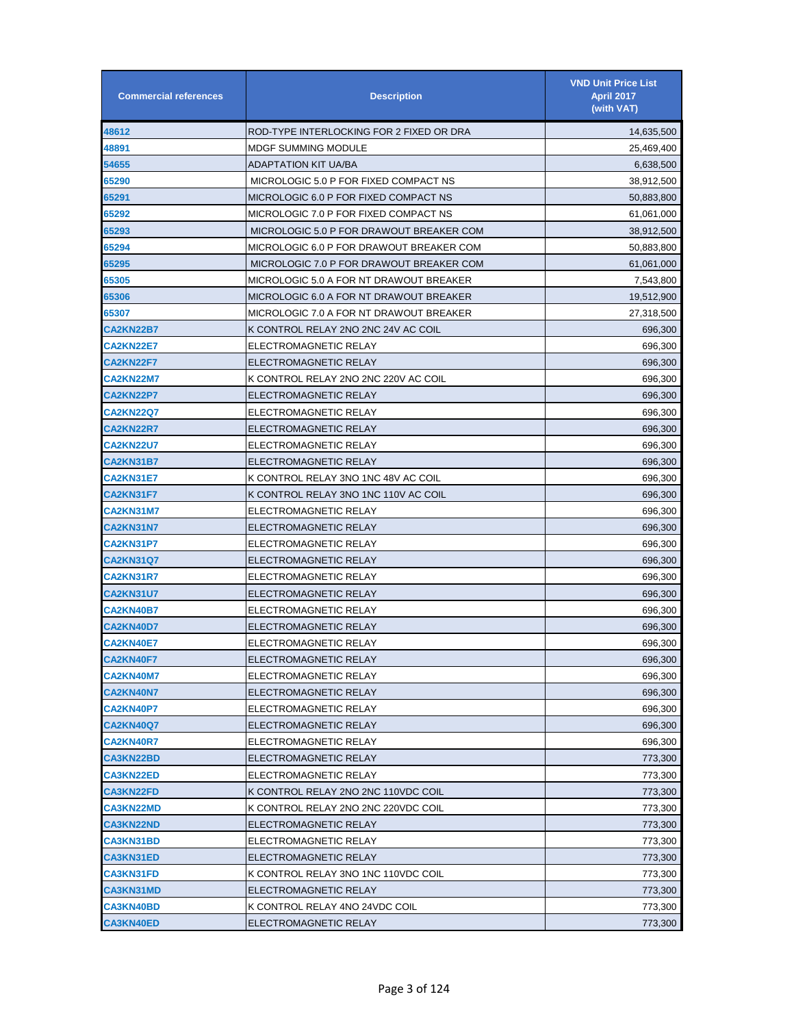| Commercial references | Description | VND Unit Price List April 2017 (with VAT) |
|---|---|---|
| 48612 | ROD-TYPE INTERLOCKING FOR 2 FIXED OR DRA | 14,635,500 |
| 48891 | MDGF SUMMING MODULE | 25,469,400 |
| 54655 | ADAPTATION KIT UA/BA | 6,638,500 |
| 65290 | MICROLOGIC 5.0 P FOR FIXED COMPACT NS | 38,912,500 |
| 65291 | MICROLOGIC 6.0 P FOR FIXED COMPACT NS | 50,883,800 |
| 65292 | MICROLOGIC 7.0 P FOR FIXED COMPACT NS | 61,061,000 |
| 65293 | MICROLOGIC 5.0 P FOR DRAWOUT BREAKER COM | 38,912,500 |
| 65294 | MICROLOGIC 6.0 P FOR DRAWOUT BREAKER COM | 50,883,800 |
| 65295 | MICROLOGIC 7.0 P FOR DRAWOUT BREAKER COM | 61,061,000 |
| 65305 | MICROLOGIC 5.0 A FOR NT DRAWOUT BREAKER | 7,543,800 |
| 65306 | MICROLOGIC 6.0 A FOR NT DRAWOUT BREAKER | 19,512,900 |
| 65307 | MICROLOGIC 7.0 A FOR NT DRAWOUT BREAKER | 27,318,500 |
| CA2KN22B7 | K CONTROL RELAY 2NO 2NC 24V AC COIL | 696,300 |
| CA2KN22E7 | ELECTROMAGNETIC RELAY | 696,300 |
| CA2KN22F7 | ELECTROMAGNETIC RELAY | 696,300 |
| CA2KN22M7 | K CONTROL RELAY 2NO 2NC 220V AC COIL | 696,300 |
| CA2KN22P7 | ELECTROMAGNETIC RELAY | 696,300 |
| CA2KN22Q7 | ELECTROMAGNETIC RELAY | 696,300 |
| CA2KN22R7 | ELECTROMAGNETIC RELAY | 696,300 |
| CA2KN22U7 | ELECTROMAGNETIC RELAY | 696,300 |
| CA2KN31B7 | ELECTROMAGNETIC RELAY | 696,300 |
| CA2KN31E7 | K CONTROL RELAY 3NO 1NC 48V AC COIL | 696,300 |
| CA2KN31F7 | K CONTROL RELAY 3NO 1NC 110V AC COIL | 696,300 |
| CA2KN31M7 | ELECTROMAGNETIC RELAY | 696,300 |
| CA2KN31N7 | ELECTROMAGNETIC RELAY | 696,300 |
| CA2KN31P7 | ELECTROMAGNETIC RELAY | 696,300 |
| CA2KN31Q7 | ELECTROMAGNETIC RELAY | 696,300 |
| CA2KN31R7 | ELECTROMAGNETIC RELAY | 696,300 |
| CA2KN31U7 | ELECTROMAGNETIC RELAY | 696,300 |
| CA2KN40B7 | ELECTROMAGNETIC RELAY | 696,300 |
| CA2KN40D7 | ELECTROMAGNETIC RELAY | 696,300 |
| CA2KN40E7 | ELECTROMAGNETIC RELAY | 696,300 |
| CA2KN40F7 | ELECTROMAGNETIC RELAY | 696,300 |
| CA2KN40M7 | ELECTROMAGNETIC RELAY | 696,300 |
| CA2KN40N7 | ELECTROMAGNETIC RELAY | 696,300 |
| CA2KN40P7 | ELECTROMAGNETIC RELAY | 696,300 |
| CA2KN40Q7 | ELECTROMAGNETIC RELAY | 696,300 |
| CA2KN40R7 | ELECTROMAGNETIC RELAY | 696,300 |
| CA3KN22BD | ELECTROMAGNETIC RELAY | 773,300 |
| CA3KN22ED | ELECTROMAGNETIC RELAY | 773,300 |
| CA3KN22FD | K CONTROL RELAY 2NO 2NC 110VDC COIL | 773,300 |
| CA3KN22MD | K CONTROL RELAY 2NO 2NC 220VDC COIL | 773,300 |
| CA3KN22ND | ELECTROMAGNETIC RELAY | 773,300 |
| CA3KN31BD | ELECTROMAGNETIC RELAY | 773,300 |
| CA3KN31ED | ELECTROMAGNETIC RELAY | 773,300 |
| CA3KN31FD | K CONTROL RELAY 3NO 1NC 110VDC COIL | 773,300 |
| CA3KN31MD | ELECTROMAGNETIC RELAY | 773,300 |
| CA3KN40BD | K CONTROL RELAY 4NO 24VDC COIL | 773,300 |
| CA3KN40ED | ELECTROMAGNETIC RELAY | 773,300 |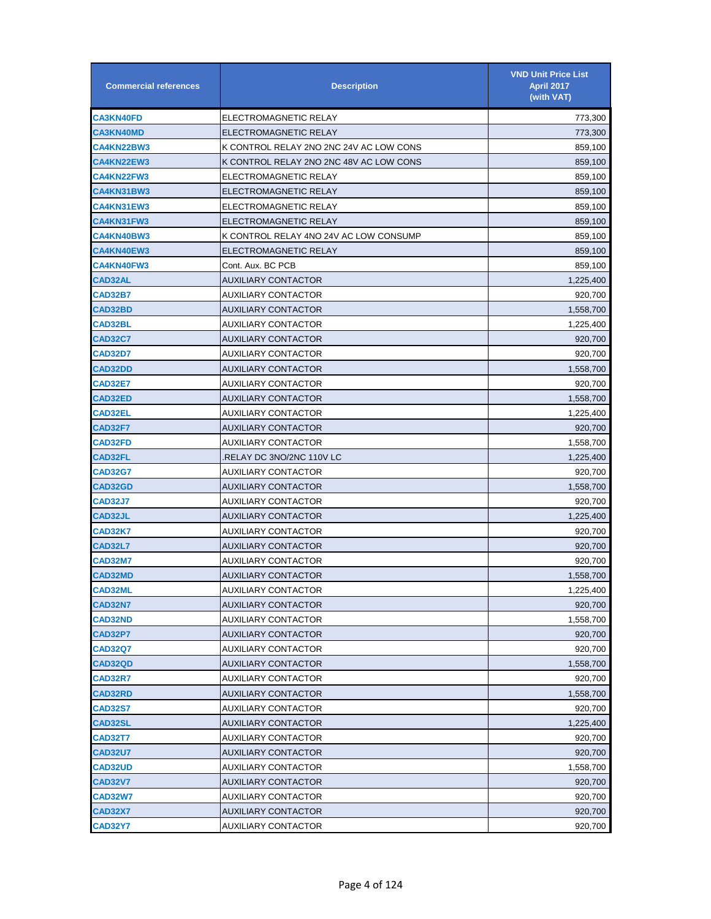| Commercial references | Description | VND Unit Price List April 2017 (with VAT) |
|---|---|---|
| CA3KN40FD | ELECTROMAGNETIC RELAY | 773,300 |
| CA3KN40MD | ELECTROMAGNETIC RELAY | 773,300 |
| CA4KN22BW3 | K CONTROL RELAY 2NO 2NC 24V AC LOW CONS | 859,100 |
| CA4KN22EW3 | K CONTROL RELAY 2NO 2NC 48V AC LOW CONS | 859,100 |
| CA4KN22FW3 | ELECTROMAGNETIC RELAY | 859,100 |
| CA4KN31BW3 | ELECTROMAGNETIC RELAY | 859,100 |
| CA4KN31EW3 | ELECTROMAGNETIC RELAY | 859,100 |
| CA4KN31FW3 | ELECTROMAGNETIC RELAY | 859,100 |
| CA4KN40BW3 | K CONTROL RELAY 4NO 24V AC LOW CONSUMP | 859,100 |
| CA4KN40EW3 | ELECTROMAGNETIC RELAY | 859,100 |
| CA4KN40FW3 | Cont. Aux. BC PCB | 859,100 |
| CAD32AL | AUXILIARY CONTACTOR | 1,225,400 |
| CAD32B7 | AUXILIARY CONTACTOR | 920,700 |
| CAD32BD | AUXILIARY CONTACTOR | 1,558,700 |
| CAD32BL | AUXILIARY CONTACTOR | 1,225,400 |
| CAD32C7 | AUXILIARY CONTACTOR | 920,700 |
| CAD32D7 | AUXILIARY CONTACTOR | 920,700 |
| CAD32DD | AUXILIARY CONTACTOR | 1,558,700 |
| CAD32E7 | AUXILIARY CONTACTOR | 920,700 |
| CAD32ED | AUXILIARY CONTACTOR | 1,558,700 |
| CAD32EL | AUXILIARY CONTACTOR | 1,225,400 |
| CAD32F7 | AUXILIARY CONTACTOR | 920,700 |
| CAD32FD | AUXILIARY CONTACTOR | 1,558,700 |
| CAD32FL | .RELAY DC 3NO/2NC 110V LC | 1,225,400 |
| CAD32G7 | AUXILIARY CONTACTOR | 920,700 |
| CAD32GD | AUXILIARY CONTACTOR | 1,558,700 |
| CAD32J7 | AUXILIARY CONTACTOR | 920,700 |
| CAD32JL | AUXILIARY CONTACTOR | 1,225,400 |
| CAD32K7 | AUXILIARY CONTACTOR | 920,700 |
| CAD32L7 | AUXILIARY CONTACTOR | 920,700 |
| CAD32M7 | AUXILIARY CONTACTOR | 920,700 |
| CAD32MD | AUXILIARY CONTACTOR | 1,558,700 |
| CAD32ML | AUXILIARY CONTACTOR | 1,225,400 |
| CAD32N7 | AUXILIARY CONTACTOR | 920,700 |
| CAD32ND | AUXILIARY CONTACTOR | 1,558,700 |
| CAD32P7 | AUXILIARY CONTACTOR | 920,700 |
| CAD32Q7 | AUXILIARY CONTACTOR | 920,700 |
| CAD32QD | AUXILIARY CONTACTOR | 1,558,700 |
| CAD32R7 | AUXILIARY CONTACTOR | 920,700 |
| CAD32RD | AUXILIARY CONTACTOR | 1,558,700 |
| CAD32S7 | AUXILIARY CONTACTOR | 920,700 |
| CAD32SL | AUXILIARY CONTACTOR | 1,225,400 |
| CAD32T7 | AUXILIARY CONTACTOR | 920,700 |
| CAD32U7 | AUXILIARY CONTACTOR | 920,700 |
| CAD32UD | AUXILIARY CONTACTOR | 1,558,700 |
| CAD32V7 | AUXILIARY CONTACTOR | 920,700 |
| CAD32W7 | AUXILIARY CONTACTOR | 920,700 |
| CAD32X7 | AUXILIARY CONTACTOR | 920,700 |
| CAD32Y7 | AUXILIARY CONTACTOR | 920,700 |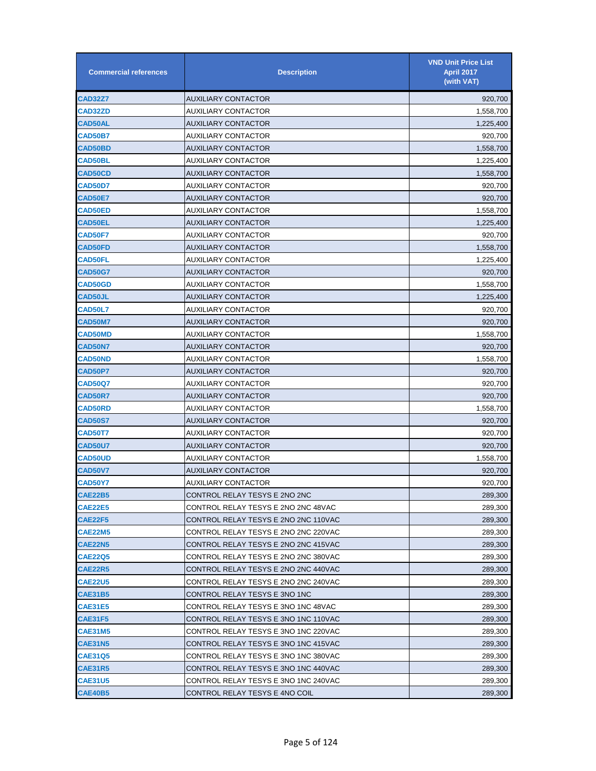| Commercial references | Description | VND Unit Price List April 2017 (with VAT) |
|---|---|---|
| CAD32Z7 | AUXILIARY CONTACTOR | 920,700 |
| CAD32ZD | AUXILIARY CONTACTOR | 1,558,700 |
| CAD50AL | AUXILIARY CONTACTOR | 1,225,400 |
| CAD50B7 | AUXILIARY CONTACTOR | 920,700 |
| CAD50BD | AUXILIARY CONTACTOR | 1,558,700 |
| CAD50BL | AUXILIARY CONTACTOR | 1,225,400 |
| CAD50CD | AUXILIARY CONTACTOR | 1,558,700 |
| CAD50D7 | AUXILIARY CONTACTOR | 920,700 |
| CAD50E7 | AUXILIARY CONTACTOR | 920,700 |
| CAD50ED | AUXILIARY CONTACTOR | 1,558,700 |
| CAD50EL | AUXILIARY CONTACTOR | 1,225,400 |
| CAD50F7 | AUXILIARY CONTACTOR | 920,700 |
| CAD50FD | AUXILIARY CONTACTOR | 1,558,700 |
| CAD50FL | AUXILIARY CONTACTOR | 1,225,400 |
| CAD50G7 | AUXILIARY CONTACTOR | 920,700 |
| CAD50GD | AUXILIARY CONTACTOR | 1,558,700 |
| CAD50JL | AUXILIARY CONTACTOR | 1,225,400 |
| CAD50L7 | AUXILIARY CONTACTOR | 920,700 |
| CAD50M7 | AUXILIARY CONTACTOR | 920,700 |
| CAD50MD | AUXILIARY CONTACTOR | 1,558,700 |
| CAD50N7 | AUXILIARY CONTACTOR | 920,700 |
| CAD50ND | AUXILIARY CONTACTOR | 1,558,700 |
| CAD50P7 | AUXILIARY CONTACTOR | 920,700 |
| CAD50Q7 | AUXILIARY CONTACTOR | 920,700 |
| CAD50R7 | AUXILIARY CONTACTOR | 920,700 |
| CAD50RD | AUXILIARY CONTACTOR | 1,558,700 |
| CAD50S7 | AUXILIARY CONTACTOR | 920,700 |
| CAD50T7 | AUXILIARY CONTACTOR | 920,700 |
| CAD50U7 | AUXILIARY CONTACTOR | 920,700 |
| CAD50UD | AUXILIARY CONTACTOR | 1,558,700 |
| CAD50V7 | AUXILIARY CONTACTOR | 920,700 |
| CAD50Y7 | AUXILIARY CONTACTOR | 920,700 |
| CAE22B5 | CONTROL RELAY TESYS E 2NO 2NC | 289,300 |
| CAE22E5 | CONTROL RELAY TESYS E 2NO 2NC 48VAC | 289,300 |
| CAE22F5 | CONTROL RELAY TESYS E 2NO 2NC 110VAC | 289,300 |
| CAE22M5 | CONTROL RELAY TESYS E 2NO 2NC 220VAC | 289,300 |
| CAE22N5 | CONTROL RELAY TESYS E 2NO 2NC 415VAC | 289,300 |
| CAE22Q5 | CONTROL RELAY TESYS E 2NO 2NC 380VAC | 289,300 |
| CAE22R5 | CONTROL RELAY TESYS E 2NO 2NC 440VAC | 289,300 |
| CAE22U5 | CONTROL RELAY TESYS E 2NO 2NC 240VAC | 289,300 |
| CAE31B5 | CONTROL RELAY TESYS E 3NO 1NC | 289,300 |
| CAE31E5 | CONTROL RELAY TESYS E 3NO 1NC 48VAC | 289,300 |
| CAE31F5 | CONTROL RELAY TESYS E 3NO 1NC 110VAC | 289,300 |
| CAE31M5 | CONTROL RELAY TESYS E 3NO 1NC 220VAC | 289,300 |
| CAE31N5 | CONTROL RELAY TESYS E 3NO 1NC 415VAC | 289,300 |
| CAE31Q5 | CONTROL RELAY TESYS E 3NO 1NC 380VAC | 289,300 |
| CAE31R5 | CONTROL RELAY TESYS E 3NO 1NC 440VAC | 289,300 |
| CAE31U5 | CONTROL RELAY TESYS E 3NO 1NC 240VAC | 289,300 |
| CAE40B5 | CONTROL RELAY TESYS E 4NO COIL | 289,300 |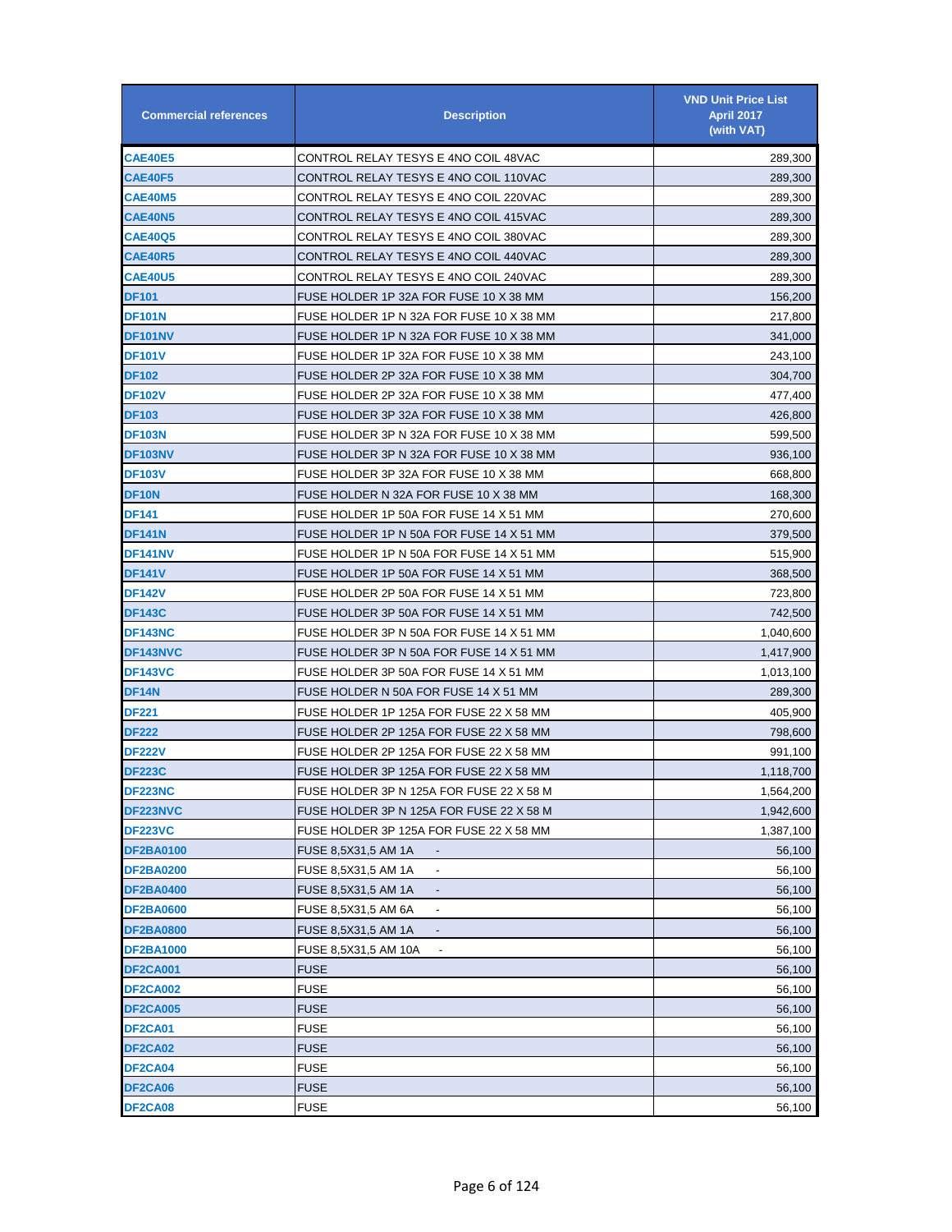| Commercial references | Description | VND Unit Price List April 2017 (with VAT) |
|---|---|---|
| CAE40E5 | CONTROL RELAY TESYS E 4NO COIL 48VAC | 289,300 |
| CAE40F5 | CONTROL RELAY TESYS E 4NO COIL 110VAC | 289,300 |
| CAE40M5 | CONTROL RELAY TESYS E 4NO COIL 220VAC | 289,300 |
| CAE40N5 | CONTROL RELAY TESYS E 4NO COIL 415VAC | 289,300 |
| CAE40Q5 | CONTROL RELAY TESYS E 4NO COIL 380VAC | 289,300 |
| CAE40R5 | CONTROL RELAY TESYS E 4NO COIL 440VAC | 289,300 |
| CAE40U5 | CONTROL RELAY TESYS E 4NO COIL 240VAC | 289,300 |
| DF101 | FUSE HOLDER 1P 32A FOR FUSE 10 X 38 MM | 156,200 |
| DF101N | FUSE HOLDER 1P N 32A FOR FUSE 10 X 38 MM | 217,800 |
| DF101NV | FUSE HOLDER 1P N 32A FOR FUSE 10 X 38 MM | 341,000 |
| DF101V | FUSE HOLDER 1P 32A FOR FUSE 10 X 38 MM | 243,100 |
| DF102 | FUSE HOLDER 2P 32A FOR FUSE 10 X 38 MM | 304,700 |
| DF102V | FUSE HOLDER 2P 32A FOR FUSE 10 X 38 MM | 477,400 |
| DF103 | FUSE HOLDER 3P 32A FOR FUSE 10 X 38 MM | 426,800 |
| DF103N | FUSE HOLDER 3P N 32A FOR FUSE 10 X 38 MM | 599,500 |
| DF103NV | FUSE HOLDER 3P N 32A FOR FUSE 10 X 38 MM | 936,100 |
| DF103V | FUSE HOLDER 3P 32A FOR FUSE 10 X 38 MM | 668,800 |
| DF10N | FUSE HOLDER N 32A FOR FUSE 10 X 38 MM | 168,300 |
| DF141 | FUSE HOLDER 1P 50A FOR FUSE 14 X 51 MM | 270,600 |
| DF141N | FUSE HOLDER 1P N 50A FOR FUSE 14 X 51 MM | 379,500 |
| DF141NV | FUSE HOLDER 1P N 50A FOR FUSE 14 X 51 MM | 515,900 |
| DF141V | FUSE HOLDER 1P 50A FOR FUSE 14 X 51 MM | 368,500 |
| DF142V | FUSE HOLDER 2P 50A FOR FUSE 14 X 51 MM | 723,800 |
| DF143C | FUSE HOLDER 3P 50A FOR FUSE 14 X 51 MM | 742,500 |
| DF143NC | FUSE HOLDER 3P N 50A FOR FUSE 14 X 51 MM | 1,040,600 |
| DF143NVC | FUSE HOLDER 3P N 50A FOR FUSE 14 X 51 MM | 1,417,900 |
| DF143VC | FUSE HOLDER 3P 50A FOR FUSE 14 X 51 MM | 1,013,100 |
| DF14N | FUSE HOLDER N 50A FOR FUSE 14 X 51 MM | 289,300 |
| DF221 | FUSE HOLDER 1P 125A FOR FUSE 22 X 58 MM | 405,900 |
| DF222 | FUSE HOLDER 2P 125A FOR FUSE 22 X 58 MM | 798,600 |
| DF222V | FUSE HOLDER 2P 125A FOR FUSE 22 X 58 MM | 991,100 |
| DF223C | FUSE HOLDER 3P 125A FOR FUSE 22 X 58 MM | 1,118,700 |
| DF223NC | FUSE HOLDER 3P N 125A FOR FUSE 22 X 58 M | 1,564,200 |
| DF223NVC | FUSE HOLDER 3P N 125A FOR FUSE 22 X 58 M | 1,942,600 |
| DF223VC | FUSE HOLDER 3P 125A FOR FUSE 22 X 58 MM | 1,387,100 |
| DF2BA0100 | FUSE 8,5X31,5 AM 1A - | 56,100 |
| DF2BA0200 | FUSE 8,5X31,5 AM 1A - | 56,100 |
| DF2BA0400 | FUSE 8,5X31,5 AM 1A - | 56,100 |
| DF2BA0600 | FUSE 8,5X31,5 AM 6A - | 56,100 |
| DF2BA0800 | FUSE 8,5X31,5 AM 1A - | 56,100 |
| DF2BA1000 | FUSE 8,5X31,5 AM 10A - | 56,100 |
| DF2CA001 | FUSE | 56,100 |
| DF2CA002 | FUSE | 56,100 |
| DF2CA005 | FUSE | 56,100 |
| DF2CA01 | FUSE | 56,100 |
| DF2CA02 | FUSE | 56,100 |
| DF2CA04 | FUSE | 56,100 |
| DF2CA06 | FUSE | 56,100 |
| DF2CA08 | FUSE | 56,100 |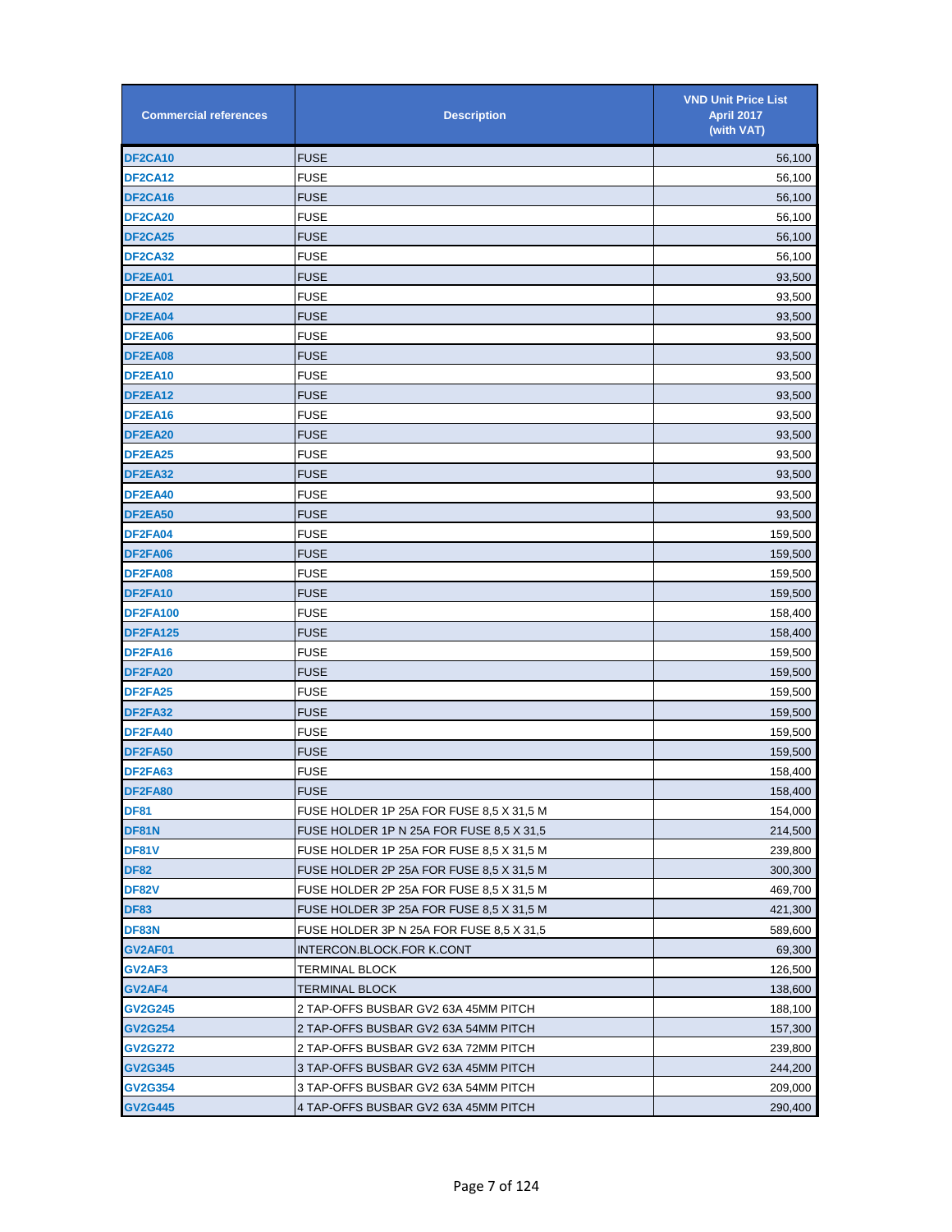| Commercial references | Description | VND Unit Price List April 2017 (with VAT) |
|---|---|---|
| DF2CA10 | FUSE | 56,100 |
| DF2CA12 | FUSE | 56,100 |
| DF2CA16 | FUSE | 56,100 |
| DF2CA20 | FUSE | 56,100 |
| DF2CA25 | FUSE | 56,100 |
| DF2CA32 | FUSE | 56,100 |
| DF2EA01 | FUSE | 93,500 |
| DF2EA02 | FUSE | 93,500 |
| DF2EA04 | FUSE | 93,500 |
| DF2EA06 | FUSE | 93,500 |
| DF2EA08 | FUSE | 93,500 |
| DF2EA10 | FUSE | 93,500 |
| DF2EA12 | FUSE | 93,500 |
| DF2EA16 | FUSE | 93,500 |
| DF2EA20 | FUSE | 93,500 |
| DF2EA25 | FUSE | 93,500 |
| DF2EA32 | FUSE | 93,500 |
| DF2EA40 | FUSE | 93,500 |
| DF2EA50 | FUSE | 93,500 |
| DF2FA04 | FUSE | 159,500 |
| DF2FA06 | FUSE | 159,500 |
| DF2FA08 | FUSE | 159,500 |
| DF2FA10 | FUSE | 159,500 |
| DF2FA100 | FUSE | 158,400 |
| DF2FA125 | FUSE | 158,400 |
| DF2FA16 | FUSE | 159,500 |
| DF2FA20 | FUSE | 159,500 |
| DF2FA25 | FUSE | 159,500 |
| DF2FA32 | FUSE | 159,500 |
| DF2FA40 | FUSE | 159,500 |
| DF2FA50 | FUSE | 159,500 |
| DF2FA63 | FUSE | 158,400 |
| DF2FA80 | FUSE | 158,400 |
| DF81 | FUSE HOLDER 1P 25A FOR FUSE 8,5 X 31,5 M | 154,000 |
| DF81N | FUSE HOLDER 1P N 25A FOR FUSE 8,5 X 31,5 | 214,500 |
| DF81V | FUSE HOLDER 1P 25A FOR FUSE 8,5 X 31,5 M | 239,800 |
| DF82 | FUSE HOLDER 2P 25A FOR FUSE 8,5 X 31,5 M | 300,300 |
| DF82V | FUSE HOLDER 2P 25A FOR FUSE 8,5 X 31,5 M | 469,700 |
| DF83 | FUSE HOLDER 3P 25A FOR FUSE 8,5 X 31,5 M | 421,300 |
| DF83N | FUSE HOLDER 3P N 25A FOR FUSE 8,5 X 31,5 | 589,600 |
| GV2AF01 | INTERCON.BLOCK.FOR K.CONT | 69,300 |
| GV2AF3 | TERMINAL BLOCK | 126,500 |
| GV2AF4 | TERMINAL BLOCK | 138,600 |
| GV2G245 | 2 TAP-OFFS BUSBAR GV2 63A 45MM PITCH | 188,100 |
| GV2G254 | 2 TAP-OFFS BUSBAR GV2 63A 54MM PITCH | 157,300 |
| GV2G272 | 2 TAP-OFFS BUSBAR GV2 63A 72MM PITCH | 239,800 |
| GV2G345 | 3 TAP-OFFS BUSBAR GV2 63A 45MM PITCH | 244,200 |
| GV2G354 | 3 TAP-OFFS BUSBAR GV2 63A 54MM PITCH | 209,000 |
| GV2G445 | 4 TAP-OFFS BUSBAR GV2 63A 45MM PITCH | 290,400 |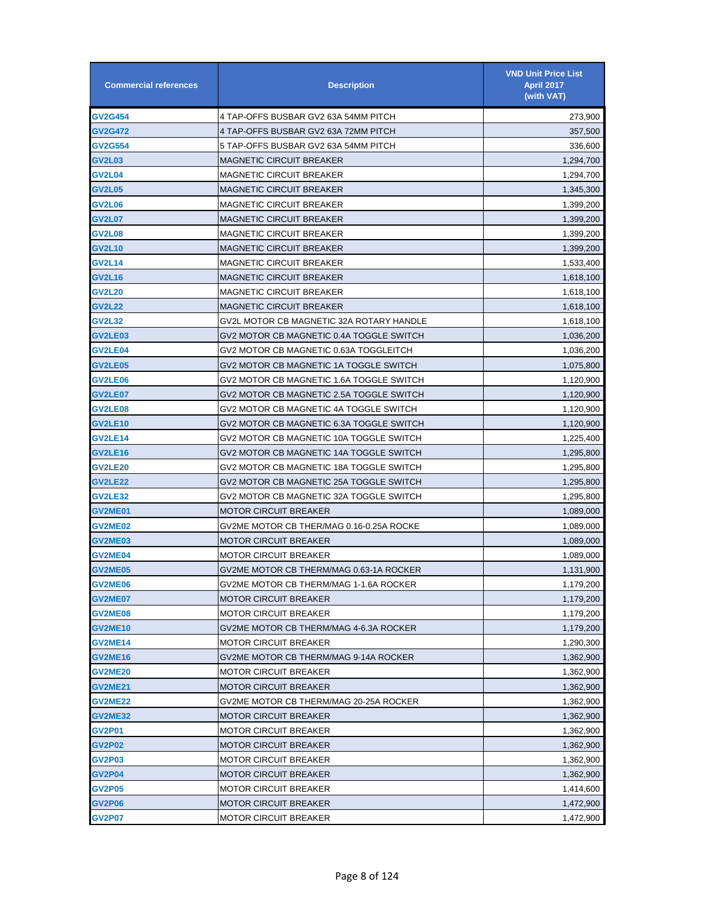| Commercial references | Description | VND Unit Price List April 2017 (with VAT) |
|---|---|---|
| GV2G454 | 4 TAP-OFFS BUSBAR GV2 63A 54MM PITCH | 273,900 |
| GV2G472 | 4 TAP-OFFS BUSBAR GV2 63A 72MM PITCH | 357,500 |
| GV2G554 | 5 TAP-OFFS BUSBAR GV2 63A 54MM PITCH | 336,600 |
| GV2L03 | MAGNETIC CIRCUIT BREAKER | 1,294,700 |
| GV2L04 | MAGNETIC CIRCUIT BREAKER | 1,294,700 |
| GV2L05 | MAGNETIC CIRCUIT BREAKER | 1,345,300 |
| GV2L06 | MAGNETIC CIRCUIT BREAKER | 1,399,200 |
| GV2L07 | MAGNETIC CIRCUIT BREAKER | 1,399,200 |
| GV2L08 | MAGNETIC CIRCUIT BREAKER | 1,399,200 |
| GV2L10 | MAGNETIC CIRCUIT BREAKER | 1,399,200 |
| GV2L14 | MAGNETIC CIRCUIT BREAKER | 1,533,400 |
| GV2L16 | MAGNETIC CIRCUIT BREAKER | 1,618,100 |
| GV2L20 | MAGNETIC CIRCUIT BREAKER | 1,618,100 |
| GV2L22 | MAGNETIC CIRCUIT BREAKER | 1,618,100 |
| GV2L32 | GV2L MOTOR CB MAGNETIC 32A ROTARY HANDLE | 1,618,100 |
| GV2LE03 | GV2 MOTOR CB MAGNETIC 0.4A TOGGLE SWITCH | 1,036,200 |
| GV2LE04 | GV2 MOTOR CB MAGNETIC 0.63A TOGGLEITCH | 1,036,200 |
| GV2LE05 | GV2 MOTOR CB MAGNETIC 1A TOGGLE SWITCH | 1,075,800 |
| GV2LE06 | GV2 MOTOR CB MAGNETIC 1.6A TOGGLE SWITCH | 1,120,900 |
| GV2LE07 | GV2 MOTOR CB MAGNETIC 2.5A TOGGLE SWITCH | 1,120,900 |
| GV2LE08 | GV2 MOTOR CB MAGNETIC 4A TOGGLE SWITCH | 1,120,900 |
| GV2LE10 | GV2 MOTOR CB MAGNETIC 6.3A TOGGLE SWITCH | 1,120,900 |
| GV2LE14 | GV2 MOTOR CB MAGNETIC 10A TOGGLE SWITCH | 1,225,400 |
| GV2LE16 | GV2 MOTOR CB MAGNETIC 14A TOGGLE SWITCH | 1,295,800 |
| GV2LE20 | GV2 MOTOR CB MAGNETIC 18A TOGGLE SWITCH | 1,295,800 |
| GV2LE22 | GV2 MOTOR CB MAGNETIC 25A TOGGLE SWITCH | 1,295,800 |
| GV2LE32 | GV2 MOTOR CB MAGNETIC 32A TOGGLE SWITCH | 1,295,800 |
| GV2ME01 | MOTOR CIRCUIT BREAKER | 1,089,000 |
| GV2ME02 | GV2ME MOTOR CB THER/MAG 0.16-0.25A ROCKE | 1,089,000 |
| GV2ME03 | MOTOR CIRCUIT BREAKER | 1,089,000 |
| GV2ME04 | MOTOR CIRCUIT BREAKER | 1,089,000 |
| GV2ME05 | GV2ME MOTOR CB THERM/MAG 0.63-1A ROCKER | 1,131,900 |
| GV2ME06 | GV2ME MOTOR CB THERM/MAG 1-1.6A ROCKER | 1,179,200 |
| GV2ME07 | MOTOR CIRCUIT BREAKER | 1,179,200 |
| GV2ME08 | MOTOR CIRCUIT BREAKER | 1,179,200 |
| GV2ME10 | GV2ME MOTOR CB THERM/MAG 4-6.3A ROCKER | 1,179,200 |
| GV2ME14 | MOTOR CIRCUIT BREAKER | 1,290,300 |
| GV2ME16 | GV2ME MOTOR CB THERM/MAG 9-14A ROCKER | 1,362,900 |
| GV2ME20 | MOTOR CIRCUIT BREAKER | 1,362,900 |
| GV2ME21 | MOTOR CIRCUIT BREAKER | 1,362,900 |
| GV2ME22 | GV2ME MOTOR CB THERM/MAG 20-25A ROCKER | 1,362,900 |
| GV2ME32 | MOTOR CIRCUIT BREAKER | 1,362,900 |
| GV2P01 | MOTOR CIRCUIT BREAKER | 1,362,900 |
| GV2P02 | MOTOR CIRCUIT BREAKER | 1,362,900 |
| GV2P03 | MOTOR CIRCUIT BREAKER | 1,362,900 |
| GV2P04 | MOTOR CIRCUIT BREAKER | 1,362,900 |
| GV2P05 | MOTOR CIRCUIT BREAKER | 1,414,600 |
| GV2P06 | MOTOR CIRCUIT BREAKER | 1,472,900 |
| GV2P07 | MOTOR CIRCUIT BREAKER | 1,472,900 |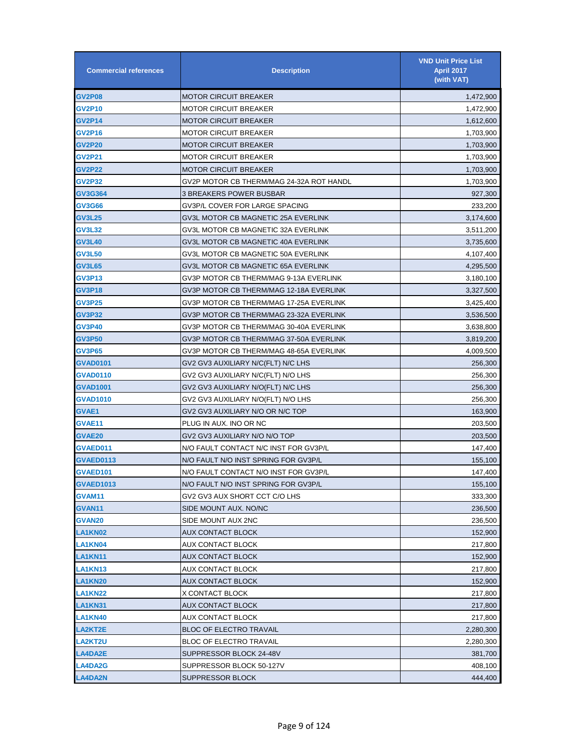| Commercial references | Description | VND Unit Price List April 2017 (with VAT) |
|---|---|---|
| GV2P08 | MOTOR CIRCUIT BREAKER | 1,472,900 |
| GV2P10 | MOTOR CIRCUIT BREAKER | 1,472,900 |
| GV2P14 | MOTOR CIRCUIT BREAKER | 1,612,600 |
| GV2P16 | MOTOR CIRCUIT BREAKER | 1,703,900 |
| GV2P20 | MOTOR CIRCUIT BREAKER | 1,703,900 |
| GV2P21 | MOTOR CIRCUIT BREAKER | 1,703,900 |
| GV2P22 | MOTOR CIRCUIT BREAKER | 1,703,900 |
| GV2P32 | GV2P MOTOR CB THERM/MAG 24-32A ROT HANDL | 1,703,900 |
| GV3G364 | 3 BREAKERS POWER BUSBAR | 927,300 |
| GV3G66 | GV3P/L COVER FOR LARGE SPACING | 233,200 |
| GV3L25 | GV3L MOTOR CB MAGNETIC 25A EVERLINK | 3,174,600 |
| GV3L32 | GV3L MOTOR CB MAGNETIC 32A EVERLINK | 3,511,200 |
| GV3L40 | GV3L MOTOR CB MAGNETIC 40A EVERLINK | 3,735,600 |
| GV3L50 | GV3L MOTOR CB MAGNETIC 50A EVERLINK | 4,107,400 |
| GV3L65 | GV3L MOTOR CB MAGNETIC 65A EVERLINK | 4,295,500 |
| GV3P13 | GV3P MOTOR CB THERM/MAG 9-13A EVERLINK | 3,180,100 |
| GV3P18 | GV3P MOTOR CB THERM/MAG 12-18A EVERLINK | 3,327,500 |
| GV3P25 | GV3P MOTOR CB THERM/MAG 17-25A EVERLINK | 3,425,400 |
| GV3P32 | GV3P MOTOR CB THERM/MAG 23-32A EVERLINK | 3,536,500 |
| GV3P40 | GV3P MOTOR CB THERM/MAG 30-40A EVERLINK | 3,638,800 |
| GV3P50 | GV3P MOTOR CB THERM/MAG 37-50A EVERLINK | 3,819,200 |
| GV3P65 | GV3P MOTOR CB THERM/MAG 48-65A EVERLINK | 4,009,500 |
| GVAD0101 | GV2 GV3 AUXILIARY N/C(FLT) N/C LHS | 256,300 |
| GVAD0110 | GV2 GV3 AUXILIARY N/C(FLT) N/O LHS | 256,300 |
| GVAD1001 | GV2 GV3 AUXILIARY N/O(FLT) N/C LHS | 256,300 |
| GVAD1010 | GV2 GV3 AUXILIARY N/O(FLT) N/O LHS | 256,300 |
| GVAE1 | GV2 GV3 AUXILIARY N/O OR N/C TOP | 163,900 |
| GVAE11 | PLUG IN AUX. INO OR NC | 203,500 |
| GVAE20 | GV2 GV3 AUXILIARY N/O N/O TOP | 203,500 |
| GVAED011 | N/O FAULT CONTACT N/C INST FOR GV3P/L | 147,400 |
| GVAED0113 | N/O FAULT N/O INST SPRING FOR GV3P/L | 155,100 |
| GVAED101 | N/O FAULT CONTACT N/O INST FOR GV3P/L | 147,400 |
| GVAED1013 | N/O FAULT N/O INST SPRING FOR GV3P/L | 155,100 |
| GVAM11 | GV2 GV3 AUX SHORT CCT C/O LHS | 333,300 |
| GVAN11 | SIDE MOUNT AUX. NO/NC | 236,500 |
| GVAN20 | SIDE MOUNT AUX 2NC | 236,500 |
| LA1KN02 | AUX CONTACT BLOCK | 152,900 |
| LA1KN04 | AUX CONTACT BLOCK | 217,800 |
| LA1KN11 | AUX CONTACT BLOCK | 152,900 |
| LA1KN13 | AUX CONTACT BLOCK | 217,800 |
| LA1KN20 | AUX CONTACT BLOCK | 152,900 |
| LA1KN22 | X CONTACT BLOCK | 217,800 |
| LA1KN31 | AUX CONTACT BLOCK | 217,800 |
| LA1KN40 | AUX CONTACT BLOCK | 217,800 |
| LA2KT2E | BLOC OF ELECTRO TRAVAIL | 2,280,300 |
| LA2KT2U | BLOC OF ELECTRO TRAVAIL | 2,280,300 |
| LA4DA2E | SUPPRESSOR BLOCK 24-48V | 381,700 |
| LA4DA2G | SUPPRESSOR BLOCK 50-127V | 408,100 |
| LA4DA2N | SUPPRESSOR BLOCK | 444,400 |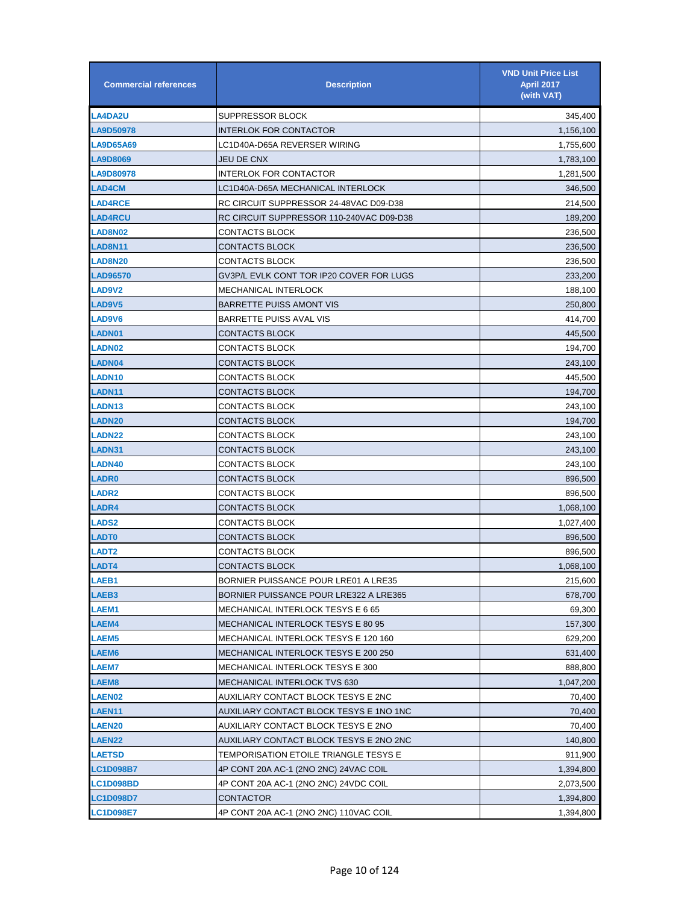| Commercial references | Description | VND Unit Price List April 2017 (with VAT) |
|---|---|---|
| LA4DA2U | SUPPRESSOR BLOCK | 345,400 |
| LA9D50978 | INTERLOK FOR CONTACTOR | 1,156,100 |
| LA9D65A69 | LC1D40A-D65A REVERSER WIRING | 1,755,600 |
| LA9D8069 | JEU DE CNX | 1,783,100 |
| LA9D80978 | INTERLOK FOR CONTACTOR | 1,281,500 |
| LAD4CM | LC1D40A-D65A MECHANICAL INTERLOCK | 346,500 |
| LAD4RCE | RC CIRCUIT SUPPRESSOR 24-48VAC D09-D38 | 214,500 |
| LAD4RCU | RC CIRCUIT SUPPRESSOR 110-240VAC D09-D38 | 189,200 |
| LAD8N02 | CONTACTS BLOCK | 236,500 |
| LAD8N11 | CONTACTS BLOCK | 236,500 |
| LAD8N20 | CONTACTS BLOCK | 236,500 |
| LAD96570 | GV3P/L EVLK CONT TOR IP20 COVER FOR LUGS | 233,200 |
| LAD9V2 | MECHANICAL INTERLOCK | 188,100 |
| LAD9V5 | BARRETTE PUISS AMONT VIS | 250,800 |
| LAD9V6 | BARRETTE PUISS AVAL VIS | 414,700 |
| LADN01 | CONTACTS BLOCK | 445,500 |
| LADN02 | CONTACTS BLOCK | 194,700 |
| LADN04 | CONTACTS BLOCK | 243,100 |
| LADN10 | CONTACTS BLOCK | 445,500 |
| LADN11 | CONTACTS BLOCK | 194,700 |
| LADN13 | CONTACTS BLOCK | 243,100 |
| LADN20 | CONTACTS BLOCK | 194,700 |
| LADN22 | CONTACTS BLOCK | 243,100 |
| LADN31 | CONTACTS BLOCK | 243,100 |
| LADN40 | CONTACTS BLOCK | 243,100 |
| LADR0 | CONTACTS BLOCK | 896,500 |
| LADR2 | CONTACTS BLOCK | 896,500 |
| LADR4 | CONTACTS BLOCK | 1,068,100 |
| LADS2 | CONTACTS BLOCK | 1,027,400 |
| LADT0 | CONTACTS BLOCK | 896,500 |
| LADT2 | CONTACTS BLOCK | 896,500 |
| LADT4 | CONTACTS BLOCK | 1,068,100 |
| LAEB1 | BORNIER PUISSANCE POUR LRE01 A LRE35 | 215,600 |
| LAEB3 | BORNIER PUISSANCE POUR LRE322 A LRE365 | 678,700 |
| LAEM1 | MECHANICAL INTERLOCK TESYS E 6 65 | 69,300 |
| LAEM4 | MECHANICAL INTERLOCK TESYS E 80 95 | 157,300 |
| LAEM5 | MECHANICAL INTERLOCK TESYS E 120 160 | 629,200 |
| LAEM6 | MECHANICAL INTERLOCK TESYS E 200 250 | 631,400 |
| LAEM7 | MECHANICAL INTERLOCK TESYS E 300 | 888,800 |
| LAEM8 | MECHANICAL INTERLOCK TVS 630 | 1,047,200 |
| LAEN02 | AUXILIARY CONTACT BLOCK TESYS E 2NC | 70,400 |
| LAEN11 | AUXILIARY CONTACT BLOCK TESYS E 1NO 1NC | 70,400 |
| LAEN20 | AUXILIARY CONTACT BLOCK TESYS E 2NO | 70,400 |
| LAEN22 | AUXILIARY CONTACT BLOCK TESYS E 2NO 2NC | 140,800 |
| LAETSD | TEMPORISATION ETOILE TRIANGLE TESYS E | 911,900 |
| LC1D098B7 | 4P CONT 20A AC-1 (2NO 2NC) 24VAC COIL | 1,394,800 |
| LC1D098BD | 4P CONT 20A AC-1 (2NO 2NC) 24VDC COIL | 2,073,500 |
| LC1D098D7 | CONTACTOR | 1,394,800 |
| LC1D098E7 | 4P CONT 20A AC-1 (2NO 2NC) 110VAC COIL | 1,394,800 |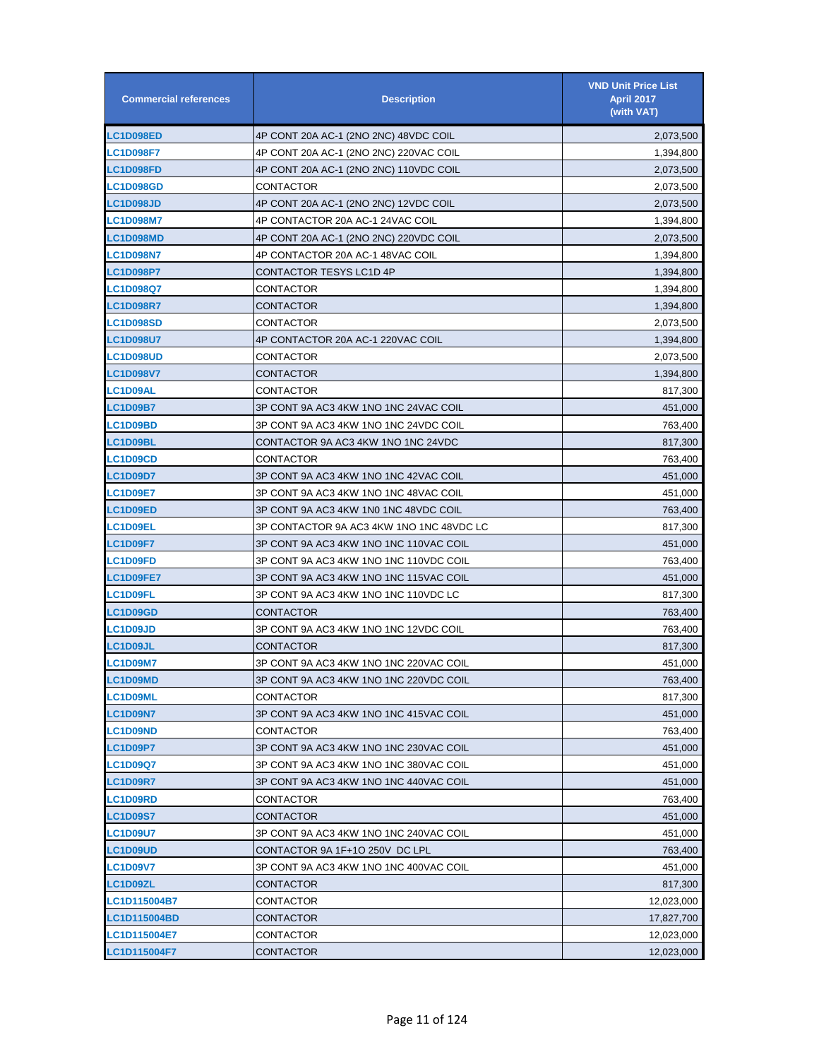| Commercial references | Description | VND Unit Price List April 2017 (with VAT) |
|---|---|---|
| LC1D098ED | 4P CONT 20A AC-1 (2NO 2NC) 48VDC COIL | 2,073,500 |
| LC1D098F7 | 4P CONT 20A AC-1 (2NO 2NC) 220VAC COIL | 1,394,800 |
| LC1D098FD | 4P CONT 20A AC-1 (2NO 2NC) 110VDC COIL | 2,073,500 |
| LC1D098GD | CONTACTOR | 2,073,500 |
| LC1D098JD | 4P CONT 20A AC-1 (2NO 2NC) 12VDC COIL | 2,073,500 |
| LC1D098M7 | 4P CONTACTOR 20A AC-1 24VAC COIL | 1,394,800 |
| LC1D098MD | 4P CONT 20A AC-1 (2NO 2NC) 220VDC COIL | 2,073,500 |
| LC1D098N7 | 4P CONTACTOR 20A AC-1 48VAC COIL | 1,394,800 |
| LC1D098P7 | CONTACTOR TESYS LC1D 4P | 1,394,800 |
| LC1D098Q7 | CONTACTOR | 1,394,800 |
| LC1D098R7 | CONTACTOR | 1,394,800 |
| LC1D098SD | CONTACTOR | 2,073,500 |
| LC1D098U7 | 4P CONTACTOR 20A AC-1 220VAC COIL | 1,394,800 |
| LC1D098UD | CONTACTOR | 2,073,500 |
| LC1D098V7 | CONTACTOR | 1,394,800 |
| LC1D09AL | CONTACTOR | 817,300 |
| LC1D09B7 | 3P CONT 9A AC3 4KW 1NO 1NC 24VAC COIL | 451,000 |
| LC1D09BD | 3P CONT 9A AC3 4KW 1NO 1NC 24VDC COIL | 763,400 |
| LC1D09BL | CONTACTOR 9A AC3 4KW 1NO 1NC 24VDC | 817,300 |
| LC1D09CD | CONTACTOR | 763,400 |
| LC1D09D7 | 3P CONT 9A AC3 4KW 1NO 1NC 42VAC COIL | 451,000 |
| LC1D09E7 | 3P CONT 9A AC3 4KW 1NO 1NC 48VAC COIL | 451,000 |
| LC1D09ED | 3P CONT 9A AC3 4KW 1N0 1NC 48VDC COIL | 763,400 |
| LC1D09EL | 3P CONTACTOR 9A AC3 4KW 1NO 1NC 48VDC LC | 817,300 |
| LC1D09F7 | 3P CONT 9A AC3 4KW 1NO 1NC 110VAC COIL | 451,000 |
| LC1D09FD | 3P CONT 9A AC3 4KW 1NO 1NC 110VDC COIL | 763,400 |
| LC1D09FE7 | 3P CONT 9A AC3 4KW 1NO 1NC 115VAC COIL | 451,000 |
| LC1D09FL | 3P CONT 9A AC3 4KW 1NO 1NC 110VDC LC | 817,300 |
| LC1D09GD | CONTACTOR | 763,400 |
| LC1D09JD | 3P CONT 9A AC3 4KW 1NO 1NC 12VDC COIL | 763,400 |
| LC1D09JL | CONTACTOR | 817,300 |
| LC1D09M7 | 3P CONT 9A AC3 4KW 1NO 1NC 220VAC COIL | 451,000 |
| LC1D09MD | 3P CONT 9A AC3 4KW 1NO 1NC 220VDC COIL | 763,400 |
| LC1D09ML | CONTACTOR | 817,300 |
| LC1D09N7 | 3P CONT 9A AC3 4KW 1NO 1NC 415VAC COIL | 451,000 |
| LC1D09ND | CONTACTOR | 763,400 |
| LC1D09P7 | 3P CONT 9A AC3 4KW 1NO 1NC 230VAC COIL | 451,000 |
| LC1D09Q7 | 3P CONT 9A AC3 4KW 1NO 1NC 380VAC COIL | 451,000 |
| LC1D09R7 | 3P CONT 9A AC3 4KW 1NO 1NC 440VAC COIL | 451,000 |
| LC1D09RD | CONTACTOR | 763,400 |
| LC1D09S7 | CONTACTOR | 451,000 |
| LC1D09U7 | 3P CONT 9A AC3 4KW 1NO 1NC 240VAC COIL | 451,000 |
| LC1D09UD | CONTACTOR 9A 1F+1O 250V DC LPL | 763,400 |
| LC1D09V7 | 3P CONT 9A AC3 4KW 1NO 1NC 400VAC COIL | 451,000 |
| LC1D09ZL | CONTACTOR | 817,300 |
| LC1D115004B7 | CONTACTOR | 12,023,000 |
| LC1D115004BD | CONTACTOR | 17,827,700 |
| LC1D115004E7 | CONTACTOR | 12,023,000 |
| LC1D115004F7 | CONTACTOR | 12,023,000 |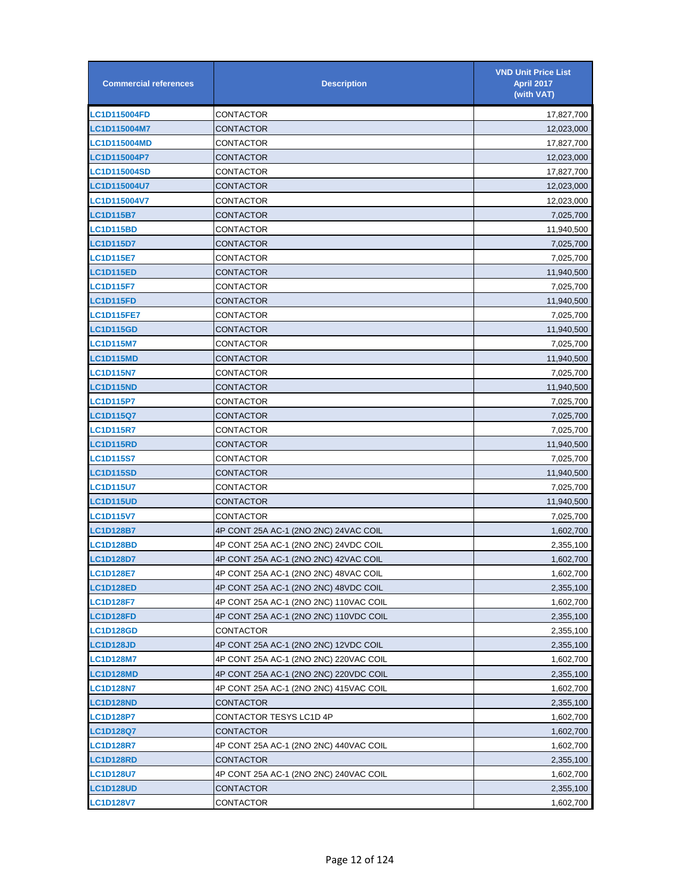| Commercial references | Description | VND Unit Price List April 2017 (with VAT) |
|---|---|---|
| LC1D115004FD | CONTACTOR | 17,827,700 |
| LC1D115004M7 | CONTACTOR | 12,023,000 |
| LC1D115004MD | CONTACTOR | 17,827,700 |
| LC1D115004P7 | CONTACTOR | 12,023,000 |
| LC1D115004SD | CONTACTOR | 17,827,700 |
| LC1D115004U7 | CONTACTOR | 12,023,000 |
| LC1D115004V7 | CONTACTOR | 12,023,000 |
| LC1D115B7 | CONTACTOR | 7,025,700 |
| LC1D115BD | CONTACTOR | 11,940,500 |
| LC1D115D7 | CONTACTOR | 7,025,700 |
| LC1D115E7 | CONTACTOR | 7,025,700 |
| LC1D115ED | CONTACTOR | 11,940,500 |
| LC1D115F7 | CONTACTOR | 7,025,700 |
| LC1D115FD | CONTACTOR | 11,940,500 |
| LC1D115FE7 | CONTACTOR | 7,025,700 |
| LC1D115GD | CONTACTOR | 11,940,500 |
| LC1D115M7 | CONTACTOR | 7,025,700 |
| LC1D115MD | CONTACTOR | 11,940,500 |
| LC1D115N7 | CONTACTOR | 7,025,700 |
| LC1D115ND | CONTACTOR | 11,940,500 |
| LC1D115P7 | CONTACTOR | 7,025,700 |
| LC1D115Q7 | CONTACTOR | 7,025,700 |
| LC1D115R7 | CONTACTOR | 7,025,700 |
| LC1D115RD | CONTACTOR | 11,940,500 |
| LC1D115S7 | CONTACTOR | 7,025,700 |
| LC1D115SD | CONTACTOR | 11,940,500 |
| LC1D115U7 | CONTACTOR | 7,025,700 |
| LC1D115UD | CONTACTOR | 11,940,500 |
| LC1D115V7 | CONTACTOR | 7,025,700 |
| LC1D128B7 | 4P CONT 25A AC-1 (2NO 2NC) 24VAC COIL | 1,602,700 |
| LC1D128BD | 4P CONT 25A AC-1 (2NO 2NC) 24VDC COIL | 2,355,100 |
| LC1D128D7 | 4P CONT 25A AC-1 (2NO 2NC) 42VAC COIL | 1,602,700 |
| LC1D128E7 | 4P CONT 25A AC-1 (2NO 2NC) 48VAC COIL | 1,602,700 |
| LC1D128ED | 4P CONT 25A AC-1 (2NO 2NC) 48VDC COIL | 2,355,100 |
| LC1D128F7 | 4P CONT 25A AC-1 (2NO 2NC) 110VAC COIL | 1,602,700 |
| LC1D128FD | 4P CONT 25A AC-1 (2NO 2NC) 110VDC COIL | 2,355,100 |
| LC1D128GD | CONTACTOR | 2,355,100 |
| LC1D128JD | 4P CONT 25A AC-1 (2NO 2NC) 12VDC COIL | 2,355,100 |
| LC1D128M7 | 4P CONT 25A AC-1 (2NO 2NC) 220VAC COIL | 1,602,700 |
| LC1D128MD | 4P CONT 25A AC-1 (2NO 2NC) 220VDC COIL | 2,355,100 |
| LC1D128N7 | 4P CONT 25A AC-1 (2NO 2NC) 415VAC COIL | 1,602,700 |
| LC1D128ND | CONTACTOR | 2,355,100 |
| LC1D128P7 | CONTACTOR TESYS LC1D 4P | 1,602,700 |
| LC1D128Q7 | CONTACTOR | 1,602,700 |
| LC1D128R7 | 4P CONT 25A AC-1 (2NO 2NC) 440VAC COIL | 1,602,700 |
| LC1D128RD | CONTACTOR | 2,355,100 |
| LC1D128U7 | 4P CONT 25A AC-1 (2NO 2NC) 240VAC COIL | 1,602,700 |
| LC1D128UD | CONTACTOR | 2,355,100 |
| LC1D128V7 | CONTACTOR | 1,602,700 |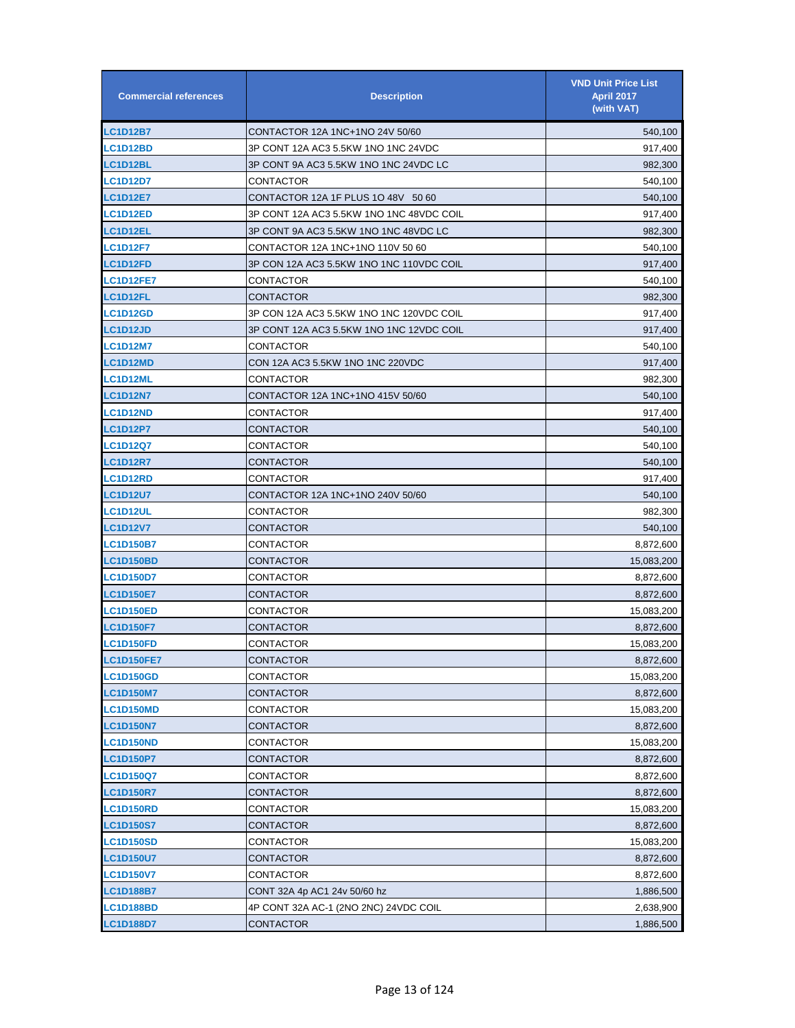| Commercial references | Description | VND Unit Price List April 2017 (with VAT) |
|---|---|---|
| LC1D12B7 | CONTACTOR 12A 1NC+1NO 24V 50/60 | 540,100 |
| LC1D12BD | 3P CONT 12A AC3 5.5KW 1NO 1NC 24VDC | 917,400 |
| LC1D12BL | 3P CONT 9A AC3 5.5KW 1NO 1NC 24VDC LC | 982,300 |
| LC1D12D7 | CONTACTOR | 540,100 |
| LC1D12E7 | CONTACTOR 12A 1F PLUS 1O 48V 50 60 | 540,100 |
| LC1D12ED | 3P CONT 12A AC3 5.5KW 1NO 1NC 48VDC COIL | 917,400 |
| LC1D12EL | 3P CONT 9A AC3 5.5KW 1NO 1NC 48VDC LC | 982,300 |
| LC1D12F7 | CONTACTOR 12A 1NC+1NO 110V 50 60 | 540,100 |
| LC1D12FD | 3P CON 12A AC3 5.5KW 1NO 1NC 110VDC COIL | 917,400 |
| LC1D12FE7 | CONTACTOR | 540,100 |
| LC1D12FL | CONTACTOR | 982,300 |
| LC1D12GD | 3P CON 12A AC3 5.5KW 1NO 1NC 120VDC COIL | 917,400 |
| LC1D12JD | 3P CONT 12A AC3 5.5KW 1NO 1NC 12VDC COIL | 917,400 |
| LC1D12M7 | CONTACTOR | 540,100 |
| LC1D12MD | CON 12A AC3 5.5KW 1NO 1NC 220VDC | 917,400 |
| LC1D12ML | CONTACTOR | 982,300 |
| LC1D12N7 | CONTACTOR 12A 1NC+1NO 415V 50/60 | 540,100 |
| LC1D12ND | CONTACTOR | 917,400 |
| LC1D12P7 | CONTACTOR | 540,100 |
| LC1D12Q7 | CONTACTOR | 540,100 |
| LC1D12R7 | CONTACTOR | 540,100 |
| LC1D12RD | CONTACTOR | 917,400 |
| LC1D12U7 | CONTACTOR 12A 1NC+1NO 240V 50/60 | 540,100 |
| LC1D12UL | CONTACTOR | 982,300 |
| LC1D12V7 | CONTACTOR | 540,100 |
| LC1D150B7 | CONTACTOR | 8,872,600 |
| LC1D150BD | CONTACTOR | 15,083,200 |
| LC1D150D7 | CONTACTOR | 8,872,600 |
| LC1D150E7 | CONTACTOR | 8,872,600 |
| LC1D150ED | CONTACTOR | 15,083,200 |
| LC1D150F7 | CONTACTOR | 8,872,600 |
| LC1D150FD | CONTACTOR | 15,083,200 |
| LC1D150FE7 | CONTACTOR | 8,872,600 |
| LC1D150GD | CONTACTOR | 15,083,200 |
| LC1D150M7 | CONTACTOR | 8,872,600 |
| LC1D150MD | CONTACTOR | 15,083,200 |
| LC1D150N7 | CONTACTOR | 8,872,600 |
| LC1D150ND | CONTACTOR | 15,083,200 |
| LC1D150P7 | CONTACTOR | 8,872,600 |
| LC1D150Q7 | CONTACTOR | 8,872,600 |
| LC1D150R7 | CONTACTOR | 8,872,600 |
| LC1D150RD | CONTACTOR | 15,083,200 |
| LC1D150S7 | CONTACTOR | 8,872,600 |
| LC1D150SD | CONTACTOR | 15,083,200 |
| LC1D150U7 | CONTACTOR | 8,872,600 |
| LC1D150V7 | CONTACTOR | 8,872,600 |
| LC1D188B7 | CONT 32A 4p AC1 24v 50/60 hz | 1,886,500 |
| LC1D188BD | 4P CONT 32A AC-1 (2NO 2NC) 24VDC COIL | 2,638,900 |
| LC1D188D7 | CONTACTOR | 1,886,500 |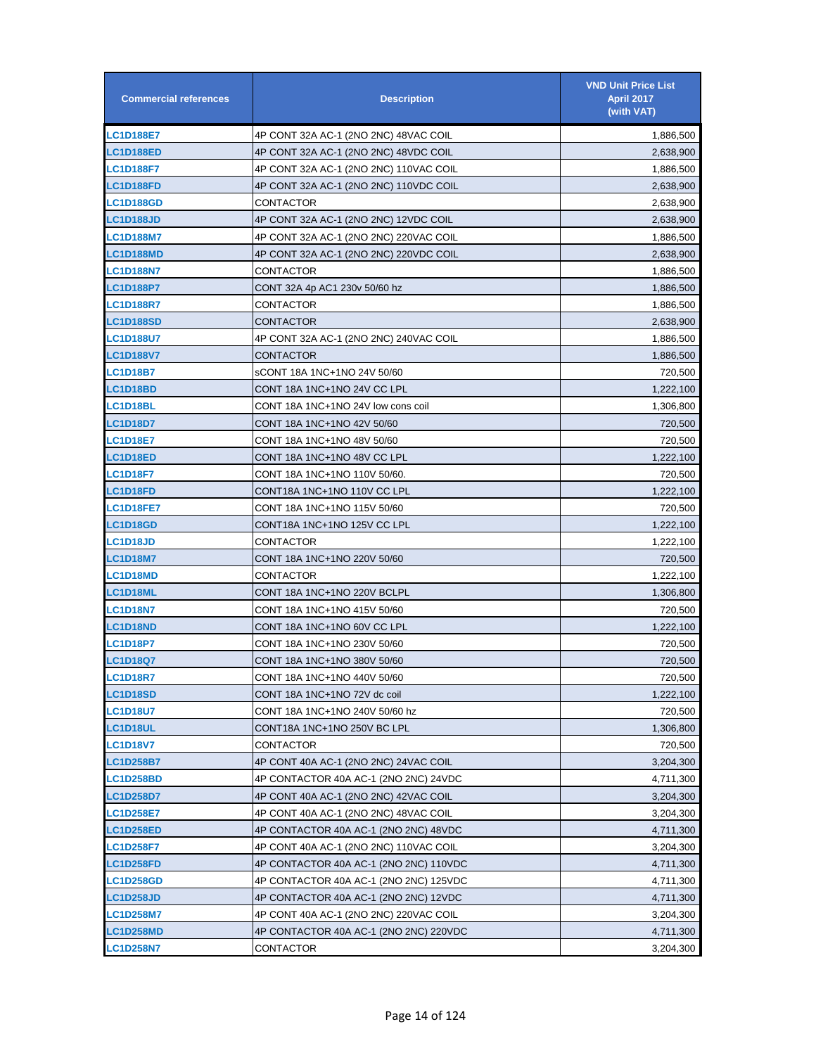| Commercial references | Description | VND Unit Price List April 2017 (with VAT) |
|---|---|---|
| LC1D188E7 | 4P CONT 32A AC-1 (2NO 2NC) 48VAC COIL | 1,886,500 |
| LC1D188ED | 4P CONT 32A AC-1 (2NO 2NC) 48VDC COIL | 2,638,900 |
| LC1D188F7 | 4P CONT 32A AC-1 (2NO 2NC) 110VAC COIL | 1,886,500 |
| LC1D188FD | 4P CONT 32A AC-1 (2NO 2NC) 110VDC COIL | 2,638,900 |
| LC1D188GD | CONTACTOR | 2,638,900 |
| LC1D188JD | 4P CONT 32A AC-1 (2NO 2NC) 12VDC COIL | 2,638,900 |
| LC1D188M7 | 4P CONT 32A AC-1 (2NO 2NC) 220VAC COIL | 1,886,500 |
| LC1D188MD | 4P CONT 32A AC-1 (2NO 2NC) 220VDC COIL | 2,638,900 |
| LC1D188N7 | CONTACTOR | 1,886,500 |
| LC1D188P7 | CONT 32A 4p AC1 230v 50/60 hz | 1,886,500 |
| LC1D188R7 | CONTACTOR | 1,886,500 |
| LC1D188SD | CONTACTOR | 2,638,900 |
| LC1D188U7 | 4P CONT 32A AC-1 (2NO 2NC) 240VAC COIL | 1,886,500 |
| LC1D188V7 | CONTACTOR | 1,886,500 |
| LC1D18B7 | sCONT 18A 1NC+1NO 24V 50/60 | 720,500 |
| LC1D18BD | CONT 18A 1NC+1NO 24V CC LPL | 1,222,100 |
| LC1D18BL | CONT 18A 1NC+1NO 24V low cons coil | 1,306,800 |
| LC1D18D7 | CONT 18A 1NC+1NO 42V 50/60 | 720,500 |
| LC1D18E7 | CONT 18A 1NC+1NO 48V 50/60 | 720,500 |
| LC1D18ED | CONT 18A 1NC+1NO 48V CC LPL | 1,222,100 |
| LC1D18F7 | CONT 18A 1NC+1NO 110V 50/60. | 720,500 |
| LC1D18FD | CONT18A 1NC+1NO 110V CC LPL | 1,222,100 |
| LC1D18FE7 | CONT 18A 1NC+1NO 115V 50/60 | 720,500 |
| LC1D18GD | CONT18A 1NC+1NO 125V CC LPL | 1,222,100 |
| LC1D18JD | CONTACTOR | 1,222,100 |
| LC1D18M7 | CONT 18A 1NC+1NO 220V 50/60 | 720,500 |
| LC1D18MD | CONTACTOR | 1,222,100 |
| LC1D18ML | CONT 18A 1NC+1NO 220V BCLPL | 1,306,800 |
| LC1D18N7 | CONT 18A 1NC+1NO 415V 50/60 | 720,500 |
| LC1D18ND | CONT 18A 1NC+1NO 60V CC LPL | 1,222,100 |
| LC1D18P7 | CONT 18A 1NC+1NO 230V 50/60 | 720,500 |
| LC1D18Q7 | CONT 18A 1NC+1NO 380V 50/60 | 720,500 |
| LC1D18R7 | CONT 18A 1NC+1NO 440V 50/60 | 720,500 |
| LC1D18SD | CONT 18A 1NC+1NO 72V dc coil | 1,222,100 |
| LC1D18U7 | CONT 18A 1NC+1NO 240V 50/60 hz | 720,500 |
| LC1D18UL | CONT18A 1NC+1NO 250V BC LPL | 1,306,800 |
| LC1D18V7 | CONTACTOR | 720,500 |
| LC1D258B7 | 4P CONT 40A AC-1 (2NO 2NC) 24VAC COIL | 3,204,300 |
| LC1D258BD | 4P CONTACTOR 40A AC-1 (2NO 2NC) 24VDC | 4,711,300 |
| LC1D258D7 | 4P CONT 40A AC-1 (2NO 2NC) 42VAC COIL | 3,204,300 |
| LC1D258E7 | 4P CONT 40A AC-1 (2NO 2NC) 48VAC COIL | 3,204,300 |
| LC1D258ED | 4P CONTACTOR 40A AC-1 (2NO 2NC) 48VDC | 4,711,300 |
| LC1D258F7 | 4P CONT 40A AC-1 (2NO 2NC) 110VAC COIL | 3,204,300 |
| LC1D258FD | 4P CONTACTOR 40A AC-1 (2NO 2NC) 110VDC | 4,711,300 |
| LC1D258GD | 4P CONTACTOR 40A AC-1 (2NO 2NC) 125VDC | 4,711,300 |
| LC1D258JD | 4P CONTACTOR 40A AC-1 (2NO 2NC) 12VDC | 4,711,300 |
| LC1D258M7 | 4P CONT 40A AC-1 (2NO 2NC) 220VAC COIL | 3,204,300 |
| LC1D258MD | 4P CONTACTOR 40A AC-1 (2NO 2NC) 220VDC | 4,711,300 |
| LC1D258N7 | CONTACTOR | 3,204,300 |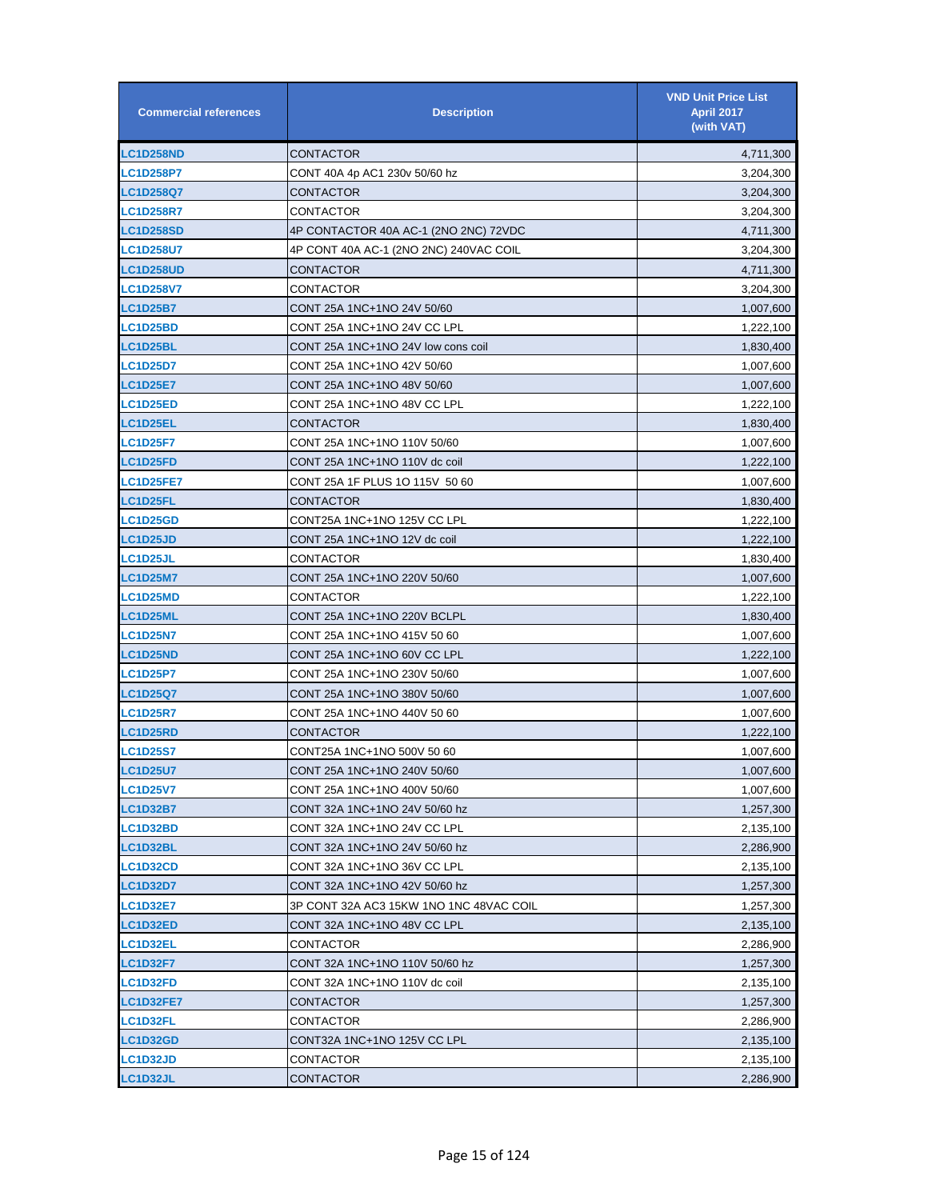| Commercial references | Description | VND Unit Price List April 2017 (with VAT) |
|---|---|---|
| LC1D258ND | CONTACTOR | 4,711,300 |
| LC1D258P7 | CONT 40A 4p AC1 230v 50/60 hz | 3,204,300 |
| LC1D258Q7 | CONTACTOR | 3,204,300 |
| LC1D258R7 | CONTACTOR | 3,204,300 |
| LC1D258SD | 4P CONTACTOR 40A AC-1 (2NO 2NC) 72VDC | 4,711,300 |
| LC1D258U7 | 4P CONT 40A AC-1 (2NO 2NC) 240VAC COIL | 3,204,300 |
| LC1D258UD | CONTACTOR | 4,711,300 |
| LC1D258V7 | CONTACTOR | 3,204,300 |
| LC1D25B7 | CONT 25A 1NC+1NO 24V 50/60 | 1,007,600 |
| LC1D25BD | CONT 25A 1NC+1NO 24V CC LPL | 1,222,100 |
| LC1D25BL | CONT 25A 1NC+1NO 24V low cons coil | 1,830,400 |
| LC1D25D7 | CONT 25A 1NC+1NO 42V 50/60 | 1,007,600 |
| LC1D25E7 | CONT 25A 1NC+1NO 48V 50/60 | 1,007,600 |
| LC1D25ED | CONT 25A 1NC+1NO 48V CC LPL | 1,222,100 |
| LC1D25EL | CONTACTOR | 1,830,400 |
| LC1D25F7 | CONT 25A 1NC+1NO 110V 50/60 | 1,007,600 |
| LC1D25FD | CONT 25A 1NC+1NO 110V dc coil | 1,222,100 |
| LC1D25FE7 | CONT 25A 1F PLUS 1O 115V 50 60 | 1,007,600 |
| LC1D25FL | CONTACTOR | 1,830,400 |
| LC1D25GD | CONT25A 1NC+1NO 125V CC LPL | 1,222,100 |
| LC1D25JD | CONT 25A 1NC+1NO 12V dc coil | 1,222,100 |
| LC1D25JL | CONTACTOR | 1,830,400 |
| LC1D25M7 | CONT 25A 1NC+1NO 220V 50/60 | 1,007,600 |
| LC1D25MD | CONTACTOR | 1,222,100 |
| LC1D25ML | CONT 25A 1NC+1NO 220V BCLPL | 1,830,400 |
| LC1D25N7 | CONT 25A 1NC+1NO 415V 50 60 | 1,007,600 |
| LC1D25ND | CONT 25A 1NC+1NO 60V CC LPL | 1,222,100 |
| LC1D25P7 | CONT 25A 1NC+1NO 230V 50/60 | 1,007,600 |
| LC1D25Q7 | CONT 25A 1NC+1NO 380V 50/60 | 1,007,600 |
| LC1D25R7 | CONT 25A 1NC+1NO 440V 50 60 | 1,007,600 |
| LC1D25RD | CONTACTOR | 1,222,100 |
| LC1D25S7 | CONT25A 1NC+1NO 500V 50 60 | 1,007,600 |
| LC1D25U7 | CONT 25A 1NC+1NO 240V 50/60 | 1,007,600 |
| LC1D25V7 | CONT 25A 1NC+1NO 400V 50/60 | 1,007,600 |
| LC1D32B7 | CONT 32A 1NC+1NO 24V 50/60 hz | 1,257,300 |
| LC1D32BD | CONT 32A 1NC+1NO 24V CC LPL | 2,135,100 |
| LC1D32BL | CONT 32A 1NC+1NO 24V 50/60 hz | 2,286,900 |
| LC1D32CD | CONT 32A 1NC+1NO 36V CC LPL | 2,135,100 |
| LC1D32D7 | CONT 32A 1NC+1NO 42V 50/60 hz | 1,257,300 |
| LC1D32E7 | 3P CONT 32A AC3 15KW 1NO 1NC 48VAC COIL | 1,257,300 |
| LC1D32ED | CONT 32A 1NC+1NO 48V CC LPL | 2,135,100 |
| LC1D32EL | CONTACTOR | 2,286,900 |
| LC1D32F7 | CONT 32A 1NC+1NO 110V 50/60 hz | 1,257,300 |
| LC1D32FD | CONT 32A 1NC+1NO 110V dc coil | 2,135,100 |
| LC1D32FE7 | CONTACTOR | 1,257,300 |
| LC1D32FL | CONTACTOR | 2,286,900 |
| LC1D32GD | CONT32A 1NC+1NO 125V CC LPL | 2,135,100 |
| LC1D32JD | CONTACTOR | 2,135,100 |
| LC1D32JL | CONTACTOR | 2,286,900 |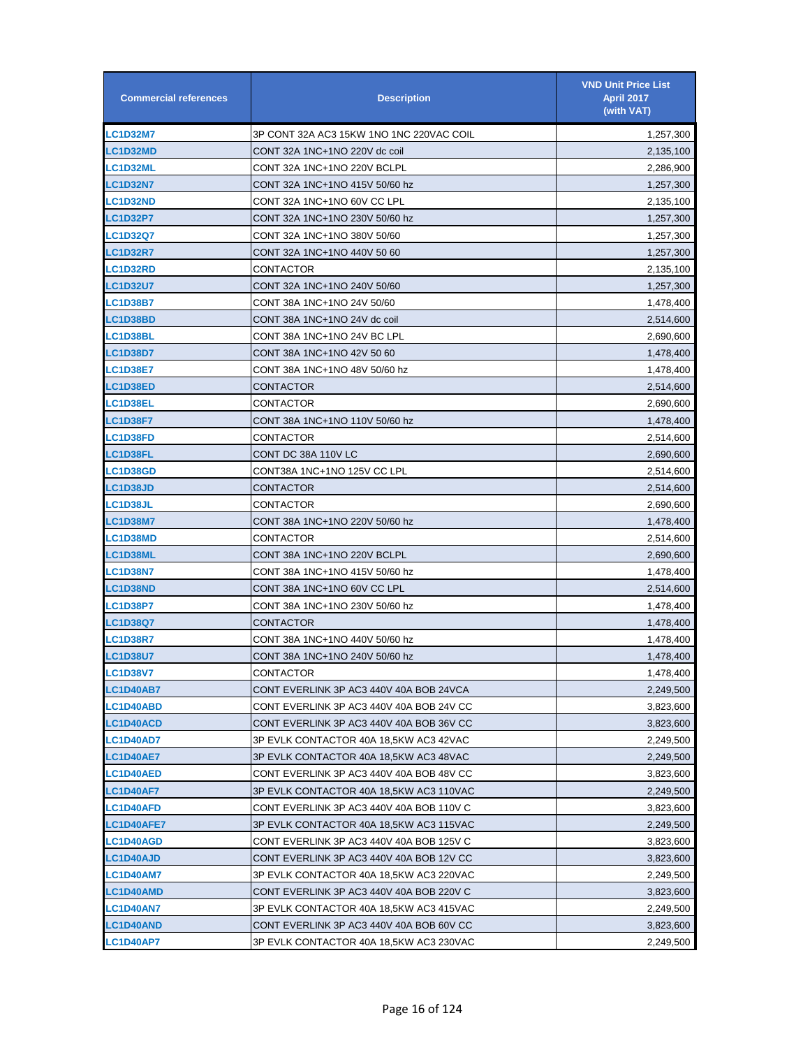| Commercial references | Description | VND Unit Price List April 2017 (with VAT) |
|---|---|---|
| LC1D32M7 | 3P CONT 32A AC3 15KW 1NO 1NC 220VAC COIL | 1,257,300 |
| LC1D32MD | CONT 32A 1NC+1NO 220V dc coil | 2,135,100 |
| LC1D32ML | CONT 32A 1NC+1NO 220V BCLPL | 2,286,900 |
| LC1D32N7 | CONT 32A 1NC+1NO 415V 50/60 hz | 1,257,300 |
| LC1D32ND | CONT 32A 1NC+1NO 60V CC LPL | 2,135,100 |
| LC1D32P7 | CONT 32A 1NC+1NO 230V 50/60 hz | 1,257,300 |
| LC1D32Q7 | CONT 32A 1NC+1NO 380V 50/60 | 1,257,300 |
| LC1D32R7 | CONT 32A 1NC+1NO 440V 50 60 | 1,257,300 |
| LC1D32RD | CONTACTOR | 2,135,100 |
| LC1D32U7 | CONT 32A 1NC+1NO 240V 50/60 | 1,257,300 |
| LC1D38B7 | CONT 38A 1NC+1NO 24V 50/60 | 1,478,400 |
| LC1D38BD | CONT 38A 1NC+1NO 24V dc coil | 2,514,600 |
| LC1D38BL | CONT 38A 1NC+1NO 24V BC LPL | 2,690,600 |
| LC1D38D7 | CONT 38A 1NC+1NO 42V 50 60 | 1,478,400 |
| LC1D38E7 | CONT 38A 1NC+1NO 48V 50/60 hz | 1,478,400 |
| LC1D38ED | CONTACTOR | 2,514,600 |
| LC1D38EL | CONTACTOR | 2,690,600 |
| LC1D38F7 | CONT 38A 1NC+1NO 110V 50/60 hz | 1,478,400 |
| LC1D38FD | CONTACTOR | 2,514,600 |
| LC1D38FL | CONT DC 38A 110V LC | 2,690,600 |
| LC1D38GD | CONT38A 1NC+1NO 125V CC LPL | 2,514,600 |
| LC1D38JD | CONTACTOR | 2,514,600 |
| LC1D38JL | CONTACTOR | 2,690,600 |
| LC1D38M7 | CONT 38A 1NC+1NO 220V 50/60 hz | 1,478,400 |
| LC1D38MD | CONTACTOR | 2,514,600 |
| LC1D38ML | CONT 38A 1NC+1NO 220V BCLPL | 2,690,600 |
| LC1D38N7 | CONT 38A 1NC+1NO 415V 50/60 hz | 1,478,400 |
| LC1D38ND | CONT 38A 1NC+1NO 60V CC LPL | 2,514,600 |
| LC1D38P7 | CONT 38A 1NC+1NO 230V 50/60 hz | 1,478,400 |
| LC1D38Q7 | CONTACTOR | 1,478,400 |
| LC1D38R7 | CONT 38A 1NC+1NO 440V 50/60 hz | 1,478,400 |
| LC1D38U7 | CONT 38A 1NC+1NO 240V 50/60 hz | 1,478,400 |
| LC1D38V7 | CONTACTOR | 1,478,400 |
| LC1D40AB7 | CONT EVERLINK 3P AC3 440V 40A BOB 24VCA | 2,249,500 |
| LC1D40ABD | CONT EVERLINK 3P AC3 440V 40A BOB 24V CC | 3,823,600 |
| LC1D40ACD | CONT EVERLINK 3P AC3 440V 40A BOB 36V CC | 3,823,600 |
| LC1D40AD7 | 3P EVLK CONTACTOR 40A 18,5KW AC3 42VAC | 2,249,500 |
| LC1D40AE7 | 3P EVLK CONTACTOR 40A 18,5KW AC3 48VAC | 2,249,500 |
| LC1D40AED | CONT EVERLINK 3P AC3 440V 40A BOB 48V CC | 3,823,600 |
| LC1D40AF7 | 3P EVLK CONTACTOR 40A 18,5KW AC3 110VAC | 2,249,500 |
| LC1D40AFD | CONT EVERLINK 3P AC3 440V 40A BOB 110V C | 3,823,600 |
| LC1D40AFE7 | 3P EVLK CONTACTOR 40A 18,5KW AC3 115VAC | 2,249,500 |
| LC1D40AGD | CONT EVERLINK 3P AC3 440V 40A BOB 125V C | 3,823,600 |
| LC1D40AJD | CONT EVERLINK 3P AC3 440V 40A BOB 12V CC | 3,823,600 |
| LC1D40AM7 | 3P EVLK CONTACTOR 40A 18,5KW AC3 220VAC | 2,249,500 |
| LC1D40AMD | CONT EVERLINK 3P AC3 440V 40A BOB 220V C | 3,823,600 |
| LC1D40AN7 | 3P EVLK CONTACTOR 40A 18,5KW AC3 415VAC | 2,249,500 |
| LC1D40AND | CONT EVERLINK 3P AC3 440V 40A BOB 60V CC | 3,823,600 |
| LC1D40AP7 | 3P EVLK CONTACTOR 40A 18,5KW AC3 230VAC | 2,249,500 |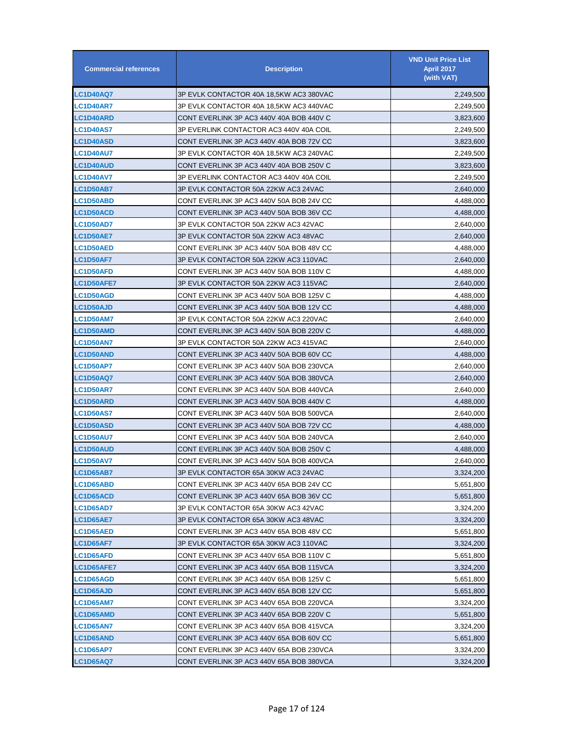| Commercial references | Description | VND Unit Price List April 2017 (with VAT) |
|---|---|---|
| LC1D40AQ7 | 3P EVLK CONTACTOR 40A 18,5KW AC3 380VAC | 2,249,500 |
| LC1D40AR7 | 3P EVLK CONTACTOR 40A 18,5KW AC3 440VAC | 2,249,500 |
| LC1D40ARD | CONT EVERLINK 3P AC3 440V 40A BOB 440V C | 3,823,600 |
| LC1D40AS7 | 3P EVERLINK CONTACTOR AC3 440V 40A COIL | 2,249,500 |
| LC1D40ASD | CONT EVERLINK 3P AC3 440V 40A BOB 72V CC | 3,823,600 |
| LC1D40AU7 | 3P EVLK CONTACTOR 40A 18,5KW AC3 240VAC | 2,249,500 |
| LC1D40AUD | CONT EVERLINK 3P AC3 440V 40A BOB 250V C | 3,823,600 |
| LC1D40AV7 | 3P EVERLINK CONTACTOR AC3 440V 40A COIL | 2,249,500 |
| LC1D50AB7 | 3P EVLK CONTACTOR 50A 22KW AC3 24VAC | 2,640,000 |
| LC1D50ABD | CONT EVERLINK 3P AC3 440V 50A BOB 24V CC | 4,488,000 |
| LC1D50ACD | CONT EVERLINK 3P AC3 440V 50A BOB 36V CC | 4,488,000 |
| LC1D50AD7 | 3P EVLK CONTACTOR 50A 22KW AC3 42VAC | 2,640,000 |
| LC1D50AE7 | 3P EVLK CONTACTOR 50A 22KW AC3 48VAC | 2,640,000 |
| LC1D50AED | CONT EVERLINK 3P AC3 440V 50A BOB 48V CC | 4,488,000 |
| LC1D50AF7 | 3P EVLK CONTACTOR 50A 22KW AC3 110VAC | 2,640,000 |
| LC1D50AFD | CONT EVERLINK 3P AC3 440V 50A BOB 110V C | 4,488,000 |
| LC1D50AFE7 | 3P EVLK CONTACTOR 50A 22KW AC3 115VAC | 2,640,000 |
| LC1D50AGD | CONT EVERLINK 3P AC3 440V 50A BOB 125V C | 4,488,000 |
| LC1D50AJD | CONT EVERLINK 3P AC3 440V 50A BOB 12V CC | 4,488,000 |
| LC1D50AM7 | 3P EVLK CONTACTOR 50A 22KW AC3 220VAC | 2,640,000 |
| LC1D50AMD | CONT EVERLINK 3P AC3 440V 50A BOB 220V C | 4,488,000 |
| LC1D50AN7 | 3P EVLK CONTACTOR 50A 22KW AC3 415VAC | 2,640,000 |
| LC1D50AND | CONT EVERLINK 3P AC3 440V 50A BOB 60V CC | 4,488,000 |
| LC1D50AP7 | CONT EVERLINK 3P AC3 440V 50A BOB 230VCA | 2,640,000 |
| LC1D50AQ7 | CONT EVERLINK 3P AC3 440V 50A BOB 380VCA | 2,640,000 |
| LC1D50AR7 | CONT EVERLINK 3P AC3 440V 50A BOB 440VCA | 2,640,000 |
| LC1D50ARD | CONT EVERLINK 3P AC3 440V 50A BOB 440V C | 4,488,000 |
| LC1D50AS7 | CONT EVERLINK 3P AC3 440V 50A BOB 500VCA | 2,640,000 |
| LC1D50ASD | CONT EVERLINK 3P AC3 440V 50A BOB 72V CC | 4,488,000 |
| LC1D50AU7 | CONT EVERLINK 3P AC3 440V 50A BOB 240VCA | 2,640,000 |
| LC1D50AUD | CONT EVERLINK 3P AC3 440V 50A BOB 250V C | 4,488,000 |
| LC1D50AV7 | CONT EVERLINK 3P AC3 440V 50A BOB 400VCA | 2,640,000 |
| LC1D65AB7 | 3P EVLK CONTACTOR 65A 30KW AC3 24VAC | 3,324,200 |
| LC1D65ABD | CONT EVERLINK 3P AC3 440V 65A BOB 24V CC | 5,651,800 |
| LC1D65ACD | CONT EVERLINK 3P AC3 440V 65A BOB 36V CC | 5,651,800 |
| LC1D65AD7 | 3P EVLK CONTACTOR 65A 30KW AC3 42VAC | 3,324,200 |
| LC1D65AE7 | 3P EVLK CONTACTOR 65A 30KW AC3 48VAC | 3,324,200 |
| LC1D65AED | CONT EVERLINK 3P AC3 440V 65A BOB 48V CC | 5,651,800 |
| LC1D65AF7 | 3P EVLK CONTACTOR 65A 30KW AC3 110VAC | 3,324,200 |
| LC1D65AFD | CONT EVERLINK 3P AC3 440V 65A BOB 110V C | 5,651,800 |
| LC1D65AFE7 | CONT EVERLINK 3P AC3 440V 65A BOB 115VCA | 3,324,200 |
| LC1D65AGD | CONT EVERLINK 3P AC3 440V 65A BOB 125V C | 5,651,800 |
| LC1D65AJD | CONT EVERLINK 3P AC3 440V 65A BOB 12V CC | 5,651,800 |
| LC1D65AM7 | CONT EVERLINK 3P AC3 440V 65A BOB 220VCA | 3,324,200 |
| LC1D65AMD | CONT EVERLINK 3P AC3 440V 65A BOB 220V C | 5,651,800 |
| LC1D65AN7 | CONT EVERLINK 3P AC3 440V 65A BOB 415VCA | 3,324,200 |
| LC1D65AND | CONT EVERLINK 3P AC3 440V 65A BOB 60V CC | 5,651,800 |
| LC1D65AP7 | CONT EVERLINK 3P AC3 440V 65A BOB 230VCA | 3,324,200 |
| LC1D65AQ7 | CONT EVERLINK 3P AC3 440V 65A BOB 380VCA | 3,324,200 |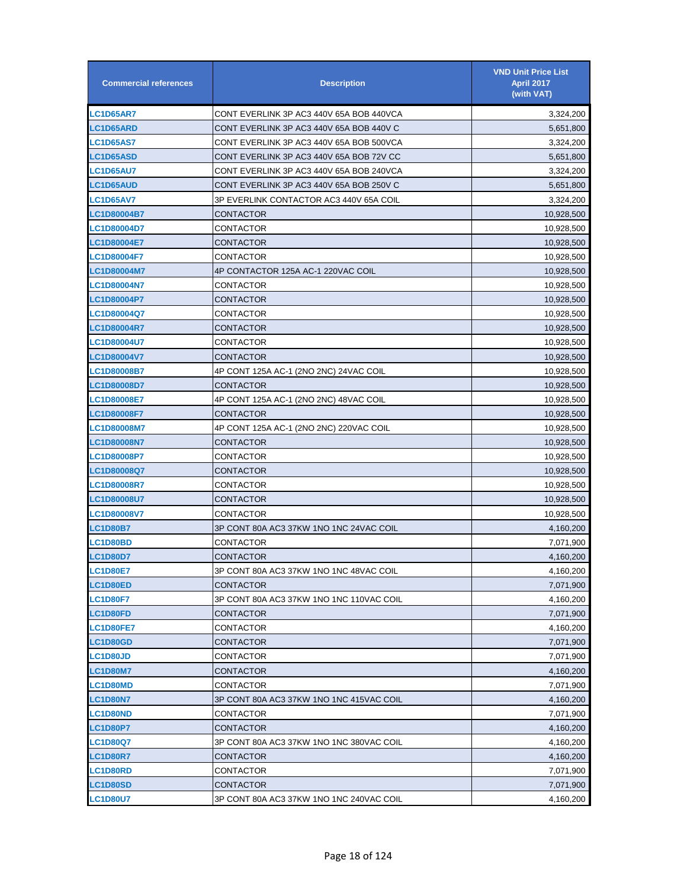| Commercial references | Description | VND Unit Price List April 2017 (with VAT) |
|---|---|---|
| LC1D65AR7 | CONT EVERLINK 3P AC3 440V 65A BOB 440VCA | 3,324,200 |
| LC1D65ARD | CONT EVERLINK 3P AC3 440V 65A BOB 440V C | 5,651,800 |
| LC1D65AS7 | CONT EVERLINK 3P AC3 440V 65A BOB 500VCA | 3,324,200 |
| LC1D65ASD | CONT EVERLINK 3P AC3 440V 65A BOB 72V CC | 5,651,800 |
| LC1D65AU7 | CONT EVERLINK 3P AC3 440V 65A BOB 240VCA | 3,324,200 |
| LC1D65AUD | CONT EVERLINK 3P AC3 440V 65A BOB 250V C | 5,651,800 |
| LC1D65AV7 | 3P EVERLINK CONTACTOR AC3 440V 65A COIL | 3,324,200 |
| LC1D80004B7 | CONTACTOR | 10,928,500 |
| LC1D80004D7 | CONTACTOR | 10,928,500 |
| LC1D80004E7 | CONTACTOR | 10,928,500 |
| LC1D80004F7 | CONTACTOR | 10,928,500 |
| LC1D80004M7 | 4P CONTACTOR 125A AC-1 220VAC COIL | 10,928,500 |
| LC1D80004N7 | CONTACTOR | 10,928,500 |
| LC1D80004P7 | CONTACTOR | 10,928,500 |
| LC1D80004Q7 | CONTACTOR | 10,928,500 |
| LC1D80004R7 | CONTACTOR | 10,928,500 |
| LC1D80004U7 | CONTACTOR | 10,928,500 |
| LC1D80004V7 | CONTACTOR | 10,928,500 |
| LC1D80008B7 | 4P CONT 125A AC-1 (2NO 2NC) 24VAC COIL | 10,928,500 |
| LC1D80008D7 | CONTACTOR | 10,928,500 |
| LC1D80008E7 | 4P CONT 125A AC-1 (2NO 2NC) 48VAC COIL | 10,928,500 |
| LC1D80008F7 | CONTACTOR | 10,928,500 |
| LC1D80008M7 | 4P CONT 125A AC-1 (2NO 2NC) 220VAC COIL | 10,928,500 |
| LC1D80008N7 | CONTACTOR | 10,928,500 |
| LC1D80008P7 | CONTACTOR | 10,928,500 |
| LC1D80008Q7 | CONTACTOR | 10,928,500 |
| LC1D80008R7 | CONTACTOR | 10,928,500 |
| LC1D80008U7 | CONTACTOR | 10,928,500 |
| LC1D80008V7 | CONTACTOR | 10,928,500 |
| LC1D80B7 | 3P CONT 80A AC3 37KW 1NO 1NC 24VAC COIL | 4,160,200 |
| LC1D80BD | CONTACTOR | 7,071,900 |
| LC1D80D7 | CONTACTOR | 4,160,200 |
| LC1D80E7 | 3P CONT 80A AC3 37KW 1NO 1NC 48VAC COIL | 4,160,200 |
| LC1D80ED | CONTACTOR | 7,071,900 |
| LC1D80F7 | 3P CONT 80A AC3 37KW 1NO 1NC 110VAC COIL | 4,160,200 |
| LC1D80FD | CONTACTOR | 7,071,900 |
| LC1D80FE7 | CONTACTOR | 4,160,200 |
| LC1D80GD | CONTACTOR | 7,071,900 |
| LC1D80JD | CONTACTOR | 7,071,900 |
| LC1D80M7 | CONTACTOR | 4,160,200 |
| LC1D80MD | CONTACTOR | 7,071,900 |
| LC1D80N7 | 3P CONT 80A AC3 37KW 1NO 1NC 415VAC COIL | 4,160,200 |
| LC1D80ND | CONTACTOR | 7,071,900 |
| LC1D80P7 | CONTACTOR | 4,160,200 |
| LC1D80Q7 | 3P CONT 80A AC3 37KW 1NO 1NC 380VAC COIL | 4,160,200 |
| LC1D80R7 | CONTACTOR | 4,160,200 |
| LC1D80RD | CONTACTOR | 7,071,900 |
| LC1D80SD | CONTACTOR | 7,071,900 |
| LC1D80U7 | 3P CONT 80A AC3 37KW 1NO 1NC 240VAC COIL | 4,160,200 |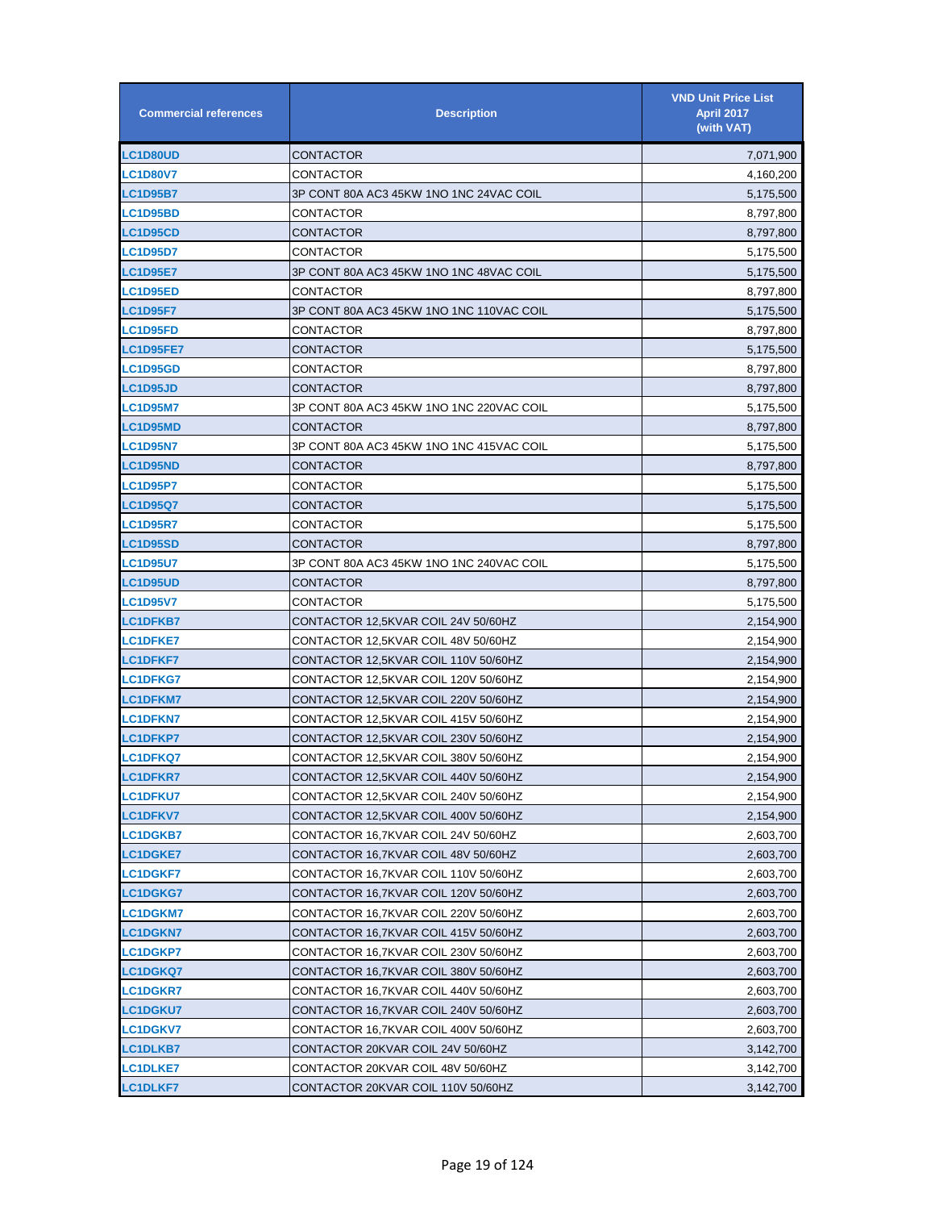| Commercial references | Description | VND Unit Price List April 2017 (with VAT) |
| --- | --- | --- |
| LC1D80UD | CONTACTOR | 7,071,900 |
| LC1D80V7 | CONTACTOR | 4,160,200 |
| LC1D95B7 | 3P CONT 80A AC3 45KW 1NO 1NC 24VAC COIL | 5,175,500 |
| LC1D95BD | CONTACTOR | 8,797,800 |
| LC1D95CD | CONTACTOR | 8,797,800 |
| LC1D95D7 | CONTACTOR | 5,175,500 |
| LC1D95E7 | 3P CONT 80A AC3 45KW 1NO 1NC 48VAC COIL | 5,175,500 |
| LC1D95ED | CONTACTOR | 8,797,800 |
| LC1D95F7 | 3P CONT 80A AC3 45KW 1NO 1NC 110VAC COIL | 5,175,500 |
| LC1D95FD | CONTACTOR | 8,797,800 |
| LC1D95FE7 | CONTACTOR | 5,175,500 |
| LC1D95GD | CONTACTOR | 8,797,800 |
| LC1D95JD | CONTACTOR | 8,797,800 |
| LC1D95M7 | 3P CONT 80A AC3 45KW 1NO 1NC 220VAC COIL | 5,175,500 |
| LC1D95MD | CONTACTOR | 8,797,800 |
| LC1D95N7 | 3P CONT 80A AC3 45KW 1NO 1NC 415VAC COIL | 5,175,500 |
| LC1D95ND | CONTACTOR | 8,797,800 |
| LC1D95P7 | CONTACTOR | 5,175,500 |
| LC1D95Q7 | CONTACTOR | 5,175,500 |
| LC1D95R7 | CONTACTOR | 5,175,500 |
| LC1D95SD | CONTACTOR | 8,797,800 |
| LC1D95U7 | 3P CONT 80A AC3 45KW 1NO 1NC 240VAC COIL | 5,175,500 |
| LC1D95UD | CONTACTOR | 8,797,800 |
| LC1D95V7 | CONTACTOR | 5,175,500 |
| LC1DFKB7 | CONTACTOR 12,5KVAR COIL 24V 50/60HZ | 2,154,900 |
| LC1DFKE7 | CONTACTOR 12,5KVAR COIL 48V 50/60HZ | 2,154,900 |
| LC1DFKF7 | CONTACTOR 12,5KVAR COIL 110V 50/60HZ | 2,154,900 |
| LC1DFKG7 | CONTACTOR 12,5KVAR COIL 120V 50/60HZ | 2,154,900 |
| LC1DFKM7 | CONTACTOR 12,5KVAR COIL 220V 50/60HZ | 2,154,900 |
| LC1DFKN7 | CONTACTOR 12,5KVAR COIL 415V 50/60HZ | 2,154,900 |
| LC1DFKP7 | CONTACTOR 12,5KVAR COIL 230V 50/60HZ | 2,154,900 |
| LC1DFKQ7 | CONTACTOR 12,5KVAR COIL 380V 50/60HZ | 2,154,900 |
| LC1DFKR7 | CONTACTOR 12,5KVAR COIL 440V 50/60HZ | 2,154,900 |
| LC1DFKU7 | CONTACTOR 12,5KVAR COIL 240V 50/60HZ | 2,154,900 |
| LC1DFKV7 | CONTACTOR 12,5KVAR COIL 400V 50/60HZ | 2,154,900 |
| LC1DGKB7 | CONTACTOR 16,7KVAR COIL 24V 50/60HZ | 2,603,700 |
| LC1DGKE7 | CONTACTOR 16,7KVAR COIL 48V 50/60HZ | 2,603,700 |
| LC1DGKF7 | CONTACTOR 16,7KVAR COIL 110V 50/60HZ | 2,603,700 |
| LC1DGKG7 | CONTACTOR 16,7KVAR COIL 120V 50/60HZ | 2,603,700 |
| LC1DGKM7 | CONTACTOR 16,7KVAR COIL 220V 50/60HZ | 2,603,700 |
| LC1DGKN7 | CONTACTOR 16,7KVAR COIL 415V 50/60HZ | 2,603,700 |
| LC1DGKP7 | CONTACTOR 16,7KVAR COIL 230V 50/60HZ | 2,603,700 |
| LC1DGKQ7 | CONTACTOR 16,7KVAR COIL 380V 50/60HZ | 2,603,700 |
| LC1DGKR7 | CONTACTOR 16,7KVAR COIL 440V 50/60HZ | 2,603,700 |
| LC1DGKU7 | CONTACTOR 16,7KVAR COIL 240V 50/60HZ | 2,603,700 |
| LC1DGKV7 | CONTACTOR 16,7KVAR COIL 400V 50/60HZ | 2,603,700 |
| LC1DLKB7 | CONTACTOR 20KVAR COIL 24V 50/60HZ | 3,142,700 |
| LC1DLKE7 | CONTACTOR 20KVAR COIL 48V 50/60HZ | 3,142,700 |
| LC1DLKF7 | CONTACTOR 20KVAR COIL 110V 50/60HZ | 3,142,700 |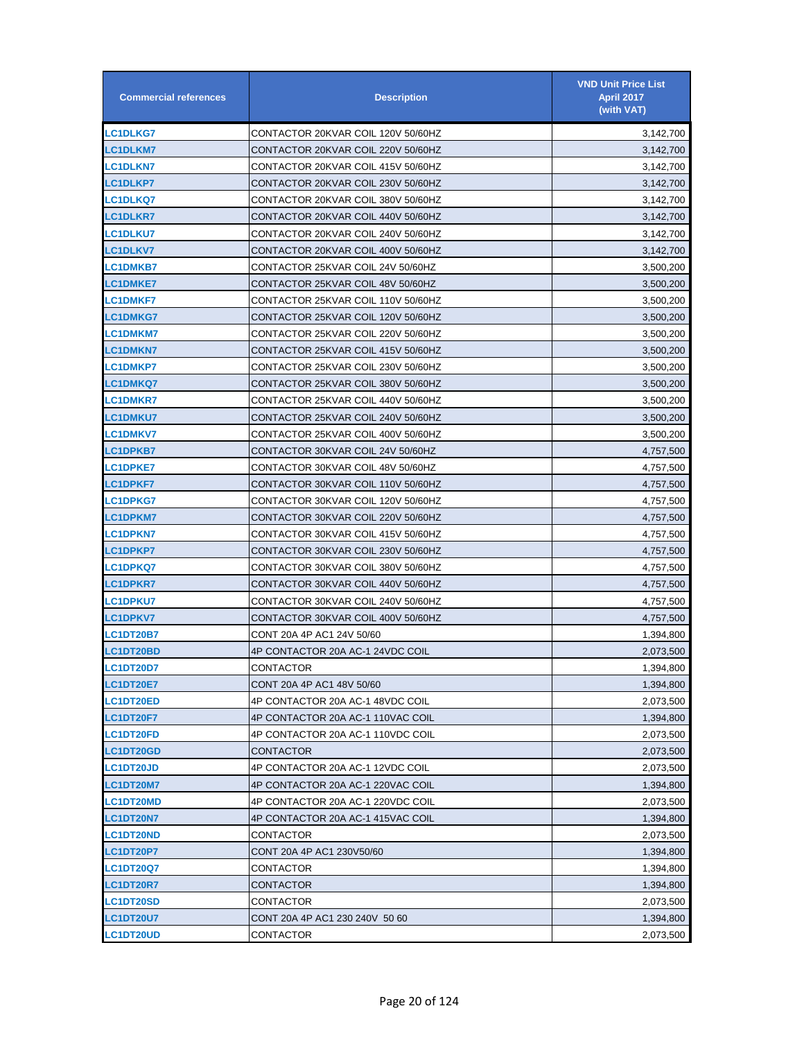| Commercial references | Description | VND Unit Price List April 2017 (with VAT) |
|---|---|---|
| LC1DLKG7 | CONTACTOR 20KVAR COIL 120V 50/60HZ | 3,142,700 |
| LC1DLKM7 | CONTACTOR 20KVAR COIL 220V 50/60HZ | 3,142,700 |
| LC1DLKN7 | CONTACTOR 20KVAR COIL 415V 50/60HZ | 3,142,700 |
| LC1DLKP7 | CONTACTOR 20KVAR COIL 230V 50/60HZ | 3,142,700 |
| LC1DLKQ7 | CONTACTOR 20KVAR COIL 380V 50/60HZ | 3,142,700 |
| LC1DLKR7 | CONTACTOR 20KVAR COIL 440V 50/60HZ | 3,142,700 |
| LC1DLKU7 | CONTACTOR 20KVAR COIL 240V 50/60HZ | 3,142,700 |
| LC1DLKV7 | CONTACTOR 20KVAR COIL 400V 50/60HZ | 3,142,700 |
| LC1DMKB7 | CONTACTOR 25KVAR COIL 24V 50/60HZ | 3,500,200 |
| LC1DMKE7 | CONTACTOR 25KVAR COIL 48V 50/60HZ | 3,500,200 |
| LC1DMKF7 | CONTACTOR 25KVAR COIL 110V 50/60HZ | 3,500,200 |
| LC1DMKG7 | CONTACTOR 25KVAR COIL 120V 50/60HZ | 3,500,200 |
| LC1DMKM7 | CONTACTOR 25KVAR COIL 220V 50/60HZ | 3,500,200 |
| LC1DMKN7 | CONTACTOR 25KVAR COIL 415V 50/60HZ | 3,500,200 |
| LC1DMKP7 | CONTACTOR 25KVAR COIL 230V 50/60HZ | 3,500,200 |
| LC1DMKQ7 | CONTACTOR 25KVAR COIL 380V 50/60HZ | 3,500,200 |
| LC1DMKR7 | CONTACTOR 25KVAR COIL 440V 50/60HZ | 3,500,200 |
| LC1DMKU7 | CONTACTOR 25KVAR COIL 240V 50/60HZ | 3,500,200 |
| LC1DMKV7 | CONTACTOR 25KVAR COIL 400V 50/60HZ | 3,500,200 |
| LC1DPKB7 | CONTACTOR 30KVAR COIL 24V 50/60HZ | 4,757,500 |
| LC1DPKE7 | CONTACTOR 30KVAR COIL 48V 50/60HZ | 4,757,500 |
| LC1DPKF7 | CONTACTOR 30KVAR COIL 110V 50/60HZ | 4,757,500 |
| LC1DPKG7 | CONTACTOR 30KVAR COIL 120V 50/60HZ | 4,757,500 |
| LC1DPKM7 | CONTACTOR 30KVAR COIL 220V 50/60HZ | 4,757,500 |
| LC1DPKN7 | CONTACTOR 30KVAR COIL 415V 50/60HZ | 4,757,500 |
| LC1DPKP7 | CONTACTOR 30KVAR COIL 230V 50/60HZ | 4,757,500 |
| LC1DPKQ7 | CONTACTOR 30KVAR COIL 380V 50/60HZ | 4,757,500 |
| LC1DPKR7 | CONTACTOR 30KVAR COIL 440V 50/60HZ | 4,757,500 |
| LC1DPKU7 | CONTACTOR 30KVAR COIL 240V 50/60HZ | 4,757,500 |
| LC1DPKV7 | CONTACTOR 30KVAR COIL 400V 50/60HZ | 4,757,500 |
| LC1DT20B7 | CONT 20A 4P AC1 24V 50/60 | 1,394,800 |
| LC1DT20BD | 4P CONTACTOR 20A AC-1 24VDC COIL | 2,073,500 |
| LC1DT20D7 | CONTACTOR | 1,394,800 |
| LC1DT20E7 | CONT 20A 4P AC1 48V 50/60 | 1,394,800 |
| LC1DT20ED | 4P CONTACTOR 20A AC-1 48VDC COIL | 2,073,500 |
| LC1DT20F7 | 4P CONTACTOR 20A AC-1 110VAC COIL | 1,394,800 |
| LC1DT20FD | 4P CONTACTOR 20A AC-1 110VDC COIL | 2,073,500 |
| LC1DT20GD | CONTACTOR | 2,073,500 |
| LC1DT20JD | 4P CONTACTOR 20A AC-1 12VDC COIL | 2,073,500 |
| LC1DT20M7 | 4P CONTACTOR 20A AC-1 220VAC COIL | 1,394,800 |
| LC1DT20MD | 4P CONTACTOR 20A AC-1 220VDC COIL | 2,073,500 |
| LC1DT20N7 | 4P CONTACTOR 20A AC-1 415VAC COIL | 1,394,800 |
| LC1DT20ND | CONTACTOR | 2,073,500 |
| LC1DT20P7 | CONT 20A 4P AC1 230V50/60 | 1,394,800 |
| LC1DT20Q7 | CONTACTOR | 1,394,800 |
| LC1DT20R7 | CONTACTOR | 1,394,800 |
| LC1DT20SD | CONTACTOR | 2,073,500 |
| LC1DT20U7 | CONT 20A 4P AC1 230 240V 50 60 | 1,394,800 |
| LC1DT20UD | CONTACTOR | 2,073,500 |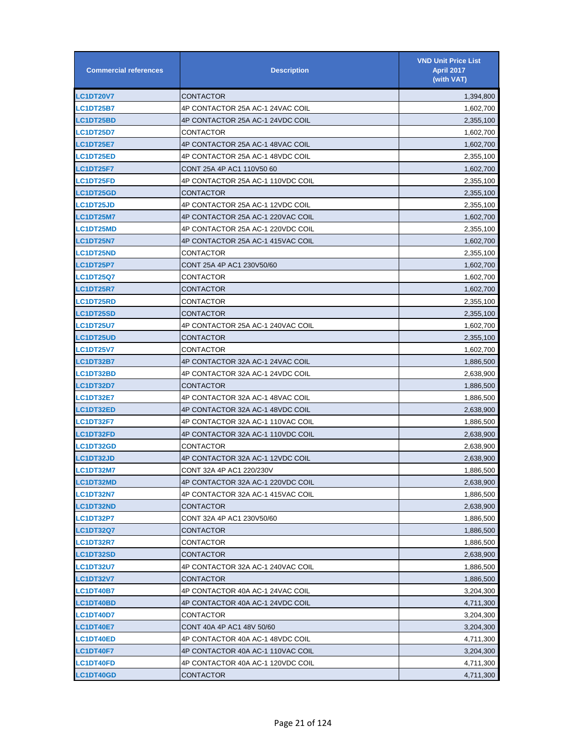| Commercial references | Description | VND Unit Price List April 2017 (with VAT) |
|---|---|---|
| LC1DT20V7 | CONTACTOR | 1,394,800 |
| LC1DT25B7 | 4P CONTACTOR 25A AC-1 24VAC COIL | 1,602,700 |
| LC1DT25BD | 4P CONTACTOR 25A AC-1 24VDC COIL | 2,355,100 |
| LC1DT25D7 | CONTACTOR | 1,602,700 |
| LC1DT25E7 | 4P CONTACTOR 25A AC-1 48VAC COIL | 1,602,700 |
| LC1DT25ED | 4P CONTACTOR 25A AC-1 48VDC COIL | 2,355,100 |
| LC1DT25F7 | CONT 25A 4P AC1 110V50 60 | 1,602,700 |
| LC1DT25FD | 4P CONTACTOR 25A AC-1 110VDC COIL | 2,355,100 |
| LC1DT25GD | CONTACTOR | 2,355,100 |
| LC1DT25JD | 4P CONTACTOR 25A AC-1 12VDC COIL | 2,355,100 |
| LC1DT25M7 | 4P CONTACTOR 25A AC-1 220VAC COIL | 1,602,700 |
| LC1DT25MD | 4P CONTACTOR 25A AC-1 220VDC COIL | 2,355,100 |
| LC1DT25N7 | 4P CONTACTOR 25A AC-1 415VAC COIL | 1,602,700 |
| LC1DT25ND | CONTACTOR | 2,355,100 |
| LC1DT25P7 | CONT 25A 4P AC1 230V50/60 | 1,602,700 |
| LC1DT25Q7 | CONTACTOR | 1,602,700 |
| LC1DT25R7 | CONTACTOR | 1,602,700 |
| LC1DT25RD | CONTACTOR | 2,355,100 |
| LC1DT25SD | CONTACTOR | 2,355,100 |
| LC1DT25U7 | 4P CONTACTOR 25A AC-1 240VAC COIL | 1,602,700 |
| LC1DT25UD | CONTACTOR | 2,355,100 |
| LC1DT25V7 | CONTACTOR | 1,602,700 |
| LC1DT32B7 | 4P CONTACTOR 32A AC-1 24VAC COIL | 1,886,500 |
| LC1DT32BD | 4P CONTACTOR 32A AC-1 24VDC COIL | 2,638,900 |
| LC1DT32D7 | CONTACTOR | 1,886,500 |
| LC1DT32E7 | 4P CONTACTOR 32A AC-1 48VAC COIL | 1,886,500 |
| LC1DT32ED | 4P CONTACTOR 32A AC-1 48VDC COIL | 2,638,900 |
| LC1DT32F7 | 4P CONTACTOR 32A AC-1 110VAC COIL | 1,886,500 |
| LC1DT32FD | 4P CONTACTOR 32A AC-1 110VDC COIL | 2,638,900 |
| LC1DT32GD | CONTACTOR | 2,638,900 |
| LC1DT32JD | 4P CONTACTOR 32A AC-1 12VDC COIL | 2,638,900 |
| LC1DT32M7 | CONT 32A 4P AC1 220/230V | 1,886,500 |
| LC1DT32MD | 4P CONTACTOR 32A AC-1 220VDC COIL | 2,638,900 |
| LC1DT32N7 | 4P CONTACTOR 32A AC-1 415VAC COIL | 1,886,500 |
| LC1DT32ND | CONTACTOR | 2,638,900 |
| LC1DT32P7 | CONT 32A 4P AC1 230V50/60 | 1,886,500 |
| LC1DT32Q7 | CONTACTOR | 1,886,500 |
| LC1DT32R7 | CONTACTOR | 1,886,500 |
| LC1DT32SD | CONTACTOR | 2,638,900 |
| LC1DT32U7 | 4P CONTACTOR 32A AC-1 240VAC COIL | 1,886,500 |
| LC1DT32V7 | CONTACTOR | 1,886,500 |
| LC1DT40B7 | 4P CONTACTOR 40A AC-1 24VAC COIL | 3,204,300 |
| LC1DT40BD | 4P CONTACTOR 40A AC-1 24VDC COIL | 4,711,300 |
| LC1DT40D7 | CONTACTOR | 3,204,300 |
| LC1DT40E7 | CONT 40A 4P AC1 48V 50/60 | 3,204,300 |
| LC1DT40ED | 4P CONTACTOR 40A AC-1 48VDC COIL | 4,711,300 |
| LC1DT40F7 | 4P CONTACTOR 40A AC-1 110VAC COIL | 3,204,300 |
| LC1DT40FD | 4P CONTACTOR 40A AC-1 120VDC COIL | 4,711,300 |
| LC1DT40GD | CONTACTOR | 4,711,300 |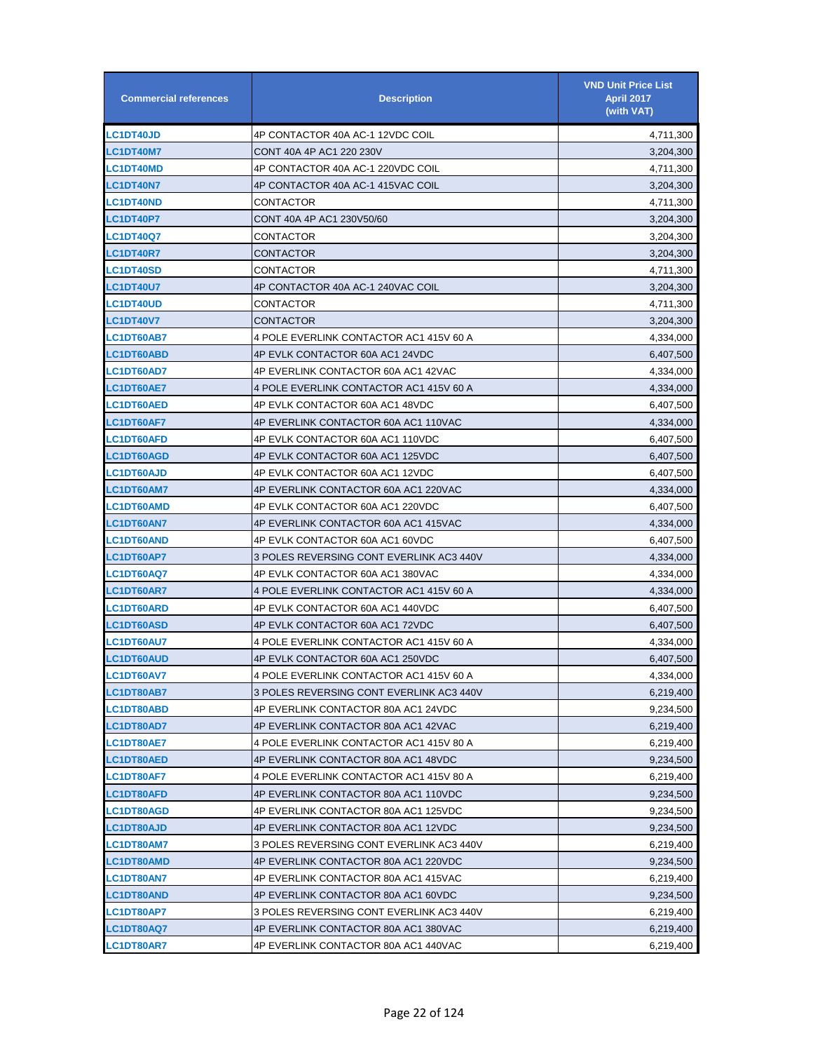| Commercial references | Description | VND Unit Price List April 2017 (with VAT) |
|---|---|---|
| LC1DT40JD | 4P CONTACTOR 40A AC-1 12VDC COIL | 4,711,300 |
| LC1DT40M7 | CONT 40A 4P AC1 220 230V | 3,204,300 |
| LC1DT40MD | 4P CONTACTOR 40A AC-1 220VDC COIL | 4,711,300 |
| LC1DT40N7 | 4P CONTACTOR 40A AC-1 415VAC COIL | 3,204,300 |
| LC1DT40ND | CONTACTOR | 4,711,300 |
| LC1DT40P7 | CONT 40A 4P AC1 230V50/60 | 3,204,300 |
| LC1DT40Q7 | CONTACTOR | 3,204,300 |
| LC1DT40R7 | CONTACTOR | 3,204,300 |
| LC1DT40SD | CONTACTOR | 4,711,300 |
| LC1DT40U7 | 4P CONTACTOR 40A AC-1 240VAC COIL | 3,204,300 |
| LC1DT40UD | CONTACTOR | 4,711,300 |
| LC1DT40V7 | CONTACTOR | 3,204,300 |
| LC1DT60AB7 | 4 POLE EVERLINK CONTACTOR AC1 415V 60 A | 4,334,000 |
| LC1DT60ABD | 4P EVLK CONTACTOR 60A AC1 24VDC | 6,407,500 |
| LC1DT60AD7 | 4P EVERLINK CONTACTOR 60A AC1 42VAC | 4,334,000 |
| LC1DT60AE7 | 4 POLE EVERLINK CONTACTOR AC1 415V 60 A | 4,334,000 |
| LC1DT60AED | 4P EVLK CONTACTOR 60A AC1 48VDC | 6,407,500 |
| LC1DT60AF7 | 4P EVERLINK CONTACTOR 60A AC1 110VAC | 4,334,000 |
| LC1DT60AFD | 4P EVLK CONTACTOR 60A AC1 110VDC | 6,407,500 |
| LC1DT60AGD | 4P EVLK CONTACTOR 60A AC1 125VDC | 6,407,500 |
| LC1DT60AJD | 4P EVLK CONTACTOR 60A AC1 12VDC | 6,407,500 |
| LC1DT60AM7 | 4P EVERLINK CONTACTOR 60A AC1 220VAC | 4,334,000 |
| LC1DT60AMD | 4P EVLK CONTACTOR 60A AC1 220VDC | 6,407,500 |
| LC1DT60AN7 | 4P EVERLINK CONTACTOR 60A AC1 415VAC | 4,334,000 |
| LC1DT60AND | 4P EVLK CONTACTOR 60A AC1 60VDC | 6,407,500 |
| LC1DT60AP7 | 3 POLES REVERSING CONT EVERLINK AC3 440V | 4,334,000 |
| LC1DT60AQ7 | 4P EVLK CONTACTOR 60A AC1 380VAC | 4,334,000 |
| LC1DT60AR7 | 4 POLE EVERLINK CONTACTOR AC1 415V 60 A | 4,334,000 |
| LC1DT60ARD | 4P EVLK CONTACTOR 60A AC1 440VDC | 6,407,500 |
| LC1DT60ASD | 4P EVLK CONTACTOR 60A AC1 72VDC | 6,407,500 |
| LC1DT60AU7 | 4 POLE EVERLINK CONTACTOR AC1 415V 60 A | 4,334,000 |
| LC1DT60AUD | 4P EVLK CONTACTOR 60A AC1 250VDC | 6,407,500 |
| LC1DT60AV7 | 4 POLE EVERLINK CONTACTOR AC1 415V 60 A | 4,334,000 |
| LC1DT80AB7 | 3 POLES REVERSING CONT EVERLINK AC3 440V | 6,219,400 |
| LC1DT80ABD | 4P EVERLINK CONTACTOR 80A AC1 24VDC | 9,234,500 |
| LC1DT80AD7 | 4P EVERLINK CONTACTOR 80A AC1 42VAC | 6,219,400 |
| LC1DT80AE7 | 4 POLE EVERLINK CONTACTOR AC1 415V 80 A | 6,219,400 |
| LC1DT80AED | 4P EVERLINK CONTACTOR 80A AC1 48VDC | 9,234,500 |
| LC1DT80AF7 | 4 POLE EVERLINK CONTACTOR AC1 415V 80 A | 6,219,400 |
| LC1DT80AFD | 4P EVERLINK CONTACTOR 80A AC1 110VDC | 9,234,500 |
| LC1DT80AGD | 4P EVERLINK CONTACTOR 80A AC1 125VDC | 9,234,500 |
| LC1DT80AJD | 4P EVERLINK CONTACTOR 80A AC1 12VDC | 9,234,500 |
| LC1DT80AM7 | 3 POLES REVERSING CONT EVERLINK AC3 440V | 6,219,400 |
| LC1DT80AMD | 4P EVERLINK CONTACTOR 80A AC1 220VDC | 9,234,500 |
| LC1DT80AN7 | 4P EVERLINK CONTACTOR 80A AC1 415VAC | 6,219,400 |
| LC1DT80AND | 4P EVERLINK CONTACTOR 80A AC1 60VDC | 9,234,500 |
| LC1DT80AP7 | 3 POLES REVERSING CONT EVERLINK AC3 440V | 6,219,400 |
| LC1DT80AQ7 | 4P EVERLINK CONTACTOR 80A AC1 380VAC | 6,219,400 |
| LC1DT80AR7 | 4P EVERLINK CONTACTOR 80A AC1 440VAC | 6,219,400 |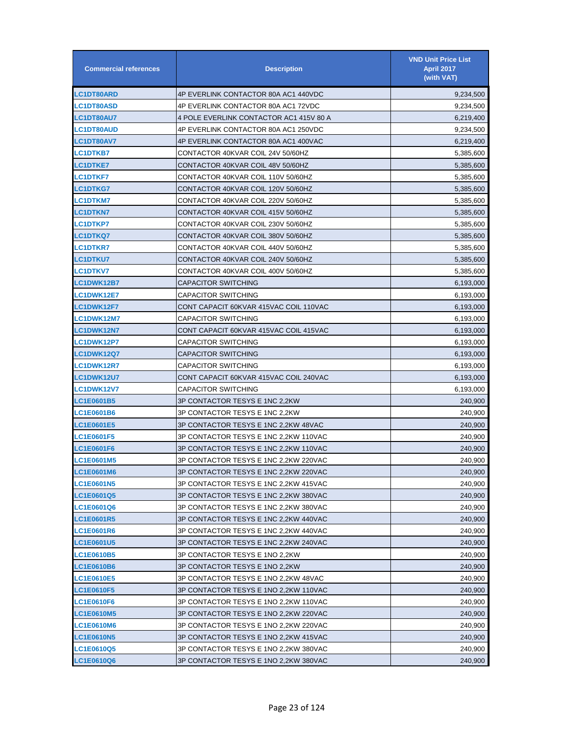| Commercial references | Description | VND Unit Price List April 2017 (with VAT) |
|---|---|---|
| LC1DT80ARD | 4P EVERLINK CONTACTOR 80A AC1 440VDC | 9,234,500 |
| LC1DT80ASD | 4P EVERLINK CONTACTOR 80A AC1 72VDC | 9,234,500 |
| LC1DT80AU7 | 4 POLE EVERLINK CONTACTOR AC1 415V 80 A | 6,219,400 |
| LC1DT80AUD | 4P EVERLINK CONTACTOR 80A AC1 250VDC | 9,234,500 |
| LC1DT80AV7 | 4P EVERLINK CONTACTOR 80A AC1 400VAC | 6,219,400 |
| LC1DTKB7 | CONTACTOR 40KVAR COIL 24V 50/60HZ | 5,385,600 |
| LC1DTKE7 | CONTACTOR 40KVAR COIL 48V 50/60HZ | 5,385,600 |
| LC1DTKF7 | CONTACTOR 40KVAR COIL 110V 50/60HZ | 5,385,600 |
| LC1DTKG7 | CONTACTOR 40KVAR COIL 120V 50/60HZ | 5,385,600 |
| LC1DTKM7 | CONTACTOR 40KVAR COIL 220V 50/60HZ | 5,385,600 |
| LC1DTKN7 | CONTACTOR 40KVAR COIL 415V 50/60HZ | 5,385,600 |
| LC1DTKP7 | CONTACTOR 40KVAR COIL 230V 50/60HZ | 5,385,600 |
| LC1DTKQ7 | CONTACTOR 40KVAR COIL 380V 50/60HZ | 5,385,600 |
| LC1DTKR7 | CONTACTOR 40KVAR COIL 440V 50/60HZ | 5,385,600 |
| LC1DTKU7 | CONTACTOR 40KVAR COIL 240V 50/60HZ | 5,385,600 |
| LC1DTKV7 | CONTACTOR 40KVAR COIL 400V 50/60HZ | 5,385,600 |
| LC1DWK12B7 | CAPACITOR SWITCHING | 6,193,000 |
| LC1DWK12E7 | CAPACITOR SWITCHING | 6,193,000 |
| LC1DWK12F7 | CONT CAPACIT 60KVAR 415VAC COIL 110VAC | 6,193,000 |
| LC1DWK12M7 | CAPACITOR SWITCHING | 6,193,000 |
| LC1DWK12N7 | CONT CAPACIT 60KVAR 415VAC COIL 415VAC | 6,193,000 |
| LC1DWK12P7 | CAPACITOR SWITCHING | 6,193,000 |
| LC1DWK12Q7 | CAPACITOR SWITCHING | 6,193,000 |
| LC1DWK12R7 | CAPACITOR SWITCHING | 6,193,000 |
| LC1DWK12U7 | CONT CAPACIT 60KVAR 415VAC COIL 240VAC | 6,193,000 |
| LC1DWK12V7 | CAPACITOR SWITCHING | 6,193,000 |
| LC1E0601B5 | 3P CONTACTOR TESYS E 1NC 2,2KW | 240,900 |
| LC1E0601B6 | 3P CONTACTOR TESYS E 1NC 2,2KW | 240,900 |
| LC1E0601E5 | 3P CONTACTOR TESYS E 1NC 2,2KW 48VAC | 240,900 |
| LC1E0601F5 | 3P CONTACTOR TESYS E 1NC 2,2KW 110VAC | 240,900 |
| LC1E0601F6 | 3P CONTACTOR TESYS E 1NC 2,2KW 110VAC | 240,900 |
| LC1E0601M5 | 3P CONTACTOR TESYS E 1NC 2,2KW 220VAC | 240,900 |
| LC1E0601M6 | 3P CONTACTOR TESYS E 1NC 2,2KW 220VAC | 240,900 |
| LC1E0601N5 | 3P CONTACTOR TESYS E 1NC 2,2KW 415VAC | 240,900 |
| LC1E0601Q5 | 3P CONTACTOR TESYS E 1NC 2,2KW 380VAC | 240,900 |
| LC1E0601Q6 | 3P CONTACTOR TESYS E 1NC 2,2KW 380VAC | 240,900 |
| LC1E0601R5 | 3P CONTACTOR TESYS E 1NC 2,2KW 440VAC | 240,900 |
| LC1E0601R6 | 3P CONTACTOR TESYS E 1NC 2,2KW 440VAC | 240,900 |
| LC1E0601U5 | 3P CONTACTOR TESYS E 1NC 2,2KW 240VAC | 240,900 |
| LC1E0610B5 | 3P CONTACTOR TESYS E 1NO 2,2KW | 240,900 |
| LC1E0610B6 | 3P CONTACTOR TESYS E 1NO 2,2KW | 240,900 |
| LC1E0610E5 | 3P CONTACTOR TESYS E 1NO 2,2KW 48VAC | 240,900 |
| LC1E0610F5 | 3P CONTACTOR TESYS E 1NO 2,2KW 110VAC | 240,900 |
| LC1E0610F6 | 3P CONTACTOR TESYS E 1NO 2,2KW 110VAC | 240,900 |
| LC1E0610M5 | 3P CONTACTOR TESYS E 1NO 2,2KW 220VAC | 240,900 |
| LC1E0610M6 | 3P CONTACTOR TESYS E 1NO 2,2KW 220VAC | 240,900 |
| LC1E0610N5 | 3P CONTACTOR TESYS E 1NO 2,2KW 415VAC | 240,900 |
| LC1E0610Q5 | 3P CONTACTOR TESYS E 1NO 2,2KW 380VAC | 240,900 |
| LC1E0610Q6 | 3P CONTACTOR TESYS E 1NO 2,2KW 380VAC | 240,900 |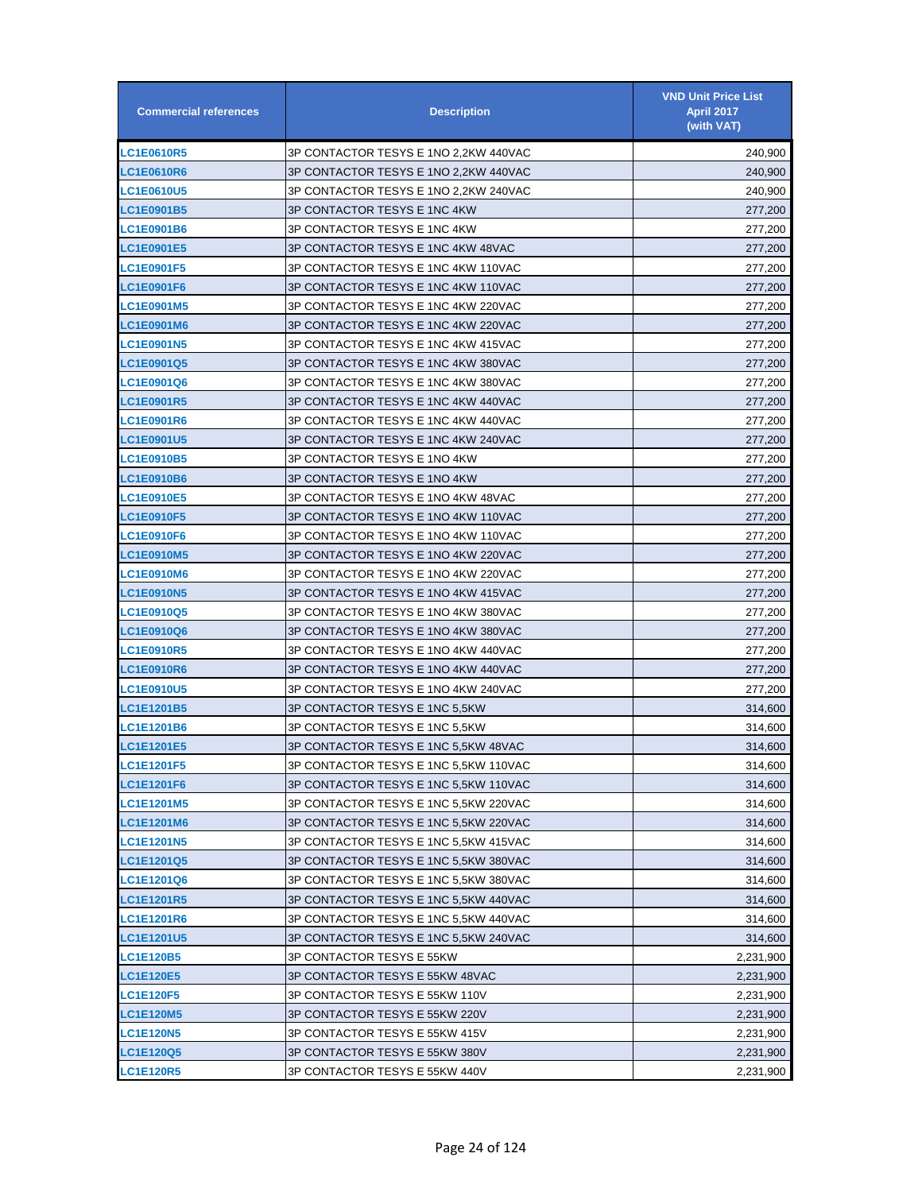| Commercial references | Description | VND Unit Price List April 2017 (with VAT) |
|---|---|---|
| LC1E0610R5 | 3P CONTACTOR TESYS E 1NO 2,2KW 440VAC | 240,900 |
| LC1E0610R6 | 3P CONTACTOR TESYS E 1NO 2,2KW 440VAC | 240,900 |
| LC1E0610U5 | 3P CONTACTOR TESYS E 1NO 2,2KW 240VAC | 240,900 |
| LC1E0901B5 | 3P CONTACTOR TESYS E 1NC 4KW | 277,200 |
| LC1E0901B6 | 3P CONTACTOR TESYS E 1NC 4KW | 277,200 |
| LC1E0901E5 | 3P CONTACTOR TESYS E 1NC 4KW 48VAC | 277,200 |
| LC1E0901F5 | 3P CONTACTOR TESYS E 1NC 4KW 110VAC | 277,200 |
| LC1E0901F6 | 3P CONTACTOR TESYS E 1NC 4KW 110VAC | 277,200 |
| LC1E0901M5 | 3P CONTACTOR TESYS E 1NC 4KW 220VAC | 277,200 |
| LC1E0901M6 | 3P CONTACTOR TESYS E 1NC 4KW 220VAC | 277,200 |
| LC1E0901N5 | 3P CONTACTOR TESYS E 1NC 4KW 415VAC | 277,200 |
| LC1E0901Q5 | 3P CONTACTOR TESYS E 1NC 4KW 380VAC | 277,200 |
| LC1E0901Q6 | 3P CONTACTOR TESYS E 1NC 4KW 380VAC | 277,200 |
| LC1E0901R5 | 3P CONTACTOR TESYS E 1NC 4KW 440VAC | 277,200 |
| LC1E0901R6 | 3P CONTACTOR TESYS E 1NC 4KW 440VAC | 277,200 |
| LC1E0901U5 | 3P CONTACTOR TESYS E 1NC 4KW 240VAC | 277,200 |
| LC1E0910B5 | 3P CONTACTOR TESYS E 1NO 4KW | 277,200 |
| LC1E0910B6 | 3P CONTACTOR TESYS E 1NO 4KW | 277,200 |
| LC1E0910E5 | 3P CONTACTOR TESYS E 1NO 4KW 48VAC | 277,200 |
| LC1E0910F5 | 3P CONTACTOR TESYS E 1NO 4KW 110VAC | 277,200 |
| LC1E0910F6 | 3P CONTACTOR TESYS E 1NO 4KW 110VAC | 277,200 |
| LC1E0910M5 | 3P CONTACTOR TESYS E 1NO 4KW 220VAC | 277,200 |
| LC1E0910M6 | 3P CONTACTOR TESYS E 1NO 4KW 220VAC | 277,200 |
| LC1E0910N5 | 3P CONTACTOR TESYS E 1NO 4KW 415VAC | 277,200 |
| LC1E0910Q5 | 3P CONTACTOR TESYS E 1NO 4KW 380VAC | 277,200 |
| LC1E0910Q6 | 3P CONTACTOR TESYS E 1NO 4KW 380VAC | 277,200 |
| LC1E0910R5 | 3P CONTACTOR TESYS E 1NO 4KW 440VAC | 277,200 |
| LC1E0910R6 | 3P CONTACTOR TESYS E 1NO 4KW 440VAC | 277,200 |
| LC1E0910U5 | 3P CONTACTOR TESYS E 1NO 4KW 240VAC | 277,200 |
| LC1E1201B5 | 3P CONTACTOR TESYS E 1NC 5,5KW | 314,600 |
| LC1E1201B6 | 3P CONTACTOR TESYS E 1NC 5,5KW | 314,600 |
| LC1E1201E5 | 3P CONTACTOR TESYS E 1NC 5,5KW 48VAC | 314,600 |
| LC1E1201F5 | 3P CONTACTOR TESYS E 1NC 5,5KW 110VAC | 314,600 |
| LC1E1201F6 | 3P CONTACTOR TESYS E 1NC 5,5KW 110VAC | 314,600 |
| LC1E1201M5 | 3P CONTACTOR TESYS E 1NC 5,5KW 220VAC | 314,600 |
| LC1E1201M6 | 3P CONTACTOR TESYS E 1NC 5,5KW 220VAC | 314,600 |
| LC1E1201N5 | 3P CONTACTOR TESYS E 1NC 5,5KW 415VAC | 314,600 |
| LC1E1201Q5 | 3P CONTACTOR TESYS E 1NC 5,5KW 380VAC | 314,600 |
| LC1E1201Q6 | 3P CONTACTOR TESYS E 1NC 5,5KW 380VAC | 314,600 |
| LC1E1201R5 | 3P CONTACTOR TESYS E 1NC 5,5KW 440VAC | 314,600 |
| LC1E1201R6 | 3P CONTACTOR TESYS E 1NC 5,5KW 440VAC | 314,600 |
| LC1E1201U5 | 3P CONTACTOR TESYS E 1NC 5,5KW 240VAC | 314,600 |
| LC1E120B5 | 3P CONTACTOR TESYS E 55KW | 2,231,900 |
| LC1E120E5 | 3P CONTACTOR TESYS E 55KW 48VAC | 2,231,900 |
| LC1E120F5 | 3P CONTACTOR TESYS E 55KW 110V | 2,231,900 |
| LC1E120M5 | 3P CONTACTOR TESYS E 55KW 220V | 2,231,900 |
| LC1E120N5 | 3P CONTACTOR TESYS E 55KW 415V | 2,231,900 |
| LC1E120Q5 | 3P CONTACTOR TESYS E 55KW 380V | 2,231,900 |
| LC1E120R5 | 3P CONTACTOR TESYS E 55KW 440V | 2,231,900 |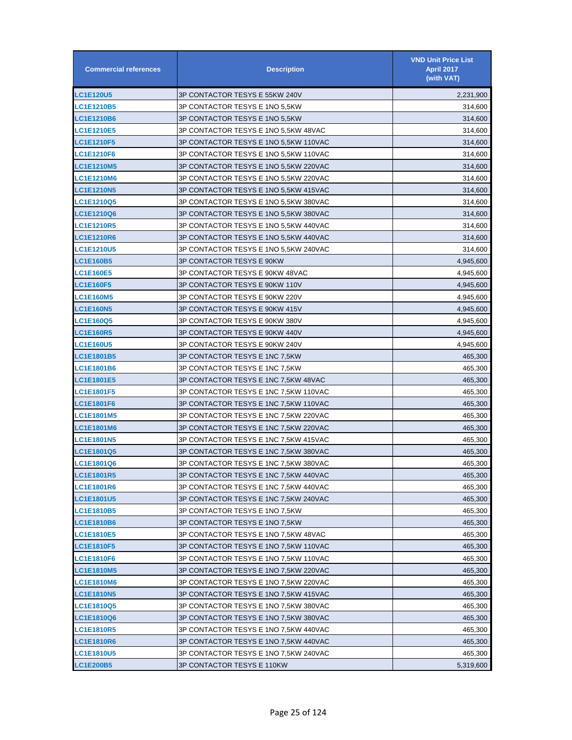| Commercial references | Description | VND Unit Price List April 2017 (with VAT) |
|---|---|---|
| LC1E120U5 | 3P CONTACTOR TESYS E 55KW 240V | 2,231,900 |
| LC1E1210B5 | 3P CONTACTOR TESYS E 1NO 5,5KW | 314,600 |
| LC1E1210B6 | 3P CONTACTOR TESYS E 1NO 5,5KW | 314,600 |
| LC1E1210E5 | 3P CONTACTOR TESYS E 1NO 5,5KW 48VAC | 314,600 |
| LC1E1210F5 | 3P CONTACTOR TESYS E 1NO 5,5KW 110VAC | 314,600 |
| LC1E1210F6 | 3P CONTACTOR TESYS E 1NO 5,5KW 110VAC | 314,600 |
| LC1E1210M5 | 3P CONTACTOR TESYS E 1NO 5,5KW 220VAC | 314,600 |
| LC1E1210M6 | 3P CONTACTOR TESYS E 1NO 5,5KW 220VAC | 314,600 |
| LC1E1210N5 | 3P CONTACTOR TESYS E 1NO 5,5KW 415VAC | 314,600 |
| LC1E1210Q5 | 3P CONTACTOR TESYS E 1NO 5,5KW 380VAC | 314,600 |
| LC1E1210Q6 | 3P CONTACTOR TESYS E 1NO 5,5KW 380VAC | 314,600 |
| LC1E1210R5 | 3P CONTACTOR TESYS E 1NO 5,5KW 440VAC | 314,600 |
| LC1E1210R6 | 3P CONTACTOR TESYS E 1NO 5,5KW 440VAC | 314,600 |
| LC1E1210U5 | 3P CONTACTOR TESYS E 1NO 5,5KW 240VAC | 314,600 |
| LC1E160B5 | 3P CONTACTOR TESYS E 90KW | 4,945,600 |
| LC1E160E5 | 3P CONTACTOR TESYS E 90KW 48VAC | 4,945,600 |
| LC1E160F5 | 3P CONTACTOR TESYS E 90KW 110V | 4,945,600 |
| LC1E160M5 | 3P CONTACTOR TESYS E 90KW 220V | 4,945,600 |
| LC1E160N5 | 3P CONTACTOR TESYS E 90KW 415V | 4,945,600 |
| LC1E160Q5 | 3P CONTACTOR TESYS E 90KW 380V | 4,945,600 |
| LC1E160R5 | 3P CONTACTOR TESYS E 90KW 440V | 4,945,600 |
| LC1E160U5 | 3P CONTACTOR TESYS E 90KW 240V | 4,945,600 |
| LC1E1801B5 | 3P CONTACTOR TESYS E 1NC 7,5KW | 465,300 |
| LC1E1801B6 | 3P CONTACTOR TESYS E 1NC 7,5KW | 465,300 |
| LC1E1801E5 | 3P CONTACTOR TESYS E 1NC 7,5KW 48VAC | 465,300 |
| LC1E1801F5 | 3P CONTACTOR TESYS E 1NC 7,5KW 110VAC | 465,300 |
| LC1E1801F6 | 3P CONTACTOR TESYS E 1NC 7,5KW 110VAC | 465,300 |
| LC1E1801M5 | 3P CONTACTOR TESYS E 1NC 7,5KW 220VAC | 465,300 |
| LC1E1801M6 | 3P CONTACTOR TESYS E 1NC 7,5KW 220VAC | 465,300 |
| LC1E1801N5 | 3P CONTACTOR TESYS E 1NC 7,5KW 415VAC | 465,300 |
| LC1E1801Q5 | 3P CONTACTOR TESYS E 1NC 7,5KW 380VAC | 465,300 |
| LC1E1801Q6 | 3P CONTACTOR TESYS E 1NC 7,5KW 380VAC | 465,300 |
| LC1E1801R5 | 3P CONTACTOR TESYS E 1NC 7,5KW 440VAC | 465,300 |
| LC1E1801R6 | 3P CONTACTOR TESYS E 1NC 7,5KW 440VAC | 465,300 |
| LC1E1801U5 | 3P CONTACTOR TESYS E 1NC 7,5KW 240VAC | 465,300 |
| LC1E1810B5 | 3P CONTACTOR TESYS E 1NO 7,5KW | 465,300 |
| LC1E1810B6 | 3P CONTACTOR TESYS E 1NO 7,5KW | 465,300 |
| LC1E1810E5 | 3P CONTACTOR TESYS E 1NO 7,5KW 48VAC | 465,300 |
| LC1E1810F5 | 3P CONTACTOR TESYS E 1NO 7,5KW 110VAC | 465,300 |
| LC1E1810F6 | 3P CONTACTOR TESYS E 1NO 7,5KW 110VAC | 465,300 |
| LC1E1810M5 | 3P CONTACTOR TESYS E 1NO 7,5KW 220VAC | 465,300 |
| LC1E1810M6 | 3P CONTACTOR TESYS E 1NO 7,5KW 220VAC | 465,300 |
| LC1E1810N5 | 3P CONTACTOR TESYS E 1NO 7,5KW 415VAC | 465,300 |
| LC1E1810Q5 | 3P CONTACTOR TESYS E 1NO 7,5KW 380VAC | 465,300 |
| LC1E1810Q6 | 3P CONTACTOR TESYS E 1NO 7,5KW 380VAC | 465,300 |
| LC1E1810R5 | 3P CONTACTOR TESYS E 1NO 7,5KW 440VAC | 465,300 |
| LC1E1810R6 | 3P CONTACTOR TESYS E 1NO 7,5KW 440VAC | 465,300 |
| LC1E1810U5 | 3P CONTACTOR TESYS E 1NO 7,5KW 240VAC | 465,300 |
| LC1E200B5 | 3P CONTACTOR TESYS E 110KW | 5,319,600 |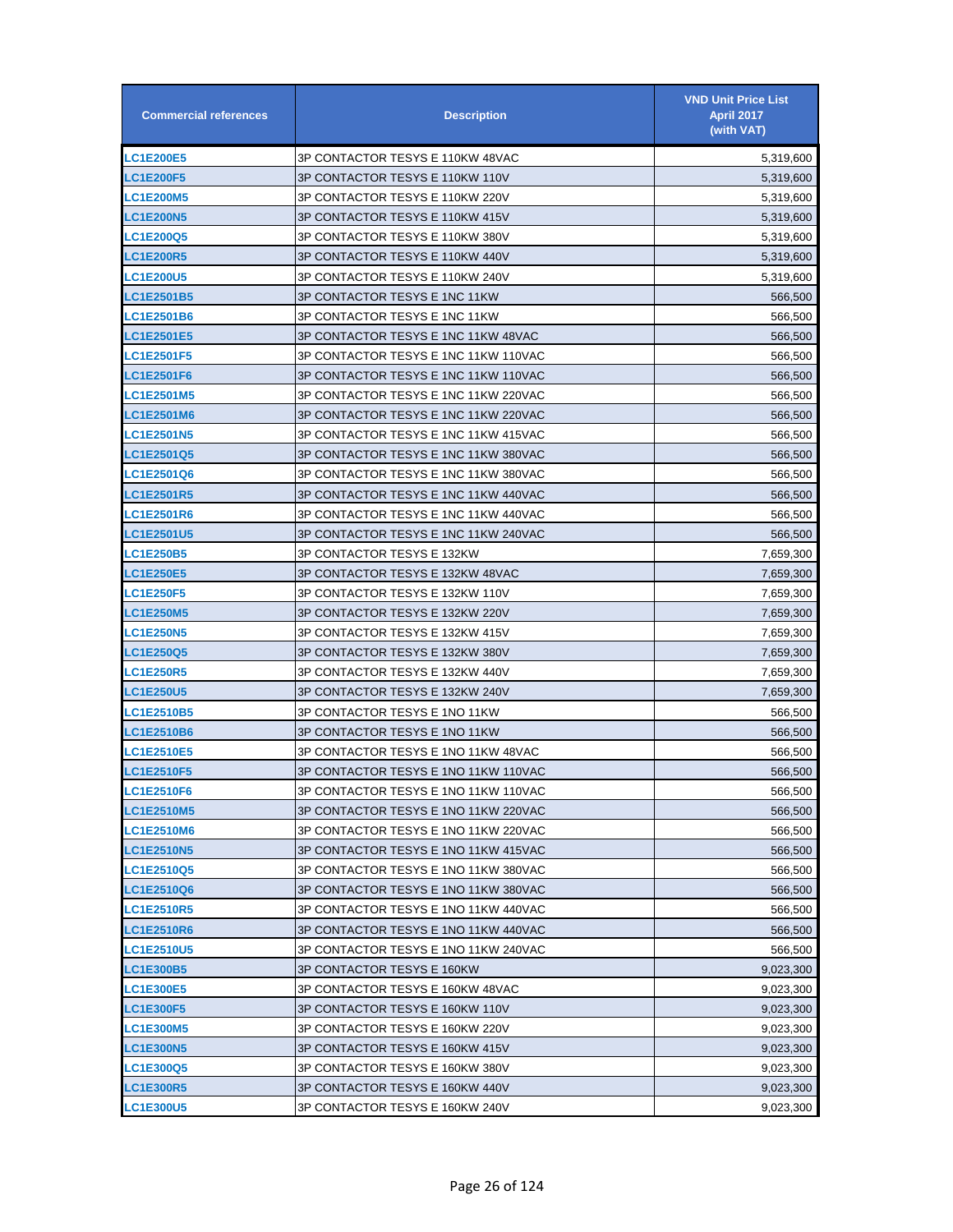| Commercial references | Description | VND Unit Price List April 2017 (with VAT) |
|---|---|---|
| LC1E200E5 | 3P CONTACTOR TESYS E 110KW 48VAC | 5,319,600 |
| LC1E200F5 | 3P CONTACTOR TESYS E 110KW 110V | 5,319,600 |
| LC1E200M5 | 3P CONTACTOR TESYS E 110KW 220V | 5,319,600 |
| LC1E200N5 | 3P CONTACTOR TESYS E 110KW 415V | 5,319,600 |
| LC1E200Q5 | 3P CONTACTOR TESYS E 110KW 380V | 5,319,600 |
| LC1E200R5 | 3P CONTACTOR TESYS E 110KW 440V | 5,319,600 |
| LC1E200U5 | 3P CONTACTOR TESYS E 110KW 240V | 5,319,600 |
| LC1E2501B5 | 3P CONTACTOR TESYS E 1NC 11KW | 566,500 |
| LC1E2501B6 | 3P CONTACTOR TESYS E 1NC 11KW | 566,500 |
| LC1E2501E5 | 3P CONTACTOR TESYS E 1NC 11KW 48VAC | 566,500 |
| LC1E2501F5 | 3P CONTACTOR TESYS E 1NC 11KW 110VAC | 566,500 |
| LC1E2501F6 | 3P CONTACTOR TESYS E 1NC 11KW 110VAC | 566,500 |
| LC1E2501M5 | 3P CONTACTOR TESYS E 1NC 11KW 220VAC | 566,500 |
| LC1E2501M6 | 3P CONTACTOR TESYS E 1NC 11KW 220VAC | 566,500 |
| LC1E2501N5 | 3P CONTACTOR TESYS E 1NC 11KW 415VAC | 566,500 |
| LC1E2501Q5 | 3P CONTACTOR TESYS E 1NC 11KW 380VAC | 566,500 |
| LC1E2501Q6 | 3P CONTACTOR TESYS E 1NC 11KW 380VAC | 566,500 |
| LC1E2501R5 | 3P CONTACTOR TESYS E 1NC 11KW 440VAC | 566,500 |
| LC1E2501R6 | 3P CONTACTOR TESYS E 1NC 11KW 440VAC | 566,500 |
| LC1E2501U5 | 3P CONTACTOR TESYS E 1NC 11KW 240VAC | 566,500 |
| LC1E250B5 | 3P CONTACTOR TESYS E 132KW | 7,659,300 |
| LC1E250E5 | 3P CONTACTOR TESYS E 132KW 48VAC | 7,659,300 |
| LC1E250F5 | 3P CONTACTOR TESYS E 132KW 110V | 7,659,300 |
| LC1E250M5 | 3P CONTACTOR TESYS E 132KW 220V | 7,659,300 |
| LC1E250N5 | 3P CONTACTOR TESYS E 132KW 415V | 7,659,300 |
| LC1E250Q5 | 3P CONTACTOR TESYS E 132KW 380V | 7,659,300 |
| LC1E250R5 | 3P CONTACTOR TESYS E 132KW 440V | 7,659,300 |
| LC1E250U5 | 3P CONTACTOR TESYS E 132KW 240V | 7,659,300 |
| LC1E2510B5 | 3P CONTACTOR TESYS E 1NO 11KW | 566,500 |
| LC1E2510B6 | 3P CONTACTOR TESYS E 1NO 11KW | 566,500 |
| LC1E2510E5 | 3P CONTACTOR TESYS E 1NO 11KW 48VAC | 566,500 |
| LC1E2510F5 | 3P CONTACTOR TESYS E 1NO 11KW 110VAC | 566,500 |
| LC1E2510F6 | 3P CONTACTOR TESYS E 1NO 11KW 110VAC | 566,500 |
| LC1E2510M5 | 3P CONTACTOR TESYS E 1NO 11KW 220VAC | 566,500 |
| LC1E2510M6 | 3P CONTACTOR TESYS E 1NO 11KW 220VAC | 566,500 |
| LC1E2510N5 | 3P CONTACTOR TESYS E 1NO 11KW 415VAC | 566,500 |
| LC1E2510Q5 | 3P CONTACTOR TESYS E 1NO 11KW 380VAC | 566,500 |
| LC1E2510Q6 | 3P CONTACTOR TESYS E 1NO 11KW 380VAC | 566,500 |
| LC1E2510R5 | 3P CONTACTOR TESYS E 1NO 11KW 440VAC | 566,500 |
| LC1E2510R6 | 3P CONTACTOR TESYS E 1NO 11KW 440VAC | 566,500 |
| LC1E2510U5 | 3P CONTACTOR TESYS E 1NO 11KW 240VAC | 566,500 |
| LC1E300B5 | 3P CONTACTOR TESYS E 160KW | 9,023,300 |
| LC1E300E5 | 3P CONTACTOR TESYS E 160KW 48VAC | 9,023,300 |
| LC1E300F5 | 3P CONTACTOR TESYS E 160KW 110V | 9,023,300 |
| LC1E300M5 | 3P CONTACTOR TESYS E 160KW 220V | 9,023,300 |
| LC1E300N5 | 3P CONTACTOR TESYS E 160KW 415V | 9,023,300 |
| LC1E300Q5 | 3P CONTACTOR TESYS E 160KW 380V | 9,023,300 |
| LC1E300R5 | 3P CONTACTOR TESYS E 160KW 440V | 9,023,300 |
| LC1E300U5 | 3P CONTACTOR TESYS E 160KW 240V | 9,023,300 |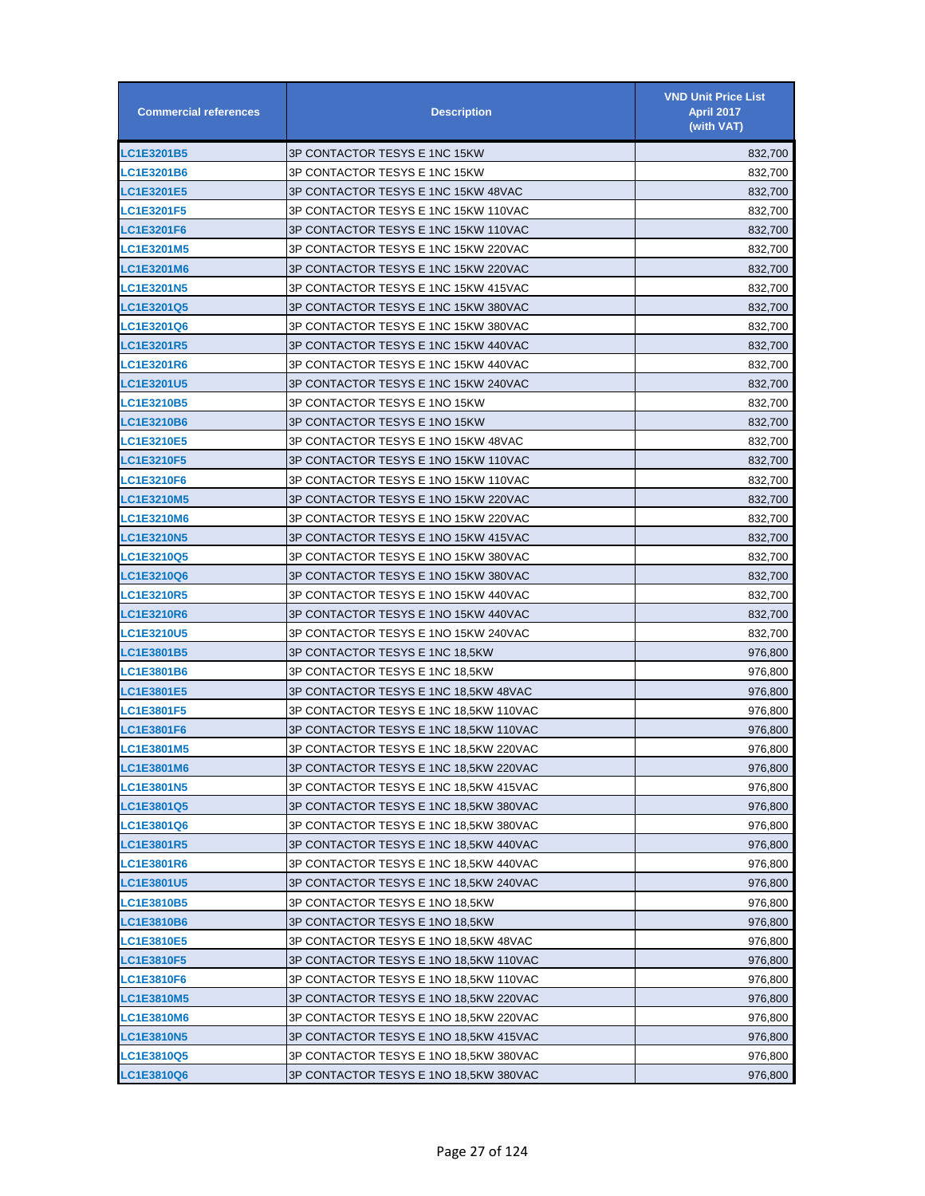| Commercial references | Description | VND Unit Price List April 2017 (with VAT) |
|---|---|---|
| LC1E3201B5 | 3P CONTACTOR TESYS E 1NC 15KW | 832,700 |
| LC1E3201B6 | 3P CONTACTOR TESYS E 1NC 15KW | 832,700 |
| LC1E3201E5 | 3P CONTACTOR TESYS E 1NC 15KW 48VAC | 832,700 |
| LC1E3201F5 | 3P CONTACTOR TESYS E 1NC 15KW 110VAC | 832,700 |
| LC1E3201F6 | 3P CONTACTOR TESYS E 1NC 15KW 110VAC | 832,700 |
| LC1E3201M5 | 3P CONTACTOR TESYS E 1NC 15KW 220VAC | 832,700 |
| LC1E3201M6 | 3P CONTACTOR TESYS E 1NC 15KW 220VAC | 832,700 |
| LC1E3201N5 | 3P CONTACTOR TESYS E 1NC 15KW 415VAC | 832,700 |
| LC1E3201Q5 | 3P CONTACTOR TESYS E 1NC 15KW 380VAC | 832,700 |
| LC1E3201Q6 | 3P CONTACTOR TESYS E 1NC 15KW 380VAC | 832,700 |
| LC1E3201R5 | 3P CONTACTOR TESYS E 1NC 15KW 440VAC | 832,700 |
| LC1E3201R6 | 3P CONTACTOR TESYS E 1NC 15KW 440VAC | 832,700 |
| LC1E3201U5 | 3P CONTACTOR TESYS E 1NC 15KW 240VAC | 832,700 |
| LC1E3210B5 | 3P CONTACTOR TESYS E 1NO 15KW | 832,700 |
| LC1E3210B6 | 3P CONTACTOR TESYS E 1NO 15KW | 832,700 |
| LC1E3210E5 | 3P CONTACTOR TESYS E 1NO 15KW 48VAC | 832,700 |
| LC1E3210F5 | 3P CONTACTOR TESYS E 1NO 15KW 110VAC | 832,700 |
| LC1E3210F6 | 3P CONTACTOR TESYS E 1NO 15KW 110VAC | 832,700 |
| LC1E3210M5 | 3P CONTACTOR TESYS E 1NO 15KW 220VAC | 832,700 |
| LC1E3210M6 | 3P CONTACTOR TESYS E 1NO 15KW 220VAC | 832,700 |
| LC1E3210N5 | 3P CONTACTOR TESYS E 1NO 15KW 415VAC | 832,700 |
| LC1E3210Q5 | 3P CONTACTOR TESYS E 1NO 15KW 380VAC | 832,700 |
| LC1E3210Q6 | 3P CONTACTOR TESYS E 1NO 15KW 380VAC | 832,700 |
| LC1E3210R5 | 3P CONTACTOR TESYS E 1NO 15KW 440VAC | 832,700 |
| LC1E3210R6 | 3P CONTACTOR TESYS E 1NO 15KW 440VAC | 832,700 |
| LC1E3210U5 | 3P CONTACTOR TESYS E 1NO 15KW 240VAC | 832,700 |
| LC1E3801B5 | 3P CONTACTOR TESYS E 1NC 18,5KW | 976,800 |
| LC1E3801B6 | 3P CONTACTOR TESYS E 1NC 18,5KW | 976,800 |
| LC1E3801E5 | 3P CONTACTOR TESYS E 1NC 18,5KW 48VAC | 976,800 |
| LC1E3801F5 | 3P CONTACTOR TESYS E 1NC 18,5KW 110VAC | 976,800 |
| LC1E3801F6 | 3P CONTACTOR TESYS E 1NC 18,5KW 110VAC | 976,800 |
| LC1E3801M5 | 3P CONTACTOR TESYS E 1NC 18,5KW 220VAC | 976,800 |
| LC1E3801M6 | 3P CONTACTOR TESYS E 1NC 18,5KW 220VAC | 976,800 |
| LC1E3801N5 | 3P CONTACTOR TESYS E 1NC 18,5KW 415VAC | 976,800 |
| LC1E3801Q5 | 3P CONTACTOR TESYS E 1NC 18,5KW 380VAC | 976,800 |
| LC1E3801Q6 | 3P CONTACTOR TESYS E 1NC 18,5KW 380VAC | 976,800 |
| LC1E3801R5 | 3P CONTACTOR TESYS E 1NC 18,5KW 440VAC | 976,800 |
| LC1E3801R6 | 3P CONTACTOR TESYS E 1NC 18,5KW 440VAC | 976,800 |
| LC1E3801U5 | 3P CONTACTOR TESYS E 1NC 18,5KW 240VAC | 976,800 |
| LC1E3810B5 | 3P CONTACTOR TESYS E 1NO 18,5KW | 976,800 |
| LC1E3810B6 | 3P CONTACTOR TESYS E 1NO 18,5KW | 976,800 |
| LC1E3810E5 | 3P CONTACTOR TESYS E 1NO 18,5KW 48VAC | 976,800 |
| LC1E3810F5 | 3P CONTACTOR TESYS E 1NO 18,5KW 110VAC | 976,800 |
| LC1E3810F6 | 3P CONTACTOR TESYS E 1NO 18,5KW 110VAC | 976,800 |
| LC1E3810M5 | 3P CONTACTOR TESYS E 1NO 18,5KW 220VAC | 976,800 |
| LC1E3810M6 | 3P CONTACTOR TESYS E 1NO 18,5KW 220VAC | 976,800 |
| LC1E3810N5 | 3P CONTACTOR TESYS E 1NO 18,5KW 415VAC | 976,800 |
| LC1E3810Q5 | 3P CONTACTOR TESYS E 1NO 18,5KW 380VAC | 976,800 |
| LC1E3810Q6 | 3P CONTACTOR TESYS E 1NO 18,5KW 380VAC | 976,800 |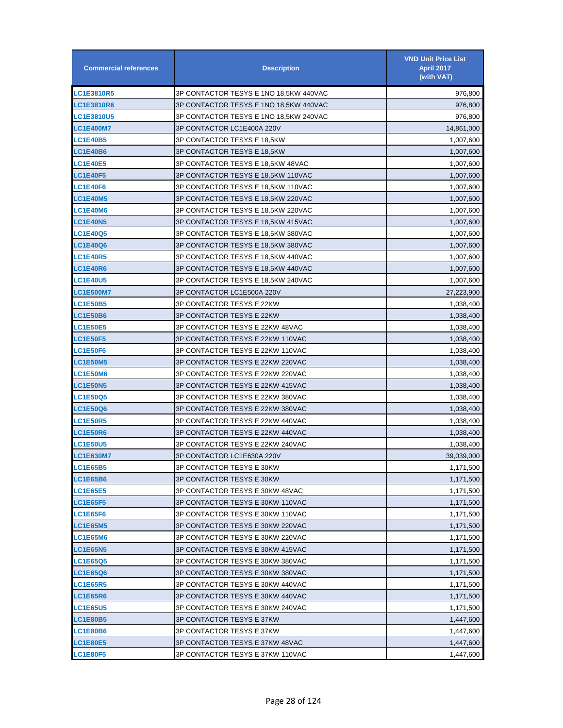| Commercial references | Description | VND Unit Price List April 2017 (with VAT) |
|---|---|---|
| LC1E3810R5 | 3P CONTACTOR TESYS E 1NO 18,5KW 440VAC | 976,800 |
| LC1E3810R6 | 3P CONTACTOR TESYS E 1NO 18,5KW 440VAC | 976,800 |
| LC1E3810U5 | 3P CONTACTOR TESYS E 1NO 18,5KW 240VAC | 976,800 |
| LC1E400M7 | 3P CONTACTOR LC1E400A 220V | 14,861,000 |
| LC1E40B5 | 3P CONTACTOR TESYS E 18,5KW | 1,007,600 |
| LC1E40B6 | 3P CONTACTOR TESYS E 18,5KW | 1,007,600 |
| LC1E40E5 | 3P CONTACTOR TESYS E 18,5KW 48VAC | 1,007,600 |
| LC1E40F5 | 3P CONTACTOR TESYS E 18,5KW 110VAC | 1,007,600 |
| LC1E40F6 | 3P CONTACTOR TESYS E 18,5KW 110VAC | 1,007,600 |
| LC1E40M5 | 3P CONTACTOR TESYS E 18,5KW 220VAC | 1,007,600 |
| LC1E40M6 | 3P CONTACTOR TESYS E 18,5KW 220VAC | 1,007,600 |
| LC1E40N5 | 3P CONTACTOR TESYS E 18,5KW 415VAC | 1,007,600 |
| LC1E40Q5 | 3P CONTACTOR TESYS E 18,5KW 380VAC | 1,007,600 |
| LC1E40Q6 | 3P CONTACTOR TESYS E 18,5KW 380VAC | 1,007,600 |
| LC1E40R5 | 3P CONTACTOR TESYS E 18,5KW 440VAC | 1,007,600 |
| LC1E40R6 | 3P CONTACTOR TESYS E 18,5KW 440VAC | 1,007,600 |
| LC1E40U5 | 3P CONTACTOR TESYS E 18,5KW 240VAC | 1,007,600 |
| LC1E500M7 | 3P CONTACTOR LC1E500A 220V | 27,223,900 |
| LC1E50B5 | 3P CONTACTOR TESYS E 22KW | 1,038,400 |
| LC1E50B6 | 3P CONTACTOR TESYS E 22KW | 1,038,400 |
| LC1E50E5 | 3P CONTACTOR TESYS E 22KW 48VAC | 1,038,400 |
| LC1E50F5 | 3P CONTACTOR TESYS E 22KW 110VAC | 1,038,400 |
| LC1E50F6 | 3P CONTACTOR TESYS E 22KW 110VAC | 1,038,400 |
| LC1E50M5 | 3P CONTACTOR TESYS E 22KW 220VAC | 1,038,400 |
| LC1E50M6 | 3P CONTACTOR TESYS E 22KW 220VAC | 1,038,400 |
| LC1E50N5 | 3P CONTACTOR TESYS E 22KW 415VAC | 1,038,400 |
| LC1E50Q5 | 3P CONTACTOR TESYS E 22KW 380VAC | 1,038,400 |
| LC1E50Q6 | 3P CONTACTOR TESYS E 22KW 380VAC | 1,038,400 |
| LC1E50R5 | 3P CONTACTOR TESYS E 22KW 440VAC | 1,038,400 |
| LC1E50R6 | 3P CONTACTOR TESYS E 22KW 440VAC | 1,038,400 |
| LC1E50U5 | 3P CONTACTOR TESYS E 22KW 240VAC | 1,038,400 |
| LC1E630M7 | 3P CONTACTOR LC1E630A 220V | 39,039,000 |
| LC1E65B5 | 3P CONTACTOR TESYS E 30KW | 1,171,500 |
| LC1E65B6 | 3P CONTACTOR TESYS E 30KW | 1,171,500 |
| LC1E65E5 | 3P CONTACTOR TESYS E 30KW 48VAC | 1,171,500 |
| LC1E65F5 | 3P CONTACTOR TESYS E 30KW 110VAC | 1,171,500 |
| LC1E65F6 | 3P CONTACTOR TESYS E 30KW 110VAC | 1,171,500 |
| LC1E65M5 | 3P CONTACTOR TESYS E 30KW 220VAC | 1,171,500 |
| LC1E65M6 | 3P CONTACTOR TESYS E 30KW 220VAC | 1,171,500 |
| LC1E65N5 | 3P CONTACTOR TESYS E 30KW 415VAC | 1,171,500 |
| LC1E65Q5 | 3P CONTACTOR TESYS E 30KW 380VAC | 1,171,500 |
| LC1E65Q6 | 3P CONTACTOR TESYS E 30KW 380VAC | 1,171,500 |
| LC1E65R5 | 3P CONTACTOR TESYS E 30KW 440VAC | 1,171,500 |
| LC1E65R6 | 3P CONTACTOR TESYS E 30KW 440VAC | 1,171,500 |
| LC1E65U5 | 3P CONTACTOR TESYS E 30KW 240VAC | 1,171,500 |
| LC1E80B5 | 3P CONTACTOR TESYS E 37KW | 1,447,600 |
| LC1E80B6 | 3P CONTACTOR TESYS E 37KW | 1,447,600 |
| LC1E80E5 | 3P CONTACTOR TESYS E 37KW 48VAC | 1,447,600 |
| LC1E80F5 | 3P CONTACTOR TESYS E 37KW 110VAC | 1,447,600 |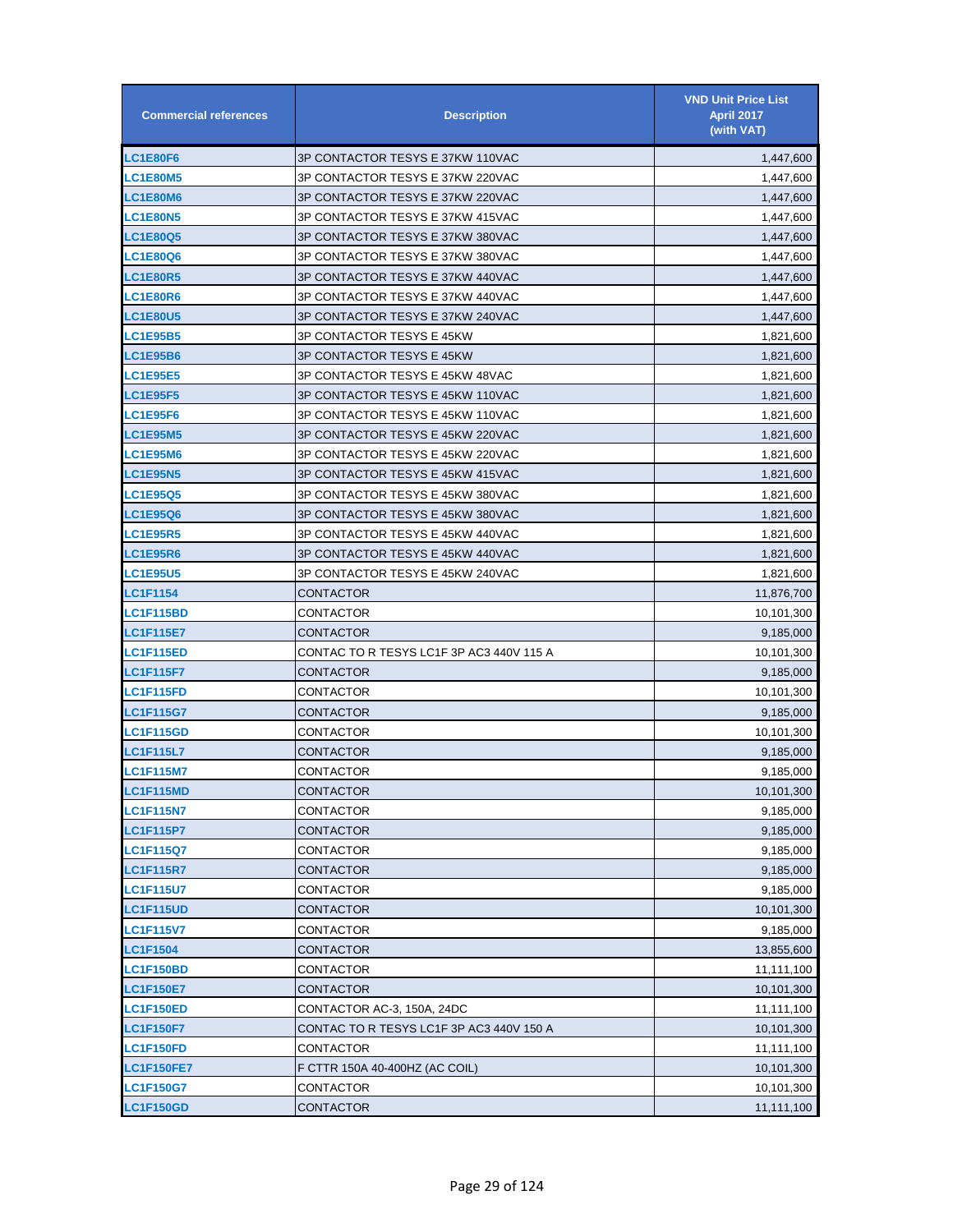| Commercial references | Description | VND Unit Price List April 2017 (with VAT) |
|---|---|---|
| LC1E80F6 | 3P CONTACTOR TESYS E 37KW 110VAC | 1,447,600 |
| LC1E80M5 | 3P CONTACTOR TESYS E 37KW 220VAC | 1,447,600 |
| LC1E80M6 | 3P CONTACTOR TESYS E 37KW 220VAC | 1,447,600 |
| LC1E80N5 | 3P CONTACTOR TESYS E 37KW 415VAC | 1,447,600 |
| LC1E80Q5 | 3P CONTACTOR TESYS E 37KW 380VAC | 1,447,600 |
| LC1E80Q6 | 3P CONTACTOR TESYS E 37KW 380VAC | 1,447,600 |
| LC1E80R5 | 3P CONTACTOR TESYS E 37KW 440VAC | 1,447,600 |
| LC1E80R6 | 3P CONTACTOR TESYS E 37KW 440VAC | 1,447,600 |
| LC1E80U5 | 3P CONTACTOR TESYS E 37KW 240VAC | 1,447,600 |
| LC1E95B5 | 3P CONTACTOR TESYS E 45KW | 1,821,600 |
| LC1E95B6 | 3P CONTACTOR TESYS E 45KW | 1,821,600 |
| LC1E95E5 | 3P CONTACTOR TESYS E 45KW 48VAC | 1,821,600 |
| LC1E95F5 | 3P CONTACTOR TESYS E 45KW 110VAC | 1,821,600 |
| LC1E95F6 | 3P CONTACTOR TESYS E 45KW 110VAC | 1,821,600 |
| LC1E95M5 | 3P CONTACTOR TESYS E 45KW 220VAC | 1,821,600 |
| LC1E95M6 | 3P CONTACTOR TESYS E 45KW 220VAC | 1,821,600 |
| LC1E95N5 | 3P CONTACTOR TESYS E 45KW 415VAC | 1,821,600 |
| LC1E95Q5 | 3P CONTACTOR TESYS E 45KW 380VAC | 1,821,600 |
| LC1E95Q6 | 3P CONTACTOR TESYS E 45KW 380VAC | 1,821,600 |
| LC1E95R5 | 3P CONTACTOR TESYS E 45KW 440VAC | 1,821,600 |
| LC1E95R6 | 3P CONTACTOR TESYS E 45KW 440VAC | 1,821,600 |
| LC1E95U5 | 3P CONTACTOR TESYS E 45KW 240VAC | 1,821,600 |
| LC1F1154 | CONTACTOR | 11,876,700 |
| LC1F115BD | CONTACTOR | 10,101,300 |
| LC1F115E7 | CONTACTOR | 9,185,000 |
| LC1F115ED | CONTAC TO R TESYS LC1F 3P AC3 440V 115 A | 10,101,300 |
| LC1F115F7 | CONTACTOR | 9,185,000 |
| LC1F115FD | CONTACTOR | 10,101,300 |
| LC1F115G7 | CONTACTOR | 9,185,000 |
| LC1F115GD | CONTACTOR | 10,101,300 |
| LC1F115L7 | CONTACTOR | 9,185,000 |
| LC1F115M7 | CONTACTOR | 9,185,000 |
| LC1F115MD | CONTACTOR | 10,101,300 |
| LC1F115N7 | CONTACTOR | 9,185,000 |
| LC1F115P7 | CONTACTOR | 9,185,000 |
| LC1F115Q7 | CONTACTOR | 9,185,000 |
| LC1F115R7 | CONTACTOR | 9,185,000 |
| LC1F115U7 | CONTACTOR | 9,185,000 |
| LC1F115UD | CONTACTOR | 10,101,300 |
| LC1F115V7 | CONTACTOR | 9,185,000 |
| LC1F1504 | CONTACTOR | 13,855,600 |
| LC1F150BD | CONTACTOR | 11,111,100 |
| LC1F150E7 | CONTACTOR | 10,101,300 |
| LC1F150ED | CONTACTOR AC-3, 150A, 24DC | 11,111,100 |
| LC1F150F7 | CONTAC TO R TESYS LC1F 3P AC3 440V 150 A | 10,101,300 |
| LC1F150FD | CONTACTOR | 11,111,100 |
| LC1F150FE7 | F CTTR 150A 40-400HZ (AC COIL) | 10,101,300 |
| LC1F150G7 | CONTACTOR | 10,101,300 |
| LC1F150GD | CONTACTOR | 11,111,100 |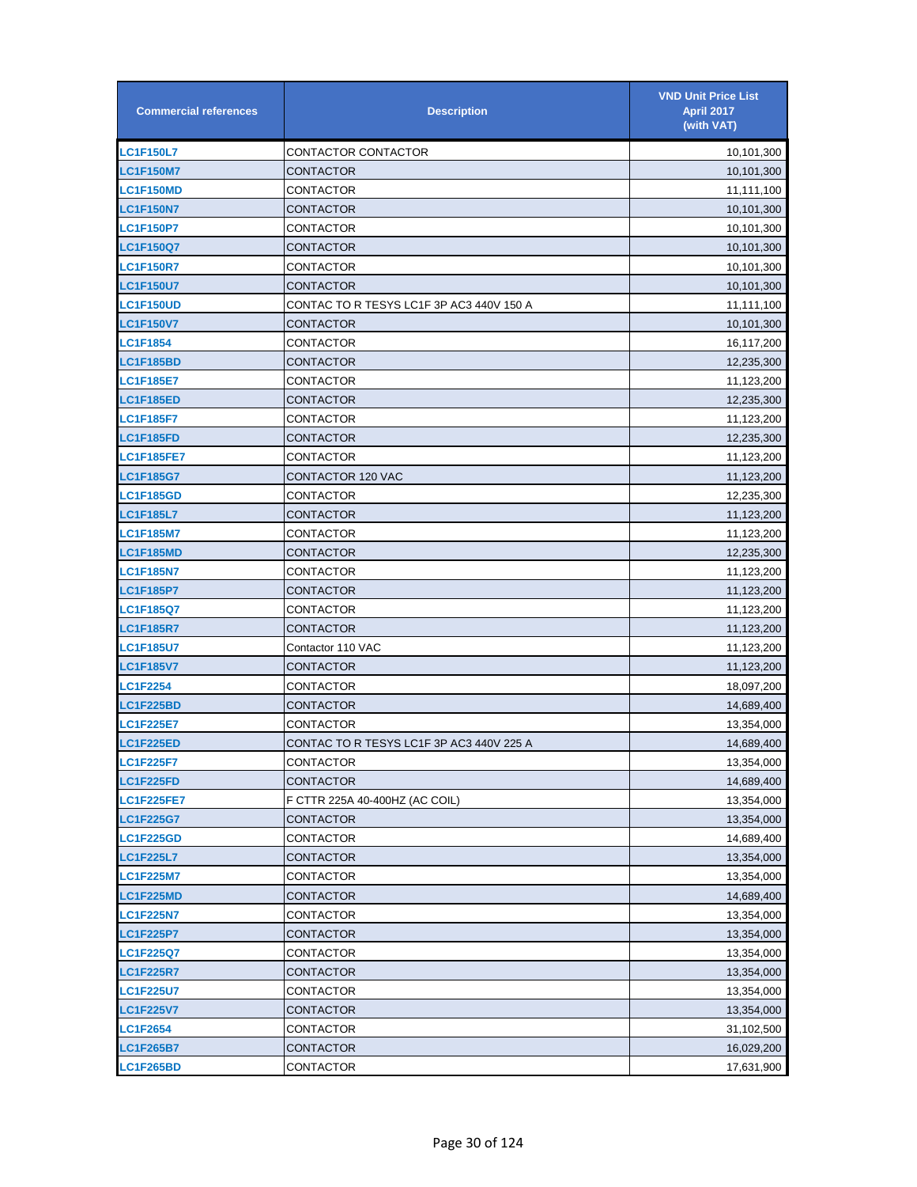| Commercial references | Description | VND Unit Price List April 2017 (with VAT) |
|---|---|---|
| LC1F150L7 | CONTACTOR CONTACTOR | 10,101,300 |
| LC1F150M7 | CONTACTOR | 10,101,300 |
| LC1F150MD | CONTACTOR | 11,111,100 |
| LC1F150N7 | CONTACTOR | 10,101,300 |
| LC1F150P7 | CONTACTOR | 10,101,300 |
| LC1F150Q7 | CONTACTOR | 10,101,300 |
| LC1F150R7 | CONTACTOR | 10,101,300 |
| LC1F150U7 | CONTACTOR | 10,101,300 |
| LC1F150UD | CONTAC TO R TESYS LC1F 3P AC3 440V 150 A | 11,111,100 |
| LC1F150V7 | CONTACTOR | 10,101,300 |
| LC1F1854 | CONTACTOR | 16,117,200 |
| LC1F185BD | CONTACTOR | 12,235,300 |
| LC1F185E7 | CONTACTOR | 11,123,200 |
| LC1F185ED | CONTACTOR | 12,235,300 |
| LC1F185F7 | CONTACTOR | 11,123,200 |
| LC1F185FD | CONTACTOR | 12,235,300 |
| LC1F185FE7 | CONTACTOR | 11,123,200 |
| LC1F185G7 | CONTACTOR 120 VAC | 11,123,200 |
| LC1F185GD | CONTACTOR | 12,235,300 |
| LC1F185L7 | CONTACTOR | 11,123,200 |
| LC1F185M7 | CONTACTOR | 11,123,200 |
| LC1F185MD | CONTACTOR | 12,235,300 |
| LC1F185N7 | CONTACTOR | 11,123,200 |
| LC1F185P7 | CONTACTOR | 11,123,200 |
| LC1F185Q7 | CONTACTOR | 11,123,200 |
| LC1F185R7 | CONTACTOR | 11,123,200 |
| LC1F185U7 | Contactor 110 VAC | 11,123,200 |
| LC1F185V7 | CONTACTOR | 11,123,200 |
| LC1F2254 | CONTACTOR | 18,097,200 |
| LC1F225BD | CONTACTOR | 14,689,400 |
| LC1F225E7 | CONTACTOR | 13,354,000 |
| LC1F225ED | CONTAC TO R TESYS LC1F 3P AC3 440V 225 A | 14,689,400 |
| LC1F225F7 | CONTACTOR | 13,354,000 |
| LC1F225FD | CONTACTOR | 14,689,400 |
| LC1F225FE7 | F CTTR 225A 40-400HZ (AC COIL) | 13,354,000 |
| LC1F225G7 | CONTACTOR | 13,354,000 |
| LC1F225GD | CONTACTOR | 14,689,400 |
| LC1F225L7 | CONTACTOR | 13,354,000 |
| LC1F225M7 | CONTACTOR | 13,354,000 |
| LC1F225MD | CONTACTOR | 14,689,400 |
| LC1F225N7 | CONTACTOR | 13,354,000 |
| LC1F225P7 | CONTACTOR | 13,354,000 |
| LC1F225Q7 | CONTACTOR | 13,354,000 |
| LC1F225R7 | CONTACTOR | 13,354,000 |
| LC1F225U7 | CONTACTOR | 13,354,000 |
| LC1F225V7 | CONTACTOR | 13,354,000 |
| LC1F2654 | CONTACTOR | 31,102,500 |
| LC1F265B7 | CONTACTOR | 16,029,200 |
| LC1F265BD | CONTACTOR | 17,631,900 |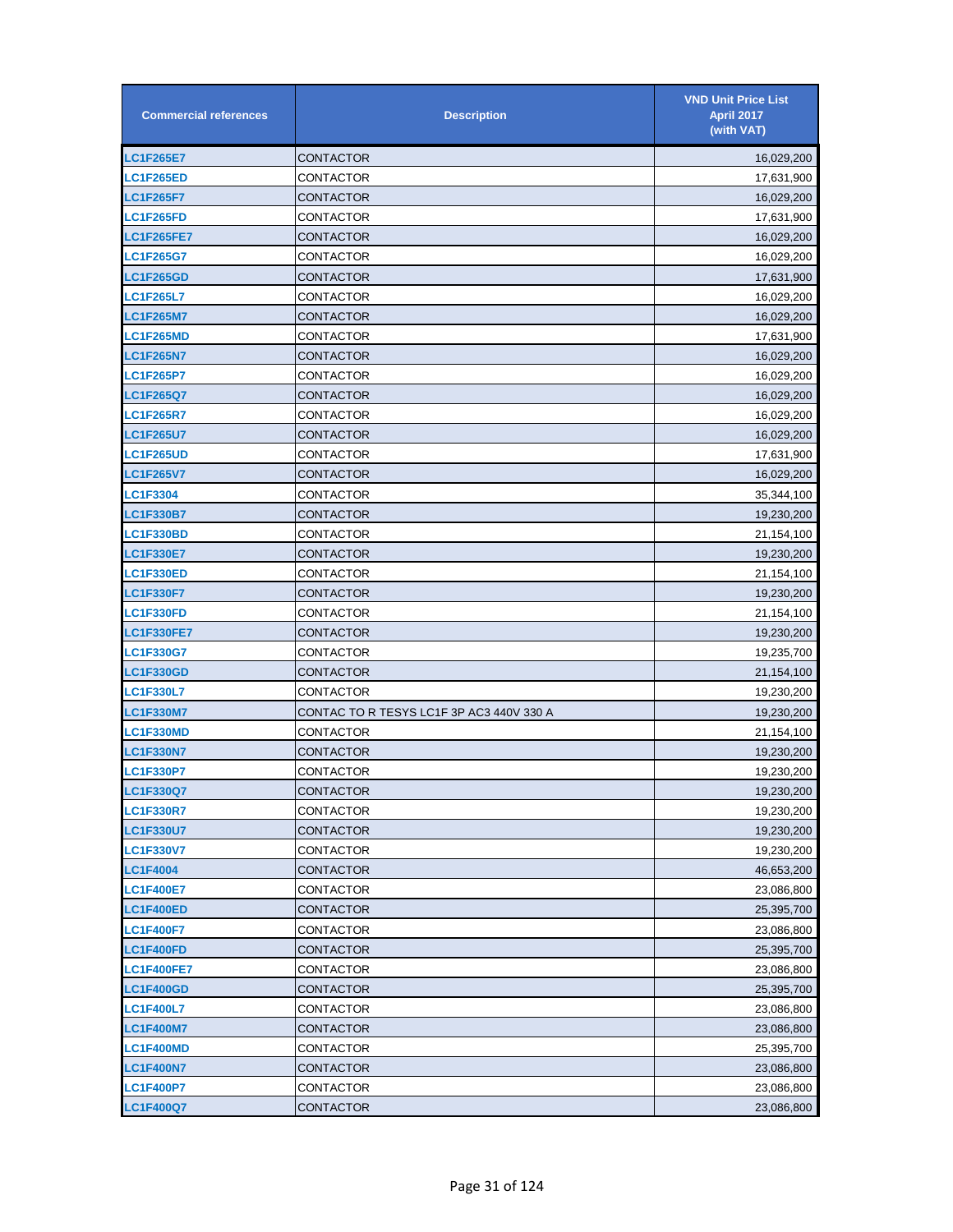| Commercial references | Description | VND Unit Price List April 2017 (with VAT) |
|---|---|---|
| LC1F265E7 | CONTACTOR | 16,029,200 |
| LC1F265ED | CONTACTOR | 17,631,900 |
| LC1F265F7 | CONTACTOR | 16,029,200 |
| LC1F265FD | CONTACTOR | 17,631,900 |
| LC1F265FE7 | CONTACTOR | 16,029,200 |
| LC1F265G7 | CONTACTOR | 16,029,200 |
| LC1F265GD | CONTACTOR | 17,631,900 |
| LC1F265L7 | CONTACTOR | 16,029,200 |
| LC1F265M7 | CONTACTOR | 16,029,200 |
| LC1F265MD | CONTACTOR | 17,631,900 |
| LC1F265N7 | CONTACTOR | 16,029,200 |
| LC1F265P7 | CONTACTOR | 16,029,200 |
| LC1F265Q7 | CONTACTOR | 16,029,200 |
| LC1F265R7 | CONTACTOR | 16,029,200 |
| LC1F265U7 | CONTACTOR | 16,029,200 |
| LC1F265UD | CONTACTOR | 17,631,900 |
| LC1F265V7 | CONTACTOR | 16,029,200 |
| LC1F3304 | CONTACTOR | 35,344,100 |
| LC1F330B7 | CONTACTOR | 19,230,200 |
| LC1F330BD | CONTACTOR | 21,154,100 |
| LC1F330E7 | CONTACTOR | 19,230,200 |
| LC1F330ED | CONTACTOR | 21,154,100 |
| LC1F330F7 | CONTACTOR | 19,230,200 |
| LC1F330FD | CONTACTOR | 21,154,100 |
| LC1F330FE7 | CONTACTOR | 19,230,200 |
| LC1F330G7 | CONTACTOR | 19,235,700 |
| LC1F330GD | CONTACTOR | 21,154,100 |
| LC1F330L7 | CONTACTOR | 19,230,200 |
| LC1F330M7 | CONTAC TO R TESYS LC1F 3P AC3 440V 330 A | 19,230,200 |
| LC1F330MD | CONTACTOR | 21,154,100 |
| LC1F330N7 | CONTACTOR | 19,230,200 |
| LC1F330P7 | CONTACTOR | 19,230,200 |
| LC1F330Q7 | CONTACTOR | 19,230,200 |
| LC1F330R7 | CONTACTOR | 19,230,200 |
| LC1F330U7 | CONTACTOR | 19,230,200 |
| LC1F330V7 | CONTACTOR | 19,230,200 |
| LC1F4004 | CONTACTOR | 46,653,200 |
| LC1F400E7 | CONTACTOR | 23,086,800 |
| LC1F400ED | CONTACTOR | 25,395,700 |
| LC1F400F7 | CONTACTOR | 23,086,800 |
| LC1F400FD | CONTACTOR | 25,395,700 |
| LC1F400FE7 | CONTACTOR | 23,086,800 |
| LC1F400GD | CONTACTOR | 25,395,700 |
| LC1F400L7 | CONTACTOR | 23,086,800 |
| LC1F400M7 | CONTACTOR | 23,086,800 |
| LC1F400MD | CONTACTOR | 25,395,700 |
| LC1F400N7 | CONTACTOR | 23,086,800 |
| LC1F400P7 | CONTACTOR | 23,086,800 |
| LC1F400Q7 | CONTACTOR | 23,086,800 |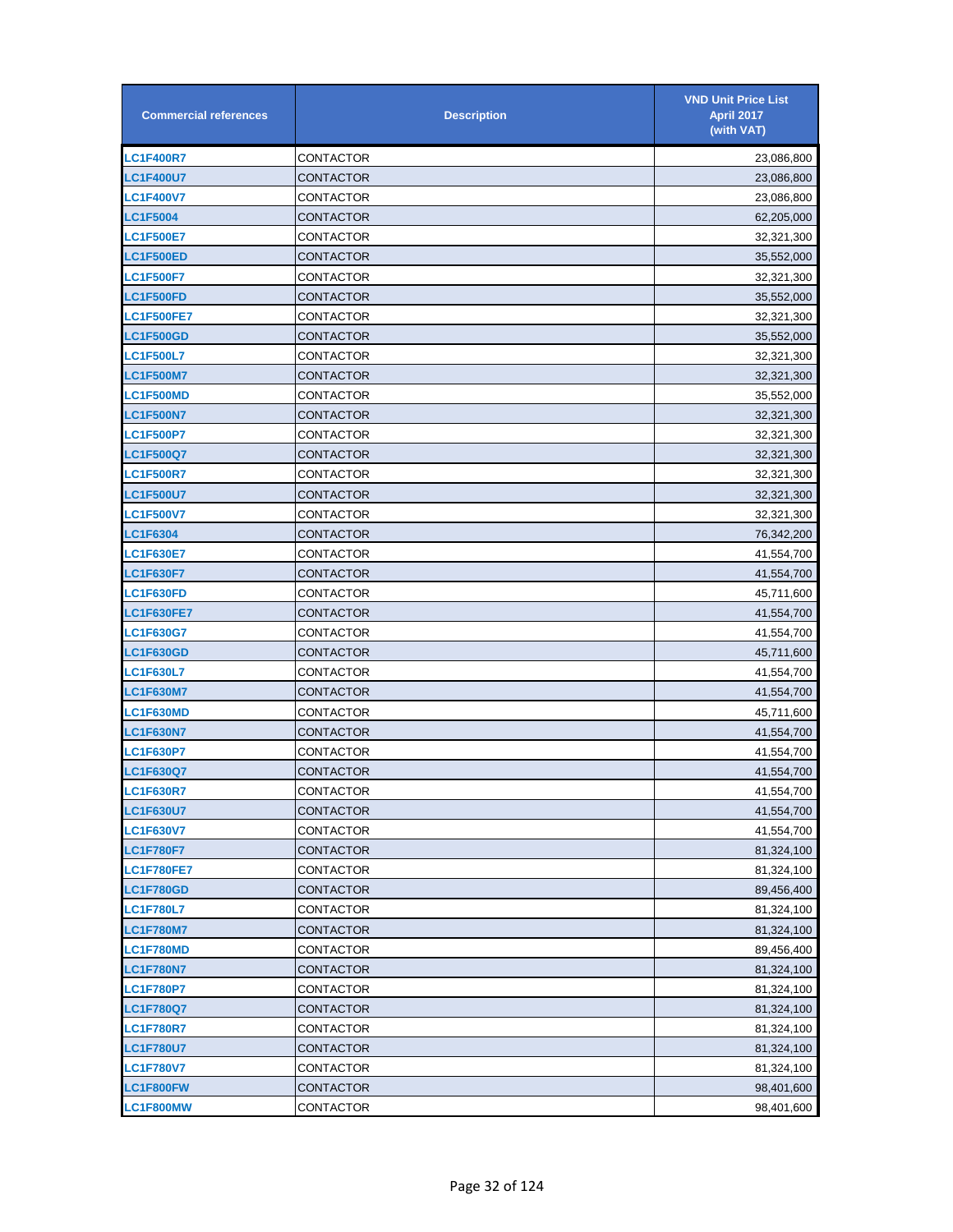| Commercial references | Description | VND Unit Price List April 2017 (with VAT) |
|---|---|---|
| LC1F400R7 | CONTACTOR | 23,086,800 |
| LC1F400U7 | CONTACTOR | 23,086,800 |
| LC1F400V7 | CONTACTOR | 23,086,800 |
| LC1F5004 | CONTACTOR | 62,205,000 |
| LC1F500E7 | CONTACTOR | 32,321,300 |
| LC1F500ED | CONTACTOR | 35,552,000 |
| LC1F500F7 | CONTACTOR | 32,321,300 |
| LC1F500FD | CONTACTOR | 35,552,000 |
| LC1F500FE7 | CONTACTOR | 32,321,300 |
| LC1F500GD | CONTACTOR | 35,552,000 |
| LC1F500L7 | CONTACTOR | 32,321,300 |
| LC1F500M7 | CONTACTOR | 32,321,300 |
| LC1F500MD | CONTACTOR | 35,552,000 |
| LC1F500N7 | CONTACTOR | 32,321,300 |
| LC1F500P7 | CONTACTOR | 32,321,300 |
| LC1F500Q7 | CONTACTOR | 32,321,300 |
| LC1F500R7 | CONTACTOR | 32,321,300 |
| LC1F500U7 | CONTACTOR | 32,321,300 |
| LC1F500V7 | CONTACTOR | 32,321,300 |
| LC1F6304 | CONTACTOR | 76,342,200 |
| LC1F630E7 | CONTACTOR | 41,554,700 |
| LC1F630F7 | CONTACTOR | 41,554,700 |
| LC1F630FD | CONTACTOR | 45,711,600 |
| LC1F630FE7 | CONTACTOR | 41,554,700 |
| LC1F630G7 | CONTACTOR | 41,554,700 |
| LC1F630GD | CONTACTOR | 45,711,600 |
| LC1F630L7 | CONTACTOR | 41,554,700 |
| LC1F630M7 | CONTACTOR | 41,554,700 |
| LC1F630MD | CONTACTOR | 45,711,600 |
| LC1F630N7 | CONTACTOR | 41,554,700 |
| LC1F630P7 | CONTACTOR | 41,554,700 |
| LC1F630Q7 | CONTACTOR | 41,554,700 |
| LC1F630R7 | CONTACTOR | 41,554,700 |
| LC1F630U7 | CONTACTOR | 41,554,700 |
| LC1F630V7 | CONTACTOR | 41,554,700 |
| LC1F780F7 | CONTACTOR | 81,324,100 |
| LC1F780FE7 | CONTACTOR | 81,324,100 |
| LC1F780GD | CONTACTOR | 89,456,400 |
| LC1F780L7 | CONTACTOR | 81,324,100 |
| LC1F780M7 | CONTACTOR | 81,324,100 |
| LC1F780MD | CONTACTOR | 89,456,400 |
| LC1F780N7 | CONTACTOR | 81,324,100 |
| LC1F780P7 | CONTACTOR | 81,324,100 |
| LC1F780Q7 | CONTACTOR | 81,324,100 |
| LC1F780R7 | CONTACTOR | 81,324,100 |
| LC1F780U7 | CONTACTOR | 81,324,100 |
| LC1F780V7 | CONTACTOR | 81,324,100 |
| LC1F800FW | CONTACTOR | 98,401,600 |
| LC1F800MW | CONTACTOR | 98,401,600 |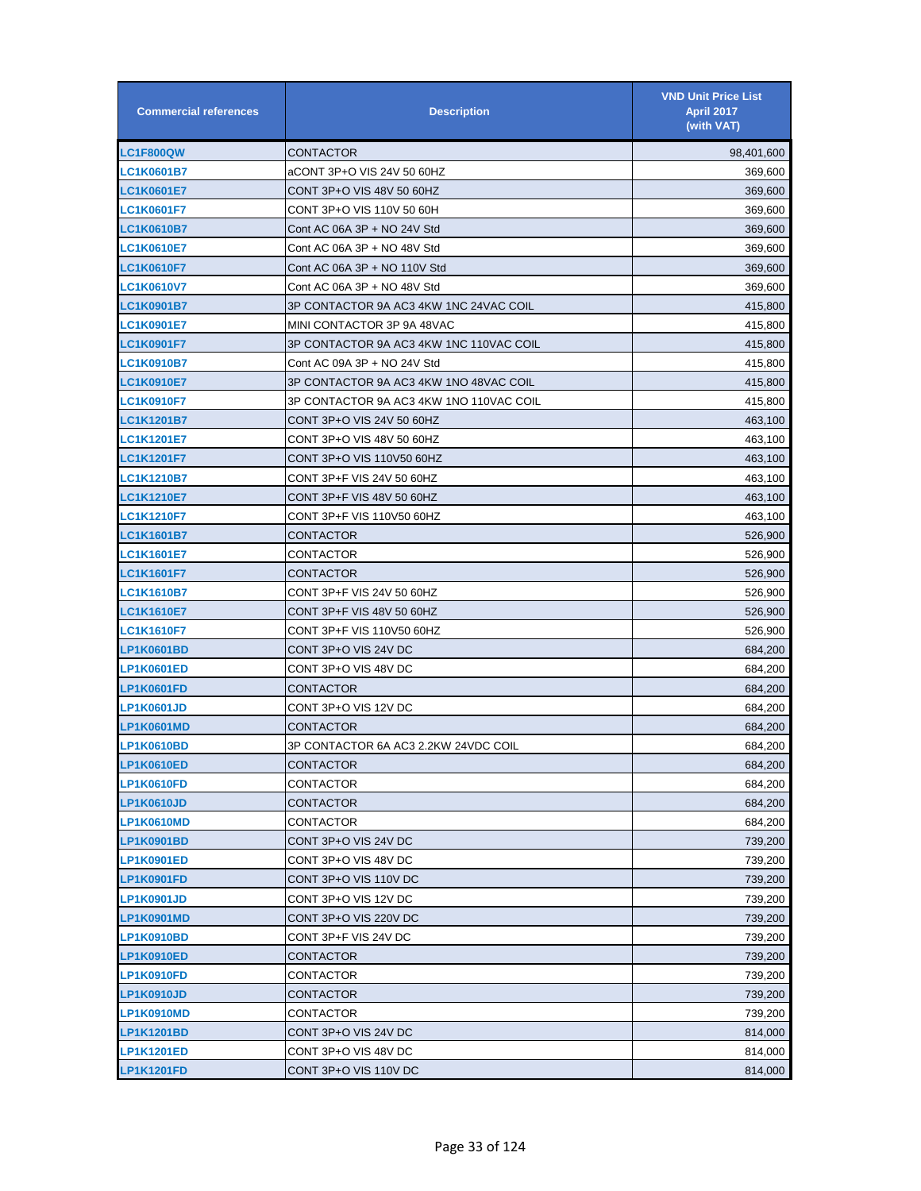| Commercial references | Description | VND Unit Price List April 2017 (with VAT) |
|---|---|---|
| LC1F800QW | CONTACTOR | 98,401,600 |
| LC1K0601B7 | aCONT 3P+O VIS 24V 50 60HZ | 369,600 |
| LC1K0601E7 | CONT 3P+O VIS 48V 50 60HZ | 369,600 |
| LC1K0601F7 | CONT 3P+O VIS 110V 50 60H | 369,600 |
| LC1K0610B7 | Cont AC 06A 3P + NO 24V Std | 369,600 |
| LC1K0610E7 | Cont AC 06A 3P + NO 48V Std | 369,600 |
| LC1K0610F7 | Cont AC 06A 3P + NO 110V Std | 369,600 |
| LC1K0610V7 | Cont AC 06A 3P + NO 48V Std | 369,600 |
| LC1K0901B7 | 3P CONTACTOR 9A AC3 4KW 1NC 24VAC COIL | 415,800 |
| LC1K0901E7 | MINI CONTACTOR 3P 9A 48VAC | 415,800 |
| LC1K0901F7 | 3P CONTACTOR 9A AC3 4KW 1NC 110VAC COIL | 415,800 |
| LC1K0910B7 | Cont AC 09A 3P + NO 24V Std | 415,800 |
| LC1K0910E7 | 3P CONTACTOR 9A AC3 4KW 1NO 48VAC COIL | 415,800 |
| LC1K0910F7 | 3P CONTACTOR 9A AC3 4KW 1NO 110VAC COIL | 415,800 |
| LC1K1201B7 | CONT 3P+O VIS 24V 50 60HZ | 463,100 |
| LC1K1201E7 | CONT 3P+O VIS 48V 50 60HZ | 463,100 |
| LC1K1201F7 | CONT 3P+O VIS 110V50 60HZ | 463,100 |
| LC1K1210B7 | CONT 3P+F VIS 24V 50 60HZ | 463,100 |
| LC1K1210E7 | CONT 3P+F VIS 48V 50 60HZ | 463,100 |
| LC1K1210F7 | CONT 3P+F VIS 110V50 60HZ | 463,100 |
| LC1K1601B7 | CONTACTOR | 526,900 |
| LC1K1601E7 | CONTACTOR | 526,900 |
| LC1K1601F7 | CONTACTOR | 526,900 |
| LC1K1610B7 | CONT 3P+F VIS 24V 50 60HZ | 526,900 |
| LC1K1610E7 | CONT 3P+F VIS 48V 50 60HZ | 526,900 |
| LC1K1610F7 | CONT 3P+F VIS 110V50 60HZ | 526,900 |
| LP1K0601BD | CONT 3P+O VIS 24V DC | 684,200 |
| LP1K0601ED | CONT 3P+O VIS 48V DC | 684,200 |
| LP1K0601FD | CONTACTOR | 684,200 |
| LP1K0601JD | CONT 3P+O VIS 12V DC | 684,200 |
| LP1K0601MD | CONTACTOR | 684,200 |
| LP1K0610BD | 3P CONTACTOR 6A AC3 2.2KW 24VDC COIL | 684,200 |
| LP1K0610ED | CONTACTOR | 684,200 |
| LP1K0610FD | CONTACTOR | 684,200 |
| LP1K0610JD | CONTACTOR | 684,200 |
| LP1K0610MD | CONTACTOR | 684,200 |
| LP1K0901BD | CONT 3P+O VIS 24V DC | 739,200 |
| LP1K0901ED | CONT 3P+O VIS 48V DC | 739,200 |
| LP1K0901FD | CONT 3P+O VIS 110V DC | 739,200 |
| LP1K0901JD | CONT 3P+O VIS 12V DC | 739,200 |
| LP1K0901MD | CONT 3P+O VIS 220V DC | 739,200 |
| LP1K0910BD | CONT 3P+F VIS 24V DC | 739,200 |
| LP1K0910ED | CONTACTOR | 739,200 |
| LP1K0910FD | CONTACTOR | 739,200 |
| LP1K0910JD | CONTACTOR | 739,200 |
| LP1K0910MD | CONTACTOR | 739,200 |
| LP1K1201BD | CONT 3P+O VIS 24V DC | 814,000 |
| LP1K1201ED | CONT 3P+O VIS 48V DC | 814,000 |
| LP1K1201FD | CONT 3P+O VIS 110V DC | 814,000 |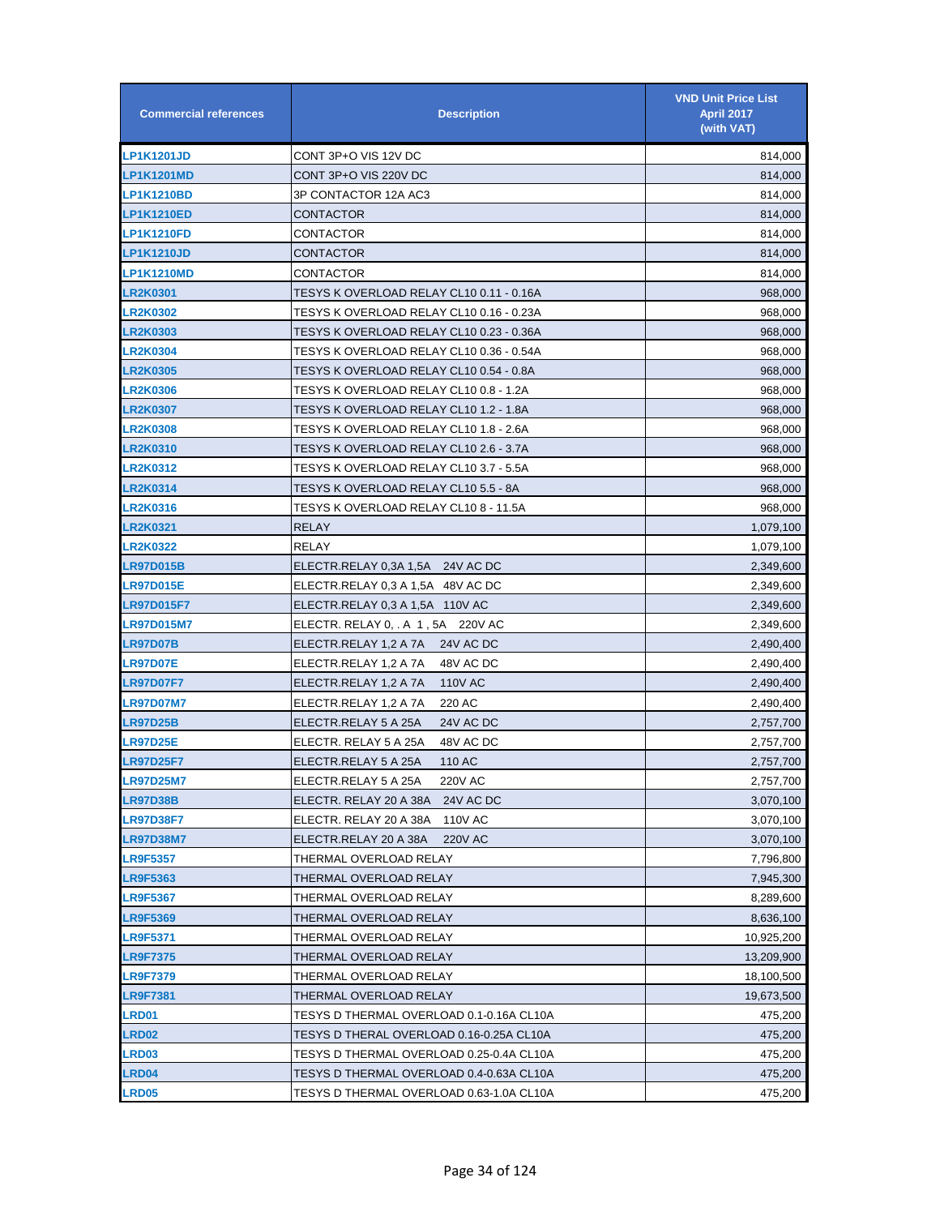| Commercial references | Description | VND Unit Price List April 2017 (with VAT) |
|---|---|---|
| LP1K1201JD | CONT 3P+O VIS 12V DC | 814,000 |
| LP1K1201MD | CONT 3P+O VIS 220V DC | 814,000 |
| LP1K1210BD | 3P CONTACTOR 12A AC3 | 814,000 |
| LP1K1210ED | CONTACTOR | 814,000 |
| LP1K1210FD | CONTACTOR | 814,000 |
| LP1K1210JD | CONTACTOR | 814,000 |
| LP1K1210MD | CONTACTOR | 814,000 |
| LR2K0301 | TESYS K OVERLOAD RELAY CL10 0.11 - 0.16A | 968,000 |
| LR2K0302 | TESYS K OVERLOAD RELAY CL10 0.16 - 0.23A | 968,000 |
| LR2K0303 | TESYS K OVERLOAD RELAY CL10 0.23 - 0.36A | 968,000 |
| LR2K0304 | TESYS K OVERLOAD RELAY CL10 0.36 - 0.54A | 968,000 |
| LR2K0305 | TESYS K OVERLOAD RELAY CL10 0.54 - 0.8A | 968,000 |
| LR2K0306 | TESYS K OVERLOAD RELAY CL10 0.8 - 1.2A | 968,000 |
| LR2K0307 | TESYS K OVERLOAD RELAY CL10 1.2 - 1.8A | 968,000 |
| LR2K0308 | TESYS K OVERLOAD RELAY CL10 1.8 - 2.6A | 968,000 |
| LR2K0310 | TESYS K OVERLOAD RELAY CL10 2.6 - 3.7A | 968,000 |
| LR2K0312 | TESYS K OVERLOAD RELAY CL10 3.7 - 5.5A | 968,000 |
| LR2K0314 | TESYS K OVERLOAD RELAY CL10 5.5 - 8A | 968,000 |
| LR2K0316 | TESYS K OVERLOAD RELAY CL10 8 - 11.5A | 968,000 |
| LR2K0321 | RELAY | 1,079,100 |
| LR2K0322 | RELAY | 1,079,100 |
| LR97D015B | ELECTR.RELAY 0,3A 1,5A 24V AC DC | 2,349,600 |
| LR97D015E | ELECTR.RELAY 0,3 A 1,5A 48V AC DC | 2,349,600 |
| LR97D015F7 | ELECTR.RELAY 0,3 A 1,5A 110V AC | 2,349,600 |
| LR97D015M7 | ELECTR. RELAY 0, . A 1 , 5A 220V AC | 2,349,600 |
| LR97D07B | ELECTR.RELAY 1,2 A 7A 24V AC DC | 2,490,400 |
| LR97D07E | ELECTR.RELAY 1,2 A 7A 48V AC DC | 2,490,400 |
| LR97D07F7 | ELECTR.RELAY 1,2 A 7A 110V AC | 2,490,400 |
| LR97D07M7 | ELECTR.RELAY 1,2 A 7A 220 AC | 2,490,400 |
| LR97D25B | ELECTR.RELAY 5 A 25A 24V AC DC | 2,757,700 |
| LR97D25E | ELECTR. RELAY 5 A 25A 48V AC DC | 2,757,700 |
| LR97D25F7 | ELECTR.RELAY 5 A 25A 110 AC | 2,757,700 |
| LR97D25M7 | ELECTR.RELAY 5 A 25A 220V AC | 2,757,700 |
| LR97D38B | ELECTR. RELAY 20 A 38A 24V AC DC | 3,070,100 |
| LR97D38F7 | ELECTR. RELAY 20 A 38A 110V AC | 3,070,100 |
| LR97D38M7 | ELECTR.RELAY 20 A 38A 220V AC | 3,070,100 |
| LR9F5357 | THERMAL OVERLOAD RELAY | 7,796,800 |
| LR9F5363 | THERMAL OVERLOAD RELAY | 7,945,300 |
| LR9F5367 | THERMAL OVERLOAD RELAY | 8,289,600 |
| LR9F5369 | THERMAL OVERLOAD RELAY | 8,636,100 |
| LR9F5371 | THERMAL OVERLOAD RELAY | 10,925,200 |
| LR9F7375 | THERMAL OVERLOAD RELAY | 13,209,900 |
| LR9F7379 | THERMAL OVERLOAD RELAY | 18,100,500 |
| LR9F7381 | THERMAL OVERLOAD RELAY | 19,673,500 |
| LRD01 | TESYS D THERMAL OVERLOAD 0.1-0.16A CL10A | 475,200 |
| LRD02 | TESYS D THERAL OVERLOAD 0.16-0.25A CL10A | 475,200 |
| LRD03 | TESYS D THERMAL OVERLOAD 0.25-0.4A CL10A | 475,200 |
| LRD04 | TESYS D THERMAL OVERLOAD 0.4-0.63A CL10A | 475,200 |
| LRD05 | TESYS D THERMAL OVERLOAD 0.63-1.0A CL10A | 475,200 |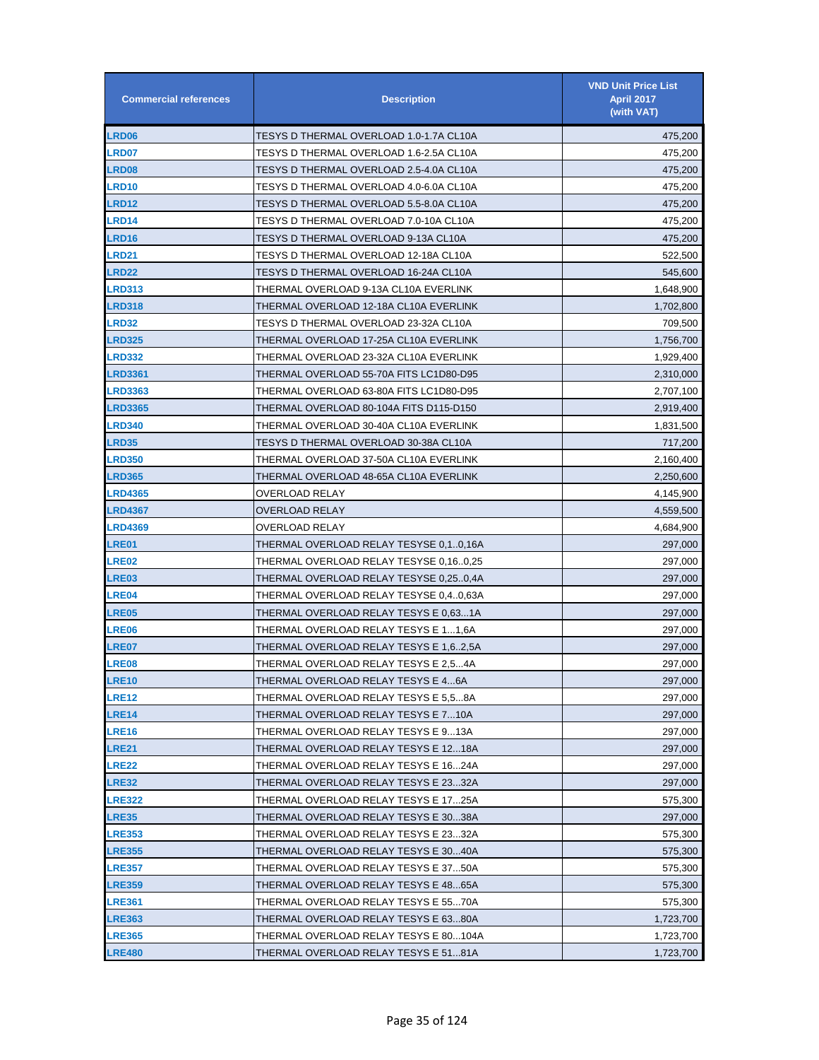| Commercial references | Description | VND Unit Price List April 2017 (with VAT) |
|---|---|---|
| LRD06 | TESYS D THERMAL OVERLOAD 1.0-1.7A CL10A | 475,200 |
| LRD07 | TESYS D THERMAL OVERLOAD 1.6-2.5A CL10A | 475,200 |
| LRD08 | TESYS D THERMAL OVERLOAD 2.5-4.0A CL10A | 475,200 |
| LRD10 | TESYS D THERMAL OVERLOAD 4.0-6.0A CL10A | 475,200 |
| LRD12 | TESYS D THERMAL OVERLOAD 5.5-8.0A CL10A | 475,200 |
| LRD14 | TESYS D THERMAL OVERLOAD 7.0-10A CL10A | 475,200 |
| LRD16 | TESYS D THERMAL OVERLOAD 9-13A CL10A | 475,200 |
| LRD21 | TESYS D THERMAL OVERLOAD 12-18A CL10A | 522,500 |
| LRD22 | TESYS D THERMAL OVERLOAD 16-24A CL10A | 545,600 |
| LRD313 | THERMAL OVERLOAD 9-13A CL10A EVERLINK | 1,648,900 |
| LRD318 | THERMAL OVERLOAD 12-18A CL10A EVERLINK | 1,702,800 |
| LRD32 | TESYS D THERMAL OVERLOAD 23-32A CL10A | 709,500 |
| LRD325 | THERMAL OVERLOAD 17-25A CL10A EVERLINK | 1,756,700 |
| LRD332 | THERMAL OVERLOAD 23-32A CL10A EVERLINK | 1,929,400 |
| LRD3361 | THERMAL OVERLOAD 55-70A FITS LC1D80-D95 | 2,310,000 |
| LRD3363 | THERMAL OVERLOAD 63-80A FITS LC1D80-D95 | 2,707,100 |
| LRD3365 | THERMAL OVERLOAD 80-104A FITS D115-D150 | 2,919,400 |
| LRD340 | THERMAL OVERLOAD 30-40A CL10A EVERLINK | 1,831,500 |
| LRD35 | TESYS D THERMAL OVERLOAD 30-38A CL10A | 717,200 |
| LRD350 | THERMAL OVERLOAD 37-50A CL10A EVERLINK | 2,160,400 |
| LRD365 | THERMAL OVERLOAD 48-65A CL10A EVERLINK | 2,250,600 |
| LRD4365 | OVERLOAD RELAY | 4,145,900 |
| LRD4367 | OVERLOAD RELAY | 4,559,500 |
| LRD4369 | OVERLOAD RELAY | 4,684,900 |
| LRE01 | THERMAL OVERLOAD RELAY TESYSE 0,1..0,16A | 297,000 |
| LRE02 | THERMAL OVERLOAD RELAY TESYSE 0,16..0,25 | 297,000 |
| LRE03 | THERMAL OVERLOAD RELAY TESYSE 0,25..0,4A | 297,000 |
| LRE04 | THERMAL OVERLOAD RELAY TESYSE 0,4..0,63A | 297,000 |
| LRE05 | THERMAL OVERLOAD RELAY TESYS E 0,63...1A | 297,000 |
| LRE06 | THERMAL OVERLOAD RELAY TESYS E 1...1,6A | 297,000 |
| LRE07 | THERMAL OVERLOAD RELAY TESYS E 1,6..2,5A | 297,000 |
| LRE08 | THERMAL OVERLOAD RELAY TESYS E 2,5...4A | 297,000 |
| LRE10 | THERMAL OVERLOAD RELAY TESYS E 4...6A | 297,000 |
| LRE12 | THERMAL OVERLOAD RELAY TESYS E 5,5...8A | 297,000 |
| LRE14 | THERMAL OVERLOAD RELAY TESYS E 7...10A | 297,000 |
| LRE16 | THERMAL OVERLOAD RELAY TESYS E 9...13A | 297,000 |
| LRE21 | THERMAL OVERLOAD RELAY TESYS E 12...18A | 297,000 |
| LRE22 | THERMAL OVERLOAD RELAY TESYS E 16...24A | 297,000 |
| LRE32 | THERMAL OVERLOAD RELAY TESYS E 23...32A | 297,000 |
| LRE322 | THERMAL OVERLOAD RELAY TESYS E 17...25A | 575,300 |
| LRE35 | THERMAL OVERLOAD RELAY TESYS E 30...38A | 297,000 |
| LRE353 | THERMAL OVERLOAD RELAY TESYS E 23...32A | 575,300 |
| LRE355 | THERMAL OVERLOAD RELAY TESYS E 30...40A | 575,300 |
| LRE357 | THERMAL OVERLOAD RELAY TESYS E 37...50A | 575,300 |
| LRE359 | THERMAL OVERLOAD RELAY TESYS E 48...65A | 575,300 |
| LRE361 | THERMAL OVERLOAD RELAY TESYS E 55...70A | 575,300 |
| LRE363 | THERMAL OVERLOAD RELAY TESYS E 63...80A | 1,723,700 |
| LRE365 | THERMAL OVERLOAD RELAY TESYS E 80...104A | 1,723,700 |
| LRE480 | THERMAL OVERLOAD RELAY TESYS E 51...81A | 1,723,700 |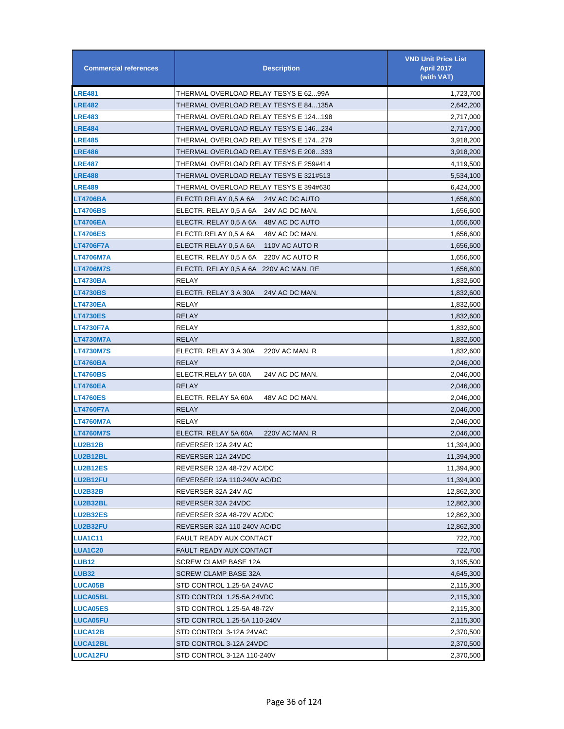| Commercial references | Description | VND Unit Price List April 2017 (with VAT) |
|---|---|---|
| LRE481 | THERMAL OVERLOAD RELAY TESYS E 62...99A | 1,723,700 |
| LRE482 | THERMAL OVERLOAD RELAY TESYS E 84...135A | 2,642,200 |
| LRE483 | THERMAL OVERLOAD RELAY TESYS E 124...198 | 2,717,000 |
| LRE484 | THERMAL OVERLOAD RELAY TESYS E 146...234 | 2,717,000 |
| LRE485 | THERMAL OVERLOAD RELAY TESYS E 174...279 | 3,918,200 |
| LRE486 | THERMAL OVERLOAD RELAY TESYS E 208...333 | 3,918,200 |
| LRE487 | THERMAL OVERLOAD RELAY TESYS E 259#414 | 4,119,500 |
| LRE488 | THERMAL OVERLOAD RELAY TESYS E 321#513 | 5,534,100 |
| LRE489 | THERMAL OVERLOAD RELAY TESYS E 394#630 | 6,424,000 |
| LT4706BA | ELECTR RELAY 0,5 A 6A 24V AC DC AUTO | 1,656,600 |
| LT4706BS | ELECTR. RELAY 0,5 A 6A 24V AC DC MAN. | 1,656,600 |
| LT4706EA | ELECTR. RELAY 0,5 A 6A 48V AC DC AUTO | 1,656,600 |
| LT4706ES | ELECTR.RELAY 0,5 A 6A 48V AC DC MAN. | 1,656,600 |
| LT4706F7A | ELECTR RELAY 0,5 A 6A 110V AC AUTO R | 1,656,600 |
| LT4706M7A | ELECTR. RELAY 0,5 A 6A 220V AC AUTO R | 1,656,600 |
| LT4706M7S | ELECTR. RELAY 0,5 A 6A 220V AC MAN. RE | 1,656,600 |
| LT4730BA | RELAY | 1,832,600 |
| LT4730BS | ELECTR. RELAY 3 A 30A 24V AC DC MAN. | 1,832,600 |
| LT4730EA | RELAY | 1,832,600 |
| LT4730ES | RELAY | 1,832,600 |
| LT4730F7A | RELAY | 1,832,600 |
| LT4730M7A | RELAY | 1,832,600 |
| LT4730M7S | ELECTR. RELAY 3 A 30A 220V AC MAN. R | 1,832,600 |
| LT4760BA | RELAY | 2,046,000 |
| LT4760BS | ELECTR.RELAY 5A 60A 24V AC DC MAN. | 2,046,000 |
| LT4760EA | RELAY | 2,046,000 |
| LT4760ES | ELECTR. RELAY 5A 60A 48V AC DC MAN. | 2,046,000 |
| LT4760F7A | RELAY | 2,046,000 |
| LT4760M7A | RELAY | 2,046,000 |
| LT4760M7S | ELECTR. RELAY 5A 60A 220V AC MAN. R | 2,046,000 |
| LU2B12B | REVERSER 12A 24V AC | 11,394,900 |
| LU2B12BL | REVERSER 12A 24VDC | 11,394,900 |
| LU2B12ES | REVERSER 12A 48-72V AC/DC | 11,394,900 |
| LU2B12FU | REVERSER 12A 110-240V AC/DC | 11,394,900 |
| LU2B32B | REVERSER 32A 24V AC | 12,862,300 |
| LU2B32BL | REVERSER 32A 24VDC | 12,862,300 |
| LU2B32ES | REVERSER 32A 48-72V AC/DC | 12,862,300 |
| LU2B32FU | REVERSER 32A 110-240V AC/DC | 12,862,300 |
| LUA1C11 | FAULT READY AUX CONTACT | 722,700 |
| LUA1C20 | FAULT READY AUX CONTACT | 722,700 |
| LUB12 | SCREW CLAMP BASE 12A | 3,195,500 |
| LUB32 | SCREW CLAMP BASE 32A | 4,645,300 |
| LUCA05B | STD CONTROL 1.25-5A 24VAC | 2,115,300 |
| LUCA05BL | STD CONTROL 1.25-5A 24VDC | 2,115,300 |
| LUCA05ES | STD CONTROL 1.25-5A 48-72V | 2,115,300 |
| LUCA05FU | STD CONTROL 1.25-5A 110-240V | 2,115,300 |
| LUCA12B | STD CONTROL 3-12A 24VAC | 2,370,500 |
| LUCA12BL | STD CONTROL 3-12A 24VDC | 2,370,500 |
| LUCA12FU | STD CONTROL 3-12A 110-240V | 2,370,500 |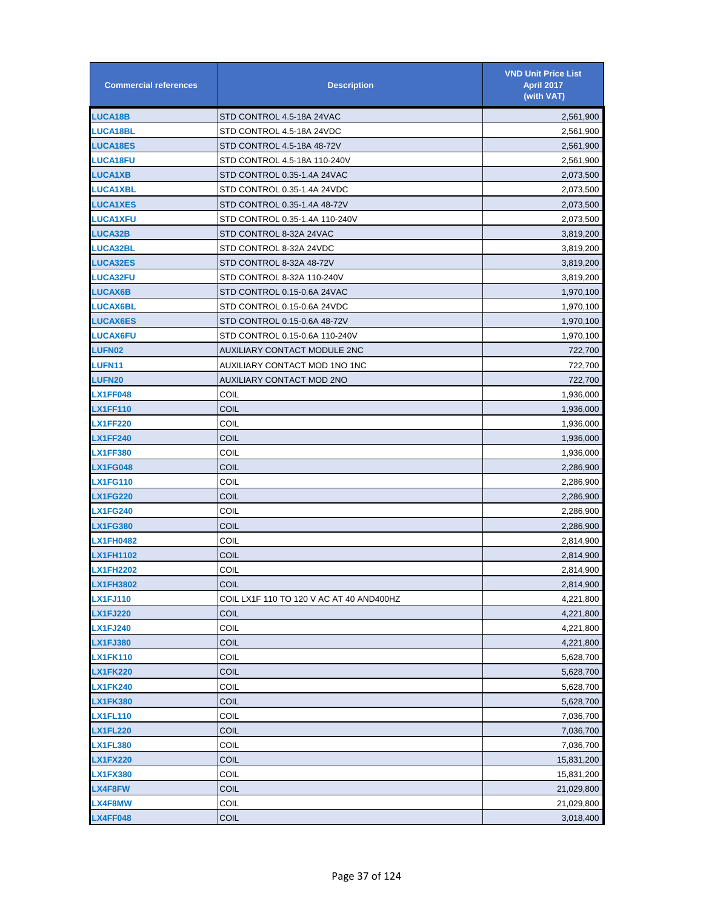| Commercial references | Description | VND Unit Price List April 2017 (with VAT) |
| --- | --- | --- |
| LUCA18B | STD CONTROL 4.5-18A 24VAC | 2,561,900 |
| LUCA18BL | STD CONTROL 4.5-18A 24VDC | 2,561,900 |
| LUCA18ES | STD CONTROL 4.5-18A 48-72V | 2,561,900 |
| LUCA18FU | STD CONTROL 4.5-18A 110-240V | 2,561,900 |
| LUCA1XB | STD CONTROL 0.35-1.4A 24VAC | 2,073,500 |
| LUCA1XBL | STD CONTROL 0.35-1.4A 24VDC | 2,073,500 |
| LUCA1XES | STD CONTROL 0.35-1.4A 48-72V | 2,073,500 |
| LUCA1XFU | STD CONTROL 0.35-1.4A 110-240V | 2,073,500 |
| LUCA32B | STD CONTROL 8-32A 24VAC | 3,819,200 |
| LUCA32BL | STD CONTROL 8-32A 24VDC | 3,819,200 |
| LUCA32ES | STD CONTROL 8-32A 48-72V | 3,819,200 |
| LUCA32FU | STD CONTROL 8-32A 110-240V | 3,819,200 |
| LUCAX6B | STD CONTROL 0.15-0.6A 24VAC | 1,970,100 |
| LUCAX6BL | STD CONTROL 0.15-0.6A 24VDC | 1,970,100 |
| LUCAX6ES | STD CONTROL 0.15-0.6A 48-72V | 1,970,100 |
| LUCAX6FU | STD CONTROL 0.15-0.6A 110-240V | 1,970,100 |
| LUFN02 | AUXILIARY CONTACT MODULE 2NC | 722,700 |
| LUFN11 | AUXILIARY CONTACT MOD 1NO 1NC | 722,700 |
| LUFN20 | AUXILIARY CONTACT MOD 2NO | 722,700 |
| LX1FF048 | COIL | 1,936,000 |
| LX1FF110 | COIL | 1,936,000 |
| LX1FF220 | COIL | 1,936,000 |
| LX1FF240 | COIL | 1,936,000 |
| LX1FF380 | COIL | 1,936,000 |
| LX1FG048 | COIL | 2,286,900 |
| LX1FG110 | COIL | 2,286,900 |
| LX1FG220 | COIL | 2,286,900 |
| LX1FG240 | COIL | 2,286,900 |
| LX1FG380 | COIL | 2,286,900 |
| LX1FH0482 | COIL | 2,814,900 |
| LX1FH1102 | COIL | 2,814,900 |
| LX1FH2202 | COIL | 2,814,900 |
| LX1FH3802 | COIL | 2,814,900 |
| LX1FJ110 | COIL LX1F 110 TO 120 V AC AT 40 AND400HZ | 4,221,800 |
| LX1FJ220 | COIL | 4,221,800 |
| LX1FJ240 | COIL | 4,221,800 |
| LX1FJ380 | COIL | 4,221,800 |
| LX1FK110 | COIL | 5,628,700 |
| LX1FK220 | COIL | 5,628,700 |
| LX1FK240 | COIL | 5,628,700 |
| LX1FK380 | COIL | 5,628,700 |
| LX1FL110 | COIL | 7,036,700 |
| LX1FL220 | COIL | 7,036,700 |
| LX1FL380 | COIL | 7,036,700 |
| LX1FX220 | COIL | 15,831,200 |
| LX1FX380 | COIL | 15,831,200 |
| LX4F8FW | COIL | 21,029,800 |
| LX4F8MW | COIL | 21,029,800 |
| LX4FF048 | COIL | 3,018,400 |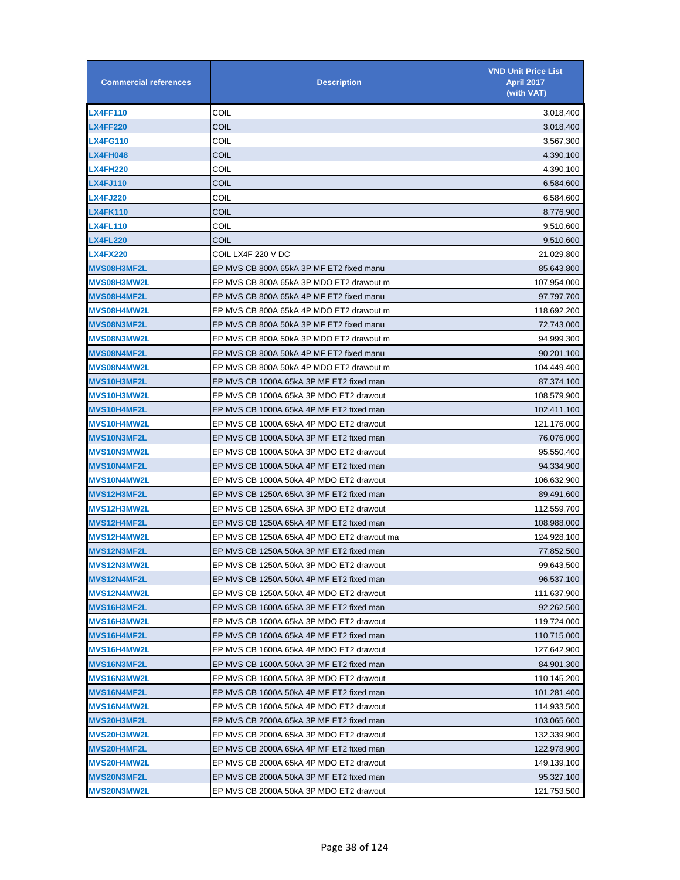| Commercial references | Description | VND Unit Price List April 2017 (with VAT) |
|---|---|---|
| LX4FF110 | COIL | 3,018,400 |
| LX4FF220 | COIL | 3,018,400 |
| LX4FG110 | COIL | 3,567,300 |
| LX4FH048 | COIL | 4,390,100 |
| LX4FH220 | COIL | 4,390,100 |
| LX4FJ110 | COIL | 6,584,600 |
| LX4FJ220 | COIL | 6,584,600 |
| LX4FK110 | COIL | 8,776,900 |
| LX4FL110 | COIL | 9,510,600 |
| LX4FL220 | COIL | 9,510,600 |
| LX4FX220 | COIL LX4F 220 V DC | 21,029,800 |
| MVS08H3MF2L | EP MVS CB 800A 65kA 3P MF ET2 fixed manu | 85,643,800 |
| MVS08H3MW2L | EP MVS CB 800A 65kA 3P MDO ET2 drawout m | 107,954,000 |
| MVS08H4MF2L | EP MVS CB 800A 65kA 4P MF ET2 fixed manu | 97,797,700 |
| MVS08H4MW2L | EP MVS CB 800A 65kA 4P MDO ET2 drawout m | 118,692,200 |
| MVS08N3MF2L | EP MVS CB 800A 50kA 3P MF ET2 fixed manu | 72,743,000 |
| MVS08N3MW2L | EP MVS CB 800A 50kA 3P MDO ET2 drawout m | 94,999,300 |
| MVS08N4MF2L | EP MVS CB 800A 50kA 4P MF ET2 fixed manu | 90,201,100 |
| MVS08N4MW2L | EP MVS CB 800A 50kA 4P MDO ET2 drawout m | 104,449,400 |
| MVS10H3MF2L | EP MVS CB 1000A 65kA 3P MF ET2 fixed man | 87,374,100 |
| MVS10H3MW2L | EP MVS CB 1000A 65kA 3P MDO ET2 drawout | 108,579,900 |
| MVS10H4MF2L | EP MVS CB 1000A 65kA 4P MF ET2 fixed man | 102,411,100 |
| MVS10H4MW2L | EP MVS CB 1000A 65kA 4P MDO ET2 drawout | 121,176,000 |
| MVS10N3MF2L | EP MVS CB 1000A 50kA 3P MF ET2 fixed man | 76,076,000 |
| MVS10N3MW2L | EP MVS CB 1000A 50kA 3P MDO ET2 drawout | 95,550,400 |
| MVS10N4MF2L | EP MVS CB 1000A 50kA 4P MF ET2 fixed man | 94,334,900 |
| MVS10N4MW2L | EP MVS CB 1000A 50kA 4P MDO ET2 drawout | 106,632,900 |
| MVS12H3MF2L | EP MVS CB 1250A 65kA 3P MF ET2 fixed man | 89,491,600 |
| MVS12H3MW2L | EP MVS CB 1250A 65kA 3P MDO ET2 drawout | 112,559,700 |
| MVS12H4MF2L | EP MVS CB 1250A 65kA 4P MF ET2 fixed man | 108,988,000 |
| MVS12H4MW2L | EP MVS CB 1250A 65kA 4P MDO ET2 drawout ma | 124,928,100 |
| MVS12N3MF2L | EP MVS CB 1250A 50kA 3P MF ET2 fixed man | 77,852,500 |
| MVS12N3MW2L | EP MVS CB 1250A 50kA 3P MDO ET2 drawout | 99,643,500 |
| MVS12N4MF2L | EP MVS CB 1250A 50kA 4P MF ET2 fixed man | 96,537,100 |
| MVS12N4MW2L | EP MVS CB 1250A 50kA 4P MDO ET2 drawout | 111,637,900 |
| MVS16H3MF2L | EP MVS CB 1600A 65kA 3P MF ET2 fixed man | 92,262,500 |
| MVS16H3MW2L | EP MVS CB 1600A 65kA 3P MDO ET2 drawout | 119,724,000 |
| MVS16H4MF2L | EP MVS CB 1600A 65kA 4P MF ET2 fixed man | 110,715,000 |
| MVS16H4MW2L | EP MVS CB 1600A 65kA 4P MDO ET2 drawout | 127,642,900 |
| MVS16N3MF2L | EP MVS CB 1600A 50kA 3P MF ET2 fixed man | 84,901,300 |
| MVS16N3MW2L | EP MVS CB 1600A 50kA 3P MDO ET2 drawout | 110,145,200 |
| MVS16N4MF2L | EP MVS CB 1600A 50kA 4P MF ET2 fixed man | 101,281,400 |
| MVS16N4MW2L | EP MVS CB 1600A 50kA 4P MDO ET2 drawout | 114,933,500 |
| MVS20H3MF2L | EP MVS CB 2000A 65kA 3P MF ET2 fixed man | 103,065,600 |
| MVS20H3MW2L | EP MVS CB 2000A 65kA 3P MDO ET2 drawout | 132,339,900 |
| MVS20H4MF2L | EP MVS CB 2000A 65kA 4P MF ET2 fixed man | 122,978,900 |
| MVS20H4MW2L | EP MVS CB 2000A 65kA 4P MDO ET2 drawout | 149,139,100 |
| MVS20N3MF2L | EP MVS CB 2000A 50kA 3P MF ET2 fixed man | 95,327,100 |
| MVS20N3MW2L | EP MVS CB 2000A 50kA 3P MDO ET2 drawout | 121,753,500 |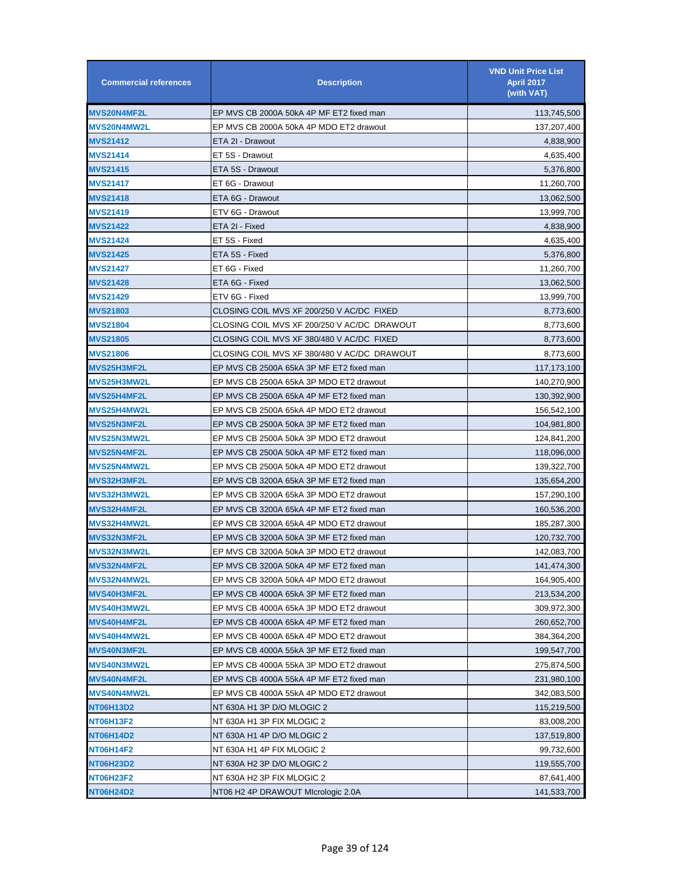| Commercial references | Description | VND Unit Price List April 2017 (with VAT) |
|---|---|---|
| MVS20N4MF2L | EP MVS CB 2000A 50kA 4P MF ET2 fixed man | 113,745,500 |
| MVS20N4MW2L | EP MVS CB 2000A 50kA 4P MDO ET2 drawout | 137,207,400 |
| MVS21412 | ETA 2I - Drawout | 4,838,900 |
| MVS21414 | ET 5S - Drawout | 4,635,400 |
| MVS21415 | ETA 5S - Drawout | 5,376,800 |
| MVS21417 | ET 6G - Drawout | 11,260,700 |
| MVS21418 | ETA 6G - Drawout | 13,062,500 |
| MVS21419 | ETV 6G - Drawout | 13,999,700 |
| MVS21422 | ETA 2I - Fixed | 4,838,900 |
| MVS21424 | ET 5S - Fixed | 4,635,400 |
| MVS21425 | ETA 5S - Fixed | 5,376,800 |
| MVS21427 | ET 6G - Fixed | 11,260,700 |
| MVS21428 | ETA 6G - Fixed | 13,062,500 |
| MVS21429 | ETV 6G - Fixed | 13,999,700 |
| MVS21803 | CLOSING COIL MVS XF 200/250 V AC/DC FIXED | 8,773,600 |
| MVS21804 | CLOSING COIL MVS XF 200/250 V AC/DC DRAWOUT | 8,773,600 |
| MVS21805 | CLOSING COIL MVS XF 380/480 V AC/DC FIXED | 8,773,600 |
| MVS21806 | CLOSING COIL MVS XF 380/480 V AC/DC DRAWOUT | 8,773,600 |
| MVS25H3MF2L | EP MVS CB 2500A 65kA 3P MF ET2 fixed man | 117,173,100 |
| MVS25H3MW2L | EP MVS CB 2500A 65kA 3P MDO ET2 drawout | 140,270,900 |
| MVS25H4MF2L | EP MVS CB 2500A 65kA 4P MF ET2 fixed man | 130,392,900 |
| MVS25H4MW2L | EP MVS CB 2500A 65kA 4P MDO ET2 drawout | 156,542,100 |
| MVS25N3MF2L | EP MVS CB 2500A 50kA 3P MF ET2 fixed man | 104,981,800 |
| MVS25N3MW2L | EP MVS CB 2500A 50kA 3P MDO ET2 drawout | 124,841,200 |
| MVS25N4MF2L | EP MVS CB 2500A 50kA 4P MF ET2 fixed man | 118,096,000 |
| MVS25N4MW2L | EP MVS CB 2500A 50kA 4P MDO ET2 drawout | 139,322,700 |
| MVS32H3MF2L | EP MVS CB 3200A 65kA 3P MF ET2 fixed man | 135,654,200 |
| MVS32H3MW2L | EP MVS CB 3200A 65kA 3P MDO ET2 drawout | 157,290,100 |
| MVS32H4MF2L | EP MVS CB 3200A 65kA 4P MF ET2 fixed man | 160,536,200 |
| MVS32H4MW2L | EP MVS CB 3200A 65kA 4P MDO ET2 drawout | 185,287,300 |
| MVS32N3MF2L | EP MVS CB 3200A 50kA 3P MF ET2 fixed man | 120,732,700 |
| MVS32N3MW2L | EP MVS CB 3200A 50kA 3P MDO ET2 drawout | 142,083,700 |
| MVS32N4MF2L | EP MVS CB 3200A 50kA 4P MF ET2 fixed man | 141,474,300 |
| MVS32N4MW2L | EP MVS CB 3200A 50kA 4P MDO ET2 drawout | 164,905,400 |
| MVS40H3MF2L | EP MVS CB 4000A 65kA 3P MF ET2 fixed man | 213,534,200 |
| MVS40H3MW2L | EP MVS CB 4000A 65kA 3P MDO ET2 drawout | 309,972,300 |
| MVS40H4MF2L | EP MVS CB 4000A 65kA 4P MF ET2 fixed man | 260,652,700 |
| MVS40H4MW2L | EP MVS CB 4000A 65kA 4P MDO ET2 drawout | 384,364,200 |
| MVS40N3MF2L | EP MVS CB 4000A 55kA 3P MF ET2 fixed man | 199,547,700 |
| MVS40N3MW2L | EP MVS CB 4000A 55kA 3P MDO ET2 drawout | 275,874,500 |
| MVS40N4MF2L | EP MVS CB 4000A 55kA 4P MF ET2 fixed man | 231,980,100 |
| MVS40N4MW2L | EP MVS CB 4000A 55kA 4P MDO ET2 drawout | 342,083,500 |
| NT06H13D2 | NT 630A H1 3P D/O MLOGIC 2 | 115,219,500 |
| NT06H13F2 | NT 630A H1 3P FIX MLOGIC 2 | 83,008,200 |
| NT06H14D2 | NT 630A H1 4P D/O MLOGIC 2 | 137,519,800 |
| NT06H14F2 | NT 630A H1 4P FIX MLOGIC 2 | 99,732,600 |
| NT06H23D2 | NT 630A H2 3P D/O MLOGIC 2 | 119,555,700 |
| NT06H23F2 | NT 630A H2 3P FIX MLOGIC 2 | 87,641,400 |
| NT06H24D2 | NT06 H2 4P DRAWOUT MIcrologic 2.0A | 141,533,700 |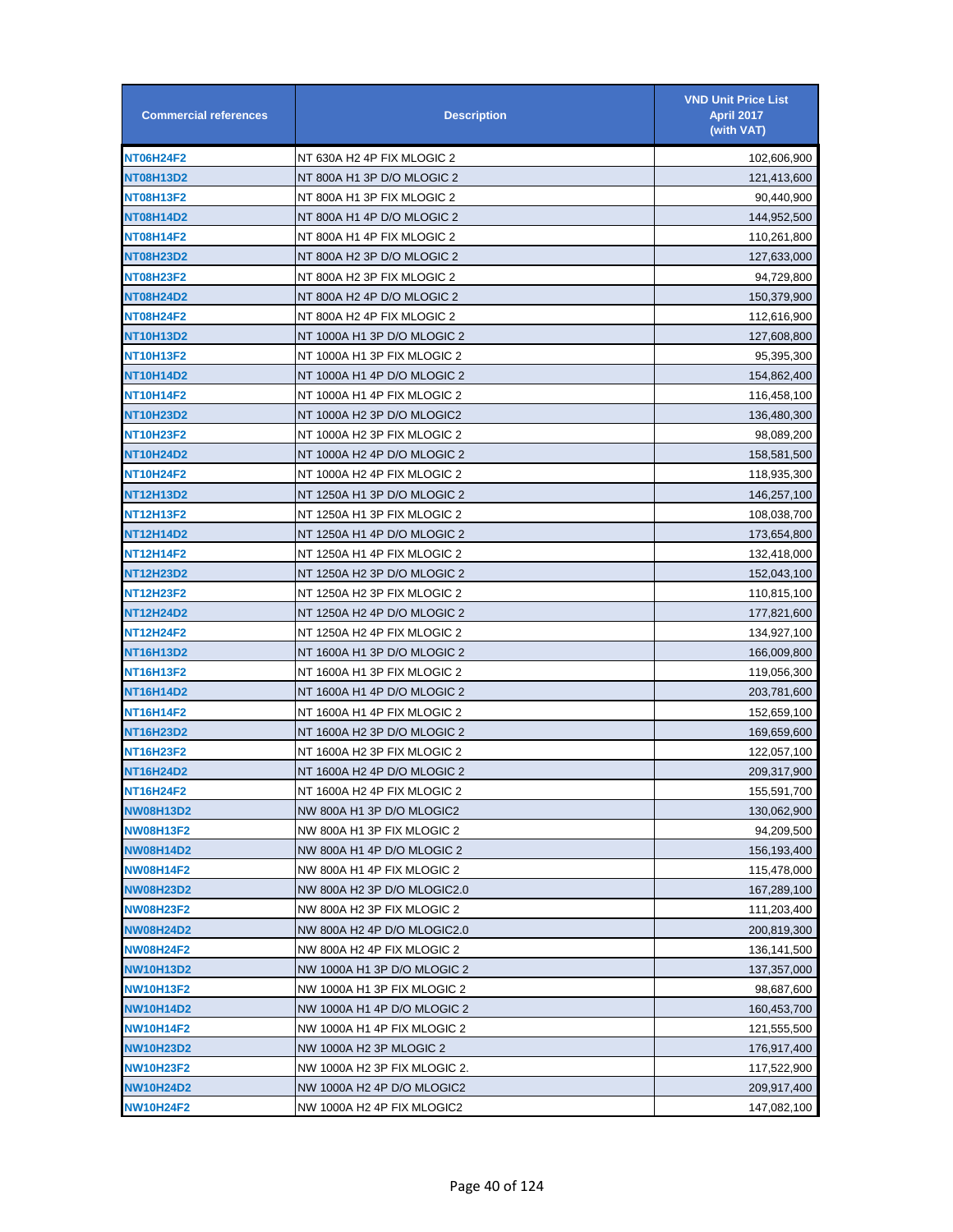| Commercial references | Description | VND Unit Price List April 2017 (with VAT) |
|---|---|---|
| NT06H24F2 | NT 630A H2 4P FIX MLOGIC 2 | 102,606,900 |
| NT08H13D2 | NT 800A H1 3P D/O MLOGIC 2 | 121,413,600 |
| NT08H13F2 | NT 800A H1 3P FIX MLOGIC 2 | 90,440,900 |
| NT08H14D2 | NT 800A H1 4P D/O MLOGIC 2 | 144,952,500 |
| NT08H14F2 | NT 800A H1 4P FIX MLOGIC 2 | 110,261,800 |
| NT08H23D2 | NT 800A H2 3P D/O MLOGIC 2 | 127,633,000 |
| NT08H23F2 | NT 800A H2 3P FIX MLOGIC 2 | 94,729,800 |
| NT08H24D2 | NT 800A H2 4P D/O MLOGIC 2 | 150,379,900 |
| NT08H24F2 | NT 800A H2 4P FIX MLOGIC 2 | 112,616,900 |
| NT10H13D2 | NT 1000A H1 3P D/O MLOGIC 2 | 127,608,800 |
| NT10H13F2 | NT 1000A H1 3P FIX MLOGIC 2 | 95,395,300 |
| NT10H14D2 | NT 1000A H1 4P D/O MLOGIC 2 | 154,862,400 |
| NT10H14F2 | NT 1000A H1 4P FIX MLOGIC 2 | 116,458,100 |
| NT10H23D2 | NT 1000A H2 3P D/O MLOGIC2 | 136,480,300 |
| NT10H23F2 | NT 1000A H2 3P FIX MLOGIC 2 | 98,089,200 |
| NT10H24D2 | NT 1000A H2 4P D/O MLOGIC 2 | 158,581,500 |
| NT10H24F2 | NT 1000A H2 4P FIX MLOGIC 2 | 118,935,300 |
| NT12H13D2 | NT 1250A H1 3P D/O MLOGIC 2 | 146,257,100 |
| NT12H13F2 | NT 1250A H1 3P FIX MLOGIC 2 | 108,038,700 |
| NT12H14D2 | NT 1250A H1 4P D/O MLOGIC 2 | 173,654,800 |
| NT12H14F2 | NT 1250A H1 4P FIX MLOGIC 2 | 132,418,000 |
| NT12H23D2 | NT 1250A H2 3P D/O MLOGIC 2 | 152,043,100 |
| NT12H23F2 | NT 1250A H2 3P FIX MLOGIC 2 | 110,815,100 |
| NT12H24D2 | NT 1250A H2 4P D/O MLOGIC 2 | 177,821,600 |
| NT12H24F2 | NT 1250A H2 4P FIX MLOGIC 2 | 134,927,100 |
| NT16H13D2 | NT 1600A H1 3P D/O MLOGIC 2 | 166,009,800 |
| NT16H13F2 | NT 1600A H1 3P FIX MLOGIC 2 | 119,056,300 |
| NT16H14D2 | NT 1600A H1 4P D/O MLOGIC 2 | 203,781,600 |
| NT16H14F2 | NT 1600A H1 4P FIX MLOGIC 2 | 152,659,100 |
| NT16H23D2 | NT 1600A H2 3P D/O MLOGIC 2 | 169,659,600 |
| NT16H23F2 | NT 1600A H2 3P FIX MLOGIC 2 | 122,057,100 |
| NT16H24D2 | NT 1600A H2 4P D/O MLOGIC 2 | 209,317,900 |
| NT16H24F2 | NT 1600A H2 4P FIX MLOGIC 2 | 155,591,700 |
| NW08H13D2 | NW 800A H1 3P D/O MLOGIC2 | 130,062,900 |
| NW08H13F2 | NW 800A H1 3P FIX MLOGIC 2 | 94,209,500 |
| NW08H14D2 | NW 800A H1 4P D/O MLOGIC 2 | 156,193,400 |
| NW08H14F2 | NW 800A H1 4P FIX MLOGIC 2 | 115,478,000 |
| NW08H23D2 | NW 800A H2 3P D/O MLOGIC2.0 | 167,289,100 |
| NW08H23F2 | NW 800A H2 3P FIX MLOGIC 2 | 111,203,400 |
| NW08H24D2 | NW 800A H2 4P D/O MLOGIC2.0 | 200,819,300 |
| NW08H24F2 | NW 800A H2 4P FIX MLOGIC 2 | 136,141,500 |
| NW10H13D2 | NW 1000A H1 3P D/O MLOGIC 2 | 137,357,000 |
| NW10H13F2 | NW 1000A H1 3P FIX MLOGIC 2 | 98,687,600 |
| NW10H14D2 | NW 1000A H1 4P D/O MLOGIC 2 | 160,453,700 |
| NW10H14F2 | NW 1000A H1 4P FIX MLOGIC 2 | 121,555,500 |
| NW10H23D2 | NW 1000A H2 3P MLOGIC 2 | 176,917,400 |
| NW10H23F2 | NW 1000A H2 3P FIX MLOGIC 2. | 117,522,900 |
| NW10H24D2 | NW 1000A H2 4P D/O MLOGIC2 | 209,917,400 |
| NW10H24F2 | NW 1000A H2 4P FIX MLOGIC2 | 147,082,100 |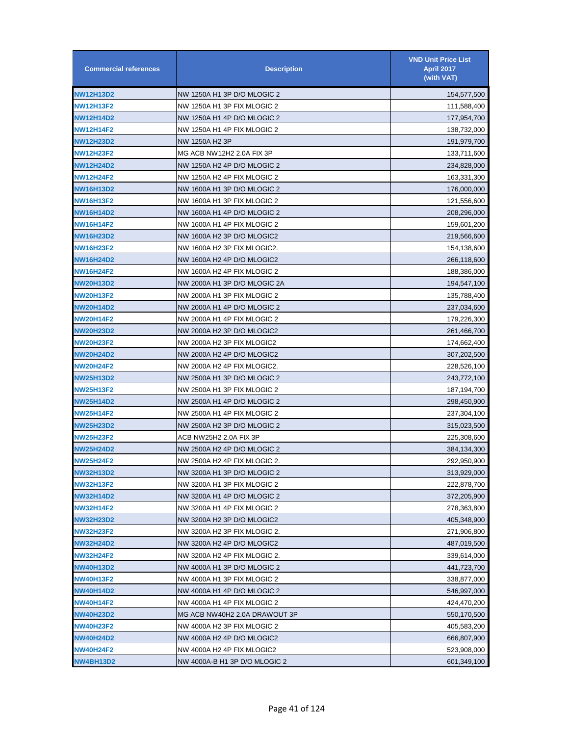| Commercial references | Description | VND Unit Price List April 2017 (with VAT) |
|---|---|---|
| NW12H13D2 | NW 1250A H1 3P D/O MLOGIC 2 | 154,577,500 |
| NW12H13F2 | NW 1250A H1 3P FIX MLOGIC 2 | 111,588,400 |
| NW12H14D2 | NW 1250A H1 4P D/O MLOGIC 2 | 177,954,700 |
| NW12H14F2 | NW 1250A H1 4P FIX MLOGIC 2 | 138,732,000 |
| NW12H23D2 | NW 1250A H2 3P | 191,979,700 |
| NW12H23F2 | MG ACB NW12H2 2.0A FIX 3P | 133,711,600 |
| NW12H24D2 | NW 1250A H2 4P D/O MLOGIC 2 | 234,828,000 |
| NW12H24F2 | NW 1250A H2 4P FIX MLOGIC 2 | 163,331,300 |
| NW16H13D2 | NW 1600A H1 3P D/O MLOGIC 2 | 176,000,000 |
| NW16H13F2 | NW 1600A H1 3P FIX MLOGIC 2 | 121,556,600 |
| NW16H14D2 | NW 1600A H1 4P D/O MLOGIC 2 | 208,296,000 |
| NW16H14F2 | NW 1600A H1 4P FIX MLOGIC 2 | 159,601,200 |
| NW16H23D2 | NW 1600A H2 3P D/O MLOGIC2 | 219,566,600 |
| NW16H23F2 | NW 1600A H2 3P FIX MLOGIC2. | 154,138,600 |
| NW16H24D2 | NW 1600A H2 4P D/O MLOGIC2 | 266,118,600 |
| NW16H24F2 | NW 1600A H2 4P FIX MLOGIC 2 | 188,386,000 |
| NW20H13D2 | NW 2000A H1 3P D/O MLOGIC 2A | 194,547,100 |
| NW20H13F2 | NW 2000A H1 3P FIX MLOGIC 2 | 135,788,400 |
| NW20H14D2 | NW 2000A H1 4P D/O MLOGIC 2 | 237,034,600 |
| NW20H14F2 | NW 2000A H1 4P FIX MLOGIC 2 | 179,226,300 |
| NW20H23D2 | NW 2000A H2 3P D/O MLOGIC2 | 261,466,700 |
| NW20H23F2 | NW 2000A H2 3P FIX MLOGIC2 | 174,662,400 |
| NW20H24D2 | NW 2000A H2 4P D/O MLOGIC2 | 307,202,500 |
| NW20H24F2 | NW 2000A H2 4P FIX MLOGIC2. | 228,526,100 |
| NW25H13D2 | NW 2500A H1 3P D/O MLOGIC 2 | 243,772,100 |
| NW25H13F2 | NW 2500A H1 3P FIX MLOGIC 2 | 187,194,700 |
| NW25H14D2 | NW 2500A H1 4P D/O MLOGIC 2 | 298,450,900 |
| NW25H14F2 | NW 2500A H1 4P FIX MLOGIC 2 | 237,304,100 |
| NW25H23D2 | NW 2500A H2 3P D/O MLOGIC 2 | 315,023,500 |
| NW25H23F2 | ACB NW25H2 2.0A FIX 3P | 225,308,600 |
| NW25H24D2 | NW 2500A H2 4P D/O MLOGIC 2 | 384,134,300 |
| NW25H24F2 | NW 2500A H2 4P FIX MLOGIC 2. | 292,950,900 |
| NW32H13D2 | NW 3200A H1 3P D/O MLOGIC 2 | 313,929,000 |
| NW32H13F2 | NW 3200A H1 3P FIX MLOGIC 2 | 222,878,700 |
| NW32H14D2 | NW 3200A H1 4P D/O MLOGIC 2 | 372,205,900 |
| NW32H14F2 | NW 3200A H1 4P FIX MLOGIC 2 | 278,363,800 |
| NW32H23D2 | NW 3200A H2 3P D/O MLOGIC2 | 405,348,900 |
| NW32H23F2 | NW 3200A H2 3P FIX MLOGIC 2. | 271,906,800 |
| NW32H24D2 | NW 3200A H2 4P D/O MLOGIC2 | 487,019,500 |
| NW32H24F2 | NW 3200A H2 4P FIX MLOGIC 2. | 339,614,000 |
| NW40H13D2 | NW 4000A H1 3P D/O MLOGIC 2 | 441,723,700 |
| NW40H13F2 | NW 4000A H1 3P FIX MLOGIC 2 | 338,877,000 |
| NW40H14D2 | NW 4000A H1 4P D/O MLOGIC 2 | 546,997,000 |
| NW40H14F2 | NW 4000A H1 4P FIX MLOGIC 2 | 424,470,200 |
| NW40H23D2 | MG ACB NW40H2 2.0A DRAWOUT 3P | 550,170,500 |
| NW40H23F2 | NW 4000A H2 3P FIX MLOGIC 2 | 405,583,200 |
| NW40H24D2 | NW 4000A H2 4P D/O MLOGIC2 | 666,807,900 |
| NW40H24F2 | NW 4000A H2 4P FIX MLOGIC2 | 523,908,000 |
| NW4BH13D2 | NW 4000A-B H1 3P D/O MLOGIC 2 | 601,349,100 |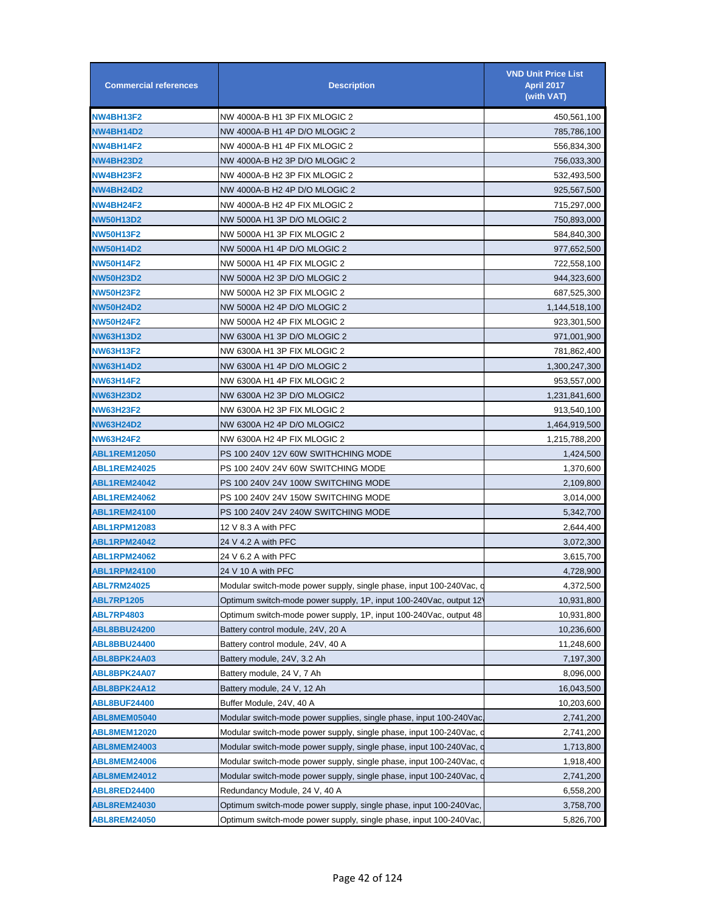| Commercial references | Description | VND Unit Price List April 2017 (with VAT) |
|---|---|---|
| NW4BH13F2 | NW 4000A-B H1 3P FIX MLOGIC 2 | 450,561,100 |
| NW4BH14D2 | NW 4000A-B H1 4P D/O MLOGIC 2 | 785,786,100 |
| NW4BH14F2 | NW 4000A-B H1 4P FIX MLOGIC 2 | 556,834,300 |
| NW4BH23D2 | NW 4000A-B H2 3P D/O MLOGIC 2 | 756,033,300 |
| NW4BH23F2 | NW 4000A-B H2 3P FIX MLOGIC 2 | 532,493,500 |
| NW4BH24D2 | NW 4000A-B H2 4P D/O MLOGIC 2 | 925,567,500 |
| NW4BH24F2 | NW 4000A-B H2 4P FIX MLOGIC 2 | 715,297,000 |
| NW50H13D2 | NW 5000A H1 3P D/O MLOGIC 2 | 750,893,000 |
| NW50H13F2 | NW 5000A H1 3P FIX MLOGIC 2 | 584,840,300 |
| NW50H14D2 | NW 5000A H1 4P D/O MLOGIC 2 | 977,652,500 |
| NW50H14F2 | NW 5000A H1 4P FIX MLOGIC 2 | 722,558,100 |
| NW50H23D2 | NW 5000A H2 3P D/O MLOGIC 2 | 944,323,600 |
| NW50H23F2 | NW 5000A H2 3P FIX MLOGIC 2 | 687,525,300 |
| NW50H24D2 | NW 5000A H2 4P D/O MLOGIC 2 | 1,144,518,100 |
| NW50H24F2 | NW 5000A H2 4P FIX MLOGIC 2 | 923,301,500 |
| NW63H13D2 | NW 6300A H1 3P D/O MLOGIC 2 | 971,001,900 |
| NW63H13F2 | NW 6300A H1 3P FIX MLOGIC 2 | 781,862,400 |
| NW63H14D2 | NW 6300A H1 4P D/O MLOGIC 2 | 1,300,247,300 |
| NW63H14F2 | NW 6300A H1 4P FIX MLOGIC 2 | 953,557,000 |
| NW63H23D2 | NW 6300A H2 3P D/O MLOGIC2 | 1,231,841,600 |
| NW63H23F2 | NW 6300A H2 3P FIX MLOGIC 2 | 913,540,100 |
| NW63H24D2 | NW 6300A H2 4P D/O MLOGIC2 | 1,464,919,500 |
| NW63H24F2 | NW 6300A H2 4P FIX MLOGIC 2 | 1,215,788,200 |
| ABL1REM12050 | PS 100 240V 12V 60W SWITHCHING MODE | 1,424,500 |
| ABL1REM24025 | PS 100 240V 24V 60W SWITCHING MODE | 1,370,600 |
| ABL1REM24042 | PS 100 240V 24V 100W SWITCHING MODE | 2,109,800 |
| ABL1REM24062 | PS 100 240V 24V 150W SWITCHING MODE | 3,014,000 |
| ABL1REM24100 | PS 100 240V 24V 240W SWITCHING MODE | 5,342,700 |
| ABL1RPM12083 | 12 V 8.3 A with PFC | 2,644,400 |
| ABL1RPM24042 | 24 V 4.2 A with PFC | 3,072,300 |
| ABL1RPM24062 | 24 V 6.2 A with PFC | 3,615,700 |
| ABL1RPM24100 | 24 V 10 A with PFC | 4,728,900 |
| ABL7RM24025 | Modular switch-mode power supply, single phase, input 100-240Vac, c | 4,372,500 |
| ABL7RP1205 | Optimum switch-mode power supply, 1P, input 100-240Vac, output 12\ | 10,931,800 |
| ABL7RP4803 | Optimum switch-mode power supply, 1P, input 100-240Vac, output 48 | 10,931,800 |
| ABL8BBU24200 | Battery control module, 24V, 20 A | 10,236,600 |
| ABL8BBU24400 | Battery control module, 24V, 40 A | 11,248,600 |
| ABL8BPK24A03 | Battery module, 24V, 3.2 Ah | 7,197,300 |
| ABL8BPK24A07 | Battery module, 24 V, 7 Ah | 8,096,000 |
| ABL8BPK24A12 | Battery module, 24 V, 12 Ah | 16,043,500 |
| ABL8BUF24400 | Buffer Module, 24V, 40 A | 10,203,600 |
| ABL8MEM05040 | Modular switch-mode power supplies, single phase, input 100-240Vac, | 2,741,200 |
| ABL8MEM12020 | Modular switch-mode power supply, single phase, input 100-240Vac, c | 2,741,200 |
| ABL8MEM24003 | Modular switch-mode power supply, single phase, input 100-240Vac, c | 1,713,800 |
| ABL8MEM24006 | Modular switch-mode power supply, single phase, input 100-240Vac, c | 1,918,400 |
| ABL8MEM24012 | Modular switch-mode power supply, single phase, input 100-240Vac, c | 2,741,200 |
| ABL8RED24400 | Redundancy Module, 24 V, 40 A | 6,558,200 |
| ABL8REM24030 | Optimum switch-mode power supply, single phase, input 100-240Vac, | 3,758,700 |
| ABL8REM24050 | Optimum switch-mode power supply, single phase, input 100-240Vac, | 5,826,700 |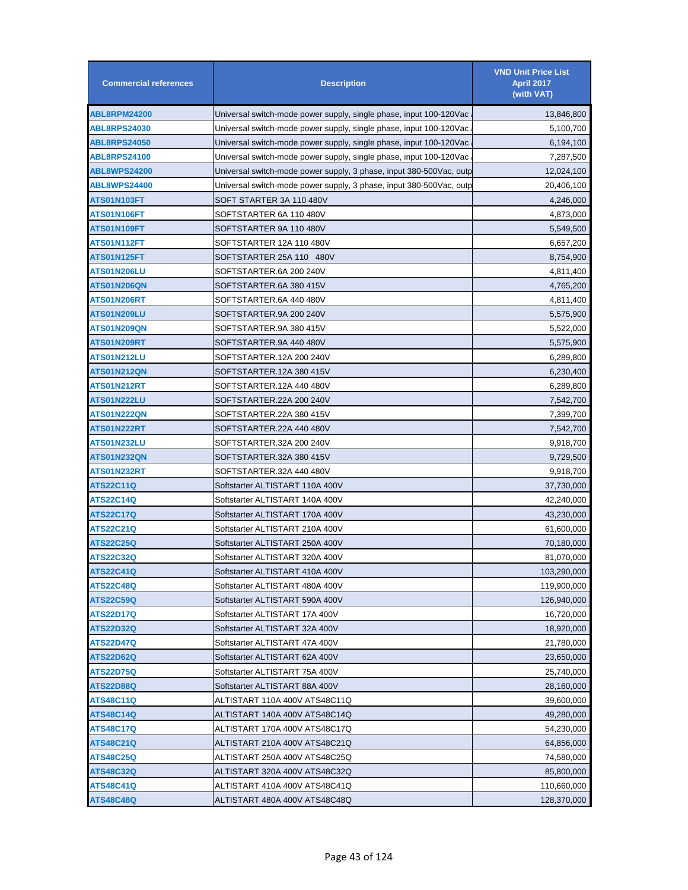| Commercial references | Description | VND Unit Price List April 2017 (with VAT) |
|---|---|---|
| ABL8RPM24200 | Universal switch-mode power supply, single phase, input 100-120Vac / | 13,846,800 |
| ABL8RPS24030 | Universal switch-mode power supply, single phase, input 100-120Vac / | 5,100,700 |
| ABL8RPS24050 | Universal switch-mode power supply, single phase, input 100-120Vac / | 6,194,100 |
| ABL8RPS24100 | Universal switch-mode power supply, single phase, input 100-120Vac / | 7,287,500 |
| ABL8WPS24200 | Universal switch-mode power supply, 3 phase, input 380-500Vac, outp | 12,024,100 |
| ABL8WPS24400 | Universal switch-mode power supply, 3 phase, input 380-500Vac, outp | 20,406,100 |
| ATS01N103FT | SOFT STARTER 3A 110 480V | 4,246,000 |
| ATS01N106FT | SOFTSTARTER 6A 110 480V | 4,873,000 |
| ATS01N109FT | SOFTSTARTER 9A 110 480V | 5,549,500 |
| ATS01N112FT | SOFTSTARTER 12A 110 480V | 6,657,200 |
| ATS01N125FT | SOFTSTARTER 25A 110 480V | 8,754,900 |
| ATS01N206LU | SOFTSTARTER.6A 200 240V | 4,811,400 |
| ATS01N206QN | SOFTSTARTER.6A 380 415V | 4,765,200 |
| ATS01N206RT | SOFTSTARTER.6A 440 480V | 4,811,400 |
| ATS01N209LU | SOFTSTARTER.9A 200 240V | 5,575,900 |
| ATS01N209QN | SOFTSTARTER.9A 380 415V | 5,522,000 |
| ATS01N209RT | SOFTSTARTER.9A 440 480V | 5,575,900 |
| ATS01N212LU | SOFTSTARTER.12A 200 240V | 6,289,800 |
| ATS01N212QN | SOFTSTARTER.12A 380 415V | 6,230,400 |
| ATS01N212RT | SOFTSTARTER.12A 440 480V | 6,289,800 |
| ATS01N222LU | SOFTSTARTER.22A 200 240V | 7,542,700 |
| ATS01N222QN | SOFTSTARTER.22A 380 415V | 7,399,700 |
| ATS01N222RT | SOFTSTARTER.22A 440 480V | 7,542,700 |
| ATS01N232LU | SOFTSTARTER.32A 200 240V | 9,918,700 |
| ATS01N232QN | SOFTSTARTER.32A 380 415V | 9,729,500 |
| ATS01N232RT | SOFTSTARTER.32A 440 480V | 9,918,700 |
| ATS22C11Q | Softstarter ALTISTART 110A 400V | 37,730,000 |
| ATS22C14Q | Softstarter ALTISTART 140A 400V | 42,240,000 |
| ATS22C17Q | Softstarter ALTISTART 170A 400V | 43,230,000 |
| ATS22C21Q | Softstarter ALTISTART 210A 400V | 61,600,000 |
| ATS22C25Q | Softstarter ALTISTART 250A 400V | 70,180,000 |
| ATS22C32Q | Softstarter ALTISTART 320A 400V | 81,070,000 |
| ATS22C41Q | Softstarter ALTISTART 410A 400V | 103,290,000 |
| ATS22C48Q | Softstarter ALTISTART 480A 400V | 119,900,000 |
| ATS22C59Q | Softstarter ALTISTART 590A 400V | 126,940,000 |
| ATS22D17Q | Softstarter ALTISTART 17A 400V | 16,720,000 |
| ATS22D32Q | Softstarter ALTISTART 32A 400V | 18,920,000 |
| ATS22D47Q | Softstarter ALTISTART 47A 400V | 21,780,000 |
| ATS22D62Q | Softstarter ALTISTART 62A 400V | 23,650,000 |
| ATS22D75Q | Softstarter ALTISTART 75A 400V | 25,740,000 |
| ATS22D88Q | Softstarter ALTISTART 88A 400V | 28,160,000 |
| ATS48C11Q | ALTISTART 110A 400V ATS48C11Q | 39,600,000 |
| ATS48C14Q | ALTISTART 140A 400V ATS48C14Q | 49,280,000 |
| ATS48C17Q | ALTISTART 170A 400V ATS48C17Q | 54,230,000 |
| ATS48C21Q | ALTISTART 210A 400V ATS48C21Q | 64,856,000 |
| ATS48C25Q | ALTISTART 250A 400V ATS48C25Q | 74,580,000 |
| ATS48C32Q | ALTISTART 320A 400V ATS48C32Q | 85,800,000 |
| ATS48C41Q | ALTISTART 410A 400V ATS48C41Q | 110,660,000 |
| ATS48C48Q | ALTISTART 480A 400V ATS48C48Q | 128,370,000 |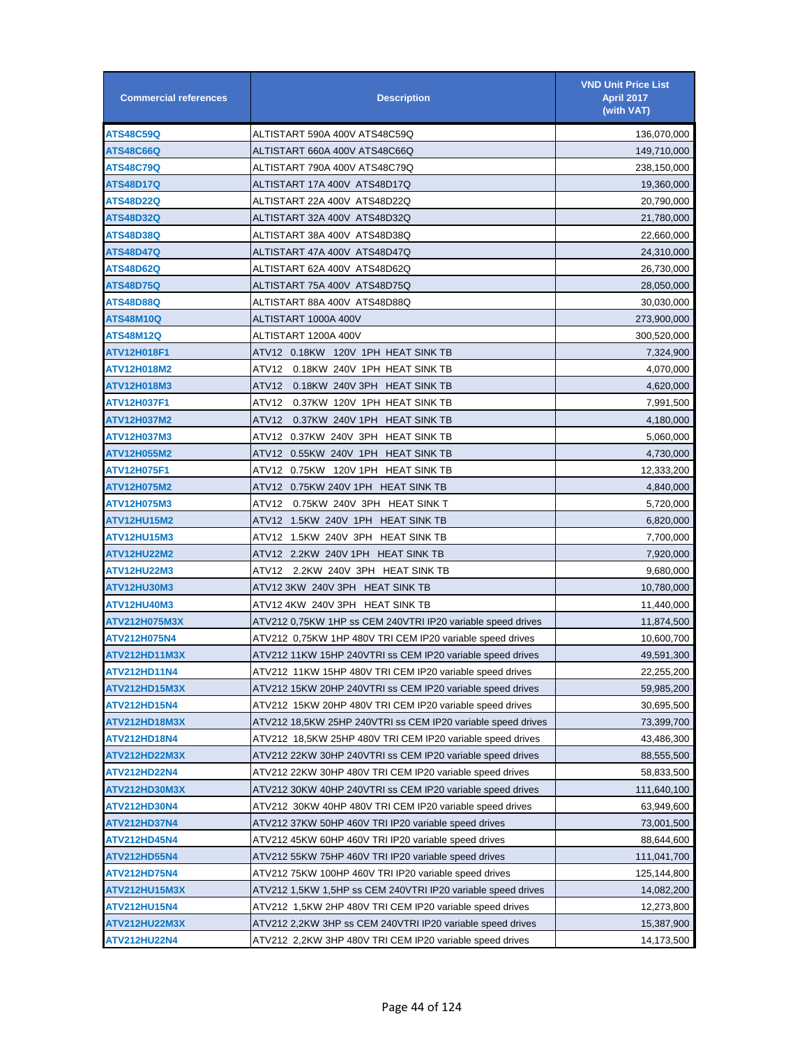| Commercial references | Description | VND Unit Price List April 2017 (with VAT) |
|---|---|---|
| ATS48C59Q | ALTISTART 590A 400V ATS48C59Q | 136,070,000 |
| ATS48C66Q | ALTISTART 660A 400V ATS48C66Q | 149,710,000 |
| ATS48C79Q | ALTISTART 790A 400V ATS48C79Q | 238,150,000 |
| ATS48D17Q | ALTISTART 17A 400V ATS48D17Q | 19,360,000 |
| ATS48D22Q | ALTISTART 22A 400V ATS48D22Q | 20,790,000 |
| ATS48D32Q | ALTISTART 32A 400V ATS48D32Q | 21,780,000 |
| ATS48D38Q | ALTISTART 38A 400V ATS48D38Q | 22,660,000 |
| ATS48D47Q | ALTISTART 47A 400V ATS48D47Q | 24,310,000 |
| ATS48D62Q | ALTISTART 62A 400V ATS48D62Q | 26,730,000 |
| ATS48D75Q | ALTISTART 75A 400V ATS48D75Q | 28,050,000 |
| ATS48D88Q | ALTISTART 88A 400V ATS48D88Q | 30,030,000 |
| ATS48M10Q | ALTISTART 1000A 400V | 273,900,000 |
| ATS48M12Q | ALTISTART 1200A 400V | 300,520,000 |
| ATV12H018F1 | ATV12 0.18KW 120V 1PH HEAT SINK TB | 7,324,900 |
| ATV12H018M2 | ATV12 0.18KW 240V 1PH HEAT SINK TB | 4,070,000 |
| ATV12H018M3 | ATV12 0.18KW 240V 3PH HEAT SINK TB | 4,620,000 |
| ATV12H037F1 | ATV12 0.37KW 120V 1PH HEAT SINK TB | 7,991,500 |
| ATV12H037M2 | ATV12 0.37KW 240V 1PH HEAT SINK TB | 4,180,000 |
| ATV12H037M3 | ATV12 0.37KW 240V 3PH HEAT SINK TB | 5,060,000 |
| ATV12H055M2 | ATV12 0.55KW 240V 1PH HEAT SINK TB | 4,730,000 |
| ATV12H075F1 | ATV12 0.75KW 120V 1PH HEAT SINK TB | 12,333,200 |
| ATV12H075M2 | ATV12 0.75KW 240V 1PH HEAT SINK TB | 4,840,000 |
| ATV12H075M3 | ATV12 0.75KW 240V 3PH HEAT SINK T | 5,720,000 |
| ATV12HU15M2 | ATV12 1.5KW 240V 1PH HEAT SINK TB | 6,820,000 |
| ATV12HU15M3 | ATV12 1.5KW 240V 3PH HEAT SINK TB | 7,700,000 |
| ATV12HU22M2 | ATV12 2.2KW 240V 1PH HEAT SINK TB | 7,920,000 |
| ATV12HU22M3 | ATV12 2.2KW 240V 3PH HEAT SINK TB | 9,680,000 |
| ATV12HU30M3 | ATV12 3KW 240V 3PH HEAT SINK TB | 10,780,000 |
| ATV12HU40M3 | ATV12 4KW 240V 3PH HEAT SINK TB | 11,440,000 |
| ATV212H075M3X | ATV212 0,75KW 1HP ss CEM 240VTRI IP20 variable speed drives | 11,874,500 |
| ATV212H075N4 | ATV212 0,75KW 1HP 480V TRI CEM IP20 variable speed drives | 10,600,700 |
| ATV212HD11M3X | ATV212 11KW 15HP 240VTRI ss CEM IP20 variable speed drives | 49,591,300 |
| ATV212HD11N4 | ATV212 11KW 15HP 480V TRI CEM IP20 variable speed drives | 22,255,200 |
| ATV212HD15M3X | ATV212 15KW 20HP 240VTRI ss CEM IP20 variable speed drives | 59,985,200 |
| ATV212HD15N4 | ATV212 15KW 20HP 480V TRI CEM IP20 variable speed drives | 30,695,500 |
| ATV212HD18M3X | ATV212 18,5KW 25HP 240VTRI ss CEM IP20 variable speed drives | 73,399,700 |
| ATV212HD18N4 | ATV212 18,5KW 25HP 480V TRI CEM IP20 variable speed drives | 43,486,300 |
| ATV212HD22M3X | ATV212 22KW 30HP 240VTRI ss CEM IP20 variable speed drives | 88,555,500 |
| ATV212HD22N4 | ATV212 22KW 30HP 480V TRI CEM IP20 variable speed drives | 58,833,500 |
| ATV212HD30M3X | ATV212 30KW 40HP 240VTRI ss CEM IP20 variable speed drives | 111,640,100 |
| ATV212HD30N4 | ATV212 30KW 40HP 480V TRI CEM IP20 variable speed drives | 63,949,600 |
| ATV212HD37N4 | ATV212 37KW 50HP 460V TRI IP20 variable speed drives | 73,001,500 |
| ATV212HD45N4 | ATV212 45KW 60HP 460V TRI IP20 variable speed drives | 88,644,600 |
| ATV212HD55N4 | ATV212 55KW 75HP 460V TRI IP20 variable speed drives | 111,041,700 |
| ATV212HD75N4 | ATV212 75KW 100HP 460V TRI IP20 variable speed drives | 125,144,800 |
| ATV212HU15M3X | ATV212 1,5KW 1,5HP ss CEM 240VTRI IP20 variable speed drives | 14,082,200 |
| ATV212HU15N4 | ATV212 1,5KW 2HP 480V TRI CEM IP20 variable speed drives | 12,273,800 |
| ATV212HU22M3X | ATV212 2,2KW 3HP ss CEM 240VTRI IP20 variable speed drives | 15,387,900 |
| ATV212HU22N4 | ATV212 2,2KW 3HP 480V TRI CEM IP20 variable speed drives | 14,173,500 |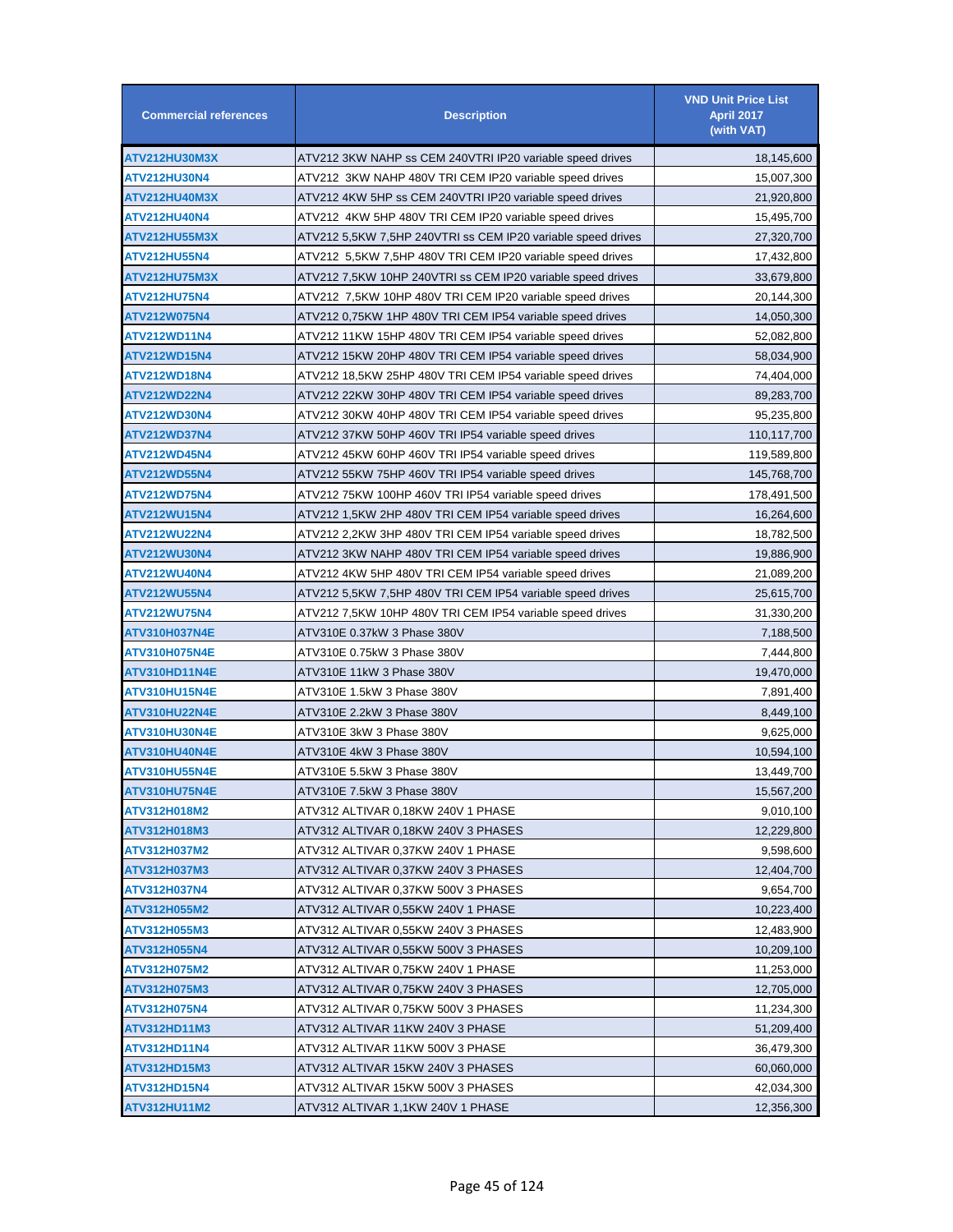| Commercial references | Description | VND Unit Price List April 2017 (with VAT) |
|---|---|---|
| ATV212HU30M3X | ATV212 3KW NAHP ss CEM 240VTRI IP20 variable speed drives | 18,145,600 |
| ATV212HU30N4 | ATV212 3KW NAHP 480V TRI CEM IP20 variable speed drives | 15,007,300 |
| ATV212HU40M3X | ATV212 4KW 5HP ss CEM 240VTRI IP20 variable speed drives | 21,920,800 |
| ATV212HU40N4 | ATV212 4KW 5HP 480V TRI CEM IP20 variable speed drives | 15,495,700 |
| ATV212HU55M3X | ATV212 5,5KW 7,5HP 240VTRI ss CEM IP20 variable speed drives | 27,320,700 |
| ATV212HU55N4 | ATV212 5,5KW 7,5HP 480V TRI CEM IP20 variable speed drives | 17,432,800 |
| ATV212HU75M3X | ATV212 7,5KW 10HP 240VTRI ss CEM IP20 variable speed drives | 33,679,800 |
| ATV212HU75N4 | ATV212 7,5KW 10HP 480V TRI CEM IP20 variable speed drives | 20,144,300 |
| ATV212W075N4 | ATV212 0,75KW 1HP 480V TRI CEM IP54 variable speed drives | 14,050,300 |
| ATV212WD11N4 | ATV212 11KW 15HP 480V TRI CEM IP54 variable speed drives | 52,082,800 |
| ATV212WD15N4 | ATV212 15KW 20HP 480V TRI CEM IP54 variable speed drives | 58,034,900 |
| ATV212WD18N4 | ATV212 18,5KW 25HP 480V TRI CEM IP54 variable speed drives | 74,404,000 |
| ATV212WD22N4 | ATV212 22KW 30HP 480V TRI CEM IP54 variable speed drives | 89,283,700 |
| ATV212WD30N4 | ATV212 30KW 40HP 480V TRI CEM IP54 variable speed drives | 95,235,800 |
| ATV212WD37N4 | ATV212 37KW 50HP 460V TRI IP54 variable speed drives | 110,117,700 |
| ATV212WD45N4 | ATV212 45KW 60HP 460V TRI IP54 variable speed drives | 119,589,800 |
| ATV212WD55N4 | ATV212 55KW 75HP 460V TRI IP54 variable speed drives | 145,768,700 |
| ATV212WD75N4 | ATV212 75KW 100HP 460V TRI IP54 variable speed drives | 178,491,500 |
| ATV212WU15N4 | ATV212 1,5KW 2HP 480V TRI CEM IP54 variable speed drives | 16,264,600 |
| ATV212WU22N4 | ATV212 2,2KW 3HP 480V TRI CEM IP54 variable speed drives | 18,782,500 |
| ATV212WU30N4 | ATV212 3KW NAHP 480V TRI CEM IP54 variable speed drives | 19,886,900 |
| ATV212WU40N4 | ATV212 4KW 5HP 480V TRI CEM IP54 variable speed drives | 21,089,200 |
| ATV212WU55N4 | ATV212 5,5KW 7,5HP 480V TRI CEM IP54 variable speed drives | 25,615,700 |
| ATV212WU75N4 | ATV212 7,5KW 10HP 480V TRI CEM IP54 variable speed drives | 31,330,200 |
| ATV310H037N4E | ATV310E 0.37kW 3 Phase 380V | 7,188,500 |
| ATV310H075N4E | ATV310E 0.75kW 3 Phase 380V | 7,444,800 |
| ATV310HD11N4E | ATV310E 11kW 3 Phase 380V | 19,470,000 |
| ATV310HU15N4E | ATV310E 1.5kW 3 Phase 380V | 7,891,400 |
| ATV310HU22N4E | ATV310E 2.2kW 3 Phase 380V | 8,449,100 |
| ATV310HU30N4E | ATV310E 3kW 3 Phase 380V | 9,625,000 |
| ATV310HU40N4E | ATV310E 4kW 3 Phase 380V | 10,594,100 |
| ATV310HU55N4E | ATV310E 5.5kW 3 Phase 380V | 13,449,700 |
| ATV310HU75N4E | ATV310E 7.5kW 3 Phase 380V | 15,567,200 |
| ATV312H018M2 | ATV312 ALTIVAR 0,18KW 240V 1 PHASE | 9,010,100 |
| ATV312H018M3 | ATV312 ALTIVAR 0,18KW 240V 3 PHASES | 12,229,800 |
| ATV312H037M2 | ATV312 ALTIVAR 0,37KW 240V 1 PHASE | 9,598,600 |
| ATV312H037M3 | ATV312 ALTIVAR 0,37KW 240V 3 PHASES | 12,404,700 |
| ATV312H037N4 | ATV312 ALTIVAR 0,37KW 500V 3 PHASES | 9,654,700 |
| ATV312H055M2 | ATV312 ALTIVAR 0,55KW 240V 1 PHASE | 10,223,400 |
| ATV312H055M3 | ATV312 ALTIVAR 0,55KW 240V 3 PHASES | 12,483,900 |
| ATV312H055N4 | ATV312 ALTIVAR 0,55KW 500V 3 PHASES | 10,209,100 |
| ATV312H075M2 | ATV312 ALTIVAR 0,75KW 240V 1 PHASE | 11,253,000 |
| ATV312H075M3 | ATV312 ALTIVAR 0,75KW 240V 3 PHASES | 12,705,000 |
| ATV312H075N4 | ATV312 ALTIVAR 0,75KW 500V 3 PHASES | 11,234,300 |
| ATV312HD11M3 | ATV312 ALTIVAR 11KW 240V 3 PHASE | 51,209,400 |
| ATV312HD11N4 | ATV312 ALTIVAR 11KW 500V 3 PHASE | 36,479,300 |
| ATV312HD15M3 | ATV312 ALTIVAR 15KW 240V 3 PHASES | 60,060,000 |
| ATV312HD15N4 | ATV312 ALTIVAR 15KW 500V 3 PHASES | 42,034,300 |
| ATV312HU11M2 | ATV312 ALTIVAR 1,1KW 240V 1 PHASE | 12,356,300 |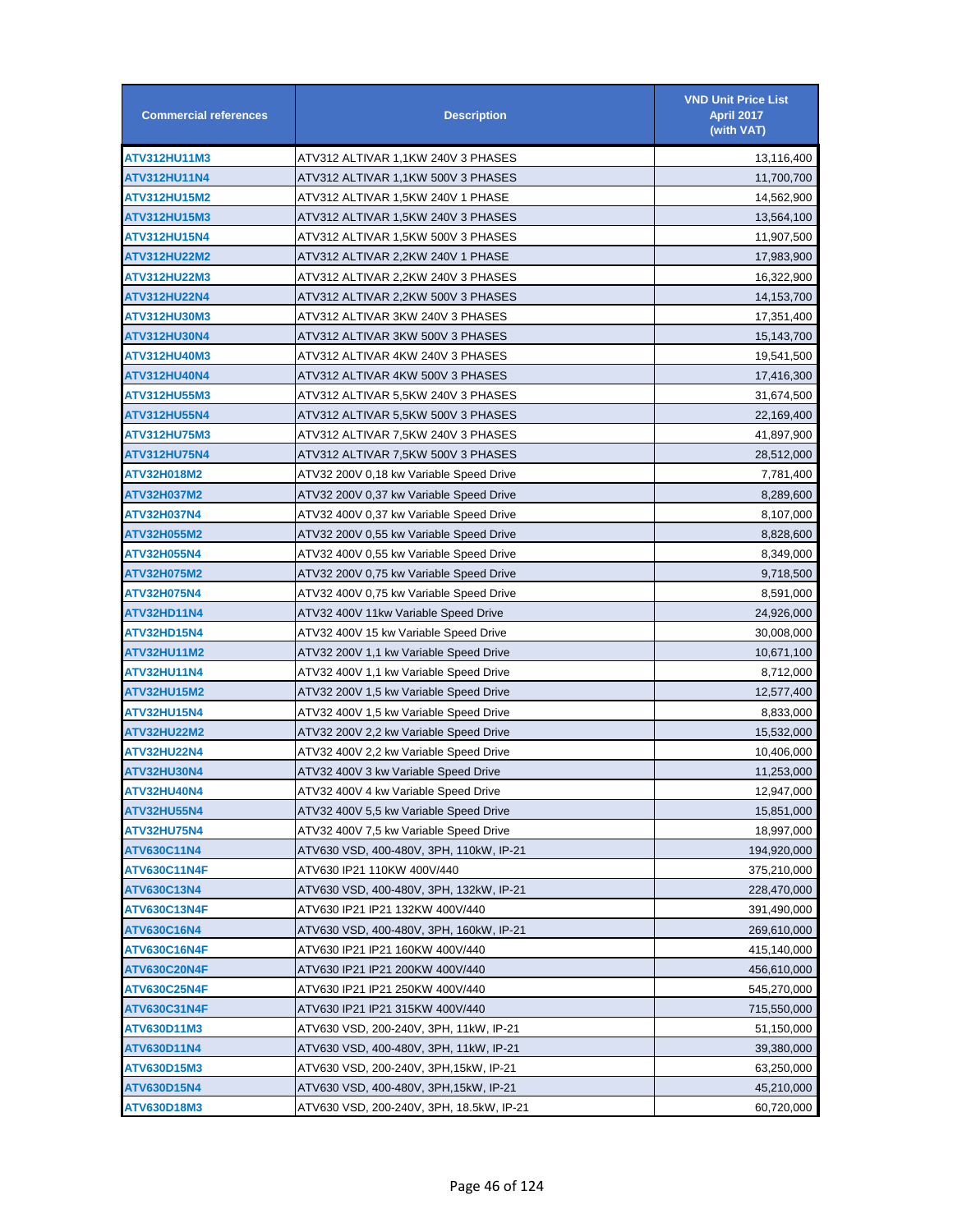| Commercial references | Description | VND Unit Price List April 2017 (with VAT) |
|---|---|---|
| ATV312HU11M3 | ATV312 ALTIVAR 1,1KW 240V 3 PHASES | 13,116,400 |
| ATV312HU11N4 | ATV312 ALTIVAR 1,1KW 500V 3 PHASES | 11,700,700 |
| ATV312HU15M2 | ATV312 ALTIVAR 1,5KW 240V 1 PHASE | 14,562,900 |
| ATV312HU15M3 | ATV312 ALTIVAR 1,5KW 240V 3 PHASES | 13,564,100 |
| ATV312HU15N4 | ATV312 ALTIVAR 1,5KW 500V 3 PHASES | 11,907,500 |
| ATV312HU22M2 | ATV312 ALTIVAR 2,2KW 240V 1 PHASE | 17,983,900 |
| ATV312HU22M3 | ATV312 ALTIVAR 2,2KW 240V 3 PHASES | 16,322,900 |
| ATV312HU22N4 | ATV312 ALTIVAR 2,2KW 500V 3 PHASES | 14,153,700 |
| ATV312HU30M3 | ATV312 ALTIVAR 3KW 240V 3 PHASES | 17,351,400 |
| ATV312HU30N4 | ATV312 ALTIVAR 3KW 500V 3 PHASES | 15,143,700 |
| ATV312HU40M3 | ATV312 ALTIVAR 4KW 240V 3 PHASES | 19,541,500 |
| ATV312HU40N4 | ATV312 ALTIVAR 4KW 500V 3 PHASES | 17,416,300 |
| ATV312HU55M3 | ATV312 ALTIVAR 5,5KW 240V 3 PHASES | 31,674,500 |
| ATV312HU55N4 | ATV312 ALTIVAR 5,5KW 500V 3 PHASES | 22,169,400 |
| ATV312HU75M3 | ATV312 ALTIVAR 7,5KW 240V 3 PHASES | 41,897,900 |
| ATV312HU75N4 | ATV312 ALTIVAR 7,5KW 500V 3 PHASES | 28,512,000 |
| ATV32H018M2 | ATV32 200V 0,18 kw Variable Speed Drive | 7,781,400 |
| ATV32H037M2 | ATV32 200V 0,37 kw Variable Speed Drive | 8,289,600 |
| ATV32H037N4 | ATV32 400V 0,37 kw Variable Speed Drive | 8,107,000 |
| ATV32H055M2 | ATV32 200V 0,55 kw Variable Speed Drive | 8,828,600 |
| ATV32H055N4 | ATV32 400V 0,55 kw Variable Speed Drive | 8,349,000 |
| ATV32H075M2 | ATV32 200V 0,75 kw Variable Speed Drive | 9,718,500 |
| ATV32H075N4 | ATV32 400V 0,75 kw Variable Speed Drive | 8,591,000 |
| ATV32HD11N4 | ATV32 400V 11kw Variable Speed Drive | 24,926,000 |
| ATV32HD15N4 | ATV32 400V 15 kw Variable Speed Drive | 30,008,000 |
| ATV32HU11M2 | ATV32 200V 1,1 kw Variable Speed Drive | 10,671,100 |
| ATV32HU11N4 | ATV32 400V 1,1 kw Variable Speed Drive | 8,712,000 |
| ATV32HU15M2 | ATV32 200V 1,5 kw Variable Speed Drive | 12,577,400 |
| ATV32HU15N4 | ATV32 400V 1,5 kw Variable Speed Drive | 8,833,000 |
| ATV32HU22M2 | ATV32 200V 2,2 kw Variable Speed Drive | 15,532,000 |
| ATV32HU22N4 | ATV32 400V 2,2 kw Variable Speed Drive | 10,406,000 |
| ATV32HU30N4 | ATV32 400V 3 kw Variable Speed Drive | 11,253,000 |
| ATV32HU40N4 | ATV32 400V 4 kw Variable Speed Drive | 12,947,000 |
| ATV32HU55N4 | ATV32 400V 5,5 kw Variable Speed Drive | 15,851,000 |
| ATV32HU75N4 | ATV32 400V 7,5 kw Variable Speed Drive | 18,997,000 |
| ATV630C11N4 | ATV630 VSD, 400-480V, 3PH, 110kW, IP-21 | 194,920,000 |
| ATV630C11N4F | ATV630 IP21 110KW 400V/440 | 375,210,000 |
| ATV630C13N4 | ATV630 VSD, 400-480V, 3PH, 132kW, IP-21 | 228,470,000 |
| ATV630C13N4F | ATV630 IP21 IP21 132KW 400V/440 | 391,490,000 |
| ATV630C16N4 | ATV630 VSD, 400-480V, 3PH, 160kW, IP-21 | 269,610,000 |
| ATV630C16N4F | ATV630 IP21 IP21 160KW 400V/440 | 415,140,000 |
| ATV630C20N4F | ATV630 IP21 IP21 200KW 400V/440 | 456,610,000 |
| ATV630C25N4F | ATV630 IP21 IP21 250KW 400V/440 | 545,270,000 |
| ATV630C31N4F | ATV630 IP21 IP21 315KW 400V/440 | 715,550,000 |
| ATV630D11M3 | ATV630 VSD, 200-240V, 3PH, 11kW, IP-21 | 51,150,000 |
| ATV630D11N4 | ATV630 VSD, 400-480V, 3PH, 11kW, IP-21 | 39,380,000 |
| ATV630D15M3 | ATV630 VSD, 200-240V, 3PH,15kW, IP-21 | 63,250,000 |
| ATV630D15N4 | ATV630 VSD, 400-480V, 3PH,15kW, IP-21 | 45,210,000 |
| ATV630D18M3 | ATV630 VSD, 200-240V, 3PH, 18.5kW, IP-21 | 60,720,000 |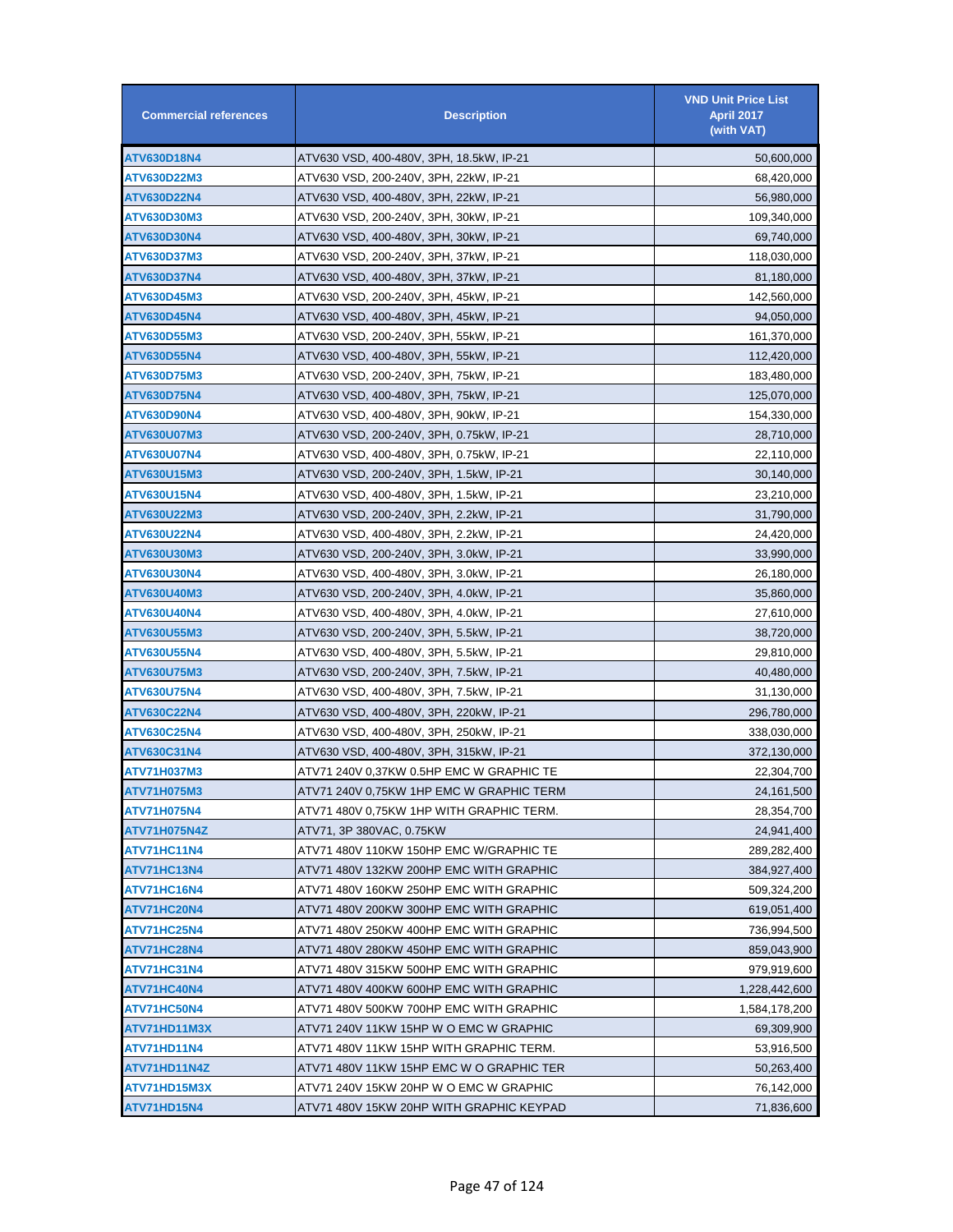| Commercial references | Description | VND Unit Price List April 2017 (with VAT) |
|---|---|---|
| ATV630D18N4 | ATV630 VSD, 400-480V, 3PH, 18.5kW, IP-21 | 50,600,000 |
| ATV630D22M3 | ATV630 VSD, 200-240V, 3PH, 22kW, IP-21 | 68,420,000 |
| ATV630D22N4 | ATV630 VSD, 400-480V, 3PH, 22kW, IP-21 | 56,980,000 |
| ATV630D30M3 | ATV630 VSD, 200-240V, 3PH, 30kW, IP-21 | 109,340,000 |
| ATV630D30N4 | ATV630 VSD, 400-480V, 3PH, 30kW, IP-21 | 69,740,000 |
| ATV630D37M3 | ATV630 VSD, 200-240V, 3PH, 37kW, IP-21 | 118,030,000 |
| ATV630D37N4 | ATV630 VSD, 400-480V, 3PH, 37kW, IP-21 | 81,180,000 |
| ATV630D45M3 | ATV630 VSD, 200-240V, 3PH, 45kW, IP-21 | 142,560,000 |
| ATV630D45N4 | ATV630 VSD, 400-480V, 3PH, 45kW, IP-21 | 94,050,000 |
| ATV630D55M3 | ATV630 VSD, 200-240V, 3PH, 55kW, IP-21 | 161,370,000 |
| ATV630D55N4 | ATV630 VSD, 400-480V, 3PH, 55kW, IP-21 | 112,420,000 |
| ATV630D75M3 | ATV630 VSD, 200-240V, 3PH, 75kW, IP-21 | 183,480,000 |
| ATV630D75N4 | ATV630 VSD, 400-480V, 3PH, 75kW, IP-21 | 125,070,000 |
| ATV630D90N4 | ATV630 VSD, 400-480V, 3PH, 90kW, IP-21 | 154,330,000 |
| ATV630U07M3 | ATV630 VSD, 200-240V, 3PH, 0.75kW, IP-21 | 28,710,000 |
| ATV630U07N4 | ATV630 VSD, 400-480V, 3PH, 0.75kW, IP-21 | 22,110,000 |
| ATV630U15M3 | ATV630 VSD, 200-240V, 3PH, 1.5kW, IP-21 | 30,140,000 |
| ATV630U15N4 | ATV630 VSD, 400-480V, 3PH, 1.5kW, IP-21 | 23,210,000 |
| ATV630U22M3 | ATV630 VSD, 200-240V, 3PH, 2.2kW, IP-21 | 31,790,000 |
| ATV630U22N4 | ATV630 VSD, 400-480V, 3PH, 2.2kW, IP-21 | 24,420,000 |
| ATV630U30M3 | ATV630 VSD, 200-240V, 3PH, 3.0kW, IP-21 | 33,990,000 |
| ATV630U30N4 | ATV630 VSD, 400-480V, 3PH, 3.0kW, IP-21 | 26,180,000 |
| ATV630U40M3 | ATV630 VSD, 200-240V, 3PH, 4.0kW, IP-21 | 35,860,000 |
| ATV630U40N4 | ATV630 VSD, 400-480V, 3PH, 4.0kW, IP-21 | 27,610,000 |
| ATV630U55M3 | ATV630 VSD, 200-240V, 3PH, 5.5kW, IP-21 | 38,720,000 |
| ATV630U55N4 | ATV630 VSD, 400-480V, 3PH, 5.5kW, IP-21 | 29,810,000 |
| ATV630U75M3 | ATV630 VSD, 200-240V, 3PH, 7.5kW, IP-21 | 40,480,000 |
| ATV630U75N4 | ATV630 VSD, 400-480V, 3PH, 7.5kW, IP-21 | 31,130,000 |
| ATV630C22N4 | ATV630 VSD, 400-480V, 3PH, 220kW, IP-21 | 296,780,000 |
| ATV630C25N4 | ATV630 VSD, 400-480V, 3PH, 250kW, IP-21 | 338,030,000 |
| ATV630C31N4 | ATV630 VSD, 400-480V, 3PH, 315kW, IP-21 | 372,130,000 |
| ATV71H037M3 | ATV71 240V 0,37KW 0.5HP EMC W GRAPHIC TE | 22,304,700 |
| ATV71H075M3 | ATV71 240V 0,75KW 1HP EMC W GRAPHIC TERM | 24,161,500 |
| ATV71H075N4 | ATV71 480V 0,75KW 1HP WITH GRAPHIC TERM. | 28,354,700 |
| ATV71H075N4Z | ATV71, 3P 380VAC, 0.75KW | 24,941,400 |
| ATV71HC11N4 | ATV71 480V 110KW 150HP EMC W/GRAPHIC TE | 289,282,400 |
| ATV71HC13N4 | ATV71 480V 132KW 200HP EMC WITH GRAPHIC | 384,927,400 |
| ATV71HC16N4 | ATV71 480V 160KW 250HP EMC WITH GRAPHIC | 509,324,200 |
| ATV71HC20N4 | ATV71 480V 200KW 300HP EMC WITH GRAPHIC | 619,051,400 |
| ATV71HC25N4 | ATV71 480V 250KW 400HP EMC WITH GRAPHIC | 736,994,500 |
| ATV71HC28N4 | ATV71 480V 280KW 450HP EMC WITH GRAPHIC | 859,043,900 |
| ATV71HC31N4 | ATV71 480V 315KW 500HP EMC WITH GRAPHIC | 979,919,600 |
| ATV71HC40N4 | ATV71 480V 400KW 600HP EMC WITH GRAPHIC | 1,228,442,600 |
| ATV71HC50N4 | ATV71 480V 500KW 700HP EMC WITH GRAPHIC | 1,584,178,200 |
| ATV71HD11M3X | ATV71 240V 11KW 15HP W O EMC W GRAPHIC | 69,309,900 |
| ATV71HD11N4 | ATV71 480V 11KW 15HP WITH GRAPHIC TERM. | 53,916,500 |
| ATV71HD11N4Z | ATV71 480V 11KW 15HP EMC W O GRAPHIC TER | 50,263,400 |
| ATV71HD15M3X | ATV71 240V 15KW 20HP W O EMC W GRAPHIC | 76,142,000 |
| ATV71HD15N4 | ATV71 480V 15KW 20HP WITH GRAPHIC KEYPAD | 71,836,600 |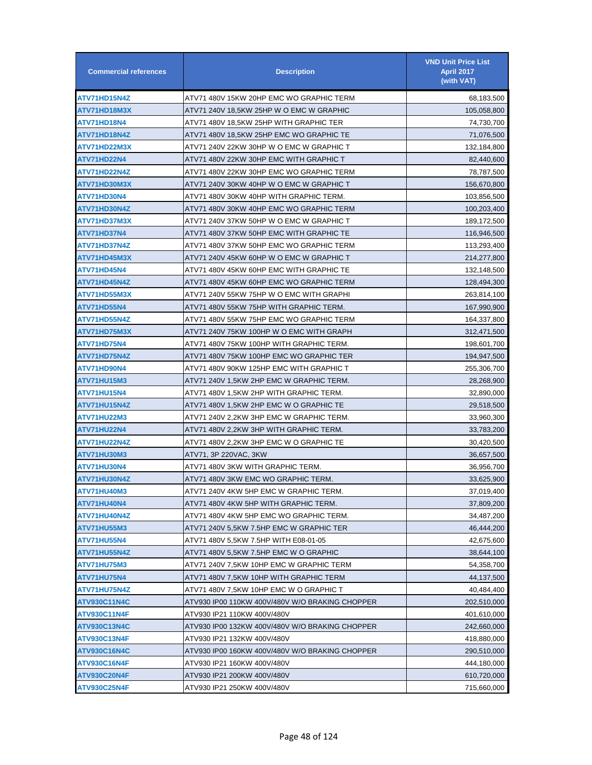| Commercial references | Description | VND Unit Price List April 2017 (with VAT) |
|---|---|---|
| ATV71HD15N4Z | ATV71 480V 15KW 20HP EMC WO GRAPHIC TERM | 68,183,500 |
| ATV71HD18M3X | ATV71 240V 18,5KW 25HP W O EMC W GRAPHIC | 105,058,800 |
| ATV71HD18N4 | ATV71 480V 18,5KW 25HP WITH GRAPHIC TER | 74,730,700 |
| ATV71HD18N4Z | ATV71 480V 18,5KW 25HP EMC WO GRAPHIC TE | 71,076,500 |
| ATV71HD22M3X | ATV71 240V 22KW 30HP W O EMC W GRAPHIC T | 132,184,800 |
| ATV71HD22N4 | ATV71 480V 22KW 30HP EMC WITH GRAPHIC T | 82,440,600 |
| ATV71HD22N4Z | ATV71 480V 22KW 30HP EMC WO GRAPHIC TERM | 78,787,500 |
| ATV71HD30M3X | ATV71 240V 30KW 40HP W O EMC W GRAPHIC T | 156,670,800 |
| ATV71HD30N4 | ATV71 480V 30KW 40HP WITH GRAPHIC TERM. | 103,856,500 |
| ATV71HD30N4Z | ATV71 480V 30KW 40HP EMC WO GRAPHIC TERM | 100,203,400 |
| ATV71HD37M3X | ATV71 240V 37KW 50HP W O EMC W GRAPHIC T | 189,172,500 |
| ATV71HD37N4 | ATV71 480V 37KW 50HP EMC WITH GRAPHIC TE | 116,946,500 |
| ATV71HD37N4Z | ATV71 480V 37KW 50HP EMC WO GRAPHIC TERM | 113,293,400 |
| ATV71HD45M3X | ATV71 240V 45KW 60HP W O EMC W GRAPHIC T | 214,277,800 |
| ATV71HD45N4 | ATV71 480V 45KW 60HP EMC WITH GRAPHIC TE | 132,148,500 |
| ATV71HD45N4Z | ATV71 480V 45KW 60HP EMC WO GRAPHIC TERM | 128,494,300 |
| ATV71HD55M3X | ATV71 240V 55KW 75HP W O EMC WITH GRAPHI | 263,814,100 |
| ATV71HD55N4 | ATV71 480V 55KW 75HP WITH GRAPHIC TERM. | 167,990,900 |
| ATV71HD55N4Z | ATV71 480V 55KW 75HP EMC WO GRAPHIC TERM | 164,337,800 |
| ATV71HD75M3X | ATV71 240V 75KW 100HP W O EMC WITH GRAPH | 312,471,500 |
| ATV71HD75N4 | ATV71 480V 75KW 100HP WITH GRAPHIC TERM. | 198,601,700 |
| ATV71HD75N4Z | ATV71 480V 75KW 100HP EMC WO GRAPHIC TER | 194,947,500 |
| ATV71HD90N4 | ATV71 480V 90KW 125HP EMC WITH GRAPHIC T | 255,306,700 |
| ATV71HU15M3 | ATV71 240V 1,5KW 2HP EMC W GRAPHIC TERM. | 28,268,900 |
| ATV71HU15N4 | ATV71 480V 1,5KW 2HP WITH GRAPHIC TERM. | 32,890,000 |
| ATV71HU15N4Z | ATV71 480V 1,5KW 2HP EMC W O GRAPHIC TE | 29,518,500 |
| ATV71HU22M3 | ATV71 240V 2,2KW 3HP EMC W GRAPHIC TERM. | 33,960,300 |
| ATV71HU22N4 | ATV71 480V 2,2KW 3HP WITH GRAPHIC TERM. | 33,783,200 |
| ATV71HU22N4Z | ATV71 480V 2,2KW 3HP EMC W O GRAPHIC TE | 30,420,500 |
| ATV71HU30M3 | ATV71, 3P 220VAC, 3KW | 36,657,500 |
| ATV71HU30N4 | ATV71 480V 3KW WITH GRAPHIC TERM. | 36,956,700 |
| ATV71HU30N4Z | ATV71 480V 3KW EMC WO GRAPHIC TERM. | 33,625,900 |
| ATV71HU40M3 | ATV71 240V 4KW 5HP EMC W GRAPHIC TERM. | 37,019,400 |
| ATV71HU40N4 | ATV71 480V 4KW 5HP WITH GRAPHIC TERM. | 37,809,200 |
| ATV71HU40N4Z | ATV71 480V 4KW 5HP EMC WO GRAPHIC TERM. | 34,487,200 |
| ATV71HU55M3 | ATV71 240V 5,5KW 7.5HP EMC W GRAPHIC TER | 46,444,200 |
| ATV71HU55N4 | ATV71 480V 5,5KW 7.5HP WITH E08-01-05 | 42,675,600 |
| ATV71HU55N4Z | ATV71 480V 5,5KW 7.5HP EMC W O GRAPHIC | 38,644,100 |
| ATV71HU75M3 | ATV71 240V 7,5KW 10HP EMC W GRAPHIC TERM | 54,358,700 |
| ATV71HU75N4 | ATV71 480V 7,5KW 10HP WITH GRAPHIC TERM | 44,137,500 |
| ATV71HU75N4Z | ATV71 480V 7,5KW 10HP EMC W O GRAPHIC T | 40,484,400 |
| ATV930C11N4C | ATV930 IP00 110KW 400V/480V W/O BRAKING CHOPPER | 202,510,000 |
| ATV930C11N4F | ATV930 IP21 110KW 400V/480V | 401,610,000 |
| ATV930C13N4C | ATV930 IP00 132KW 400V/480V W/O BRAKING CHOPPER | 242,660,000 |
| ATV930C13N4F | ATV930 IP21 132KW 400V/480V | 418,880,000 |
| ATV930C16N4C | ATV930 IP00 160KW 400V/480V W/O BRAKING CHOPPER | 290,510,000 |
| ATV930C16N4F | ATV930 IP21 160KW 400V/480V | 444,180,000 |
| ATV930C20N4F | ATV930 IP21 200KW 400V/480V | 610,720,000 |
| ATV930C25N4F | ATV930 IP21 250KW 400V/480V | 715,660,000 |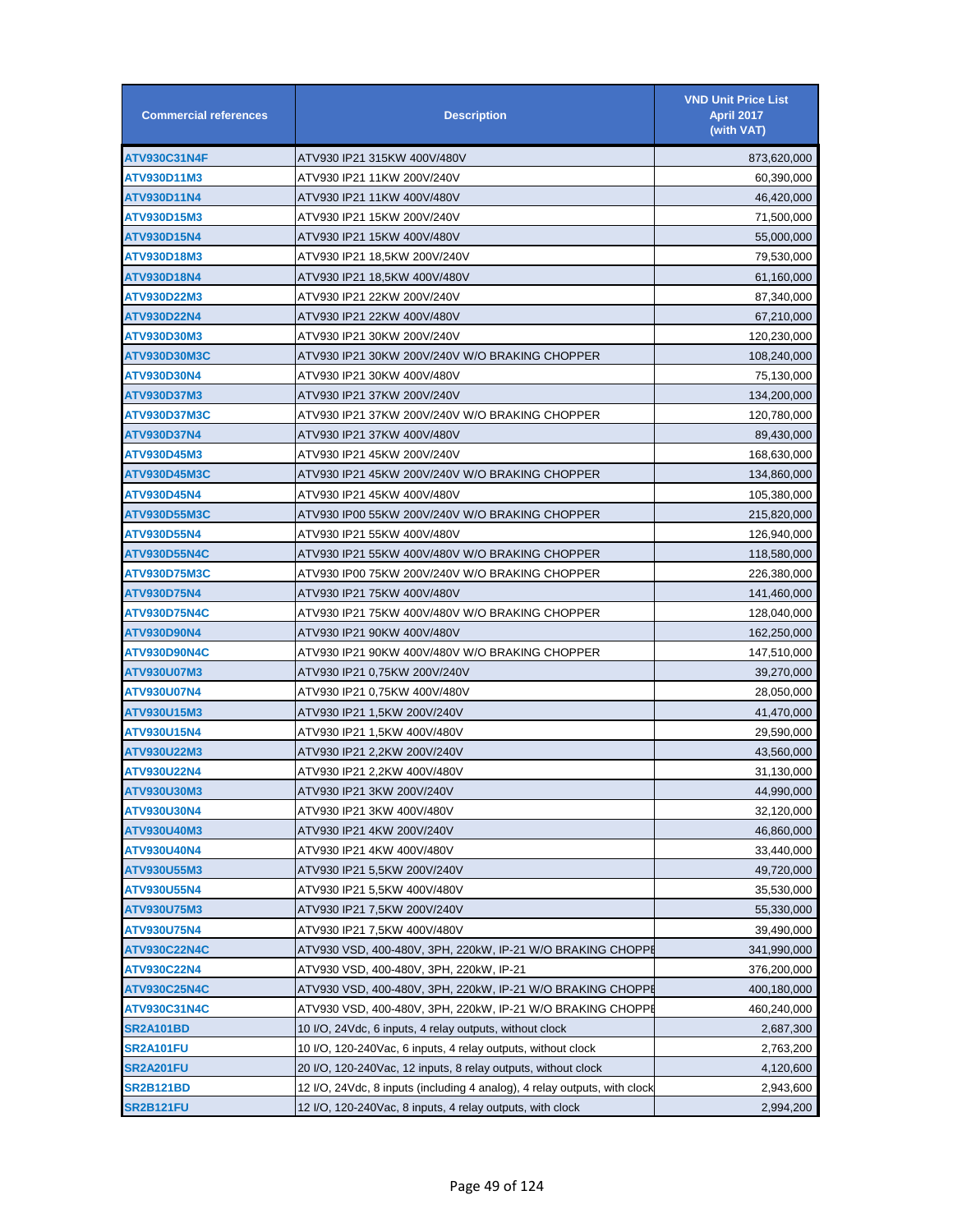| Commercial references | Description | VND Unit Price List April 2017 (with VAT) |
|---|---|---|
| ATV930C31N4F | ATV930 IP21 315KW 400V/480V | 873,620,000 |
| ATV930D11M3 | ATV930 IP21 11KW 200V/240V | 60,390,000 |
| ATV930D11N4 | ATV930 IP21 11KW 400V/480V | 46,420,000 |
| ATV930D15M3 | ATV930 IP21 15KW 200V/240V | 71,500,000 |
| ATV930D15N4 | ATV930 IP21 15KW 400V/480V | 55,000,000 |
| ATV930D18M3 | ATV930 IP21 18,5KW 200V/240V | 79,530,000 |
| ATV930D18N4 | ATV930 IP21 18,5KW 400V/480V | 61,160,000 |
| ATV930D22M3 | ATV930 IP21 22KW 200V/240V | 87,340,000 |
| ATV930D22N4 | ATV930 IP21 22KW 400V/480V | 67,210,000 |
| ATV930D30M3 | ATV930 IP21 30KW 200V/240V | 120,230,000 |
| ATV930D30M3C | ATV930 IP21 30KW 200V/240V W/O BRAKING CHOPPER | 108,240,000 |
| ATV930D30N4 | ATV930 IP21 30KW 400V/480V | 75,130,000 |
| ATV930D37M3 | ATV930 IP21 37KW 200V/240V | 134,200,000 |
| ATV930D37M3C | ATV930 IP21 37KW 200V/240V W/O BRAKING CHOPPER | 120,780,000 |
| ATV930D37N4 | ATV930 IP21 37KW 400V/480V | 89,430,000 |
| ATV930D45M3 | ATV930 IP21 45KW 200V/240V | 168,630,000 |
| ATV930D45M3C | ATV930 IP21 45KW 200V/240V W/O BRAKING CHOPPER | 134,860,000 |
| ATV930D45N4 | ATV930 IP21 45KW 400V/480V | 105,380,000 |
| ATV930D55M3C | ATV930 IP00 55KW 200V/240V W/O BRAKING CHOPPER | 215,820,000 |
| ATV930D55N4 | ATV930 IP21 55KW 400V/480V | 126,940,000 |
| ATV930D55N4C | ATV930 IP21 55KW 400V/480V W/O BRAKING CHOPPER | 118,580,000 |
| ATV930D75M3C | ATV930 IP00 75KW 200V/240V W/O BRAKING CHOPPER | 226,380,000 |
| ATV930D75N4 | ATV930 IP21 75KW 400V/480V | 141,460,000 |
| ATV930D75N4C | ATV930 IP21 75KW 400V/480V W/O BRAKING CHOPPER | 128,040,000 |
| ATV930D90N4 | ATV930 IP21 90KW 400V/480V | 162,250,000 |
| ATV930D90N4C | ATV930 IP21 90KW 400V/480V W/O BRAKING CHOPPER | 147,510,000 |
| ATV930U07M3 | ATV930 IP21 0,75KW 200V/240V | 39,270,000 |
| ATV930U07N4 | ATV930 IP21 0,75KW 400V/480V | 28,050,000 |
| ATV930U15M3 | ATV930 IP21 1,5KW 200V/240V | 41,470,000 |
| ATV930U15N4 | ATV930 IP21 1,5KW 400V/480V | 29,590,000 |
| ATV930U22M3 | ATV930 IP21 2,2KW 200V/240V | 43,560,000 |
| ATV930U22N4 | ATV930 IP21 2,2KW 400V/480V | 31,130,000 |
| ATV930U30M3 | ATV930 IP21 3KW 200V/240V | 44,990,000 |
| ATV930U30N4 | ATV930 IP21 3KW 400V/480V | 32,120,000 |
| ATV930U40M3 | ATV930 IP21 4KW 200V/240V | 46,860,000 |
| ATV930U40N4 | ATV930 IP21 4KW 400V/480V | 33,440,000 |
| ATV930U55M3 | ATV930 IP21 5,5KW 200V/240V | 49,720,000 |
| ATV930U55N4 | ATV930 IP21 5,5KW 400V/480V | 35,530,000 |
| ATV930U75M3 | ATV930 IP21 7,5KW 200V/240V | 55,330,000 |
| ATV930U75N4 | ATV930 IP21 7,5KW 400V/480V | 39,490,000 |
| ATV930C22N4C | ATV930 VSD, 400-480V, 3PH, 220kW, IP-21 W/O BRAKING CHOPPE | 341,990,000 |
| ATV930C22N4 | ATV930 VSD, 400-480V, 3PH, 220kW, IP-21 | 376,200,000 |
| ATV930C25N4C | ATV930 VSD, 400-480V, 3PH, 220kW, IP-21 W/O BRAKING CHOPPE | 400,180,000 |
| ATV930C31N4C | ATV930 VSD, 400-480V, 3PH, 220kW, IP-21 W/O BRAKING CHOPPE | 460,240,000 |
| SR2A101BD | 10 I/O, 24Vdc, 6 inputs, 4 relay outputs, without clock | 2,687,300 |
| SR2A101FU | 10 I/O, 120-240Vac, 6 inputs, 4 relay outputs, without clock | 2,763,200 |
| SR2A201FU | 20 I/O, 120-240Vac, 12 inputs, 8 relay outputs, without clock | 4,120,600 |
| SR2B121BD | 12 I/O, 24Vdc, 8 inputs (including 4 analog), 4 relay outputs, with clock | 2,943,600 |
| SR2B121FU | 12 I/O, 120-240Vac, 8 inputs, 4 relay outputs, with clock | 2,994,200 |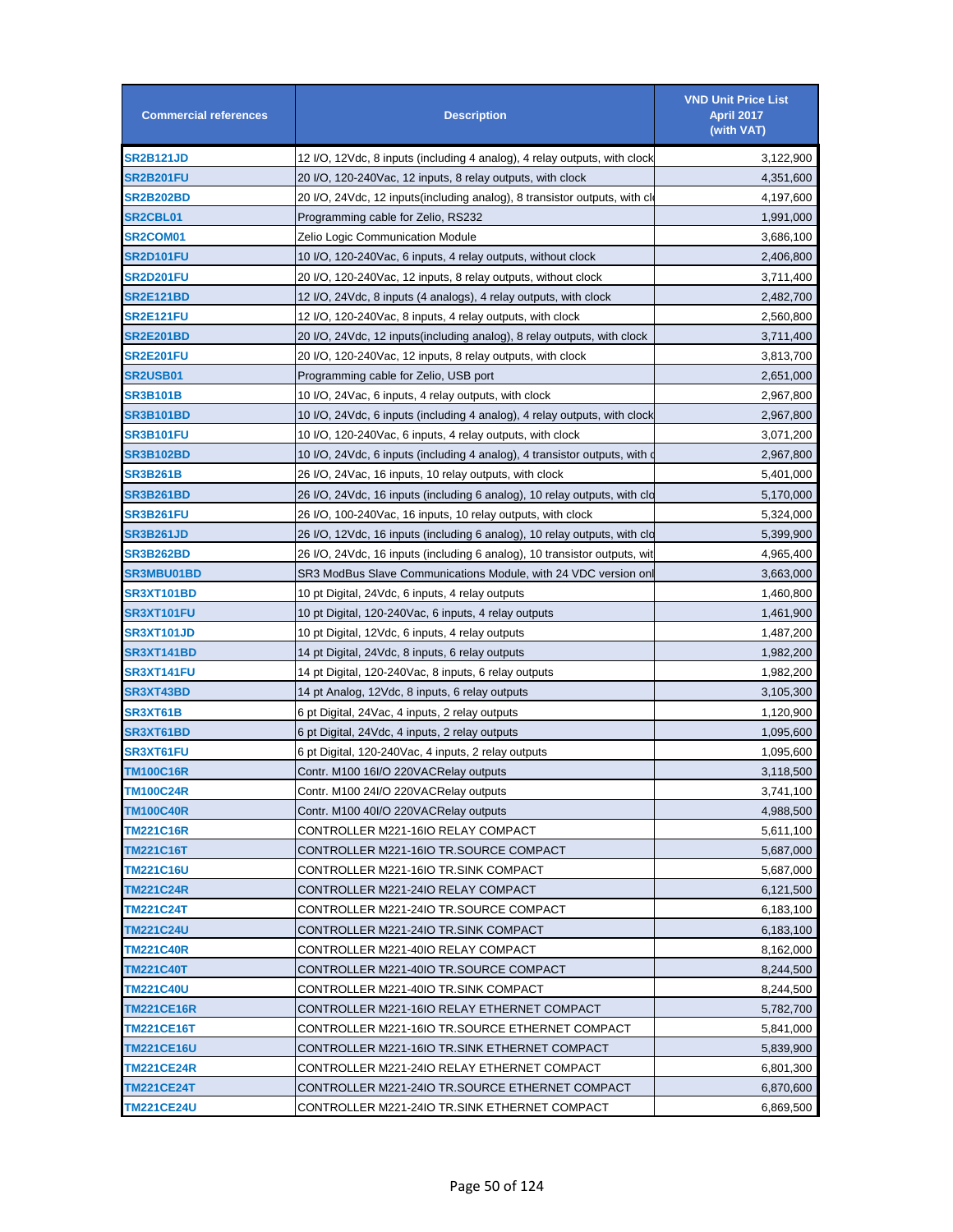| Commercial references | Description | VND Unit Price List April 2017 (with VAT) |
|---|---|---|
| SR2B121JD | 12 I/O, 12Vdc, 8 inputs (including 4 analog), 4 relay outputs, with clock | 3,122,900 |
| SR2B201FU | 20 I/O, 120-240Vac, 12 inputs, 8 relay outputs, with clock | 4,351,600 |
| SR2B202BD | 20 I/O, 24Vdc, 12 inputs(including analog), 8 transistor outputs, with cl | 4,197,600 |
| SR2CBL01 | Programming cable for Zelio, RS232 | 1,991,000 |
| SR2COM01 | Zelio Logic Communication Module | 3,686,100 |
| SR2D101FU | 10 I/O, 120-240Vac, 6 inputs, 4 relay outputs, without clock | 2,406,800 |
| SR2D201FU | 20 I/O, 120-240Vac, 12 inputs, 8 relay outputs, without clock | 3,711,400 |
| SR2E121BD | 12 I/O, 24Vdc, 8 inputs (4 analogs), 4 relay outputs, with clock | 2,482,700 |
| SR2E121FU | 12 I/O, 120-240Vac, 8 inputs, 4 relay outputs, with clock | 2,560,800 |
| SR2E201BD | 20 I/O, 24Vdc, 12 inputs(including analog), 8 relay outputs, with clock | 3,711,400 |
| SR2E201FU | 20 I/O, 120-240Vac, 12 inputs, 8 relay outputs, with clock | 3,813,700 |
| SR2USB01 | Programming cable for Zelio, USB port | 2,651,000 |
| SR3B101B | 10 I/O, 24Vac, 6 inputs, 4 relay outputs, with clock | 2,967,800 |
| SR3B101BD | 10 I/O, 24Vdc, 6 inputs (including 4 analog), 4 relay outputs, with clock | 2,967,800 |
| SR3B101FU | 10 I/O, 120-240Vac, 6 inputs, 4 relay outputs, with clock | 3,071,200 |
| SR3B102BD | 10 I/O, 24Vdc, 6 inputs (including 4 analog), 4 transistor outputs, with c | 2,967,800 |
| SR3B261B | 26 I/O, 24Vac, 16 inputs, 10 relay outputs, with clock | 5,401,000 |
| SR3B261BD | 26 I/O, 24Vdc, 16 inputs (including 6 analog), 10 relay outputs, with clo | 5,170,000 |
| SR3B261FU | 26 I/O, 100-240Vac, 16 inputs, 10 relay outputs, with clock | 5,324,000 |
| SR3B261JD | 26 I/O, 12Vdc, 16 inputs (including 6 analog), 10 relay outputs, with clo | 5,399,900 |
| SR3B262BD | 26 I/O, 24Vdc, 16 inputs (including 6 analog), 10 transistor outputs, wit | 4,965,400 |
| SR3MBU01BD | SR3 ModBus Slave Communications Module, with 24 VDC version onl | 3,663,000 |
| SR3XT101BD | 10 pt Digital, 24Vdc, 6 inputs, 4 relay outputs | 1,460,800 |
| SR3XT101FU | 10 pt Digital, 120-240Vac, 6 inputs, 4 relay outputs | 1,461,900 |
| SR3XT101JD | 10 pt Digital, 12Vdc, 6 inputs, 4 relay outputs | 1,487,200 |
| SR3XT141BD | 14 pt Digital, 24Vdc, 8 inputs, 6 relay outputs | 1,982,200 |
| SR3XT141FU | 14 pt Digital, 120-240Vac, 8 inputs, 6 relay outputs | 1,982,200 |
| SR3XT43BD | 14 pt Analog, 12Vdc, 8 inputs, 6 relay outputs | 3,105,300 |
| SR3XT61B | 6 pt Digital, 24Vac, 4 inputs, 2 relay outputs | 1,120,900 |
| SR3XT61BD | 6 pt Digital, 24Vdc, 4 inputs, 2 relay outputs | 1,095,600 |
| SR3XT61FU | 6 pt Digital, 120-240Vac, 4 inputs, 2 relay outputs | 1,095,600 |
| TM100C16R | Contr. M100 16I/O 220VACRelay outputs | 3,118,500 |
| TM100C24R | Contr. M100 24I/O 220VACRelay outputs | 3,741,100 |
| TM100C40R | Contr. M100 40I/O 220VACRelay outputs | 4,988,500 |
| TM221C16R | CONTROLLER M221-16IO RELAY COMPACT | 5,611,100 |
| TM221C16T | CONTROLLER M221-16IO TR.SOURCE COMPACT | 5,687,000 |
| TM221C16U | CONTROLLER M221-16IO TR.SINK COMPACT | 5,687,000 |
| TM221C24R | CONTROLLER M221-24IO RELAY COMPACT | 6,121,500 |
| TM221C24T | CONTROLLER M221-24IO TR.SOURCE COMPACT | 6,183,100 |
| TM221C24U | CONTROLLER M221-24IO TR.SINK COMPACT | 6,183,100 |
| TM221C40R | CONTROLLER M221-40IO RELAY COMPACT | 8,162,000 |
| TM221C40T | CONTROLLER M221-40IO TR.SOURCE COMPACT | 8,244,500 |
| TM221C40U | CONTROLLER M221-40IO TR.SINK COMPACT | 8,244,500 |
| TM221CE16R | CONTROLLER M221-16IO RELAY ETHERNET COMPACT | 5,782,700 |
| TM221CE16T | CONTROLLER M221-16IO TR.SOURCE ETHERNET COMPACT | 5,841,000 |
| TM221CE16U | CONTROLLER M221-16IO TR.SINK ETHERNET COMPACT | 5,839,900 |
| TM221CE24R | CONTROLLER M221-24IO RELAY ETHERNET COMPACT | 6,801,300 |
| TM221CE24T | CONTROLLER M221-24IO TR.SOURCE ETHERNET COMPACT | 6,870,600 |
| TM221CE24U | CONTROLLER M221-24IO TR.SINK ETHERNET COMPACT | 6,869,500 |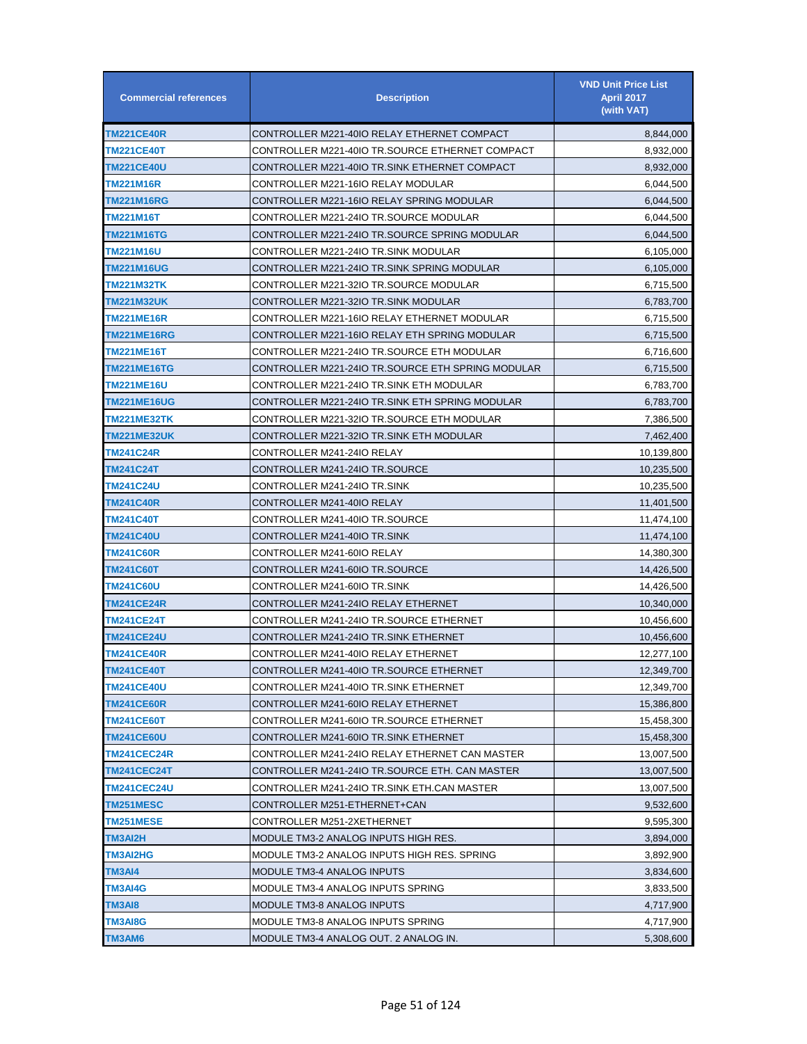| Commercial references | Description | VND Unit Price List April 2017 (with VAT) |
|---|---|---|
| TM221CE40R | CONTROLLER M221-40IO RELAY ETHERNET COMPACT | 8,844,000 |
| TM221CE40T | CONTROLLER M221-40IO TR.SOURCE ETHERNET COMPACT | 8,932,000 |
| TM221CE40U | CONTROLLER M221-40IO TR.SINK ETHERNET COMPACT | 8,932,000 |
| TM221M16R | CONTROLLER M221-16IO RELAY MODULAR | 6,044,500 |
| TM221M16RG | CONTROLLER M221-16IO RELAY SPRING MODULAR | 6,044,500 |
| TM221M16T | CONTROLLER M221-24IO TR.SOURCE MODULAR | 6,044,500 |
| TM221M16TG | CONTROLLER M221-24IO TR.SOURCE SPRING MODULAR | 6,044,500 |
| TM221M16U | CONTROLLER M221-24IO TR.SINK MODULAR | 6,105,000 |
| TM221M16UG | CONTROLLER M221-24IO TR.SINK SPRING MODULAR | 6,105,000 |
| TM221M32TK | CONTROLLER M221-32IO TR.SOURCE MODULAR | 6,715,500 |
| TM221M32UK | CONTROLLER M221-32IO TR.SINK MODULAR | 6,783,700 |
| TM221ME16R | CONTROLLER M221-16IO RELAY ETHERNET MODULAR | 6,715,500 |
| TM221ME16RG | CONTROLLER M221-16IO RELAY ETH SPRING MODULAR | 6,715,500 |
| TM221ME16T | CONTROLLER M221-24IO TR.SOURCE ETH MODULAR | 6,716,600 |
| TM221ME16TG | CONTROLLER M221-24IO TR.SOURCE ETH SPRING MODULAR | 6,715,500 |
| TM221ME16U | CONTROLLER M221-24IO TR.SINK ETH MODULAR | 6,783,700 |
| TM221ME16UG | CONTROLLER M221-24IO TR.SINK ETH SPRING MODULAR | 6,783,700 |
| TM221ME32TK | CONTROLLER M221-32IO TR.SOURCE ETH MODULAR | 7,386,500 |
| TM221ME32UK | CONTROLLER M221-32IO TR.SINK ETH MODULAR | 7,462,400 |
| TM241C24R | CONTROLLER M241-24IO RELAY | 10,139,800 |
| TM241C24T | CONTROLLER M241-24IO TR.SOURCE | 10,235,500 |
| TM241C24U | CONTROLLER M241-24IO TR.SINK | 10,235,500 |
| TM241C40R | CONTROLLER M241-40IO RELAY | 11,401,500 |
| TM241C40T | CONTROLLER M241-40IO TR.SOURCE | 11,474,100 |
| TM241C40U | CONTROLLER M241-40IO TR.SINK | 11,474,100 |
| TM241C60R | CONTROLLER M241-60IO RELAY | 14,380,300 |
| TM241C60T | CONTROLLER M241-60IO TR.SOURCE | 14,426,500 |
| TM241C60U | CONTROLLER M241-60IO TR.SINK | 14,426,500 |
| TM241CE24R | CONTROLLER M241-24IO RELAY ETHERNET | 10,340,000 |
| TM241CE24T | CONTROLLER M241-24IO TR.SOURCE ETHERNET | 10,456,600 |
| TM241CE24U | CONTROLLER M241-24IO TR.SINK ETHERNET | 10,456,600 |
| TM241CE40R | CONTROLLER M241-40IO RELAY ETHERNET | 12,277,100 |
| TM241CE40T | CONTROLLER M241-40IO TR.SOURCE ETHERNET | 12,349,700 |
| TM241CE40U | CONTROLLER M241-40IO TR.SINK ETHERNET | 12,349,700 |
| TM241CE60R | CONTROLLER M241-60IO RELAY ETHERNET | 15,386,800 |
| TM241CE60T | CONTROLLER M241-60IO TR.SOURCE ETHERNET | 15,458,300 |
| TM241CE60U | CONTROLLER M241-60IO TR.SINK ETHERNET | 15,458,300 |
| TM241CEC24R | CONTROLLER M241-24IO RELAY ETHERNET CAN MASTER | 13,007,500 |
| TM241CEC24T | CONTROLLER M241-24IO TR.SOURCE ETH. CAN MASTER | 13,007,500 |
| TM241CEC24U | CONTROLLER M241-24IO TR.SINK ETH.CAN MASTER | 13,007,500 |
| TM251MESC | CONTROLLER M251-ETHERNET+CAN | 9,532,600 |
| TM251MESE | CONTROLLER M251-2XETHERNET | 9,595,300 |
| TM3AI2H | MODULE TM3-2 ANALOG INPUTS HIGH RES. | 3,894,000 |
| TM3AI2HG | MODULE TM3-2 ANALOG INPUTS HIGH RES. SPRING | 3,892,900 |
| TM3AI4 | MODULE TM3-4 ANALOG INPUTS | 3,834,600 |
| TM3AI4G | MODULE TM3-4 ANALOG INPUTS SPRING | 3,833,500 |
| TM3AI8 | MODULE TM3-8 ANALOG INPUTS | 4,717,900 |
| TM3AI8G | MODULE TM3-8 ANALOG INPUTS SPRING | 4,717,900 |
| TM3AM6 | MODULE TM3-4 ANALOG OUT. 2 ANALOG IN. | 5,308,600 |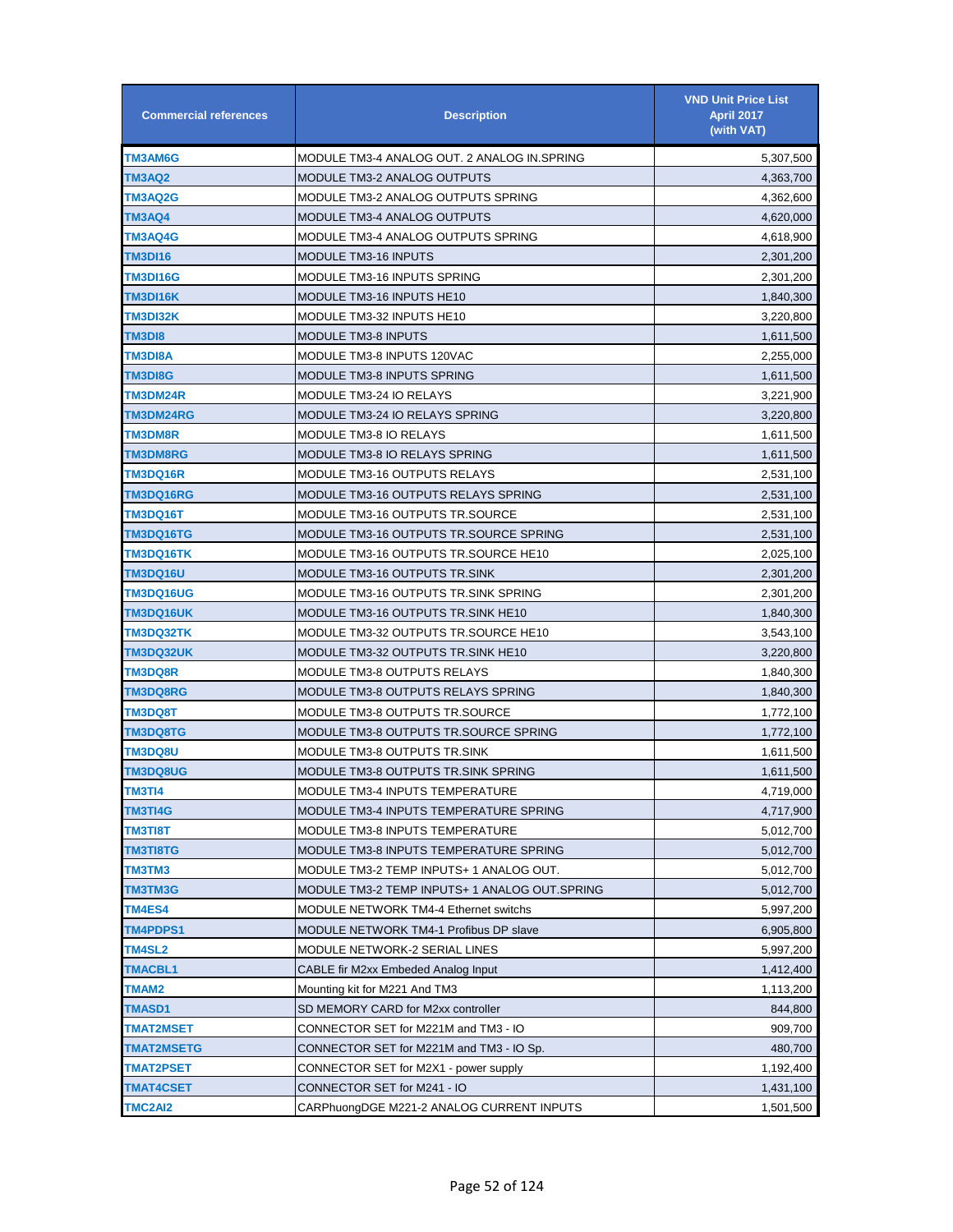| Commercial references | Description | VND Unit Price List April 2017 (with VAT) |
|---|---|---|
| TM3AM6G | MODULE TM3-4 ANALOG OUT. 2 ANALOG IN.SPRING | 5,307,500 |
| TM3AQ2 | MODULE TM3-2 ANALOG OUTPUTS | 4,363,700 |
| TM3AQ2G | MODULE TM3-2 ANALOG OUTPUTS SPRING | 4,362,600 |
| TM3AQ4 | MODULE TM3-4 ANALOG OUTPUTS | 4,620,000 |
| TM3AQ4G | MODULE TM3-4 ANALOG OUTPUTS SPRING | 4,618,900 |
| TM3DI16 | MODULE TM3-16 INPUTS | 2,301,200 |
| TM3DI16G | MODULE TM3-16 INPUTS SPRING | 2,301,200 |
| TM3DI16K | MODULE TM3-16 INPUTS HE10 | 1,840,300 |
| TM3DI32K | MODULE TM3-32 INPUTS HE10 | 3,220,800 |
| TM3DI8 | MODULE TM3-8 INPUTS | 1,611,500 |
| TM3DI8A | MODULE TM3-8 INPUTS 120VAC | 2,255,000 |
| TM3DI8G | MODULE TM3-8 INPUTS SPRING | 1,611,500 |
| TM3DM24R | MODULE TM3-24 IO RELAYS | 3,221,900 |
| TM3DM24RG | MODULE TM3-24 IO RELAYS SPRING | 3,220,800 |
| TM3DM8R | MODULE TM3-8 IO RELAYS | 1,611,500 |
| TM3DM8RG | MODULE TM3-8 IO RELAYS SPRING | 1,611,500 |
| TM3DQ16R | MODULE TM3-16 OUTPUTS RELAYS | 2,531,100 |
| TM3DQ16RG | MODULE TM3-16 OUTPUTS RELAYS SPRING | 2,531,100 |
| TM3DQ16T | MODULE TM3-16 OUTPUTS TR.SOURCE | 2,531,100 |
| TM3DQ16TG | MODULE TM3-16 OUTPUTS TR.SOURCE SPRING | 2,531,100 |
| TM3DQ16TK | MODULE TM3-16 OUTPUTS TR.SOURCE HE10 | 2,025,100 |
| TM3DQ16U | MODULE TM3-16 OUTPUTS TR.SINK | 2,301,200 |
| TM3DQ16UG | MODULE TM3-16 OUTPUTS TR.SINK SPRING | 2,301,200 |
| TM3DQ16UK | MODULE TM3-16 OUTPUTS TR.SINK HE10 | 1,840,300 |
| TM3DQ32TK | MODULE TM3-32 OUTPUTS TR.SOURCE HE10 | 3,543,100 |
| TM3DQ32UK | MODULE TM3-32 OUTPUTS TR.SINK HE10 | 3,220,800 |
| TM3DQ8R | MODULE TM3-8 OUTPUTS RELAYS | 1,840,300 |
| TM3DQ8RG | MODULE TM3-8 OUTPUTS RELAYS SPRING | 1,840,300 |
| TM3DQ8T | MODULE TM3-8 OUTPUTS TR.SOURCE | 1,772,100 |
| TM3DQ8TG | MODULE TM3-8 OUTPUTS TR.SOURCE SPRING | 1,772,100 |
| TM3DQ8U | MODULE TM3-8 OUTPUTS TR.SINK | 1,611,500 |
| TM3DQ8UG | MODULE TM3-8 OUTPUTS TR.SINK SPRING | 1,611,500 |
| TM3TI4 | MODULE TM3-4 INPUTS TEMPERATURE | 4,719,000 |
| TM3TI4G | MODULE TM3-4 INPUTS TEMPERATURE SPRING | 4,717,900 |
| TM3TI8T | MODULE TM3-8 INPUTS TEMPERATURE | 5,012,700 |
| TM3TI8TG | MODULE TM3-8 INPUTS TEMPERATURE SPRING | 5,012,700 |
| TM3TM3 | MODULE TM3-2 TEMP INPUTS+ 1 ANALOG OUT. | 5,012,700 |
| TM3TM3G | MODULE TM3-2 TEMP INPUTS+ 1 ANALOG OUT.SPRING | 5,012,700 |
| TM4ES4 | MODULE NETWORK TM4-4 Ethernet switchs | 5,997,200 |
| TM4PDPS1 | MODULE NETWORK TM4-1 Profibus DP slave | 6,905,800 |
| TM4SL2 | MODULE NETWORK-2 SERIAL LINES | 5,997,200 |
| TMACBL1 | CABLE fir M2xx Embeded Analog Input | 1,412,400 |
| TMAM2 | Mounting kit for M221 And TM3 | 1,113,200 |
| TMASD1 | SD MEMORY CARD for M2xx controller | 844,800 |
| TMAT2MSET | CONNECTOR SET for M221M and TM3 - IO | 909,700 |
| TMAT2MSETG | CONNECTOR SET for M221M and TM3 - IO Sp. | 480,700 |
| TMAT2PSET | CONNECTOR SET for M2X1 - power supply | 1,192,400 |
| TMAT4CSET | CONNECTOR SET for M241 - IO | 1,431,100 |
| TMC2AI2 | CARPhuongDGE M221-2 ANALOG CURRENT INPUTS | 1,501,500 |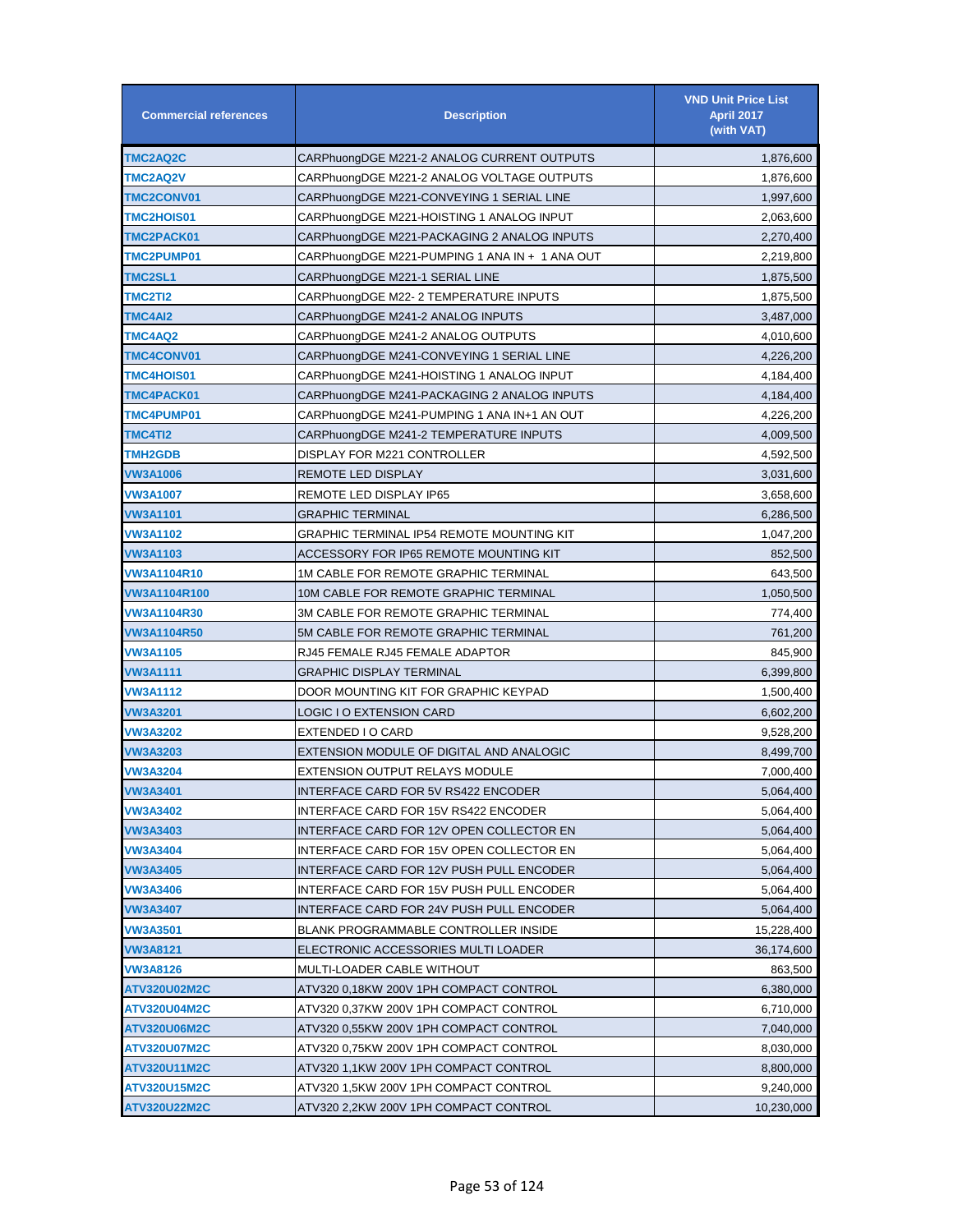| Commercial references | Description | VND Unit Price List April 2017 (with VAT) |
|---|---|---|
| TMC2AQ2C | CARPhuongDGE M221-2 ANALOG CURRENT OUTPUTS | 1,876,600 |
| TMC2AQ2V | CARPhuongDGE M221-2 ANALOG VOLTAGE OUTPUTS | 1,876,600 |
| TMC2CONV01 | CARPhuongDGE M221-CONVEYING 1 SERIAL LINE | 1,997,600 |
| TMC2HOIS01 | CARPhuongDGE M221-HOISTING 1 ANALOG INPUT | 2,063,600 |
| TMC2PACK01 | CARPhuongDGE M221-PACKAGING 2 ANALOG INPUTS | 2,270,400 |
| TMC2PUMP01 | CARPhuongDGE M221-PUMPING 1 ANA IN + 1 ANA OUT | 2,219,800 |
| TMC2SL1 | CARPhuongDGE M221-1 SERIAL LINE | 1,875,500 |
| TMC2TI2 | CARPhuongDGE M22- 2 TEMPERATURE INPUTS | 1,875,500 |
| TMC4AI2 | CARPhuongDGE M241-2 ANALOG INPUTS | 3,487,000 |
| TMC4AQ2 | CARPhuongDGE M241-2 ANALOG OUTPUTS | 4,010,600 |
| TMC4CONV01 | CARPhuongDGE M241-CONVEYING 1 SERIAL LINE | 4,226,200 |
| TMC4HOIS01 | CARPhuongDGE M241-HOISTING 1 ANALOG INPUT | 4,184,400 |
| TMC4PACK01 | CARPhuongDGE M241-PACKAGING 2 ANALOG INPUTS | 4,184,400 |
| TMC4PUMP01 | CARPhuongDGE M241-PUMPING 1 ANA IN+1 AN OUT | 4,226,200 |
| TMC4TI2 | CARPhuongDGE M241-2 TEMPERATURE INPUTS | 4,009,500 |
| TMH2GDB | DISPLAY FOR M221 CONTROLLER | 4,592,500 |
| VW3A1006 | REMOTE LED DISPLAY | 3,031,600 |
| VW3A1007 | REMOTE LED DISPLAY IP65 | 3,658,600 |
| VW3A1101 | GRAPHIC TERMINAL | 6,286,500 |
| VW3A1102 | GRAPHIC TERMINAL IP54 REMOTE MOUNTING KIT | 1,047,200 |
| VW3A1103 | ACCESSORY FOR IP65 REMOTE MOUNTING KIT | 852,500 |
| VW3A1104R10 | 1M CABLE FOR REMOTE GRAPHIC TERMINAL | 643,500 |
| VW3A1104R100 | 10M CABLE FOR REMOTE GRAPHIC TERMINAL | 1,050,500 |
| VW3A1104R30 | 3M CABLE FOR REMOTE GRAPHIC TERMINAL | 774,400 |
| VW3A1104R50 | 5M CABLE FOR REMOTE GRAPHIC TERMINAL | 761,200 |
| VW3A1105 | RJ45 FEMALE RJ45 FEMALE ADAPTOR | 845,900 |
| VW3A1111 | GRAPHIC DISPLAY TERMINAL | 6,399,800 |
| VW3A1112 | DOOR MOUNTING KIT FOR GRAPHIC KEYPAD | 1,500,400 |
| VW3A3201 | LOGIC I O EXTENSION CARD | 6,602,200 |
| VW3A3202 | EXTENDED I O CARD | 9,528,200 |
| VW3A3203 | EXTENSION MODULE OF DIGITAL AND ANALOGIC | 8,499,700 |
| VW3A3204 | EXTENSION OUTPUT RELAYS MODULE | 7,000,400 |
| VW3A3401 | INTERFACE CARD FOR 5V RS422 ENCODER | 5,064,400 |
| VW3A3402 | INTERFACE CARD FOR 15V RS422 ENCODER | 5,064,400 |
| VW3A3403 | INTERFACE CARD FOR 12V OPEN COLLECTOR EN | 5,064,400 |
| VW3A3404 | INTERFACE CARD FOR 15V OPEN COLLECTOR EN | 5,064,400 |
| VW3A3405 | INTERFACE CARD FOR 12V PUSH PULL ENCODER | 5,064,400 |
| VW3A3406 | INTERFACE CARD FOR 15V PUSH PULL ENCODER | 5,064,400 |
| VW3A3407 | INTERFACE CARD FOR 24V PUSH PULL ENCODER | 5,064,400 |
| VW3A3501 | BLANK PROGRAMMABLE CONTROLLER INSIDE | 15,228,400 |
| VW3A8121 | ELECTRONIC ACCESSORIES MULTI LOADER | 36,174,600 |
| VW3A8126 | MULTI-LOADER CABLE WITHOUT | 863,500 |
| ATV320U02M2C | ATV320 0,18KW 200V 1PH COMPACT CONTROL | 6,380,000 |
| ATV320U04M2C | ATV320 0,37KW 200V 1PH COMPACT CONTROL | 6,710,000 |
| ATV320U06M2C | ATV320 0,55KW 200V 1PH COMPACT CONTROL | 7,040,000 |
| ATV320U07M2C | ATV320 0,75KW 200V 1PH COMPACT CONTROL | 8,030,000 |
| ATV320U11M2C | ATV320 1,1KW 200V 1PH COMPACT CONTROL | 8,800,000 |
| ATV320U15M2C | ATV320 1,5KW 200V 1PH COMPACT CONTROL | 9,240,000 |
| ATV320U22M2C | ATV320 2,2KW 200V 1PH COMPACT CONTROL | 10,230,000 |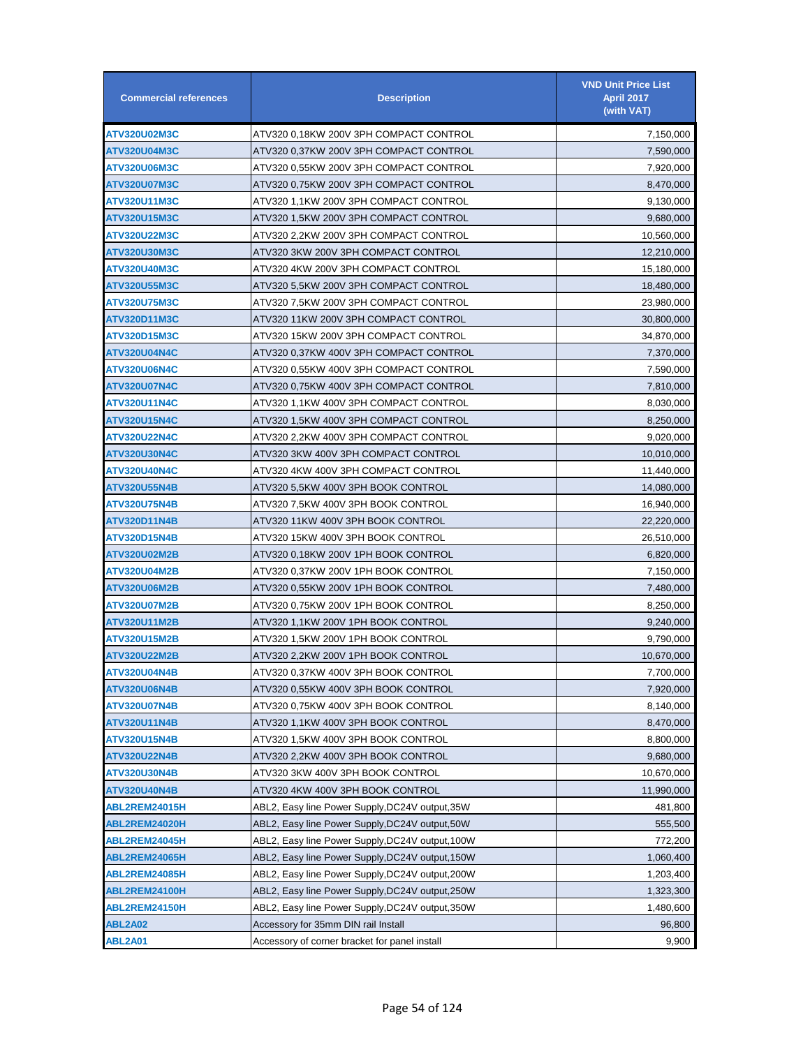| Commercial references | Description | VND Unit Price List April 2017 (with VAT) |
|---|---|---|
| ATV320U02M3C | ATV320 0,18KW 200V 3PH COMPACT CONTROL | 7,150,000 |
| ATV320U04M3C | ATV320 0,37KW 200V 3PH COMPACT CONTROL | 7,590,000 |
| ATV320U06M3C | ATV320 0,55KW 200V 3PH COMPACT CONTROL | 7,920,000 |
| ATV320U07M3C | ATV320 0,75KW 200V 3PH COMPACT CONTROL | 8,470,000 |
| ATV320U11M3C | ATV320 1,1KW 200V 3PH COMPACT CONTROL | 9,130,000 |
| ATV320U15M3C | ATV320 1,5KW 200V 3PH COMPACT CONTROL | 9,680,000 |
| ATV320U22M3C | ATV320 2,2KW 200V 3PH COMPACT CONTROL | 10,560,000 |
| ATV320U30M3C | ATV320 3KW 200V 3PH COMPACT CONTROL | 12,210,000 |
| ATV320U40M3C | ATV320 4KW 200V 3PH COMPACT CONTROL | 15,180,000 |
| ATV320U55M3C | ATV320 5,5KW 200V 3PH COMPACT CONTROL | 18,480,000 |
| ATV320U75M3C | ATV320 7,5KW 200V 3PH COMPACT CONTROL | 23,980,000 |
| ATV320D11M3C | ATV320 11KW 200V 3PH COMPACT CONTROL | 30,800,000 |
| ATV320D15M3C | ATV320 15KW 200V 3PH COMPACT CONTROL | 34,870,000 |
| ATV320U04N4C | ATV320 0,37KW 400V 3PH COMPACT CONTROL | 7,370,000 |
| ATV320U06N4C | ATV320 0,55KW 400V 3PH COMPACT CONTROL | 7,590,000 |
| ATV320U07N4C | ATV320 0,75KW 400V 3PH COMPACT CONTROL | 7,810,000 |
| ATV320U11N4C | ATV320 1,1KW 400V 3PH COMPACT CONTROL | 8,030,000 |
| ATV320U15N4C | ATV320 1,5KW 400V 3PH COMPACT CONTROL | 8,250,000 |
| ATV320U22N4C | ATV320 2,2KW 400V 3PH COMPACT CONTROL | 9,020,000 |
| ATV320U30N4C | ATV320 3KW 400V 3PH COMPACT CONTROL | 10,010,000 |
| ATV320U40N4C | ATV320 4KW 400V 3PH COMPACT CONTROL | 11,440,000 |
| ATV320U55N4B | ATV320 5,5KW 400V 3PH BOOK CONTROL | 14,080,000 |
| ATV320U75N4B | ATV320 7,5KW 400V 3PH BOOK CONTROL | 16,940,000 |
| ATV320D11N4B | ATV320 11KW 400V 3PH BOOK CONTROL | 22,220,000 |
| ATV320D15N4B | ATV320 15KW 400V 3PH BOOK CONTROL | 26,510,000 |
| ATV320U02M2B | ATV320 0,18KW 200V 1PH BOOK CONTROL | 6,820,000 |
| ATV320U04M2B | ATV320 0,37KW 200V 1PH BOOK CONTROL | 7,150,000 |
| ATV320U06M2B | ATV320 0,55KW 200V 1PH BOOK CONTROL | 7,480,000 |
| ATV320U07M2B | ATV320 0,75KW 200V 1PH BOOK CONTROL | 8,250,000 |
| ATV320U11M2B | ATV320 1,1KW 200V 1PH BOOK CONTROL | 9,240,000 |
| ATV320U15M2B | ATV320 1,5KW 200V 1PH BOOK CONTROL | 9,790,000 |
| ATV320U22M2B | ATV320 2,2KW 200V 1PH BOOK CONTROL | 10,670,000 |
| ATV320U04N4B | ATV320 0,37KW 400V 3PH BOOK CONTROL | 7,700,000 |
| ATV320U06N4B | ATV320 0,55KW 400V 3PH BOOK CONTROL | 7,920,000 |
| ATV320U07N4B | ATV320 0,75KW 400V 3PH BOOK CONTROL | 8,140,000 |
| ATV320U11N4B | ATV320 1,1KW 400V 3PH BOOK CONTROL | 8,470,000 |
| ATV320U15N4B | ATV320 1,5KW 400V 3PH BOOK CONTROL | 8,800,000 |
| ATV320U22N4B | ATV320 2,2KW 400V 3PH BOOK CONTROL | 9,680,000 |
| ATV320U30N4B | ATV320 3KW 400V 3PH BOOK CONTROL | 10,670,000 |
| ATV320U40N4B | ATV320 4KW 400V 3PH BOOK CONTROL | 11,990,000 |
| ABL2REM24015H | ABL2, Easy line Power Supply,DC24V output,35W | 481,800 |
| ABL2REM24020H | ABL2, Easy line Power Supply,DC24V output,50W | 555,500 |
| ABL2REM24045H | ABL2, Easy line Power Supply,DC24V output,100W | 772,200 |
| ABL2REM24065H | ABL2, Easy line Power Supply,DC24V output,150W | 1,060,400 |
| ABL2REM24085H | ABL2, Easy line Power Supply,DC24V output,200W | 1,203,400 |
| ABL2REM24100H | ABL2, Easy line Power Supply,DC24V output,250W | 1,323,300 |
| ABL2REM24150H | ABL2, Easy line Power Supply,DC24V output,350W | 1,480,600 |
| ABL2A02 | Accessory for 35mm DIN rail Install | 96,800 |
| ABL2A01 | Accessory of corner bracket for panel install | 9,900 |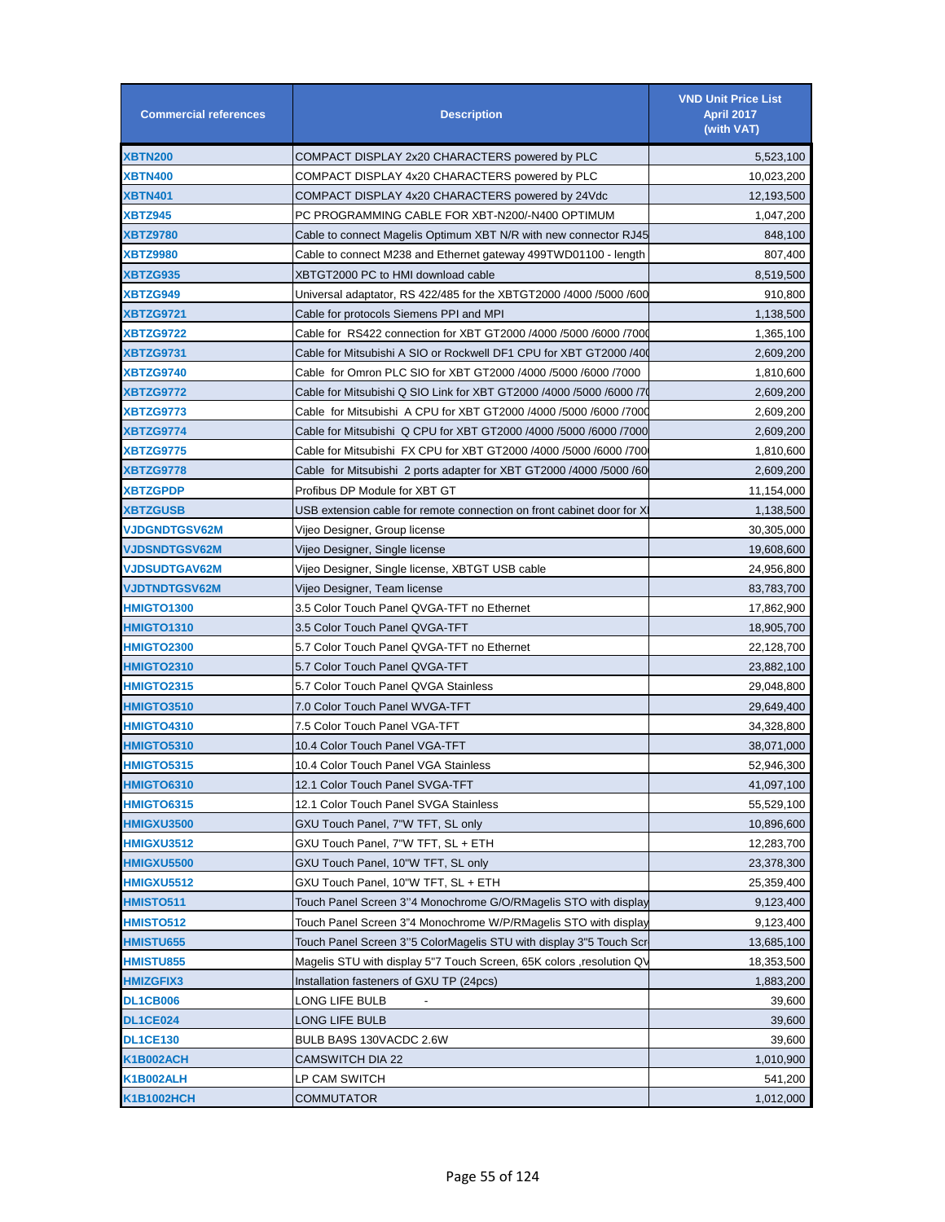| Commercial references | Description | VND Unit Price List April 2017 (with VAT) |
| --- | --- | --- |
| XBTN200 | COMPACT DISPLAY 2x20 CHARACTERS powered by PLC | 5,523,100 |
| XBTN400 | COMPACT DISPLAY 4x20 CHARACTERS powered by PLC | 10,023,200 |
| XBTN401 | COMPACT DISPLAY 4x20 CHARACTERS powered by 24Vdc | 12,193,500 |
| XBTZ945 | PC PROGRAMMING CABLE FOR XBT-N200/-N400 OPTIMUM | 1,047,200 |
| XBTZ9780 | Cable to connect Magelis Optimum XBT N/R with new connector RJ45 | 848,100 |
| XBTZ9980 | Cable to connect M238 and Ethernet gateway 499TWD01100 - length | 807,400 |
| XBTZG935 | XBTGT2000 PC to HMI download cable | 8,519,500 |
| XBTZG949 | Universal adaptator, RS 422/485 for the XBTGT2000 /4000 /5000 /600 | 910,800 |
| XBTZG9721 | Cable for protocols Siemens PPI and MPI | 1,138,500 |
| XBTZG9722 | Cable for RS422 connection for XBT GT2000 /4000 /5000 /6000 /7000 | 1,365,100 |
| XBTZG9731 | Cable for Mitsubishi A SIO or Rockwell DF1 CPU for XBT GT2000 /40 | 2,609,200 |
| XBTZG9740 | Cable for Omron PLC SIO for XBT GT2000 /4000 /5000 /6000 /7000 | 1,810,600 |
| XBTZG9772 | Cable for Mitsubishi Q SIO Link for XBT GT2000 /4000 /5000 /6000 /7 | 2,609,200 |
| XBTZG9773 | Cable for Mitsubishi A CPU for XBT GT2000 /4000 /5000 /6000 /7000 | 2,609,200 |
| XBTZG9774 | Cable for Mitsubishi Q CPU for XBT GT2000 /4000 /5000 /6000 /7000 | 2,609,200 |
| XBTZG9775 | Cable for Mitsubishi FX CPU for XBT GT2000 /4000 /5000 /6000 /700 | 1,810,600 |
| XBTZG9778 | Cable for Mitsubishi 2 ports adapter for XBT GT2000 /4000 /5000 /60 | 2,609,200 |
| XBTZGPDP | Profibus DP Module for XBT GT | 11,154,000 |
| XBTZGUSB | USB extension cable for remote connection on front cabinet door for X | 1,138,500 |
| VJDGNDTGSV62M | Vijeo Designer, Group license | 30,305,000 |
| VJDSNDTGSV62M | Vijeo Designer, Single license | 19,608,600 |
| VJDSUDTGAV62M | Vijeo Designer, Single license, XBTGT USB cable | 24,956,800 |
| VJDTNDTGSV62M | Vijeo Designer, Team license | 83,783,700 |
| HMIGTO1300 | 3.5 Color Touch Panel QVGA-TFT no Ethernet | 17,862,900 |
| HMIGTO1310 | 3.5 Color Touch Panel QVGA-TFT | 18,905,700 |
| HMIGTO2300 | 5.7 Color Touch Panel QVGA-TFT no Ethernet | 22,128,700 |
| HMIGTO2310 | 5.7 Color Touch Panel QVGA-TFT | 23,882,100 |
| HMIGTO2315 | 5.7 Color Touch Panel QVGA Stainless | 29,048,800 |
| HMIGTO3510 | 7.0 Color Touch Panel WVGA-TFT | 29,649,400 |
| HMIGTO4310 | 7.5 Color Touch Panel VGA-TFT | 34,328,800 |
| HMIGTO5310 | 10.4 Color Touch Panel VGA-TFT | 38,071,000 |
| HMIGTO5315 | 10.4 Color Touch Panel VGA Stainless | 52,946,300 |
| HMIGTO6310 | 12.1 Color Touch Panel SVGA-TFT | 41,097,100 |
| HMIGTO6315 | 12.1 Color Touch Panel SVGA Stainless | 55,529,100 |
| HMIGXU3500 | GXU Touch Panel, 7"W TFT, SL only | 10,896,600 |
| HMIGXU3512 | GXU Touch Panel, 7"W TFT, SL + ETH | 12,283,700 |
| HMIGXU5500 | GXU Touch Panel, 10"W TFT, SL only | 23,378,300 |
| HMIGXU5512 | GXU Touch Panel, 10"W TFT, SL + ETH | 25,359,400 |
| HMISTO511 | Touch Panel Screen 3"4 Monochrome G/O/RMagelis STO with display | 9,123,400 |
| HMISTO512 | Touch Panel Screen 3"4 Monochrome W/P/RMagelis STO with display | 9,123,400 |
| HMISTU655 | Touch Panel Screen 3"5 ColorMagelis STU with display 3"5 Touch Scr | 13,685,100 |
| HMISTU855 | Magelis STU with display 5"7 Touch Screen, 65K colors ,resolution QV | 18,353,500 |
| HMIZGFIX3 | Installation fasteners of GXU TP (24pcs) | 1,883,200 |
| DL1CB006 | LONG LIFE BULB - | 39,600 |
| DL1CE024 | LONG LIFE BULB | 39,600 |
| DL1CE130 | BULB BA9S 130VACDC 2.6W | 39,600 |
| K1B002ACH | CAMSWITCH DIA 22 | 1,010,900 |
| K1B002ALH | LP CAM SWITCH | 541,200 |
| K1B1002HCH | COMMUTATOR | 1,012,000 |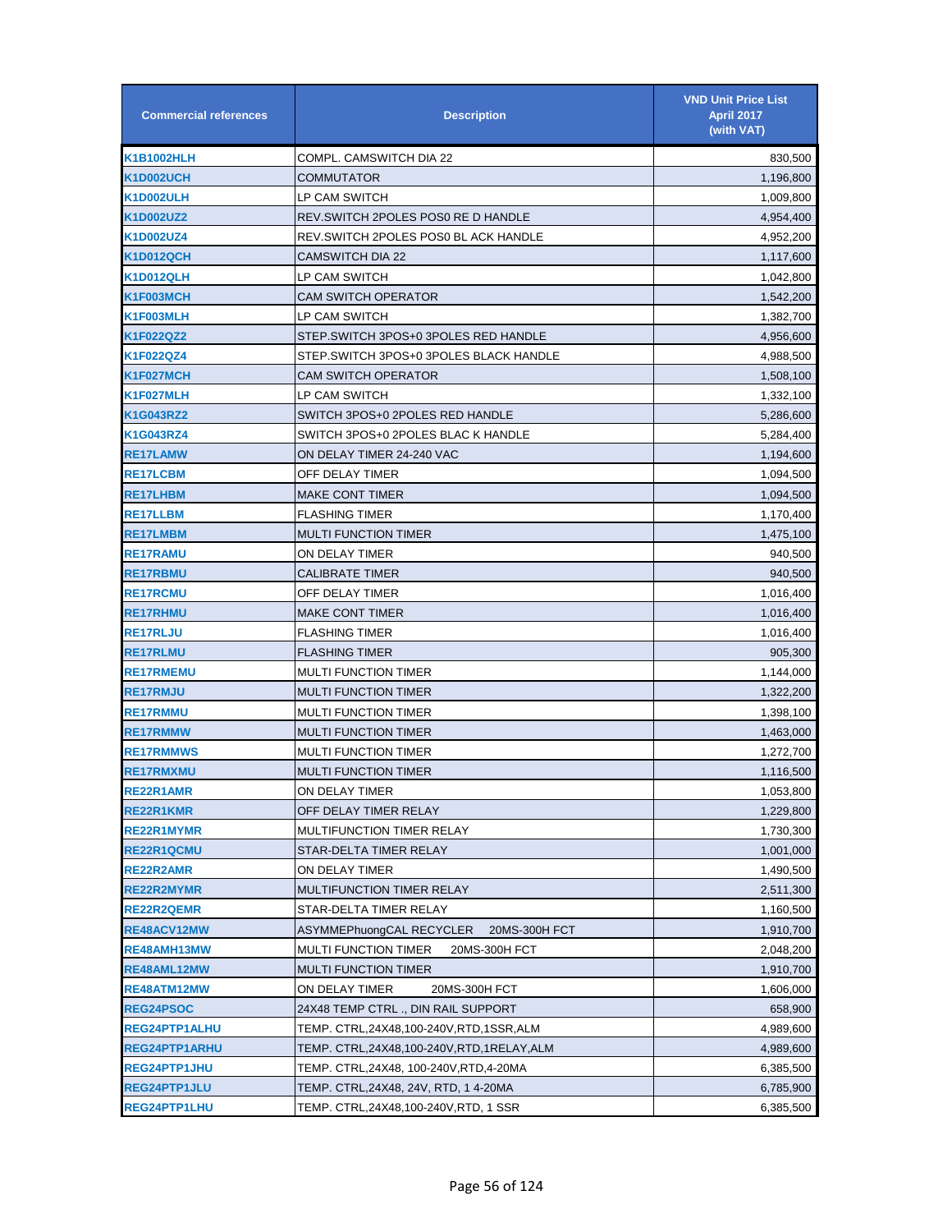| Commercial references | Description | VND Unit Price List April 2017 (with VAT) |
|---|---|---|
| K1B1002HLH | COMPL. CAMSWITCH DIA 22 | 830,500 |
| K1D002UCH | COMMUTATOR | 1,196,800 |
| K1D002ULH | LP CAM SWITCH | 1,009,800 |
| K1D002UZ2 | REV.SWITCH 2POLES POS0 RE D HANDLE | 4,954,400 |
| K1D002UZ4 | REV.SWITCH 2POLES POS0 BL ACK HANDLE | 4,952,200 |
| K1D012QCH | CAMSWITCH DIA 22 | 1,117,600 |
| K1D012QLH | LP CAM SWITCH | 1,042,800 |
| K1F003MCH | CAM SWITCH OPERATOR | 1,542,200 |
| K1F003MLH | LP CAM SWITCH | 1,382,700 |
| K1F022QZ2 | STEP.SWITCH 3POS+0 3POLES RED HANDLE | 4,956,600 |
| K1F022QZ4 | STEP.SWITCH 3POS+0 3POLES BLACK HANDLE | 4,988,500 |
| K1F027MCH | CAM SWITCH OPERATOR | 1,508,100 |
| K1F027MLH | LP CAM SWITCH | 1,332,100 |
| K1G043RZ2 | SWITCH 3POS+0 2POLES RED HANDLE | 5,286,600 |
| K1G043RZ4 | SWITCH 3POS+0 2POLES BLAC K HANDLE | 5,284,400 |
| RE17LAMW | ON DELAY TIMER 24-240 VAC | 1,194,600 |
| RE17LCBM | OFF DELAY TIMER | 1,094,500 |
| RE17LHBM | MAKE CONT TIMER | 1,094,500 |
| RE17LLBM | FLASHING TIMER | 1,170,400 |
| RE17LMBM | MULTI FUNCTION TIMER | 1,475,100 |
| RE17RAMU | ON DELAY TIMER | 940,500 |
| RE17RBMU | CALIBRATE TIMER | 940,500 |
| RE17RCMU | OFF DELAY TIMER | 1,016,400 |
| RE17RHMU | MAKE CONT TIMER | 1,016,400 |
| RE17RLJU | FLASHING TIMER | 1,016,400 |
| RE17RLMU | FLASHING TIMER | 905,300 |
| RE17RMEMU | MULTI FUNCTION TIMER | 1,144,000 |
| RE17RMJU | MULTI FUNCTION TIMER | 1,322,200 |
| RE17RMMU | MULTI FUNCTION TIMER | 1,398,100 |
| RE17RMMW | MULTI FUNCTION TIMER | 1,463,000 |
| RE17RMMWS | MULTI FUNCTION TIMER | 1,272,700 |
| RE17RMXMU | MULTI FUNCTION TIMER | 1,116,500 |
| RE22R1AMR | ON DELAY TIMER | 1,053,800 |
| RE22R1KMR | OFF DELAY TIMER RELAY | 1,229,800 |
| RE22R1MYMR | MULTIFUNCTION TIMER RELAY | 1,730,300 |
| RE22R1QCMU | STAR-DELTA TIMER RELAY | 1,001,000 |
| RE22R2AMR | ON DELAY TIMER | 1,490,500 |
| RE22R2MYMR | MULTIFUNCTION TIMER RELAY | 2,511,300 |
| RE22R2QEMR | STAR-DELTA TIMER RELAY | 1,160,500 |
| RE48ACV12MW | ASYMMEPhuongCAL RECYCLER 20MS-300H FCT | 1,910,700 |
| RE48AMH13MW | MULTI FUNCTION TIMER 20MS-300H FCT | 2,048,200 |
| RE48AML12MW | MULTI FUNCTION TIMER | 1,910,700 |
| RE48ATM12MW | ON DELAY TIMER 20MS-300H FCT | 1,606,000 |
| REG24PSOC | 24X48 TEMP CTRL ., DIN RAIL SUPPORT | 658,900 |
| REG24PTP1ALHU | TEMP. CTRL,24X48,100-240V,RTD,1SSR,ALM | 4,989,600 |
| REG24PTP1ARHU | TEMP. CTRL,24X48,100-240V,RTD,1RELAY,ALM | 4,989,600 |
| REG24PTP1JHU | TEMP. CTRL,24X48, 100-240V,RTD,4-20MA | 6,385,500 |
| REG24PTP1JLU | TEMP. CTRL,24X48, 24V, RTD, 1 4-20MA | 6,785,900 |
| REG24PTP1LHU | TEMP. CTRL,24X48,100-240V,RTD, 1 SSR | 6,385,500 |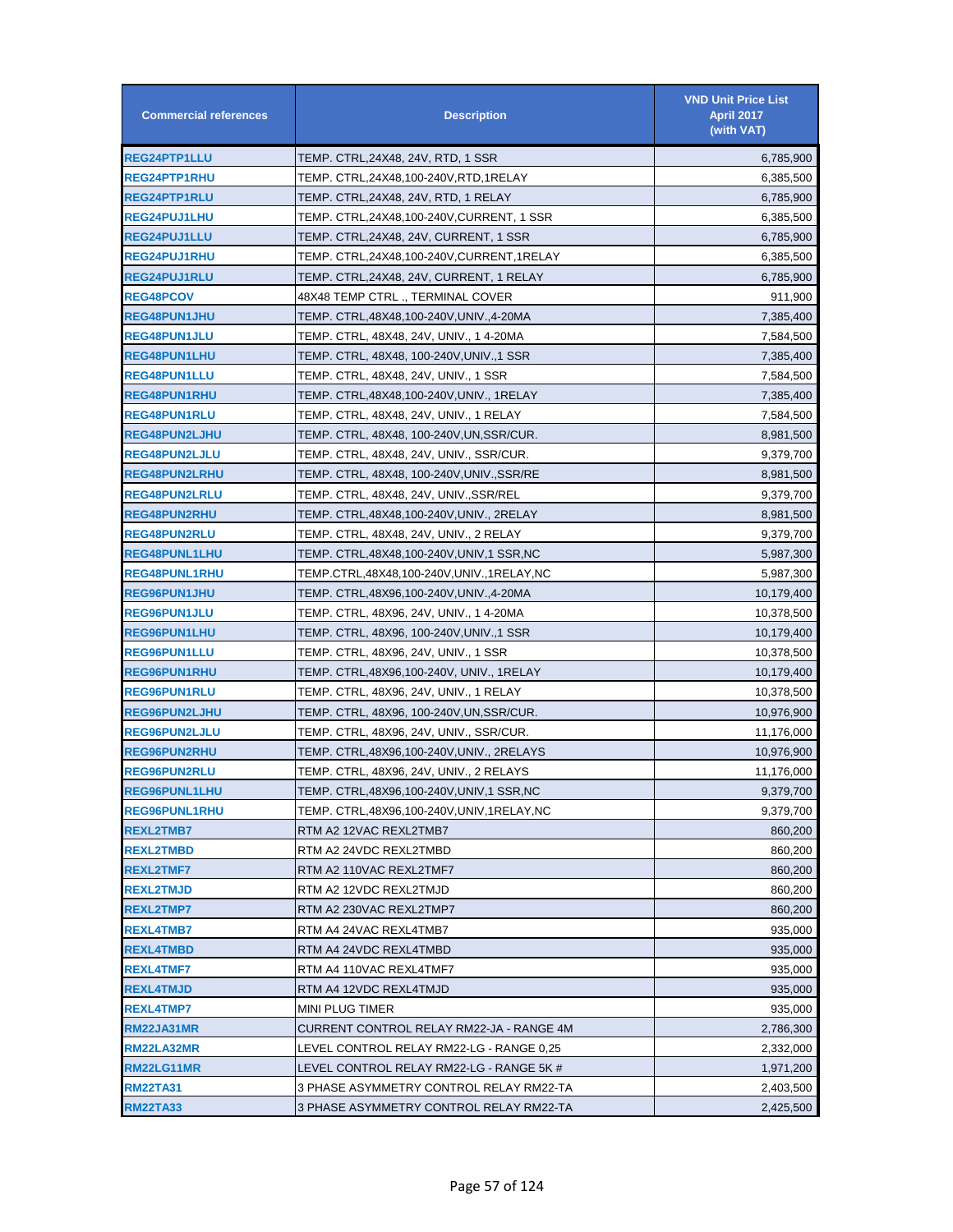| Commercial references | Description | VND Unit Price List April 2017 (with VAT) |
|---|---|---|
| REG24PTP1LLU | TEMP. CTRL,24X48, 24V, RTD, 1 SSR | 6,785,900 |
| REG24PTP1RHU | TEMP. CTRL,24X48,100-240V,RTD,1RELAY | 6,385,500 |
| REG24PTP1RLU | TEMP. CTRL,24X48, 24V, RTD, 1 RELAY | 6,785,900 |
| REG24PUJ1LHU | TEMP. CTRL,24X48,100-240V,CURRENT, 1 SSR | 6,385,500 |
| REG24PUJ1LLU | TEMP. CTRL,24X48, 24V, CURRENT, 1 SSR | 6,785,900 |
| REG24PUJ1RHU | TEMP. CTRL,24X48,100-240V,CURRENT,1RELAY | 6,385,500 |
| REG24PUJ1RLU | TEMP. CTRL,24X48, 24V, CURRENT, 1 RELAY | 6,785,900 |
| REG48PCOV | 48X48 TEMP CTRL ., TERMINAL COVER | 911,900 |
| REG48PUN1JHU | TEMP. CTRL,48X48,100-240V,UNIV.,4-20MA | 7,385,400 |
| REG48PUN1JLU | TEMP. CTRL, 48X48, 24V, UNIV., 1 4-20MA | 7,584,500 |
| REG48PUN1LHU | TEMP. CTRL, 48X48, 100-240V,UNIV.,1 SSR | 7,385,400 |
| REG48PUN1LLU | TEMP. CTRL, 48X48, 24V, UNIV., 1 SSR | 7,584,500 |
| REG48PUN1RHU | TEMP. CTRL,48X48,100-240V,UNIV., 1RELAY | 7,385,400 |
| REG48PUN1RLU | TEMP. CTRL, 48X48, 24V, UNIV., 1 RELAY | 7,584,500 |
| REG48PUN2LJHU | TEMP. CTRL, 48X48, 100-240V,UN,SSR/CUR. | 8,981,500 |
| REG48PUN2LJLU | TEMP. CTRL, 48X48, 24V, UNIV., SSR/CUR. | 9,379,700 |
| REG48PUN2LRHU | TEMP. CTRL, 48X48, 100-240V,UNIV.,SSR/RE | 8,981,500 |
| REG48PUN2LRLU | TEMP. CTRL, 48X48, 24V, UNIV.,SSR/REL | 9,379,700 |
| REG48PUN2RHU | TEMP. CTRL,48X48,100-240V,UNIV., 2RELAY | 8,981,500 |
| REG48PUN2RLU | TEMP. CTRL, 48X48, 24V, UNIV., 2 RELAY | 9,379,700 |
| REG48PUNL1LHU | TEMP. CTRL,48X48,100-240V,UNIV,1 SSR,NC | 5,987,300 |
| REG48PUNL1RHU | TEMP.CTRL,48X48,100-240V,UNIV.,1RELAY,NC | 5,987,300 |
| REG96PUN1JHU | TEMP. CTRL,48X96,100-240V,UNIV.,4-20MA | 10,179,400 |
| REG96PUN1JLU | TEMP. CTRL, 48X96, 24V, UNIV., 1 4-20MA | 10,378,500 |
| REG96PUN1LHU | TEMP. CTRL, 48X96, 100-240V,UNIV.,1 SSR | 10,179,400 |
| REG96PUN1LLU | TEMP. CTRL, 48X96, 24V, UNIV., 1 SSR | 10,378,500 |
| REG96PUN1RHU | TEMP. CTRL,48X96,100-240V, UNIV., 1RELAY | 10,179,400 |
| REG96PUN1RLU | TEMP. CTRL, 48X96, 24V, UNIV., 1 RELAY | 10,378,500 |
| REG96PUN2LJHU | TEMP. CTRL, 48X96, 100-240V,UN,SSR/CUR. | 10,976,900 |
| REG96PUN2LJLU | TEMP. CTRL, 48X96, 24V, UNIV., SSR/CUR. | 11,176,000 |
| REG96PUN2RHU | TEMP. CTRL,48X96,100-240V,UNIV., 2RELAYS | 10,976,900 |
| REG96PUN2RLU | TEMP. CTRL, 48X96, 24V, UNIV., 2 RELAYS | 11,176,000 |
| REG96PUNL1LHU | TEMP. CTRL,48X96,100-240V,UNIV,1 SSR,NC | 9,379,700 |
| REG96PUNL1RHU | TEMP. CTRL,48X96,100-240V,UNIV,1RELAY,NC | 9,379,700 |
| REXL2TMB7 | RTM A2 12VAC REXL2TMB7 | 860,200 |
| REXL2TMBD | RTM A2 24VDC REXL2TMBD | 860,200 |
| REXL2TMF7 | RTM A2 110VAC REXL2TMF7 | 860,200 |
| REXL2TMJD | RTM A2 12VDC REXL2TMJD | 860,200 |
| REXL2TMP7 | RTM A2 230VAC REXL2TMP7 | 860,200 |
| REXL4TMB7 | RTM A4 24VAC REXL4TMB7 | 935,000 |
| REXL4TMBD | RTM A4 24VDC REXL4TMBD | 935,000 |
| REXL4TMF7 | RTM A4 110VAC REXL4TMF7 | 935,000 |
| REXL4TMJD | RTM A4 12VDC REXL4TMJD | 935,000 |
| REXL4TMP7 | MINI PLUG TIMER | 935,000 |
| RM22JA31MR | CURRENT CONTROL RELAY RM22-JA - RANGE 4M | 2,786,300 |
| RM22LA32MR | LEVEL CONTROL RELAY RM22-LG - RANGE 0,25 | 2,332,000 |
| RM22LG11MR | LEVEL CONTROL RELAY RM22-LG - RANGE 5K # | 1,971,200 |
| RM22TA31 | 3 PHASE ASYMMETRY CONTROL RELAY RM22-TA | 2,403,500 |
| RM22TA33 | 3 PHASE ASYMMETRY CONTROL RELAY RM22-TA | 2,425,500 |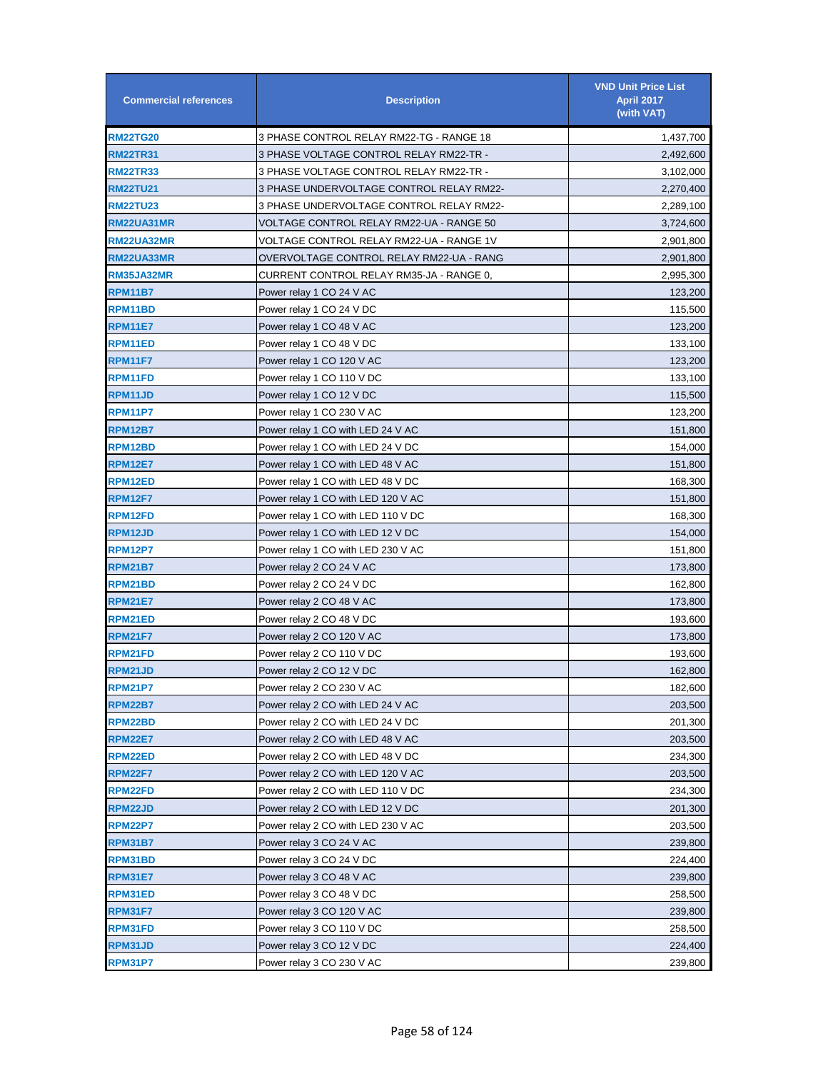| Commercial references | Description | VND Unit Price List April 2017 (with VAT) |
|---|---|---|
| RM22TG20 | 3 PHASE CONTROL RELAY RM22-TG - RANGE 18 | 1,437,700 |
| RM22TR31 | 3 PHASE VOLTAGE CONTROL RELAY RM22-TR - | 2,492,600 |
| RM22TR33 | 3 PHASE VOLTAGE CONTROL RELAY RM22-TR - | 3,102,000 |
| RM22TU21 | 3 PHASE UNDERVOLTAGE CONTROL RELAY RM22- | 2,270,400 |
| RM22TU23 | 3 PHASE UNDERVOLTAGE CONTROL RELAY RM22- | 2,289,100 |
| RM22UA31MR | VOLTAGE CONTROL RELAY RM22-UA - RANGE 50 | 3,724,600 |
| RM22UA32MR | VOLTAGE CONTROL RELAY RM22-UA - RANGE 1V | 2,901,800 |
| RM22UA33MR | OVERVOLTAGE CONTROL RELAY RM22-UA - RANG | 2,901,800 |
| RM35JA32MR | CURRENT CONTROL RELAY RM35-JA - RANGE 0, | 2,995,300 |
| RPM11B7 | Power relay 1 CO 24 V AC | 123,200 |
| RPM11BD | Power relay 1 CO 24 V DC | 115,500 |
| RPM11E7 | Power relay 1 CO 48 V AC | 123,200 |
| RPM11ED | Power relay 1 CO 48 V DC | 133,100 |
| RPM11F7 | Power relay 1 CO 120 V AC | 123,200 |
| RPM11FD | Power relay 1 CO 110 V DC | 133,100 |
| RPM11JD | Power relay 1 CO 12 V DC | 115,500 |
| RPM11P7 | Power relay 1 CO 230 V AC | 123,200 |
| RPM12B7 | Power relay 1 CO with LED 24 V AC | 151,800 |
| RPM12BD | Power relay 1 CO with LED 24 V DC | 154,000 |
| RPM12E7 | Power relay 1 CO with LED 48 V AC | 151,800 |
| RPM12ED | Power relay 1 CO with LED 48 V DC | 168,300 |
| RPM12F7 | Power relay 1 CO with LED 120 V AC | 151,800 |
| RPM12FD | Power relay 1 CO with LED 110 V DC | 168,300 |
| RPM12JD | Power relay 1 CO with LED 12 V DC | 154,000 |
| RPM12P7 | Power relay 1 CO with LED 230 V AC | 151,800 |
| RPM21B7 | Power relay 2 CO 24 V AC | 173,800 |
| RPM21BD | Power relay 2 CO 24 V DC | 162,800 |
| RPM21E7 | Power relay 2 CO 48 V AC | 173,800 |
| RPM21ED | Power relay 2 CO 48 V DC | 193,600 |
| RPM21F7 | Power relay 2 CO 120 V AC | 173,800 |
| RPM21FD | Power relay 2 CO 110 V DC | 193,600 |
| RPM21JD | Power relay 2 CO 12 V DC | 162,800 |
| RPM21P7 | Power relay 2 CO 230 V AC | 182,600 |
| RPM22B7 | Power relay 2 CO with LED 24 V AC | 203,500 |
| RPM22BD | Power relay 2 CO with LED 24 V DC | 201,300 |
| RPM22E7 | Power relay 2 CO with LED 48 V AC | 203,500 |
| RPM22ED | Power relay 2 CO with LED 48 V DC | 234,300 |
| RPM22F7 | Power relay 2 CO with LED 120 V AC | 203,500 |
| RPM22FD | Power relay 2 CO with LED 110 V DC | 234,300 |
| RPM22JD | Power relay 2 CO with LED 12 V DC | 201,300 |
| RPM22P7 | Power relay 2 CO with LED 230 V AC | 203,500 |
| RPM31B7 | Power relay 3 CO 24 V AC | 239,800 |
| RPM31BD | Power relay 3 CO 24 V DC | 224,400 |
| RPM31E7 | Power relay 3 CO 48 V AC | 239,800 |
| RPM31ED | Power relay 3 CO 48 V DC | 258,500 |
| RPM31F7 | Power relay 3 CO 120 V AC | 239,800 |
| RPM31FD | Power relay 3 CO 110 V DC | 258,500 |
| RPM31JD | Power relay 3 CO 12 V DC | 224,400 |
| RPM31P7 | Power relay 3 CO 230 V AC | 239,800 |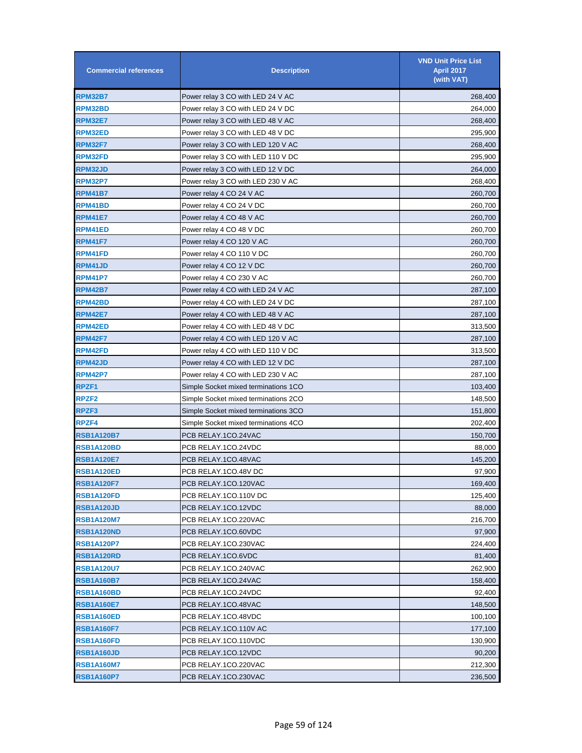| Commercial references | Description | VND Unit Price List April 2017 (with VAT) |
|---|---|---|
| RPM32B7 | Power relay 3 CO with LED 24 V AC | 268,400 |
| RPM32BD | Power relay 3 CO with LED 24 V DC | 264,000 |
| RPM32E7 | Power relay 3 CO with LED 48 V AC | 268,400 |
| RPM32ED | Power relay 3 CO with LED 48 V DC | 295,900 |
| RPM32F7 | Power relay 3 CO with LED 120 V AC | 268,400 |
| RPM32FD | Power relay 3 CO with LED 110 V DC | 295,900 |
| RPM32JD | Power relay 3 CO with LED 12 V DC | 264,000 |
| RPM32P7 | Power relay 3 CO with LED 230 V AC | 268,400 |
| RPM41B7 | Power relay 4 CO 24 V AC | 260,700 |
| RPM41BD | Power relay 4 CO 24 V DC | 260,700 |
| RPM41E7 | Power relay 4 CO 48 V AC | 260,700 |
| RPM41ED | Power relay 4 CO 48 V DC | 260,700 |
| RPM41F7 | Power relay 4 CO 120 V AC | 260,700 |
| RPM41FD | Power relay 4 CO 110 V DC | 260,700 |
| RPM41JD | Power relay 4 CO 12 V DC | 260,700 |
| RPM41P7 | Power relay 4 CO 230 V AC | 260,700 |
| RPM42B7 | Power relay 4 CO with LED 24 V AC | 287,100 |
| RPM42BD | Power relay 4 CO with LED 24 V DC | 287,100 |
| RPM42E7 | Power relay 4 CO with LED 48 V AC | 287,100 |
| RPM42ED | Power relay 4 CO with LED 48 V DC | 313,500 |
| RPM42F7 | Power relay 4 CO with LED 120 V AC | 287,100 |
| RPM42FD | Power relay 4 CO with LED 110 V DC | 313,500 |
| RPM42JD | Power relay 4 CO with LED 12 V DC | 287,100 |
| RPM42P7 | Power relay 4 CO with LED 230 V AC | 287,100 |
| RPZF1 | Simple Socket mixed terminations 1CO | 103,400 |
| RPZF2 | Simple Socket mixed terminations 2CO | 148,500 |
| RPZF3 | Simple Socket mixed terminations 3CO | 151,800 |
| RPZF4 | Simple Socket mixed terminations 4CO | 202,400 |
| RSB1A120B7 | PCB RELAY.1CO.24VAC | 150,700 |
| RSB1A120BD | PCB RELAY.1CO.24VDC | 88,000 |
| RSB1A120E7 | PCB RELAY.1CO.48VAC | 145,200 |
| RSB1A120ED | PCB RELAY.1CO.48V DC | 97,900 |
| RSB1A120F7 | PCB RELAY.1CO.120VAC | 169,400 |
| RSB1A120FD | PCB RELAY.1CO.110V DC | 125,400 |
| RSB1A120JD | PCB RELAY.1CO.12VDC | 88,000 |
| RSB1A120M7 | PCB RELAY.1CO.220VAC | 216,700 |
| RSB1A120ND | PCB RELAY.1CO.60VDC | 97,900 |
| RSB1A120P7 | PCB RELAY.1CO.230VAC | 224,400 |
| RSB1A120RD | PCB RELAY.1CO.6VDC | 81,400 |
| RSB1A120U7 | PCB RELAY.1CO.240VAC | 262,900 |
| RSB1A160B7 | PCB RELAY.1CO.24VAC | 158,400 |
| RSB1A160BD | PCB RELAY.1CO.24VDC | 92,400 |
| RSB1A160E7 | PCB RELAY.1CO.48VAC | 148,500 |
| RSB1A160ED | PCB RELAY.1CO.48VDC | 100,100 |
| RSB1A160F7 | PCB RELAY.1CO.110V AC | 177,100 |
| RSB1A160FD | PCB RELAY.1CO.110VDC | 130,900 |
| RSB1A160JD | PCB RELAY.1CO.12VDC | 90,200 |
| RSB1A160M7 | PCB RELAY.1CO.220VAC | 212,300 |
| RSB1A160P7 | PCB RELAY.1CO.230VAC | 236,500 |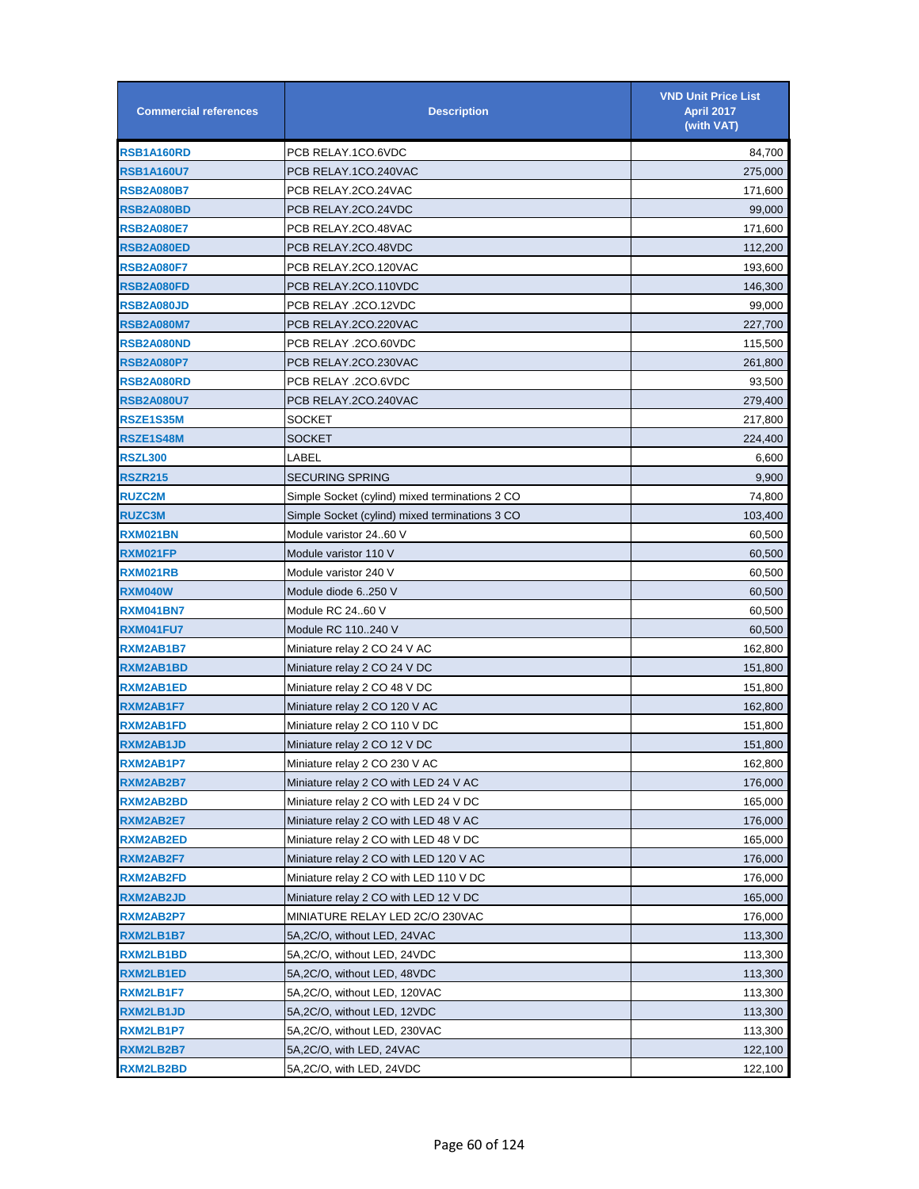| Commercial references | Description | VND Unit Price List April 2017 (with VAT) |
|---|---|---|
| RSB1A160RD | PCB RELAY.1CO.6VDC | 84,700 |
| RSB1A160U7 | PCB RELAY.1CO.240VAC | 275,000 |
| RSB2A080B7 | PCB RELAY.2CO.24VAC | 171,600 |
| RSB2A080BD | PCB RELAY.2CO.24VDC | 99,000 |
| RSB2A080E7 | PCB RELAY.2CO.48VAC | 171,600 |
| RSB2A080ED | PCB RELAY.2CO.48VDC | 112,200 |
| RSB2A080F7 | PCB RELAY.2CO.120VAC | 193,600 |
| RSB2A080FD | PCB RELAY.2CO.110VDC | 146,300 |
| RSB2A080JD | PCB RELAY .2CO.12VDC | 99,000 |
| RSB2A080M7 | PCB RELAY.2CO.220VAC | 227,700 |
| RSB2A080ND | PCB RELAY .2CO.60VDC | 115,500 |
| RSB2A080P7 | PCB RELAY.2CO.230VAC | 261,800 |
| RSB2A080RD | PCB RELAY .2CO.6VDC | 93,500 |
| RSB2A080U7 | PCB RELAY.2CO.240VAC | 279,400 |
| RSZE1S35M | SOCKET | 217,800 |
| RSZE1S48M | SOCKET | 224,400 |
| RSZL300 | LABEL | 6,600 |
| RSZR215 | SECURING SPRING | 9,900 |
| RUZC2M | Simple Socket (cylind) mixed terminations 2 CO | 74,800 |
| RUZC3M | Simple Socket (cylind) mixed terminations 3 CO | 103,400 |
| RXM021BN | Module varistor 24..60 V | 60,500 |
| RXM021FP | Module varistor 110 V | 60,500 |
| RXM021RB | Module varistor 240 V | 60,500 |
| RXM040W | Module diode 6..250 V | 60,500 |
| RXM041BN7 | Module RC 24..60 V | 60,500 |
| RXM041FU7 | Module RC 110..240 V | 60,500 |
| RXM2AB1B7 | Miniature relay 2 CO 24 V AC | 162,800 |
| RXM2AB1BD | Miniature relay 2 CO 24 V DC | 151,800 |
| RXM2AB1ED | Miniature relay 2 CO 48 V DC | 151,800 |
| RXM2AB1F7 | Miniature relay 2 CO 120 V AC | 162,800 |
| RXM2AB1FD | Miniature relay 2 CO 110 V DC | 151,800 |
| RXM2AB1JD | Miniature relay 2 CO 12 V DC | 151,800 |
| RXM2AB1P7 | Miniature relay 2 CO 230 V AC | 162,800 |
| RXM2AB2B7 | Miniature relay 2 CO with LED 24 V AC | 176,000 |
| RXM2AB2BD | Miniature relay 2 CO with LED 24 V DC | 165,000 |
| RXM2AB2E7 | Miniature relay 2 CO with LED 48 V AC | 176,000 |
| RXM2AB2ED | Miniature relay 2 CO with LED 48 V DC | 165,000 |
| RXM2AB2F7 | Miniature relay 2 CO with LED 120 V AC | 176,000 |
| RXM2AB2FD | Miniature relay 2 CO with LED 110 V DC | 176,000 |
| RXM2AB2JD | Miniature relay 2 CO with LED 12 V DC | 165,000 |
| RXM2AB2P7 | MINIATURE RELAY LED 2C/O 230VAC | 176,000 |
| RXM2LB1B7 | 5A,2C/O, without LED, 24VAC | 113,300 |
| RXM2LB1BD | 5A,2C/O, without LED, 24VDC | 113,300 |
| RXM2LB1ED | 5A,2C/O, without LED, 48VDC | 113,300 |
| RXM2LB1F7 | 5A,2C/O, without LED, 120VAC | 113,300 |
| RXM2LB1JD | 5A,2C/O, without LED, 12VDC | 113,300 |
| RXM2LB1P7 | 5A,2C/O, without LED, 230VAC | 113,300 |
| RXM2LB2B7 | 5A,2C/O, with LED, 24VAC | 122,100 |
| RXM2LB2BD | 5A,2C/O, with LED, 24VDC | 122,100 |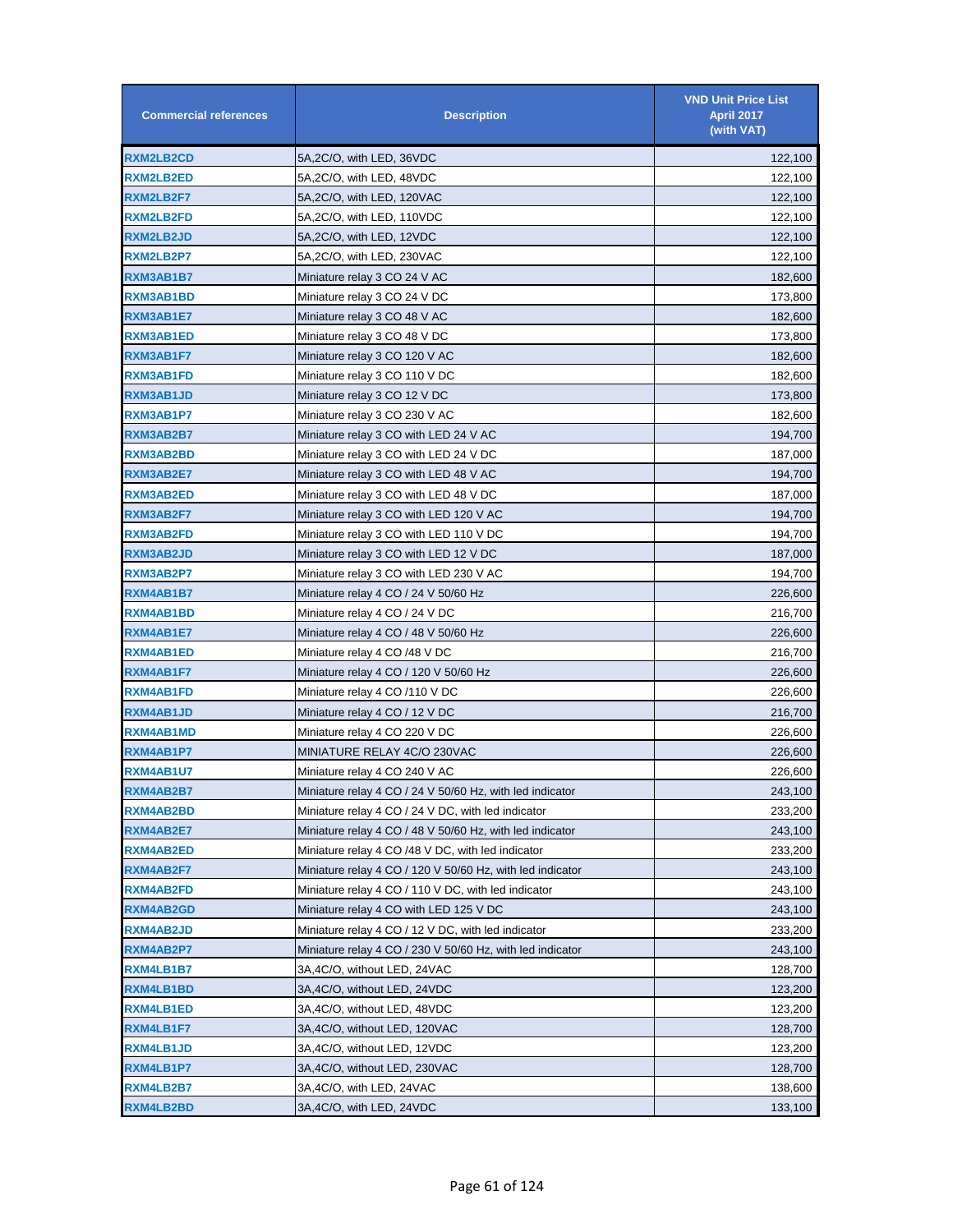| Commercial references | Description | VND Unit Price List April 2017 (with VAT) |
| --- | --- | --- |
| RXM2LB2CD | 5A,2C/O, with LED, 36VDC | 122,100 |
| RXM2LB2ED | 5A,2C/O, with LED, 48VDC | 122,100 |
| RXM2LB2F7 | 5A,2C/O, with LED, 120VAC | 122,100 |
| RXM2LB2FD | 5A,2C/O, with LED, 110VDC | 122,100 |
| RXM2LB2JD | 5A,2C/O, with LED, 12VDC | 122,100 |
| RXM2LB2P7 | 5A,2C/O, with LED, 230VAC | 122,100 |
| RXM3AB1B7 | Miniature relay 3 CO 24 V AC | 182,600 |
| RXM3AB1BD | Miniature relay 3 CO 24 V DC | 173,800 |
| RXM3AB1E7 | Miniature relay 3 CO 48 V AC | 182,600 |
| RXM3AB1ED | Miniature relay 3 CO 48 V DC | 173,800 |
| RXM3AB1F7 | Miniature relay 3 CO 120 V AC | 182,600 |
| RXM3AB1FD | Miniature relay 3 CO 110 V DC | 182,600 |
| RXM3AB1JD | Miniature relay 3 CO 12 V DC | 173,800 |
| RXM3AB1P7 | Miniature relay 3 CO 230 V AC | 182,600 |
| RXM3AB2B7 | Miniature relay 3 CO with LED 24 V AC | 194,700 |
| RXM3AB2BD | Miniature relay 3 CO with LED 24 V DC | 187,000 |
| RXM3AB2E7 | Miniature relay 3 CO with LED 48 V AC | 194,700 |
| RXM3AB2ED | Miniature relay 3 CO with LED 48 V DC | 187,000 |
| RXM3AB2F7 | Miniature relay 3 CO with LED 120 V AC | 194,700 |
| RXM3AB2FD | Miniature relay 3 CO with LED 110 V DC | 194,700 |
| RXM3AB2JD | Miniature relay 3 CO with LED 12 V DC | 187,000 |
| RXM3AB2P7 | Miniature relay 3 CO with LED 230 V AC | 194,700 |
| RXM4AB1B7 | Miniature relay 4 CO / 24 V 50/60 Hz | 226,600 |
| RXM4AB1BD | Miniature relay 4 CO / 24 V DC | 216,700 |
| RXM4AB1E7 | Miniature relay 4 CO / 48 V 50/60 Hz | 226,600 |
| RXM4AB1ED | Miniature relay 4 CO /48 V DC | 216,700 |
| RXM4AB1F7 | Miniature relay 4 CO / 120 V 50/60 Hz | 226,600 |
| RXM4AB1FD | Miniature relay 4 CO /110 V DC | 226,600 |
| RXM4AB1JD | Miniature relay 4 CO / 12 V DC | 216,700 |
| RXM4AB1MD | Miniature relay 4 CO 220 V DC | 226,600 |
| RXM4AB1P7 | MINIATURE RELAY 4C/O 230VAC | 226,600 |
| RXM4AB1U7 | Miniature relay 4 CO 240 V AC | 226,600 |
| RXM4AB2B7 | Miniature relay 4 CO / 24 V 50/60 Hz, with led indicator | 243,100 |
| RXM4AB2BD | Miniature relay 4 CO / 24 V DC, with led indicator | 233,200 |
| RXM4AB2E7 | Miniature relay 4 CO / 48 V 50/60 Hz, with led indicator | 243,100 |
| RXM4AB2ED | Miniature relay 4 CO /48 V DC, with led indicator | 233,200 |
| RXM4AB2F7 | Miniature relay 4 CO / 120 V 50/60 Hz, with led indicator | 243,100 |
| RXM4AB2FD | Miniature relay 4 CO / 110 V DC, with led indicator | 243,100 |
| RXM4AB2GD | Miniature relay 4 CO with LED 125 V DC | 243,100 |
| RXM4AB2JD | Miniature relay 4 CO / 12 V DC, with led indicator | 233,200 |
| RXM4AB2P7 | Miniature relay 4 CO / 230 V 50/60 Hz, with led indicator | 243,100 |
| RXM4LB1B7 | 3A,4C/O, without LED, 24VAC | 128,700 |
| RXM4LB1BD | 3A,4C/O, without LED, 24VDC | 123,200 |
| RXM4LB1ED | 3A,4C/O, without LED, 48VDC | 123,200 |
| RXM4LB1F7 | 3A,4C/O, without LED, 120VAC | 128,700 |
| RXM4LB1JD | 3A,4C/O, without LED, 12VDC | 123,200 |
| RXM4LB1P7 | 3A,4C/O, without LED, 230VAC | 128,700 |
| RXM4LB2B7 | 3A,4C/O, with LED, 24VAC | 138,600 |
| RXM4LB2BD | 3A,4C/O, with LED, 24VDC | 133,100 |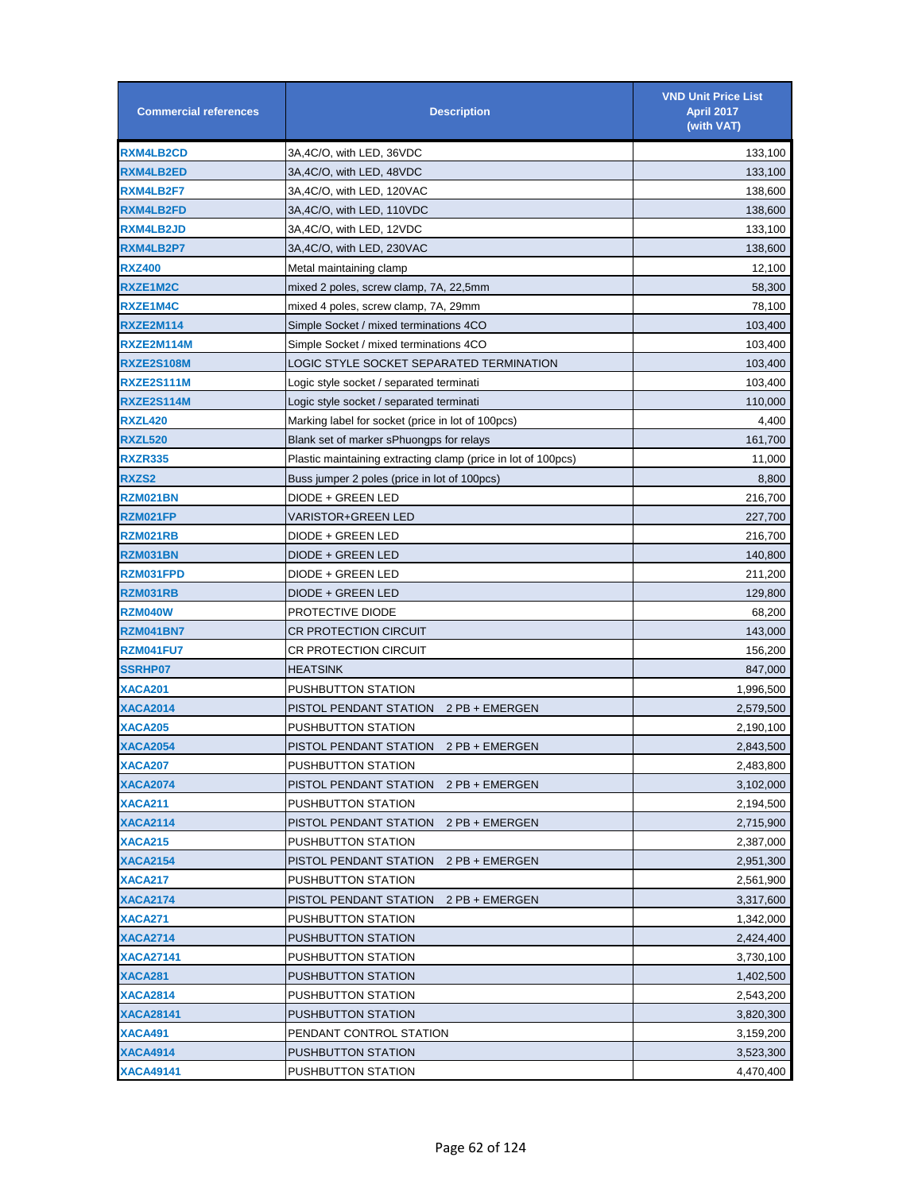| Commercial references | Description | VND Unit Price List April 2017 (with VAT) |
|---|---|---|
| RXM4LB2CD | 3A,4C/O, with LED, 36VDC | 133,100 |
| RXM4LB2ED | 3A,4C/O, with LED, 48VDC | 133,100 |
| RXM4LB2F7 | 3A,4C/O, with LED, 120VAC | 138,600 |
| RXM4LB2FD | 3A,4C/O, with LED, 110VDC | 138,600 |
| RXM4LB2JD | 3A,4C/O, with LED, 12VDC | 133,100 |
| RXM4LB2P7 | 3A,4C/O, with LED, 230VAC | 138,600 |
| RXZ400 | Metal maintaining clamp | 12,100 |
| RXZE1M2C | mixed 2 poles, screw clamp, 7A, 22,5mm | 58,300 |
| RXZE1M4C | mixed 4 poles, screw clamp, 7A, 29mm | 78,100 |
| RXZE2M114 | Simple Socket / mixed terminations 4CO | 103,400 |
| RXZE2M114M | Simple Socket / mixed terminations 4CO | 103,400 |
| RXZE2S108M | LOGIC STYLE SOCKET SEPARATED TERMINATION | 103,400 |
| RXZE2S111M | Logic style socket / separated terminati | 103,400 |
| RXZE2S114M | Logic style socket / separated terminati | 110,000 |
| RXZL420 | Marking label for socket (price in lot of 100pcs) | 4,400 |
| RXZL520 | Blank set of marker sPhuongps for relays | 161,700 |
| RXZR335 | Plastic maintaining extracting clamp (price in lot of 100pcs) | 11,000 |
| RXZS2 | Buss jumper 2 poles (price in lot of 100pcs) | 8,800 |
| RZM021BN | DIODE + GREEN LED | 216,700 |
| RZM021FP | VARISTOR+GREEN LED | 227,700 |
| RZM021RB | DIODE + GREEN LED | 216,700 |
| RZM031BN | DIODE + GREEN LED | 140,800 |
| RZM031FPD | DIODE + GREEN LED | 211,200 |
| RZM031RB | DIODE + GREEN LED | 129,800 |
| RZM040W | PROTECTIVE DIODE | 68,200 |
| RZM041BN7 | CR PROTECTION CIRCUIT | 143,000 |
| RZM041FU7 | CR PROTECTION CIRCUIT | 156,200 |
| SSRHP07 | HEATSINK | 847,000 |
| XACA201 | PUSHBUTTON STATION | 1,996,500 |
| XACA2014 | PISTOL PENDANT STATION 2 PB + EMERGEN | 2,579,500 |
| XACA205 | PUSHBUTTON STATION | 2,190,100 |
| XACA2054 | PISTOL PENDANT STATION 2 PB + EMERGEN | 2,843,500 |
| XACA207 | PUSHBUTTON STATION | 2,483,800 |
| XACA2074 | PISTOL PENDANT STATION 2 PB + EMERGEN | 3,102,000 |
| XACA211 | PUSHBUTTON STATION | 2,194,500 |
| XACA2114 | PISTOL PENDANT STATION 2 PB + EMERGEN | 2,715,900 |
| XACA215 | PUSHBUTTON STATION | 2,387,000 |
| XACA2154 | PISTOL PENDANT STATION 2 PB + EMERGEN | 2,951,300 |
| XACA217 | PUSHBUTTON STATION | 2,561,900 |
| XACA2174 | PISTOL PENDANT STATION 2 PB + EMERGEN | 3,317,600 |
| XACA271 | PUSHBUTTON STATION | 1,342,000 |
| XACA2714 | PUSHBUTTON STATION | 2,424,400 |
| XACA27141 | PUSHBUTTON STATION | 3,730,100 |
| XACA281 | PUSHBUTTON STATION | 1,402,500 |
| XACA2814 | PUSHBUTTON STATION | 2,543,200 |
| XACA28141 | PUSHBUTTON STATION | 3,820,300 |
| XACA491 | PENDANT CONTROL STATION | 3,159,200 |
| XACA4914 | PUSHBUTTON STATION | 3,523,300 |
| XACA49141 | PUSHBUTTON STATION | 4,470,400 |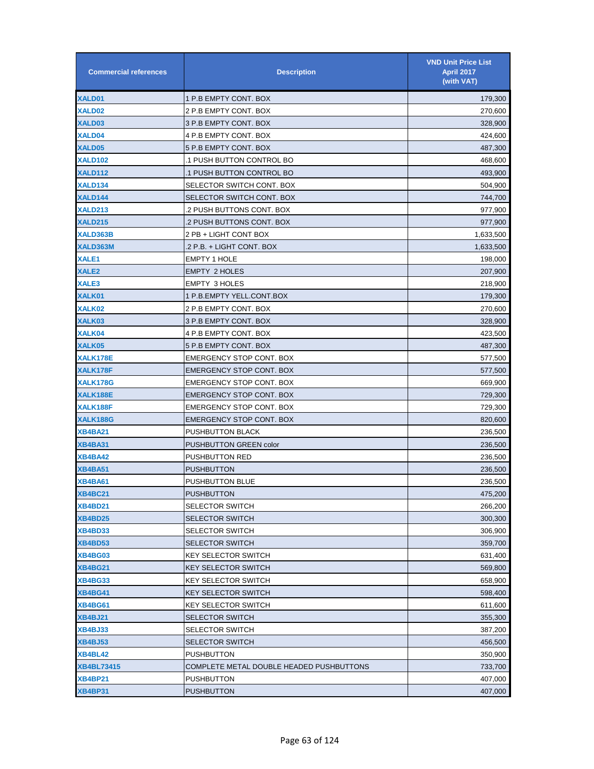| Commercial references | Description | VND Unit Price List April 2017 (with VAT) |
|---|---|---|
| XALD01 | 1 P.B EMPTY CONT. BOX | 179,300 |
| XALD02 | 2 P.B EMPTY CONT. BOX | 270,600 |
| XALD03 | 3 P.B EMPTY CONT. BOX | 328,900 |
| XALD04 | 4 P.B EMPTY CONT. BOX | 424,600 |
| XALD05 | 5 P.B EMPTY CONT. BOX | 487,300 |
| XALD102 | .1 PUSH BUTTON CONTROL BO | 468,600 |
| XALD112 | .1 PUSH BUTTON CONTROL BO | 493,900 |
| XALD134 | SELECTOR SWITCH CONT. BOX | 504,900 |
| XALD144 | SELECTOR SWITCH CONT. BOX | 744,700 |
| XALD213 | .2 PUSH BUTTONS CONT. BOX | 977,900 |
| XALD215 | .2 PUSH BUTTONS CONT. BOX | 977,900 |
| XALD363B | 2 PB + LIGHT CONT BOX | 1,633,500 |
| XALD363M | .2 P.B. + LIGHT CONT. BOX | 1,633,500 |
| XALE1 | EMPTY 1 HOLE | 198,000 |
| XALE2 | EMPTY 2 HOLES | 207,900 |
| XALE3 | EMPTY 3 HOLES | 218,900 |
| XALK01 | 1 P.B.EMPTY YELL.CONT.BOX | 179,300 |
| XALK02 | 2 P.B EMPTY CONT. BOX | 270,600 |
| XALK03 | 3 P.B EMPTY CONT. BOX | 328,900 |
| XALK04 | 4 P.B EMPTY CONT. BOX | 423,500 |
| XALK05 | 5 P.B EMPTY CONT. BOX | 487,300 |
| XALK178E | EMERGENCY STOP CONT. BOX | 577,500 |
| XALK178F | EMERGENCY STOP CONT. BOX | 577,500 |
| XALK178G | EMERGENCY STOP CONT. BOX | 669,900 |
| XALK188E | EMERGENCY STOP CONT. BOX | 729,300 |
| XALK188F | EMERGENCY STOP CONT. BOX | 729,300 |
| XALK188G | EMERGENCY STOP CONT. BOX | 820,600 |
| XB4BA21 | PUSHBUTTON BLACK | 236,500 |
| XB4BA31 | PUSHBUTTON GREEN color | 236,500 |
| XB4BA42 | PUSHBUTTON RED | 236,500 |
| XB4BA51 | PUSHBUTTON | 236,500 |
| XB4BA61 | PUSHBUTTON BLUE | 236,500 |
| XB4BC21 | PUSHBUTTON | 475,200 |
| XB4BD21 | SELECTOR SWITCH | 266,200 |
| XB4BD25 | SELECTOR SWITCH | 300,300 |
| XB4BD33 | SELECTOR SWITCH | 306,900 |
| XB4BD53 | SELECTOR SWITCH | 359,700 |
| XB4BG03 | KEY SELECTOR SWITCH | 631,400 |
| XB4BG21 | KEY SELECTOR SWITCH | 569,800 |
| XB4BG33 | KEY SELECTOR SWITCH | 658,900 |
| XB4BG41 | KEY SELECTOR SWITCH | 598,400 |
| XB4BG61 | KEY SELECTOR SWITCH | 611,600 |
| XB4BJ21 | SELECTOR SWITCH | 355,300 |
| XB4BJ33 | SELECTOR SWITCH | 387,200 |
| XB4BJ53 | SELECTOR SWITCH | 456,500 |
| XB4BL42 | PUSHBUTTON | 350,900 |
| XB4BL73415 | COMPLETE METAL DOUBLE HEADED PUSHBUTTONS | 733,700 |
| XB4BP21 | PUSHBUTTON | 407,000 |
| XB4BP31 | PUSHBUTTON | 407,000 |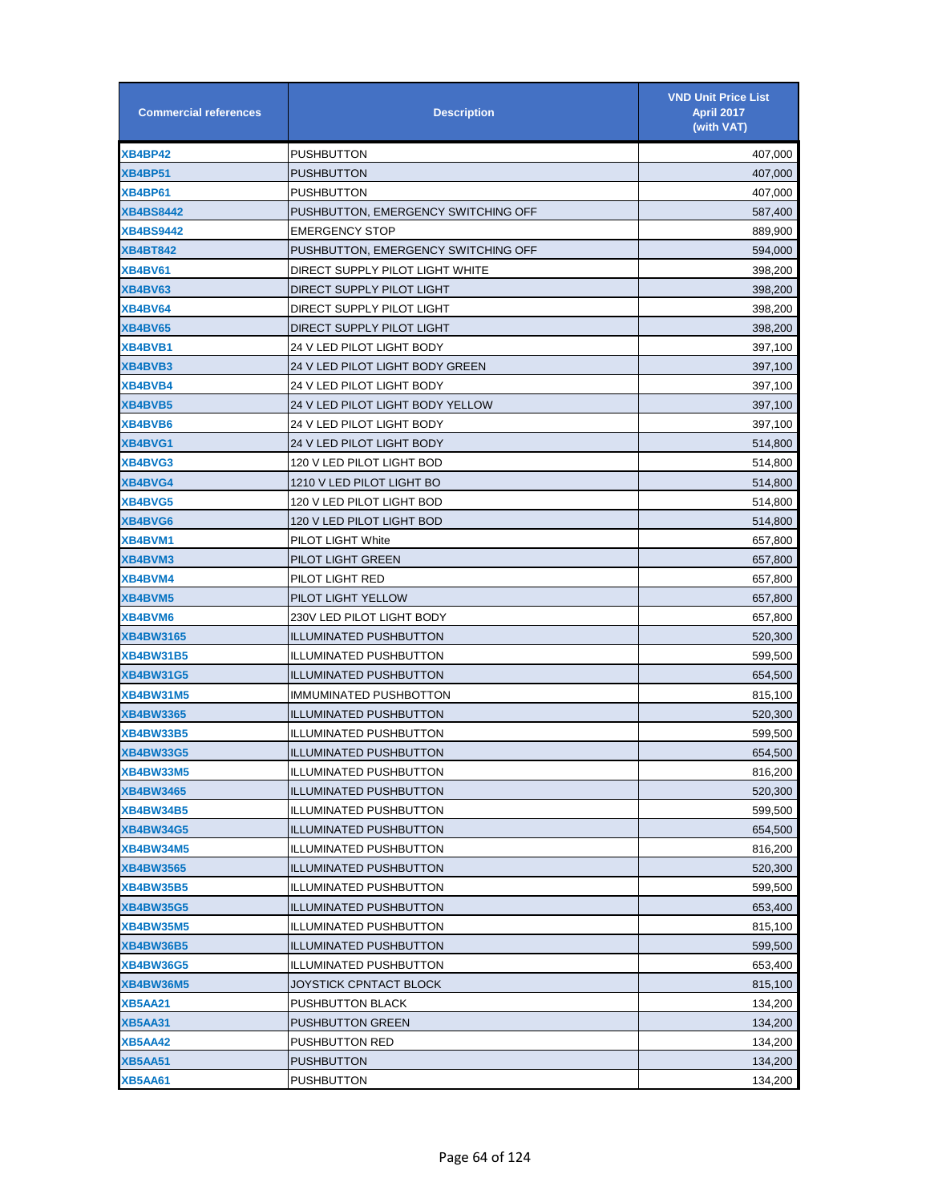| Commercial references | Description | VND Unit Price List April 2017 (with VAT) |
|---|---|---|
| XB4BP42 | PUSHBUTTON | 407,000 |
| XB4BP51 | PUSHBUTTON | 407,000 |
| XB4BP61 | PUSHBUTTON | 407,000 |
| XB4BS8442 | PUSHBUTTON, EMERGENCY SWITCHING OFF | 587,400 |
| XB4BS9442 | EMERGENCY STOP | 889,900 |
| XB4BT842 | PUSHBUTTON, EMERGENCY SWITCHING OFF | 594,000 |
| XB4BV61 | DIRECT SUPPLY PILOT LIGHT WHITE | 398,200 |
| XB4BV63 | DIRECT SUPPLY PILOT LIGHT | 398,200 |
| XB4BV64 | DIRECT SUPPLY PILOT LIGHT | 398,200 |
| XB4BV65 | DIRECT SUPPLY PILOT LIGHT | 398,200 |
| XB4BVB1 | 24 V LED PILOT LIGHT BODY | 397,100 |
| XB4BVB3 | 24 V LED PILOT LIGHT BODY GREEN | 397,100 |
| XB4BVB4 | 24 V LED PILOT LIGHT BODY | 397,100 |
| XB4BVB5 | 24 V LED PILOT LIGHT BODY YELLOW | 397,100 |
| XB4BVB6 | 24 V LED PILOT LIGHT BODY | 397,100 |
| XB4BVG1 | 24 V LED PILOT LIGHT BODY | 514,800 |
| XB4BVG3 | 120 V LED PILOT LIGHT BOD | 514,800 |
| XB4BVG4 | 1210 V LED PILOT LIGHT BO | 514,800 |
| XB4BVG5 | 120 V LED PILOT LIGHT BOD | 514,800 |
| XB4BVG6 | 120 V LED PILOT LIGHT BOD | 514,800 |
| XB4BVM1 | PILOT LIGHT White | 657,800 |
| XB4BVM3 | PILOT LIGHT GREEN | 657,800 |
| XB4BVM4 | PILOT LIGHT RED | 657,800 |
| XB4BVM5 | PILOT LIGHT YELLOW | 657,800 |
| XB4BVM6 | 230V LED PILOT LIGHT BODY | 657,800 |
| XB4BW3165 | ILLUMINATED PUSHBUTTON | 520,300 |
| XB4BW31B5 | ILLUMINATED PUSHBUTTON | 599,500 |
| XB4BW31G5 | ILLUMINATED PUSHBUTTON | 654,500 |
| XB4BW31M5 | IMMUMINATED PUSHBOTTON | 815,100 |
| XB4BW3365 | ILLUMINATED PUSHBUTTON | 520,300 |
| XB4BW33B5 | ILLUMINATED PUSHBUTTON | 599,500 |
| XB4BW33G5 | ILLUMINATED PUSHBUTTON | 654,500 |
| XB4BW33M5 | ILLUMINATED PUSHBUTTON | 816,200 |
| XB4BW3465 | ILLUMINATED PUSHBUTTON | 520,300 |
| XB4BW34B5 | ILLUMINATED PUSHBUTTON | 599,500 |
| XB4BW34G5 | ILLUMINATED PUSHBUTTON | 654,500 |
| XB4BW34M5 | ILLUMINATED PUSHBUTTON | 816,200 |
| XB4BW3565 | ILLUMINATED PUSHBUTTON | 520,300 |
| XB4BW35B5 | ILLUMINATED PUSHBUTTON | 599,500 |
| XB4BW35G5 | ILLUMINATED PUSHBUTTON | 653,400 |
| XB4BW35M5 | ILLUMINATED PUSHBUTTON | 815,100 |
| XB4BW36B5 | ILLUMINATED PUSHBUTTON | 599,500 |
| XB4BW36G5 | ILLUMINATED PUSHBUTTON | 653,400 |
| XB4BW36M5 | JOYSTICK CPNTACT BLOCK | 815,100 |
| XB5AA21 | PUSHBUTTON BLACK | 134,200 |
| XB5AA31 | PUSHBUTTON GREEN | 134,200 |
| XB5AA42 | PUSHBUTTON RED | 134,200 |
| XB5AA51 | PUSHBUTTON | 134,200 |
| XB5AA61 | PUSHBUTTON | 134,200 |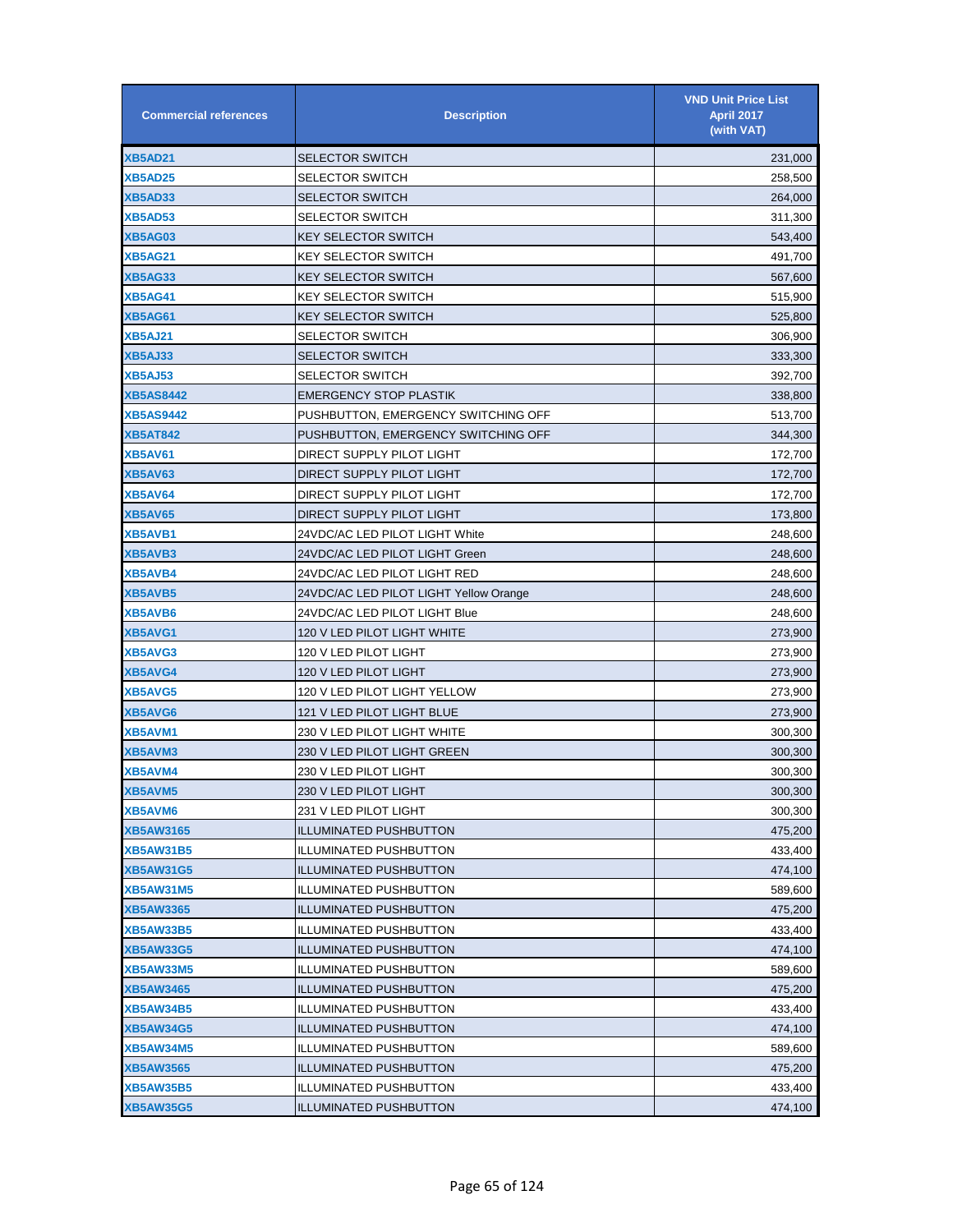| Commercial references | Description | VND Unit Price List April 2017 (with VAT) |
|---|---|---|
| XB5AD21 | SELECTOR SWITCH | 231,000 |
| XB5AD25 | SELECTOR SWITCH | 258,500 |
| XB5AD33 | SELECTOR SWITCH | 264,000 |
| XB5AD53 | SELECTOR SWITCH | 311,300 |
| XB5AG03 | KEY SELECTOR SWITCH | 543,400 |
| XB5AG21 | KEY SELECTOR SWITCH | 491,700 |
| XB5AG33 | KEY SELECTOR SWITCH | 567,600 |
| XB5AG41 | KEY SELECTOR SWITCH | 515,900 |
| XB5AG61 | KEY SELECTOR SWITCH | 525,800 |
| XB5AJ21 | SELECTOR SWITCH | 306,900 |
| XB5AJ33 | SELECTOR SWITCH | 333,300 |
| XB5AJ53 | SELECTOR SWITCH | 392,700 |
| XB5AS8442 | EMERGENCY STOP PLASTIK | 338,800 |
| XB5AS9442 | PUSHBUTTON, EMERGENCY SWITCHING OFF | 513,700 |
| XB5AT842 | PUSHBUTTON, EMERGENCY SWITCHING OFF | 344,300 |
| XB5AV61 | DIRECT SUPPLY PILOT LIGHT | 172,700 |
| XB5AV63 | DIRECT SUPPLY PILOT LIGHT | 172,700 |
| XB5AV64 | DIRECT SUPPLY PILOT LIGHT | 172,700 |
| XB5AV65 | DIRECT SUPPLY PILOT LIGHT | 173,800 |
| XB5AVB1 | 24VDC/AC LED PILOT LIGHT White | 248,600 |
| XB5AVB3 | 24VDC/AC LED PILOT LIGHT Green | 248,600 |
| XB5AVB4 | 24VDC/AC LED PILOT LIGHT RED | 248,600 |
| XB5AVB5 | 24VDC/AC LED PILOT LIGHT Yellow Orange | 248,600 |
| XB5AVB6 | 24VDC/AC LED PILOT LIGHT Blue | 248,600 |
| XB5AVG1 | 120 V LED PILOT LIGHT WHITE | 273,900 |
| XB5AVG3 | 120 V LED PILOT LIGHT | 273,900 |
| XB5AVG4 | 120 V LED PILOT LIGHT | 273,900 |
| XB5AVG5 | 120 V LED PILOT LIGHT YELLOW | 273,900 |
| XB5AVG6 | 121 V LED PILOT LIGHT BLUE | 273,900 |
| XB5AVM1 | 230 V LED PILOT LIGHT WHITE | 300,300 |
| XB5AVM3 | 230 V LED PILOT LIGHT GREEN | 300,300 |
| XB5AVM4 | 230 V LED PILOT LIGHT | 300,300 |
| XB5AVM5 | 230 V LED PILOT LIGHT | 300,300 |
| XB5AVM6 | 231 V LED PILOT LIGHT | 300,300 |
| XB5AW3165 | ILLUMINATED PUSHBUTTON | 475,200 |
| XB5AW31B5 | ILLUMINATED PUSHBUTTON | 433,400 |
| XB5AW31G5 | ILLUMINATED PUSHBUTTON | 474,100 |
| XB5AW31M5 | ILLUMINATED PUSHBUTTON | 589,600 |
| XB5AW3365 | ILLUMINATED PUSHBUTTON | 475,200 |
| XB5AW33B5 | ILLUMINATED PUSHBUTTON | 433,400 |
| XB5AW33G5 | ILLUMINATED PUSHBUTTON | 474,100 |
| XB5AW33M5 | ILLUMINATED PUSHBUTTON | 589,600 |
| XB5AW3465 | ILLUMINATED PUSHBUTTON | 475,200 |
| XB5AW34B5 | ILLUMINATED PUSHBUTTON | 433,400 |
| XB5AW34G5 | ILLUMINATED PUSHBUTTON | 474,100 |
| XB5AW34M5 | ILLUMINATED PUSHBUTTON | 589,600 |
| XB5AW3565 | ILLUMINATED PUSHBUTTON | 475,200 |
| XB5AW35B5 | ILLUMINATED PUSHBUTTON | 433,400 |
| XB5AW35G5 | ILLUMINATED PUSHBUTTON | 474,100 |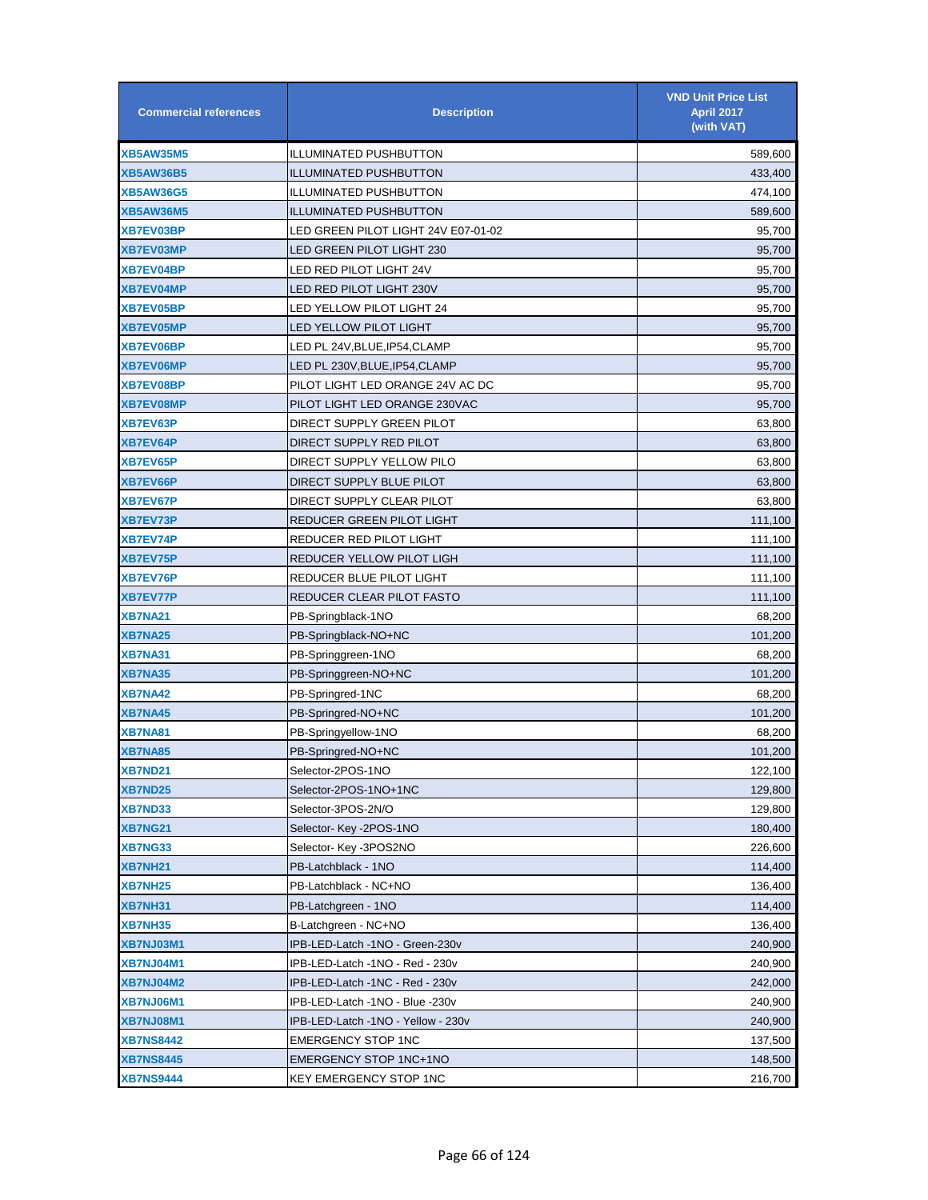| Commercial references | Description | VND Unit Price List April 2017 (with VAT) |
|---|---|---|
| XB5AW35M5 | ILLUMINATED PUSHBUTTON | 589,600 |
| XB5AW36B5 | ILLUMINATED PUSHBUTTON | 433,400 |
| XB5AW36G5 | ILLUMINATED PUSHBUTTON | 474,100 |
| XB5AW36M5 | ILLUMINATED PUSHBUTTON | 589,600 |
| XB7EV03BP | LED GREEN PILOT LIGHT 24V E07-01-02 | 95,700 |
| XB7EV03MP | LED GREEN PILOT LIGHT 230 | 95,700 |
| XB7EV04BP | LED RED PILOT LIGHT 24V | 95,700 |
| XB7EV04MP | LED RED PILOT LIGHT 230V | 95,700 |
| XB7EV05BP | LED YELLOW PILOT LIGHT 24 | 95,700 |
| XB7EV05MP | LED YELLOW PILOT LIGHT | 95,700 |
| XB7EV06BP | LED PL 24V,BLUE,IP54,CLAMP | 95,700 |
| XB7EV06MP | LED PL 230V,BLUE,IP54,CLAMP | 95,700 |
| XB7EV08BP | PILOT LIGHT LED ORANGE 24V AC DC | 95,700 |
| XB7EV08MP | PILOT LIGHT LED ORANGE 230VAC | 95,700 |
| XB7EV63P | DIRECT SUPPLY GREEN PILOT | 63,800 |
| XB7EV64P | DIRECT SUPPLY RED PILOT | 63,800 |
| XB7EV65P | DIRECT SUPPLY YELLOW PILO | 63,800 |
| XB7EV66P | DIRECT SUPPLY BLUE PILOT | 63,800 |
| XB7EV67P | DIRECT SUPPLY CLEAR PILOT | 63,800 |
| XB7EV73P | REDUCER GREEN PILOT LIGHT | 111,100 |
| XB7EV74P | REDUCER RED PILOT LIGHT | 111,100 |
| XB7EV75P | REDUCER YELLOW PILOT LIGH | 111,100 |
| XB7EV76P | REDUCER BLUE PILOT LIGHT | 111,100 |
| XB7EV77P | REDUCER CLEAR PILOT FASTO | 111,100 |
| XB7NA21 | PB-Springblack-1NO | 68,200 |
| XB7NA25 | PB-Springblack-NO+NC | 101,200 |
| XB7NA31 | PB-Springgreen-1NO | 68,200 |
| XB7NA35 | PB-Springgreen-NO+NC | 101,200 |
| XB7NA42 | PB-Springred-1NC | 68,200 |
| XB7NA45 | PB-Springred-NO+NC | 101,200 |
| XB7NA81 | PB-Springyellow-1NO | 68,200 |
| XB7NA85 | PB-Springred-NO+NC | 101,200 |
| XB7ND21 | Selector-2POS-1NO | 122,100 |
| XB7ND25 | Selector-2POS-1NO+1NC | 129,800 |
| XB7ND33 | Selector-3POS-2N/O | 129,800 |
| XB7NG21 | Selector- Key -2POS-1NO | 180,400 |
| XB7NG33 | Selector- Key -3POS2NO | 226,600 |
| XB7NH21 | PB-Latchblack - 1NO | 114,400 |
| XB7NH25 | PB-Latchblack - NC+NO | 136,400 |
| XB7NH31 | PB-Latchgreen - 1NO | 114,400 |
| XB7NH35 | B-Latchgreen - NC+NO | 136,400 |
| XB7NJ03M1 | IPB-LED-Latch -1NO - Green-230v | 240,900 |
| XB7NJ04M1 | IPB-LED-Latch -1NO - Red - 230v | 240,900 |
| XB7NJ04M2 | IPB-LED-Latch -1NC - Red - 230v | 242,000 |
| XB7NJ06M1 | IPB-LED-Latch -1NO - Blue -230v | 240,900 |
| XB7NJ08M1 | IPB-LED-Latch -1NO - Yellow - 230v | 240,900 |
| XB7NS8442 | EMERGENCY STOP 1NC | 137,500 |
| XB7NS8445 | EMERGENCY STOP 1NC+1NO | 148,500 |
| XB7NS9444 | KEY EMERGENCY STOP 1NC | 216,700 |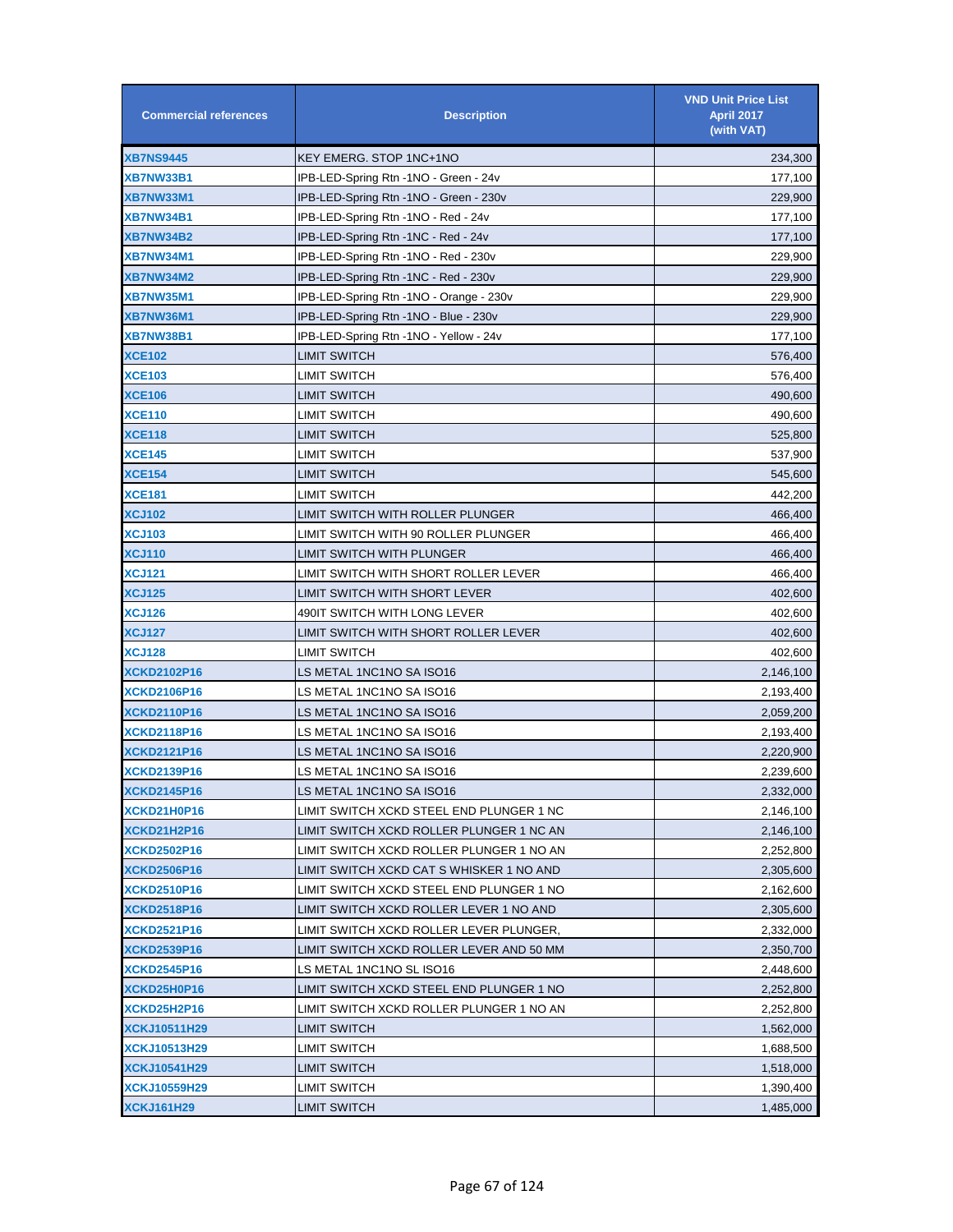| Commercial references | Description | VND Unit Price List April 2017 (with VAT) |
|---|---|---|
| XB7NS9445 | KEY EMERG. STOP 1NC+1NO | 234,300 |
| XB7NW33B1 | IPB-LED-Spring Rtn -1NO - Green - 24v | 177,100 |
| XB7NW33M1 | IPB-LED-Spring Rtn -1NO - Green - 230v | 229,900 |
| XB7NW34B1 | IPB-LED-Spring Rtn -1NO - Red - 24v | 177,100 |
| XB7NW34B2 | IPB-LED-Spring Rtn -1NC - Red - 24v | 177,100 |
| XB7NW34M1 | IPB-LED-Spring Rtn -1NO - Red - 230v | 229,900 |
| XB7NW34M2 | IPB-LED-Spring Rtn -1NC - Red - 230v | 229,900 |
| XB7NW35M1 | IPB-LED-Spring Rtn -1NO - Orange - 230v | 229,900 |
| XB7NW36M1 | IPB-LED-Spring Rtn -1NO - Blue - 230v | 229,900 |
| XB7NW38B1 | IPB-LED-Spring Rtn -1NO - Yellow - 24v | 177,100 |
| XCE102 | LIMIT SWITCH | 576,400 |
| XCE103 | LIMIT SWITCH | 576,400 |
| XCE106 | LIMIT SWITCH | 490,600 |
| XCE110 | LIMIT SWITCH | 490,600 |
| XCE118 | LIMIT SWITCH | 525,800 |
| XCE145 | LIMIT SWITCH | 537,900 |
| XCE154 | LIMIT SWITCH | 545,600 |
| XCE181 | LIMIT SWITCH | 442,200 |
| XCJ102 | LIMIT SWITCH WITH ROLLER PLUNGER | 466,400 |
| XCJ103 | LIMIT SWITCH WITH 90 ROLLER PLUNGER | 466,400 |
| XCJ110 | LIMIT SWITCH WITH PLUNGER | 466,400 |
| XCJ121 | LIMIT SWITCH WITH SHORT ROLLER LEVER | 466,400 |
| XCJ125 | LIMIT SWITCH WITH SHORT LEVER | 402,600 |
| XCJ126 | 490IT SWITCH WITH LONG LEVER | 402,600 |
| XCJ127 | LIMIT SWITCH WITH SHORT ROLLER LEVER | 402,600 |
| XCJ128 | LIMIT SWITCH | 402,600 |
| XCKD2102P16 | LS METAL 1NC1NO SA ISO16 | 2,146,100 |
| XCKD2106P16 | LS METAL 1NC1NO SA ISO16 | 2,193,400 |
| XCKD2110P16 | LS METAL 1NC1NO SA ISO16 | 2,059,200 |
| XCKD2118P16 | LS METAL 1NC1NO SA ISO16 | 2,193,400 |
| XCKD2121P16 | LS METAL 1NC1NO SA ISO16 | 2,220,900 |
| XCKD2139P16 | LS METAL 1NC1NO SA ISO16 | 2,239,600 |
| XCKD2145P16 | LS METAL 1NC1NO SA ISO16 | 2,332,000 |
| XCKD21H0P16 | LIMIT SWITCH XCKD STEEL END PLUNGER 1 NC | 2,146,100 |
| XCKD21H2P16 | LIMIT SWITCH XCKD ROLLER PLUNGER 1 NC AN | 2,146,100 |
| XCKD2502P16 | LIMIT SWITCH XCKD ROLLER PLUNGER 1 NO AN | 2,252,800 |
| XCKD2506P16 | LIMIT SWITCH XCKD CAT S WHISKER 1 NO AND | 2,305,600 |
| XCKD2510P16 | LIMIT SWITCH XCKD STEEL END PLUNGER 1 NO | 2,162,600 |
| XCKD2518P16 | LIMIT SWITCH XCKD ROLLER LEVER 1 NO AND | 2,305,600 |
| XCKD2521P16 | LIMIT SWITCH XCKD ROLLER LEVER PLUNGER, | 2,332,000 |
| XCKD2539P16 | LIMIT SWITCH XCKD ROLLER LEVER AND 50 MM | 2,350,700 |
| XCKD2545P16 | LS METAL 1NC1NO SL ISO16 | 2,448,600 |
| XCKD25H0P16 | LIMIT SWITCH XCKD STEEL END PLUNGER 1 NO | 2,252,800 |
| XCKD25H2P16 | LIMIT SWITCH XCKD ROLLER PLUNGER 1 NO AN | 2,252,800 |
| XCKJ10511H29 | LIMIT SWITCH | 1,562,000 |
| XCKJ10513H29 | LIMIT SWITCH | 1,688,500 |
| XCKJ10541H29 | LIMIT SWITCH | 1,518,000 |
| XCKJ10559H29 | LIMIT SWITCH | 1,390,400 |
| XCKJ161H29 | LIMIT SWITCH | 1,485,000 |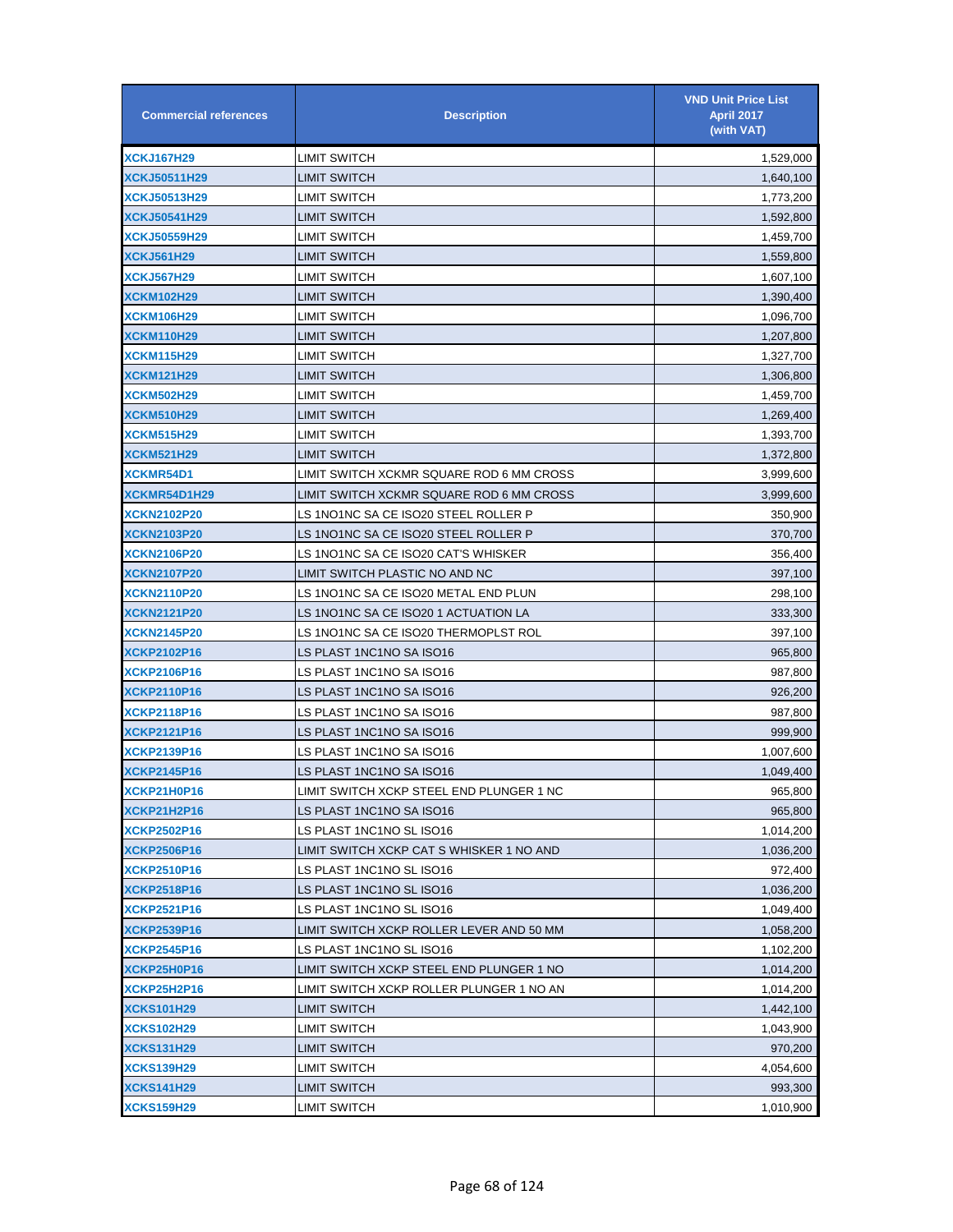| Commercial references | Description | VND Unit Price List April 2017 (with VAT) |
|---|---|---|
| XCKJ167H29 | LIMIT SWITCH | 1,529,000 |
| XCKJ50511H29 | LIMIT SWITCH | 1,640,100 |
| XCKJ50513H29 | LIMIT SWITCH | 1,773,200 |
| XCKJ50541H29 | LIMIT SWITCH | 1,592,800 |
| XCKJ50559H29 | LIMIT SWITCH | 1,459,700 |
| XCKJ561H29 | LIMIT SWITCH | 1,559,800 |
| XCKJ567H29 | LIMIT SWITCH | 1,607,100 |
| XCKM102H29 | LIMIT SWITCH | 1,390,400 |
| XCKM106H29 | LIMIT SWITCH | 1,096,700 |
| XCKM110H29 | LIMIT SWITCH | 1,207,800 |
| XCKM115H29 | LIMIT SWITCH | 1,327,700 |
| XCKM121H29 | LIMIT SWITCH | 1,306,800 |
| XCKM502H29 | LIMIT SWITCH | 1,459,700 |
| XCKM510H29 | LIMIT SWITCH | 1,269,400 |
| XCKM515H29 | LIMIT SWITCH | 1,393,700 |
| XCKM521H29 | LIMIT SWITCH | 1,372,800 |
| XCKMR54D1 | LIMIT SWITCH XCKMR SQUARE ROD 6 MM CROSS | 3,999,600 |
| XCKMR54D1H29 | LIMIT SWITCH XCKMR SQUARE ROD 6 MM CROSS | 3,999,600 |
| XCKN2102P20 | LS 1NO1NC SA CE ISO20 STEEL ROLLER P | 350,900 |
| XCKN2103P20 | LS 1NO1NC SA CE ISO20 STEEL ROLLER P | 370,700 |
| XCKN2106P20 | LS 1NO1NC SA CE ISO20 CAT'S WHISKER | 356,400 |
| XCKN2107P20 | LIMIT SWITCH PLASTIC NO AND NC | 397,100 |
| XCKN2110P20 | LS 1NO1NC SA CE ISO20 METAL END PLUN | 298,100 |
| XCKN2121P20 | LS 1NO1NC SA CE ISO20 1 ACTUATION LA | 333,300 |
| XCKN2145P20 | LS 1NO1NC SA CE ISO20 THERMOPLST ROL | 397,100 |
| XCKP2102P16 | LS PLAST 1NC1NO SA ISO16 | 965,800 |
| XCKP2106P16 | LS PLAST 1NC1NO SA ISO16 | 987,800 |
| XCKP2110P16 | LS PLAST 1NC1NO SA ISO16 | 926,200 |
| XCKP2118P16 | LS PLAST 1NC1NO SA ISO16 | 987,800 |
| XCKP2121P16 | LS PLAST 1NC1NO SA ISO16 | 999,900 |
| XCKP2139P16 | LS PLAST 1NC1NO SA ISO16 | 1,007,600 |
| XCKP2145P16 | LS PLAST 1NC1NO SA ISO16 | 1,049,400 |
| XCKP21H0P16 | LIMIT SWITCH XCKP STEEL END PLUNGER 1 NC | 965,800 |
| XCKP21H2P16 | LS PLAST 1NC1NO SA ISO16 | 965,800 |
| XCKP2502P16 | LS PLAST 1NC1NO SL ISO16 | 1,014,200 |
| XCKP2506P16 | LIMIT SWITCH XCKP CAT S WHISKER 1 NO AND | 1,036,200 |
| XCKP2510P16 | LS PLAST 1NC1NO SL ISO16 | 972,400 |
| XCKP2518P16 | LS PLAST 1NC1NO SL ISO16 | 1,036,200 |
| XCKP2521P16 | LS PLAST 1NC1NO SL ISO16 | 1,049,400 |
| XCKP2539P16 | LIMIT SWITCH XCKP ROLLER LEVER AND 50 MM | 1,058,200 |
| XCKP2545P16 | LS PLAST 1NC1NO SL ISO16 | 1,102,200 |
| XCKP25H0P16 | LIMIT SWITCH XCKP STEEL END PLUNGER 1 NO | 1,014,200 |
| XCKP25H2P16 | LIMIT SWITCH XCKP ROLLER PLUNGER 1 NO AN | 1,014,200 |
| XCKS101H29 | LIMIT SWITCH | 1,442,100 |
| XCKS102H29 | LIMIT SWITCH | 1,043,900 |
| XCKS131H29 | LIMIT SWITCH | 970,200 |
| XCKS139H29 | LIMIT SWITCH | 4,054,600 |
| XCKS141H29 | LIMIT SWITCH | 993,300 |
| XCKS159H29 | LIMIT SWITCH | 1,010,900 |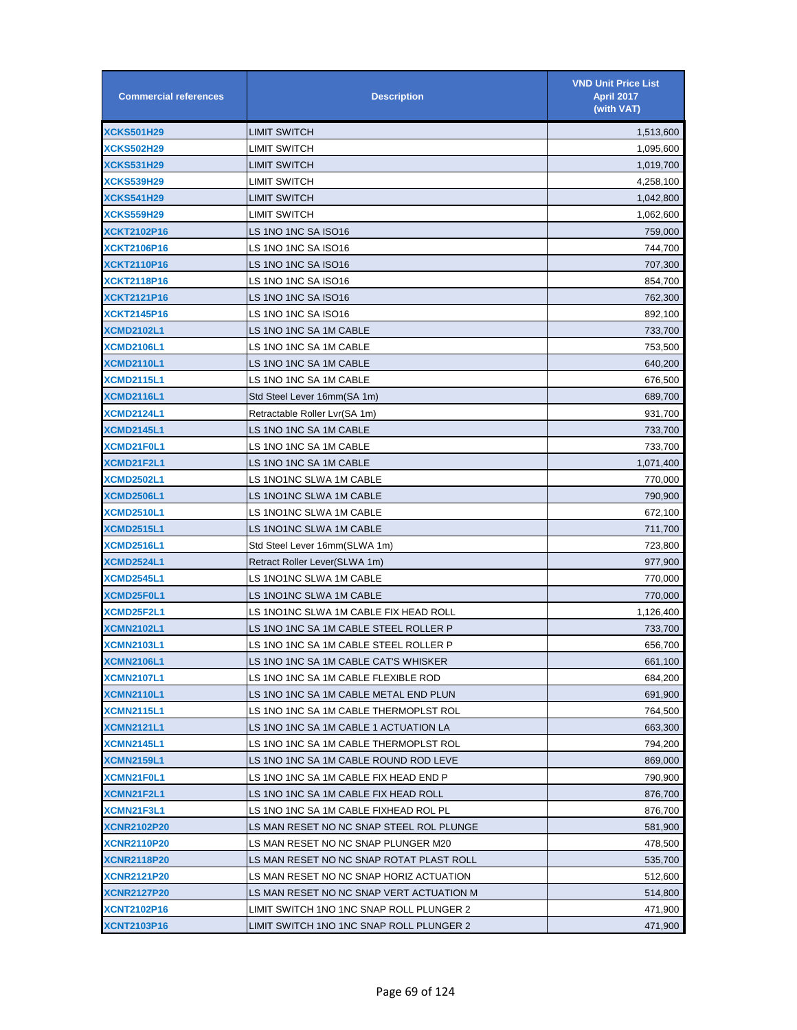| Commercial references | Description | VND Unit Price List April 2017 (with VAT) |
|---|---|---|
| XCKS501H29 | LIMIT SWITCH | 1,513,600 |
| XCKS502H29 | LIMIT SWITCH | 1,095,600 |
| XCKS531H29 | LIMIT SWITCH | 1,019,700 |
| XCKS539H29 | LIMIT SWITCH | 4,258,100 |
| XCKS541H29 | LIMIT SWITCH | 1,042,800 |
| XCKS559H29 | LIMIT SWITCH | 1,062,600 |
| XCKT2102P16 | LS 1NO 1NC SA ISO16 | 759,000 |
| XCKT2106P16 | LS 1NO 1NC SA ISO16 | 744,700 |
| XCKT2110P16 | LS 1NO 1NC SA ISO16 | 707,300 |
| XCKT2118P16 | LS 1NO 1NC SA ISO16 | 854,700 |
| XCKT2121P16 | LS 1NO 1NC SA ISO16 | 762,300 |
| XCKT2145P16 | LS 1NO 1NC SA ISO16 | 892,100 |
| XCMD2102L1 | LS 1NO 1NC SA 1M CABLE | 733,700 |
| XCMD2106L1 | LS 1NO 1NC SA 1M CABLE | 753,500 |
| XCMD2110L1 | LS 1NO 1NC SA 1M CABLE | 640,200 |
| XCMD2115L1 | LS 1NO 1NC SA 1M CABLE | 676,500 |
| XCMD2116L1 | Std Steel Lever 16mm(SA 1m) | 689,700 |
| XCMD2124L1 | Retractable Roller Lvr(SA 1m) | 931,700 |
| XCMD2145L1 | LS 1NO 1NC SA 1M CABLE | 733,700 |
| XCMD21F0L1 | LS 1NO 1NC SA 1M CABLE | 733,700 |
| XCMD21F2L1 | LS 1NO 1NC SA 1M CABLE | 1,071,400 |
| XCMD2502L1 | LS 1NO1NC SLWA 1M CABLE | 770,000 |
| XCMD2506L1 | LS 1NO1NC SLWA 1M CABLE | 790,900 |
| XCMD2510L1 | LS 1NO1NC SLWA 1M CABLE | 672,100 |
| XCMD2515L1 | LS 1NO1NC SLWA 1M CABLE | 711,700 |
| XCMD2516L1 | Std Steel Lever 16mm(SLWA 1m) | 723,800 |
| XCMD2524L1 | Retract Roller Lever(SLWA 1m) | 977,900 |
| XCMD2545L1 | LS 1NO1NC SLWA 1M CABLE | 770,000 |
| XCMD25F0L1 | LS 1NO1NC SLWA 1M CABLE | 770,000 |
| XCMD25F2L1 | LS 1NO1NC SLWA 1M CABLE FIX HEAD ROLL | 1,126,400 |
| XCMN2102L1 | LS 1NO 1NC SA 1M CABLE STEEL ROLLER P | 733,700 |
| XCMN2103L1 | LS 1NO 1NC SA 1M CABLE STEEL ROLLER P | 656,700 |
| XCMN2106L1 | LS 1NO 1NC SA 1M CABLE CAT'S WHISKER | 661,100 |
| XCMN2107L1 | LS 1NO 1NC SA 1M CABLE FLEXIBLE ROD | 684,200 |
| XCMN2110L1 | LS 1NO 1NC SA 1M CABLE METAL END PLUN | 691,900 |
| XCMN2115L1 | LS 1NO 1NC SA 1M CABLE THERMOPLST ROL | 764,500 |
| XCMN2121L1 | LS 1NO 1NC SA 1M CABLE 1 ACTUATION LA | 663,300 |
| XCMN2145L1 | LS 1NO 1NC SA 1M CABLE THERMOPLST ROL | 794,200 |
| XCMN2159L1 | LS 1NO 1NC SA 1M CABLE ROUND ROD LEVE | 869,000 |
| XCMN21F0L1 | LS 1NO 1NC SA 1M CABLE FIX HEAD END P | 790,900 |
| XCMN21F2L1 | LS 1NO 1NC SA 1M CABLE FIX HEAD ROLL | 876,700 |
| XCMN21F3L1 | LS 1NO 1NC SA 1M CABLE FIXHEAD ROL PL | 876,700 |
| XCNR2102P20 | LS MAN RESET NO NC SNAP STEEL ROL PLUNGE | 581,900 |
| XCNR2110P20 | LS MAN RESET NO NC SNAP PLUNGER M20 | 478,500 |
| XCNR2118P20 | LS MAN RESET NO NC SNAP ROTAT PLAST ROLL | 535,700 |
| XCNR2121P20 | LS MAN RESET NO NC SNAP HORIZ ACTUATION | 512,600 |
| XCNR2127P20 | LS MAN RESET NO NC SNAP VERT ACTUATION M | 514,800 |
| XCNT2102P16 | LIMIT SWITCH 1NO 1NC SNAP ROLL PLUNGER 2 | 471,900 |
| XCNT2103P16 | LIMIT SWITCH 1NO 1NC SNAP ROLL PLUNGER 2 | 471,900 |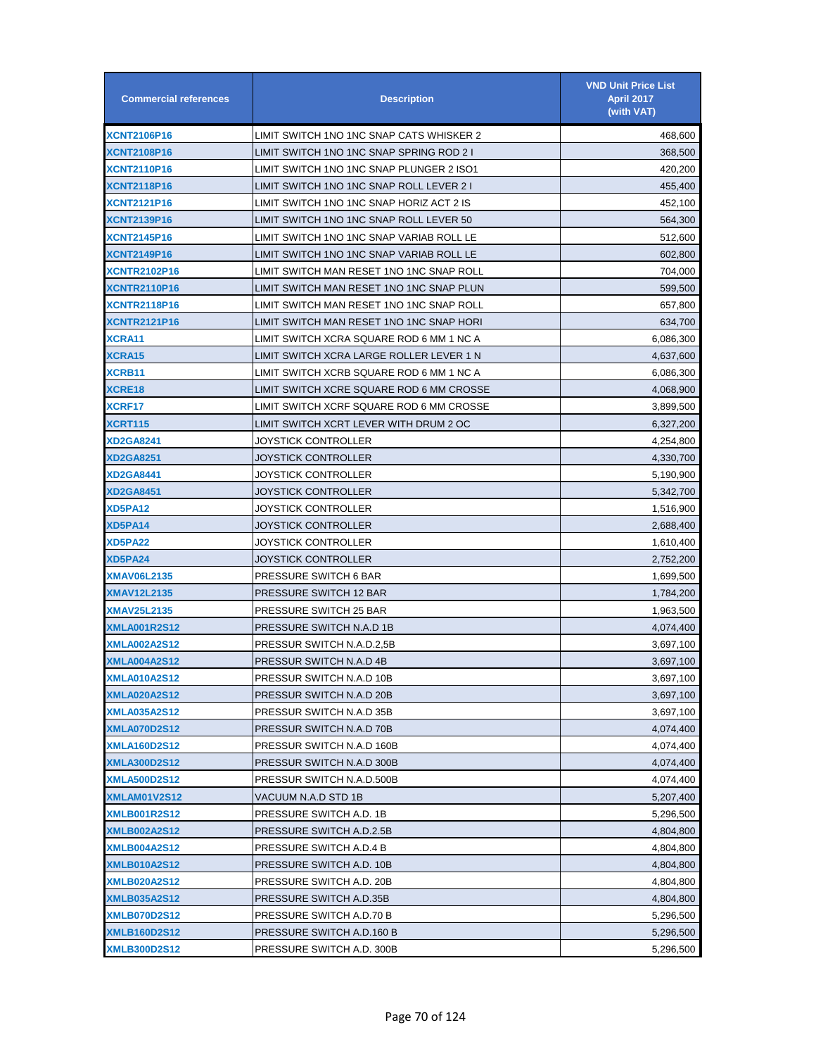| Commercial references | Description | VND Unit Price List April 2017 (with VAT) |
| --- | --- | --- |
| XCNT2106P16 | LIMIT SWITCH 1NO 1NC SNAP CATS WHISKER 2 | 468,600 |
| XCNT2108P16 | LIMIT SWITCH 1NO 1NC SNAP SPRING ROD 2 I | 368,500 |
| XCNT2110P16 | LIMIT SWITCH 1NO 1NC SNAP PLUNGER 2 ISO1 | 420,200 |
| XCNT2118P16 | LIMIT SWITCH 1NO 1NC SNAP ROLL LEVER 2 I | 455,400 |
| XCNT2121P16 | LIMIT SWITCH 1NO 1NC SNAP HORIZ ACT 2 IS | 452,100 |
| XCNT2139P16 | LIMIT SWITCH 1NO 1NC SNAP ROLL LEVER 50 | 564,300 |
| XCNT2145P16 | LIMIT SWITCH 1NO 1NC SNAP VARIAB ROLL LE | 512,600 |
| XCNT2149P16 | LIMIT SWITCH 1NO 1NC SNAP VARIAB ROLL LE | 602,800 |
| XCNTR2102P16 | LIMIT SWITCH MAN RESET 1NO 1NC SNAP ROLL | 704,000 |
| XCNTR2110P16 | LIMIT SWITCH MAN RESET 1NO 1NC SNAP PLUN | 599,500 |
| XCNTR2118P16 | LIMIT SWITCH MAN RESET 1NO 1NC SNAP ROLL | 657,800 |
| XCNTR2121P16 | LIMIT SWITCH MAN RESET 1NO 1NC SNAP HORI | 634,700 |
| XCRA11 | LIMIT SWITCH XCRA SQUARE ROD 6 MM 1 NC A | 6,086,300 |
| XCRA15 | LIMIT SWITCH XCRA LARGE ROLLER LEVER 1 N | 4,637,600 |
| XCRB11 | LIMIT SWITCH XCRB SQUARE ROD 6 MM 1 NC A | 6,086,300 |
| XCRE18 | LIMIT SWITCH XCRE SQUARE ROD 6 MM CROSSE | 4,068,900 |
| XCRF17 | LIMIT SWITCH XCRF SQUARE ROD 6 MM CROSSE | 3,899,500 |
| XCRT115 | LIMIT SWITCH XCRT LEVER WITH DRUM 2 OC | 6,327,200 |
| XD2GA8241 | JOYSTICK CONTROLLER | 4,254,800 |
| XD2GA8251 | JOYSTICK CONTROLLER | 4,330,700 |
| XD2GA8441 | JOYSTICK CONTROLLER | 5,190,900 |
| XD2GA8451 | JOYSTICK CONTROLLER | 5,342,700 |
| XD5PA12 | JOYSTICK CONTROLLER | 1,516,900 |
| XD5PA14 | JOYSTICK CONTROLLER | 2,688,400 |
| XD5PA22 | JOYSTICK CONTROLLER | 1,610,400 |
| XD5PA24 | JOYSTICK CONTROLLER | 2,752,200 |
| XMAV06L2135 | PRESSURE SWITCH 6 BAR | 1,699,500 |
| XMAV12L2135 | PRESSURE SWITCH 12 BAR | 1,784,200 |
| XMAV25L2135 | PRESSURE SWITCH 25 BAR | 1,963,500 |
| XMLA001R2S12 | PRESSURE SWITCH N.A.D 1B | 4,074,400 |
| XMLA002A2S12 | PRESSUR SWITCH N.A.D.2,5B | 3,697,100 |
| XMLA004A2S12 | PRESSUR SWITCH N.A.D 4B | 3,697,100 |
| XMLA010A2S12 | PRESSUR SWITCH N.A.D 10B | 3,697,100 |
| XMLA020A2S12 | PRESSUR SWITCH N.A.D 20B | 3,697,100 |
| XMLA035A2S12 | PRESSUR SWITCH N.A.D 35B | 3,697,100 |
| XMLA070D2S12 | PRESSUR SWITCH N.A.D 70B | 4,074,400 |
| XMLA160D2S12 | PRESSUR SWITCH N.A.D 160B | 4,074,400 |
| XMLA300D2S12 | PRESSUR SWITCH N.A.D 300B | 4,074,400 |
| XMLA500D2S12 | PRESSUR SWITCH N.A.D.500B | 4,074,400 |
| XMLAM01V2S12 | VACUUM N.A.D STD 1B | 5,207,400 |
| XMLB001R2S12 | PRESSURE SWITCH A.D. 1B | 5,296,500 |
| XMLB002A2S12 | PRESSURE SWITCH A.D.2.5B | 4,804,800 |
| XMLB004A2S12 | PRESSURE SWITCH A.D.4 B | 4,804,800 |
| XMLB010A2S12 | PRESSURE SWITCH A.D. 10B | 4,804,800 |
| XMLB020A2S12 | PRESSURE SWITCH A.D. 20B | 4,804,800 |
| XMLB035A2S12 | PRESSURE SWITCH A.D.35B | 4,804,800 |
| XMLB070D2S12 | PRESSURE SWITCH A.D.70 B | 5,296,500 |
| XMLB160D2S12 | PRESSURE SWITCH A.D.160 B | 5,296,500 |
| XMLB300D2S12 | PRESSURE SWITCH A.D. 300B | 5,296,500 |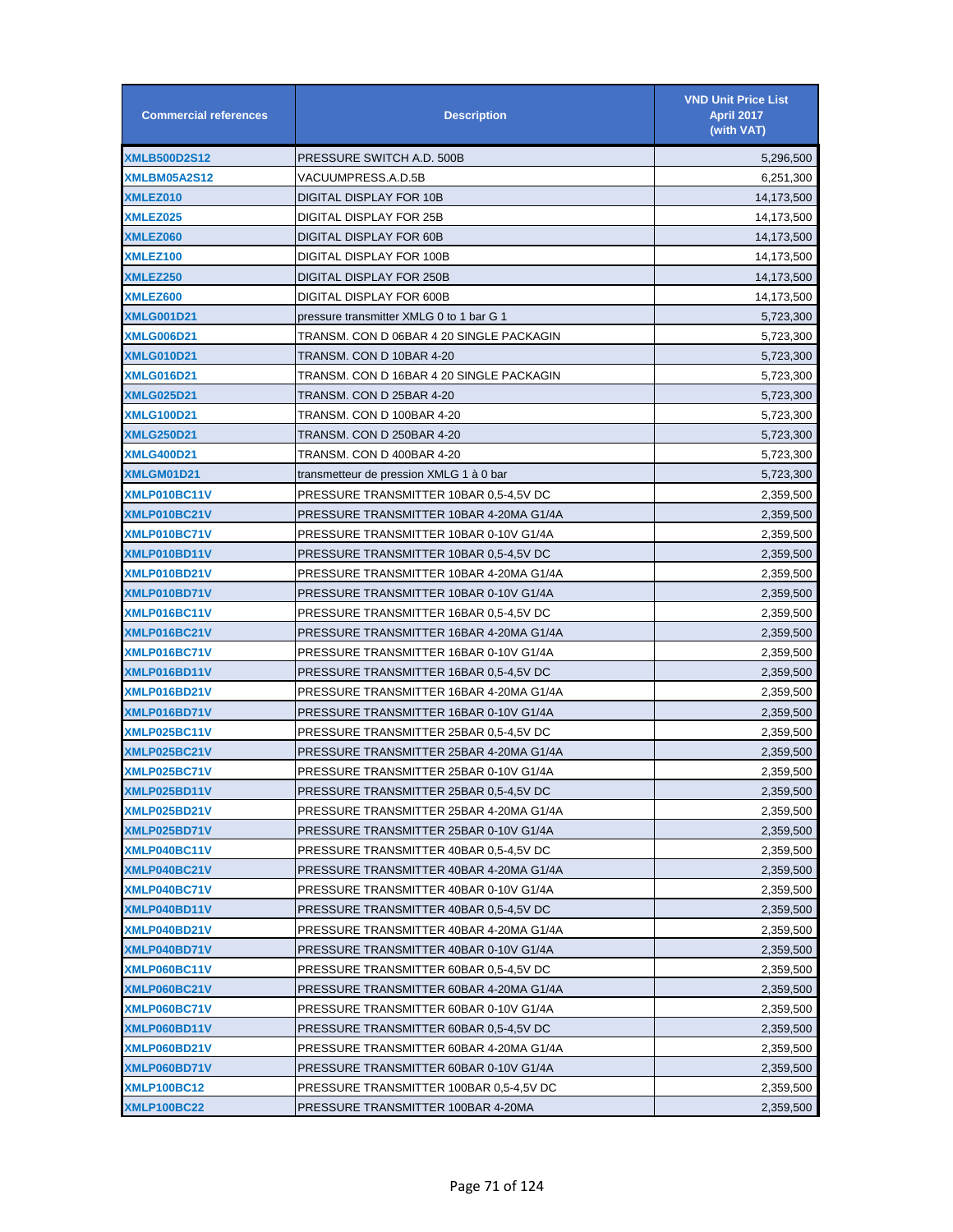| Commercial references | Description | VND Unit Price List April 2017 (with VAT) |
|---|---|---|
| XMLB500D2S12 | PRESSURE SWITCH A.D. 500B | 5,296,500 |
| XMLBM05A2S12 | VACUUMPRESS.A.D.5B | 6,251,300 |
| XMLEZ010 | DIGITAL DISPLAY FOR 10B | 14,173,500 |
| XMLEZ025 | DIGITAL DISPLAY FOR 25B | 14,173,500 |
| XMLEZ060 | DIGITAL DISPLAY FOR 60B | 14,173,500 |
| XMLEZ100 | DIGITAL DISPLAY FOR 100B | 14,173,500 |
| XMLEZ250 | DIGITAL DISPLAY FOR 250B | 14,173,500 |
| XMLEZ600 | DIGITAL DISPLAY FOR 600B | 14,173,500 |
| XMLG001D21 | pressure transmitter XMLG 0 to 1 bar G 1 | 5,723,300 |
| XMLG006D21 | TRANSM. CON D 06BAR 4 20 SINGLE PACKAGIN | 5,723,300 |
| XMLG010D21 | TRANSM. CON D 10BAR 4-20 | 5,723,300 |
| XMLG016D21 | TRANSM. CON D 16BAR 4 20 SINGLE PACKAGIN | 5,723,300 |
| XMLG025D21 | TRANSM. CON D 25BAR 4-20 | 5,723,300 |
| XMLG100D21 | TRANSM. CON D 100BAR 4-20 | 5,723,300 |
| XMLG250D21 | TRANSM. CON D 250BAR 4-20 | 5,723,300 |
| XMLG400D21 | TRANSM. CON D 400BAR 4-20 | 5,723,300 |
| XMLGM01D21 | transmetteur de pression XMLG 1 à 0 bar | 5,723,300 |
| XMLP010BC11V | PRESSURE TRANSMITTER 10BAR 0,5-4,5V DC | 2,359,500 |
| XMLP010BC21V | PRESSURE TRANSMITTER 10BAR 4-20MA G1/4A | 2,359,500 |
| XMLP010BC71V | PRESSURE TRANSMITTER 10BAR 0-10V G1/4A | 2,359,500 |
| XMLP010BD11V | PRESSURE TRANSMITTER 10BAR 0,5-4,5V DC | 2,359,500 |
| XMLP010BD21V | PRESSURE TRANSMITTER 10BAR 4-20MA G1/4A | 2,359,500 |
| XMLP010BD71V | PRESSURE TRANSMITTER 10BAR 0-10V G1/4A | 2,359,500 |
| XMLP016BC11V | PRESSURE TRANSMITTER 16BAR 0,5-4,5V DC | 2,359,500 |
| XMLP016BC21V | PRESSURE TRANSMITTER 16BAR 4-20MA G1/4A | 2,359,500 |
| XMLP016BC71V | PRESSURE TRANSMITTER 16BAR 0-10V G1/4A | 2,359,500 |
| XMLP016BD11V | PRESSURE TRANSMITTER 16BAR 0,5-4,5V DC | 2,359,500 |
| XMLP016BD21V | PRESSURE TRANSMITTER 16BAR 4-20MA G1/4A | 2,359,500 |
| XMLP016BD71V | PRESSURE TRANSMITTER 16BAR 0-10V G1/4A | 2,359,500 |
| XMLP025BC11V | PRESSURE TRANSMITTER 25BAR 0,5-4,5V DC | 2,359,500 |
| XMLP025BC21V | PRESSURE TRANSMITTER 25BAR 4-20MA G1/4A | 2,359,500 |
| XMLP025BC71V | PRESSURE TRANSMITTER 25BAR 0-10V G1/4A | 2,359,500 |
| XMLP025BD11V | PRESSURE TRANSMITTER 25BAR 0,5-4,5V DC | 2,359,500 |
| XMLP025BD21V | PRESSURE TRANSMITTER 25BAR 4-20MA G1/4A | 2,359,500 |
| XMLP025BD71V | PRESSURE TRANSMITTER 25BAR 0-10V G1/4A | 2,359,500 |
| XMLP040BC11V | PRESSURE TRANSMITTER 40BAR 0,5-4,5V DC | 2,359,500 |
| XMLP040BC21V | PRESSURE TRANSMITTER 40BAR 4-20MA G1/4A | 2,359,500 |
| XMLP040BC71V | PRESSURE TRANSMITTER 40BAR 0-10V G1/4A | 2,359,500 |
| XMLP040BD11V | PRESSURE TRANSMITTER 40BAR 0,5-4,5V DC | 2,359,500 |
| XMLP040BD21V | PRESSURE TRANSMITTER 40BAR 4-20MA G1/4A | 2,359,500 |
| XMLP040BD71V | PRESSURE TRANSMITTER 40BAR 0-10V G1/4A | 2,359,500 |
| XMLP060BC11V | PRESSURE TRANSMITTER 60BAR 0,5-4,5V DC | 2,359,500 |
| XMLP060BC21V | PRESSURE TRANSMITTER 60BAR 4-20MA G1/4A | 2,359,500 |
| XMLP060BC71V | PRESSURE TRANSMITTER 60BAR 0-10V G1/4A | 2,359,500 |
| XMLP060BD11V | PRESSURE TRANSMITTER 60BAR 0,5-4,5V DC | 2,359,500 |
| XMLP060BD21V | PRESSURE TRANSMITTER 60BAR 4-20MA G1/4A | 2,359,500 |
| XMLP060BD71V | PRESSURE TRANSMITTER 60BAR 0-10V G1/4A | 2,359,500 |
| XMLP100BC12 | PRESSURE TRANSMITTER 100BAR 0,5-4,5V DC | 2,359,500 |
| XMLP100BC22 | PRESSURE TRANSMITTER 100BAR 4-20MA | 2,359,500 |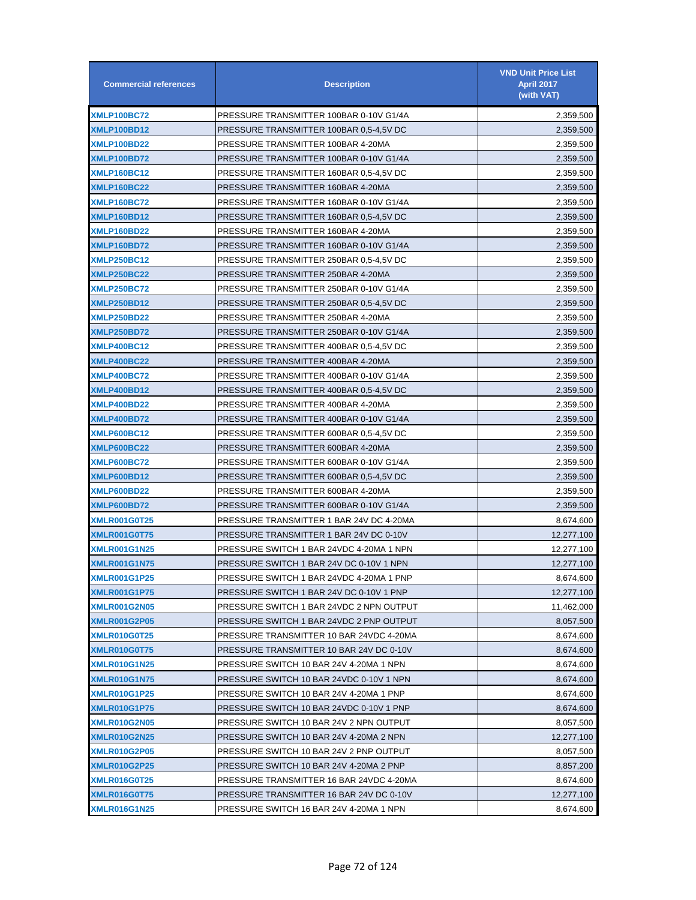| Commercial references | Description | VND Unit Price List April 2017 (with VAT) |
|---|---|---|
| XMLP100BC72 | PRESSURE TRANSMITTER 100BAR 0-10V G1/4A | 2,359,500 |
| XMLP100BD12 | PRESSURE TRANSMITTER 100BAR 0,5-4,5V DC | 2,359,500 |
| XMLP100BD22 | PRESSURE TRANSMITTER 100BAR 4-20MA | 2,359,500 |
| XMLP100BD72 | PRESSURE TRANSMITTER 100BAR 0-10V G1/4A | 2,359,500 |
| XMLP160BC12 | PRESSURE TRANSMITTER 160BAR 0,5-4,5V DC | 2,359,500 |
| XMLP160BC22 | PRESSURE TRANSMITTER 160BAR 4-20MA | 2,359,500 |
| XMLP160BC72 | PRESSURE TRANSMITTER 160BAR 0-10V G1/4A | 2,359,500 |
| XMLP160BD12 | PRESSURE TRANSMITTER 160BAR 0,5-4,5V DC | 2,359,500 |
| XMLP160BD22 | PRESSURE TRANSMITTER 160BAR 4-20MA | 2,359,500 |
| XMLP160BD72 | PRESSURE TRANSMITTER 160BAR 0-10V G1/4A | 2,359,500 |
| XMLP250BC12 | PRESSURE TRANSMITTER 250BAR 0,5-4,5V DC | 2,359,500 |
| XMLP250BC22 | PRESSURE TRANSMITTER 250BAR 4-20MA | 2,359,500 |
| XMLP250BC72 | PRESSURE TRANSMITTER 250BAR 0-10V G1/4A | 2,359,500 |
| XMLP250BD12 | PRESSURE TRANSMITTER 250BAR 0,5-4,5V DC | 2,359,500 |
| XMLP250BD22 | PRESSURE TRANSMITTER 250BAR 4-20MA | 2,359,500 |
| XMLP250BD72 | PRESSURE TRANSMITTER 250BAR 0-10V G1/4A | 2,359,500 |
| XMLP400BC12 | PRESSURE TRANSMITTER 400BAR 0,5-4,5V DC | 2,359,500 |
| XMLP400BC22 | PRESSURE TRANSMITTER 400BAR 4-20MA | 2,359,500 |
| XMLP400BC72 | PRESSURE TRANSMITTER 400BAR 0-10V G1/4A | 2,359,500 |
| XMLP400BD12 | PRESSURE TRANSMITTER 400BAR 0,5-4,5V DC | 2,359,500 |
| XMLP400BD22 | PRESSURE TRANSMITTER 400BAR 4-20MA | 2,359,500 |
| XMLP400BD72 | PRESSURE TRANSMITTER 400BAR 0-10V G1/4A | 2,359,500 |
| XMLP600BC12 | PRESSURE TRANSMITTER 600BAR 0,5-4,5V DC | 2,359,500 |
| XMLP600BC22 | PRESSURE TRANSMITTER 600BAR 4-20MA | 2,359,500 |
| XMLP600BC72 | PRESSURE TRANSMITTER 600BAR 0-10V G1/4A | 2,359,500 |
| XMLP600BD12 | PRESSURE TRANSMITTER 600BAR 0,5-4,5V DC | 2,359,500 |
| XMLP600BD22 | PRESSURE TRANSMITTER 600BAR 4-20MA | 2,359,500 |
| XMLP600BD72 | PRESSURE TRANSMITTER 600BAR 0-10V G1/4A | 2,359,500 |
| XMLR001G0T25 | PRESSURE TRANSMITTER 1 BAR 24V DC 4-20MA | 8,674,600 |
| XMLR001G0T75 | PRESSURE TRANSMITTER 1 BAR 24V DC 0-10V | 12,277,100 |
| XMLR001G1N25 | PRESSURE SWITCH 1 BAR 24VDC 4-20MA 1 NPN | 12,277,100 |
| XMLR001G1N75 | PRESSURE SWITCH 1 BAR 24V DC 0-10V 1 NPN | 12,277,100 |
| XMLR001G1P25 | PRESSURE SWITCH 1 BAR 24VDC 4-20MA 1 PNP | 8,674,600 |
| XMLR001G1P75 | PRESSURE SWITCH 1 BAR 24V DC 0-10V 1 PNP | 12,277,100 |
| XMLR001G2N05 | PRESSURE SWITCH 1 BAR 24VDC 2 NPN OUTPUT | 11,462,000 |
| XMLR001G2P05 | PRESSURE SWITCH 1 BAR 24VDC 2 PNP OUTPUT | 8,057,500 |
| XMLR010G0T25 | PRESSURE TRANSMITTER 10 BAR 24VDC 4-20MA | 8,674,600 |
| XMLR010G0T75 | PRESSURE TRANSMITTER 10 BAR 24V DC 0-10V | 8,674,600 |
| XMLR010G1N25 | PRESSURE SWITCH 10 BAR 24V 4-20MA 1 NPN | 8,674,600 |
| XMLR010G1N75 | PRESSURE SWITCH 10 BAR 24VDC 0-10V 1 NPN | 8,674,600 |
| XMLR010G1P25 | PRESSURE SWITCH 10 BAR 24V 4-20MA 1 PNP | 8,674,600 |
| XMLR010G1P75 | PRESSURE SWITCH 10 BAR 24VDC 0-10V 1 PNP | 8,674,600 |
| XMLR010G2N05 | PRESSURE SWITCH 10 BAR 24V 2 NPN OUTPUT | 8,057,500 |
| XMLR010G2N25 | PRESSURE SWITCH 10 BAR 24V 4-20MA 2 NPN | 12,277,100 |
| XMLR010G2P05 | PRESSURE SWITCH 10 BAR 24V 2 PNP OUTPUT | 8,057,500 |
| XMLR010G2P25 | PRESSURE SWITCH 10 BAR 24V 4-20MA 2 PNP | 8,857,200 |
| XMLR016G0T25 | PRESSURE TRANSMITTER 16 BAR 24VDC 4-20MA | 8,674,600 |
| XMLR016G0T75 | PRESSURE TRANSMITTER 16 BAR 24V DC 0-10V | 12,277,100 |
| XMLR016G1N25 | PRESSURE SWITCH 16 BAR 24V 4-20MA 1 NPN | 8,674,600 |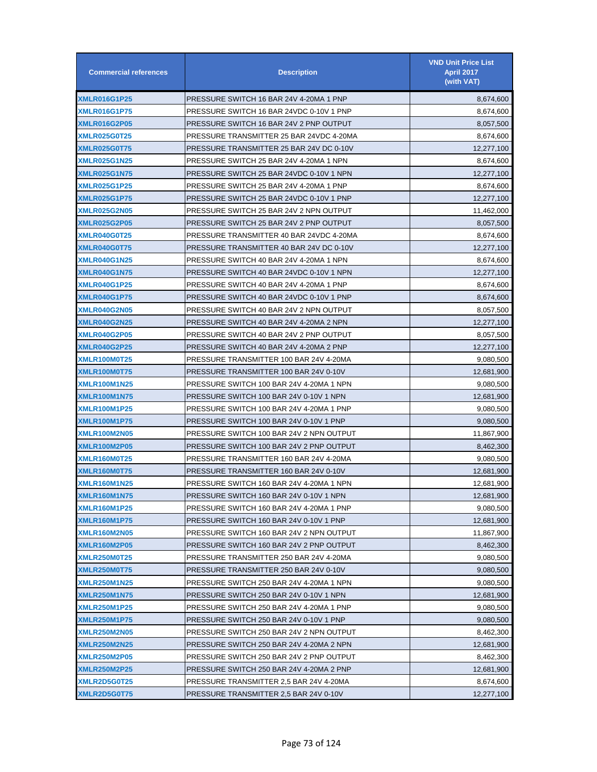| Commercial references | Description | VND Unit Price List April 2017 (with VAT) |
|---|---|---|
| XMLR016G1P25 | PRESSURE SWITCH 16 BAR 24V 4-20MA 1 PNP | 8,674,600 |
| XMLR016G1P75 | PRESSURE SWITCH 16 BAR 24VDC 0-10V 1 PNP | 8,674,600 |
| XMLR016G2P05 | PRESSURE SWITCH 16 BAR 24V 2 PNP OUTPUT | 8,057,500 |
| XMLR025G0T25 | PRESSURE TRANSMITTER 25 BAR 24VDC 4-20MA | 8,674,600 |
| XMLR025G0T75 | PRESSURE TRANSMITTER 25 BAR 24V DC 0-10V | 12,277,100 |
| XMLR025G1N25 | PRESSURE SWITCH 25 BAR 24V 4-20MA 1 NPN | 8,674,600 |
| XMLR025G1N75 | PRESSURE SWITCH 25 BAR 24VDC 0-10V 1 NPN | 12,277,100 |
| XMLR025G1P25 | PRESSURE SWITCH 25 BAR 24V 4-20MA 1 PNP | 8,674,600 |
| XMLR025G1P75 | PRESSURE SWITCH 25 BAR 24VDC 0-10V 1 PNP | 12,277,100 |
| XMLR025G2N05 | PRESSURE SWITCH 25 BAR 24V 2 NPN OUTPUT | 11,462,000 |
| XMLR025G2P05 | PRESSURE SWITCH 25 BAR 24V 2 PNP OUTPUT | 8,057,500 |
| XMLR040G0T25 | PRESSURE TRANSMITTER 40 BAR 24VDC 4-20MA | 8,674,600 |
| XMLR040G0T75 | PRESSURE TRANSMITTER 40 BAR 24V DC 0-10V | 12,277,100 |
| XMLR040G1N25 | PRESSURE SWITCH 40 BAR 24V 4-20MA 1 NPN | 8,674,600 |
| XMLR040G1N75 | PRESSURE SWITCH 40 BAR 24VDC 0-10V 1 NPN | 12,277,100 |
| XMLR040G1P25 | PRESSURE SWITCH 40 BAR 24V 4-20MA 1 PNP | 8,674,600 |
| XMLR040G1P75 | PRESSURE SWITCH 40 BAR 24VDC 0-10V 1 PNP | 8,674,600 |
| XMLR040G2N05 | PRESSURE SWITCH 40 BAR 24V 2 NPN OUTPUT | 8,057,500 |
| XMLR040G2N25 | PRESSURE SWITCH 40 BAR 24V 4-20MA 2 NPN | 12,277,100 |
| XMLR040G2P05 | PRESSURE SWITCH 40 BAR 24V 2 PNP OUTPUT | 8,057,500 |
| XMLR040G2P25 | PRESSURE SWITCH 40 BAR 24V 4-20MA 2 PNP | 12,277,100 |
| XMLR100M0T25 | PRESSURE TRANSMITTER 100 BAR 24V 4-20MA | 9,080,500 |
| XMLR100M0T75 | PRESSURE TRANSMITTER 100 BAR 24V 0-10V | 12,681,900 |
| XMLR100M1N25 | PRESSURE SWITCH 100 BAR 24V 4-20MA 1 NPN | 9,080,500 |
| XMLR100M1N75 | PRESSURE SWITCH 100 BAR 24V 0-10V 1 NPN | 12,681,900 |
| XMLR100M1P25 | PRESSURE SWITCH 100 BAR 24V 4-20MA 1 PNP | 9,080,500 |
| XMLR100M1P75 | PRESSURE SWITCH 100 BAR 24V 0-10V 1 PNP | 9,080,500 |
| XMLR100M2N05 | PRESSURE SWITCH 100 BAR 24V 2 NPN OUTPUT | 11,867,900 |
| XMLR100M2P05 | PRESSURE SWITCH 100 BAR 24V 2 PNP OUTPUT | 8,462,300 |
| XMLR160M0T25 | PRESSURE TRANSMITTER 160 BAR 24V 4-20MA | 9,080,500 |
| XMLR160M0T75 | PRESSURE TRANSMITTER 160 BAR 24V 0-10V | 12,681,900 |
| XMLR160M1N25 | PRESSURE SWITCH 160 BAR 24V 4-20MA 1 NPN | 12,681,900 |
| XMLR160M1N75 | PRESSURE SWITCH 160 BAR 24V 0-10V 1 NPN | 12,681,900 |
| XMLR160M1P25 | PRESSURE SWITCH 160 BAR 24V 4-20MA 1 PNP | 9,080,500 |
| XMLR160M1P75 | PRESSURE SWITCH 160 BAR 24V 0-10V 1 PNP | 12,681,900 |
| XMLR160M2N05 | PRESSURE SWITCH 160 BAR 24V 2 NPN OUTPUT | 11,867,900 |
| XMLR160M2P05 | PRESSURE SWITCH 160 BAR 24V 2 PNP OUTPUT | 8,462,300 |
| XMLR250M0T25 | PRESSURE TRANSMITTER 250 BAR 24V 4-20MA | 9,080,500 |
| XMLR250M0T75 | PRESSURE TRANSMITTER 250 BAR 24V 0-10V | 9,080,500 |
| XMLR250M1N25 | PRESSURE SWITCH 250 BAR 24V 4-20MA 1 NPN | 9,080,500 |
| XMLR250M1N75 | PRESSURE SWITCH 250 BAR 24V 0-10V 1 NPN | 12,681,900 |
| XMLR250M1P25 | PRESSURE SWITCH 250 BAR 24V 4-20MA 1 PNP | 9,080,500 |
| XMLR250M1P75 | PRESSURE SWITCH 250 BAR 24V 0-10V 1 PNP | 9,080,500 |
| XMLR250M2N05 | PRESSURE SWITCH 250 BAR 24V 2 NPN OUTPUT | 8,462,300 |
| XMLR250M2N25 | PRESSURE SWITCH 250 BAR 24V 4-20MA 2 NPN | 12,681,900 |
| XMLR250M2P05 | PRESSURE SWITCH 250 BAR 24V 2 PNP OUTPUT | 8,462,300 |
| XMLR250M2P25 | PRESSURE SWITCH 250 BAR 24V 4-20MA 2 PNP | 12,681,900 |
| XMLR2D5G0T25 | PRESSURE TRANSMITTER 2,5 BAR 24V 4-20MA | 8,674,600 |
| XMLR2D5G0T75 | PRESSURE TRANSMITTER 2,5 BAR 24V 0-10V | 12,277,100 |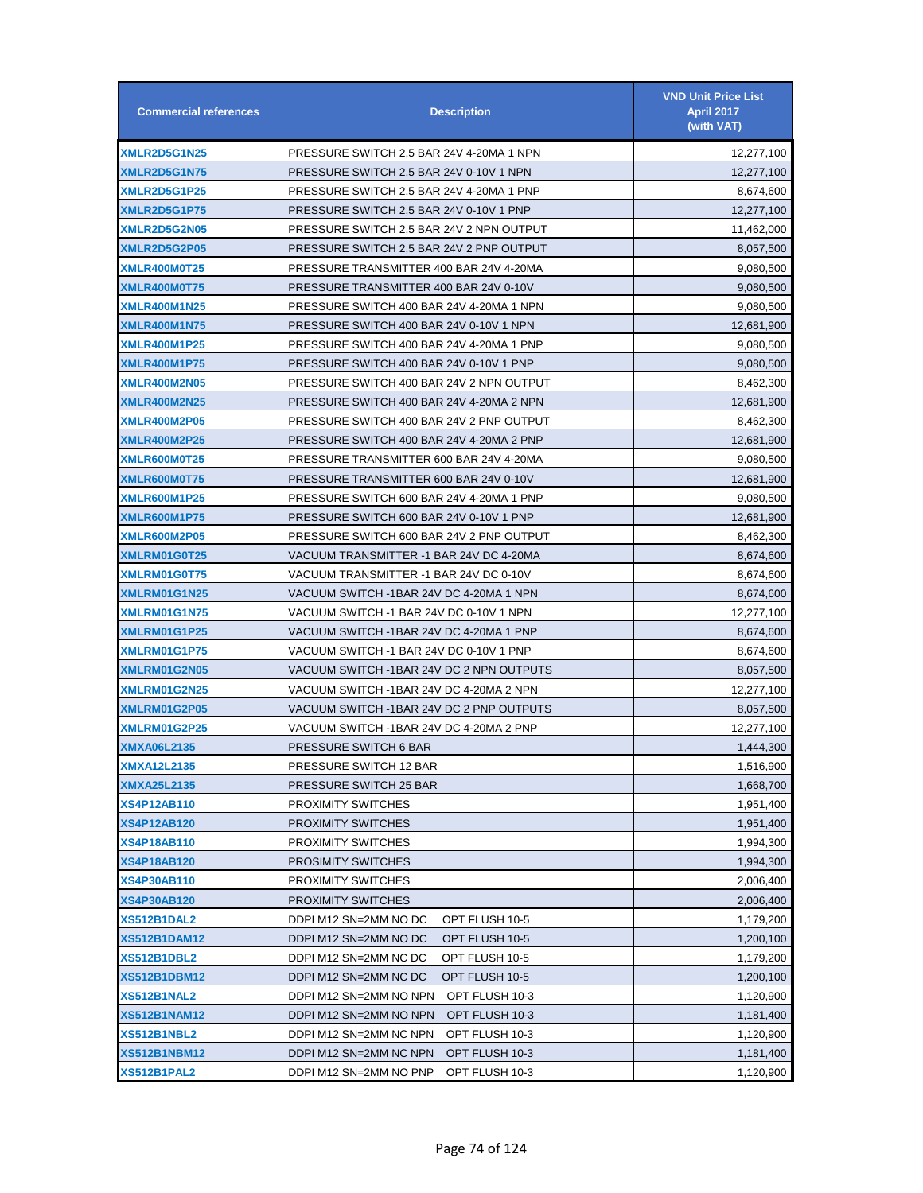| Commercial references | Description | VND Unit Price List April 2017 (with VAT) |
|---|---|---|
| XMLR2D5G1N25 | PRESSURE SWITCH 2,5 BAR 24V 4-20MA 1 NPN | 12,277,100 |
| XMLR2D5G1N75 | PRESSURE SWITCH 2,5 BAR 24V 0-10V 1 NPN | 12,277,100 |
| XMLR2D5G1P25 | PRESSURE SWITCH 2,5 BAR 24V 4-20MA 1 PNP | 8,674,600 |
| XMLR2D5G1P75 | PRESSURE SWITCH 2,5 BAR 24V 0-10V 1 PNP | 12,277,100 |
| XMLR2D5G2N05 | PRESSURE SWITCH 2,5 BAR 24V 2 NPN OUTPUT | 11,462,000 |
| XMLR2D5G2P05 | PRESSURE SWITCH 2,5 BAR 24V 2 PNP OUTPUT | 8,057,500 |
| XMLR400M0T25 | PRESSURE TRANSMITTER 400 BAR 24V 4-20MA | 9,080,500 |
| XMLR400M0T75 | PRESSURE TRANSMITTER 400 BAR 24V 0-10V | 9,080,500 |
| XMLR400M1N25 | PRESSURE SWITCH 400 BAR 24V 4-20MA 1 NPN | 9,080,500 |
| XMLR400M1N75 | PRESSURE SWITCH 400 BAR 24V 0-10V 1 NPN | 12,681,900 |
| XMLR400M1P25 | PRESSURE SWITCH 400 BAR 24V 4-20MA 1 PNP | 9,080,500 |
| XMLR400M1P75 | PRESSURE SWITCH 400 BAR 24V 0-10V 1 PNP | 9,080,500 |
| XMLR400M2N05 | PRESSURE SWITCH 400 BAR 24V 2 NPN OUTPUT | 8,462,300 |
| XMLR400M2N25 | PRESSURE SWITCH 400 BAR 24V 4-20MA 2 NPN | 12,681,900 |
| XMLR400M2P05 | PRESSURE SWITCH 400 BAR 24V 2 PNP OUTPUT | 8,462,300 |
| XMLR400M2P25 | PRESSURE SWITCH 400 BAR 24V 4-20MA 2 PNP | 12,681,900 |
| XMLR600M0T25 | PRESSURE TRANSMITTER 600 BAR 24V 4-20MA | 9,080,500 |
| XMLR600M0T75 | PRESSURE TRANSMITTER 600 BAR 24V 0-10V | 12,681,900 |
| XMLR600M1P25 | PRESSURE SWITCH 600 BAR 24V 4-20MA 1 PNP | 9,080,500 |
| XMLR600M1P75 | PRESSURE SWITCH 600 BAR 24V 0-10V 1 PNP | 12,681,900 |
| XMLR600M2P05 | PRESSURE SWITCH 600 BAR 24V 2 PNP OUTPUT | 8,462,300 |
| XMLRM01G0T25 | VACUUM TRANSMITTER -1 BAR 24V DC 4-20MA | 8,674,600 |
| XMLRM01G0T75 | VACUUM TRANSMITTER -1 BAR 24V DC 0-10V | 8,674,600 |
| XMLRM01G1N25 | VACUUM SWITCH -1BAR 24V DC 4-20MA 1 NPN | 8,674,600 |
| XMLRM01G1N75 | VACUUM SWITCH -1 BAR 24V DC 0-10V 1 NPN | 12,277,100 |
| XMLRM01G1P25 | VACUUM SWITCH -1BAR 24V DC 4-20MA 1 PNP | 8,674,600 |
| XMLRM01G1P75 | VACUUM SWITCH -1 BAR 24V DC 0-10V 1 PNP | 8,674,600 |
| XMLRM01G2N05 | VACUUM SWITCH -1BAR 24V DC 2 NPN OUTPUTS | 8,057,500 |
| XMLRM01G2N25 | VACUUM SWITCH -1BAR 24V DC 4-20MA 2 NPN | 12,277,100 |
| XMLRM01G2P05 | VACUUM SWITCH -1BAR 24V DC 2 PNP OUTPUTS | 8,057,500 |
| XMLRM01G2P25 | VACUUM SWITCH -1BAR 24V DC 4-20MA 2 PNP | 12,277,100 |
| XMXA06L2135 | PRESSURE SWITCH 6 BAR | 1,444,300 |
| XMXA12L2135 | PRESSURE SWITCH 12 BAR | 1,516,900 |
| XMXA25L2135 | PRESSURE SWITCH 25 BAR | 1,668,700 |
| XS4P12AB110 | PROXIMITY SWITCHES | 1,951,400 |
| XS4P12AB120 | PROXIMITY SWITCHES | 1,951,400 |
| XS4P18AB110 | PROXIMITY SWITCHES | 1,994,300 |
| XS4P18AB120 | PROSIMITY SWITCHES | 1,994,300 |
| XS4P30AB110 | PROXIMITY SWITCHES | 2,006,400 |
| XS4P30AB120 | PROXIMITY SWITCHES | 2,006,400 |
| XS512B1DAL2 | DDPI M12 SN=2MM NO DC OPT FLUSH 10-5 | 1,179,200 |
| XS512B1DAM12 | DDPI M12 SN=2MM NO DC OPT FLUSH 10-5 | 1,200,100 |
| XS512B1DBL2 | DDPI M12 SN=2MM NC DC OPT FLUSH 10-5 | 1,179,200 |
| XS512B1DBM12 | DDPI M12 SN=2MM NC DC OPT FLUSH 10-5 | 1,200,100 |
| XS512B1NAL2 | DDPI M12 SN=2MM NO NPN OPT FLUSH 10-3 | 1,120,900 |
| XS512B1NAM12 | DDPI M12 SN=2MM NO NPN OPT FLUSH 10-3 | 1,181,400 |
| XS512B1NBL2 | DDPI M12 SN=2MM NC NPN OPT FLUSH 10-3 | 1,120,900 |
| XS512B1NBM12 | DDPI M12 SN=2MM NC NPN OPT FLUSH 10-3 | 1,181,400 |
| XS512B1PAL2 | DDPI M12 SN=2MM NO PNP OPT FLUSH 10-3 | 1,120,900 |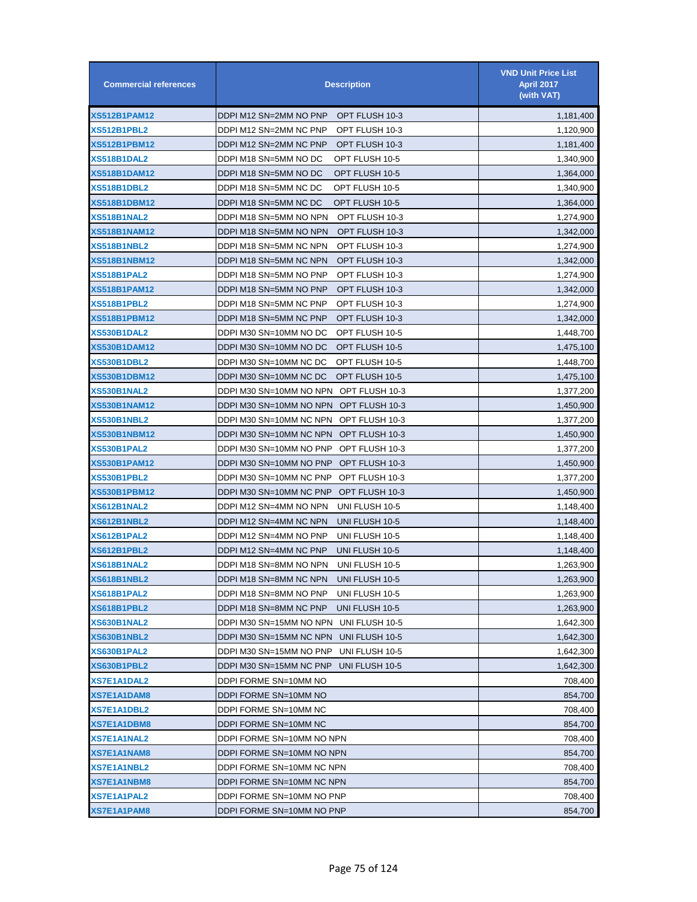| Commercial references | Description | VND Unit Price List April 2017 (with VAT) |
|---|---|---|
| XS512B1PAM12 | DDPI M12 SN=2MM NO PNP OPT FLUSH 10-3 | 1,181,400 |
| XS512B1PBL2 | DDPI M12 SN=2MM NC PNP OPT FLUSH 10-3 | 1,120,900 |
| XS512B1PBM12 | DDPI M12 SN=2MM NC PNP OPT FLUSH 10-3 | 1,181,400 |
| XS518B1DAL2 | DDPI M18 SN=5MM NO DC OPT FLUSH 10-5 | 1,340,900 |
| XS518B1DAM12 | DDPI M18 SN=5MM NO DC OPT FLUSH 10-5 | 1,364,000 |
| XS518B1DBL2 | DDPI M18 SN=5MM NC DC OPT FLUSH 10-5 | 1,340,900 |
| XS518B1DBM12 | DDPI M18 SN=5MM NC DC OPT FLUSH 10-5 | 1,364,000 |
| XS518B1NAL2 | DDPI M18 SN=5MM NO NPN OPT FLUSH 10-3 | 1,274,900 |
| XS518B1NAM12 | DDPI M18 SN=5MM NO NPN OPT FLUSH 10-3 | 1,342,000 |
| XS518B1NBL2 | DDPI M18 SN=5MM NC NPN OPT FLUSH 10-3 | 1,274,900 |
| XS518B1NBM12 | DDPI M18 SN=5MM NC NPN OPT FLUSH 10-3 | 1,342,000 |
| XS518B1PAL2 | DDPI M18 SN=5MM NO PNP OPT FLUSH 10-3 | 1,274,900 |
| XS518B1PAM12 | DDPI M18 SN=5MM NO PNP OPT FLUSH 10-3 | 1,342,000 |
| XS518B1PBL2 | DDPI M18 SN=5MM NC PNP OPT FLUSH 10-3 | 1,274,900 |
| XS518B1PBM12 | DDPI M18 SN=5MM NC PNP OPT FLUSH 10-3 | 1,342,000 |
| XS530B1DAL2 | DDPI M30 SN=10MM NO DC OPT FLUSH 10-5 | 1,448,700 |
| XS530B1DAM12 | DDPI M30 SN=10MM NO DC OPT FLUSH 10-5 | 1,475,100 |
| XS530B1DBL2 | DDPI M30 SN=10MM NC DC OPT FLUSH 10-5 | 1,448,700 |
| XS530B1DBM12 | DDPI M30 SN=10MM NC DC OPT FLUSH 10-5 | 1,475,100 |
| XS530B1NAL2 | DDPI M30 SN=10MM NO NPN OPT FLUSH 10-3 | 1,377,200 |
| XS530B1NAM12 | DDPI M30 SN=10MM NO NPN OPT FLUSH 10-3 | 1,450,900 |
| XS530B1NBL2 | DDPI M30 SN=10MM NC NPN OPT FLUSH 10-3 | 1,377,200 |
| XS530B1NBM12 | DDPI M30 SN=10MM NC NPN OPT FLUSH 10-3 | 1,450,900 |
| XS530B1PAL2 | DDPI M30 SN=10MM NO PNP OPT FLUSH 10-3 | 1,377,200 |
| XS530B1PAM12 | DDPI M30 SN=10MM NO PNP OPT FLUSH 10-3 | 1,450,900 |
| XS530B1PBL2 | DDPI M30 SN=10MM NC PNP OPT FLUSH 10-3 | 1,377,200 |
| XS530B1PBM12 | DDPI M30 SN=10MM NC PNP OPT FLUSH 10-3 | 1,450,900 |
| XS612B1NAL2 | DDPI M12 SN=4MM NO NPN UNI FLUSH 10-5 | 1,148,400 |
| XS612B1NBL2 | DDPI M12 SN=4MM NC NPN UNI FLUSH 10-5 | 1,148,400 |
| XS612B1PAL2 | DDPI M12 SN=4MM NO PNP UNI FLUSH 10-5 | 1,148,400 |
| XS612B1PBL2 | DDPI M12 SN=4MM NC PNP UNI FLUSH 10-5 | 1,148,400 |
| XS618B1NAL2 | DDPI M18 SN=8MM NO NPN UNI FLUSH 10-5 | 1,263,900 |
| XS618B1NBL2 | DDPI M18 SN=8MM NC NPN UNI FLUSH 10-5 | 1,263,900 |
| XS618B1PAL2 | DDPI M18 SN=8MM NO PNP UNI FLUSH 10-5 | 1,263,900 |
| XS618B1PBL2 | DDPI M18 SN=8MM NC PNP UNI FLUSH 10-5 | 1,263,900 |
| XS630B1NAL2 | DDPI M30 SN=15MM NO NPN UNI FLUSH 10-5 | 1,642,300 |
| XS630B1NBL2 | DDPI M30 SN=15MM NC NPN UNI FLUSH 10-5 | 1,642,300 |
| XS630B1PAL2 | DDPI M30 SN=15MM NO PNP UNI FLUSH 10-5 | 1,642,300 |
| XS630B1PBL2 | DDPI M30 SN=15MM NC PNP UNI FLUSH 10-5 | 1,642,300 |
| XS7E1A1DAL2 | DDPI FORME SN=10MM NO | 708,400 |
| XS7E1A1DAM8 | DDPI FORME SN=10MM NO | 854,700 |
| XS7E1A1DBL2 | DDPI FORME SN=10MM NC | 708,400 |
| XS7E1A1DBM8 | DDPI FORME SN=10MM NC | 854,700 |
| XS7E1A1NAL2 | DDPI FORME SN=10MM NO NPN | 708,400 |
| XS7E1A1NAM8 | DDPI FORME SN=10MM NO NPN | 854,700 |
| XS7E1A1NBL2 | DDPI FORME SN=10MM NC NPN | 708,400 |
| XS7E1A1NBM8 | DDPI FORME SN=10MM NC NPN | 854,700 |
| XS7E1A1PAL2 | DDPI FORME SN=10MM NO PNP | 708,400 |
| XS7E1A1PAM8 | DDPI FORME SN=10MM NO PNP | 854,700 |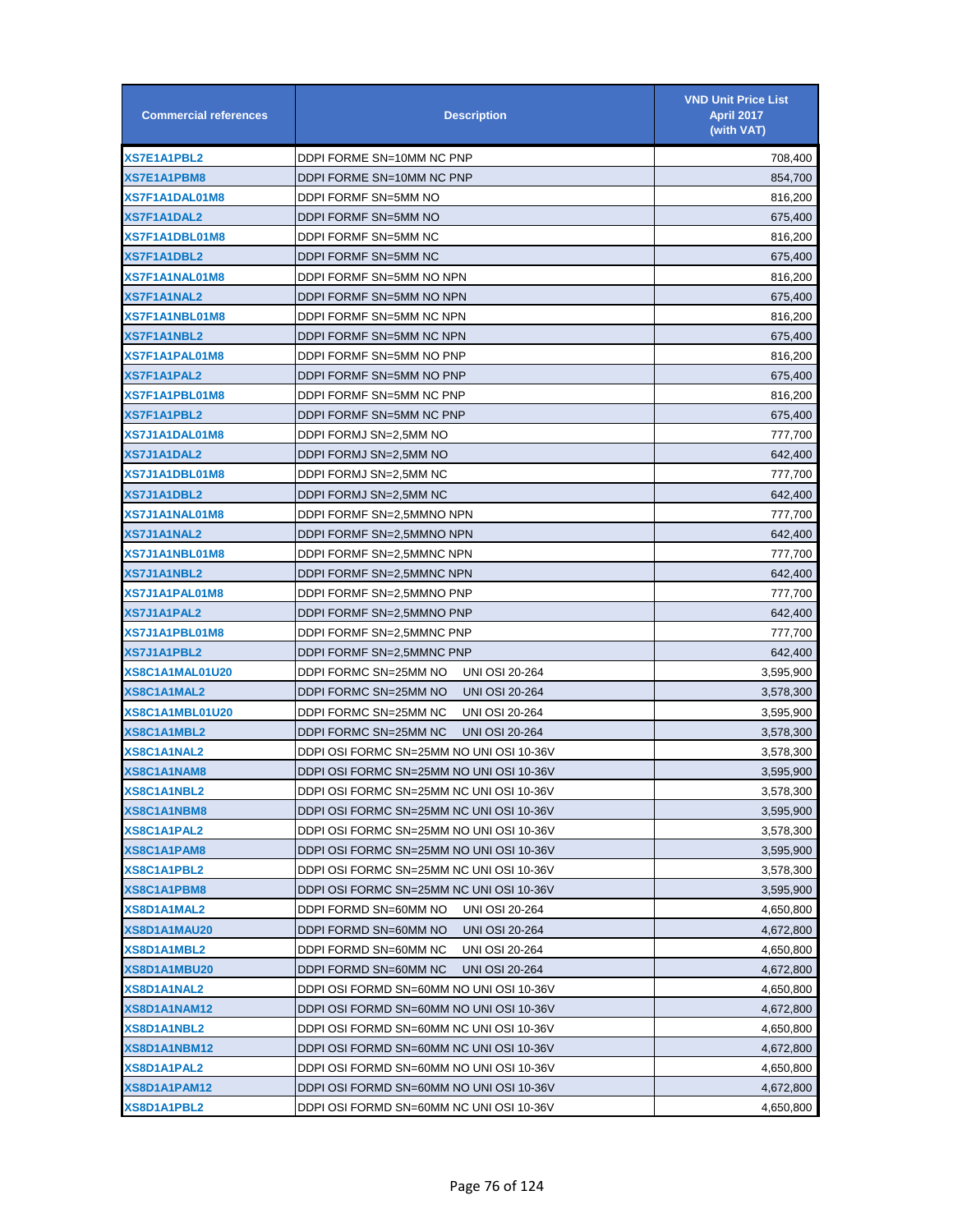| Commercial references | Description | VND Unit Price List April 2017 (with VAT) |
|---|---|---|
| XS7E1A1PBL2 | DDPI FORME SN=10MM NC PNP | 708,400 |
| XS7E1A1PBM8 | DDPI FORME SN=10MM NC PNP | 854,700 |
| XS7F1A1DAL01M8 | DDPI FORMF SN=5MM NO | 816,200 |
| XS7F1A1DAL2 | DDPI FORMF SN=5MM NO | 675,400 |
| XS7F1A1DBL01M8 | DDPI FORMF SN=5MM NC | 816,200 |
| XS7F1A1DBL2 | DDPI FORMF SN=5MM NC | 675,400 |
| XS7F1A1NAL01M8 | DDPI FORMF SN=5MM NO NPN | 816,200 |
| XS7F1A1NAL2 | DDPI FORMF SN=5MM NO NPN | 675,400 |
| XS7F1A1NBL01M8 | DDPI FORMF SN=5MM NC NPN | 816,200 |
| XS7F1A1NBL2 | DDPI FORMF SN=5MM NC NPN | 675,400 |
| XS7F1A1PAL01M8 | DDPI FORMF SN=5MM NO PNP | 816,200 |
| XS7F1A1PAL2 | DDPI FORMF SN=5MM NO PNP | 675,400 |
| XS7F1A1PBL01M8 | DDPI FORMF SN=5MM NC PNP | 816,200 |
| XS7F1A1PBL2 | DDPI FORMF SN=5MM NC PNP | 675,400 |
| XS7J1A1DAL01M8 | DDPI FORMJ SN=2,5MM NO | 777,700 |
| XS7J1A1DAL2 | DDPI FORMJ SN=2,5MM NO | 642,400 |
| XS7J1A1DBL01M8 | DDPI FORMJ SN=2,5MM NC | 777,700 |
| XS7J1A1DBL2 | DDPI FORMJ SN=2,5MM NC | 642,400 |
| XS7J1A1NAL01M8 | DDPI FORMF SN=2,5MMNO NPN | 777,700 |
| XS7J1A1NAL2 | DDPI FORMF SN=2,5MMNO NPN | 642,400 |
| XS7J1A1NBL01M8 | DDPI FORMF SN=2,5MMNC NPN | 777,700 |
| XS7J1A1NBL2 | DDPI FORMF SN=2,5MMNC NPN | 642,400 |
| XS7J1A1PAL01M8 | DDPI FORMF SN=2,5MMNO PNP | 777,700 |
| XS7J1A1PAL2 | DDPI FORMF SN=2,5MMNO PNP | 642,400 |
| XS7J1A1PBL01M8 | DDPI FORMF SN=2,5MMNC PNP | 777,700 |
| XS7J1A1PBL2 | DDPI FORMF SN=2,5MMNC PNP | 642,400 |
| XS8C1A1MAL01U20 | DDPI FORMC SN=25MM NO UNI OSI 20-264 | 3,595,900 |
| XS8C1A1MAL2 | DDPI FORMC SN=25MM NO UNI OSI 20-264 | 3,578,300 |
| XS8C1A1MBL01U20 | DDPI FORMC SN=25MM NC UNI OSI 20-264 | 3,595,900 |
| XS8C1A1MBL2 | DDPI FORMC SN=25MM NC UNI OSI 20-264 | 3,578,300 |
| XS8C1A1NAL2 | DDPI OSI FORMC SN=25MM NO UNI OSI 10-36V | 3,578,300 |
| XS8C1A1NAM8 | DDPI OSI FORMC SN=25MM NO UNI OSI 10-36V | 3,595,900 |
| XS8C1A1NBL2 | DDPI OSI FORMC SN=25MM NC UNI OSI 10-36V | 3,578,300 |
| XS8C1A1NBM8 | DDPI OSI FORMC SN=25MM NC UNI OSI 10-36V | 3,595,900 |
| XS8C1A1PAL2 | DDPI OSI FORMC SN=25MM NO UNI OSI 10-36V | 3,578,300 |
| XS8C1A1PAM8 | DDPI OSI FORMC SN=25MM NO UNI OSI 10-36V | 3,595,900 |
| XS8C1A1PBL2 | DDPI OSI FORMC SN=25MM NC UNI OSI 10-36V | 3,578,300 |
| XS8C1A1PBM8 | DDPI OSI FORMC SN=25MM NC UNI OSI 10-36V | 3,595,900 |
| XS8D1A1MAL2 | DDPI FORMD SN=60MM NO UNI OSI 20-264 | 4,650,800 |
| XS8D1A1MAU20 | DDPI FORMD SN=60MM NO UNI OSI 20-264 | 4,672,800 |
| XS8D1A1MBL2 | DDPI FORMD SN=60MM NC UNI OSI 20-264 | 4,650,800 |
| XS8D1A1MBU20 | DDPI FORMD SN=60MM NC UNI OSI 20-264 | 4,672,800 |
| XS8D1A1NAL2 | DDPI OSI FORMD SN=60MM NO UNI OSI 10-36V | 4,650,800 |
| XS8D1A1NAM12 | DDPI OSI FORMD SN=60MM NO UNI OSI 10-36V | 4,672,800 |
| XS8D1A1NBL2 | DDPI OSI FORMD SN=60MM NC UNI OSI 10-36V | 4,650,800 |
| XS8D1A1NBM12 | DDPI OSI FORMD SN=60MM NC UNI OSI 10-36V | 4,672,800 |
| XS8D1A1PAL2 | DDPI OSI FORMD SN=60MM NO UNI OSI 10-36V | 4,650,800 |
| XS8D1A1PAM12 | DDPI OSI FORMD SN=60MM NO UNI OSI 10-36V | 4,672,800 |
| XS8D1A1PBL2 | DDPI OSI FORMD SN=60MM NC UNI OSI 10-36V | 4,650,800 |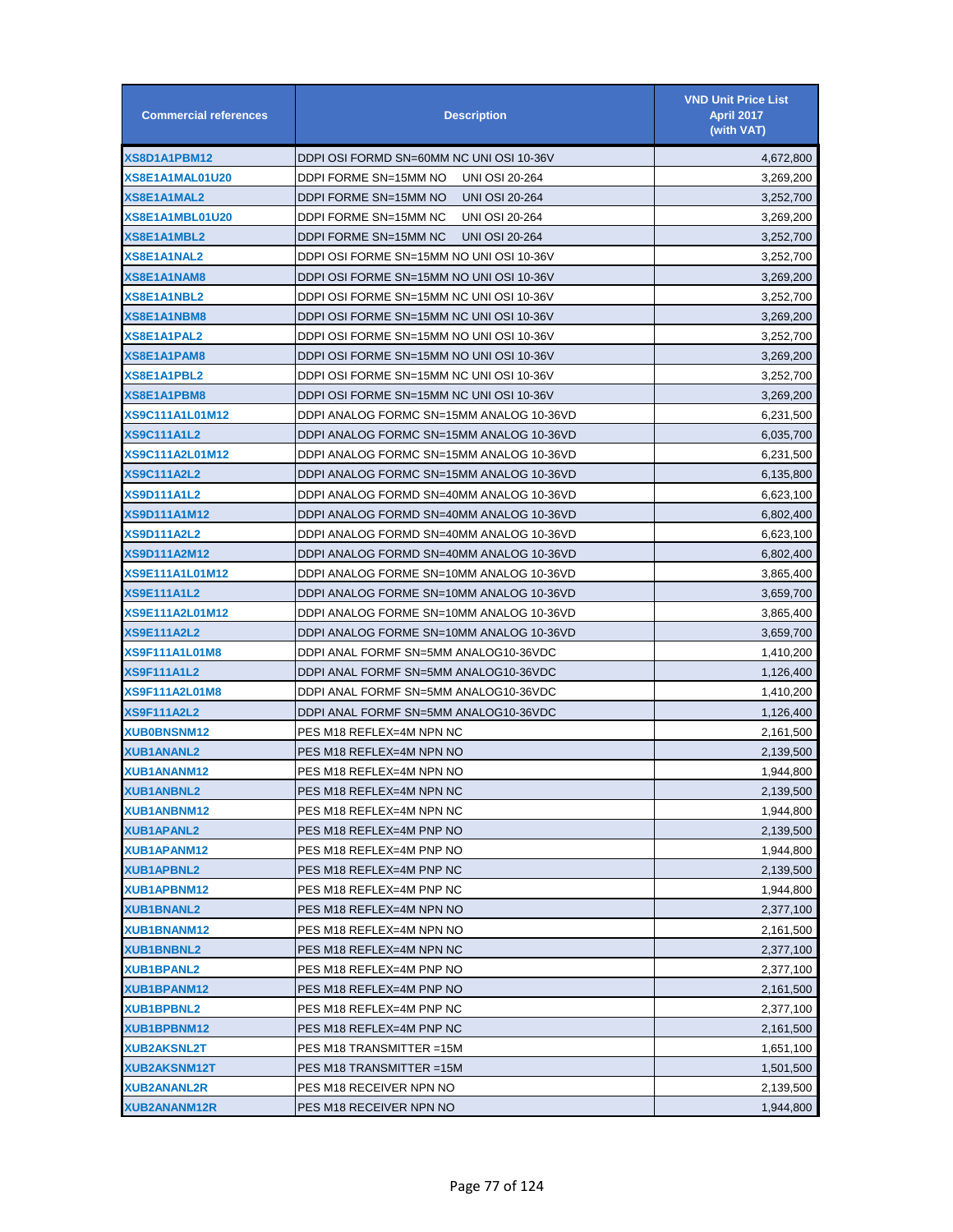| Commercial references | Description | VND Unit Price List April 2017 (with VAT) |
|---|---|---|
| XS8D1A1PBM12 | DDPI OSI FORMD SN=60MM NC UNI OSI 10-36V | 4,672,800 |
| XS8E1A1MAL01U20 | DDPI FORME SN=15MM NO UNI OSI 20-264 | 3,269,200 |
| XS8E1A1MAL2 | DDPI FORME SN=15MM NO UNI OSI 20-264 | 3,252,700 |
| XS8E1A1MBL01U20 | DDPI FORME SN=15MM NC UNI OSI 20-264 | 3,269,200 |
| XS8E1A1MBL2 | DDPI FORME SN=15MM NC UNI OSI 20-264 | 3,252,700 |
| XS8E1A1NAL2 | DDPI OSI FORME SN=15MM NO UNI OSI 10-36V | 3,252,700 |
| XS8E1A1NAM8 | DDPI OSI FORME SN=15MM NO UNI OSI 10-36V | 3,269,200 |
| XS8E1A1NBL2 | DDPI OSI FORME SN=15MM NC UNI OSI 10-36V | 3,252,700 |
| XS8E1A1NBM8 | DDPI OSI FORME SN=15MM NC UNI OSI 10-36V | 3,269,200 |
| XS8E1A1PAL2 | DDPI OSI FORME SN=15MM NO UNI OSI 10-36V | 3,252,700 |
| XS8E1A1PAM8 | DDPI OSI FORME SN=15MM NO UNI OSI 10-36V | 3,269,200 |
| XS8E1A1PBL2 | DDPI OSI FORME SN=15MM NC UNI OSI 10-36V | 3,252,700 |
| XS8E1A1PBM8 | DDPI OSI FORME SN=15MM NC UNI OSI 10-36V | 3,269,200 |
| XS9C111A1L01M12 | DDPI ANALOG FORMC SN=15MM ANALOG 10-36VD | 6,231,500 |
| XS9C111A1L2 | DDPI ANALOG FORMC SN=15MM ANALOG 10-36VD | 6,035,700 |
| XS9C111A2L01M12 | DDPI ANALOG FORMC SN=15MM ANALOG 10-36VD | 6,231,500 |
| XS9C111A2L2 | DDPI ANALOG FORMC SN=15MM ANALOG 10-36VD | 6,135,800 |
| XS9D111A1L2 | DDPI ANALOG FORMD SN=40MM ANALOG 10-36VD | 6,623,100 |
| XS9D111A1M12 | DDPI ANALOG FORMD SN=40MM ANALOG 10-36VD | 6,802,400 |
| XS9D111A2L2 | DDPI ANALOG FORMD SN=40MM ANALOG 10-36VD | 6,623,100 |
| XS9D111A2M12 | DDPI ANALOG FORMD SN=40MM ANALOG 10-36VD | 6,802,400 |
| XS9E111A1L01M12 | DDPI ANALOG FORME SN=10MM ANALOG 10-36VD | 3,865,400 |
| XS9E111A1L2 | DDPI ANALOG FORME SN=10MM ANALOG 10-36VD | 3,659,700 |
| XS9E111A2L01M12 | DDPI ANALOG FORME SN=10MM ANALOG 10-36VD | 3,865,400 |
| XS9E111A2L2 | DDPI ANALOG FORME SN=10MM ANALOG 10-36VD | 3,659,700 |
| XS9F111A1L01M8 | DDPI ANAL FORMF SN=5MM ANALOG10-36VDC | 1,410,200 |
| XS9F111A1L2 | DDPI ANAL FORMF SN=5MM ANALOG10-36VDC | 1,126,400 |
| XS9F111A2L01M8 | DDPI ANAL FORMF SN=5MM ANALOG10-36VDC | 1,410,200 |
| XS9F111A2L2 | DDPI ANAL FORMF SN=5MM ANALOG10-36VDC | 1,126,400 |
| XUB0BNSNM12 | PES M18 REFLEX=4M NPN NC | 2,161,500 |
| XUB1ANANL2 | PES M18 REFLEX=4M NPN NO | 2,139,500 |
| XUB1ANANM12 | PES M18 REFLEX=4M NPN NO | 1,944,800 |
| XUB1ANBNL2 | PES M18 REFLEX=4M NPN NC | 2,139,500 |
| XUB1ANBNM12 | PES M18 REFLEX=4M NPN NC | 1,944,800 |
| XUB1APANL2 | PES M18 REFLEX=4M PNP NO | 2,139,500 |
| XUB1APANM12 | PES M18 REFLEX=4M PNP NO | 1,944,800 |
| XUB1APBNL2 | PES M18 REFLEX=4M PNP NC | 2,139,500 |
| XUB1APBNM12 | PES M18 REFLEX=4M PNP NC | 1,944,800 |
| XUB1BNANL2 | PES M18 REFLEX=4M NPN NO | 2,377,100 |
| XUB1BNANM12 | PES M18 REFLEX=4M NPN NO | 2,161,500 |
| XUB1BNBNL2 | PES M18 REFLEX=4M NPN NC | 2,377,100 |
| XUB1BPANL2 | PES M18 REFLEX=4M PNP NO | 2,377,100 |
| XUB1BPANM12 | PES M18 REFLEX=4M PNP NO | 2,161,500 |
| XUB1BPBNL2 | PES M18 REFLEX=4M PNP NC | 2,377,100 |
| XUB1BPBNM12 | PES M18 REFLEX=4M PNP NC | 2,161,500 |
| XUB2AKSNL2T | PES M18 TRANSMITTER =15M | 1,651,100 |
| XUB2AKSNM12T | PES M18 TRANSMITTER =15M | 1,501,500 |
| XUB2ANANL2R | PES M18 RECEIVER NPN NO | 2,139,500 |
| XUB2ANANM12R | PES M18 RECEIVER NPN NO | 1,944,800 |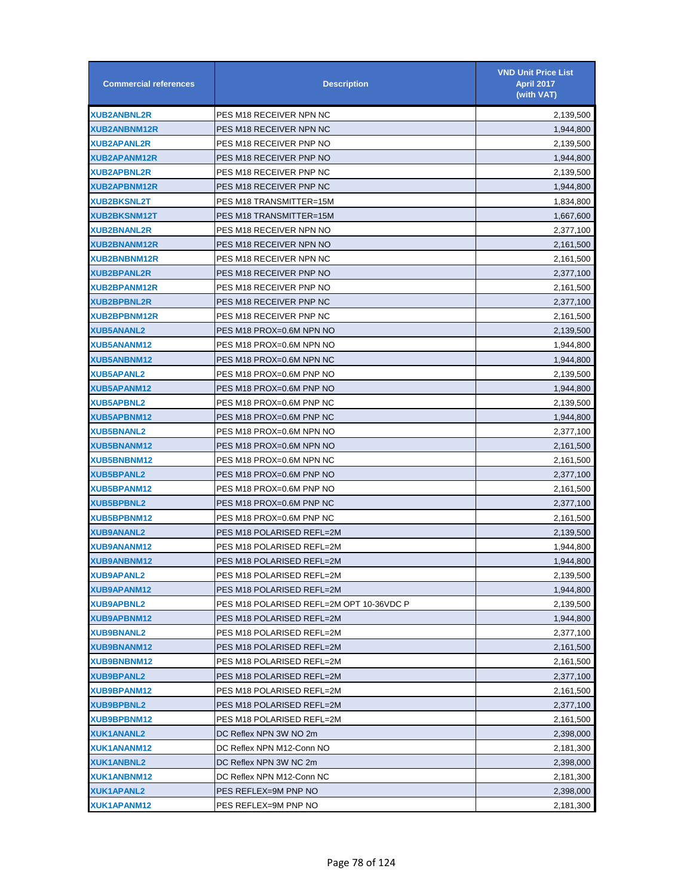| Commercial references | Description | VND Unit Price List April 2017 (with VAT) |
|---|---|---|
| XUB2ANBNL2R | PES M18 RECEIVER NPN NC | 2,139,500 |
| XUB2ANBNM12R | PES M18 RECEIVER NPN NC | 1,944,800 |
| XUB2APANL2R | PES M18 RECEIVER PNP NO | 2,139,500 |
| XUB2APANM12R | PES M18 RECEIVER PNP NO | 1,944,800 |
| XUB2APBNL2R | PES M18 RECEIVER PNP NC | 2,139,500 |
| XUB2APBNM12R | PES M18 RECEIVER PNP NC | 1,944,800 |
| XUB2BKSNL2T | PES M18 TRANSMITTER=15M | 1,834,800 |
| XUB2BKSNM12T | PES M18 TRANSMITTER=15M | 1,667,600 |
| XUB2BNANL2R | PES M18 RECEIVER NPN NO | 2,377,100 |
| XUB2BNANM12R | PES M18 RECEIVER NPN NO | 2,161,500 |
| XUB2BNBNM12R | PES M18 RECEIVER NPN NC | 2,161,500 |
| XUB2BPANL2R | PES M18 RECEIVER PNP NO | 2,377,100 |
| XUB2BPANM12R | PES M18 RECEIVER PNP NO | 2,161,500 |
| XUB2BPBNL2R | PES M18 RECEIVER PNP NC | 2,377,100 |
| XUB2BPBNM12R | PES M18 RECEIVER PNP NC | 2,161,500 |
| XUB5ANANL2 | PES M18 PROX=0.6M NPN NO | 2,139,500 |
| XUB5ANANM12 | PES M18 PROX=0.6M NPN NO | 1,944,800 |
| XUB5ANBNM12 | PES M18 PROX=0.6M NPN NC | 1,944,800 |
| XUB5APANL2 | PES M18 PROX=0.6M PNP NO | 2,139,500 |
| XUB5APANM12 | PES M18 PROX=0.6M PNP NO | 1,944,800 |
| XUB5APBNL2 | PES M18 PROX=0.6M PNP NC | 2,139,500 |
| XUB5APBNM12 | PES M18 PROX=0.6M PNP NC | 1,944,800 |
| XUB5BNANL2 | PES M18 PROX=0.6M NPN NO | 2,377,100 |
| XUB5BNANM12 | PES M18 PROX=0.6M NPN NO | 2,161,500 |
| XUB5BNBNM12 | PES M18 PROX=0.6M NPN NC | 2,161,500 |
| XUB5BPANL2 | PES M18 PROX=0.6M PNP NO | 2,377,100 |
| XUB5BPANM12 | PES M18 PROX=0.6M PNP NO | 2,161,500 |
| XUB5BPBNL2 | PES M18 PROX=0.6M PNP NC | 2,377,100 |
| XUB5BPBNM12 | PES M18 PROX=0.6M PNP NC | 2,161,500 |
| XUB9ANANL2 | PES M18 POLARISED REFL=2M | 2,139,500 |
| XUB9ANANM12 | PES M18 POLARISED REFL=2M | 1,944,800 |
| XUB9ANBNM12 | PES M18 POLARISED REFL=2M | 1,944,800 |
| XUB9APANL2 | PES M18 POLARISED REFL=2M | 2,139,500 |
| XUB9APANM12 | PES M18 POLARISED REFL=2M | 1,944,800 |
| XUB9APBNL2 | PES M18 POLARISED REFL=2M OPT 10-36VDC P | 2,139,500 |
| XUB9APBNM12 | PES M18 POLARISED REFL=2M | 1,944,800 |
| XUB9BNANL2 | PES M18 POLARISED REFL=2M | 2,377,100 |
| XUB9BNANM12 | PES M18 POLARISED REFL=2M | 2,161,500 |
| XUB9BNBNM12 | PES M18 POLARISED REFL=2M | 2,161,500 |
| XUB9BPANL2 | PES M18 POLARISED REFL=2M | 2,377,100 |
| XUB9BPANM12 | PES M18 POLARISED REFL=2M | 2,161,500 |
| XUB9BPBNL2 | PES M18 POLARISED REFL=2M | 2,377,100 |
| XUB9BPBNM12 | PES M18 POLARISED REFL=2M | 2,161,500 |
| XUK1ANANL2 | DC Reflex NPN 3W NO 2m | 2,398,000 |
| XUK1ANANM12 | DC Reflex NPN M12-Conn NO | 2,181,300 |
| XUK1ANBNL2 | DC Reflex NPN 3W NC 2m | 2,398,000 |
| XUK1ANBNM12 | DC Reflex NPN M12-Conn NC | 2,181,300 |
| XUK1APANL2 | PES REFLEX=9M PNP NO | 2,398,000 |
| XUK1APANM12 | PES REFLEX=9M PNP NO | 2,181,300 |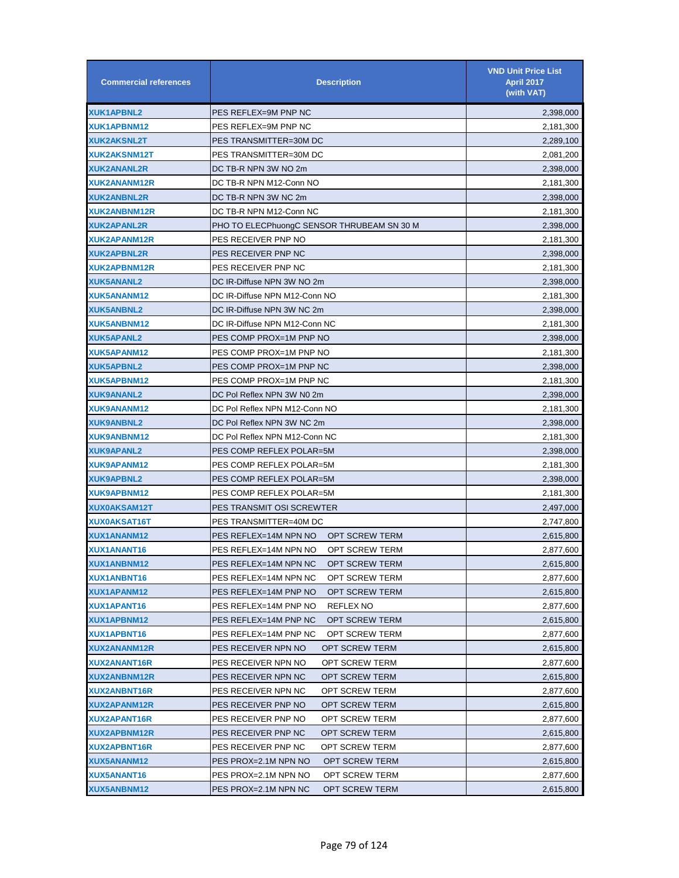| Commercial references | Description | VND Unit Price List April 2017 (with VAT) |
|---|---|---|
| XUK1APBNL2 | PES REFLEX=9M PNP NC | 2,398,000 |
| XUK1APBNM12 | PES REFLEX=9M PNP NC | 2,181,300 |
| XUK2AKSNL2T | PES TRANSMITTER=30M DC | 2,289,100 |
| XUK2AKSNM12T | PES TRANSMITTER=30M DC | 2,081,200 |
| XUK2ANANL2R | DC TB-R NPN 3W NO 2m | 2,398,000 |
| XUK2ANANM12R | DC TB-R NPN M12-Conn NO | 2,181,300 |
| XUK2ANBNL2R | DC TB-R NPN 3W NC 2m | 2,398,000 |
| XUK2ANBNM12R | DC TB-R NPN M12-Conn NC | 2,181,300 |
| XUK2APANL2R | PHO TO ELECPhuongC SENSOR THRUBEAM SN 30 M | 2,398,000 |
| XUK2APANM12R | PES RECEIVER PNP NO | 2,181,300 |
| XUK2APBNL2R | PES RECEIVER PNP NC | 2,398,000 |
| XUK2APBNM12R | PES RECEIVER PNP NC | 2,181,300 |
| XUK5ANANL2 | DC IR-Diffuse NPN 3W NO 2m | 2,398,000 |
| XUK5ANANM12 | DC IR-Diffuse NPN M12-Conn NO | 2,181,300 |
| XUK5ANBNL2 | DC IR-Diffuse NPN 3W NC 2m | 2,398,000 |
| XUK5ANBNM12 | DC IR-Diffuse NPN M12-Conn NC | 2,181,300 |
| XUK5APANL2 | PES COMP PROX=1M PNP NO | 2,398,000 |
| XUK5APANM12 | PES COMP PROX=1M PNP NO | 2,181,300 |
| XUK5APBNL2 | PES COMP PROX=1M PNP NC | 2,398,000 |
| XUK5APBNM12 | PES COMP PROX=1M PNP NC | 2,181,300 |
| XUK9ANANL2 | DC Pol Reflex NPN 3W N0 2m | 2,398,000 |
| XUK9ANANM12 | DC Pol Reflex NPN M12-Conn NO | 2,181,300 |
| XUK9ANBNL2 | DC Pol Reflex NPN 3W NC 2m | 2,398,000 |
| XUK9ANBNM12 | DC Pol Reflex NPN M12-Conn NC | 2,181,300 |
| XUK9APANL2 | PES COMP REFLEX POLAR=5M | 2,398,000 |
| XUK9APANM12 | PES COMP REFLEX POLAR=5M | 2,181,300 |
| XUK9APBNL2 | PES COMP REFLEX POLAR=5M | 2,398,000 |
| XUK9APBNM12 | PES COMP REFLEX POLAR=5M | 2,181,300 |
| XUX0AKSAM12T | PES TRANSMIT OSI SCREWTER | 2,497,000 |
| XUX0AKSAT16T | PES TRANSMITTER=40M DC | 2,747,800 |
| XUX1ANANM12 | PES REFLEX=14M NPN NO OPT SCREW TERM | 2,615,800 |
| XUX1ANANT16 | PES REFLEX=14M NPN NO OPT SCREW TERM | 2,877,600 |
| XUX1ANBNM12 | PES REFLEX=14M NPN NC OPT SCREW TERM | 2,615,800 |
| XUX1ANBNT16 | PES REFLEX=14M NPN NC OPT SCREW TERM | 2,877,600 |
| XUX1APANM12 | PES REFLEX=14M PNP NO OPT SCREW TERM | 2,615,800 |
| XUX1APANT16 | PES REFLEX=14M PNP NO REFLEX NO | 2,877,600 |
| XUX1APBNM12 | PES REFLEX=14M PNP NC OPT SCREW TERM | 2,615,800 |
| XUX1APBNT16 | PES REFLEX=14M PNP NC OPT SCREW TERM | 2,877,600 |
| XUX2ANANM12R | PES RECEIVER NPN NO OPT SCREW TERM | 2,615,800 |
| XUX2ANANT16R | PES RECEIVER NPN NO OPT SCREW TERM | 2,877,600 |
| XUX2ANBNM12R | PES RECEIVER NPN NC OPT SCREW TERM | 2,615,800 |
| XUX2ANBNT16R | PES RECEIVER NPN NC OPT SCREW TERM | 2,877,600 |
| XUX2APANM12R | PES RECEIVER PNP NO OPT SCREW TERM | 2,615,800 |
| XUX2APANT16R | PES RECEIVER PNP NO OPT SCREW TERM | 2,877,600 |
| XUX2APBNM12R | PES RECEIVER PNP NC OPT SCREW TERM | 2,615,800 |
| XUX2APBNT16R | PES RECEIVER PNP NC OPT SCREW TERM | 2,877,600 |
| XUX5ANANM12 | PES PROX=2.1M NPN NO OPT SCREW TERM | 2,615,800 |
| XUX5ANANT16 | PES PROX=2.1M NPN NO OPT SCREW TERM | 2,877,600 |
| XUX5ANBNM12 | PES PROX=2.1M NPN NC OPT SCREW TERM | 2,615,800 |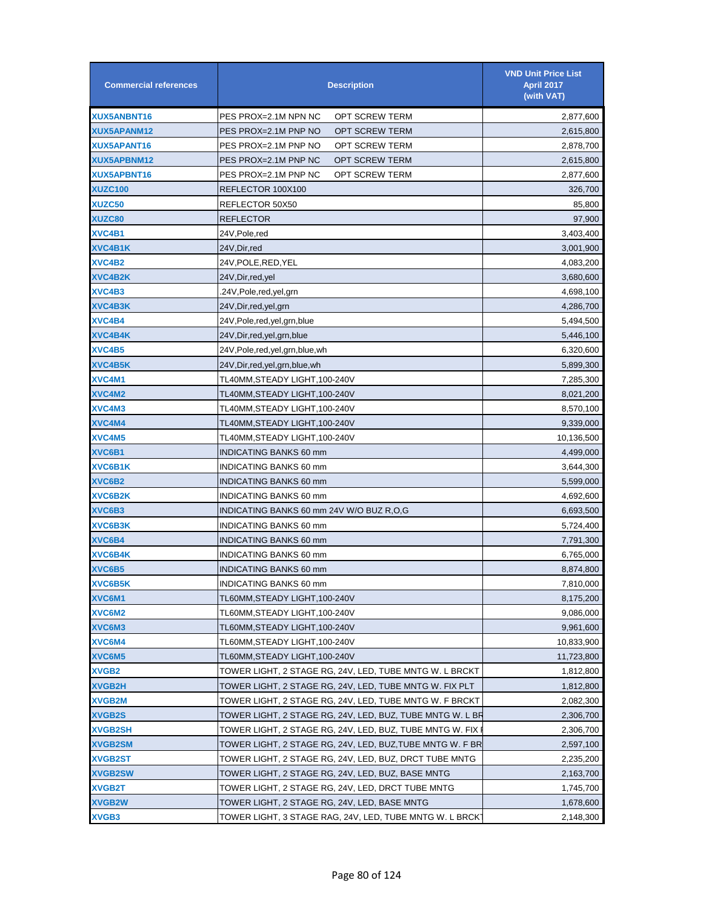| Commercial references | Description | VND Unit Price List April 2017 (with VAT) |
|---|---|---|
| XUX5ANBNT16 | PES PROX=2.1M NPN NC OPT SCREW TERM | 2,877,600 |
| XUX5APANM12 | PES PROX=2.1M PNP NO OPT SCREW TERM | 2,615,800 |
| XUX5APANT16 | PES PROX=2.1M PNP NO OPT SCREW TERM | 2,878,700 |
| XUX5APBNM12 | PES PROX=2.1M PNP NC OPT SCREW TERM | 2,615,800 |
| XUX5APBNT16 | PES PROX=2.1M PNP NC OPT SCREW TERM | 2,877,600 |
| XUZC100 | REFLECTOR 100X100 | 326,700 |
| XUZC50 | REFLECTOR 50X50 | 85,800 |
| XUZC80 | REFLECTOR | 97,900 |
| XVC4B1 | 24V,Pole,red | 3,403,400 |
| XVC4B1K | 24V,Dir,red | 3,001,900 |
| XVC4B2 | 24V,POLE,RED,YEL | 4,083,200 |
| XVC4B2K | 24V,Dir,red,yel | 3,680,600 |
| XVC4B3 | .24V,Pole,red,yel,grn | 4,698,100 |
| XVC4B3K | 24V,Dir,red,yel,grn | 4,286,700 |
| XVC4B4 | 24V,Pole,red,yel,grn,blue | 5,494,500 |
| XVC4B4K | 24V,Dir,red,yel,grn,blue | 5,446,100 |
| XVC4B5 | 24V,Pole,red,yel,grn,blue,wh | 6,320,600 |
| XVC4B5K | 24V,Dir,red,yel,grn,blue,wh | 5,899,300 |
| XVC4M1 | TL40MM,STEADY LIGHT,100-240V | 7,285,300 |
| XVC4M2 | TL40MM,STEADY LIGHT,100-240V | 8,021,200 |
| XVC4M3 | TL40MM,STEADY LIGHT,100-240V | 8,570,100 |
| XVC4M4 | TL40MM,STEADY LIGHT,100-240V | 9,339,000 |
| XVC4M5 | TL40MM,STEADY LIGHT,100-240V | 10,136,500 |
| XVC6B1 | INDICATING BANKS 60 mm | 4,499,000 |
| XVC6B1K | INDICATING BANKS 60 mm | 3,644,300 |
| XVC6B2 | INDICATING BANKS 60 mm | 5,599,000 |
| XVC6B2K | INDICATING BANKS 60 mm | 4,692,600 |
| XVC6B3 | INDICATING BANKS 60 mm 24V W/O BUZ R,O,G | 6,693,500 |
| XVC6B3K | INDICATING BANKS 60 mm | 5,724,400 |
| XVC6B4 | INDICATING BANKS 60 mm | 7,791,300 |
| XVC6B4K | INDICATING BANKS 60 mm | 6,765,000 |
| XVC6B5 | INDICATING BANKS 60 mm | 8,874,800 |
| XVC6B5K | INDICATING BANKS 60 mm | 7,810,000 |
| XVC6M1 | TL60MM,STEADY LIGHT,100-240V | 8,175,200 |
| XVC6M2 | TL60MM,STEADY LIGHT,100-240V | 9,086,000 |
| XVC6M3 | TL60MM,STEADY LIGHT,100-240V | 9,961,600 |
| XVC6M4 | TL60MM,STEADY LIGHT,100-240V | 10,833,900 |
| XVC6M5 | TL60MM,STEADY LIGHT,100-240V | 11,723,800 |
| XVGB2 | TOWER LIGHT, 2 STAGE RG, 24V, LED, TUBE MNTG W. L BRCKT | 1,812,800 |
| XVGB2H | TOWER LIGHT, 2 STAGE RG, 24V, LED, TUBE MNTG W. FIX PLT | 1,812,800 |
| XVGB2M | TOWER LIGHT, 2 STAGE RG, 24V, LED, TUBE MNTG W. F BRCKT | 2,082,300 |
| XVGB2S | TOWER LIGHT, 2 STAGE RG, 24V, LED, BUZ, TUBE MNTG W. L BR | 2,306,700 |
| XVGB2SH | TOWER LIGHT, 2 STAGE RG, 24V, LED, BUZ, TUBE MNTG W. FIX I | 2,306,700 |
| XVGB2SM | TOWER LIGHT, 2 STAGE RG, 24V, LED, BUZ,TUBE MNTG W. F BR | 2,597,100 |
| XVGB2ST | TOWER LIGHT, 2 STAGE RG, 24V, LED, BUZ, DRCT TUBE MNTG | 2,235,200 |
| XVGB2SW | TOWER LIGHT, 2 STAGE RG, 24V, LED, BUZ, BASE MNTG | 2,163,700 |
| XVGB2T | TOWER LIGHT, 2 STAGE RG, 24V, LED, DRCT TUBE MNTG | 1,745,700 |
| XVGB2W | TOWER LIGHT, 2 STAGE RG, 24V, LED, BASE MNTG | 1,678,600 |
| XVGB3 | TOWER LIGHT, 3 STAGE RAG, 24V, LED, TUBE MNTG W. L BRCKT | 2,148,300 |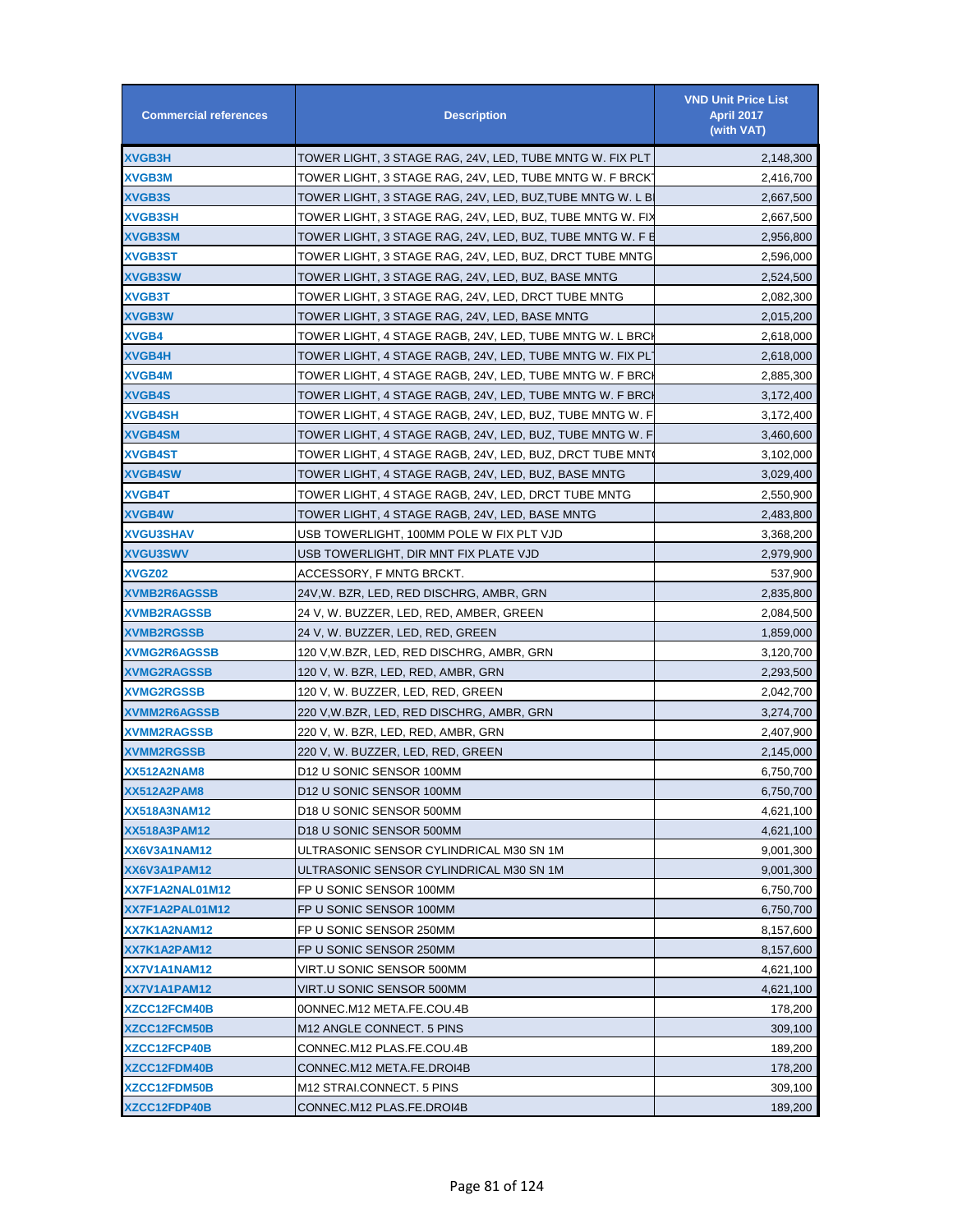| Commercial references | Description | VND Unit Price List April 2017 (with VAT) |
|---|---|---|
| XVGB3H | TOWER LIGHT, 3 STAGE RAG, 24V, LED, TUBE MNTG W. FIX PLT | 2,148,300 |
| XVGB3M | TOWER LIGHT, 3 STAGE RAG, 24V, LED, TUBE MNTG W. F BRCK | 2,416,700 |
| XVGB3S | TOWER LIGHT, 3 STAGE RAG, 24V, LED, BUZ,TUBE MNTG W. L B | 2,667,500 |
| XVGB3SH | TOWER LIGHT, 3 STAGE RAG, 24V, LED, BUZ, TUBE MNTG W. FIX | 2,667,500 |
| XVGB3SM | TOWER LIGHT, 3 STAGE RAG, 24V, LED, BUZ, TUBE MNTG W. F B | 2,956,800 |
| XVGB3ST | TOWER LIGHT, 3 STAGE RAG, 24V, LED, BUZ, DRCT TUBE MNTG | 2,596,000 |
| XVGB3SW | TOWER LIGHT, 3 STAGE RAG, 24V, LED, BUZ, BASE MNTG | 2,524,500 |
| XVGB3T | TOWER LIGHT, 3 STAGE RAG, 24V, LED, DRCT TUBE MNTG | 2,082,300 |
| XVGB3W | TOWER LIGHT, 3 STAGE RAG, 24V, LED, BASE MNTG | 2,015,200 |
| XVGB4 | TOWER LIGHT, 4 STAGE RAGB, 24V, LED, TUBE MNTG W. L BRC | 2,618,000 |
| XVGB4H | TOWER LIGHT, 4 STAGE RAGB, 24V, LED, TUBE MNTG W. FIX PL | 2,618,000 |
| XVGB4M | TOWER LIGHT, 4 STAGE RAGB, 24V, LED, TUBE MNTG W. F BRC | 2,885,300 |
| XVGB4S | TOWER LIGHT, 4 STAGE RAGB, 24V, LED, TUBE MNTG W. F BRC | 3,172,400 |
| XVGB4SH | TOWER LIGHT, 4 STAGE RAGB, 24V, LED, BUZ, TUBE MNTG W. F | 3,172,400 |
| XVGB4SM | TOWER LIGHT, 4 STAGE RAGB, 24V, LED, BUZ, TUBE MNTG W. F | 3,460,600 |
| XVGB4ST | TOWER LIGHT, 4 STAGE RAGB, 24V, LED, BUZ, DRCT TUBE MNT | 3,102,000 |
| XVGB4SW | TOWER LIGHT, 4 STAGE RAGB, 24V, LED, BUZ, BASE MNTG | 3,029,400 |
| XVGB4T | TOWER LIGHT, 4 STAGE RAGB, 24V, LED, DRCT TUBE MNTG | 2,550,900 |
| XVGB4W | TOWER LIGHT, 4 STAGE RAGB, 24V, LED, BASE MNTG | 2,483,800 |
| XVGU3SHAV | USB TOWERLIGHT, 100MM POLE W FIX PLT VJD | 3,368,200 |
| XVGU3SWV | USB TOWERLIGHT, DIR MNT FIX PLATE VJD | 2,979,900 |
| XVGZ02 | ACCESSORY, F MNTG BRCKT. | 537,900 |
| XVMB2R6AGSSB | 24V,W. BZR, LED, RED DISCHRG, AMBR, GRN | 2,835,800 |
| XVMB2RAGSSB | 24 V, W. BUZZER, LED, RED, AMBER, GREEN | 2,084,500 |
| XVMB2RGSSB | 24 V, W. BUZZER, LED, RED, GREEN | 1,859,000 |
| XVMG2R6AGSSB | 120 V,W.BZR, LED, RED DISCHRG, AMBR, GRN | 3,120,700 |
| XVMG2RAGSSB | 120 V, W. BZR, LED, RED, AMBR, GRN | 2,293,500 |
| XVMG2RGSSB | 120 V, W. BUZZER, LED, RED, GREEN | 2,042,700 |
| XVMM2R6AGSSB | 220 V,W.BZR, LED, RED DISCHRG, AMBR, GRN | 3,274,700 |
| XVMM2RAGSSB | 220 V, W. BZR, LED, RED, AMBR, GRN | 2,407,900 |
| XVMM2RGSSB | 220 V, W. BUZZER, LED, RED, GREEN | 2,145,000 |
| XX512A2NAM8 | D12 U SONIC SENSOR 100MM | 6,750,700 |
| XX512A2PAM8 | D12 U SONIC SENSOR 100MM | 6,750,700 |
| XX518A3NAM12 | D18 U SONIC SENSOR 500MM | 4,621,100 |
| XX518A3PAM12 | D18 U SONIC SENSOR 500MM | 4,621,100 |
| XX6V3A1NAM12 | ULTRASONIC SENSOR CYLINDRICAL M30 SN 1M | 9,001,300 |
| XX6V3A1PAM12 | ULTRASONIC SENSOR CYLINDRICAL M30 SN 1M | 9,001,300 |
| XX7F1A2NAL01M12 | FP U SONIC SENSOR 100MM | 6,750,700 |
| XX7F1A2PAL01M12 | FP U SONIC SENSOR 100MM | 6,750,700 |
| XX7K1A2NAM12 | FP U SONIC SENSOR 250MM | 8,157,600 |
| XX7K1A2PAM12 | FP U SONIC SENSOR 250MM | 8,157,600 |
| XX7V1A1NAM12 | VIRT.U SONIC SENSOR 500MM | 4,621,100 |
| XX7V1A1PAM12 | VIRT.U SONIC SENSOR 500MM | 4,621,100 |
| XZCC12FCM40B | 0ONNEC.M12 META.FE.COU.4B | 178,200 |
| XZCC12FCM50B | M12 ANGLE CONNECT. 5 PINS | 309,100 |
| XZCC12FCP40B | CONNEC.M12 PLAS.FE.COU.4B | 189,200 |
| XZCC12FDM40B | CONNEC.M12 META.FE.DROI4B | 178,200 |
| XZCC12FDM50B | M12 STRAI.CONNECT. 5 PINS | 309,100 |
| XZCC12FDP40B | CONNEC.M12 PLAS.FE.DROI4B | 189,200 |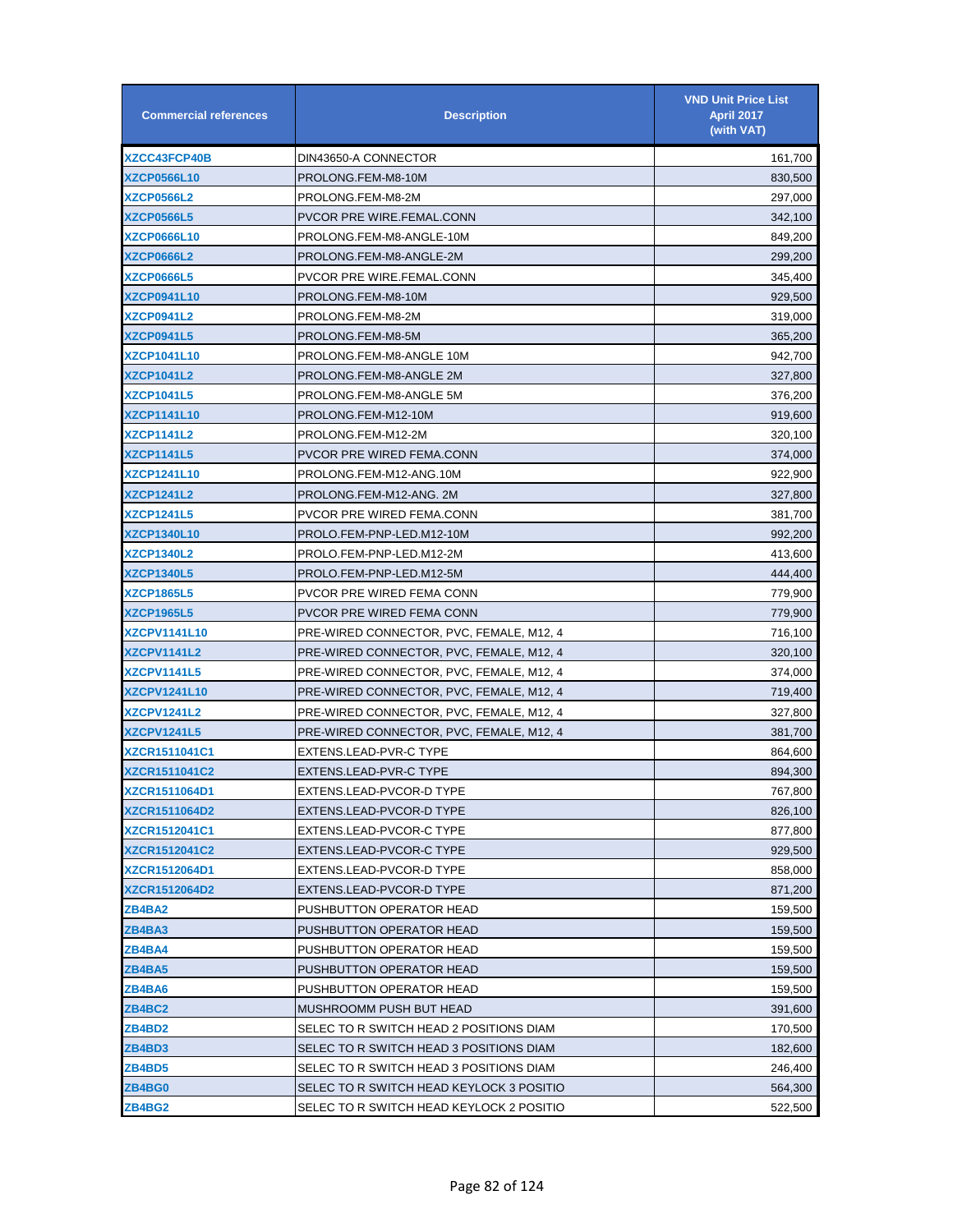| Commercial references | Description | VND Unit Price List April 2017 (with VAT) |
|---|---|---|
| XZCC43FCP40B | DIN43650-A CONNECTOR | 161,700 |
| XZCP0566L10 | PROLONG.FEM-M8-10M | 830,500 |
| XZCP0566L2 | PROLONG.FEM-M8-2M | 297,000 |
| XZCP0566L5 | PVCOR PRE WIRE.FEMAL.CONN | 342,100 |
| XZCP0666L10 | PROLONG.FEM-M8-ANGLE-10M | 849,200 |
| XZCP0666L2 | PROLONG.FEM-M8-ANGLE-2M | 299,200 |
| XZCP0666L5 | PVCOR PRE WIRE.FEMAL.CONN | 345,400 |
| XZCP0941L10 | PROLONG.FEM-M8-10M | 929,500 |
| XZCP0941L2 | PROLONG.FEM-M8-2M | 319,000 |
| XZCP0941L5 | PROLONG.FEM-M8-5M | 365,200 |
| XZCP1041L10 | PROLONG.FEM-M8-ANGLE 10M | 942,700 |
| XZCP1041L2 | PROLONG.FEM-M8-ANGLE 2M | 327,800 |
| XZCP1041L5 | PROLONG.FEM-M8-ANGLE 5M | 376,200 |
| XZCP1141L10 | PROLONG.FEM-M12-10M | 919,600 |
| XZCP1141L2 | PROLONG.FEM-M12-2M | 320,100 |
| XZCP1141L5 | PVCOR PRE WIRED FEMA.CONN | 374,000 |
| XZCP1241L10 | PROLONG.FEM-M12-ANG.10M | 922,900 |
| XZCP1241L2 | PROLONG.FEM-M12-ANG. 2M | 327,800 |
| XZCP1241L5 | PVCOR PRE WIRED FEMA.CONN | 381,700 |
| XZCP1340L10 | PROLO.FEM-PNP-LED.M12-10M | 992,200 |
| XZCP1340L2 | PROLO.FEM-PNP-LED.M12-2M | 413,600 |
| XZCP1340L5 | PROLO.FEM-PNP-LED.M12-5M | 444,400 |
| XZCP1865L5 | PVCOR PRE WIRED FEMA CONN | 779,900 |
| XZCP1965L5 | PVCOR PRE WIRED FEMA CONN | 779,900 |
| XZCPV1141L10 | PRE-WIRED CONNECTOR, PVC, FEMALE, M12, 4 | 716,100 |
| XZCPV1141L2 | PRE-WIRED CONNECTOR, PVC, FEMALE, M12, 4 | 320,100 |
| XZCPV1141L5 | PRE-WIRED CONNECTOR, PVC, FEMALE, M12, 4 | 374,000 |
| XZCPV1241L10 | PRE-WIRED CONNECTOR, PVC, FEMALE, M12, 4 | 719,400 |
| XZCPV1241L2 | PRE-WIRED CONNECTOR, PVC, FEMALE, M12, 4 | 327,800 |
| XZCPV1241L5 | PRE-WIRED CONNECTOR, PVC, FEMALE, M12, 4 | 381,700 |
| XZCR1511041C1 | EXTENS.LEAD-PVR-C TYPE | 864,600 |
| XZCR1511041C2 | EXTENS.LEAD-PVR-C TYPE | 894,300 |
| XZCR1511064D1 | EXTENS.LEAD-PVCOR-D TYPE | 767,800 |
| XZCR1511064D2 | EXTENS.LEAD-PVCOR-D TYPE | 826,100 |
| XZCR1512041C1 | EXTENS.LEAD-PVCOR-C TYPE | 877,800 |
| XZCR1512041C2 | EXTENS.LEAD-PVCOR-C TYPE | 929,500 |
| XZCR1512064D1 | EXTENS.LEAD-PVCOR-D TYPE | 858,000 |
| XZCR1512064D2 | EXTENS.LEAD-PVCOR-D TYPE | 871,200 |
| ZB4BA2 | PUSHBUTTON OPERATOR HEAD | 159,500 |
| ZB4BA3 | PUSHBUTTON OPERATOR HEAD | 159,500 |
| ZB4BA4 | PUSHBUTTON OPERATOR HEAD | 159,500 |
| ZB4BA5 | PUSHBUTTON OPERATOR HEAD | 159,500 |
| ZB4BA6 | PUSHBUTTON OPERATOR HEAD | 159,500 |
| ZB4BC2 | MUSHROOMM PUSH BUT HEAD | 391,600 |
| ZB4BD2 | SELEC TO R SWITCH HEAD 2 POSITIONS DIAM | 170,500 |
| ZB4BD3 | SELEC TO R SWITCH HEAD 3 POSITIONS DIAM | 182,600 |
| ZB4BD5 | SELEC TO R SWITCH HEAD 3 POSITIONS DIAM | 246,400 |
| ZB4BG0 | SELEC TO R SWITCH HEAD KEYLOCK 3 POSITIO | 564,300 |
| ZB4BG2 | SELEC TO R SWITCH HEAD KEYLOCK 2 POSITIO | 522,500 |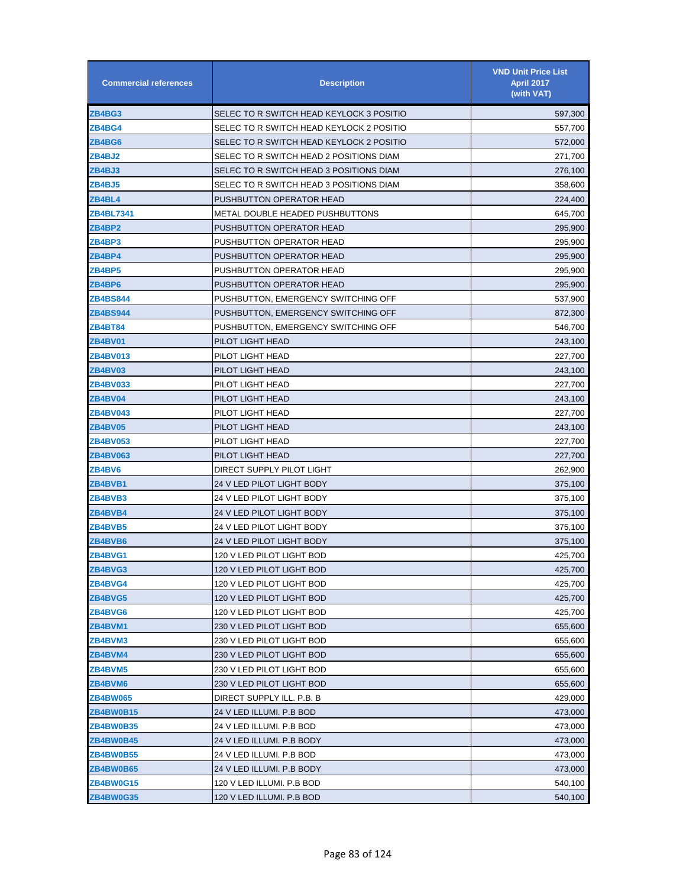| Commercial references | Description | VND Unit Price List April 2017 (with VAT) |
|---|---|---|
| ZB4BG3 | SELEC TO R SWITCH HEAD KEYLOCK 3 POSITIO | 597,300 |
| ZB4BG4 | SELEC TO R SWITCH HEAD KEYLOCK 2 POSITIO | 557,700 |
| ZB4BG6 | SELEC TO R SWITCH HEAD KEYLOCK 2 POSITIO | 572,000 |
| ZB4BJ2 | SELEC TO R SWITCH HEAD 2 POSITIONS DIAM | 271,700 |
| ZB4BJ3 | SELEC TO R SWITCH HEAD 3 POSITIONS DIAM | 276,100 |
| ZB4BJ5 | SELEC TO R SWITCH HEAD 3 POSITIONS DIAM | 358,600 |
| ZB4BL4 | PUSHBUTTON OPERATOR HEAD | 224,400 |
| ZB4BL7341 | METAL DOUBLE HEADED PUSHBUTTONS | 645,700 |
| ZB4BP2 | PUSHBUTTON OPERATOR HEAD | 295,900 |
| ZB4BP3 | PUSHBUTTON OPERATOR HEAD | 295,900 |
| ZB4BP4 | PUSHBUTTON OPERATOR HEAD | 295,900 |
| ZB4BP5 | PUSHBUTTON OPERATOR HEAD | 295,900 |
| ZB4BP6 | PUSHBUTTON OPERATOR HEAD | 295,900 |
| ZB4BS844 | PUSHBUTTON, EMERGENCY SWITCHING OFF | 537,900 |
| ZB4BS944 | PUSHBUTTON, EMERGENCY SWITCHING OFF | 872,300 |
| ZB4BT84 | PUSHBUTTON, EMERGENCY SWITCHING OFF | 546,700 |
| ZB4BV01 | PILOT LIGHT HEAD | 243,100 |
| ZB4BV013 | PILOT LIGHT HEAD | 227,700 |
| ZB4BV03 | PILOT LIGHT HEAD | 243,100 |
| ZB4BV033 | PILOT LIGHT HEAD | 227,700 |
| ZB4BV04 | PILOT LIGHT HEAD | 243,100 |
| ZB4BV043 | PILOT LIGHT HEAD | 227,700 |
| ZB4BV05 | PILOT LIGHT HEAD | 243,100 |
| ZB4BV053 | PILOT LIGHT HEAD | 227,700 |
| ZB4BV063 | PILOT LIGHT HEAD | 227,700 |
| ZB4BV6 | DIRECT SUPPLY PILOT LIGHT | 262,900 |
| ZB4BVB1 | 24 V LED PILOT LIGHT BODY | 375,100 |
| ZB4BVB3 | 24 V LED PILOT LIGHT BODY | 375,100 |
| ZB4BVB4 | 24 V LED PILOT LIGHT BODY | 375,100 |
| ZB4BVB5 | 24 V LED PILOT LIGHT BODY | 375,100 |
| ZB4BVB6 | 24 V LED PILOT LIGHT BODY | 375,100 |
| ZB4BVG1 | 120 V LED PILOT LIGHT BOD | 425,700 |
| ZB4BVG3 | 120 V LED PILOT LIGHT BOD | 425,700 |
| ZB4BVG4 | 120 V LED PILOT LIGHT BOD | 425,700 |
| ZB4BVG5 | 120 V LED PILOT LIGHT BOD | 425,700 |
| ZB4BVG6 | 120 V LED PILOT LIGHT BOD | 425,700 |
| ZB4BVM1 | 230 V LED PILOT LIGHT BOD | 655,600 |
| ZB4BVM3 | 230 V LED PILOT LIGHT BOD | 655,600 |
| ZB4BVM4 | 230 V LED PILOT LIGHT BOD | 655,600 |
| ZB4BVM5 | 230 V LED PILOT LIGHT BOD | 655,600 |
| ZB4BVM6 | 230 V LED PILOT LIGHT BOD | 655,600 |
| ZB4BW065 | DIRECT SUPPLY ILL. P.B. B | 429,000 |
| ZB4BW0B15 | 24 V LED ILLUMI. P.B BOD | 473,000 |
| ZB4BW0B35 | 24 V LED ILLUMI. P.B BOD | 473,000 |
| ZB4BW0B45 | 24 V LED ILLUMI. P.B BODY | 473,000 |
| ZB4BW0B55 | 24 V LED ILLUMI. P.B BOD | 473,000 |
| ZB4BW0B65 | 24 V LED ILLUMI. P.B BODY | 473,000 |
| ZB4BW0G15 | 120 V LED ILLUMI. P.B BOD | 540,100 |
| ZB4BW0G35 | 120 V LED ILLUMI. P.B BOD | 540,100 |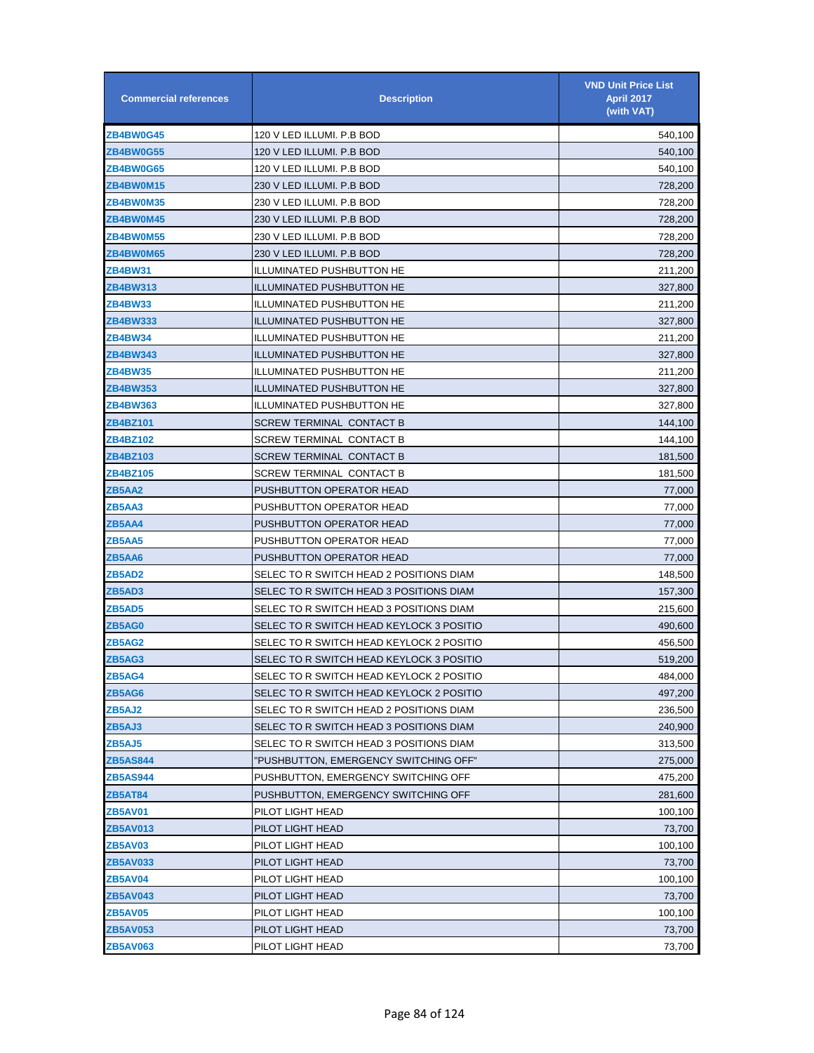| Commercial references | Description | VND Unit Price List April 2017 (with VAT) |
|---|---|---|
| ZB4BW0G45 | 120 V LED ILLUMI. P.B BOD | 540,100 |
| ZB4BW0G55 | 120 V LED ILLUMI. P.B BOD | 540,100 |
| ZB4BW0G65 | 120 V LED ILLUMI. P.B BOD | 540,100 |
| ZB4BW0M15 | 230 V LED ILLUMI. P.B BOD | 728,200 |
| ZB4BW0M35 | 230 V LED ILLUMI. P.B BOD | 728,200 |
| ZB4BW0M45 | 230 V LED ILLUMI. P.B BOD | 728,200 |
| ZB4BW0M55 | 230 V LED ILLUMI. P.B BOD | 728,200 |
| ZB4BW0M65 | 230 V LED ILLUMI. P.B BOD | 728,200 |
| ZB4BW31 | ILLUMINATED PUSHBUTTON HE | 211,200 |
| ZB4BW313 | ILLUMINATED PUSHBUTTON HE | 327,800 |
| ZB4BW33 | ILLUMINATED PUSHBUTTON HE | 211,200 |
| ZB4BW333 | ILLUMINATED PUSHBUTTON HE | 327,800 |
| ZB4BW34 | ILLUMINATED PUSHBUTTON HE | 211,200 |
| ZB4BW343 | ILLUMINATED PUSHBUTTON HE | 327,800 |
| ZB4BW35 | ILLUMINATED PUSHBUTTON HE | 211,200 |
| ZB4BW353 | ILLUMINATED PUSHBUTTON HE | 327,800 |
| ZB4BW363 | ILLUMINATED PUSHBUTTON HE | 327,800 |
| ZB4BZ101 | SCREW TERMINAL CONTACT B | 144,100 |
| ZB4BZ102 | SCREW TERMINAL CONTACT B | 144,100 |
| ZB4BZ103 | SCREW TERMINAL CONTACT B | 181,500 |
| ZB4BZ105 | SCREW TERMINAL CONTACT B | 181,500 |
| ZB5AA2 | PUSHBUTTON OPERATOR HEAD | 77,000 |
| ZB5AA3 | PUSHBUTTON OPERATOR HEAD | 77,000 |
| ZB5AA4 | PUSHBUTTON OPERATOR HEAD | 77,000 |
| ZB5AA5 | PUSHBUTTON OPERATOR HEAD | 77,000 |
| ZB5AA6 | PUSHBUTTON OPERATOR HEAD | 77,000 |
| ZB5AD2 | SELEC TO R SWITCH HEAD 2 POSITIONS DIAM | 148,500 |
| ZB5AD3 | SELEC TO R SWITCH HEAD 3 POSITIONS DIAM | 157,300 |
| ZB5AD5 | SELEC TO R SWITCH HEAD 3 POSITIONS DIAM | 215,600 |
| ZB5AG0 | SELEC TO R SWITCH HEAD KEYLOCK 3 POSITIO | 490,600 |
| ZB5AG2 | SELEC TO R SWITCH HEAD KEYLOCK 2 POSITIO | 456,500 |
| ZB5AG3 | SELEC TO R SWITCH HEAD KEYLOCK 3 POSITIO | 519,200 |
| ZB5AG4 | SELEC TO R SWITCH HEAD KEYLOCK 2 POSITIO | 484,000 |
| ZB5AG6 | SELEC TO R SWITCH HEAD KEYLOCK 2 POSITIO | 497,200 |
| ZB5AJ2 | SELEC TO R SWITCH HEAD 2 POSITIONS DIAM | 236,500 |
| ZB5AJ3 | SELEC TO R SWITCH HEAD 3 POSITIONS DIAM | 240,900 |
| ZB5AJ5 | SELEC TO R SWITCH HEAD 3 POSITIONS DIAM | 313,500 |
| ZB5AS844 | "PUSHBUTTON, EMERGENCY SWITCHING OFF" | 275,000 |
| ZB5AS944 | PUSHBUTTON, EMERGENCY SWITCHING OFF | 475,200 |
| ZB5AT84 | PUSHBUTTON, EMERGENCY SWITCHING OFF | 281,600 |
| ZB5AV01 | PILOT LIGHT HEAD | 100,100 |
| ZB5AV013 | PILOT LIGHT HEAD | 73,700 |
| ZB5AV03 | PILOT LIGHT HEAD | 100,100 |
| ZB5AV033 | PILOT LIGHT HEAD | 73,700 |
| ZB5AV04 | PILOT LIGHT HEAD | 100,100 |
| ZB5AV043 | PILOT LIGHT HEAD | 73,700 |
| ZB5AV05 | PILOT LIGHT HEAD | 100,100 |
| ZB5AV053 | PILOT LIGHT HEAD | 73,700 |
| ZB5AV063 | PILOT LIGHT HEAD | 73,700 |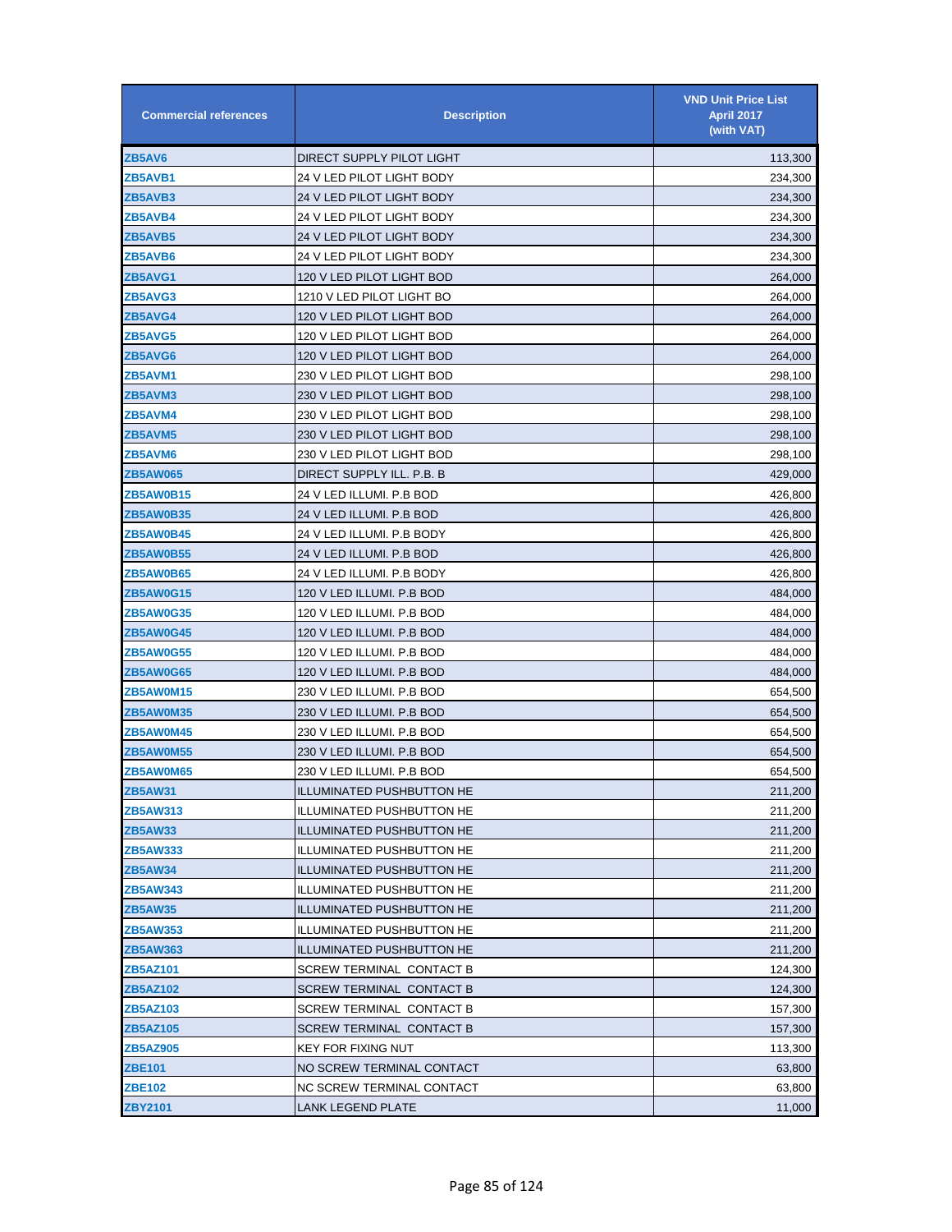| Commercial references | Description | VND Unit Price List April 2017 (with VAT) |
|---|---|---|
| ZB5AV6 | DIRECT SUPPLY PILOT LIGHT | 113,300 |
| ZB5AVB1 | 24 V LED PILOT LIGHT BODY | 234,300 |
| ZB5AVB3 | 24 V LED PILOT LIGHT BODY | 234,300 |
| ZB5AVB4 | 24 V LED PILOT LIGHT BODY | 234,300 |
| ZB5AVB5 | 24 V LED PILOT LIGHT BODY | 234,300 |
| ZB5AVB6 | 24 V LED PILOT LIGHT BODY | 234,300 |
| ZB5AVG1 | 120 V LED PILOT LIGHT BOD | 264,000 |
| ZB5AVG3 | 1210 V LED PILOT LIGHT BO | 264,000 |
| ZB5AVG4 | 120 V LED PILOT LIGHT BOD | 264,000 |
| ZB5AVG5 | 120 V LED PILOT LIGHT BOD | 264,000 |
| ZB5AVG6 | 120 V LED PILOT LIGHT BOD | 264,000 |
| ZB5AVM1 | 230 V LED PILOT LIGHT BOD | 298,100 |
| ZB5AVM3 | 230 V LED PILOT LIGHT BOD | 298,100 |
| ZB5AVM4 | 230 V LED PILOT LIGHT BOD | 298,100 |
| ZB5AVM5 | 230 V LED PILOT LIGHT BOD | 298,100 |
| ZB5AVM6 | 230 V LED PILOT LIGHT BOD | 298,100 |
| ZB5AW065 | DIRECT SUPPLY ILL. P.B. B | 429,000 |
| ZB5AW0B15 | 24 V LED ILLUMI. P.B BOD | 426,800 |
| ZB5AW0B35 | 24 V LED ILLUMI. P.B BOD | 426,800 |
| ZB5AW0B45 | 24 V LED ILLUMI. P.B BODY | 426,800 |
| ZB5AW0B55 | 24 V LED ILLUMI. P.B BOD | 426,800 |
| ZB5AW0B65 | 24 V LED ILLUMI. P.B BODY | 426,800 |
| ZB5AW0G15 | 120 V LED ILLUMI. P.B BOD | 484,000 |
| ZB5AW0G35 | 120 V LED ILLUMI. P.B BOD | 484,000 |
| ZB5AW0G45 | 120 V LED ILLUMI. P.B BOD | 484,000 |
| ZB5AW0G55 | 120 V LED ILLUMI. P.B BOD | 484,000 |
| ZB5AW0G65 | 120 V LED ILLUMI. P.B BOD | 484,000 |
| ZB5AW0M15 | 230 V LED ILLUMI. P.B BOD | 654,500 |
| ZB5AW0M35 | 230 V LED ILLUMI. P.B BOD | 654,500 |
| ZB5AW0M45 | 230 V LED ILLUMI. P.B BOD | 654,500 |
| ZB5AW0M55 | 230 V LED ILLUMI. P.B BOD | 654,500 |
| ZB5AW0M65 | 230 V LED ILLUMI. P.B BOD | 654,500 |
| ZB5AW31 | ILLUMINATED PUSHBUTTON HE | 211,200 |
| ZB5AW313 | ILLUMINATED PUSHBUTTON HE | 211,200 |
| ZB5AW33 | ILLUMINATED PUSHBUTTON HE | 211,200 |
| ZB5AW333 | ILLUMINATED PUSHBUTTON HE | 211,200 |
| ZB5AW34 | ILLUMINATED PUSHBUTTON HE | 211,200 |
| ZB5AW343 | ILLUMINATED PUSHBUTTON HE | 211,200 |
| ZB5AW35 | ILLUMINATED PUSHBUTTON HE | 211,200 |
| ZB5AW353 | ILLUMINATED PUSHBUTTON HE | 211,200 |
| ZB5AW363 | ILLUMINATED PUSHBUTTON HE | 211,200 |
| ZB5AZ101 | SCREW TERMINAL CONTACT B | 124,300 |
| ZB5AZ102 | SCREW TERMINAL CONTACT B | 124,300 |
| ZB5AZ103 | SCREW TERMINAL CONTACT B | 157,300 |
| ZB5AZ105 | SCREW TERMINAL CONTACT B | 157,300 |
| ZB5AZ905 | KEY FOR FIXING NUT | 113,300 |
| ZBE101 | NO SCREW TERMINAL CONTACT | 63,800 |
| ZBE102 | NC SCREW TERMINAL CONTACT | 63,800 |
| ZBY2101 | LANK LEGEND PLATE | 11,000 |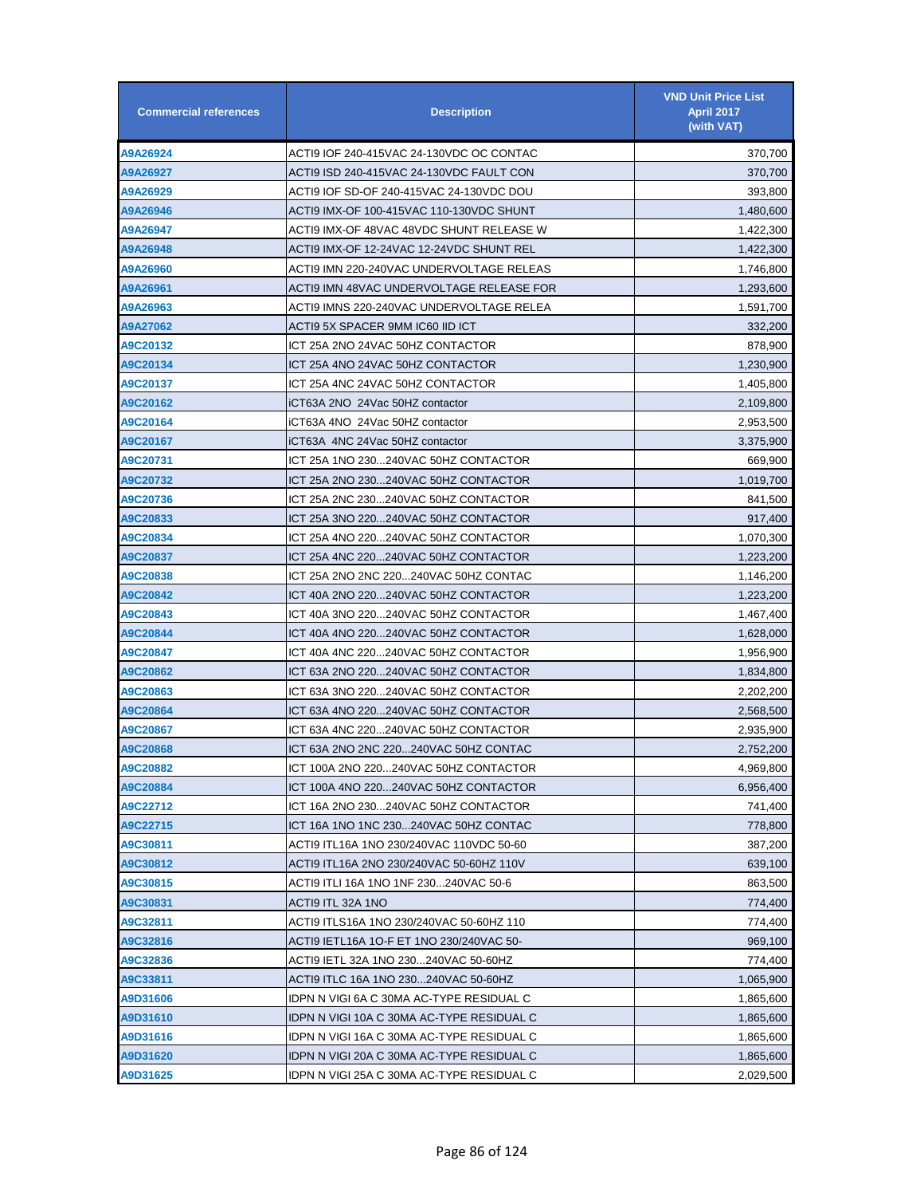| Commercial references | Description | VND Unit Price List April 2017 (with VAT) |
|---|---|---|
| A9A26924 | ACTI9 IOF 240-415VAC 24-130VDC OC CONTAC | 370,700 |
| A9A26927 | ACTI9 ISD 240-415VAC 24-130VDC FAULT CON | 370,700 |
| A9A26929 | ACTI9 IOF SD-OF 240-415VAC 24-130VDC DOU | 393,800 |
| A9A26946 | ACTI9 IMX-OF 100-415VAC 110-130VDC SHUNT | 1,480,600 |
| A9A26947 | ACTI9 IMX-OF 48VAC 48VDC SHUNT RELEASE W | 1,422,300 |
| A9A26948 | ACTI9 IMX-OF 12-24VAC 12-24VDC SHUNT REL | 1,422,300 |
| A9A26960 | ACTI9 IMN 220-240VAC UNDERVOLTAGE RELEAS | 1,746,800 |
| A9A26961 | ACTI9 IMN 48VAC UNDERVOLTAGE RELEASE FOR | 1,293,600 |
| A9A26963 | ACTI9 IMNS 220-240VAC UNDERVOLTAGE RELEA | 1,591,700 |
| A9A27062 | ACTI9 5X SPACER 9MM IC60 IID ICT | 332,200 |
| A9C20132 | ICT 25A 2NO 24VAC 50HZ CONTACTOR | 878,900 |
| A9C20134 | ICT 25A 4NO 24VAC 50HZ CONTACTOR | 1,230,900 |
| A9C20137 | ICT 25A 4NC 24VAC 50HZ CONTACTOR | 1,405,800 |
| A9C20162 | iCT63A 2NO 24Vac 50HZ contactor | 2,109,800 |
| A9C20164 | iCT63A 4NO 24Vac 50HZ contactor | 2,953,500 |
| A9C20167 | iCT63A 4NC 24Vac 50HZ contactor | 3,375,900 |
| A9C20731 | ICT 25A 1NO 230...240VAC 50HZ CONTACTOR | 669,900 |
| A9C20732 | ICT 25A 2NO 230...240VAC 50HZ CONTACTOR | 1,019,700 |
| A9C20736 | ICT 25A 2NC 230...240VAC 50HZ CONTACTOR | 841,500 |
| A9C20833 | ICT 25A 3NO 220...240VAC 50HZ CONTACTOR | 917,400 |
| A9C20834 | ICT 25A 4NO 220...240VAC 50HZ CONTACTOR | 1,070,300 |
| A9C20837 | ICT 25A 4NC 220...240VAC 50HZ CONTACTOR | 1,223,200 |
| A9C20838 | ICT 25A 2NO 2NC 220...240VAC 50HZ CONTAC | 1,146,200 |
| A9C20842 | ICT 40A 2NO 220...240VAC 50HZ CONTACTOR | 1,223,200 |
| A9C20843 | ICT 40A 3NO 220...240VAC 50HZ CONTACTOR | 1,467,400 |
| A9C20844 | ICT 40A 4NO 220...240VAC 50HZ CONTACTOR | 1,628,000 |
| A9C20847 | ICT 40A 4NC 220...240VAC 50HZ CONTACTOR | 1,956,900 |
| A9C20862 | ICT 63A 2NO 220...240VAC 50HZ CONTACTOR | 1,834,800 |
| A9C20863 | ICT 63A 3NO 220...240VAC 50HZ CONTACTOR | 2,202,200 |
| A9C20864 | ICT 63A 4NO 220...240VAC 50HZ CONTACTOR | 2,568,500 |
| A9C20867 | ICT 63A 4NC 220...240VAC 50HZ CONTACTOR | 2,935,900 |
| A9C20868 | ICT 63A 2NO 2NC 220...240VAC 50HZ CONTAC | 2,752,200 |
| A9C20882 | ICT 100A 2NO 220...240VAC 50HZ CONTACTOR | 4,969,800 |
| A9C20884 | ICT 100A 4NO 220...240VAC 50HZ CONTACTOR | 6,956,400 |
| A9C22712 | ICT 16A 2NO 230...240VAC 50HZ CONTACTOR | 741,400 |
| A9C22715 | ICT 16A 1NO 1NC 230...240VAC 50HZ CONTAC | 778,800 |
| A9C30811 | ACTI9 ITL16A 1NO 230/240VAC 110VDC 50-60 | 387,200 |
| A9C30812 | ACTI9 ITL16A 2NO 230/240VAC 50-60HZ 110V | 639,100 |
| A9C30815 | ACTI9 ITLI 16A 1NO 1NF 230...240VAC 50-6 | 863,500 |
| A9C30831 | ACTI9 ITL 32A 1NO | 774,400 |
| A9C32811 | ACTI9 ITLS16A 1NO 230/240VAC 50-60HZ 110 | 774,400 |
| A9C32816 | ACTI9 IETL16A 1O-F ET 1NO 230/240VAC 50- | 969,100 |
| A9C32836 | ACTI9 IETL 32A 1NO 230...240VAC 50-60HZ | 774,400 |
| A9C33811 | ACTI9 ITLC 16A 1NO 230...240VAC 50-60HZ | 1,065,900 |
| A9D31606 | IDPN N VIGI 6A C 30MA AC-TYPE RESIDUAL C | 1,865,600 |
| A9D31610 | IDPN N VIGI 10A C 30MA AC-TYPE RESIDUAL C | 1,865,600 |
| A9D31616 | IDPN N VIGI 16A C 30MA AC-TYPE RESIDUAL C | 1,865,600 |
| A9D31620 | IDPN N VIGI 20A C 30MA AC-TYPE RESIDUAL C | 1,865,600 |
| A9D31625 | IDPN N VIGI 25A C 30MA AC-TYPE RESIDUAL C | 2,029,500 |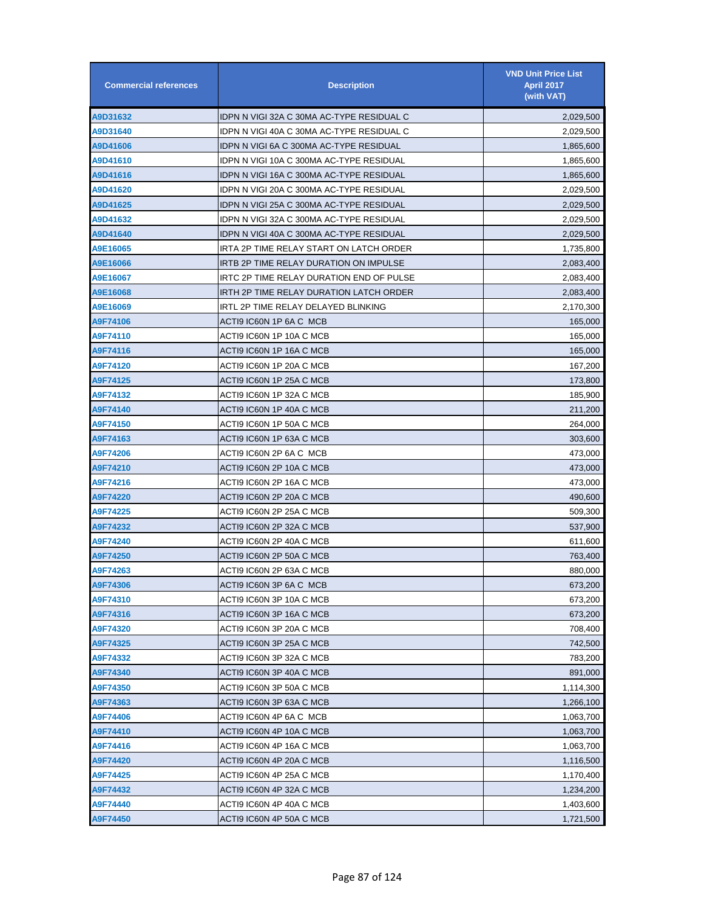| Commercial references | Description | VND Unit Price List April 2017 (with VAT) |
|---|---|---|
| A9D31632 | IDPN N VIGI 32A C 30MA AC-TYPE RESIDUAL C | 2,029,500 |
| A9D31640 | IDPN N VIGI 40A C 30MA AC-TYPE RESIDUAL C | 2,029,500 |
| A9D41606 | IDPN N VIGI 6A C 300MA AC-TYPE RESIDUAL | 1,865,600 |
| A9D41610 | IDPN N VIGI 10A C 300MA AC-TYPE RESIDUAL | 1,865,600 |
| A9D41616 | IDPN N VIGI 16A C 300MA AC-TYPE RESIDUAL | 1,865,600 |
| A9D41620 | IDPN N VIGI 20A C 300MA AC-TYPE RESIDUAL | 2,029,500 |
| A9D41625 | IDPN N VIGI 25A C 300MA AC-TYPE RESIDUAL | 2,029,500 |
| A9D41632 | IDPN N VIGI 32A C 300MA AC-TYPE RESIDUAL | 2,029,500 |
| A9D41640 | IDPN N VIGI 40A C 300MA AC-TYPE RESIDUAL | 2,029,500 |
| A9E16065 | IRTA 2P TIME RELAY START ON LATCH ORDER | 1,735,800 |
| A9E16066 | IRTB 2P TIME RELAY DURATION ON IMPULSE | 2,083,400 |
| A9E16067 | IRTC 2P TIME RELAY DURATION END OF PULSE | 2,083,400 |
| A9E16068 | IRTH 2P TIME RELAY DURATION LATCH ORDER | 2,083,400 |
| A9E16069 | IRTL 2P TIME RELAY DELAYED BLINKING | 2,170,300 |
| A9F74106 | ACTI9 IC60N 1P 6A C MCB | 165,000 |
| A9F74110 | ACTI9 IC60N 1P 10A C MCB | 165,000 |
| A9F74116 | ACTI9 IC60N 1P 16A C MCB | 165,000 |
| A9F74120 | ACTI9 IC60N 1P 20A C MCB | 167,200 |
| A9F74125 | ACTI9 IC60N 1P 25A C MCB | 173,800 |
| A9F74132 | ACTI9 IC60N 1P 32A C MCB | 185,900 |
| A9F74140 | ACTI9 IC60N 1P 40A C MCB | 211,200 |
| A9F74150 | ACTI9 IC60N 1P 50A C MCB | 264,000 |
| A9F74163 | ACTI9 IC60N 1P 63A C MCB | 303,600 |
| A9F74206 | ACTI9 IC60N 2P 6A C MCB | 473,000 |
| A9F74210 | ACTI9 IC60N 2P 10A C MCB | 473,000 |
| A9F74216 | ACTI9 IC60N 2P 16A C MCB | 473,000 |
| A9F74220 | ACTI9 IC60N 2P 20A C MCB | 490,600 |
| A9F74225 | ACTI9 IC60N 2P 25A C MCB | 509,300 |
| A9F74232 | ACTI9 IC60N 2P 32A C MCB | 537,900 |
| A9F74240 | ACTI9 IC60N 2P 40A C MCB | 611,600 |
| A9F74250 | ACTI9 IC60N 2P 50A C MCB | 763,400 |
| A9F74263 | ACTI9 IC60N 2P 63A C MCB | 880,000 |
| A9F74306 | ACTI9 IC60N 3P 6A C MCB | 673,200 |
| A9F74310 | ACTI9 IC60N 3P 10A C MCB | 673,200 |
| A9F74316 | ACTI9 IC60N 3P 16A C MCB | 673,200 |
| A9F74320 | ACTI9 IC60N 3P 20A C MCB | 708,400 |
| A9F74325 | ACTI9 IC60N 3P 25A C MCB | 742,500 |
| A9F74332 | ACTI9 IC60N 3P 32A C MCB | 783,200 |
| A9F74340 | ACTI9 IC60N 3P 40A C MCB | 891,000 |
| A9F74350 | ACTI9 IC60N 3P 50A C MCB | 1,114,300 |
| A9F74363 | ACTI9 IC60N 3P 63A C MCB | 1,266,100 |
| A9F74406 | ACTI9 IC60N 4P 6A C MCB | 1,063,700 |
| A9F74410 | ACTI9 IC60N 4P 10A C MCB | 1,063,700 |
| A9F74416 | ACTI9 IC60N 4P 16A C MCB | 1,063,700 |
| A9F74420 | ACTI9 IC60N 4P 20A C MCB | 1,116,500 |
| A9F74425 | ACTI9 IC60N 4P 25A C MCB | 1,170,400 |
| A9F74432 | ACTI9 IC60N 4P 32A C MCB | 1,234,200 |
| A9F74440 | ACTI9 IC60N 4P 40A C MCB | 1,403,600 |
| A9F74450 | ACTI9 IC60N 4P 50A C MCB | 1,721,500 |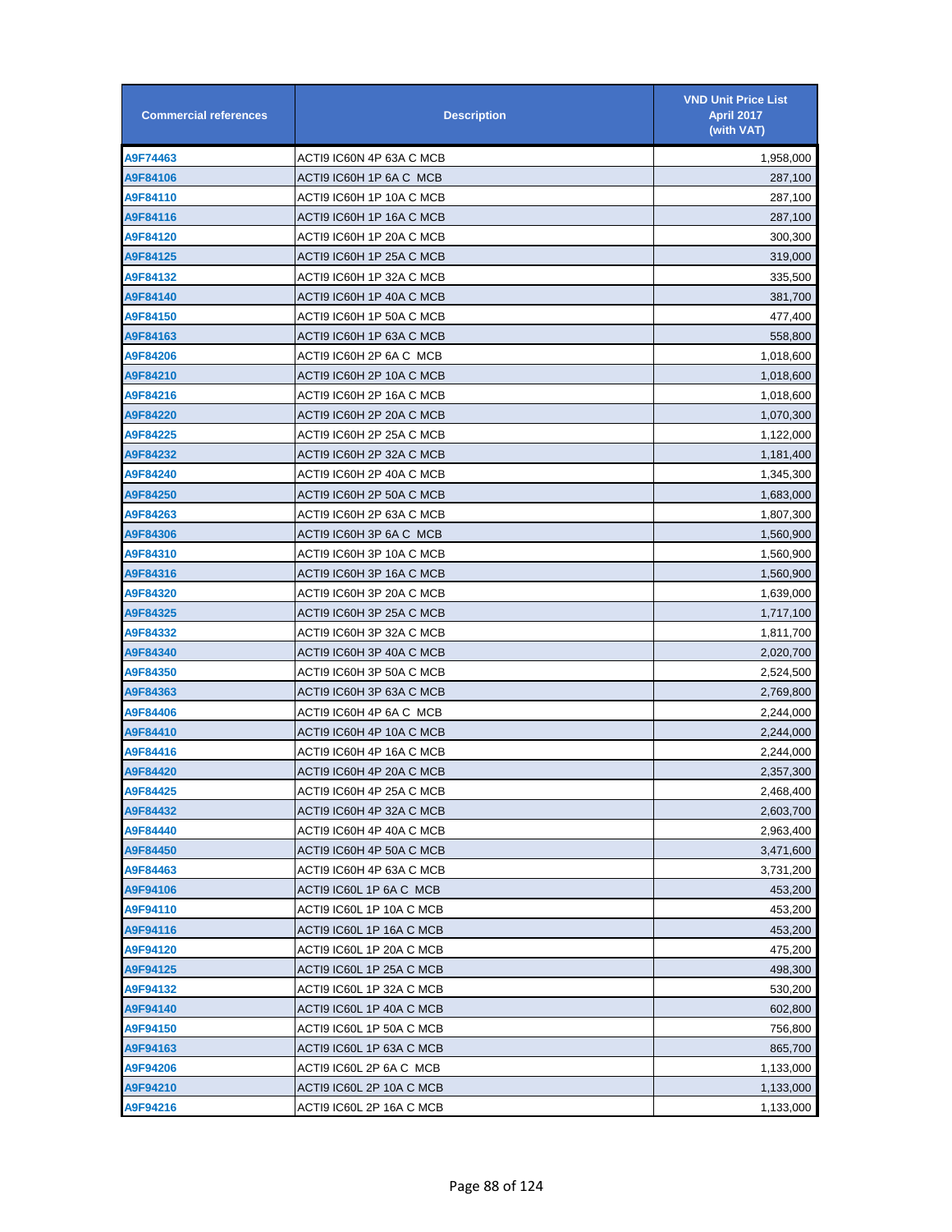| Commercial references | Description | VND Unit Price List April 2017 (with VAT) |
|---|---|---|
| A9F74463 | ACTI9 IC60N 4P 63A C MCB | 1,958,000 |
| A9F84106 | ACTI9 IC60H 1P 6A C MCB | 287,100 |
| A9F84110 | ACTI9 IC60H 1P 10A C MCB | 287,100 |
| A9F84116 | ACTI9 IC60H 1P 16A C MCB | 287,100 |
| A9F84120 | ACTI9 IC60H 1P 20A C MCB | 300,300 |
| A9F84125 | ACTI9 IC60H 1P 25A C MCB | 319,000 |
| A9F84132 | ACTI9 IC60H 1P 32A C MCB | 335,500 |
| A9F84140 | ACTI9 IC60H 1P 40A C MCB | 381,700 |
| A9F84150 | ACTI9 IC60H 1P 50A C MCB | 477,400 |
| A9F84163 | ACTI9 IC60H 1P 63A C MCB | 558,800 |
| A9F84206 | ACTI9 IC60H 2P 6A C MCB | 1,018,600 |
| A9F84210 | ACTI9 IC60H 2P 10A C MCB | 1,018,600 |
| A9F84216 | ACTI9 IC60H 2P 16A C MCB | 1,018,600 |
| A9F84220 | ACTI9 IC60H 2P 20A C MCB | 1,070,300 |
| A9F84225 | ACTI9 IC60H 2P 25A C MCB | 1,122,000 |
| A9F84232 | ACTI9 IC60H 2P 32A C MCB | 1,181,400 |
| A9F84240 | ACTI9 IC60H 2P 40A C MCB | 1,345,300 |
| A9F84250 | ACTI9 IC60H 2P 50A C MCB | 1,683,000 |
| A9F84263 | ACTI9 IC60H 2P 63A C MCB | 1,807,300 |
| A9F84306 | ACTI9 IC60H 3P 6A C MCB | 1,560,900 |
| A9F84310 | ACTI9 IC60H 3P 10A C MCB | 1,560,900 |
| A9F84316 | ACTI9 IC60H 3P 16A C MCB | 1,560,900 |
| A9F84320 | ACTI9 IC60H 3P 20A C MCB | 1,639,000 |
| A9F84325 | ACTI9 IC60H 3P 25A C MCB | 1,717,100 |
| A9F84332 | ACTI9 IC60H 3P 32A C MCB | 1,811,700 |
| A9F84340 | ACTI9 IC60H 3P 40A C MCB | 2,020,700 |
| A9F84350 | ACTI9 IC60H 3P 50A C MCB | 2,524,500 |
| A9F84363 | ACTI9 IC60H 3P 63A C MCB | 2,769,800 |
| A9F84406 | ACTI9 IC60H 4P 6A C MCB | 2,244,000 |
| A9F84410 | ACTI9 IC60H 4P 10A C MCB | 2,244,000 |
| A9F84416 | ACTI9 IC60H 4P 16A C MCB | 2,244,000 |
| A9F84420 | ACTI9 IC60H 4P 20A C MCB | 2,357,300 |
| A9F84425 | ACTI9 IC60H 4P 25A C MCB | 2,468,400 |
| A9F84432 | ACTI9 IC60H 4P 32A C MCB | 2,603,700 |
| A9F84440 | ACTI9 IC60H 4P 40A C MCB | 2,963,400 |
| A9F84450 | ACTI9 IC60H 4P 50A C MCB | 3,471,600 |
| A9F84463 | ACTI9 IC60H 4P 63A C MCB | 3,731,200 |
| A9F94106 | ACTI9 IC60L 1P 6A C MCB | 453,200 |
| A9F94110 | ACTI9 IC60L 1P 10A C MCB | 453,200 |
| A9F94116 | ACTI9 IC60L 1P 16A C MCB | 453,200 |
| A9F94120 | ACTI9 IC60L 1P 20A C MCB | 475,200 |
| A9F94125 | ACTI9 IC60L 1P 25A C MCB | 498,300 |
| A9F94132 | ACTI9 IC60L 1P 32A C MCB | 530,200 |
| A9F94140 | ACTI9 IC60L 1P 40A C MCB | 602,800 |
| A9F94150 | ACTI9 IC60L 1P 50A C MCB | 756,800 |
| A9F94163 | ACTI9 IC60L 1P 63A C MCB | 865,700 |
| A9F94206 | ACTI9 IC60L 2P 6A C MCB | 1,133,000 |
| A9F94210 | ACTI9 IC60L 2P 10A C MCB | 1,133,000 |
| A9F94216 | ACTI9 IC60L 2P 16A C MCB | 1,133,000 |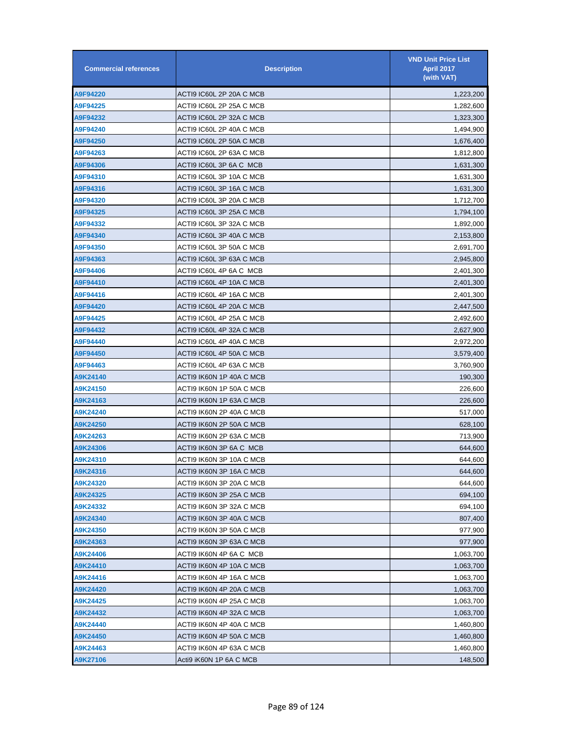| Commercial references | Description | VND Unit Price List April 2017 (with VAT) |
|---|---|---|
| A9F94220 | ACTI9 IC60L 2P 20A C MCB | 1,223,200 |
| A9F94225 | ACTI9 IC60L 2P 25A C MCB | 1,282,600 |
| A9F94232 | ACTI9 IC60L 2P 32A C MCB | 1,323,300 |
| A9F94240 | ACTI9 IC60L 2P 40A C MCB | 1,494,900 |
| A9F94250 | ACTI9 IC60L 2P 50A C MCB | 1,676,400 |
| A9F94263 | ACTI9 IC60L 2P 63A C MCB | 1,812,800 |
| A9F94306 | ACTI9 IC60L 3P 6A C MCB | 1,631,300 |
| A9F94310 | ACTI9 IC60L 3P 10A C MCB | 1,631,300 |
| A9F94316 | ACTI9 IC60L 3P 16A C MCB | 1,631,300 |
| A9F94320 | ACTI9 IC60L 3P 20A C MCB | 1,712,700 |
| A9F94325 | ACTI9 IC60L 3P 25A C MCB | 1,794,100 |
| A9F94332 | ACTI9 IC60L 3P 32A C MCB | 1,892,000 |
| A9F94340 | ACTI9 IC60L 3P 40A C MCB | 2,153,800 |
| A9F94350 | ACTI9 IC60L 3P 50A C MCB | 2,691,700 |
| A9F94363 | ACTI9 IC60L 3P 63A C MCB | 2,945,800 |
| A9F94406 | ACTI9 IC60L 4P 6A C MCB | 2,401,300 |
| A9F94410 | ACTI9 IC60L 4P 10A C MCB | 2,401,300 |
| A9F94416 | ACTI9 IC60L 4P 16A C MCB | 2,401,300 |
| A9F94420 | ACTI9 IC60L 4P 20A C MCB | 2,447,500 |
| A9F94425 | ACTI9 IC60L 4P 25A C MCB | 2,492,600 |
| A9F94432 | ACTI9 IC60L 4P 32A C MCB | 2,627,900 |
| A9F94440 | ACTI9 IC60L 4P 40A C MCB | 2,972,200 |
| A9F94450 | ACTI9 IC60L 4P 50A C MCB | 3,579,400 |
| A9F94463 | ACTI9 IC60L 4P 63A C MCB | 3,760,900 |
| A9K24140 | ACTI9 IK60N 1P 40A C MCB | 190,300 |
| A9K24150 | ACTI9 IK60N 1P 50A C MCB | 226,600 |
| A9K24163 | ACTI9 IK60N 1P 63A C MCB | 226,600 |
| A9K24240 | ACTI9 IK60N 2P 40A C MCB | 517,000 |
| A9K24250 | ACTI9 IK60N 2P 50A C MCB | 628,100 |
| A9K24263 | ACTI9 IK60N 2P 63A C MCB | 713,900 |
| A9K24306 | ACTI9 IK60N 3P 6A C MCB | 644,600 |
| A9K24310 | ACTI9 IK60N 3P 10A C MCB | 644,600 |
| A9K24316 | ACTI9 IK60N 3P 16A C MCB | 644,600 |
| A9K24320 | ACTI9 IK60N 3P 20A C MCB | 644,600 |
| A9K24325 | ACTI9 IK60N 3P 25A C MCB | 694,100 |
| A9K24332 | ACTI9 IK60N 3P 32A C MCB | 694,100 |
| A9K24340 | ACTI9 IK60N 3P 40A C MCB | 807,400 |
| A9K24350 | ACTI9 IK60N 3P 50A C MCB | 977,900 |
| A9K24363 | ACTI9 IK60N 3P 63A C MCB | 977,900 |
| A9K24406 | ACTI9 IK60N 4P 6A C MCB | 1,063,700 |
| A9K24410 | ACTI9 IK60N 4P 10A C MCB | 1,063,700 |
| A9K24416 | ACTI9 IK60N 4P 16A C MCB | 1,063,700 |
| A9K24420 | ACTI9 IK60N 4P 20A C MCB | 1,063,700 |
| A9K24425 | ACTI9 IK60N 4P 25A C MCB | 1,063,700 |
| A9K24432 | ACTI9 IK60N 4P 32A C MCB | 1,063,700 |
| A9K24440 | ACTI9 IK60N 4P 40A C MCB | 1,460,800 |
| A9K24450 | ACTI9 IK60N 4P 50A C MCB | 1,460,800 |
| A9K24463 | ACTI9 IK60N 4P 63A C MCB | 1,460,800 |
| A9K27106 | Acti9 iK60N 1P 6A C MCB | 148,500 |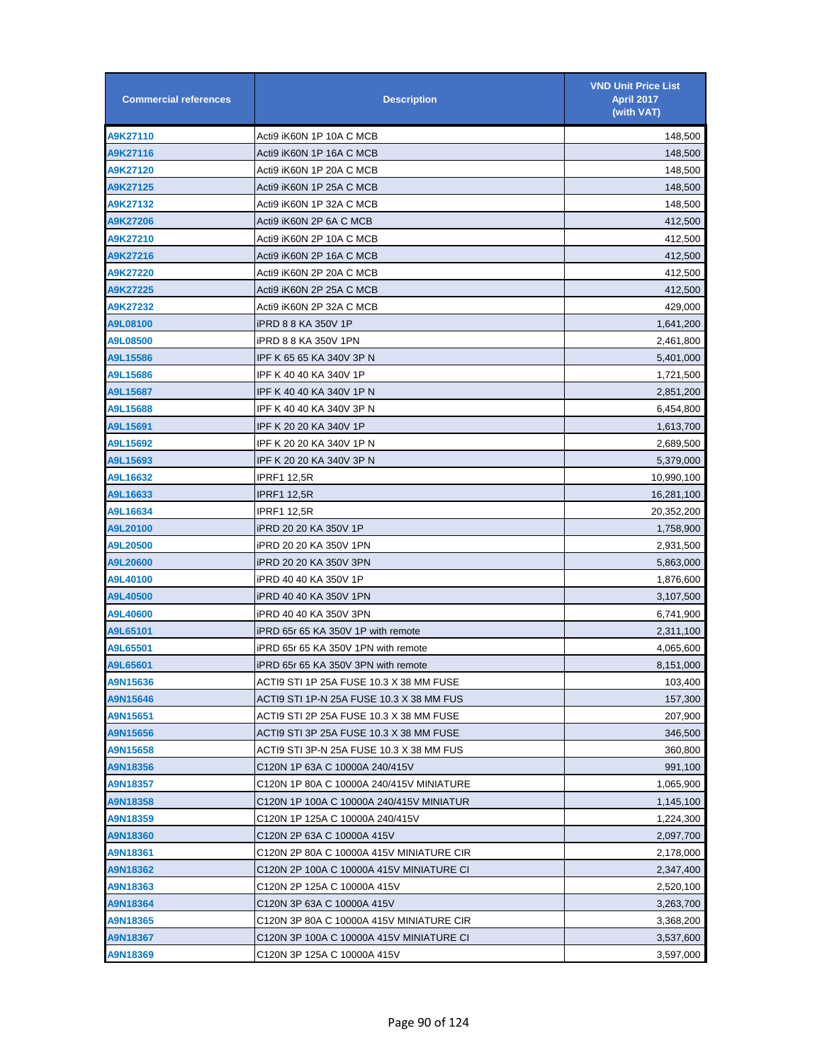| Commercial references | Description | VND Unit Price List April 2017 (with VAT) |
|---|---|---|
| A9K27110 | Acti9 iK60N 1P 10A C MCB | 148,500 |
| A9K27116 | Acti9 iK60N 1P 16A C MCB | 148,500 |
| A9K27120 | Acti9 iK60N 1P 20A C MCB | 148,500 |
| A9K27125 | Acti9 iK60N 1P 25A C MCB | 148,500 |
| A9K27132 | Acti9 iK60N 1P 32A C MCB | 148,500 |
| A9K27206 | Acti9 iK60N 2P 6A C MCB | 412,500 |
| A9K27210 | Acti9 iK60N 2P 10A C MCB | 412,500 |
| A9K27216 | Acti9 iK60N 2P 16A C MCB | 412,500 |
| A9K27220 | Acti9 iK60N 2P 20A C MCB | 412,500 |
| A9K27225 | Acti9 iK60N 2P 25A C MCB | 412,500 |
| A9K27232 | Acti9 iK60N 2P 32A C MCB | 429,000 |
| A9L08100 | iPRD 8 8 KA 350V 1P | 1,641,200 |
| A9L08500 | iPRD 8 8 KA 350V 1PN | 2,461,800 |
| A9L15586 | IPF K 65 65 KA 340V 3P N | 5,401,000 |
| A9L15686 | IPF K 40 40 KA 340V 1P | 1,721,500 |
| A9L15687 | IPF K 40 40 KA 340V 1P N | 2,851,200 |
| A9L15688 | IPF K 40 40 KA 340V 3P N | 6,454,800 |
| A9L15691 | IPF K 20 20 KA 340V 1P | 1,613,700 |
| A9L15692 | IPF K 20 20 KA 340V 1P N | 2,689,500 |
| A9L15693 | IPF K 20 20 KA 340V 3P N | 5,379,000 |
| A9L16632 | IPRF1 12,5R | 10,990,100 |
| A9L16633 | IPRF1 12,5R | 16,281,100 |
| A9L16634 | IPRF1 12,5R | 20,352,200 |
| A9L20100 | iPRD 20 20 KA 350V 1P | 1,758,900 |
| A9L20500 | iPRD 20 20 KA 350V 1PN | 2,931,500 |
| A9L20600 | iPRD 20 20 KA 350V 3PN | 5,863,000 |
| A9L40100 | iPRD 40 40 KA 350V 1P | 1,876,600 |
| A9L40500 | iPRD 40 40 KA 350V 1PN | 3,107,500 |
| A9L40600 | iPRD 40 40 KA 350V 3PN | 6,741,900 |
| A9L65101 | iPRD 65r 65 KA 350V 1P with remote | 2,311,100 |
| A9L65501 | iPRD 65r 65 KA 350V 1PN with remote | 4,065,600 |
| A9L65601 | iPRD 65r 65 KA 350V 3PN with remote | 8,151,000 |
| A9N15636 | ACTI9 STI 1P 25A FUSE 10.3 X 38 MM FUSE | 103,400 |
| A9N15646 | ACTI9 STI 1P-N 25A FUSE 10.3 X 38 MM FUS | 157,300 |
| A9N15651 | ACTI9 STI 2P 25A FUSE 10.3 X 38 MM FUSE | 207,900 |
| A9N15656 | ACTI9 STI 3P 25A FUSE 10.3 X 38 MM FUSE | 346,500 |
| A9N15658 | ACTI9 STI 3P-N 25A FUSE 10.3 X 38 MM FUS | 360,800 |
| A9N18356 | C120N 1P 63A C 10000A 240/415V | 991,100 |
| A9N18357 | C120N 1P 80A C 10000A 240/415V MINIATURE | 1,065,900 |
| A9N18358 | C120N 1P 100A C 10000A 240/415V MINIATUR | 1,145,100 |
| A9N18359 | C120N 1P 125A C 10000A 240/415V | 1,224,300 |
| A9N18360 | C120N 2P 63A C 10000A 415V | 2,097,700 |
| A9N18361 | C120N 2P 80A C 10000A 415V MINIATURE CIR | 2,178,000 |
| A9N18362 | C120N 2P 100A C 10000A 415V MINIATURE CI | 2,347,400 |
| A9N18363 | C120N 2P 125A C 10000A 415V | 2,520,100 |
| A9N18364 | C120N 3P 63A C 10000A 415V | 3,263,700 |
| A9N18365 | C120N 3P 80A C 10000A 415V MINIATURE CIR | 3,368,200 |
| A9N18367 | C120N 3P 100A C 10000A 415V MINIATURE CI | 3,537,600 |
| A9N18369 | C120N 3P 125A C 10000A 415V | 3,597,000 |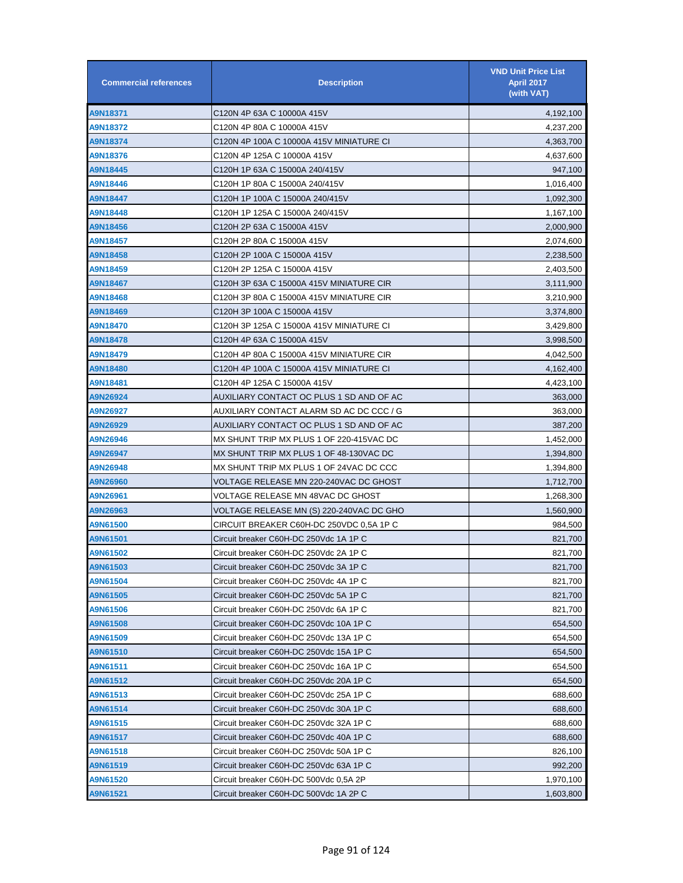| Commercial references | Description | VND Unit Price List April 2017 (with VAT) |
|---|---|---|
| A9N18371 | C120N 4P 63A C 10000A 415V | 4,192,100 |
| A9N18372 | C120N 4P 80A C 10000A 415V | 4,237,200 |
| A9N18374 | C120N 4P 100A C 10000A 415V MINIATURE CI | 4,363,700 |
| A9N18376 | C120N 4P 125A C 10000A 415V | 4,637,600 |
| A9N18445 | C120H 1P 63A C 15000A 240/415V | 947,100 |
| A9N18446 | C120H 1P 80A C 15000A 240/415V | 1,016,400 |
| A9N18447 | C120H 1P 100A C 15000A 240/415V | 1,092,300 |
| A9N18448 | C120H 1P 125A C 15000A 240/415V | 1,167,100 |
| A9N18456 | C120H 2P 63A C 15000A 415V | 2,000,900 |
| A9N18457 | C120H 2P 80A C 15000A 415V | 2,074,600 |
| A9N18458 | C120H 2P 100A C 15000A 415V | 2,238,500 |
| A9N18459 | C120H 2P 125A C 15000A 415V | 2,403,500 |
| A9N18467 | C120H 3P 63A C 15000A 415V MINIATURE CIR | 3,111,900 |
| A9N18468 | C120H 3P 80A C 15000A 415V MINIATURE CIR | 3,210,900 |
| A9N18469 | C120H 3P 100A C 15000A 415V | 3,374,800 |
| A9N18470 | C120H 3P 125A C 15000A 415V MINIATURE CI | 3,429,800 |
| A9N18478 | C120H 4P 63A C 15000A 415V | 3,998,500 |
| A9N18479 | C120H 4P 80A C 15000A 415V MINIATURE CIR | 4,042,500 |
| A9N18480 | C120H 4P 100A C 15000A 415V MINIATURE CI | 4,162,400 |
| A9N18481 | C120H 4P 125A C 15000A 415V | 4,423,100 |
| A9N26924 | AUXILIARY CONTACT OC PLUS 1 SD AND OF AC | 363,000 |
| A9N26927 | AUXILIARY CONTACT ALARM SD AC DC CCC / G | 363,000 |
| A9N26929 | AUXILIARY CONTACT OC PLUS 1 SD AND OF AC | 387,200 |
| A9N26946 | MX SHUNT TRIP MX PLUS 1 OF 220-415VAC DC | 1,452,000 |
| A9N26947 | MX SHUNT TRIP MX PLUS 1 OF 48-130VAC DC | 1,394,800 |
| A9N26948 | MX SHUNT TRIP MX PLUS 1 OF 24VAC DC CCC | 1,394,800 |
| A9N26960 | VOLTAGE RELEASE MN 220-240VAC DC GHOST | 1,712,700 |
| A9N26961 | VOLTAGE RELEASE MN 48VAC DC GHOST | 1,268,300 |
| A9N26963 | VOLTAGE RELEASE MN (S) 220-240VAC DC GHO | 1,560,900 |
| A9N61500 | CIRCUIT BREAKER C60H-DC 250VDC 0,5A 1P C | 984,500 |
| A9N61501 | Circuit breaker C60H-DC 250Vdc 1A 1P C | 821,700 |
| A9N61502 | Circuit breaker C60H-DC 250Vdc 2A 1P C | 821,700 |
| A9N61503 | Circuit breaker C60H-DC 250Vdc 3A 1P C | 821,700 |
| A9N61504 | Circuit breaker C60H-DC 250Vdc 4A 1P C | 821,700 |
| A9N61505 | Circuit breaker C60H-DC 250Vdc 5A 1P C | 821,700 |
| A9N61506 | Circuit breaker C60H-DC 250Vdc 6A 1P C | 821,700 |
| A9N61508 | Circuit breaker C60H-DC 250Vdc 10A 1P C | 654,500 |
| A9N61509 | Circuit breaker C60H-DC 250Vdc 13A 1P C | 654,500 |
| A9N61510 | Circuit breaker C60H-DC 250Vdc 15A 1P C | 654,500 |
| A9N61511 | Circuit breaker C60H-DC 250Vdc 16A 1P C | 654,500 |
| A9N61512 | Circuit breaker C60H-DC 250Vdc 20A 1P C | 654,500 |
| A9N61513 | Circuit breaker C60H-DC 250Vdc 25A 1P C | 688,600 |
| A9N61514 | Circuit breaker C60H-DC 250Vdc 30A 1P C | 688,600 |
| A9N61515 | Circuit breaker C60H-DC 250Vdc 32A 1P C | 688,600 |
| A9N61517 | Circuit breaker C60H-DC 250Vdc 40A 1P C | 688,600 |
| A9N61518 | Circuit breaker C60H-DC 250Vdc 50A 1P C | 826,100 |
| A9N61519 | Circuit breaker C60H-DC 250Vdc 63A 1P C | 992,200 |
| A9N61520 | Circuit breaker C60H-DC 500Vdc 0,5A 2P | 1,970,100 |
| A9N61521 | Circuit breaker C60H-DC 500Vdc 1A 2P C | 1,603,800 |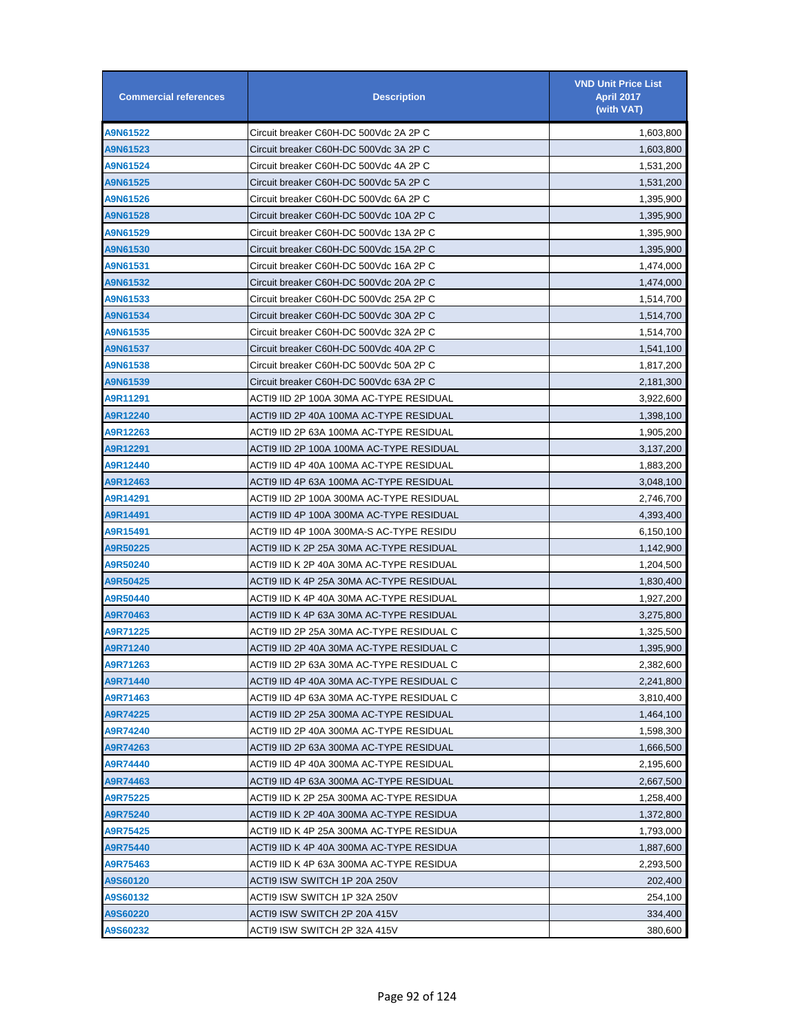| Commercial references | Description | VND Unit Price List April 2017 (with VAT) |
|---|---|---|
| A9N61522 | Circuit breaker C60H-DC 500Vdc 2A 2P C | 1,603,800 |
| A9N61523 | Circuit breaker C60H-DC 500Vdc 3A 2P C | 1,603,800 |
| A9N61524 | Circuit breaker C60H-DC 500Vdc 4A 2P C | 1,531,200 |
| A9N61525 | Circuit breaker C60H-DC 500Vdc 5A 2P C | 1,531,200 |
| A9N61526 | Circuit breaker C60H-DC 500Vdc 6A 2P C | 1,395,900 |
| A9N61528 | Circuit breaker C60H-DC 500Vdc 10A 2P C | 1,395,900 |
| A9N61529 | Circuit breaker C60H-DC 500Vdc 13A 2P C | 1,395,900 |
| A9N61530 | Circuit breaker C60H-DC 500Vdc 15A 2P C | 1,395,900 |
| A9N61531 | Circuit breaker C60H-DC 500Vdc 16A 2P C | 1,474,000 |
| A9N61532 | Circuit breaker C60H-DC 500Vdc 20A 2P C | 1,474,000 |
| A9N61533 | Circuit breaker C60H-DC 500Vdc 25A 2P C | 1,514,700 |
| A9N61534 | Circuit breaker C60H-DC 500Vdc 30A 2P C | 1,514,700 |
| A9N61535 | Circuit breaker C60H-DC 500Vdc 32A 2P C | 1,514,700 |
| A9N61537 | Circuit breaker C60H-DC 500Vdc 40A 2P C | 1,541,100 |
| A9N61538 | Circuit breaker C60H-DC 500Vdc 50A 2P C | 1,817,200 |
| A9N61539 | Circuit breaker C60H-DC 500Vdc 63A 2P C | 2,181,300 |
| A9R11291 | ACTI9 IID 2P 100A 30MA AC-TYPE RESIDUAL | 3,922,600 |
| A9R12240 | ACTI9 IID 2P 40A 100MA AC-TYPE RESIDUAL | 1,398,100 |
| A9R12263 | ACTI9 IID 2P 63A 100MA AC-TYPE RESIDUAL | 1,905,200 |
| A9R12291 | ACTI9 IID 2P 100A 100MA AC-TYPE RESIDUAL | 3,137,200 |
| A9R12440 | ACTI9 IID 4P 40A 100MA AC-TYPE RESIDUAL | 1,883,200 |
| A9R12463 | ACTI9 IID 4P 63A 100MA AC-TYPE RESIDUAL | 3,048,100 |
| A9R14291 | ACTI9 IID 2P 100A 300MA AC-TYPE RESIDUAL | 2,746,700 |
| A9R14491 | ACTI9 IID 4P 100A 300MA AC-TYPE RESIDUAL | 4,393,400 |
| A9R15491 | ACTI9 IID 4P 100A 300MA-S AC-TYPE RESIDU | 6,150,100 |
| A9R50225 | ACTI9 IID K 2P 25A 30MA AC-TYPE RESIDUAL | 1,142,900 |
| A9R50240 | ACTI9 IID K 2P 40A 30MA AC-TYPE RESIDUAL | 1,204,500 |
| A9R50425 | ACTI9 IID K 4P 25A 30MA AC-TYPE RESIDUAL | 1,830,400 |
| A9R50440 | ACTI9 IID K 4P 40A 30MA AC-TYPE RESIDUAL | 1,927,200 |
| A9R70463 | ACTI9 IID K 4P 63A 30MA AC-TYPE RESIDUAL | 3,275,800 |
| A9R71225 | ACTI9 IID 2P 25A 30MA AC-TYPE RESIDUAL C | 1,325,500 |
| A9R71240 | ACTI9 IID 2P 40A 30MA AC-TYPE RESIDUAL C | 1,395,900 |
| A9R71263 | ACTI9 IID 2P 63A 30MA AC-TYPE RESIDUAL C | 2,382,600 |
| A9R71440 | ACTI9 IID 4P 40A 30MA AC-TYPE RESIDUAL C | 2,241,800 |
| A9R71463 | ACTI9 IID 4P 63A 30MA AC-TYPE RESIDUAL C | 3,810,400 |
| A9R74225 | ACTI9 IID 2P 25A 300MA AC-TYPE RESIDUAL | 1,464,100 |
| A9R74240 | ACTI9 IID 2P 40A 300MA AC-TYPE RESIDUAL | 1,598,300 |
| A9R74263 | ACTI9 IID 2P 63A 300MA AC-TYPE RESIDUAL | 1,666,500 |
| A9R74440 | ACTI9 IID 4P 40A 300MA AC-TYPE RESIDUAL | 2,195,600 |
| A9R74463 | ACTI9 IID 4P 63A 300MA AC-TYPE RESIDUAL | 2,667,500 |
| A9R75225 | ACTI9 IID K 2P 25A 300MA AC-TYPE RESIDUA | 1,258,400 |
| A9R75240 | ACTI9 IID K 2P 40A 300MA AC-TYPE RESIDUA | 1,372,800 |
| A9R75425 | ACTI9 IID K 4P 25A 300MA AC-TYPE RESIDUA | 1,793,000 |
| A9R75440 | ACTI9 IID K 4P 40A 300MA AC-TYPE RESIDUA | 1,887,600 |
| A9R75463 | ACTI9 IID K 4P 63A 300MA AC-TYPE RESIDUA | 2,293,500 |
| A9S60120 | ACTI9 ISW SWITCH 1P 20A 250V | 202,400 |
| A9S60132 | ACTI9 ISW SWITCH 1P 32A 250V | 254,100 |
| A9S60220 | ACTI9 ISW SWITCH 2P 20A 415V | 334,400 |
| A9S60232 | ACTI9 ISW SWITCH 2P 32A 415V | 380,600 |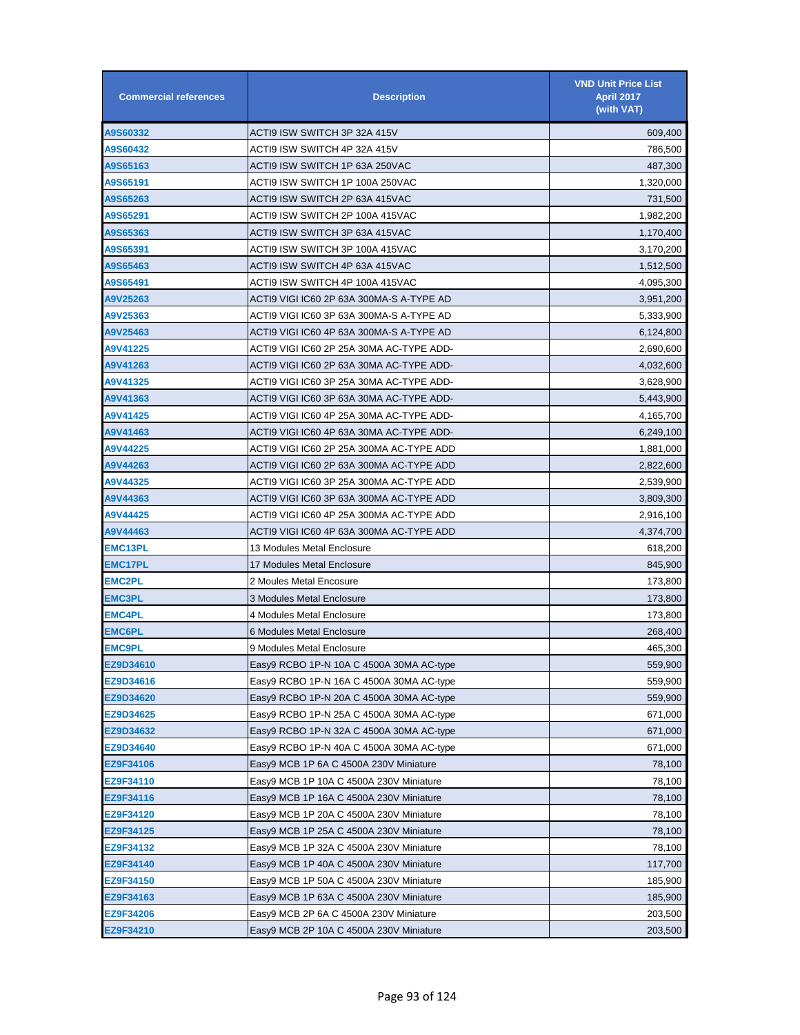| Commercial references | Description | VND Unit Price List April 2017 (with VAT) |
|---|---|---|
| A9S60332 | ACTI9 ISW SWITCH 3P 32A 415V | 609,400 |
| A9S60432 | ACTI9 ISW SWITCH 4P 32A 415V | 786,500 |
| A9S65163 | ACTI9 ISW SWITCH 1P 63A 250VAC | 487,300 |
| A9S65191 | ACTI9 ISW SWITCH 1P 100A 250VAC | 1,320,000 |
| A9S65263 | ACTI9 ISW SWITCH 2P 63A 415VAC | 731,500 |
| A9S65291 | ACTI9 ISW SWITCH 2P 100A 415VAC | 1,982,200 |
| A9S65363 | ACTI9 ISW SWITCH 3P 63A 415VAC | 1,170,400 |
| A9S65391 | ACTI9 ISW SWITCH 3P 100A 415VAC | 3,170,200 |
| A9S65463 | ACTI9 ISW SWITCH 4P 63A 415VAC | 1,512,500 |
| A9S65491 | ACTI9 ISW SWITCH 4P 100A 415VAC | 4,095,300 |
| A9V25263 | ACTI9 VIGI IC60 2P 63A 300MA-S A-TYPE AD | 3,951,200 |
| A9V25363 | ACTI9 VIGI IC60 3P 63A 300MA-S A-TYPE AD | 5,333,900 |
| A9V25463 | ACTI9 VIGI IC60 4P 63A 300MA-S A-TYPE AD | 6,124,800 |
| A9V41225 | ACTI9 VIGI IC60 2P 25A 30MA AC-TYPE ADD- | 2,690,600 |
| A9V41263 | ACTI9 VIGI IC60 2P 63A 30MA AC-TYPE ADD- | 4,032,600 |
| A9V41325 | ACTI9 VIGI IC60 3P 25A 30MA AC-TYPE ADD- | 3,628,900 |
| A9V41363 | ACTI9 VIGI IC60 3P 63A 30MA AC-TYPE ADD- | 5,443,900 |
| A9V41425 | ACTI9 VIGI IC60 4P 25A 30MA AC-TYPE ADD- | 4,165,700 |
| A9V41463 | ACTI9 VIGI IC60 4P 63A 30MA AC-TYPE ADD- | 6,249,100 |
| A9V44225 | ACTI9 VIGI IC60 2P 25A 300MA AC-TYPE ADD | 1,881,000 |
| A9V44263 | ACTI9 VIGI IC60 2P 63A 300MA AC-TYPE ADD | 2,822,600 |
| A9V44325 | ACTI9 VIGI IC60 3P 25A 300MA AC-TYPE ADD | 2,539,900 |
| A9V44363 | ACTI9 VIGI IC60 3P 63A 300MA AC-TYPE ADD | 3,809,300 |
| A9V44425 | ACTI9 VIGI IC60 4P 25A 300MA AC-TYPE ADD | 2,916,100 |
| A9V44463 | ACTI9 VIGI IC60 4P 63A 300MA AC-TYPE ADD | 4,374,700 |
| EMC13PL | 13 Modules Metal Enclosure | 618,200 |
| EMC17PL | 17 Modules Metal Enclosure | 845,900 |
| EMC2PL | 2 Moules Metal Encosure | 173,800 |
| EMC3PL | 3 Modules Metal Enclosure | 173,800 |
| EMC4PL | 4 Modules Metal Enclosure | 173,800 |
| EMC6PL | 6 Modules Metal Enclosure | 268,400 |
| EMC9PL | 9 Modules Metal Enclosure | 465,300 |
| EZ9D34610 | Easy9 RCBO 1P-N 10A C 4500A 30MA AC-type | 559,900 |
| EZ9D34616 | Easy9 RCBO 1P-N 16A C 4500A 30MA AC-type | 559,900 |
| EZ9D34620 | Easy9 RCBO 1P-N 20A C 4500A 30MA AC-type | 559,900 |
| EZ9D34625 | Easy9 RCBO 1P-N 25A C 4500A 30MA AC-type | 671,000 |
| EZ9D34632 | Easy9 RCBO 1P-N 32A C 4500A 30MA AC-type | 671,000 |
| EZ9D34640 | Easy9 RCBO 1P-N 40A C 4500A 30MA AC-type | 671,000 |
| EZ9F34106 | Easy9 MCB 1P 6A C 4500A 230V Miniature | 78,100 |
| EZ9F34110 | Easy9 MCB 1P 10A C 4500A 230V Miniature | 78,100 |
| EZ9F34116 | Easy9 MCB 1P 16A C 4500A 230V Miniature | 78,100 |
| EZ9F34120 | Easy9 MCB 1P 20A C 4500A 230V Miniature | 78,100 |
| EZ9F34125 | Easy9 MCB 1P 25A C 4500A 230V Miniature | 78,100 |
| EZ9F34132 | Easy9 MCB 1P 32A C 4500A 230V Miniature | 78,100 |
| EZ9F34140 | Easy9 MCB 1P 40A C 4500A 230V Miniature | 117,700 |
| EZ9F34150 | Easy9 MCB 1P 50A C 4500A 230V Miniature | 185,900 |
| EZ9F34163 | Easy9 MCB 1P 63A C 4500A 230V Miniature | 185,900 |
| EZ9F34206 | Easy9 MCB 2P 6A C 4500A 230V Miniature | 203,500 |
| EZ9F34210 | Easy9 MCB 2P 10A C 4500A 230V Miniature | 203,500 |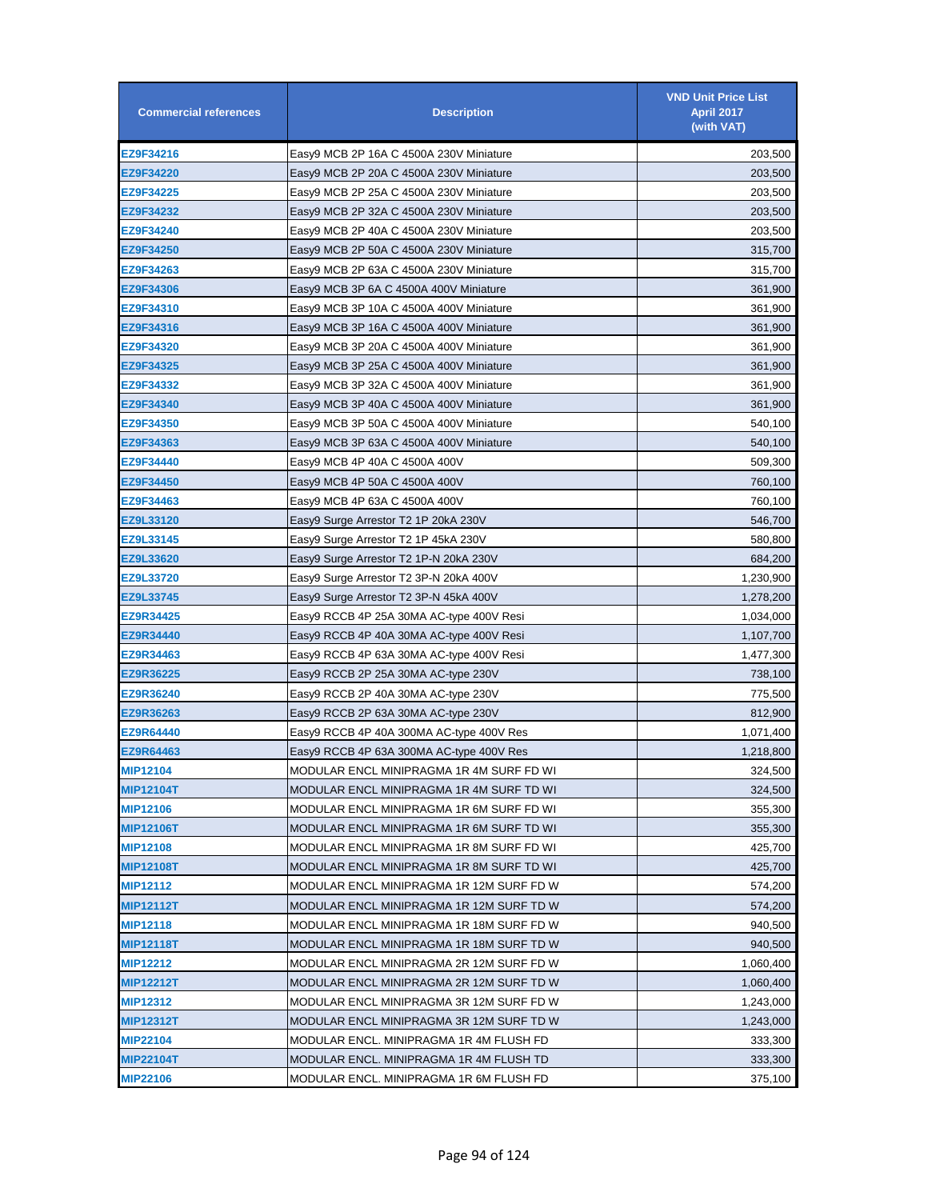| Commercial references | Description | VND Unit Price List April 2017 (with VAT) |
|---|---|---|
| EZ9F34216 | Easy9 MCB 2P 16A C 4500A 230V Miniature | 203,500 |
| EZ9F34220 | Easy9 MCB 2P 20A C 4500A 230V Miniature | 203,500 |
| EZ9F34225 | Easy9 MCB 2P 25A C 4500A 230V Miniature | 203,500 |
| EZ9F34232 | Easy9 MCB 2P 32A C 4500A 230V Miniature | 203,500 |
| EZ9F34240 | Easy9 MCB 2P 40A C 4500A 230V Miniature | 203,500 |
| EZ9F34250 | Easy9 MCB 2P 50A C 4500A 230V Miniature | 315,700 |
| EZ9F34263 | Easy9 MCB 2P 63A C 4500A 230V Miniature | 315,700 |
| EZ9F34306 | Easy9 MCB 3P 6A C 4500A 400V Miniature | 361,900 |
| EZ9F34310 | Easy9 MCB 3P 10A C 4500A 400V Miniature | 361,900 |
| EZ9F34316 | Easy9 MCB 3P 16A C 4500A 400V Miniature | 361,900 |
| EZ9F34320 | Easy9 MCB 3P 20A C 4500A 400V Miniature | 361,900 |
| EZ9F34325 | Easy9 MCB 3P 25A C 4500A 400V Miniature | 361,900 |
| EZ9F34332 | Easy9 MCB 3P 32A C 4500A 400V Miniature | 361,900 |
| EZ9F34340 | Easy9 MCB 3P 40A C 4500A 400V Miniature | 361,900 |
| EZ9F34350 | Easy9 MCB 3P 50A C 4500A 400V Miniature | 540,100 |
| EZ9F34363 | Easy9 MCB 3P 63A C 4500A 400V Miniature | 540,100 |
| EZ9F34440 | Easy9 MCB 4P 40A C 4500A 400V | 509,300 |
| EZ9F34450 | Easy9 MCB 4P 50A C 4500A 400V | 760,100 |
| EZ9F34463 | Easy9 MCB 4P 63A C 4500A 400V | 760,100 |
| EZ9L33120 | Easy9 Surge Arrestor T2 1P 20kA 230V | 546,700 |
| EZ9L33145 | Easy9 Surge Arrestor T2 1P 45kA 230V | 580,800 |
| EZ9L33620 | Easy9 Surge Arrestor T2 1P-N 20kA 230V | 684,200 |
| EZ9L33720 | Easy9 Surge Arrestor T2 3P-N 20kA 400V | 1,230,900 |
| EZ9L33745 | Easy9 Surge Arrestor T2 3P-N 45kA 400V | 1,278,200 |
| EZ9R34425 | Easy9 RCCB 4P 25A 30MA AC-type 400V Resi | 1,034,000 |
| EZ9R34440 | Easy9 RCCB 4P 40A 30MA AC-type 400V Resi | 1,107,700 |
| EZ9R34463 | Easy9 RCCB 4P 63A 30MA AC-type 400V Resi | 1,477,300 |
| EZ9R36225 | Easy9 RCCB 2P 25A 30MA AC-type 230V | 738,100 |
| EZ9R36240 | Easy9 RCCB 2P 40A 30MA AC-type 230V | 775,500 |
| EZ9R36263 | Easy9 RCCB 2P 63A 30MA AC-type 230V | 812,900 |
| EZ9R64440 | Easy9 RCCB 4P 40A 300MA AC-type 400V Res | 1,071,400 |
| EZ9R64463 | Easy9 RCCB 4P 63A 300MA AC-type 400V Res | 1,218,800 |
| MIP12104 | MODULAR ENCL MINIPRAGMA 1R 4M SURF FD WI | 324,500 |
| MIP12104T | MODULAR ENCL MINIPRAGMA 1R 4M SURF TD WI | 324,500 |
| MIP12106 | MODULAR ENCL MINIPRAGMA 1R 6M SURF FD WI | 355,300 |
| MIP12106T | MODULAR ENCL MINIPRAGMA 1R 6M SURF TD WI | 355,300 |
| MIP12108 | MODULAR ENCL MINIPRAGMA 1R 8M SURF FD WI | 425,700 |
| MIP12108T | MODULAR ENCL MINIPRAGMA 1R 8M SURF TD WI | 425,700 |
| MIP12112 | MODULAR ENCL MINIPRAGMA 1R 12M SURF FD W | 574,200 |
| MIP12112T | MODULAR ENCL MINIPRAGMA 1R 12M SURF TD W | 574,200 |
| MIP12118 | MODULAR ENCL MINIPRAGMA 1R 18M SURF FD W | 940,500 |
| MIP12118T | MODULAR ENCL MINIPRAGMA 1R 18M SURF TD W | 940,500 |
| MIP12212 | MODULAR ENCL MINIPRAGMA 2R 12M SURF FD W | 1,060,400 |
| MIP12212T | MODULAR ENCL MINIPRAGMA 2R 12M SURF TD W | 1,060,400 |
| MIP12312 | MODULAR ENCL MINIPRAGMA 3R 12M SURF FD W | 1,243,000 |
| MIP12312T | MODULAR ENCL MINIPRAGMA 3R 12M SURF TD W | 1,243,000 |
| MIP22104 | MODULAR ENCL. MINIPRAGMA 1R 4M FLUSH FD | 333,300 |
| MIP22104T | MODULAR ENCL. MINIPRAGMA 1R 4M FLUSH TD | 333,300 |
| MIP22106 | MODULAR ENCL. MINIPRAGMA 1R 6M FLUSH FD | 375,100 |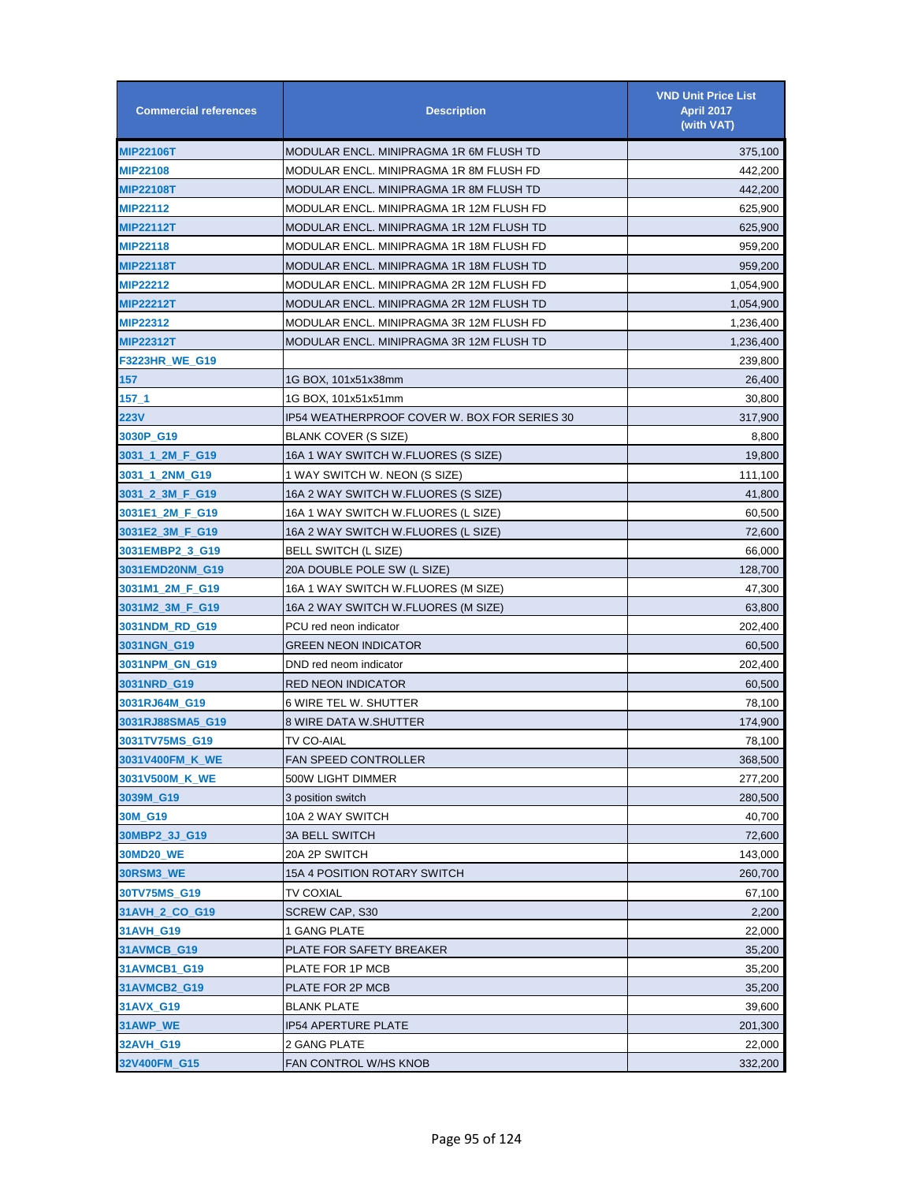| Commercial references | Description | VND Unit Price List April 2017 (with VAT) |
|---|---|---|
| MIP22106T | MODULAR ENCL. MINIPRAGMA 1R 6M FLUSH TD | 375,100 |
| MIP22108 | MODULAR ENCL. MINIPRAGMA 1R 8M FLUSH FD | 442,200 |
| MIP22108T | MODULAR ENCL. MINIPRAGMA 1R 8M FLUSH TD | 442,200 |
| MIP22112 | MODULAR ENCL. MINIPRAGMA 1R 12M FLUSH FD | 625,900 |
| MIP22112T | MODULAR ENCL. MINIPRAGMA 1R 12M FLUSH TD | 625,900 |
| MIP22118 | MODULAR ENCL. MINIPRAGMA 1R 18M FLUSH FD | 959,200 |
| MIP22118T | MODULAR ENCL. MINIPRAGMA 1R 18M FLUSH TD | 959,200 |
| MIP22212 | MODULAR ENCL. MINIPRAGMA 2R 12M FLUSH FD | 1,054,900 |
| MIP22212T | MODULAR ENCL. MINIPRAGMA 2R 12M FLUSH TD | 1,054,900 |
| MIP22312 | MODULAR ENCL. MINIPRAGMA 3R 12M FLUSH FD | 1,236,400 |
| MIP22312T | MODULAR ENCL. MINIPRAGMA 3R 12M FLUSH TD | 1,236,400 |
| F3223HR_WE_G19 | | 239,800 |
| 157 | 1G BOX, 101x51x38mm | 26,400 |
| 157_1 | 1G BOX, 101x51x51mm | 30,800 |
| 223V | IP54 WEATHERPROOF COVER W. BOX FOR SERIES 30 | 317,900 |
| 3030P_G19 | BLANK COVER (S SIZE) | 8,800 |
| 3031_1_2M_F_G19 | 16A 1 WAY SWITCH W.FLUORES (S SIZE) | 19,800 |
| 3031_1_2NM_G19 | 1 WAY SWITCH W. NEON (S SIZE) | 111,100 |
| 3031_2_3M_F_G19 | 16A 2 WAY SWITCH W.FLUORES (S SIZE) | 41,800 |
| 3031E1_2M_F_G19 | 16A 1 WAY SWITCH W.FLUORES (L SIZE) | 60,500 |
| 3031E2_3M_F_G19 | 16A 2 WAY SWITCH W.FLUORES (L SIZE) | 72,600 |
| 3031EMBP2_3_G19 | BELL SWITCH (L SIZE) | 66,000 |
| 3031EMD20NM_G19 | 20A DOUBLE POLE SW (L SIZE) | 128,700 |
| 3031M1_2M_F_G19 | 16A 1 WAY SWITCH W.FLUORES (M SIZE) | 47,300 |
| 3031M2_3M_F_G19 | 16A 2 WAY SWITCH W.FLUORES (M SIZE) | 63,800 |
| 3031NDM_RD_G19 | PCU red neon indicator | 202,400 |
| 3031NGN_G19 | GREEN NEON INDICATOR | 60,500 |
| 3031NPM_GN_G19 | DND red neom indicator | 202,400 |
| 3031NRD_G19 | RED NEON INDICATOR | 60,500 |
| 3031RJ64M_G19 | 6 WIRE TEL W. SHUTTER | 78,100 |
| 3031RJ88SMA5_G19 | 8 WIRE DATA W.SHUTTER | 174,900 |
| 3031TV75MS_G19 | TV CO-AIAL | 78,100 |
| 3031V400FM_K_WE | FAN SPEED CONTROLLER | 368,500 |
| 3031V500M_K_WE | 500W LIGHT DIMMER | 277,200 |
| 3039M_G19 | 3 position switch | 280,500 |
| 30M_G19 | 10A 2 WAY SWITCH | 40,700 |
| 30MBP2_3J_G19 | 3A BELL SWITCH | 72,600 |
| 30MD20_WE | 20A 2P SWITCH | 143,000 |
| 30RSM3_WE | 15A 4 POSITION ROTARY SWITCH | 260,700 |
| 30TV75MS_G19 | TV COXIAL | 67,100 |
| 31AVH_2_CO_G19 | SCREW CAP, S30 | 2,200 |
| 31AVH_G19 | 1 GANG PLATE | 22,000 |
| 31AVMCB_G19 | PLATE FOR SAFETY BREAKER | 35,200 |
| 31AVMCB1_G19 | PLATE FOR 1P MCB | 35,200 |
| 31AVMCB2_G19 | PLATE FOR 2P MCB | 35,200 |
| 31AVX_G19 | BLANK PLATE | 39,600 |
| 31AWP_WE | IP54 APERTURE PLATE | 201,300 |
| 32AVH_G19 | 2 GANG PLATE | 22,000 |
| 32V400FM_G15 | FAN CONTROL W/HS KNOB | 332,200 |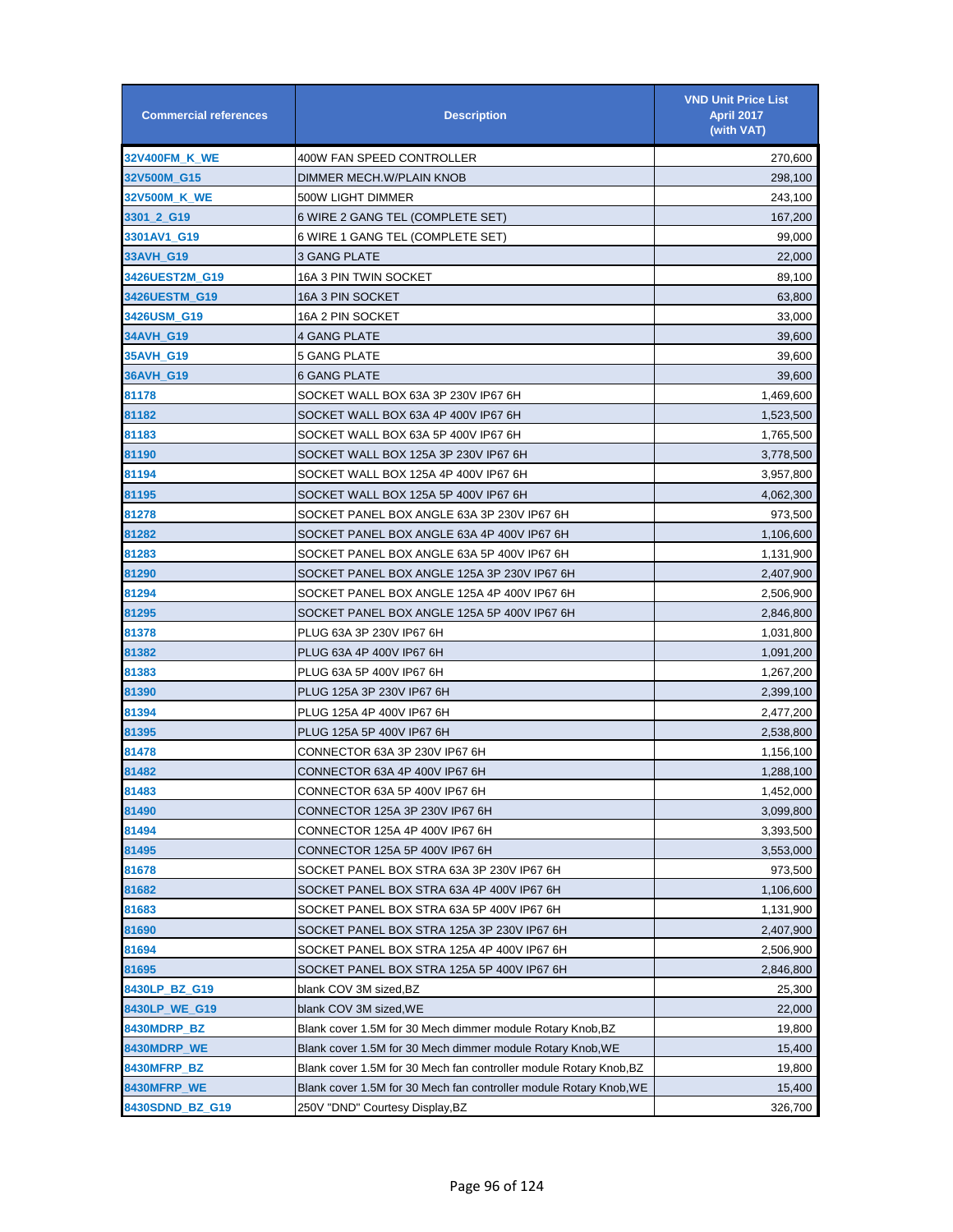| Commercial references | Description | VND Unit Price List April 2017 (with VAT) |
|---|---|---|
| 32V400FM_K_WE | 400W FAN SPEED CONTROLLER | 270,600 |
| 32V500M_G15 | DIMMER MECH.W/PLAIN KNOB | 298,100 |
| 32V500M_K_WE | 500W LIGHT DIMMER | 243,100 |
| 3301_2_G19 | 6 WIRE 2 GANG TEL (COMPLETE SET) | 167,200 |
| 3301AV1_G19 | 6 WIRE 1 GANG TEL (COMPLETE SET) | 99,000 |
| 33AVH_G19 | 3 GANG PLATE | 22,000 |
| 3426UEST2M_G19 | 16A 3 PIN TWIN SOCKET | 89,100 |
| 3426UESTM_G19 | 16A 3 PIN SOCKET | 63,800 |
| 3426USM_G19 | 16A 2 PIN SOCKET | 33,000 |
| 34AVH_G19 | 4 GANG PLATE | 39,600 |
| 35AVH_G19 | 5 GANG PLATE | 39,600 |
| 36AVH_G19 | 6 GANG PLATE | 39,600 |
| 81178 | SOCKET WALL BOX 63A 3P 230V IP67 6H | 1,469,600 |
| 81182 | SOCKET WALL BOX 63A 4P 400V IP67 6H | 1,523,500 |
| 81183 | SOCKET WALL BOX 63A 5P 400V IP67 6H | 1,765,500 |
| 81190 | SOCKET WALL BOX 125A 3P 230V IP67 6H | 3,778,500 |
| 81194 | SOCKET WALL BOX 125A 4P 400V IP67 6H | 3,957,800 |
| 81195 | SOCKET WALL BOX 125A 5P 400V IP67 6H | 4,062,300 |
| 81278 | SOCKET PANEL BOX ANGLE 63A 3P 230V IP67 6H | 973,500 |
| 81282 | SOCKET PANEL BOX ANGLE 63A 4P 400V IP67 6H | 1,106,600 |
| 81283 | SOCKET PANEL BOX ANGLE 63A 5P 400V IP67 6H | 1,131,900 |
| 81290 | SOCKET PANEL BOX ANGLE 125A 3P 230V IP67 6H | 2,407,900 |
| 81294 | SOCKET PANEL BOX ANGLE 125A 4P 400V IP67 6H | 2,506,900 |
| 81295 | SOCKET PANEL BOX ANGLE 125A 5P 400V IP67 6H | 2,846,800 |
| 81378 | PLUG 63A 3P 230V IP67 6H | 1,031,800 |
| 81382 | PLUG 63A 4P 400V IP67 6H | 1,091,200 |
| 81383 | PLUG 63A 5P 400V IP67 6H | 1,267,200 |
| 81390 | PLUG 125A 3P 230V IP67 6H | 2,399,100 |
| 81394 | PLUG 125A 4P 400V IP67 6H | 2,477,200 |
| 81395 | PLUG 125A 5P 400V IP67 6H | 2,538,800 |
| 81478 | CONNECTOR 63A 3P 230V IP67 6H | 1,156,100 |
| 81482 | CONNECTOR 63A 4P 400V IP67 6H | 1,288,100 |
| 81483 | CONNECTOR 63A 5P 400V IP67 6H | 1,452,000 |
| 81490 | CONNECTOR 125A 3P 230V IP67 6H | 3,099,800 |
| 81494 | CONNECTOR 125A 4P 400V IP67 6H | 3,393,500 |
| 81495 | CONNECTOR 125A 5P 400V IP67 6H | 3,553,000 |
| 81678 | SOCKET PANEL BOX STRA 63A 3P 230V IP67 6H | 973,500 |
| 81682 | SOCKET PANEL BOX STRA 63A 4P 400V IP67 6H | 1,106,600 |
| 81683 | SOCKET PANEL BOX STRA 63A 5P 400V IP67 6H | 1,131,900 |
| 81690 | SOCKET PANEL BOX STRA 125A 3P 230V IP67 6H | 2,407,900 |
| 81694 | SOCKET PANEL BOX STRA 125A 4P 400V IP67 6H | 2,506,900 |
| 81695 | SOCKET PANEL BOX STRA 125A 5P 400V IP67 6H | 2,846,800 |
| 8430LP_BZ_G19 | blank COV 3M sized,BZ | 25,300 |
| 8430LP_WE_G19 | blank COV 3M sized,WE | 22,000 |
| 8430MDRP_BZ | Blank cover 1.5M for 30 Mech dimmer module Rotary Knob,BZ | 19,800 |
| 8430MDRP_WE | Blank cover 1.5M for 30 Mech dimmer module Rotary Knob,WE | 15,400 |
| 8430MFRP_BZ | Blank cover 1.5M for 30 Mech fan controller module Rotary Knob,BZ | 19,800 |
| 8430MFRP_WE | Blank cover 1.5M for 30 Mech fan controller module Rotary Knob,WE | 15,400 |
| 8430SDND_BZ_G19 | 250V "DND" Courtesy Display,BZ | 326,700 |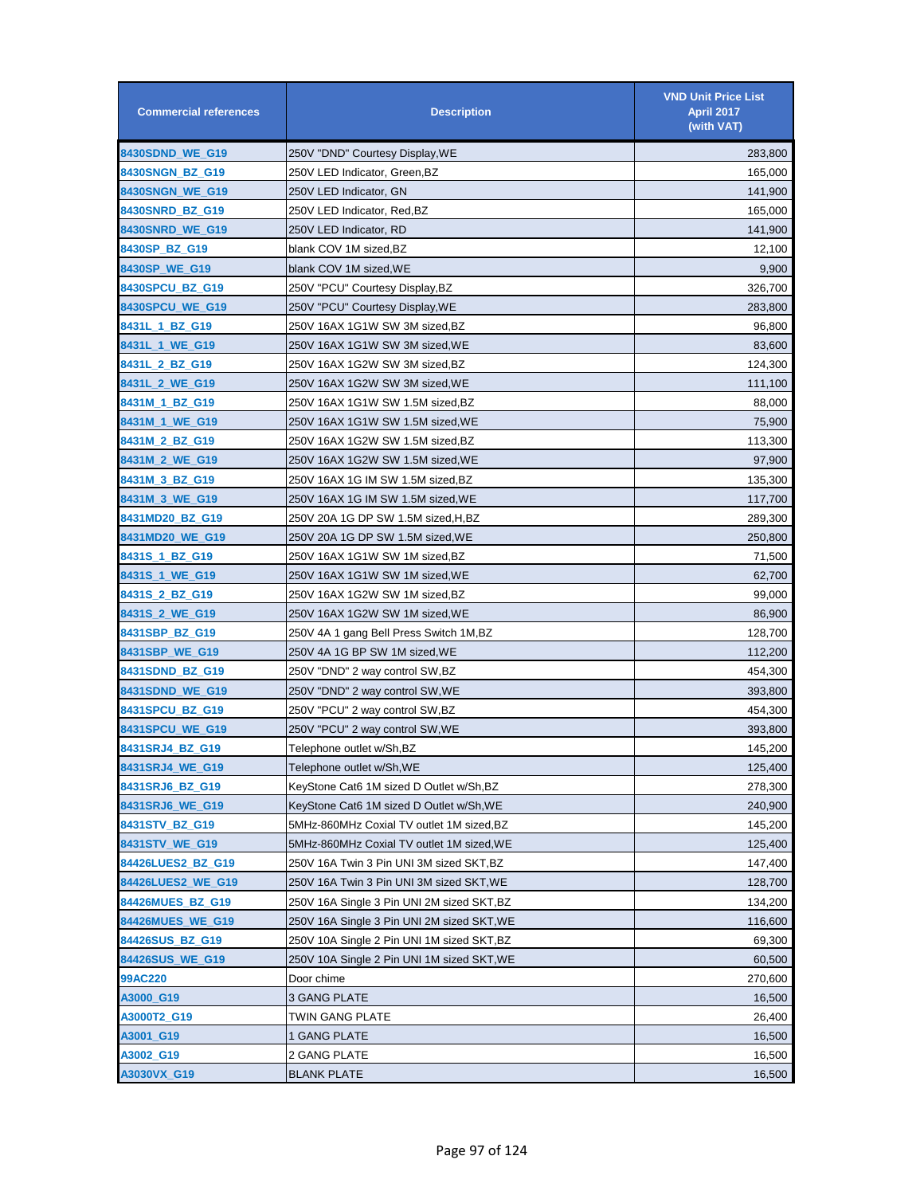| Commercial references | Description | VND Unit Price List April 2017 (with VAT) |
|---|---|---|
| 8430SDND_WE_G19 | 250V "DND" Courtesy Display,WE | 283,800 |
| 8430SNGN_BZ_G19 | 250V LED Indicator, Green,BZ | 165,000 |
| 8430SNGN_WE_G19 | 250V LED Indicator, GN | 141,900 |
| 8430SNRD_BZ_G19 | 250V LED Indicator, Red,BZ | 165,000 |
| 8430SNRD_WE_G19 | 250V LED Indicator, RD | 141,900 |
| 8430SP_BZ_G19 | blank COV 1M sized,BZ | 12,100 |
| 8430SP_WE_G19 | blank COV 1M sized,WE | 9,900 |
| 8430SPCU_BZ_G19 | 250V "PCU" Courtesy Display,BZ | 326,700 |
| 8430SPCU_WE_G19 | 250V "PCU" Courtesy Display,WE | 283,800 |
| 8431L_1_BZ_G19 | 250V 16AX 1G1W SW 3M sized,BZ | 96,800 |
| 8431L_1_WE_G19 | 250V 16AX 1G1W SW 3M sized,WE | 83,600 |
| 8431L_2_BZ_G19 | 250V 16AX 1G2W SW 3M sized,BZ | 124,300 |
| 8431L_2_WE_G19 | 250V 16AX 1G2W SW 3M sized,WE | 111,100 |
| 8431M_1_BZ_G19 | 250V 16AX 1G1W SW 1.5M sized,BZ | 88,000 |
| 8431M_1_WE_G19 | 250V 16AX 1G1W SW 1.5M sized,WE | 75,900 |
| 8431M_2_BZ_G19 | 250V 16AX 1G2W SW 1.5M sized,BZ | 113,300 |
| 8431M_2_WE_G19 | 250V 16AX 1G2W SW 1.5M sized,WE | 97,900 |
| 8431M_3_BZ_G19 | 250V 16AX 1G IM SW 1.5M sized,BZ | 135,300 |
| 8431M_3_WE_G19 | 250V 16AX 1G IM SW 1.5M sized,WE | 117,700 |
| 8431MD20_BZ_G19 | 250V 20A 1G DP SW 1.5M sized,H,BZ | 289,300 |
| 8431MD20_WE_G19 | 250V 20A 1G DP SW 1.5M sized,WE | 250,800 |
| 8431S_1_BZ_G19 | 250V 16AX 1G1W SW 1M sized,BZ | 71,500 |
| 8431S_1_WE_G19 | 250V 16AX 1G1W SW 1M sized,WE | 62,700 |
| 8431S_2_BZ_G19 | 250V 16AX 1G2W SW 1M sized,BZ | 99,000 |
| 8431S_2_WE_G19 | 250V 16AX 1G2W SW 1M sized,WE | 86,900 |
| 8431SBP_BZ_G19 | 250V 4A 1 gang Bell Press Switch 1M,BZ | 128,700 |
| 8431SBP_WE_G19 | 250V 4A 1G BP SW 1M sized,WE | 112,200 |
| 8431SDND_BZ_G19 | 250V "DND" 2 way control SW,BZ | 454,300 |
| 8431SDND_WE_G19 | 250V "DND" 2 way control SW,WE | 393,800 |
| 8431SPCU_BZ_G19 | 250V "PCU" 2 way control SW,BZ | 454,300 |
| 8431SPCU_WE_G19 | 250V "PCU" 2 way control SW,WE | 393,800 |
| 8431SRJ4_BZ_G19 | Telephone outlet w/Sh,BZ | 145,200 |
| 8431SRJ4_WE_G19 | Telephone outlet w/Sh,WE | 125,400 |
| 8431SRJ6_BZ_G19 | KeyStone Cat6 1M sized D Outlet w/Sh,BZ | 278,300 |
| 8431SRJ6_WE_G19 | KeyStone Cat6 1M sized D Outlet w/Sh,WE | 240,900 |
| 8431STV_BZ_G19 | 5MHz-860MHz Coxial TV outlet 1M sized,BZ | 145,200 |
| 8431STV_WE_G19 | 5MHz-860MHz Coxial TV outlet 1M sized,WE | 125,400 |
| 84426LUES2_BZ_G19 | 250V 16A Twin 3 Pin UNI 3M sized SKT,BZ | 147,400 |
| 84426LUES2_WE_G19 | 250V 16A Twin 3 Pin UNI 3M sized SKT,WE | 128,700 |
| 84426MUES_BZ_G19 | 250V 16A Single 3 Pin UNI 2M sized SKT,BZ | 134,200 |
| 84426MUES_WE_G19 | 250V 16A Single 3 Pin UNI 2M sized SKT,WE | 116,600 |
| 84426SUS_BZ_G19 | 250V 10A Single 2 Pin UNI 1M sized SKT,BZ | 69,300 |
| 84426SUS_WE_G19 | 250V 10A Single 2 Pin UNI 1M sized SKT,WE | 60,500 |
| 99AC220 | Door chime | 270,600 |
| A3000_G19 | 3 GANG PLATE | 16,500 |
| A3000T2_G19 | TWIN GANG PLATE | 26,400 |
| A3001_G19 | 1 GANG PLATE | 16,500 |
| A3002_G19 | 2 GANG PLATE | 16,500 |
| A3030VX_G19 | BLANK PLATE | 16,500 |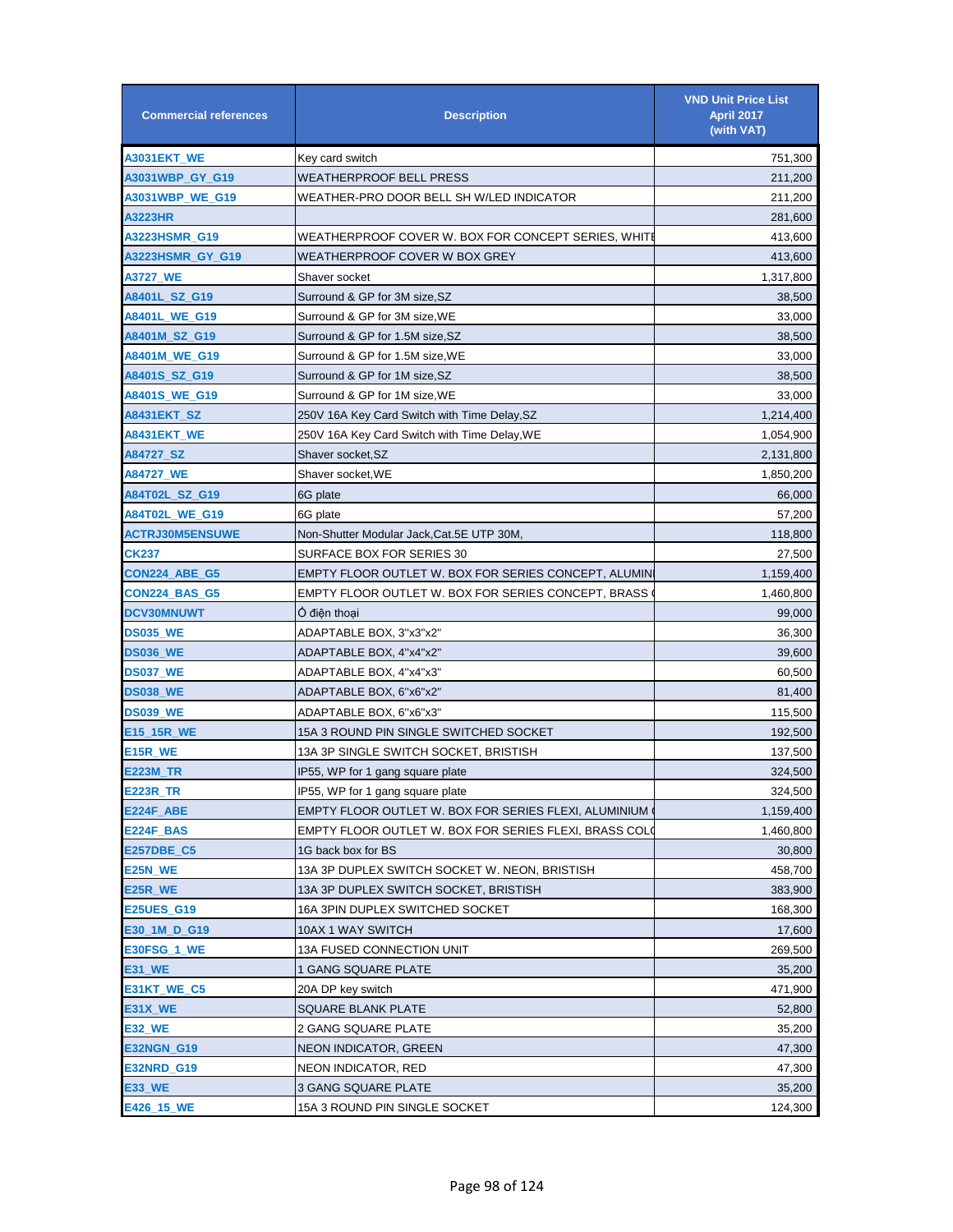| Commercial references | Description | VND Unit Price List April 2017 (with VAT) |
|---|---|---|
| A3031EKT_WE | Key card switch | 751,300 |
| A3031WBP_GY_G19 | WEATHERPROOF BELL PRESS | 211,200 |
| A3031WBP_WE_G19 | WEATHER-PRO DOOR BELL SH W/LED INDICATOR | 211,200 |
| A3223HR | | 281,600 |
| A3223HSMR_G19 | WEATHERPROOF COVER W. BOX FOR CONCEPT SERIES, WHITE | 413,600 |
| A3223HSMR_GY_G19 | WEATHERPROOF COVER W BOX GREY | 413,600 |
| A3727_WE | Shaver socket | 1,317,800 |
| A8401L_SZ_G19 | Surround & GP for 3M size,SZ | 38,500 |
| A8401L_WE_G19 | Surround & GP for 3M size,WE | 33,000 |
| A8401M_SZ_G19 | Surround & GP for 1.5M size,SZ | 38,500 |
| A8401M_WE_G19 | Surround & GP for 1.5M size,WE | 33,000 |
| A8401S_SZ_G19 | Surround & GP for 1M size,SZ | 38,500 |
| A8401S_WE_G19 | Surround & GP for 1M size,WE | 33,000 |
| A8431EKT_SZ | 250V 16A Key Card Switch with Time Delay,SZ | 1,214,400 |
| A8431EKT_WE | 250V 16A Key Card Switch with Time Delay,WE | 1,054,900 |
| A84727_SZ | Shaver socket,SZ | 2,131,800 |
| A84727_WE | Shaver socket,WE | 1,850,200 |
| A84T02L_SZ_G19 | 6G plate | 66,000 |
| A84T02L_WE_G19 | 6G plate | 57,200 |
| ACTRJ30M5ENSUWE | Non-Shutter Modular Jack,Cat.5E UTP 30M, | 118,800 |
| CK237 | SURFACE BOX FOR SERIES 30 | 27,500 |
| CON224_ABE_G5 | EMPTY FLOOR OUTLET W. BOX FOR SERIES CONCEPT, ALUMINI | 1,159,400 |
| CON224_BAS_G5 | EMPTY FLOOR OUTLET W. BOX FOR SERIES CONCEPT, BRASS ( | 1,460,800 |
| DCV30MNUWT | Ổ điện thoại | 99,000 |
| DS035_WE | ADAPTABLE BOX, 3"x3"x2" | 36,300 |
| DS036_WE | ADAPTABLE BOX, 4"x4"x2" | 39,600 |
| DS037_WE | ADAPTABLE BOX, 4"x4"x3" | 60,500 |
| DS038_WE | ADAPTABLE BOX, 6"x6"x2" | 81,400 |
| DS039_WE | ADAPTABLE BOX, 6"x6"x3" | 115,500 |
| E15_15R_WE | 15A 3 ROUND PIN SINGLE SWITCHED SOCKET | 192,500 |
| E15R_WE | 13A 3P SINGLE SWITCH SOCKET, BRISTISH | 137,500 |
| E223M_TR | IP55, WP for 1 gang square plate | 324,500 |
| E223R_TR | IP55, WP for 1 gang square plate | 324,500 |
| E224F_ABE | EMPTY FLOOR OUTLET W. BOX FOR SERIES FLEXI, ALUMINIUM ( | 1,159,400 |
| E224F_BAS | EMPTY FLOOR OUTLET W. BOX FOR SERIES FLEXI, BRASS COL( | 1,460,800 |
| E257DBE_C5 | 1G back box for BS | 30,800 |
| E25N_WE | 13A 3P DUPLEX SWITCH SOCKET W. NEON, BRISTISH | 458,700 |
| E25R_WE | 13A 3P DUPLEX SWITCH SOCKET, BRISTISH | 383,900 |
| E25UES_G19 | 16A 3PIN DUPLEX SWITCHED SOCKET | 168,300 |
| E30_1M_D_G19 | 10AX 1 WAY SWITCH | 17,600 |
| E30FSG_1_WE | 13A FUSED CONNECTION UNIT | 269,500 |
| E31_WE | 1 GANG SQUARE PLATE | 35,200 |
| E31KT_WE_C5 | 20A DP key switch | 471,900 |
| E31X_WE | SQUARE BLANK PLATE | 52,800 |
| E32_WE | 2 GANG SQUARE PLATE | 35,200 |
| E32NGN_G19 | NEON INDICATOR, GREEN | 47,300 |
| E32NRD_G19 | NEON INDICATOR, RED | 47,300 |
| E33_WE | 3 GANG SQUARE PLATE | 35,200 |
| E426_15_WE | 15A 3 ROUND PIN SINGLE SOCKET | 124,300 |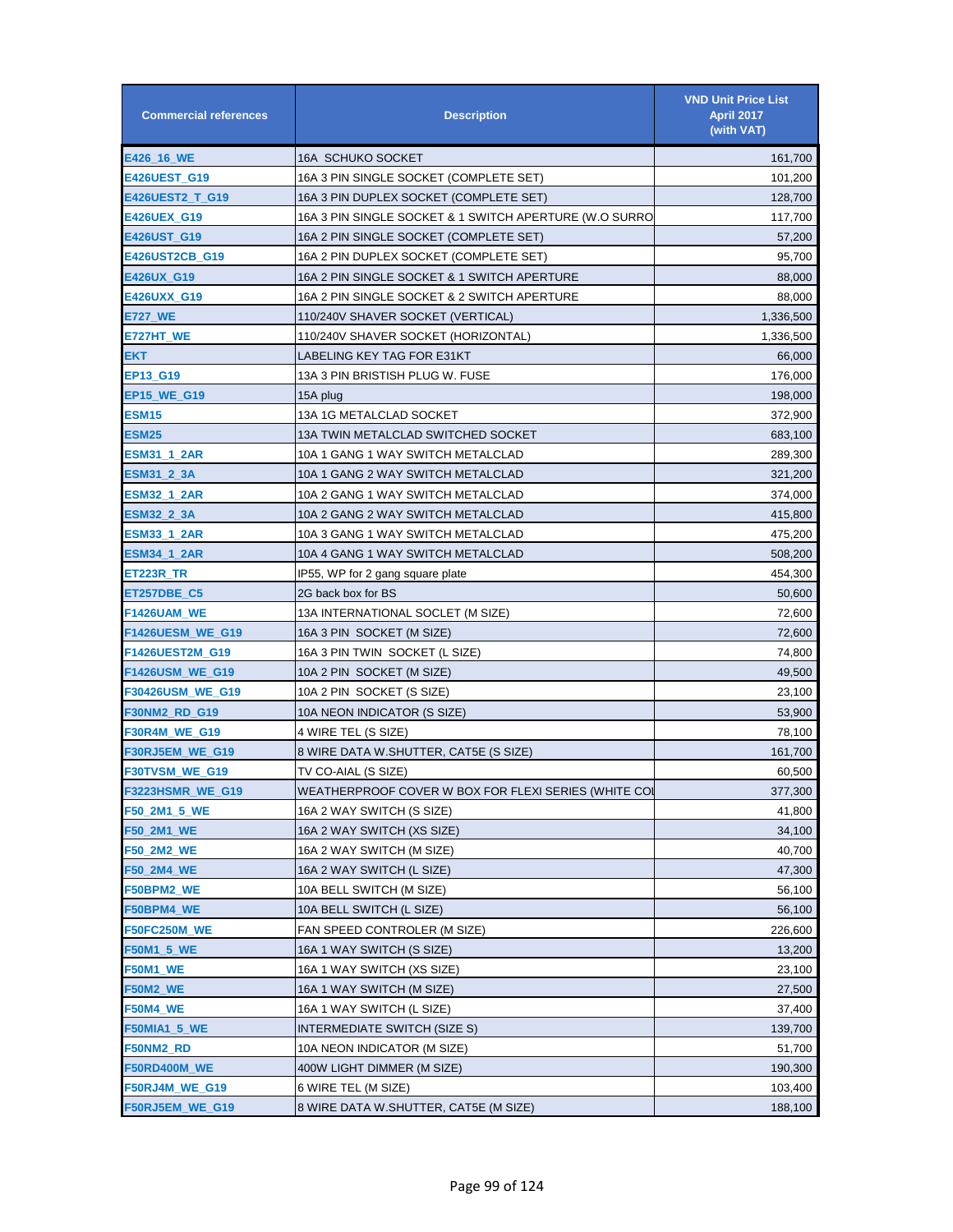| Commercial references | Description | VND Unit Price List April 2017 (with VAT) |
| --- | --- | --- |
| E426_16_WE | 16A SCHUKO SOCKET | 161,700 |
| E426UEST_G19 | 16A 3 PIN SINGLE SOCKET (COMPLETE SET) | 101,200 |
| E426UEST2_T_G19 | 16A 3 PIN DUPLEX SOCKET (COMPLETE SET) | 128,700 |
| E426UEX_G19 | 16A 3 PIN SINGLE SOCKET & 1 SWITCH APERTURE (W.O SURRO | 117,700 |
| E426UST_G19 | 16A 2 PIN SINGLE SOCKET (COMPLETE SET) | 57,200 |
| E426UST2CB_G19 | 16A 2 PIN DUPLEX SOCKET (COMPLETE SET) | 95,700 |
| E426UX_G19 | 16A 2 PIN SINGLE SOCKET & 1 SWITCH APERTURE | 88,000 |
| E426UXX_G19 | 16A 2 PIN SINGLE SOCKET & 2 SWITCH APERTURE | 88,000 |
| E727_WE | 110/240V SHAVER SOCKET (VERTICAL) | 1,336,500 |
| E727HT_WE | 110/240V SHAVER SOCKET (HORIZONTAL) | 1,336,500 |
| EKT | LABELING KEY TAG FOR E31KT | 66,000 |
| EP13_G19 | 13A 3 PIN BRISTISH PLUG W. FUSE | 176,000 |
| EP15_WE_G19 | 15A plug | 198,000 |
| ESM15 | 13A 1G METALCLAD SOCKET | 372,900 |
| ESM25 | 13A TWIN METALCLAD SWITCHED SOCKET | 683,100 |
| ESM31_1_2AR | 10A 1 GANG 1 WAY SWITCH METALCLAD | 289,300 |
| ESM31_2_3A | 10A 1 GANG 2 WAY SWITCH METALCLAD | 321,200 |
| ESM32_1_2AR | 10A 2 GANG 1 WAY SWITCH METALCLAD | 374,000 |
| ESM32_2_3A | 10A 2 GANG 2 WAY SWITCH METALCLAD | 415,800 |
| ESM33_1_2AR | 10A 3 GANG 1 WAY SWITCH METALCLAD | 475,200 |
| ESM34_1_2AR | 10A 4 GANG 1 WAY SWITCH METALCLAD | 508,200 |
| ET223R_TR | IP55, WP for 2 gang square plate | 454,300 |
| ET257DBE_C5 | 2G back box for BS | 50,600 |
| F1426UAM_WE | 13A INTERNATIONAL SOCLET (M SIZE) | 72,600 |
| F1426UESM_WE_G19 | 16A 3 PIN SOCKET (M SIZE) | 72,600 |
| F1426UEST2M_G19 | 16A 3 PIN TWIN SOCKET (L SIZE) | 74,800 |
| F1426USM_WE_G19 | 10A 2 PIN SOCKET (M SIZE) | 49,500 |
| F30426USM_WE_G19 | 10A 2 PIN SOCKET (S SIZE) | 23,100 |
| F30NM2_RD_G19 | 10A NEON INDICATOR (S SIZE) | 53,900 |
| F30R4M_WE_G19 | 4 WIRE TEL (S SIZE) | 78,100 |
| F30RJ5EM_WE_G19 | 8 WIRE DATA W.SHUTTER, CAT5E (S SIZE) | 161,700 |
| F30TVSM_WE_G19 | TV CO-AIAL (S SIZE) | 60,500 |
| F3223HSMR_WE_G19 | WEATHERPROOF COVER W BOX FOR FLEXI SERIES (WHITE COL | 377,300 |
| F50_2M1_5_WE | 16A 2 WAY SWITCH (S SIZE) | 41,800 |
| F50_2M1_WE | 16A 2 WAY SWITCH (XS SIZE) | 34,100 |
| F50_2M2_WE | 16A 2 WAY SWITCH (M SIZE) | 40,700 |
| F50_2M4_WE | 16A 2 WAY SWITCH (L SIZE) | 47,300 |
| F50BPM2_WE | 10A BELL SWITCH (M SIZE) | 56,100 |
| F50BPM4_WE | 10A BELL SWITCH (L SIZE) | 56,100 |
| F50FC250M_WE | FAN SPEED CONTROLER (M SIZE) | 226,600 |
| F50M1_5_WE | 16A 1 WAY SWITCH (S SIZE) | 13,200 |
| F50M1_WE | 16A 1 WAY SWITCH (XS SIZE) | 23,100 |
| F50M2_WE | 16A 1 WAY SWITCH (M SIZE) | 27,500 |
| F50M4_WE | 16A 1 WAY SWITCH (L SIZE) | 37,400 |
| F50MIA1_5_WE | INTERMEDIATE SWITCH (SIZE S) | 139,700 |
| F50NM2_RD | 10A NEON INDICATOR (M SIZE) | 51,700 |
| F50RD400M_WE | 400W LIGHT DIMMER (M SIZE) | 190,300 |
| F50RJ4M_WE_G19 | 6 WIRE TEL (M SIZE) | 103,400 |
| F50RJ5EM_WE_G19 | 8 WIRE DATA W.SHUTTER, CAT5E (M SIZE) | 188,100 |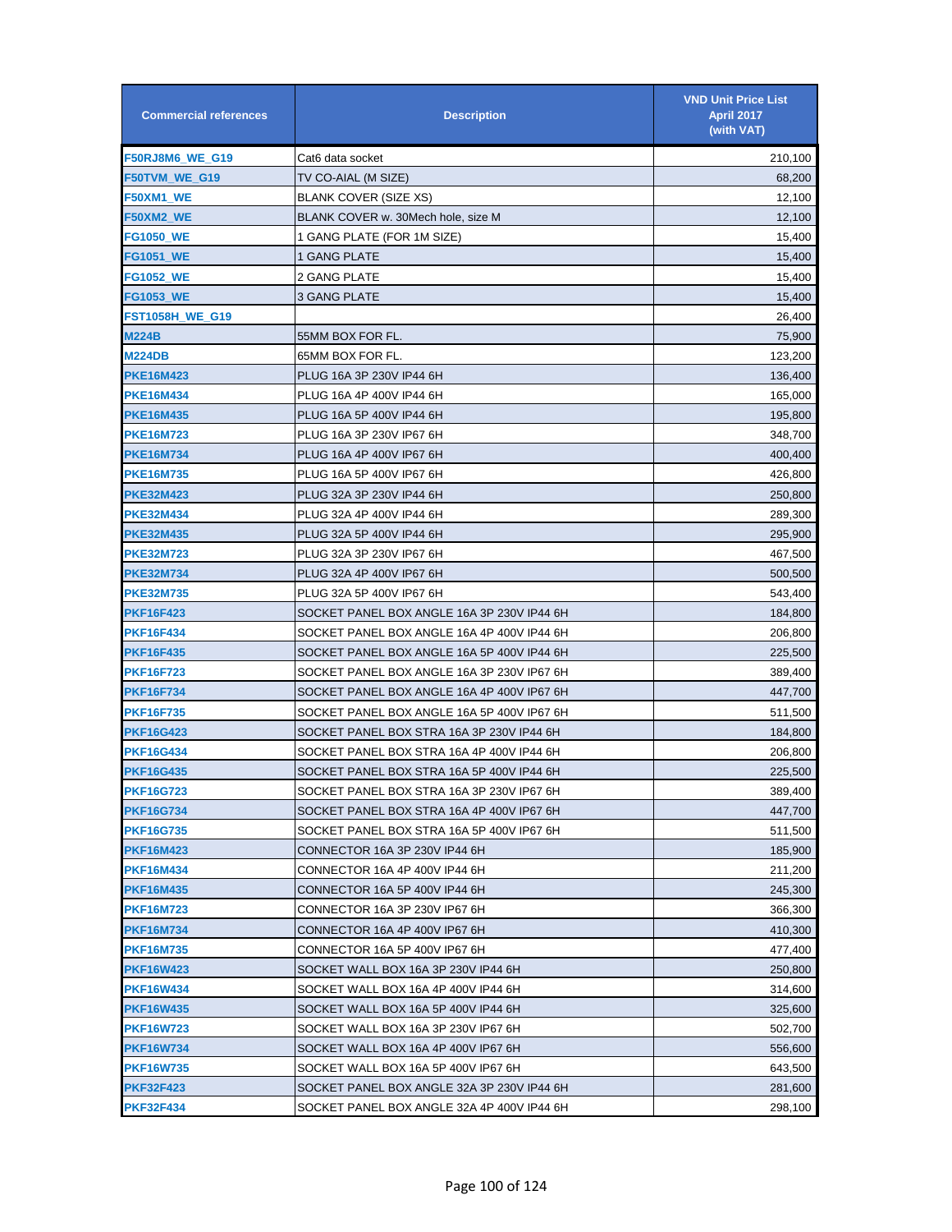| Commercial references | Description | VND Unit Price List April 2017 (with VAT) |
|---|---|---|
| F50RJ8M6_WE_G19 | Cat6 data socket | 210,100 |
| F50TVM_WE_G19 | TV CO-AIAL (M SIZE) | 68,200 |
| F50XM1_WE | BLANK COVER (SIZE XS) | 12,100 |
| F50XM2_WE | BLANK COVER w. 30Mech hole, size M | 12,100 |
| FG1050_WE | 1 GANG PLATE (FOR 1M SIZE) | 15,400 |
| FG1051_WE | 1 GANG PLATE | 15,400 |
| FG1052_WE | 2 GANG PLATE | 15,400 |
| FG1053_WE | 3 GANG PLATE | 15,400 |
| FST1058H_WE_G19 | | 26,400 |
| M224B | 55MM BOX FOR FL. | 75,900 |
| M224DB | 65MM BOX FOR FL. | 123,200 |
| PKE16M423 | PLUG 16A 3P 230V IP44 6H | 136,400 |
| PKE16M434 | PLUG 16A 4P 400V IP44 6H | 165,000 |
| PKE16M435 | PLUG 16A 5P 400V IP44 6H | 195,800 |
| PKE16M723 | PLUG 16A 3P 230V IP67 6H | 348,700 |
| PKE16M734 | PLUG 16A 4P 400V IP67 6H | 400,400 |
| PKE16M735 | PLUG 16A 5P 400V IP67 6H | 426,800 |
| PKE32M423 | PLUG 32A 3P 230V IP44 6H | 250,800 |
| PKE32M434 | PLUG 32A 4P 400V IP44 6H | 289,300 |
| PKE32M435 | PLUG 32A 5P 400V IP44 6H | 295,900 |
| PKE32M723 | PLUG 32A 3P 230V IP67 6H | 467,500 |
| PKE32M734 | PLUG 32A 4P 400V IP67 6H | 500,500 |
| PKE32M735 | PLUG 32A 5P 400V IP67 6H | 543,400 |
| PKF16F423 | SOCKET PANEL BOX ANGLE 16A 3P 230V IP44 6H | 184,800 |
| PKF16F434 | SOCKET PANEL BOX ANGLE 16A 4P 400V IP44 6H | 206,800 |
| PKF16F435 | SOCKET PANEL BOX ANGLE 16A 5P 400V IP44 6H | 225,500 |
| PKF16F723 | SOCKET PANEL BOX ANGLE 16A 3P 230V IP67 6H | 389,400 |
| PKF16F734 | SOCKET PANEL BOX ANGLE 16A 4P 400V IP67 6H | 447,700 |
| PKF16F735 | SOCKET PANEL BOX ANGLE 16A 5P 400V IP67 6H | 511,500 |
| PKF16G423 | SOCKET PANEL BOX STRA 16A 3P 230V IP44 6H | 184,800 |
| PKF16G434 | SOCKET PANEL BOX STRA 16A 4P 400V IP44 6H | 206,800 |
| PKF16G435 | SOCKET PANEL BOX STRA 16A 5P 400V IP44 6H | 225,500 |
| PKF16G723 | SOCKET PANEL BOX STRA 16A 3P 230V IP67 6H | 389,400 |
| PKF16G734 | SOCKET PANEL BOX STRA 16A 4P 400V IP67 6H | 447,700 |
| PKF16G735 | SOCKET PANEL BOX STRA 16A 5P 400V IP67 6H | 511,500 |
| PKF16M423 | CONNECTOR 16A 3P 230V IP44 6H | 185,900 |
| PKF16M434 | CONNECTOR 16A 4P 400V IP44 6H | 211,200 |
| PKF16M435 | CONNECTOR 16A 5P 400V IP44 6H | 245,300 |
| PKF16M723 | CONNECTOR 16A 3P 230V IP67 6H | 366,300 |
| PKF16M734 | CONNECTOR 16A 4P 400V IP67 6H | 410,300 |
| PKF16M735 | CONNECTOR 16A 5P 400V IP67 6H | 477,400 |
| PKF16W423 | SOCKET WALL BOX 16A 3P 230V IP44 6H | 250,800 |
| PKF16W434 | SOCKET WALL BOX 16A 4P 400V IP44 6H | 314,600 |
| PKF16W435 | SOCKET WALL BOX 16A 5P 400V IP44 6H | 325,600 |
| PKF16W723 | SOCKET WALL BOX 16A 3P 230V IP67 6H | 502,700 |
| PKF16W734 | SOCKET WALL BOX 16A 4P 400V IP67 6H | 556,600 |
| PKF16W735 | SOCKET WALL BOX 16A 5P 400V IP67 6H | 643,500 |
| PKF32F423 | SOCKET PANEL BOX ANGLE 32A 3P 230V IP44 6H | 281,600 |
| PKF32F434 | SOCKET PANEL BOX ANGLE 32A 4P 400V IP44 6H | 298,100 |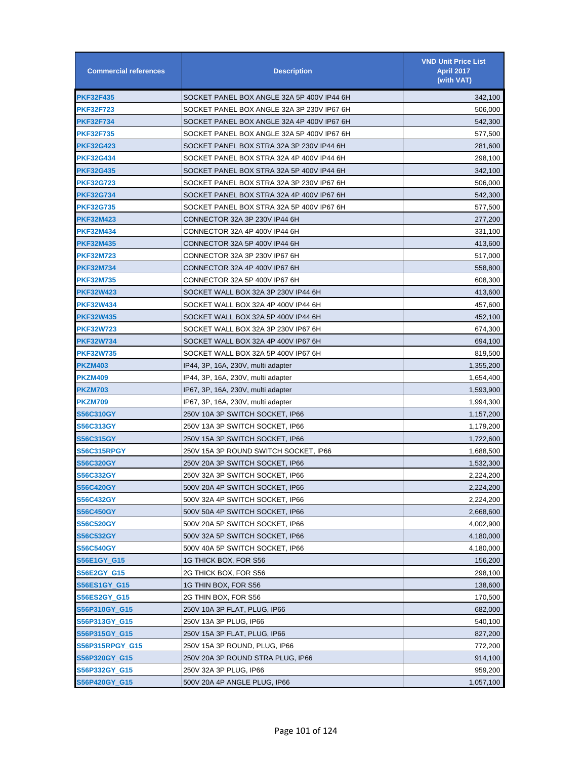| Commercial references | Description | VND Unit Price List April 2017 (with VAT) |
|---|---|---|
| PKF32F435 | SOCKET PANEL BOX ANGLE 32A 5P 400V IP44 6H | 342,100 |
| PKF32F723 | SOCKET PANEL BOX ANGLE 32A 3P 230V IP67 6H | 506,000 |
| PKF32F734 | SOCKET PANEL BOX ANGLE 32A 4P 400V IP67 6H | 542,300 |
| PKF32F735 | SOCKET PANEL BOX ANGLE 32A 5P 400V IP67 6H | 577,500 |
| PKF32G423 | SOCKET PANEL BOX STRA 32A 3P 230V IP44 6H | 281,600 |
| PKF32G434 | SOCKET PANEL BOX STRA 32A 4P 400V IP44 6H | 298,100 |
| PKF32G435 | SOCKET PANEL BOX STRA 32A 5P 400V IP44 6H | 342,100 |
| PKF32G723 | SOCKET PANEL BOX STRA 32A 3P 230V IP67 6H | 506,000 |
| PKF32G734 | SOCKET PANEL BOX STRA 32A 4P 400V IP67 6H | 542,300 |
| PKF32G735 | SOCKET PANEL BOX STRA 32A 5P 400V IP67 6H | 577,500 |
| PKF32M423 | CONNECTOR 32A 3P 230V IP44 6H | 277,200 |
| PKF32M434 | CONNECTOR 32A 4P 400V IP44 6H | 331,100 |
| PKF32M435 | CONNECTOR 32A 5P 400V IP44 6H | 413,600 |
| PKF32M723 | CONNECTOR 32A 3P 230V IP67 6H | 517,000 |
| PKF32M734 | CONNECTOR 32A 4P 400V IP67 6H | 558,800 |
| PKF32M735 | CONNECTOR 32A 5P 400V IP67 6H | 608,300 |
| PKF32W423 | SOCKET WALL BOX 32A 3P 230V IP44 6H | 413,600 |
| PKF32W434 | SOCKET WALL BOX 32A 4P 400V IP44 6H | 457,600 |
| PKF32W435 | SOCKET WALL BOX 32A 5P 400V IP44 6H | 452,100 |
| PKF32W723 | SOCKET WALL BOX 32A 3P 230V IP67 6H | 674,300 |
| PKF32W734 | SOCKET WALL BOX 32A 4P 400V IP67 6H | 694,100 |
| PKF32W735 | SOCKET WALL BOX 32A 5P 400V IP67 6H | 819,500 |
| PKZM403 | IP44, 3P, 16A, 230V, multi adapter | 1,355,200 |
| PKZM409 | IP44, 3P, 16A, 230V, multi adapter | 1,654,400 |
| PKZM703 | IP67, 3P, 16A, 230V, multi adapter | 1,593,900 |
| PKZM709 | IP67, 3P, 16A, 230V, multi adapter | 1,994,300 |
| S56C310GY | 250V 10A 3P SWITCH SOCKET, IP66 | 1,157,200 |
| S56C313GY | 250V 13A 3P SWITCH SOCKET, IP66 | 1,179,200 |
| S56C315GY | 250V 15A 3P SWITCH SOCKET, IP66 | 1,722,600 |
| S56C315RPGY | 250V 15A 3P ROUND SWITCH SOCKET, IP66 | 1,688,500 |
| S56C320GY | 250V 20A 3P SWITCH SOCKET, IP66 | 1,532,300 |
| S56C332GY | 250V 32A 3P SWITCH SOCKET, IP66 | 2,224,200 |
| S56C420GY | 500V 20A 4P SWITCH SOCKET, IP66 | 2,224,200 |
| S56C432GY | 500V 32A 4P SWITCH SOCKET, IP66 | 2,224,200 |
| S56C450GY | 500V 50A 4P SWITCH SOCKET, IP66 | 2,668,600 |
| S56C520GY | 500V 20A 5P SWITCH SOCKET, IP66 | 4,002,900 |
| S56C532GY | 500V 32A 5P SWITCH SOCKET, IP66 | 4,180,000 |
| S56C540GY | 500V 40A 5P SWITCH SOCKET, IP66 | 4,180,000 |
| S56E1GY_G15 | 1G THICK BOX, FOR S56 | 156,200 |
| S56E2GY_G15 | 2G THICK BOX, FOR S56 | 298,100 |
| S56ES1GY_G15 | 1G THIN BOX, FOR S56 | 138,600 |
| S56ES2GY_G15 | 2G THIN BOX, FOR S56 | 170,500 |
| S56P310GY_G15 | 250V 10A 3P FLAT, PLUG, IP66 | 682,000 |
| S56P313GY_G15 | 250V 13A 3P PLUG, IP66 | 540,100 |
| S56P315GY_G15 | 250V 15A 3P FLAT, PLUG, IP66 | 827,200 |
| S56P315RPGY_G15 | 250V 15A 3P ROUND, PLUG, IP66 | 772,200 |
| S56P320GY_G15 | 250V 20A 3P ROUND STRA PLUG, IP66 | 914,100 |
| S56P332GY_G15 | 250V 32A 3P PLUG, IP66 | 959,200 |
| S56P420GY_G15 | 500V 20A 4P ANGLE PLUG, IP66 | 1,057,100 |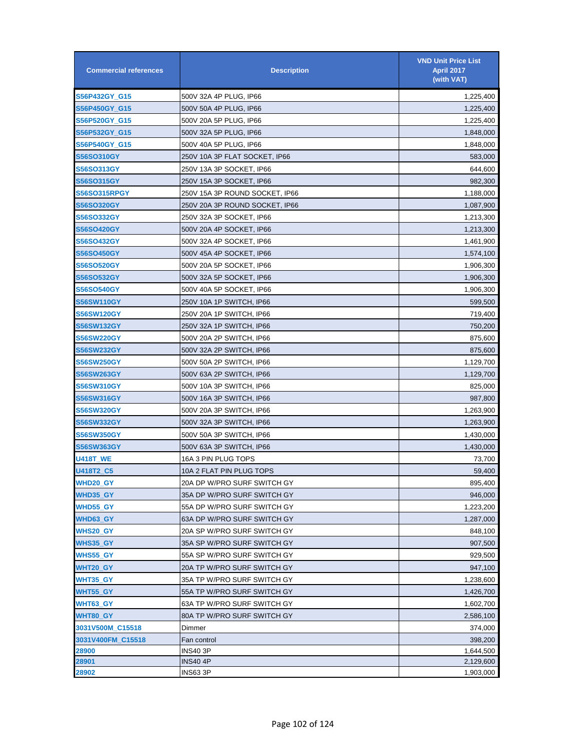| Commercial references | Description | VND Unit Price List April 2017 (with VAT) |
|---|---|---|
| S56P432GY_G15 | 500V 32A 4P PLUG, IP66 | 1,225,400 |
| S56P450GY_G15 | 500V 50A 4P PLUG, IP66 | 1,225,400 |
| S56P520GY_G15 | 500V 20A 5P PLUG, IP66 | 1,225,400 |
| S56P532GY_G15 | 500V 32A 5P PLUG, IP66 | 1,848,000 |
| S56P540GY_G15 | 500V 40A 5P PLUG, IP66 | 1,848,000 |
| S56SO310GY | 250V 10A 3P FLAT SOCKET, IP66 | 583,000 |
| S56SO313GY | 250V 13A 3P SOCKET, IP66 | 644,600 |
| S56SO315GY | 250V 15A 3P SOCKET, IP66 | 982,300 |
| S56SO315RPGY | 250V 15A 3P ROUND SOCKET, IP66 | 1,188,000 |
| S56SO320GY | 250V 20A 3P ROUND SOCKET, IP66 | 1,087,900 |
| S56SO332GY | 250V 32A 3P SOCKET, IP66 | 1,213,300 |
| S56SO420GY | 500V 20A 4P SOCKET, IP66 | 1,213,300 |
| S56SO432GY | 500V 32A 4P SOCKET, IP66 | 1,461,900 |
| S56SO450GY | 500V 45A 4P SOCKET, IP66 | 1,574,100 |
| S56SO520GY | 500V 20A 5P SOCKET, IP66 | 1,906,300 |
| S56SO532GY | 500V 32A 5P SOCKET, IP66 | 1,906,300 |
| S56SO540GY | 500V 40A 5P SOCKET, IP66 | 1,906,300 |
| S56SW110GY | 250V 10A 1P SWITCH, IP66 | 599,500 |
| S56SW120GY | 250V 20A 1P SWITCH, IP66 | 719,400 |
| S56SW132GY | 250V 32A 1P SWITCH, IP66 | 750,200 |
| S56SW220GY | 500V 20A 2P SWITCH, IP66 | 875,600 |
| S56SW232GY | 500V 32A 2P SWITCH, IP66 | 875,600 |
| S56SW250GY | 500V 50A 2P SWITCH, IP66 | 1,129,700 |
| S56SW263GY | 500V 63A 2P SWITCH, IP66 | 1,129,700 |
| S56SW310GY | 500V 10A 3P SWITCH, IP66 | 825,000 |
| S56SW316GY | 500V 16A 3P SWITCH, IP66 | 987,800 |
| S56SW320GY | 500V 20A 3P SWITCH, IP66 | 1,263,900 |
| S56SW332GY | 500V 32A 3P SWITCH, IP66 | 1,263,900 |
| S56SW350GY | 500V 50A 3P SWITCH, IP66 | 1,430,000 |
| S56SW363GY | 500V 63A 3P SWITCH, IP66 | 1,430,000 |
| U418T_WE | 16A 3 PIN PLUG TOPS | 73,700 |
| U418T2_C5 | 10A 2 FLAT PIN PLUG TOPS | 59,400 |
| WHD20_GY | 20A DP W/PRO SURF SWITCH GY | 895,400 |
| WHD35_GY | 35A DP W/PRO SURF SWITCH GY | 946,000 |
| WHD55_GY | 55A DP W/PRO SURF SWITCH GY | 1,223,200 |
| WHD63_GY | 63A DP W/PRO SURF SWITCH GY | 1,287,000 |
| WHS20_GY | 20A SP W/PRO SURF SWITCH GY | 848,100 |
| WHS35_GY | 35A SP W/PRO SURF SWITCH GY | 907,500 |
| WHS55_GY | 55A SP W/PRO SURF SWITCH GY | 929,500 |
| WHT20_GY | 20A TP W/PRO SURF SWITCH GY | 947,100 |
| WHT35_GY | 35A TP W/PRO SURF SWITCH GY | 1,238,600 |
| WHT55_GY | 55A TP W/PRO SURF SWITCH GY | 1,426,700 |
| WHT63_GY | 63A TP W/PRO SURF SWITCH GY | 1,602,700 |
| WHT80_GY | 80A TP W/PRO SURF SWITCH GY | 2,586,100 |
| 3031V500M_C15518 | Dimmer | 374,000 |
| 3031V400FM_C15518 | Fan control | 398,200 |
| 28900 | INS40 3P | 1,644,500 |
| 28901 | INS40 4P | 2,129,600 |
| 28902 | INS63 3P | 1,903,000 |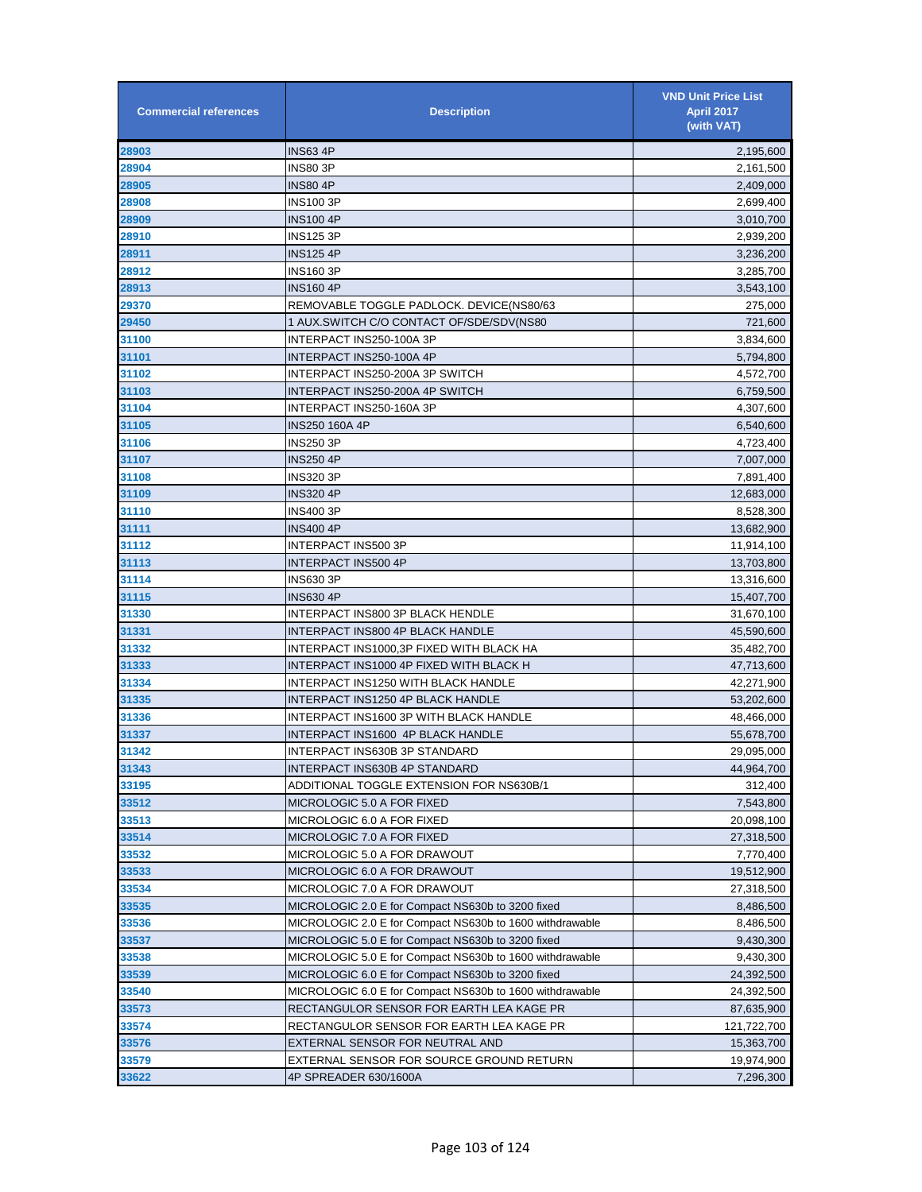| Commercial references | Description | VND Unit Price List April 2017 (with VAT) |
| --- | --- | --- |
| 28903 | INS63 4P | 2,195,600 |
| 28904 | INS80 3P | 2,161,500 |
| 28905 | INS80 4P | 2,409,000 |
| 28908 | INS100 3P | 2,699,400 |
| 28909 | INS100 4P | 3,010,700 |
| 28910 | INS125 3P | 2,939,200 |
| 28911 | INS125 4P | 3,236,200 |
| 28912 | INS160 3P | 3,285,700 |
| 28913 | INS160 4P | 3,543,100 |
| 29370 | REMOVABLE TOGGLE PADLOCK. DEVICE(NS80/63 | 275,000 |
| 29450 | 1 AUX.SWITCH C/O CONTACT OF/SDE/SDV(NS80 | 721,600 |
| 31100 | INTERPACT INS250-100A 3P | 3,834,600 |
| 31101 | INTERPACT INS250-100A 4P | 5,794,800 |
| 31102 | INTERPACT INS250-200A 3P SWITCH | 4,572,700 |
| 31103 | INTERPACT INS250-200A 4P SWITCH | 6,759,500 |
| 31104 | INTERPACT INS250-160A 3P | 4,307,600 |
| 31105 | INS250 160A 4P | 6,540,600 |
| 31106 | INS250 3P | 4,723,400 |
| 31107 | INS250 4P | 7,007,000 |
| 31108 | INS320 3P | 7,891,400 |
| 31109 | INS320 4P | 12,683,000 |
| 31110 | INS400 3P | 8,528,300 |
| 31111 | INS400 4P | 13,682,900 |
| 31112 | INTERPACT INS500 3P | 11,914,100 |
| 31113 | INTERPACT INS500 4P | 13,703,800 |
| 31114 | INS630 3P | 13,316,600 |
| 31115 | INS630 4P | 15,407,700 |
| 31330 | INTERPACT INS800 3P BLACK HENDLE | 31,670,100 |
| 31331 | INTERPACT INS800 4P BLACK HANDLE | 45,590,600 |
| 31332 | INTERPACT INS1000,3P FIXED WITH BLACK HA | 35,482,700 |
| 31333 | INTERPACT INS1000 4P FIXED WITH BLACK H | 47,713,600 |
| 31334 | INTERPACT INS1250 WITH BLACK HANDLE | 42,271,900 |
| 31335 | INTERPACT INS1250 4P BLACK HANDLE | 53,202,600 |
| 31336 | INTERPACT INS1600 3P WITH BLACK HANDLE | 48,466,000 |
| 31337 | INTERPACT INS1600  4P BLACK HANDLE | 55,678,700 |
| 31342 | INTERPACT INS630B 3P STANDARD | 29,095,000 |
| 31343 | INTERPACT INS630B 4P STANDARD | 44,964,700 |
| 33195 | ADDITIONAL TOGGLE EXTENSION FOR NS630B/1 | 312,400 |
| 33512 | MICROLOGIC 5.0 A FOR FIXED | 7,543,800 |
| 33513 | MICROLOGIC 6.0 A FOR FIXED | 20,098,100 |
| 33514 | MICROLOGIC 7.0 A FOR FIXED | 27,318,500 |
| 33532 | MICROLOGIC 5.0 A FOR DRAWOUT | 7,770,400 |
| 33533 | MICROLOGIC 6.0 A FOR DRAWOUT | 19,512,900 |
| 33534 | MICROLOGIC 7.0 A FOR DRAWOUT | 27,318,500 |
| 33535 | MICROLOGIC 2.0 E for Compact NS630b to 3200 fixed | 8,486,500 |
| 33536 | MICROLOGIC 2.0 E for Compact NS630b to 1600 withdrawable | 8,486,500 |
| 33537 | MICROLOGIC 5.0 E for Compact NS630b to 3200 fixed | 9,430,300 |
| 33538 | MICROLOGIC 5.0 E for Compact NS630b to 1600 withdrawable | 9,430,300 |
| 33539 | MICROLOGIC 6.0 E for Compact NS630b to 3200 fixed | 24,392,500 |
| 33540 | MICROLOGIC 6.0 E for Compact NS630b to 1600 withdrawable | 24,392,500 |
| 33573 | RECTANGULOR SENSOR FOR EARTH LEA KAGE PR | 87,635,900 |
| 33574 | RECTANGULOR SENSOR FOR EARTH LEA KAGE PR | 121,722,700 |
| 33576 | EXTERNAL SENSOR FOR NEUTRAL AND | 15,363,700 |
| 33579 | EXTERNAL SENSOR FOR SOURCE GROUND RETURN | 19,974,900 |
| 33622 | 4P SPREADER 630/1600A | 7,296,300 |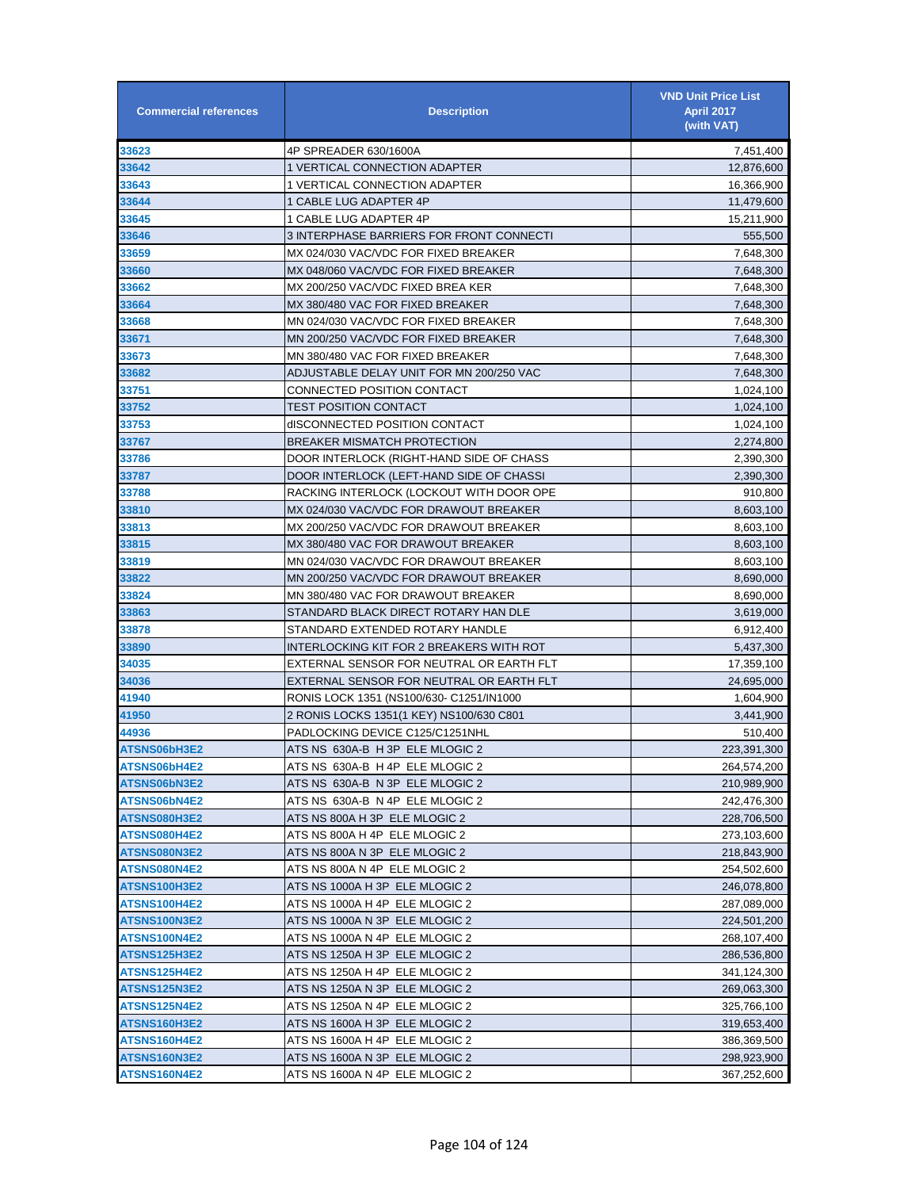| Commercial references | Description | VND Unit Price List April 2017 (with VAT) |
|---|---|---|
| 33623 | 4P SPREADER 630/1600A | 7,451,400 |
| 33642 | 1 VERTICAL CONNECTION ADAPTER | 12,876,600 |
| 33643 | 1 VERTICAL CONNECTION ADAPTER | 16,366,900 |
| 33644 | 1 CABLE LUG ADAPTER 4P | 11,479,600 |
| 33645 | 1 CABLE LUG ADAPTER 4P | 15,211,900 |
| 33646 | 3 INTERPHASE BARRIERS FOR FRONT CONNECTI | 555,500 |
| 33659 | MX 024/030 VAC/VDC FOR FIXED BREAKER | 7,648,300 |
| 33660 | MX 048/060 VAC/VDC FOR FIXED BREAKER | 7,648,300 |
| 33662 | MX 200/250 VAC/VDC FIXED BREA KER | 7,648,300 |
| 33664 | MX 380/480 VAC FOR FIXED BREAKER | 7,648,300 |
| 33668 | MN 024/030 VAC/VDC FOR FIXED BREAKER | 7,648,300 |
| 33671 | MN 200/250 VAC/VDC FOR FIXED BREAKER | 7,648,300 |
| 33673 | MN 380/480 VAC FOR FIXED BREAKER | 7,648,300 |
| 33682 | ADJUSTABLE DELAY UNIT FOR MN 200/250 VAC | 7,648,300 |
| 33751 | CONNECTED POSITION CONTACT | 1,024,100 |
| 33752 | TEST POSITION CONTACT | 1,024,100 |
| 33753 | dISCONNECTED POSITION CONTACT | 1,024,100 |
| 33767 | BREAKER MISMATCH PROTECTION | 2,274,800 |
| 33786 | DOOR INTERLOCK (RIGHT-HAND SIDE OF CHASS | 2,390,300 |
| 33787 | DOOR INTERLOCK (LEFT-HAND SIDE OF CHASSI | 2,390,300 |
| 33788 | RACKING INTERLOCK (LOCKOUT WITH DOOR OPE | 910,800 |
| 33810 | MX 024/030 VAC/VDC FOR DRAWOUT BREAKER | 8,603,100 |
| 33813 | MX 200/250 VAC/VDC FOR DRAWOUT BREAKER | 8,603,100 |
| 33815 | MX 380/480 VAC FOR DRAWOUT BREAKER | 8,603,100 |
| 33819 | MN 024/030 VAC/VDC FOR DRAWOUT BREAKER | 8,603,100 |
| 33822 | MN 200/250 VAC/VDC FOR DRAWOUT BREAKER | 8,690,000 |
| 33824 | MN 380/480 VAC FOR DRAWOUT BREAKER | 8,690,000 |
| 33863 | STANDARD BLACK DIRECT ROTARY HAN DLE | 3,619,000 |
| 33878 | STANDARD EXTENDED ROTARY HANDLE | 6,912,400 |
| 33890 | INTERLOCKING KIT FOR 2 BREAKERS WITH ROT | 5,437,300 |
| 34035 | EXTERNAL SENSOR FOR NEUTRAL OR EARTH FLT | 17,359,100 |
| 34036 | EXTERNAL SENSOR FOR NEUTRAL OR EARTH FLT | 24,695,000 |
| 41940 | RONIS LOCK 1351 (NS100/630- C1251/IN1000 | 1,604,900 |
| 41950 | 2 RONIS LOCKS 1351(1 KEY) NS100/630 C801 | 3,441,900 |
| 44936 | PADLOCKING DEVICE C125/C1251NHL | 510,400 |
| ATSNS06bH3E2 | ATS NS 630A-B H 3P ELE MLOGIC 2 | 223,391,300 |
| ATSNS06bH4E2 | ATS NS 630A-B H 4P ELE MLOGIC 2 | 264,574,200 |
| ATSNS06bN3E2 | ATS NS 630A-B N 3P ELE MLOGIC 2 | 210,989,900 |
| ATSNS06bN4E2 | ATS NS 630A-B N 4P ELE MLOGIC 2 | 242,476,300 |
| ATSNS080H3E2 | ATS NS 800A H 3P ELE MLOGIC 2 | 228,706,500 |
| ATSNS080H4E2 | ATS NS 800A H 4P ELE MLOGIC 2 | 273,103,600 |
| ATSNS080N3E2 | ATS NS 800A N 3P ELE MLOGIC 2 | 218,843,900 |
| ATSNS080N4E2 | ATS NS 800A N 4P ELE MLOGIC 2 | 254,502,600 |
| ATSNS100H3E2 | ATS NS 1000A H 3P ELE MLOGIC 2 | 246,078,800 |
| ATSNS100H4E2 | ATS NS 1000A H 4P ELE MLOGIC 2 | 287,089,000 |
| ATSNS100N3E2 | ATS NS 1000A N 3P ELE MLOGIC 2 | 224,501,200 |
| ATSNS100N4E2 | ATS NS 1000A N 4P ELE MLOGIC 2 | 268,107,400 |
| ATSNS125H3E2 | ATS NS 1250A H 3P ELE MLOGIC 2 | 286,536,800 |
| ATSNS125H4E2 | ATS NS 1250A H 4P ELE MLOGIC 2 | 341,124,300 |
| ATSNS125N3E2 | ATS NS 1250A N 3P ELE MLOGIC 2 | 269,063,300 |
| ATSNS125N4E2 | ATS NS 1250A N 4P ELE MLOGIC 2 | 325,766,100 |
| ATSNS160H3E2 | ATS NS 1600A H 3P ELE MLOGIC 2 | 319,653,400 |
| ATSNS160H4E2 | ATS NS 1600A H 4P ELE MLOGIC 2 | 386,369,500 |
| ATSNS160N3E2 | ATS NS 1600A N 3P ELE MLOGIC 2 | 298,923,900 |
| ATSNS160N4E2 | ATS NS 1600A N 4P ELE MLOGIC 2 | 367,252,600 |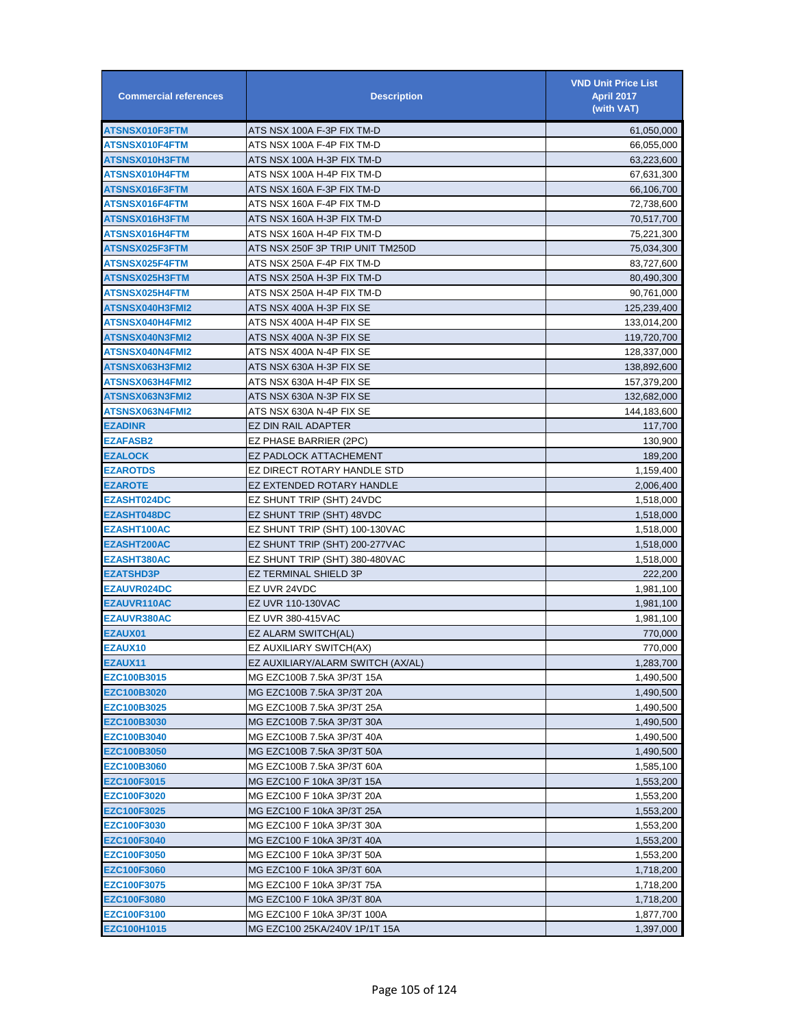| Commercial references | Description | VND Unit Price List April 2017 (with VAT) |
|---|---|---|
| ATSNSX010F3FTM | ATS NSX 100A F-3P FIX TM-D | 61,050,000 |
| ATSNSX010F4FTM | ATS NSX 100A F-4P FIX TM-D | 66,055,000 |
| ATSNSX010H3FTM | ATS NSX 100A H-3P FIX TM-D | 63,223,600 |
| ATSNSX010H4FTM | ATS NSX 100A H-4P FIX TM-D | 67,631,300 |
| ATSNSX016F3FTM | ATS NSX 160A F-3P FIX TM-D | 66,106,700 |
| ATSNSX016F4FTM | ATS NSX 160A F-4P FIX TM-D | 72,738,600 |
| ATSNSX016H3FTM | ATS NSX 160A H-3P FIX TM-D | 70,517,700 |
| ATSNSX016H4FTM | ATS NSX 160A H-4P FIX TM-D | 75,221,300 |
| ATSNSX025F3FTM | ATS NSX 250F 3P TRIP UNIT TM250D | 75,034,300 |
| ATSNSX025F4FTM | ATS NSX 250A F-4P FIX TM-D | 83,727,600 |
| ATSNSX025H3FTM | ATS NSX 250A H-3P FIX TM-D | 80,490,300 |
| ATSNSX025H4FTM | ATS NSX 250A H-4P FIX TM-D | 90,761,000 |
| ATSNSX040H3FMI2 | ATS NSX 400A H-3P FIX SE | 125,239,400 |
| ATSNSX040H4FMI2 | ATS NSX 400A H-4P FIX SE | 133,014,200 |
| ATSNSX040N3FMI2 | ATS NSX 400A N-3P FIX SE | 119,720,700 |
| ATSNSX040N4FMI2 | ATS NSX 400A N-4P FIX SE | 128,337,000 |
| ATSNSX063H3FMI2 | ATS NSX 630A H-3P FIX SE | 138,892,600 |
| ATSNSX063H4FMI2 | ATS NSX 630A H-4P FIX SE | 157,379,200 |
| ATSNSX063N3FMI2 | ATS NSX 630A N-3P FIX SE | 132,682,000 |
| ATSNSX063N4FMI2 | ATS NSX 630A N-4P FIX SE | 144,183,600 |
| EZADINR | EZ DIN RAIL ADAPTER | 117,700 |
| EZAFASB2 | EZ PHASE BARRIER (2PC) | 130,900 |
| EZALOCK | EZ PADLOCK ATTACHEMENT | 189,200 |
| EZAROTDS | EZ DIRECT ROTARY HANDLE STD | 1,159,400 |
| EZAROTE | EZ EXTENDED ROTARY HANDLE | 2,006,400 |
| EZASHT024DC | EZ SHUNT TRIP (SHT) 24VDC | 1,518,000 |
| EZASHT048DC | EZ SHUNT TRIP (SHT) 48VDC | 1,518,000 |
| EZASHT100AC | EZ SHUNT TRIP (SHT) 100-130VAC | 1,518,000 |
| EZASHT200AC | EZ SHUNT TRIP (SHT) 200-277VAC | 1,518,000 |
| EZASHT380AC | EZ SHUNT TRIP (SHT) 380-480VAC | 1,518,000 |
| EZATSHD3P | EZ TERMINAL SHIELD 3P | 222,200 |
| EZAUVR024DC | EZ UVR 24VDC | 1,981,100 |
| EZAUVR110AC | EZ UVR 110-130VAC | 1,981,100 |
| EZAUVR380AC | EZ UVR 380-415VAC | 1,981,100 |
| EZAUX01 | EZ ALARM SWITCH(AL) | 770,000 |
| EZAUX10 | EZ AUXILIARY SWITCH(AX) | 770,000 |
| EZAUX11 | EZ AUXILIARY/ALARM SWITCH (AX/AL) | 1,283,700 |
| EZC100B3015 | MG EZC100B 7.5kA 3P/3T 15A | 1,490,500 |
| EZC100B3020 | MG EZC100B 7.5kA 3P/3T 20A | 1,490,500 |
| EZC100B3025 | MG EZC100B 7.5kA 3P/3T 25A | 1,490,500 |
| EZC100B3030 | MG EZC100B 7.5kA 3P/3T 30A | 1,490,500 |
| EZC100B3040 | MG EZC100B 7.5kA 3P/3T 40A | 1,490,500 |
| EZC100B3050 | MG EZC100B 7.5kA 3P/3T 50A | 1,490,500 |
| EZC100B3060 | MG EZC100B 7.5kA 3P/3T 60A | 1,585,100 |
| EZC100F3015 | MG EZC100 F 10kA 3P/3T 15A | 1,553,200 |
| EZC100F3020 | MG EZC100 F 10kA 3P/3T 20A | 1,553,200 |
| EZC100F3025 | MG EZC100 F 10kA 3P/3T 25A | 1,553,200 |
| EZC100F3030 | MG EZC100 F 10kA 3P/3T 30A | 1,553,200 |
| EZC100F3040 | MG EZC100 F 10kA 3P/3T 40A | 1,553,200 |
| EZC100F3050 | MG EZC100 F 10kA 3P/3T 50A | 1,553,200 |
| EZC100F3060 | MG EZC100 F 10kA 3P/3T 60A | 1,718,200 |
| EZC100F3075 | MG EZC100 F 10kA 3P/3T 75A | 1,718,200 |
| EZC100F3080 | MG EZC100 F 10kA 3P/3T 80A | 1,718,200 |
| EZC100F3100 | MG EZC100 F 10kA 3P/3T 100A | 1,877,700 |
| EZC100H1015 | MG EZC100 25KA/240V 1P/1T 15A | 1,397,000 |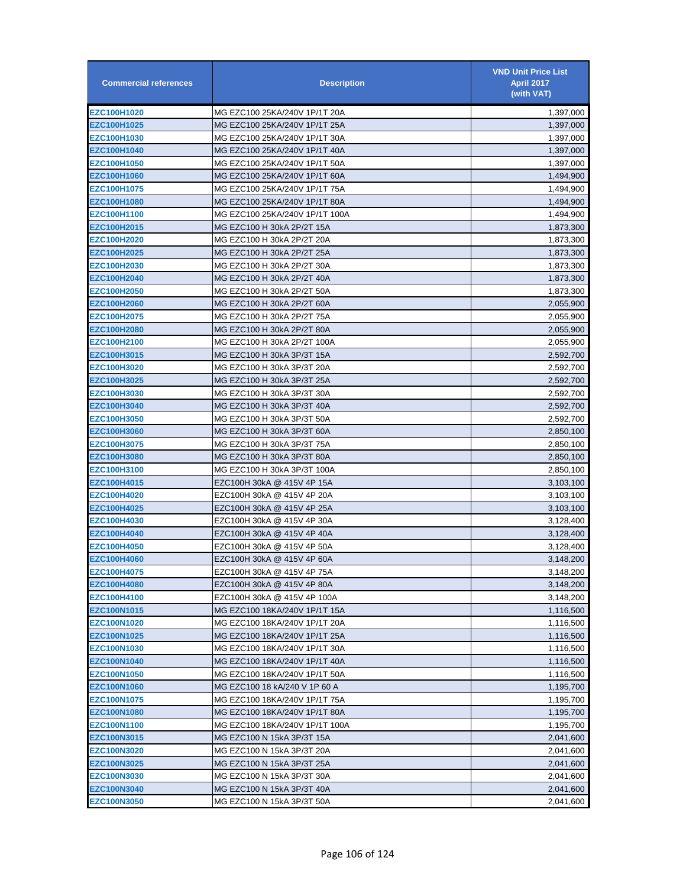| Commercial references | Description | VND Unit Price List April 2017 (with VAT) |
|---|---|---|
| EZC100H1020 | MG EZC100 25KA/240V 1P/1T 20A | 1,397,000 |
| EZC100H1025 | MG EZC100 25KA/240V 1P/1T 25A | 1,397,000 |
| EZC100H1030 | MG EZC100 25KA/240V 1P/1T 30A | 1,397,000 |
| EZC100H1040 | MG EZC100 25KA/240V 1P/1T 40A | 1,397,000 |
| EZC100H1050 | MG EZC100 25KA/240V 1P/1T 50A | 1,397,000 |
| EZC100H1060 | MG EZC100 25KA/240V 1P/1T 60A | 1,494,900 |
| EZC100H1075 | MG EZC100 25KA/240V 1P/1T 75A | 1,494,900 |
| EZC100H1080 | MG EZC100 25KA/240V 1P/1T 80A | 1,494,900 |
| EZC100H1100 | MG EZC100 25KA/240V 1P/1T 100A | 1,494,900 |
| EZC100H2015 | MG EZC100 H 30kA 2P/2T 15A | 1,873,300 |
| EZC100H2020 | MG EZC100 H 30kA 2P/2T 20A | 1,873,300 |
| EZC100H2025 | MG EZC100 H 30kA 2P/2T 25A | 1,873,300 |
| EZC100H2030 | MG EZC100 H 30kA 2P/2T 30A | 1,873,300 |
| EZC100H2040 | MG EZC100 H 30kA 2P/2T 40A | 1,873,300 |
| EZC100H2050 | MG EZC100 H 30kA 2P/2T 50A | 1,873,300 |
| EZC100H2060 | MG EZC100 H 30kA 2P/2T 60A | 2,055,900 |
| EZC100H2075 | MG EZC100 H 30kA 2P/2T 75A | 2,055,900 |
| EZC100H2080 | MG EZC100 H 30kA 2P/2T 80A | 2,055,900 |
| EZC100H2100 | MG EZC100 H 30kA 2P/2T 100A | 2,055,900 |
| EZC100H3015 | MG EZC100 H 30kA 3P/3T 15A | 2,592,700 |
| EZC100H3020 | MG EZC100 H 30kA 3P/3T 20A | 2,592,700 |
| EZC100H3025 | MG EZC100 H 30kA 3P/3T 25A | 2,592,700 |
| EZC100H3030 | MG EZC100 H 30kA 3P/3T 30A | 2,592,700 |
| EZC100H3040 | MG EZC100 H 30kA 3P/3T 40A | 2,592,700 |
| EZC100H3050 | MG EZC100 H 30kA 3P/3T 50A | 2,592,700 |
| EZC100H3060 | MG EZC100 H 30kA 3P/3T 60A | 2,850,100 |
| EZC100H3075 | MG EZC100 H 30kA 3P/3T 75A | 2,850,100 |
| EZC100H3080 | MG EZC100 H 30kA 3P/3T 80A | 2,850,100 |
| EZC100H3100 | MG EZC100 H 30kA 3P/3T 100A | 2,850,100 |
| EZC100H4015 | EZC100H 30kA @ 415V 4P 15A | 3,103,100 |
| EZC100H4020 | EZC100H 30kA @ 415V 4P 20A | 3,103,100 |
| EZC100H4025 | EZC100H 30kA @ 415V 4P 25A | 3,103,100 |
| EZC100H4030 | EZC100H 30kA @ 415V 4P 30A | 3,128,400 |
| EZC100H4040 | EZC100H 30kA @ 415V 4P 40A | 3,128,400 |
| EZC100H4050 | EZC100H 30kA @ 415V 4P 50A | 3,128,400 |
| EZC100H4060 | EZC100H 30kA @ 415V 4P 60A | 3,148,200 |
| EZC100H4075 | EZC100H 30kA @ 415V 4P 75A | 3,148,200 |
| EZC100H4080 | EZC100H 30kA @ 415V 4P 80A | 3,148,200 |
| EZC100H4100 | EZC100H 30kA @ 415V 4P 100A | 3,148,200 |
| EZC100N1015 | MG EZC100 18KA/240V 1P/1T 15A | 1,116,500 |
| EZC100N1020 | MG EZC100 18KA/240V 1P/1T 20A | 1,116,500 |
| EZC100N1025 | MG EZC100 18KA/240V 1P/1T 25A | 1,116,500 |
| EZC100N1030 | MG EZC100 18KA/240V 1P/1T 30A | 1,116,500 |
| EZC100N1040 | MG EZC100 18KA/240V 1P/1T 40A | 1,116,500 |
| EZC100N1050 | MG EZC100 18KA/240V 1P/1T 50A | 1,116,500 |
| EZC100N1060 | MG EZC100 18 kA/240 V 1P 60 A | 1,195,700 |
| EZC100N1075 | MG EZC100 18KA/240V 1P/1T 75A | 1,195,700 |
| EZC100N1080 | MG EZC100 18KA/240V 1P/1T 80A | 1,195,700 |
| EZC100N1100 | MG EZC100 18KA/240V 1P/1T 100A | 1,195,700 |
| EZC100N3015 | MG EZC100 N 15kA 3P/3T 15A | 2,041,600 |
| EZC100N3020 | MG EZC100 N 15kA 3P/3T 20A | 2,041,600 |
| EZC100N3025 | MG EZC100 N 15kA 3P/3T 25A | 2,041,600 |
| EZC100N3030 | MG EZC100 N 15kA 3P/3T 30A | 2,041,600 |
| EZC100N3040 | MG EZC100 N 15kA 3P/3T 40A | 2,041,600 |
| EZC100N3050 | MG EZC100 N 15kA 3P/3T 50A | 2,041,600 |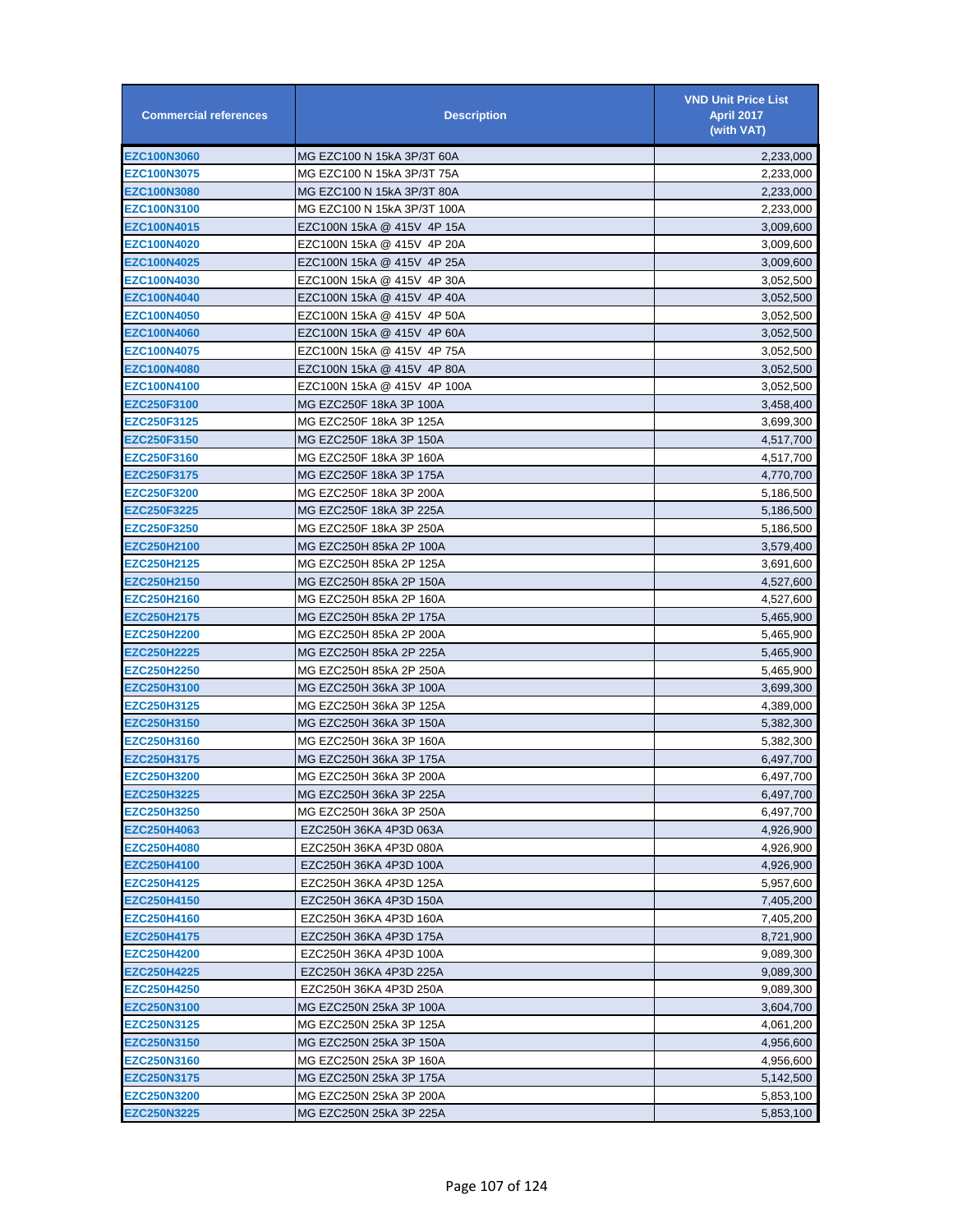| Commercial references | Description | VND Unit Price List April 2017 (with VAT) |
|---|---|---|
| EZC100N3060 | MG EZC100 N 15kA 3P/3T 60A | 2,233,000 |
| EZC100N3075 | MG EZC100 N 15kA 3P/3T 75A | 2,233,000 |
| EZC100N3080 | MG EZC100 N 15kA 3P/3T 80A | 2,233,000 |
| EZC100N3100 | MG EZC100 N 15kA 3P/3T 100A | 2,233,000 |
| EZC100N4015 | EZC100N 15kA @ 415V 4P 15A | 3,009,600 |
| EZC100N4020 | EZC100N 15kA @ 415V 4P 20A | 3,009,600 |
| EZC100N4025 | EZC100N 15kA @ 415V 4P 25A | 3,009,600 |
| EZC100N4030 | EZC100N 15kA @ 415V 4P 30A | 3,052,500 |
| EZC100N4040 | EZC100N 15kA @ 415V 4P 40A | 3,052,500 |
| EZC100N4050 | EZC100N 15kA @ 415V 4P 50A | 3,052,500 |
| EZC100N4060 | EZC100N 15kA @ 415V 4P 60A | 3,052,500 |
| EZC100N4075 | EZC100N 15kA @ 415V 4P 75A | 3,052,500 |
| EZC100N4080 | EZC100N 15kA @ 415V 4P 80A | 3,052,500 |
| EZC100N4100 | EZC100N 15kA @ 415V 4P 100A | 3,052,500 |
| EZC250F3100 | MG EZC250F 18kA 3P 100A | 3,458,400 |
| EZC250F3125 | MG EZC250F 18kA 3P 125A | 3,699,300 |
| EZC250F3150 | MG EZC250F 18kA 3P 150A | 4,517,700 |
| EZC250F3160 | MG EZC250F 18kA 3P 160A | 4,517,700 |
| EZC250F3175 | MG EZC250F 18kA 3P 175A | 4,770,700 |
| EZC250F3200 | MG EZC250F 18kA 3P 200A | 5,186,500 |
| EZC250F3225 | MG EZC250F 18kA 3P 225A | 5,186,500 |
| EZC250F3250 | MG EZC250F 18kA 3P 250A | 5,186,500 |
| EZC250H2100 | MG EZC250H 85kA 2P 100A | 3,579,400 |
| EZC250H2125 | MG EZC250H 85kA 2P 125A | 3,691,600 |
| EZC250H2150 | MG EZC250H 85kA 2P 150A | 4,527,600 |
| EZC250H2160 | MG EZC250H 85kA 2P 160A | 4,527,600 |
| EZC250H2175 | MG EZC250H 85kA 2P 175A | 5,465,900 |
| EZC250H2200 | MG EZC250H 85kA 2P 200A | 5,465,900 |
| EZC250H2225 | MG EZC250H 85kA 2P 225A | 5,465,900 |
| EZC250H2250 | MG EZC250H 85kA 2P 250A | 5,465,900 |
| EZC250H3100 | MG EZC250H 36kA 3P 100A | 3,699,300 |
| EZC250H3125 | MG EZC250H 36kA 3P 125A | 4,389,000 |
| EZC250H3150 | MG EZC250H 36kA 3P 150A | 5,382,300 |
| EZC250H3160 | MG EZC250H 36kA 3P 160A | 5,382,300 |
| EZC250H3175 | MG EZC250H 36kA 3P 175A | 6,497,700 |
| EZC250H3200 | MG EZC250H 36kA 3P 200A | 6,497,700 |
| EZC250H3225 | MG EZC250H 36kA 3P 225A | 6,497,700 |
| EZC250H3250 | MG EZC250H 36kA 3P 250A | 6,497,700 |
| EZC250H4063 | EZC250H 36KA 4P3D 063A | 4,926,900 |
| EZC250H4080 | EZC250H 36KA 4P3D 080A | 4,926,900 |
| EZC250H4100 | EZC250H 36KA 4P3D 100A | 4,926,900 |
| EZC250H4125 | EZC250H 36KA 4P3D 125A | 5,957,600 |
| EZC250H4150 | EZC250H 36KA 4P3D 150A | 7,405,200 |
| EZC250H4160 | EZC250H 36KA 4P3D 160A | 7,405,200 |
| EZC250H4175 | EZC250H 36KA 4P3D 175A | 8,721,900 |
| EZC250H4200 | EZC250H 36KA 4P3D 100A | 9,089,300 |
| EZC250H4225 | EZC250H 36KA 4P3D 225A | 9,089,300 |
| EZC250H4250 | EZC250H 36KA 4P3D 250A | 9,089,300 |
| EZC250N3100 | MG EZC250N 25kA 3P 100A | 3,604,700 |
| EZC250N3125 | MG EZC250N 25kA 3P 125A | 4,061,200 |
| EZC250N3150 | MG EZC250N 25kA 3P 150A | 4,956,600 |
| EZC250N3160 | MG EZC250N 25kA 3P 160A | 4,956,600 |
| EZC250N3175 | MG EZC250N 25kA 3P 175A | 5,142,500 |
| EZC250N3200 | MG EZC250N 25kA 3P 200A | 5,853,100 |
| EZC250N3225 | MG EZC250N 25kA 3P 225A | 5,853,100 |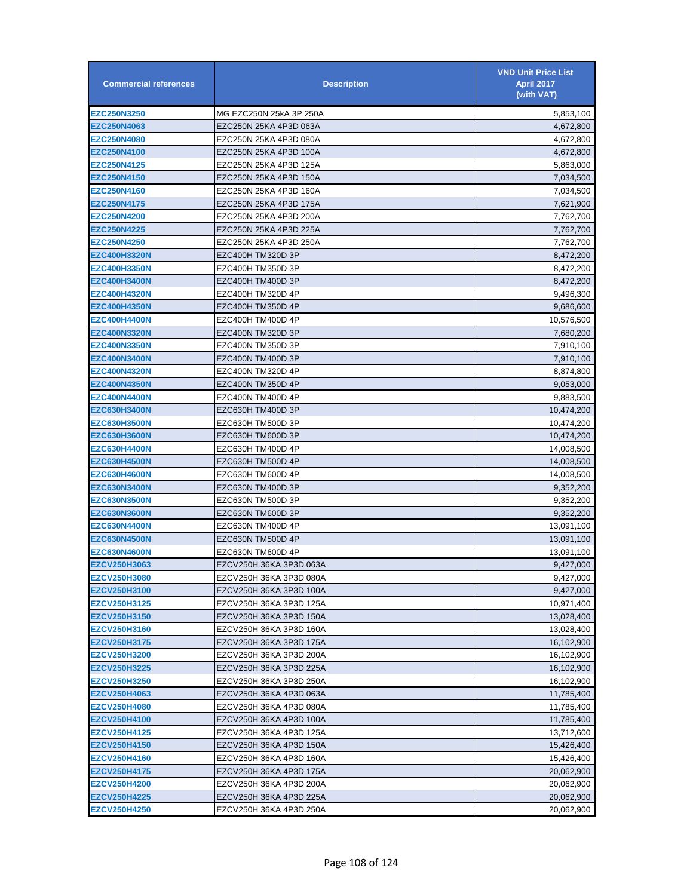| Commercial references | Description | VND Unit Price List April 2017 (with VAT) |
|---|---|---|
| EZC250N3250 | MG EZC250N 25kA 3P 250A | 5,853,100 |
| EZC250N4063 | EZC250N 25KA 4P3D 063A | 4,672,800 |
| EZC250N4080 | EZC250N 25KA 4P3D 080A | 4,672,800 |
| EZC250N4100 | EZC250N 25KA 4P3D 100A | 4,672,800 |
| EZC250N4125 | EZC250N 25KA 4P3D 125A | 5,863,000 |
| EZC250N4150 | EZC250N 25KA 4P3D 150A | 7,034,500 |
| EZC250N4160 | EZC250N 25KA 4P3D 160A | 7,034,500 |
| EZC250N4175 | EZC250N 25KA 4P3D 175A | 7,621,900 |
| EZC250N4200 | EZC250N 25KA 4P3D 200A | 7,762,700 |
| EZC250N4225 | EZC250N 25KA 4P3D 225A | 7,762,700 |
| EZC250N4250 | EZC250N 25KA 4P3D 250A | 7,762,700 |
| EZC400H3320N | EZC400H TM320D 3P | 8,472,200 |
| EZC400H3350N | EZC400H TM350D 3P | 8,472,200 |
| EZC400H3400N | EZC400H TM400D 3P | 8,472,200 |
| EZC400H4320N | EZC400H TM320D 4P | 9,496,300 |
| EZC400H4350N | EZC400H TM350D 4P | 9,686,600 |
| EZC400H4400N | EZC400H TM400D 4P | 10,576,500 |
| EZC400N3320N | EZC400N TM320D 3P | 7,680,200 |
| EZC400N3350N | EZC400N TM350D 3P | 7,910,100 |
| EZC400N3400N | EZC400N TM400D 3P | 7,910,100 |
| EZC400N4320N | EZC400N TM320D 4P | 8,874,800 |
| EZC400N4350N | EZC400N TM350D 4P | 9,053,000 |
| EZC400N4400N | EZC400N TM400D 4P | 9,883,500 |
| EZC630H3400N | EZC630H TM400D 3P | 10,474,200 |
| EZC630H3500N | EZC630H TM500D 3P | 10,474,200 |
| EZC630H3600N | EZC630H TM600D 3P | 10,474,200 |
| EZC630H4400N | EZC630H TM400D 4P | 14,008,500 |
| EZC630H4500N | EZC630H TM500D 4P | 14,008,500 |
| EZC630H4600N | EZC630H TM600D 4P | 14,008,500 |
| EZC630N3400N | EZC630N TM400D 3P | 9,352,200 |
| EZC630N3500N | EZC630N TM500D 3P | 9,352,200 |
| EZC630N3600N | EZC630N TM600D 3P | 9,352,200 |
| EZC630N4400N | EZC630N TM400D 4P | 13,091,100 |
| EZC630N4500N | EZC630N TM500D 4P | 13,091,100 |
| EZC630N4600N | EZC630N TM600D 4P | 13,091,100 |
| EZCV250H3063 | EZCV250H 36KA 3P3D 063A | 9,427,000 |
| EZCV250H3080 | EZCV250H 36KA 3P3D 080A | 9,427,000 |
| EZCV250H3100 | EZCV250H 36KA 3P3D 100A | 9,427,000 |
| EZCV250H3125 | EZCV250H 36KA 3P3D 125A | 10,971,400 |
| EZCV250H3150 | EZCV250H 36KA 3P3D 150A | 13,028,400 |
| EZCV250H3160 | EZCV250H 36KA 3P3D 160A | 13,028,400 |
| EZCV250H3175 | EZCV250H 36KA 3P3D 175A | 16,102,900 |
| EZCV250H3200 | EZCV250H 36KA 3P3D 200A | 16,102,900 |
| EZCV250H3225 | EZCV250H 36KA 3P3D 225A | 16,102,900 |
| EZCV250H3250 | EZCV250H 36KA 3P3D 250A | 16,102,900 |
| EZCV250H4063 | EZCV250H 36KA 4P3D 063A | 11,785,400 |
| EZCV250H4080 | EZCV250H 36KA 4P3D 080A | 11,785,400 |
| EZCV250H4100 | EZCV250H 36KA 4P3D 100A | 11,785,400 |
| EZCV250H4125 | EZCV250H 36KA 4P3D 125A | 13,712,600 |
| EZCV250H4150 | EZCV250H 36KA 4P3D 150A | 15,426,400 |
| EZCV250H4160 | EZCV250H 36KA 4P3D 160A | 15,426,400 |
| EZCV250H4175 | EZCV250H 36KA 4P3D 175A | 20,062,900 |
| EZCV250H4200 | EZCV250H 36KA 4P3D 200A | 20,062,900 |
| EZCV250H4225 | EZCV250H 36KA 4P3D 225A | 20,062,900 |
| EZCV250H4250 | EZCV250H 36KA 4P3D 250A | 20,062,900 |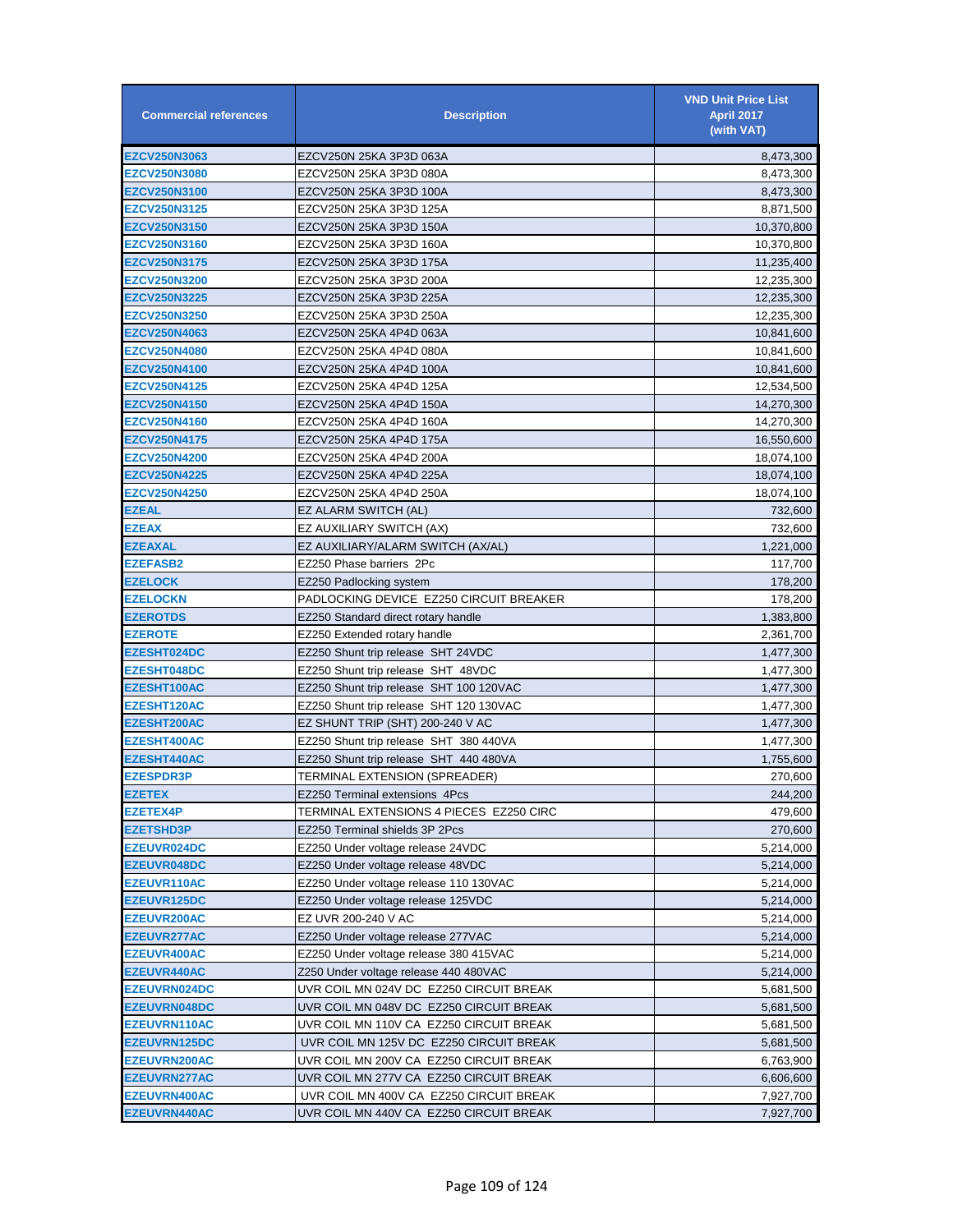| Commercial references | Description | VND Unit Price List April 2017 (with VAT) |
|---|---|---|
| EZCV250N3063 | EZCV250N 25KA 3P3D 063A | 8,473,300 |
| EZCV250N3080 | EZCV250N 25KA 3P3D 080A | 8,473,300 |
| EZCV250N3100 | EZCV250N 25KA 3P3D 100A | 8,473,300 |
| EZCV250N3125 | EZCV250N 25KA 3P3D 125A | 8,871,500 |
| EZCV250N3150 | EZCV250N 25KA 3P3D 150A | 10,370,800 |
| EZCV250N3160 | EZCV250N 25KA 3P3D 160A | 10,370,800 |
| EZCV250N3175 | EZCV250N 25KA 3P3D 175A | 11,235,400 |
| EZCV250N3200 | EZCV250N 25KA 3P3D 200A | 12,235,300 |
| EZCV250N3225 | EZCV250N 25KA 3P3D 225A | 12,235,300 |
| EZCV250N3250 | EZCV250N 25KA 3P3D 250A | 12,235,300 |
| EZCV250N4063 | EZCV250N 25KA 4P4D 063A | 10,841,600 |
| EZCV250N4080 | EZCV250N 25KA 4P4D 080A | 10,841,600 |
| EZCV250N4100 | EZCV250N 25KA 4P4D 100A | 10,841,600 |
| EZCV250N4125 | EZCV250N 25KA 4P4D 125A | 12,534,500 |
| EZCV250N4150 | EZCV250N 25KA 4P4D 150A | 14,270,300 |
| EZCV250N4160 | EZCV250N 25KA 4P4D 160A | 14,270,300 |
| EZCV250N4175 | EZCV250N 25KA 4P4D 175A | 16,550,600 |
| EZCV250N4200 | EZCV250N 25KA 4P4D 200A | 18,074,100 |
| EZCV250N4225 | EZCV250N 25KA 4P4D 225A | 18,074,100 |
| EZCV250N4250 | EZCV250N 25KA 4P4D 250A | 18,074,100 |
| EZEAL | EZ ALARM SWITCH (AL) | 732,600 |
| EZEAX | EZ AUXILIARY SWITCH (AX) | 732,600 |
| EZEAXAL | EZ AUXILIARY/ALARM SWITCH (AX/AL) | 1,221,000 |
| EZEFASB2 | EZ250 Phase barriers 2Pc | 117,700 |
| EZELOCK | EZ250 Padlocking system | 178,200 |
| EZELOCKN | PADLOCKING DEVICE EZ250 CIRCUIT BREAKER | 178,200 |
| EZEROTDS | EZ250 Standard direct rotary handle | 1,383,800 |
| EZEROTE | EZ250 Extended rotary handle | 2,361,700 |
| EZESHT024DC | EZ250 Shunt trip release SHT 24VDC | 1,477,300 |
| EZESHT048DC | EZ250 Shunt trip release SHT 48VDC | 1,477,300 |
| EZESHT100AC | EZ250 Shunt trip release SHT 100 120VAC | 1,477,300 |
| EZESHT120AC | EZ250 Shunt trip release SHT 120 130VAC | 1,477,300 |
| EZESHT200AC | EZ SHUNT TRIP (SHT) 200-240 V AC | 1,477,300 |
| EZESHT400AC | EZ250 Shunt trip release SHT 380 440VA | 1,477,300 |
| EZESHT440AC | EZ250 Shunt trip release SHT 440 480VA | 1,755,600 |
| EZESPDR3P | TERMINAL EXTENSION (SPREADER) | 270,600 |
| EZETEX | EZ250 Terminal extensions 4Pcs | 244,200 |
| EZETEX4P | TERMINAL EXTENSIONS 4 PIECES EZ250 CIRC | 479,600 |
| EZETSHD3P | EZ250 Terminal shields 3P 2Pcs | 270,600 |
| EZEUVR024DC | EZ250 Under voltage release 24VDC | 5,214,000 |
| EZEUVR048DC | EZ250 Under voltage release 48VDC | 5,214,000 |
| EZEUVR110AC | EZ250 Under voltage release 110 130VAC | 5,214,000 |
| EZEUVR125DC | EZ250 Under voltage release 125VDC | 5,214,000 |
| EZEUVR200AC | EZ UVR 200-240 V AC | 5,214,000 |
| EZEUVR277AC | EZ250 Under voltage release 277VAC | 5,214,000 |
| EZEUVR400AC | EZ250 Under voltage release 380 415VAC | 5,214,000 |
| EZEUVR440AC | Z250 Under voltage release 440 480VAC | 5,214,000 |
| EZEUVRN024DC | UVR COIL MN 024V DC EZ250 CIRCUIT BREAK | 5,681,500 |
| EZEUVRN048DC | UVR COIL MN 048V DC EZ250 CIRCUIT BREAK | 5,681,500 |
| EZEUVRN110AC | UVR COIL MN 110V CA EZ250 CIRCUIT BREAK | 5,681,500 |
| EZEUVRN125DC | UVR COIL MN 125V DC EZ250 CIRCUIT BREAK | 5,681,500 |
| EZEUVRN200AC | UVR COIL MN 200V CA EZ250 CIRCUIT BREAK | 6,763,900 |
| EZEUVRN277AC | UVR COIL MN 277V CA EZ250 CIRCUIT BREAK | 6,606,600 |
| EZEUVRN400AC | UVR COIL MN 400V CA EZ250 CIRCUIT BREAK | 7,927,700 |
| EZEUVRN440AC | UVR COIL MN 440V CA EZ250 CIRCUIT BREAK | 7,927,700 |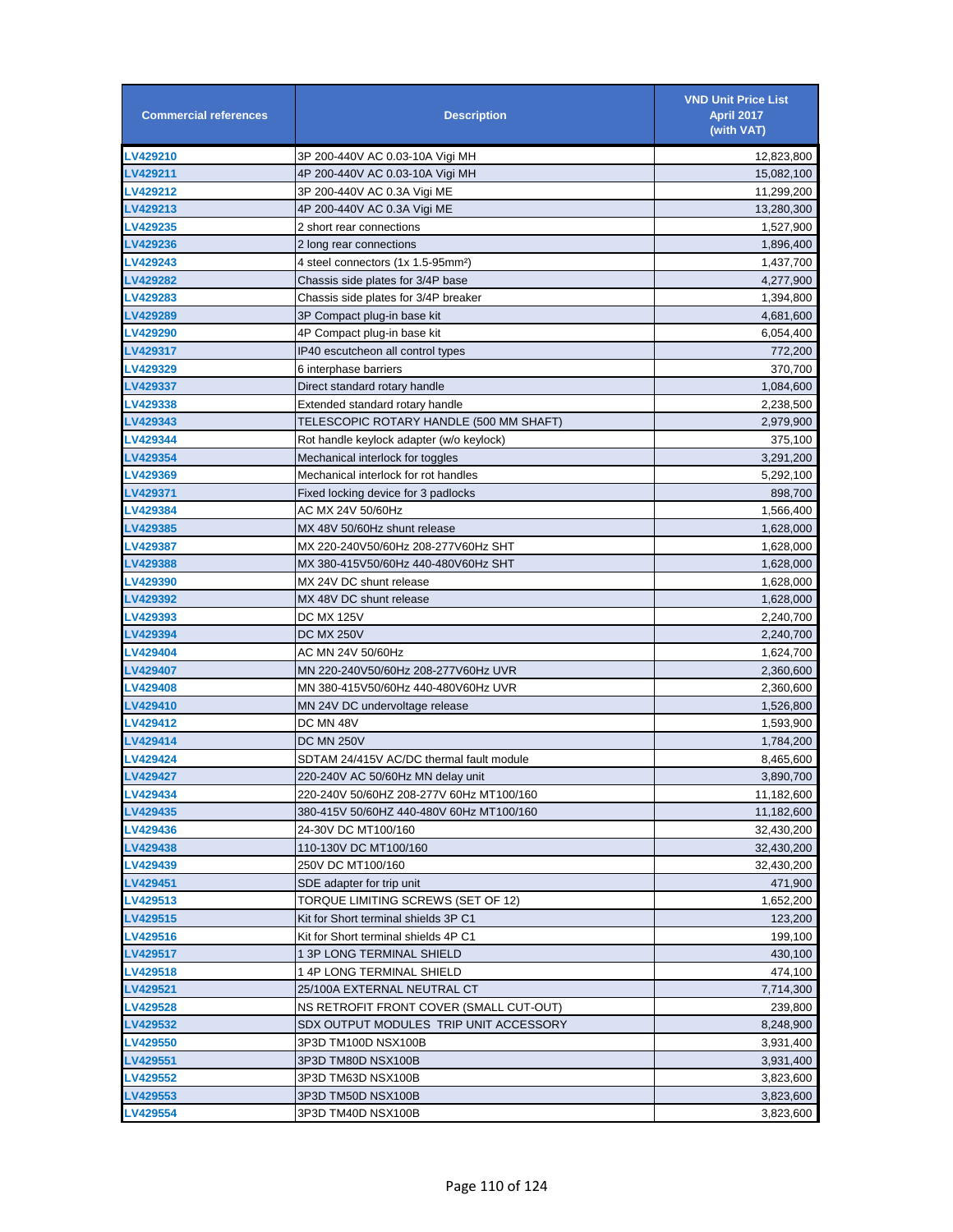| Commercial references | Description | VND Unit Price List April 2017 (with VAT) |
|---|---|---|
| LV429210 | 3P 200-440V AC 0.03-10A Vigi MH | 12,823,800 |
| LV429211 | 4P 200-440V AC 0.03-10A Vigi MH | 15,082,100 |
| LV429212 | 3P 200-440V AC 0.3A Vigi ME | 11,299,200 |
| LV429213 | 4P 200-440V AC 0.3A Vigi ME | 13,280,300 |
| LV429235 | 2 short rear connections | 1,527,900 |
| LV429236 | 2 long rear connections | 1,896,400 |
| LV429243 | 4 steel connectors (1x 1.5-95mm²) | 1,437,700 |
| LV429282 | Chassis side plates for 3/4P base | 4,277,900 |
| LV429283 | Chassis side plates for 3/4P breaker | 1,394,800 |
| LV429289 | 3P Compact plug-in base kit | 4,681,600 |
| LV429290 | 4P Compact plug-in base kit | 6,054,400 |
| LV429317 | IP40 escutcheon all control types | 772,200 |
| LV429329 | 6 interphase barriers | 370,700 |
| LV429337 | Direct standard rotary handle | 1,084,600 |
| LV429338 | Extended standard rotary handle | 2,238,500 |
| LV429343 | TELESCOPIC ROTARY HANDLE (500 MM SHAFT) | 2,979,900 |
| LV429344 | Rot handle keylock adapter (w/o keylock) | 375,100 |
| LV429354 | Mechanical interlock for toggles | 3,291,200 |
| LV429369 | Mechanical interlock for rot handles | 5,292,100 |
| LV429371 | Fixed locking device for 3 padlocks | 898,700 |
| LV429384 | AC MX 24V 50/60Hz | 1,566,400 |
| LV429385 | MX 48V 50/60Hz shunt release | 1,628,000 |
| LV429387 | MX 220-240V50/60Hz 208-277V60Hz SHT | 1,628,000 |
| LV429388 | MX 380-415V50/60Hz 440-480V60Hz SHT | 1,628,000 |
| LV429390 | MX 24V DC shunt release | 1,628,000 |
| LV429392 | MX 48V DC shunt release | 1,628,000 |
| LV429393 | DC MX 125V | 2,240,700 |
| LV429394 | DC MX 250V | 2,240,700 |
| LV429404 | AC MN 24V 50/60Hz | 1,624,700 |
| LV429407 | MN 220-240V50/60Hz 208-277V60Hz UVR | 2,360,600 |
| LV429408 | MN 380-415V50/60Hz 440-480V60Hz UVR | 2,360,600 |
| LV429410 | MN 24V DC undervoltage release | 1,526,800 |
| LV429412 | DC MN 48V | 1,593,900 |
| LV429414 | DC MN 250V | 1,784,200 |
| LV429424 | SDTAM 24/415V AC/DC thermal fault module | 8,465,600 |
| LV429427 | 220-240V AC 50/60Hz MN delay unit | 3,890,700 |
| LV429434 | 220-240V 50/60HZ 208-277V 60Hz MT100/160 | 11,182,600 |
| LV429435 | 380-415V 50/60HZ 440-480V 60Hz MT100/160 | 11,182,600 |
| LV429436 | 24-30V DC MT100/160 | 32,430,200 |
| LV429438 | 110-130V DC MT100/160 | 32,430,200 |
| LV429439 | 250V DC MT100/160 | 32,430,200 |
| LV429451 | SDE adapter for trip unit | 471,900 |
| LV429513 | TORQUE LIMITING SCREWS (SET OF 12) | 1,652,200 |
| LV429515 | Kit for Short terminal shields 3P C1 | 123,200 |
| LV429516 | Kit for Short terminal shields 4P C1 | 199,100 |
| LV429517 | 1 3P LONG TERMINAL SHIELD | 430,100 |
| LV429518 | 1 4P LONG TERMINAL SHIELD | 474,100 |
| LV429521 | 25/100A EXTERNAL NEUTRAL CT | 7,714,300 |
| LV429528 | NS RETROFIT FRONT COVER (SMALL CUT-OUT) | 239,800 |
| LV429532 | SDX OUTPUT MODULES TRIP UNIT ACCESSORY | 8,248,900 |
| LV429550 | 3P3D TM100D NSX100B | 3,931,400 |
| LV429551 | 3P3D TM80D NSX100B | 3,931,400 |
| LV429552 | 3P3D TM63D NSX100B | 3,823,600 |
| LV429553 | 3P3D TM50D NSX100B | 3,823,600 |
| LV429554 | 3P3D TM40D NSX100B | 3,823,600 |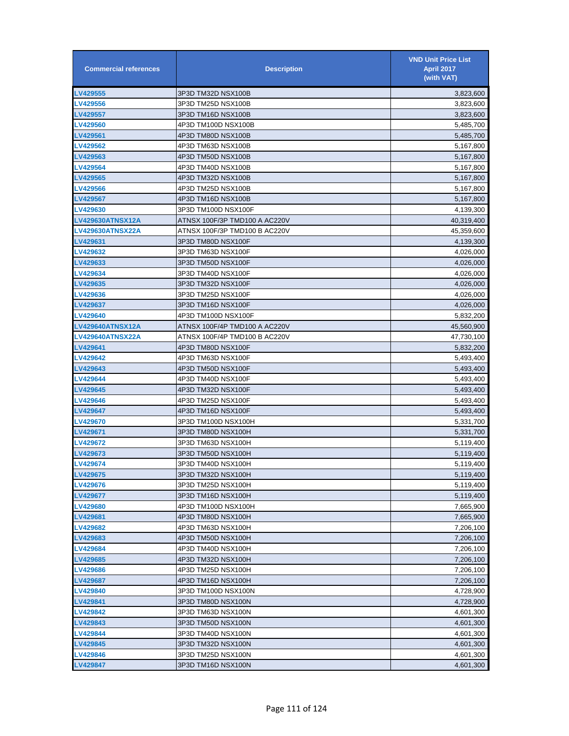| Commercial references | Description | VND Unit Price List April 2017 (with VAT) |
|---|---|---|
| LV429555 | 3P3D TM32D NSX100B | 3,823,600 |
| LV429556 | 3P3D TM25D NSX100B | 3,823,600 |
| LV429557 | 3P3D TM16D NSX100B | 3,823,600 |
| LV429560 | 4P3D TM100D NSX100B | 5,485,700 |
| LV429561 | 4P3D TM80D NSX100B | 5,485,700 |
| LV429562 | 4P3D TM63D NSX100B | 5,167,800 |
| LV429563 | 4P3D TM50D NSX100B | 5,167,800 |
| LV429564 | 4P3D TM40D NSX100B | 5,167,800 |
| LV429565 | 4P3D TM32D NSX100B | 5,167,800 |
| LV429566 | 4P3D TM25D NSX100B | 5,167,800 |
| LV429567 | 4P3D TM16D NSX100B | 5,167,800 |
| LV429630 | 3P3D TM100D NSX100F | 4,139,300 |
| LV429630ATNSX12A | ATNSX 100F/3P TMD100 A AC220V | 40,319,400 |
| LV429630ATNSX22A | ATNSX 100F/3P TMD100 B AC220V | 45,359,600 |
| LV429631 | 3P3D TM80D NSX100F | 4,139,300 |
| LV429632 | 3P3D TM63D NSX100F | 4,026,000 |
| LV429633 | 3P3D TM50D NSX100F | 4,026,000 |
| LV429634 | 3P3D TM40D NSX100F | 4,026,000 |
| LV429635 | 3P3D TM32D NSX100F | 4,026,000 |
| LV429636 | 3P3D TM25D NSX100F | 4,026,000 |
| LV429637 | 3P3D TM16D NSX100F | 4,026,000 |
| LV429640 | 4P3D TM100D NSX100F | 5,832,200 |
| LV429640ATNSX12A | ATNSX 100F/4P TMD100 A AC220V | 45,560,900 |
| LV429640ATNSX22A | ATNSX 100F/4P TMD100 B AC220V | 47,730,100 |
| LV429641 | 4P3D TM80D NSX100F | 5,832,200 |
| LV429642 | 4P3D TM63D NSX100F | 5,493,400 |
| LV429643 | 4P3D TM50D NSX100F | 5,493,400 |
| LV429644 | 4P3D TM40D NSX100F | 5,493,400 |
| LV429645 | 4P3D TM32D NSX100F | 5,493,400 |
| LV429646 | 4P3D TM25D NSX100F | 5,493,400 |
| LV429647 | 4P3D TM16D NSX100F | 5,493,400 |
| LV429670 | 3P3D TM100D NSX100H | 5,331,700 |
| LV429671 | 3P3D TM80D NSX100H | 5,331,700 |
| LV429672 | 3P3D TM63D NSX100H | 5,119,400 |
| LV429673 | 3P3D TM50D NSX100H | 5,119,400 |
| LV429674 | 3P3D TM40D NSX100H | 5,119,400 |
| LV429675 | 3P3D TM32D NSX100H | 5,119,400 |
| LV429676 | 3P3D TM25D NSX100H | 5,119,400 |
| LV429677 | 3P3D TM16D NSX100H | 5,119,400 |
| LV429680 | 4P3D TM100D NSX100H | 7,665,900 |
| LV429681 | 4P3D TM80D NSX100H | 7,665,900 |
| LV429682 | 4P3D TM63D NSX100H | 7,206,100 |
| LV429683 | 4P3D TM50D NSX100H | 7,206,100 |
| LV429684 | 4P3D TM40D NSX100H | 7,206,100 |
| LV429685 | 4P3D TM32D NSX100H | 7,206,100 |
| LV429686 | 4P3D TM25D NSX100H | 7,206,100 |
| LV429687 | 4P3D TM16D NSX100H | 7,206,100 |
| LV429840 | 3P3D TM100D NSX100N | 4,728,900 |
| LV429841 | 3P3D TM80D NSX100N | 4,728,900 |
| LV429842 | 3P3D TM63D NSX100N | 4,601,300 |
| LV429843 | 3P3D TM50D NSX100N | 4,601,300 |
| LV429844 | 3P3D TM40D NSX100N | 4,601,300 |
| LV429845 | 3P3D TM32D NSX100N | 4,601,300 |
| LV429846 | 3P3D TM25D NSX100N | 4,601,300 |
| LV429847 | 3P3D TM16D NSX100N | 4,601,300 |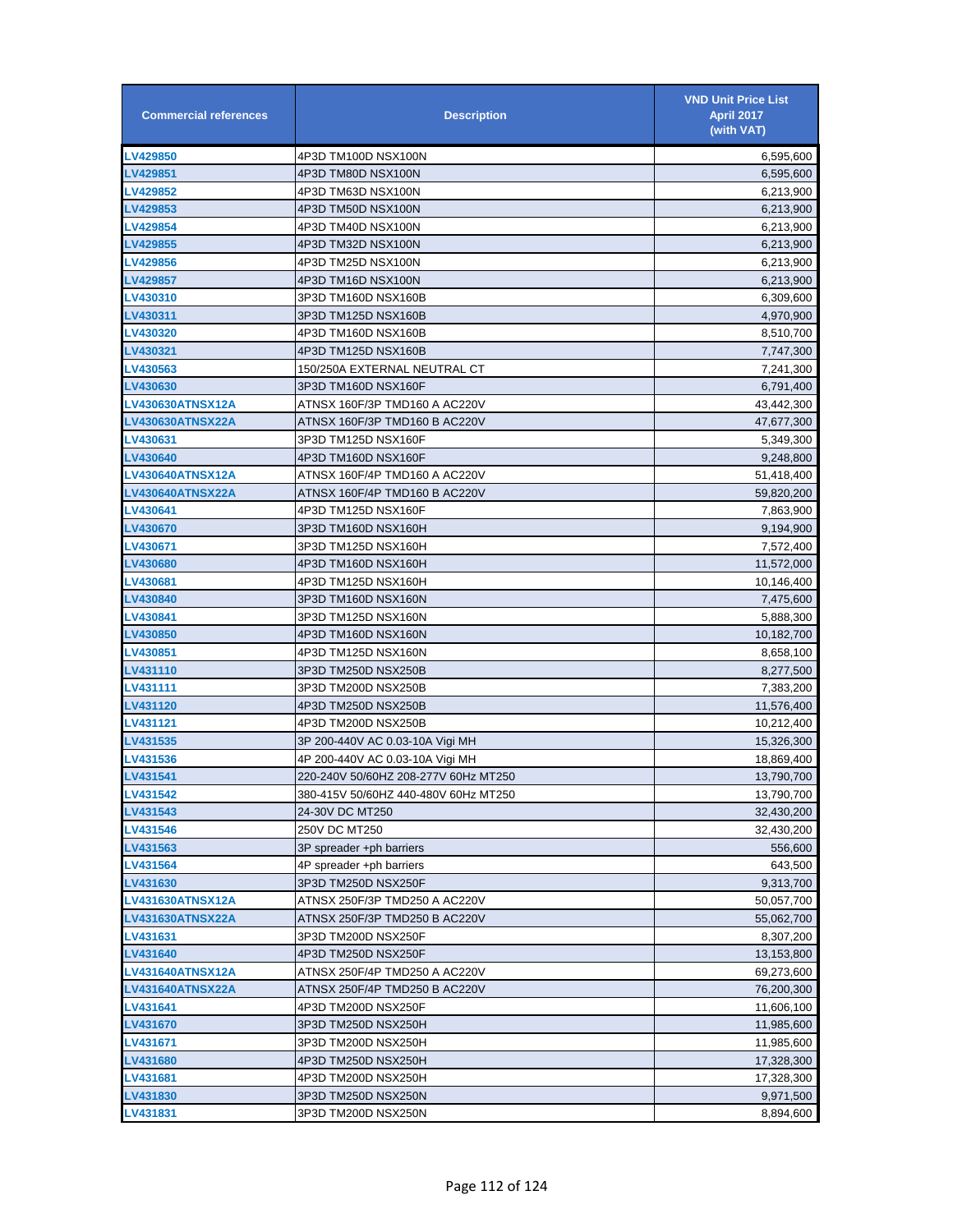| Commercial references | Description | VND Unit Price List April 2017 (with VAT) |
|---|---|---|
| LV429850 | 4P3D TM100D NSX100N | 6,595,600 |
| LV429851 | 4P3D TM80D NSX100N | 6,595,600 |
| LV429852 | 4P3D TM63D NSX100N | 6,213,900 |
| LV429853 | 4P3D TM50D NSX100N | 6,213,900 |
| LV429854 | 4P3D TM40D NSX100N | 6,213,900 |
| LV429855 | 4P3D TM32D NSX100N | 6,213,900 |
| LV429856 | 4P3D TM25D NSX100N | 6,213,900 |
| LV429857 | 4P3D TM16D NSX100N | 6,213,900 |
| LV430310 | 3P3D TM160D NSX160B | 6,309,600 |
| LV430311 | 3P3D TM125D NSX160B | 4,970,900 |
| LV430320 | 4P3D TM160D NSX160B | 8,510,700 |
| LV430321 | 4P3D TM125D NSX160B | 7,747,300 |
| LV430563 | 150/250A EXTERNAL NEUTRAL CT | 7,241,300 |
| LV430630 | 3P3D TM160D NSX160F | 6,791,400 |
| LV430630ATNSX12A | ATNSX 160F/3P TMD160 A AC220V | 43,442,300 |
| LV430630ATNSX22A | ATNSX 160F/3P TMD160 B AC220V | 47,677,300 |
| LV430631 | 3P3D TM125D NSX160F | 5,349,300 |
| LV430640 | 4P3D TM160D NSX160F | 9,248,800 |
| LV430640ATNSX12A | ATNSX 160F/4P TMD160 A AC220V | 51,418,400 |
| LV430640ATNSX22A | ATNSX 160F/4P TMD160 B AC220V | 59,820,200 |
| LV430641 | 4P3D TM125D NSX160F | 7,863,900 |
| LV430670 | 3P3D TM160D NSX160H | 9,194,900 |
| LV430671 | 3P3D TM125D NSX160H | 7,572,400 |
| LV430680 | 4P3D TM160D NSX160H | 11,572,000 |
| LV430681 | 4P3D TM125D NSX160H | 10,146,400 |
| LV430840 | 3P3D TM160D NSX160N | 7,475,600 |
| LV430841 | 3P3D TM125D NSX160N | 5,888,300 |
| LV430850 | 4P3D TM160D NSX160N | 10,182,700 |
| LV430851 | 4P3D TM125D NSX160N | 8,658,100 |
| LV431110 | 3P3D TM250D NSX250B | 8,277,500 |
| LV431111 | 3P3D TM200D NSX250B | 7,383,200 |
| LV431120 | 4P3D TM250D NSX250B | 11,576,400 |
| LV431121 | 4P3D TM200D NSX250B | 10,212,400 |
| LV431535 | 3P 200-440V AC 0.03-10A Vigi MH | 15,326,300 |
| LV431536 | 4P 200-440V AC 0.03-10A Vigi MH | 18,869,400 |
| LV431541 | 220-240V 50/60HZ 208-277V 60Hz MT250 | 13,790,700 |
| LV431542 | 380-415V 50/60HZ 440-480V 60Hz MT250 | 13,790,700 |
| LV431543 | 24-30V DC MT250 | 32,430,200 |
| LV431546 | 250V DC MT250 | 32,430,200 |
| LV431563 | 3P spreader +ph barriers | 556,600 |
| LV431564 | 4P spreader +ph barriers | 643,500 |
| LV431630 | 3P3D TM250D NSX250F | 9,313,700 |
| LV431630ATNSX12A | ATNSX 250F/3P TMD250 A AC220V | 50,057,700 |
| LV431630ATNSX22A | ATNSX 250F/3P TMD250 B AC220V | 55,062,700 |
| LV431631 | 3P3D TM200D NSX250F | 8,307,200 |
| LV431640 | 4P3D TM250D NSX250F | 13,153,800 |
| LV431640ATNSX12A | ATNSX 250F/4P TMD250 A AC220V | 69,273,600 |
| LV431640ATNSX22A | ATNSX 250F/4P TMD250 B AC220V | 76,200,300 |
| LV431641 | 4P3D TM200D NSX250F | 11,606,100 |
| LV431670 | 3P3D TM250D NSX250H | 11,985,600 |
| LV431671 | 3P3D TM200D NSX250H | 11,985,600 |
| LV431680 | 4P3D TM250D NSX250H | 17,328,300 |
| LV431681 | 4P3D TM200D NSX250H | 17,328,300 |
| LV431830 | 3P3D TM250D NSX250N | 9,971,500 |
| LV431831 | 3P3D TM200D NSX250N | 8,894,600 |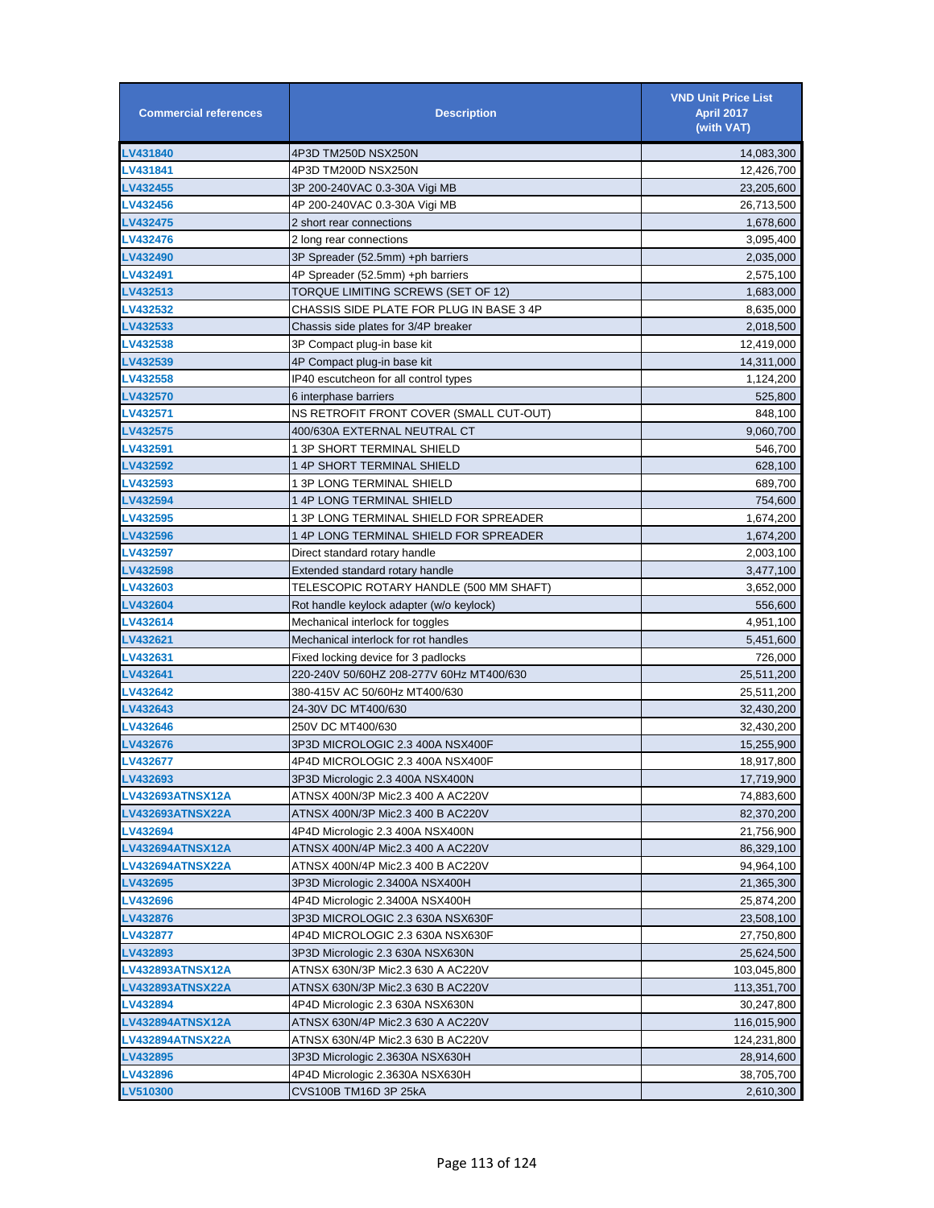| Commercial references | Description | VND Unit Price List April 2017 (with VAT) |
|---|---|---|
| LV431840 | 4P3D TM250D NSX250N | 14,083,300 |
| LV431841 | 4P3D TM200D NSX250N | 12,426,700 |
| LV432455 | 3P 200-240VAC 0.3-30A Vigi MB | 23,205,600 |
| LV432456 | 4P 200-240VAC 0.3-30A Vigi MB | 26,713,500 |
| LV432475 | 2 short rear connections | 1,678,600 |
| LV432476 | 2 long rear connections | 3,095,400 |
| LV432490 | 3P Spreader (52.5mm) +ph barriers | 2,035,000 |
| LV432491 | 4P Spreader (52.5mm) +ph barriers | 2,575,100 |
| LV432513 | TORQUE LIMITING SCREWS (SET OF 12) | 1,683,000 |
| LV432532 | CHASSIS SIDE PLATE FOR PLUG IN BASE 3 4P | 8,635,000 |
| LV432533 | Chassis side plates for 3/4P breaker | 2,018,500 |
| LV432538 | 3P Compact plug-in base kit | 12,419,000 |
| LV432539 | 4P Compact plug-in base kit | 14,311,000 |
| LV432558 | IP40 escutcheon for all control types | 1,124,200 |
| LV432570 | 6 interphase barriers | 525,800 |
| LV432571 | NS RETROFIT FRONT COVER (SMALL CUT-OUT) | 848,100 |
| LV432575 | 400/630A EXTERNAL NEUTRAL CT | 9,060,700 |
| LV432591 | 1 3P SHORT TERMINAL SHIELD | 546,700 |
| LV432592 | 1 4P SHORT TERMINAL SHIELD | 628,100 |
| LV432593 | 1 3P LONG TERMINAL SHIELD | 689,700 |
| LV432594 | 1 4P LONG TERMINAL SHIELD | 754,600 |
| LV432595 | 1 3P LONG TERMINAL SHIELD FOR SPREADER | 1,674,200 |
| LV432596 | 1 4P LONG TERMINAL SHIELD FOR SPREADER | 1,674,200 |
| LV432597 | Direct standard rotary handle | 2,003,100 |
| LV432598 | Extended standard rotary handle | 3,477,100 |
| LV432603 | TELESCOPIC ROTARY HANDLE (500 MM SHAFT) | 3,652,000 |
| LV432604 | Rot handle keylock adapter (w/o keylock) | 556,600 |
| LV432614 | Mechanical interlock for toggles | 4,951,100 |
| LV432621 | Mechanical interlock for rot handles | 5,451,600 |
| LV432631 | Fixed locking device for 3 padlocks | 726,000 |
| LV432641 | 220-240V 50/60HZ 208-277V 60Hz MT400/630 | 25,511,200 |
| LV432642 | 380-415V AC 50/60Hz MT400/630 | 25,511,200 |
| LV432643 | 24-30V DC MT400/630 | 32,430,200 |
| LV432646 | 250V DC MT400/630 | 32,430,200 |
| LV432676 | 3P3D MICROLOGIC 2.3 400A NSX400F | 15,255,900 |
| LV432677 | 4P4D MICROLOGIC 2.3 400A NSX400F | 18,917,800 |
| LV432693 | 3P3D Micrologic 2.3 400A NSX400N | 17,719,900 |
| LV432693ATNSX12A | ATNSX 400N/3P Mic2.3 400 A AC220V | 74,883,600 |
| LV432693ATNSX22A | ATNSX 400N/3P Mic2.3 400 B AC220V | 82,370,200 |
| LV432694 | 4P4D Micrologic 2.3 400A NSX400N | 21,756,900 |
| LV432694ATNSX12A | ATNSX 400N/4P Mic2.3 400 A AC220V | 86,329,100 |
| LV432694ATNSX22A | ATNSX 400N/4P Mic2.3 400 B AC220V | 94,964,100 |
| LV432695 | 3P3D Micrologic 2.3400A NSX400H | 21,365,300 |
| LV432696 | 4P4D Micrologic 2.3400A NSX400H | 25,874,200 |
| LV432876 | 3P3D MICROLOGIC 2.3 630A NSX630F | 23,508,100 |
| LV432877 | 4P4D MICROLOGIC 2.3 630A NSX630F | 27,750,800 |
| LV432893 | 3P3D Micrologic 2.3 630A NSX630N | 25,624,500 |
| LV432893ATNSX12A | ATNSX 630N/3P Mic2.3 630 A AC220V | 103,045,800 |
| LV432893ATNSX22A | ATNSX 630N/3P Mic2.3 630 B AC220V | 113,351,700 |
| LV432894 | 4P4D Micrologic 2.3 630A NSX630N | 30,247,800 |
| LV432894ATNSX12A | ATNSX 630N/4P Mic2.3 630 A AC220V | 116,015,900 |
| LV432894ATNSX22A | ATNSX 630N/4P Mic2.3 630 B AC220V | 124,231,800 |
| LV432895 | 3P3D Micrologic 2.3630A NSX630H | 28,914,600 |
| LV432896 | 4P4D Micrologic 2.3630A NSX630H | 38,705,700 |
| LV510300 | CVS100B TM16D 3P 25kA | 2,610,300 |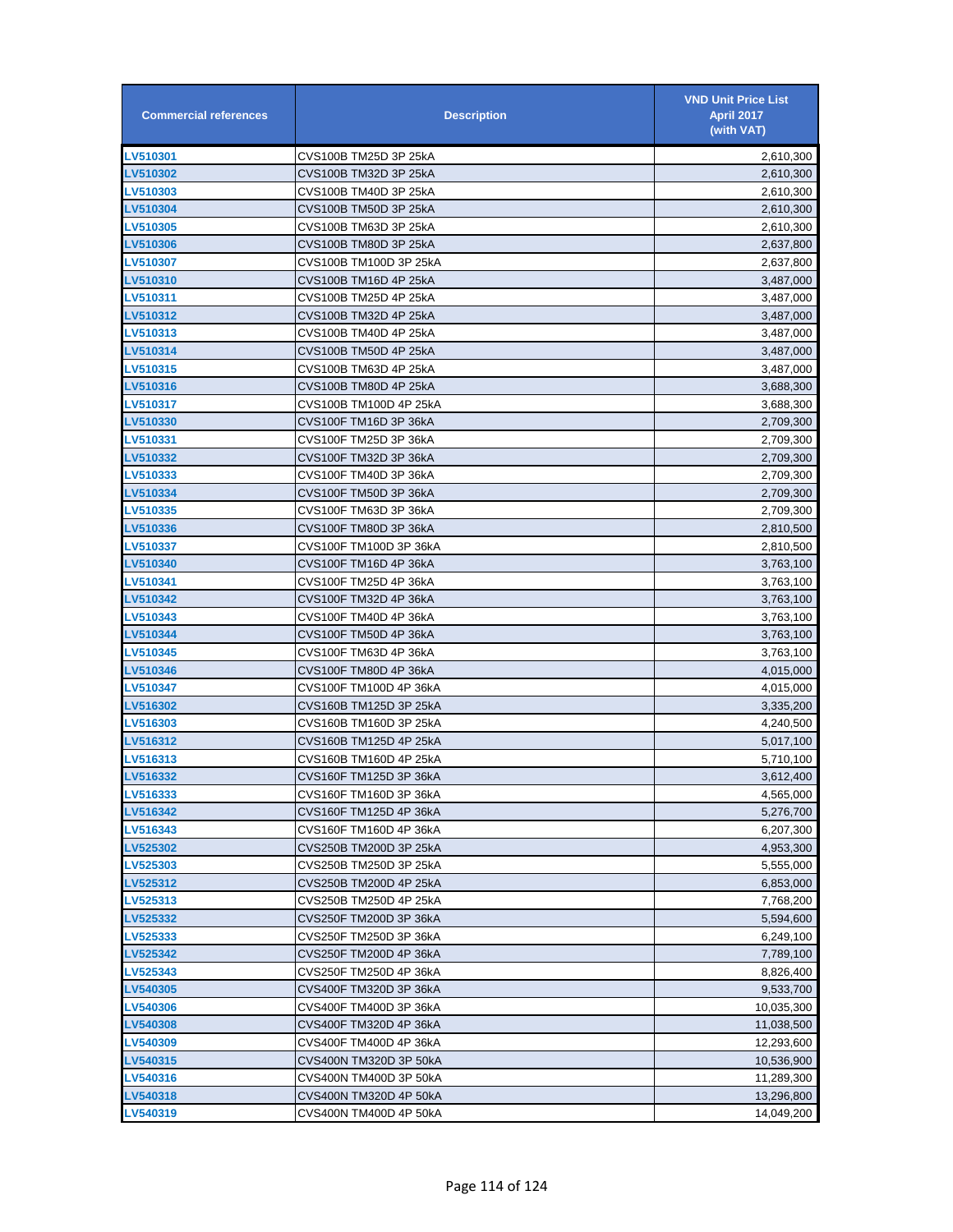| Commercial references | Description | VND Unit Price List April 2017 (with VAT) |
|---|---|---|
| LV510301 | CVS100B TM25D 3P 25kA | 2,610,300 |
| LV510302 | CVS100B TM32D 3P 25kA | 2,610,300 |
| LV510303 | CVS100B TM40D 3P 25kA | 2,610,300 |
| LV510304 | CVS100B TM50D 3P 25kA | 2,610,300 |
| LV510305 | CVS100B TM63D 3P 25kA | 2,610,300 |
| LV510306 | CVS100B TM80D 3P 25kA | 2,637,800 |
| LV510307 | CVS100B TM100D 3P 25kA | 2,637,800 |
| LV510310 | CVS100B TM16D 4P 25kA | 3,487,000 |
| LV510311 | CVS100B TM25D 4P 25kA | 3,487,000 |
| LV510312 | CVS100B TM32D 4P 25kA | 3,487,000 |
| LV510313 | CVS100B TM40D 4P 25kA | 3,487,000 |
| LV510314 | CVS100B TM50D 4P 25kA | 3,487,000 |
| LV510315 | CVS100B TM63D 4P 25kA | 3,487,000 |
| LV510316 | CVS100B TM80D 4P 25kA | 3,688,300 |
| LV510317 | CVS100B TM100D 4P 25kA | 3,688,300 |
| LV510330 | CVS100F TM16D 3P 36kA | 2,709,300 |
| LV510331 | CVS100F TM25D 3P 36kA | 2,709,300 |
| LV510332 | CVS100F TM32D 3P 36kA | 2,709,300 |
| LV510333 | CVS100F TM40D 3P 36kA | 2,709,300 |
| LV510334 | CVS100F TM50D 3P 36kA | 2,709,300 |
| LV510335 | CVS100F TM63D 3P 36kA | 2,709,300 |
| LV510336 | CVS100F TM80D 3P 36kA | 2,810,500 |
| LV510337 | CVS100F TM100D 3P 36kA | 2,810,500 |
| LV510340 | CVS100F TM16D 4P 36kA | 3,763,100 |
| LV510341 | CVS100F TM25D 4P 36kA | 3,763,100 |
| LV510342 | CVS100F TM32D 4P 36kA | 3,763,100 |
| LV510343 | CVS100F TM40D 4P 36kA | 3,763,100 |
| LV510344 | CVS100F TM50D 4P 36kA | 3,763,100 |
| LV510345 | CVS100F TM63D 4P 36kA | 3,763,100 |
| LV510346 | CVS100F TM80D 4P 36kA | 4,015,000 |
| LV510347 | CVS100F TM100D 4P 36kA | 4,015,000 |
| LV516302 | CVS160B TM125D 3P 25kA | 3,335,200 |
| LV516303 | CVS160B TM160D 3P 25kA | 4,240,500 |
| LV516312 | CVS160B TM125D 4P 25kA | 5,017,100 |
| LV516313 | CVS160B TM160D 4P 25kA | 5,710,100 |
| LV516332 | CVS160F TM125D 3P 36kA | 3,612,400 |
| LV516333 | CVS160F TM160D 3P 36kA | 4,565,000 |
| LV516342 | CVS160F TM125D 4P 36kA | 5,276,700 |
| LV516343 | CVS160F TM160D 4P 36kA | 6,207,300 |
| LV525302 | CVS250B TM200D 3P 25kA | 4,953,300 |
| LV525303 | CVS250B TM250D 3P 25kA | 5,555,000 |
| LV525312 | CVS250B TM200D 4P 25kA | 6,853,000 |
| LV525313 | CVS250B TM250D 4P 25kA | 7,768,200 |
| LV525332 | CVS250F TM200D 3P 36kA | 5,594,600 |
| LV525333 | CVS250F TM250D 3P 36kA | 6,249,100 |
| LV525342 | CVS250F TM200D 4P 36kA | 7,789,100 |
| LV525343 | CVS250F TM250D 4P 36kA | 8,826,400 |
| LV540305 | CVS400F TM320D 3P 36kA | 9,533,700 |
| LV540306 | CVS400F TM400D 3P 36kA | 10,035,300 |
| LV540308 | CVS400F TM320D 4P 36kA | 11,038,500 |
| LV540309 | CVS400F TM400D 4P 36kA | 12,293,600 |
| LV540315 | CVS400N TM320D 3P 50kA | 10,536,900 |
| LV540316 | CVS400N TM400D 3P 50kA | 11,289,300 |
| LV540318 | CVS400N TM320D 4P 50kA | 13,296,800 |
| LV540319 | CVS400N TM400D 4P 50kA | 14,049,200 |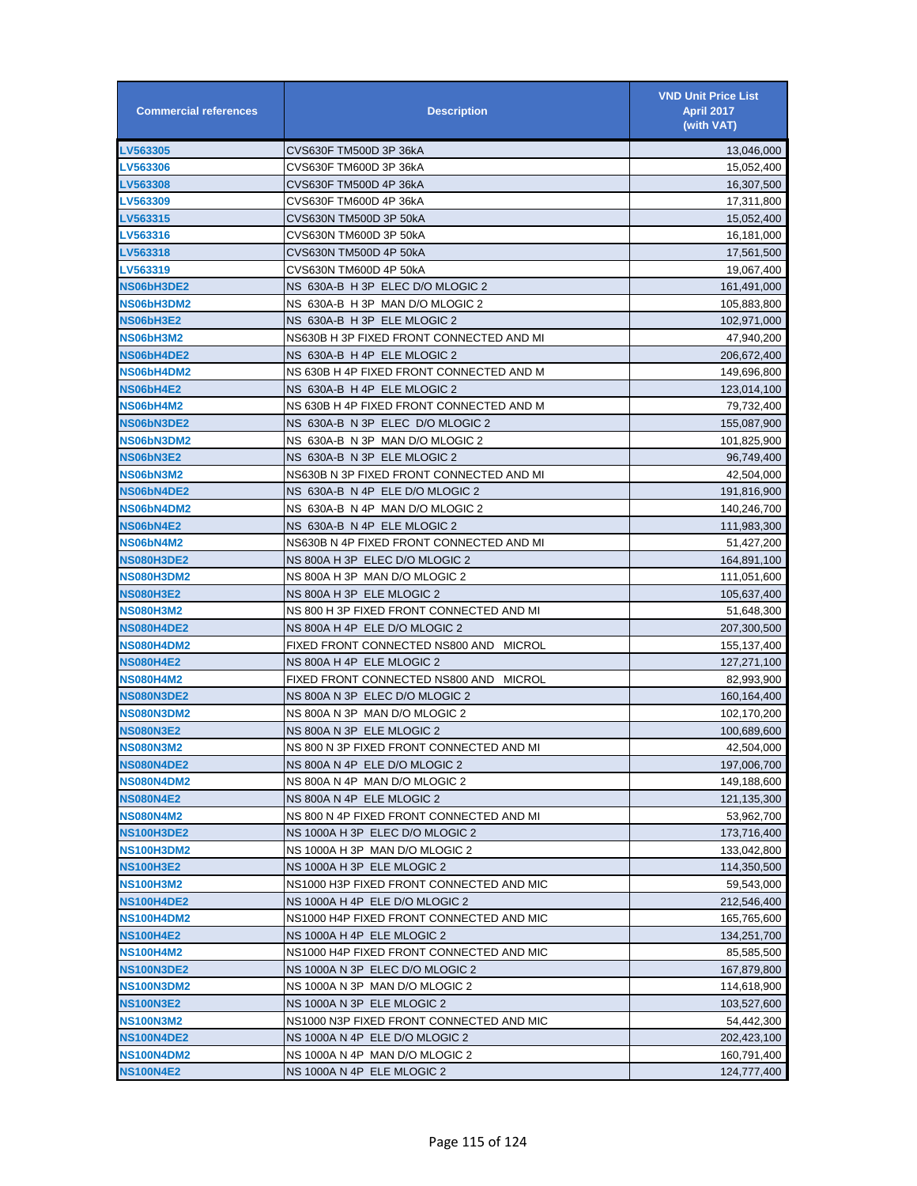| Commercial references | Description | VND Unit Price List April 2017 (with VAT) |
|---|---|---|
| LV563305 | CVS630F TM500D 3P 36kA | 13,046,000 |
| LV563306 | CVS630F TM600D 3P 36kA | 15,052,400 |
| LV563308 | CVS630F TM500D 4P 36kA | 16,307,500 |
| LV563309 | CVS630F TM600D 4P 36kA | 17,311,800 |
| LV563315 | CVS630N TM500D 3P 50kA | 15,052,400 |
| LV563316 | CVS630N TM600D 3P 50kA | 16,181,000 |
| LV563318 | CVS630N TM500D 4P 50kA | 17,561,500 |
| LV563319 | CVS630N TM600D 4P 50kA | 19,067,400 |
| NS06bH3DE2 | NS 630A-B H 3P ELEC D/O MLOGIC 2 | 161,491,000 |
| NS06bH3DM2 | NS 630A-B H 3P MAN D/O MLOGIC 2 | 105,883,800 |
| NS06bH3E2 | NS 630A-B H 3P ELE MLOGIC 2 | 102,971,000 |
| NS06bH3M2 | NS630B H 3P FIXED FRONT CONNECTED AND MI | 47,940,200 |
| NS06bH4DE2 | NS 630A-B H 4P ELE MLOGIC 2 | 206,672,400 |
| NS06bH4DM2 | NS 630B H 4P FIXED FRONT CONNECTED AND M | 149,696,800 |
| NS06bH4E2 | NS 630A-B H 4P ELE MLOGIC 2 | 123,014,100 |
| NS06bH4M2 | NS 630B H 4P FIXED FRONT CONNECTED AND M | 79,732,400 |
| NS06bN3DE2 | NS 630A-B N 3P ELEC D/O MLOGIC 2 | 155,087,900 |
| NS06bN3DM2 | NS 630A-B N 3P MAN D/O MLOGIC 2 | 101,825,900 |
| NS06bN3E2 | NS 630A-B N 3P ELE MLOGIC 2 | 96,749,400 |
| NS06bN3M2 | NS630B N 3P FIXED FRONT CONNECTED AND MI | 42,504,000 |
| NS06bN4DE2 | NS 630A-B N 4P ELE D/O MLOGIC 2 | 191,816,900 |
| NS06bN4DM2 | NS 630A-B N 4P MAN D/O MLOGIC 2 | 140,246,700 |
| NS06bN4E2 | NS 630A-B N 4P ELE MLOGIC 2 | 111,983,300 |
| NS06bN4M2 | NS630B N 4P FIXED FRONT CONNECTED AND MI | 51,427,200 |
| NS080H3DE2 | NS 800A H 3P ELEC D/O MLOGIC 2 | 164,891,100 |
| NS080H3DM2 | NS 800A H 3P MAN D/O MLOGIC 2 | 111,051,600 |
| NS080H3E2 | NS 800A H 3P ELE MLOGIC 2 | 105,637,400 |
| NS080H3M2 | NS 800 H 3P FIXED FRONT CONNECTED AND MI | 51,648,300 |
| NS080H4DE2 | NS 800A H 4P ELE D/O MLOGIC 2 | 207,300,500 |
| NS080H4DM2 | FIXED FRONT CONNECTED NS800 AND MICROL | 155,137,400 |
| NS080H4E2 | NS 800A H 4P ELE MLOGIC 2 | 127,271,100 |
| NS080H4M2 | FIXED FRONT CONNECTED NS800 AND MICROL | 82,993,900 |
| NS080N3DE2 | NS 800A N 3P ELEC D/O MLOGIC 2 | 160,164,400 |
| NS080N3DM2 | NS 800A N 3P MAN D/O MLOGIC 2 | 102,170,200 |
| NS080N3E2 | NS 800A N 3P ELE MLOGIC 2 | 100,689,600 |
| NS080N3M2 | NS 800 N 3P FIXED FRONT CONNECTED AND MI | 42,504,000 |
| NS080N4DE2 | NS 800A N 4P ELE D/O MLOGIC 2 | 197,006,700 |
| NS080N4DM2 | NS 800A N 4P MAN D/O MLOGIC 2 | 149,188,600 |
| NS080N4E2 | NS 800A N 4P ELE MLOGIC 2 | 121,135,300 |
| NS080N4M2 | NS 800 N 4P FIXED FRONT CONNECTED AND MI | 53,962,700 |
| NS100H3DE2 | NS 1000A H 3P ELEC D/O MLOGIC 2 | 173,716,400 |
| NS100H3DM2 | NS 1000A H 3P MAN D/O MLOGIC 2 | 133,042,800 |
| NS100H3E2 | NS 1000A H 3P ELE MLOGIC 2 | 114,350,500 |
| NS100H3M2 | NS1000 H3P FIXED FRONT CONNECTED AND MIC | 59,543,000 |
| NS100H4DE2 | NS 1000A H 4P ELE D/O MLOGIC 2 | 212,546,400 |
| NS100H4DM2 | NS1000 H4P FIXED FRONT CONNECTED AND MIC | 165,765,600 |
| NS100H4E2 | NS 1000A H 4P ELE MLOGIC 2 | 134,251,700 |
| NS100H4M2 | NS1000 H4P FIXED FRONT CONNECTED AND MIC | 85,585,500 |
| NS100N3DE2 | NS 1000A N 3P ELEC D/O MLOGIC 2 | 167,879,800 |
| NS100N3DM2 | NS 1000A N 3P MAN D/O MLOGIC 2 | 114,618,900 |
| NS100N3E2 | NS 1000A N 3P ELE MLOGIC 2 | 103,527,600 |
| NS100N3M2 | NS1000 N3P FIXED FRONT CONNECTED AND MIC | 54,442,300 |
| NS100N4DE2 | NS 1000A N 4P ELE D/O MLOGIC 2 | 202,423,100 |
| NS100N4DM2 | NS 1000A N 4P MAN D/O MLOGIC 2 | 160,791,400 |
| NS100N4E2 | NS 1000A N 4P ELE MLOGIC 2 | 124,777,400 |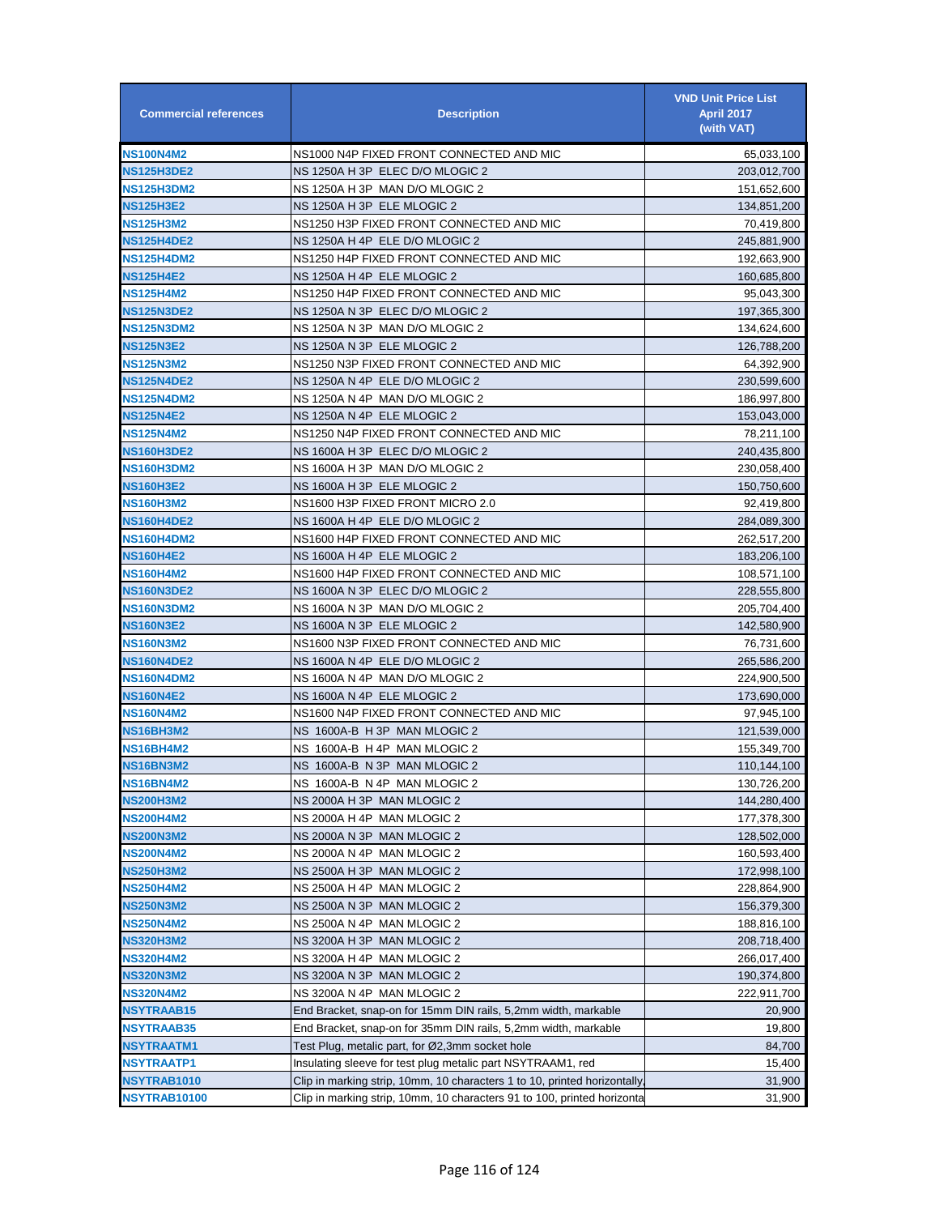| Commercial references | Description | VND Unit Price List April 2017 (with VAT) |
|---|---|---|
| NS100N4M2 | NS1000 N4P FIXED FRONT CONNECTED AND MIC | 65,033,100 |
| NS125H3DE2 | NS 1250A H 3P ELEC D/O MLOGIC 2 | 203,012,700 |
| NS125H3DM2 | NS 1250A H 3P MAN D/O MLOGIC 2 | 151,652,600 |
| NS125H3E2 | NS 1250A H 3P ELE MLOGIC 2 | 134,851,200 |
| NS125H3M2 | NS1250 H3P FIXED FRONT CONNECTED AND MIC | 70,419,800 |
| NS125H4DE2 | NS 1250A H 4P ELE D/O MLOGIC 2 | 245,881,900 |
| NS125H4DM2 | NS1250 H4P FIXED FRONT CONNECTED AND MIC | 192,663,900 |
| NS125H4E2 | NS 1250A H 4P ELE MLOGIC 2 | 160,685,800 |
| NS125H4M2 | NS1250 H4P FIXED FRONT CONNECTED AND MIC | 95,043,300 |
| NS125N3DE2 | NS 1250A N 3P ELEC D/O MLOGIC 2 | 197,365,300 |
| NS125N3DM2 | NS 1250A N 3P MAN D/O MLOGIC 2 | 134,624,600 |
| NS125N3E2 | NS 1250A N 3P ELE MLOGIC 2 | 126,788,200 |
| NS125N3M2 | NS1250 N3P FIXED FRONT CONNECTED AND MIC | 64,392,900 |
| NS125N4DE2 | NS 1250A N 4P ELE D/O MLOGIC 2 | 230,599,600 |
| NS125N4DM2 | NS 1250A N 4P MAN D/O MLOGIC 2 | 186,997,800 |
| NS125N4E2 | NS 1250A N 4P ELE MLOGIC 2 | 153,043,000 |
| NS125N4M2 | NS1250 N4P FIXED FRONT CONNECTED AND MIC | 78,211,100 |
| NS160H3DE2 | NS 1600A H 3P ELEC D/O MLOGIC 2 | 240,435,800 |
| NS160H3DM2 | NS 1600A H 3P MAN D/O MLOGIC 2 | 230,058,400 |
| NS160H3E2 | NS 1600A H 3P ELE MLOGIC 2 | 150,750,600 |
| NS160H3M2 | NS1600 H3P FIXED FRONT MICRO 2.0 | 92,419,800 |
| NS160H4DE2 | NS 1600A H 4P ELE D/O MLOGIC 2 | 284,089,300 |
| NS160H4DM2 | NS1600 H4P FIXED FRONT CONNECTED AND MIC | 262,517,200 |
| NS160H4E2 | NS 1600A H 4P ELE MLOGIC 2 | 183,206,100 |
| NS160H4M2 | NS1600 H4P FIXED FRONT CONNECTED AND MIC | 108,571,100 |
| NS160N3DE2 | NS 1600A N 3P ELEC D/O MLOGIC 2 | 228,555,800 |
| NS160N3DM2 | NS 1600A N 3P MAN D/O MLOGIC 2 | 205,704,400 |
| NS160N3E2 | NS 1600A N 3P ELE MLOGIC 2 | 142,580,900 |
| NS160N3M2 | NS1600 N3P FIXED FRONT CONNECTED AND MIC | 76,731,600 |
| NS160N4DE2 | NS 1600A N 4P ELE D/O MLOGIC 2 | 265,586,200 |
| NS160N4DM2 | NS 1600A N 4P MAN D/O MLOGIC 2 | 224,900,500 |
| NS160N4E2 | NS 1600A N 4P ELE MLOGIC 2 | 173,690,000 |
| NS160N4M2 | NS1600 N4P FIXED FRONT CONNECTED AND MIC | 97,945,100 |
| NS16BH3M2 | NS 1600A-B H 3P MAN MLOGIC 2 | 121,539,000 |
| NS16BH4M2 | NS 1600A-B H 4P MAN MLOGIC 2 | 155,349,700 |
| NS16BN3M2 | NS 1600A-B N 3P MAN MLOGIC 2 | 110,144,100 |
| NS16BN4M2 | NS 1600A-B N 4P MAN MLOGIC 2 | 130,726,200 |
| NS200H3M2 | NS 2000A H 3P MAN MLOGIC 2 | 144,280,400 |
| NS200H4M2 | NS 2000A H 4P MAN MLOGIC 2 | 177,378,300 |
| NS200N3M2 | NS 2000A N 3P MAN MLOGIC 2 | 128,502,000 |
| NS200N4M2 | NS 2000A N 4P MAN MLOGIC 2 | 160,593,400 |
| NS250H3M2 | NS 2500A H 3P MAN MLOGIC 2 | 172,998,100 |
| NS250H4M2 | NS 2500A H 4P MAN MLOGIC 2 | 228,864,900 |
| NS250N3M2 | NS 2500A N 3P MAN MLOGIC 2 | 156,379,300 |
| NS250N4M2 | NS 2500A N 4P MAN MLOGIC 2 | 188,816,100 |
| NS320H3M2 | NS 3200A H 3P MAN MLOGIC 2 | 208,718,400 |
| NS320H4M2 | NS 3200A H 4P MAN MLOGIC 2 | 266,017,400 |
| NS320N3M2 | NS 3200A N 3P MAN MLOGIC 2 | 190,374,800 |
| NS320N4M2 | NS 3200A N 4P MAN MLOGIC 2 | 222,911,700 |
| NSYTRAAB15 | End Bracket, snap-on for 15mm DIN rails, 5,2mm width, markable | 20,900 |
| NSYTRAAB35 | End Bracket, snap-on for 35mm DIN rails, 5,2mm width, markable | 19,800 |
| NSYTRAATM1 | Test Plug, metalic part, for Ø2,3mm socket hole | 84,700 |
| NSYTRAATP1 | Insulating sleeve for test plug metalic part NSYTRAAM1, red | 15,400 |
| NSYTRAB1010 | Clip in marking strip, 10mm, 10 characters 1 to 10, printed horizontally, | 31,900 |
| NSYTRAB10100 | Clip in marking strip, 10mm, 10 characters 91 to 100, printed horizonta | 31,900 |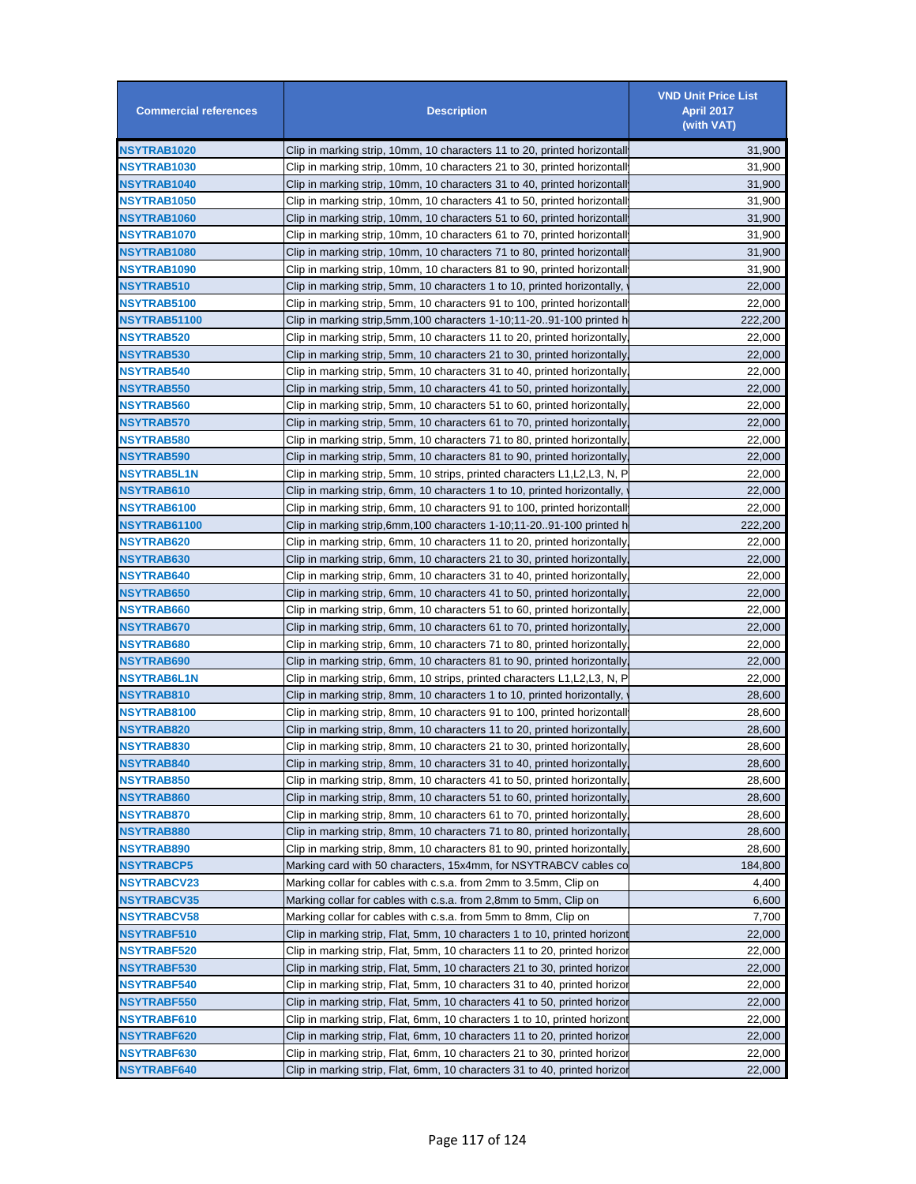| Commercial references | Description | VND Unit Price List April 2017 (with VAT) |
|---|---|---|
| NSYTRAB1020 | Clip in marking strip, 10mm, 10 characters 11 to 20, printed horizontall | 31,900 |
| NSYTRAB1030 | Clip in marking strip, 10mm, 10 characters 21 to 30, printed horizontall | 31,900 |
| NSYTRAB1040 | Clip in marking strip, 10mm, 10 characters 31 to 40, printed horizontall | 31,900 |
| NSYTRAB1050 | Clip in marking strip, 10mm, 10 characters 41 to 50, printed horizontall | 31,900 |
| NSYTRAB1060 | Clip in marking strip, 10mm, 10 characters 51 to 60, printed horizontall | 31,900 |
| NSYTRAB1070 | Clip in marking strip, 10mm, 10 characters 61 to 70, printed horizontall | 31,900 |
| NSYTRAB1080 | Clip in marking strip, 10mm, 10 characters 71 to 80, printed horizontall | 31,900 |
| NSYTRAB1090 | Clip in marking strip, 10mm, 10 characters 81 to 90, printed horizontall | 31,900 |
| NSYTRAB510 | Clip in marking strip, 5mm, 10 characters 1 to 10, printed horizontally, | 22,000 |
| NSYTRAB5100 | Clip in marking strip, 5mm, 10 characters 91 to 100, printed horizontall | 22,000 |
| NSYTRAB51100 | Clip in marking strip,5mm,100 characters 1-10;11-20..91-100 printed h | 222,200 |
| NSYTRAB520 | Clip in marking strip, 5mm, 10 characters 11 to 20, printed horizontally | 22,000 |
| NSYTRAB530 | Clip in marking strip, 5mm, 10 characters 21 to 30, printed horizontally | 22,000 |
| NSYTRAB540 | Clip in marking strip, 5mm, 10 characters 31 to 40, printed horizontally | 22,000 |
| NSYTRAB550 | Clip in marking strip, 5mm, 10 characters 41 to 50, printed horizontally | 22,000 |
| NSYTRAB560 | Clip in marking strip, 5mm, 10 characters 51 to 60, printed horizontally | 22,000 |
| NSYTRAB570 | Clip in marking strip, 5mm, 10 characters 61 to 70, printed horizontally | 22,000 |
| NSYTRAB580 | Clip in marking strip, 5mm, 10 characters 71 to 80, printed horizontally | 22,000 |
| NSYTRAB590 | Clip in marking strip, 5mm, 10 characters 81 to 90, printed horizontally | 22,000 |
| NSYTRAB5L1N | Clip in marking strip, 5mm, 10 strips, printed characters L1,L2,L3, N, P | 22,000 |
| NSYTRAB610 | Clip in marking strip, 6mm, 10 characters 1 to 10, printed horizontally, | 22,000 |
| NSYTRAB6100 | Clip in marking strip, 6mm, 10 characters 91 to 100, printed horizontall | 22,000 |
| NSYTRAB61100 | Clip in marking strip,6mm,100 characters 1-10;11-20..91-100 printed h | 222,200 |
| NSYTRAB620 | Clip in marking strip, 6mm, 10 characters 11 to 20, printed horizontally | 22,000 |
| NSYTRAB630 | Clip in marking strip, 6mm, 10 characters 21 to 30, printed horizontally | 22,000 |
| NSYTRAB640 | Clip in marking strip, 6mm, 10 characters 31 to 40, printed horizontally | 22,000 |
| NSYTRAB650 | Clip in marking strip, 6mm, 10 characters 41 to 50, printed horizontally | 22,000 |
| NSYTRAB660 | Clip in marking strip, 6mm, 10 characters 51 to 60, printed horizontally | 22,000 |
| NSYTRAB670 | Clip in marking strip, 6mm, 10 characters 61 to 70, printed horizontally | 22,000 |
| NSYTRAB680 | Clip in marking strip, 6mm, 10 characters 71 to 80, printed horizontally | 22,000 |
| NSYTRAB690 | Clip in marking strip, 6mm, 10 characters 81 to 90, printed horizontally | 22,000 |
| NSYTRAB6L1N | Clip in marking strip, 6mm, 10 strips, printed characters L1,L2,L3, N, P | 22,000 |
| NSYTRAB810 | Clip in marking strip, 8mm, 10 characters 1 to 10, printed horizontally, | 28,600 |
| NSYTRAB8100 | Clip in marking strip, 8mm, 10 characters 91 to 100, printed horizontall | 28,600 |
| NSYTRAB820 | Clip in marking strip, 8mm, 10 characters 11 to 20, printed horizontally | 28,600 |
| NSYTRAB830 | Clip in marking strip, 8mm, 10 characters 21 to 30, printed horizontally | 28,600 |
| NSYTRAB840 | Clip in marking strip, 8mm, 10 characters 31 to 40, printed horizontally | 28,600 |
| NSYTRAB850 | Clip in marking strip, 8mm, 10 characters 41 to 50, printed horizontally | 28,600 |
| NSYTRAB860 | Clip in marking strip, 8mm, 10 characters 51 to 60, printed horizontally | 28,600 |
| NSYTRAB870 | Clip in marking strip, 8mm, 10 characters 61 to 70, printed horizontally | 28,600 |
| NSYTRAB880 | Clip in marking strip, 8mm, 10 characters 71 to 80, printed horizontally | 28,600 |
| NSYTRAB890 | Clip in marking strip, 8mm, 10 characters 81 to 90, printed horizontally | 28,600 |
| NSYTRABCP5 | Marking card with 50 characters, 15x4mm, for NSYTRABCV cables co | 184,800 |
| NSYTRABCV23 | Marking collar for cables with c.s.a. from 2mm to 3.5mm, Clip on | 4,400 |
| NSYTRABCV35 | Marking collar for cables with c.s.a. from 2,8mm to 5mm, Clip on | 6,600 |
| NSYTRABCV58 | Marking collar for cables with c.s.a. from 5mm to 8mm, Clip on | 7,700 |
| NSYTRABF510 | Clip in marking strip, Flat, 5mm, 10 characters 1 to 10, printed horizont | 22,000 |
| NSYTRABF520 | Clip in marking strip, Flat, 5mm, 10 characters 11 to 20, printed horizor | 22,000 |
| NSYTRABF530 | Clip in marking strip, Flat, 5mm, 10 characters 21 to 30, printed horizor | 22,000 |
| NSYTRABF540 | Clip in marking strip, Flat, 5mm, 10 characters 31 to 40, printed horizor | 22,000 |
| NSYTRABF550 | Clip in marking strip, Flat, 5mm, 10 characters 41 to 50, printed horizor | 22,000 |
| NSYTRABF610 | Clip in marking strip, Flat, 6mm, 10 characters 1 to 10, printed horizont | 22,000 |
| NSYTRABF620 | Clip in marking strip, Flat, 6mm, 10 characters 11 to 20, printed horizor | 22,000 |
| NSYTRABF630 | Clip in marking strip, Flat, 6mm, 10 characters 21 to 30, printed horizor | 22,000 |
| NSYTRABF640 | Clip in marking strip, Flat, 6mm, 10 characters 31 to 40, printed horizor | 22,000 |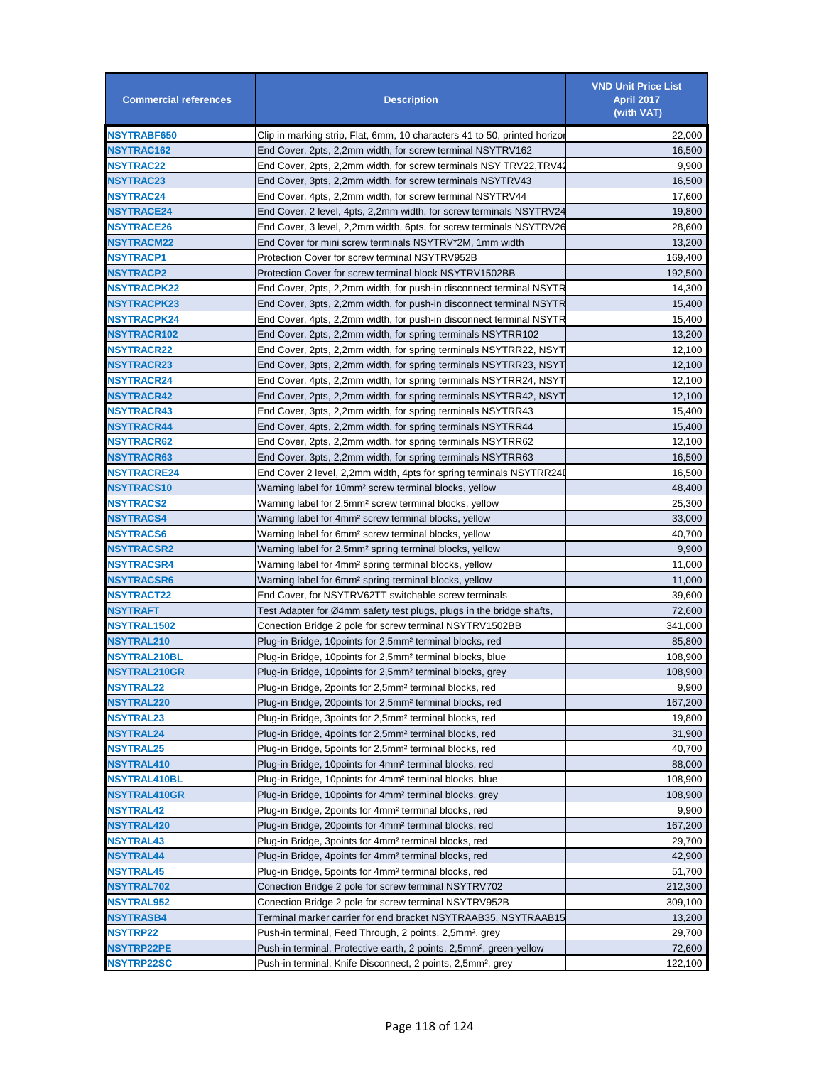| Commercial references | Description | VND Unit Price List April 2017 (with VAT) |
|---|---|---|
| NSYTRABF650 | Clip in marking strip, Flat, 6mm, 10 characters 41 to 50, printed horizor | 22,000 |
| NSYTRAC162 | End Cover, 2pts, 2,2mm width, for screw terminal NSYTRV162 | 16,500 |
| NSYTRAC22 | End Cover, 2pts, 2,2mm width, for screw terminals NSY TRV22,TRV42 | 9,900 |
| NSYTRAC23 | End Cover, 3pts, 2,2mm width, for screw terminals NSYTRV43 | 16,500 |
| NSYTRAC24 | End Cover, 4pts, 2,2mm width, for screw terminal NSYTRV44 | 17,600 |
| NSYTRACE24 | End Cover, 2 level, 4pts, 2,2mm width, for screw terminals NSYTRV24 | 19,800 |
| NSYTRACE26 | End Cover, 3 level, 2,2mm width, 6pts, for screw terminals NSYTRV26 | 28,600 |
| NSYTRACM22 | End Cover for mini screw terminals NSYTRV*2M, 1mm width | 13,200 |
| NSYTRACP1 | Protection Cover for screw terminal NSYTRV952B | 169,400 |
| NSYTRACP2 | Protection Cover for screw terminal block NSYTRV1502BB | 192,500 |
| NSYTRACPK22 | End Cover, 2pts, 2,2mm width, for push-in disconnect terminal NSYTR | 14,300 |
| NSYTRACPK23 | End Cover, 3pts, 2,2mm width, for push-in disconnect terminal NSYTR | 15,400 |
| NSYTRACPK24 | End Cover, 4pts, 2,2mm width, for push-in disconnect terminal NSYTR | 15,400 |
| NSYTRACR102 | End Cover, 2pts, 2,2mm width, for spring terminals NSYTRR102 | 13,200 |
| NSYTRACR22 | End Cover, 2pts, 2,2mm width, for spring terminals NSYTRR22, NSYT | 12,100 |
| NSYTRACR23 | End Cover, 3pts, 2,2mm width, for spring terminals NSYTRR23, NSYT | 12,100 |
| NSYTRACR24 | End Cover, 4pts, 2,2mm width, for spring terminals NSYTRR24, NSYT | 12,100 |
| NSYTRACR42 | End Cover, 2pts, 2,2mm width, for spring terminals NSYTRR42, NSYT | 12,100 |
| NSYTRACR43 | End Cover, 3pts, 2,2mm width, for spring terminals NSYTRR43 | 15,400 |
| NSYTRACR44 | End Cover, 4pts, 2,2mm width, for spring terminals NSYTRR44 | 15,400 |
| NSYTRACR62 | End Cover, 2pts, 2,2mm width, for spring terminals NSYTRR62 | 12,100 |
| NSYTRACR63 | End Cover, 3pts, 2,2mm width, for spring terminals NSYTRR63 | 16,500 |
| NSYTRACRE24 | End Cover 2 level, 2,2mm width, 4pts for spring terminals NSYTRR24D | 16,500 |
| NSYTRACS10 | Warning label for 10mm² screw terminal blocks, yellow | 48,400 |
| NSYTRACS2 | Warning label for 2,5mm² screw terminal blocks, yellow | 25,300 |
| NSYTRACS4 | Warning label for 4mm² screw terminal blocks, yellow | 33,000 |
| NSYTRACS6 | Warning label for 6mm² screw terminal blocks, yellow | 40,700 |
| NSYTRACSR2 | Warning label for 2,5mm² spring terminal blocks, yellow | 9,900 |
| NSYTRACSR4 | Warning label for 4mm² spring terminal blocks, yellow | 11,000 |
| NSYTRACSR6 | Warning label for 6mm² spring terminal blocks, yellow | 11,000 |
| NSYTRACT22 | End Cover, for NSYTRV62TT switchable screw terminals | 39,600 |
| NSYTRAFT | Test Adapter for Ø4mm safety test plugs, plugs in the bridge shafts, | 72,600 |
| NSYTRAL1502 | Conection Bridge 2 pole for screw terminal NSYTRV1502BB | 341,000 |
| NSYTRAL210 | Plug-in Bridge, 10points for 2,5mm² terminal blocks, red | 85,800 |
| NSYTRAL210BL | Plug-in Bridge, 10points for 2,5mm² terminal blocks, blue | 108,900 |
| NSYTRAL210GR | Plug-in Bridge, 10points for 2,5mm² terminal blocks, grey | 108,900 |
| NSYTRAL22 | Plug-in Bridge, 2points for 2,5mm² terminal blocks, red | 9,900 |
| NSYTRAL220 | Plug-in Bridge, 20points for 2,5mm² terminal blocks, red | 167,200 |
| NSYTRAL23 | Plug-in Bridge, 3points for 2,5mm² terminal blocks, red | 19,800 |
| NSYTRAL24 | Plug-in Bridge, 4points for 2,5mm² terminal blocks, red | 31,900 |
| NSYTRAL25 | Plug-in Bridge, 5points for 2,5mm² terminal blocks, red | 40,700 |
| NSYTRAL410 | Plug-in Bridge, 10points for 4mm² terminal blocks, red | 88,000 |
| NSYTRAL410BL | Plug-in Bridge, 10points for 4mm² terminal blocks, blue | 108,900 |
| NSYTRAL410GR | Plug-in Bridge, 10points for 4mm² terminal blocks, grey | 108,900 |
| NSYTRAL42 | Plug-in Bridge, 2points for 4mm² terminal blocks, red | 9,900 |
| NSYTRAL420 | Plug-in Bridge, 20points for 4mm² terminal blocks, red | 167,200 |
| NSYTRAL43 | Plug-in Bridge, 3points for 4mm² terminal blocks, red | 29,700 |
| NSYTRAL44 | Plug-in Bridge, 4points for 4mm² terminal blocks, red | 42,900 |
| NSYTRAL45 | Plug-in Bridge, 5points for 4mm² terminal blocks, red | 51,700 |
| NSYTRAL702 | Conection Bridge 2 pole for screw terminal NSYTRV702 | 212,300 |
| NSYTRAL952 | Conection Bridge 2 pole for screw terminal NSYTRV952B | 309,100 |
| NSYTRASB4 | Terminal marker carrier for end bracket NSYTRAAB35, NSYTRAAB15 | 13,200 |
| NSYTRP22 | Push-in terminal, Feed Through, 2 points, 2,5mm², grey | 29,700 |
| NSYTRP22PE | Push-in terminal, Protective earth, 2 points, 2,5mm², green-yellow | 72,600 |
| NSYTRP22SC | Push-in terminal, Knife Disconnect, 2 points, 2,5mm², grey | 122,100 |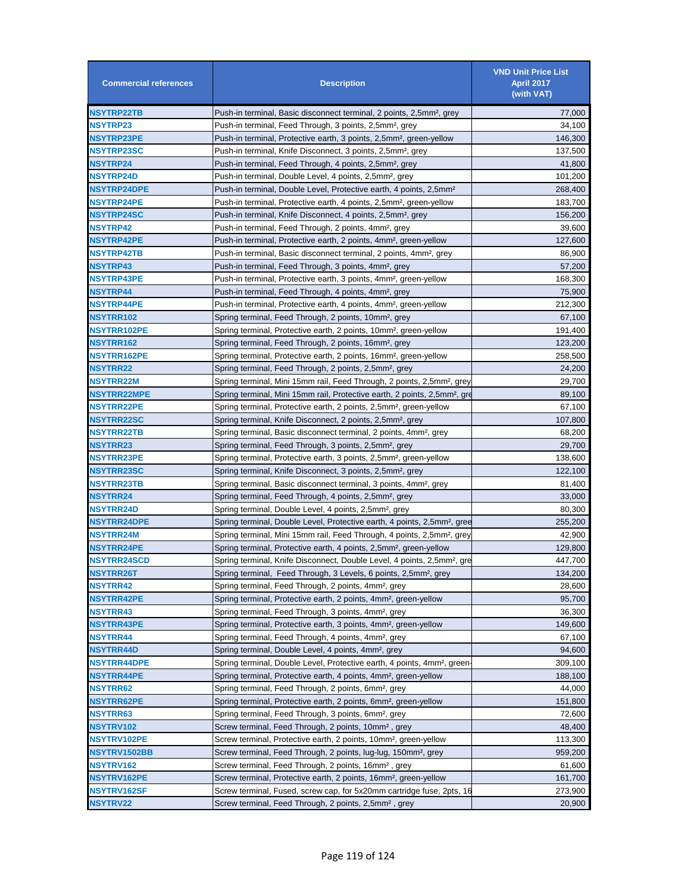| Commercial references | Description | VND Unit Price List April 2017 (with VAT) |
|---|---|---|
| NSYTRP22TB | Push-in terminal, Basic disconnect terminal, 2 points, 2,5mm², grey | 77,000 |
| NSYTRP23 | Push-in terminal, Feed Through, 3 points, 2,5mm², grey | 34,100 |
| NSYTRP23PE | Push-in terminal, Protective earth, 3 points, 2,5mm², green-yellow | 146,300 |
| NSYTRP23SC | Push-in terminal, Knife Disconnect, 3 points, 2,5mm², grey | 137,500 |
| NSYTRP24 | Push-in terminal, Feed Through, 4 points, 2,5mm², grey | 41,800 |
| NSYTRP24D | Push-in terminal, Double Level, 4 points, 2,5mm², grey | 101,200 |
| NSYTRP24DPE | Push-in terminal, Double Level, Protective earth, 4 points, 2,5mm² | 268,400 |
| NSYTRP24PE | Push-in terminal, Protective earth, 4 points, 2,5mm², green-yellow | 183,700 |
| NSYTRP24SC | Push-in terminal, Knife Disconnect, 4 points, 2,5mm², grey | 156,200 |
| NSYTRP42 | Push-in terminal, Feed Through, 2 points, 4mm², grey | 39,600 |
| NSYTRP42PE | Push-in terminal, Protective earth, 2 points, 4mm², green-yellow | 127,600 |
| NSYTRP42TB | Push-in terminal, Basic disconnect terminal, 2 points, 4mm², grey | 86,900 |
| NSYTRP43 | Push-in terminal, Feed Through, 3 points, 4mm², grey | 57,200 |
| NSYTRP43PE | Push-in terminal, Protective earth, 3 points, 4mm², green-yellow | 168,300 |
| NSYTRP44 | Push-in terminal, Feed Through, 4 points, 4mm², grey | 75,900 |
| NSYTRP44PE | Push-in terminal, Protective earth, 4 points, 4mm², green-yellow | 212,300 |
| NSYTRR102 | Spring terminal, Feed Through, 2 points, 10mm², grey | 67,100 |
| NSYTRR102PE | Spring terminal, Protective earth, 2 points, 10mm², green-yellow | 191,400 |
| NSYTRR162 | Spring terminal, Feed Through, 2 points, 16mm², grey | 123,200 |
| NSYTRR162PE | Spring terminal, Protective earth, 2 points, 16mm², green-yellow | 258,500 |
| NSYTRR22 | Spring terminal, Feed Through, 2 points, 2,5mm², grey | 24,200 |
| NSYTRR22M | Spring terminal, Mini 15mm rail, Feed Through, 2 points, 2,5mm², grey | 29,700 |
| NSYTRR22MPE | Spring terminal, Mini 15mm rail, Protective earth, 2 points, 2,5mm², gre | 89,100 |
| NSYTRR22PE | Spring terminal, Protective earth, 2 points, 2,5mm², green-yellow | 67,100 |
| NSYTRR22SC | Spring terminal, Knife Disconnect, 2 points, 2,5mm², grey | 107,800 |
| NSYTRR22TB | Spring terminal, Basic disconnect terminal, 2 points, 4mm², grey | 68,200 |
| NSYTRR23 | Spring terminal, Feed Through, 3 points, 2,5mm², grey | 29,700 |
| NSYTRR23PE | Spring terminal, Protective earth, 3 points, 2,5mm², green-yellow | 138,600 |
| NSYTRR23SC | Spring terminal, Knife Disconnect, 3 points, 2,5mm², grey | 122,100 |
| NSYTRR23TB | Spring terminal, Basic disconnect terminal, 3 points, 4mm², grey | 81,400 |
| NSYTRR24 | Spring terminal, Feed Through, 4 points, 2,5mm², grey | 33,000 |
| NSYTRR24D | Spring terminal, Double Level, 4 points, 2,5mm², grey | 80,300 |
| NSYTRR24DPE | Spring terminal, Double Level, Protective earth, 4 points, 2,5mm², gree | 255,200 |
| NSYTRR24M | Spring terminal, Mini 15mm rail, Feed Through, 4 points, 2,5mm², grey | 42,900 |
| NSYTRR24PE | Spring terminal, Protective earth, 4 points, 2,5mm², green-yellow | 129,800 |
| NSYTRR24SCD | Spring terminal, Knife Disconnect, Double Level, 4 points, 2,5mm², gre | 447,700 |
| NSYTRR26T | Spring terminal, Feed Through, 3 Levels, 6 points, 2,5mm², grey | 134,200 |
| NSYTRR42 | Spring terminal, Feed Through, 2 points, 4mm², grey | 28,600 |
| NSYTRR42PE | Spring terminal, Protective earth, 2 points, 4mm², green-yellow | 95,700 |
| NSYTRR43 | Spring terminal, Feed Through, 3 points, 4mm², grey | 36,300 |
| NSYTRR43PE | Spring terminal, Protective earth, 3 points, 4mm², green-yellow | 149,600 |
| NSYTRR44 | Spring terminal, Feed Through, 4 points, 4mm², grey | 67,100 |
| NSYTRR44D | Spring terminal, Double Level, 4 points, 4mm², grey | 94,600 |
| NSYTRR44DPE | Spring terminal, Double Level, Protective earth, 4 points, 4mm², green- | 309,100 |
| NSYTRR44PE | Spring terminal, Protective earth, 4 points, 4mm², green-yellow | 188,100 |
| NSYTRR62 | Spring terminal, Feed Through, 2 points, 6mm², grey | 44,000 |
| NSYTRR62PE | Spring terminal, Protective earth, 2 points, 6mm², green-yellow | 151,800 |
| NSYTRR63 | Spring terminal, Feed Through, 3 points, 6mm², grey | 72,600 |
| NSYTRV102 | Screw terminal, Feed Through, 2 points, 10mm² , grey | 48,400 |
| NSYTRV102PE | Screw terminal, Protective earth, 2 points, 10mm², green-yellow | 113,300 |
| NSYTRV1502BB | Screw terminal, Feed Through, 2 points, lug-lug, 150mm², grey | 959,200 |
| NSYTRV162 | Screw terminal, Feed Through, 2 points, 16mm² , grey | 61,600 |
| NSYTRV162PE | Screw terminal, Protective earth, 2 points, 16mm², green-yellow | 161,700 |
| NSYTRV162SF | Screw terminal, Fused, screw cap, for 5x20mm cartridge fuse, 2pts, 16 | 273,900 |
| NSYTRV22 | Screw terminal, Feed Through, 2 points, 2,5mm² , grey | 20,900 |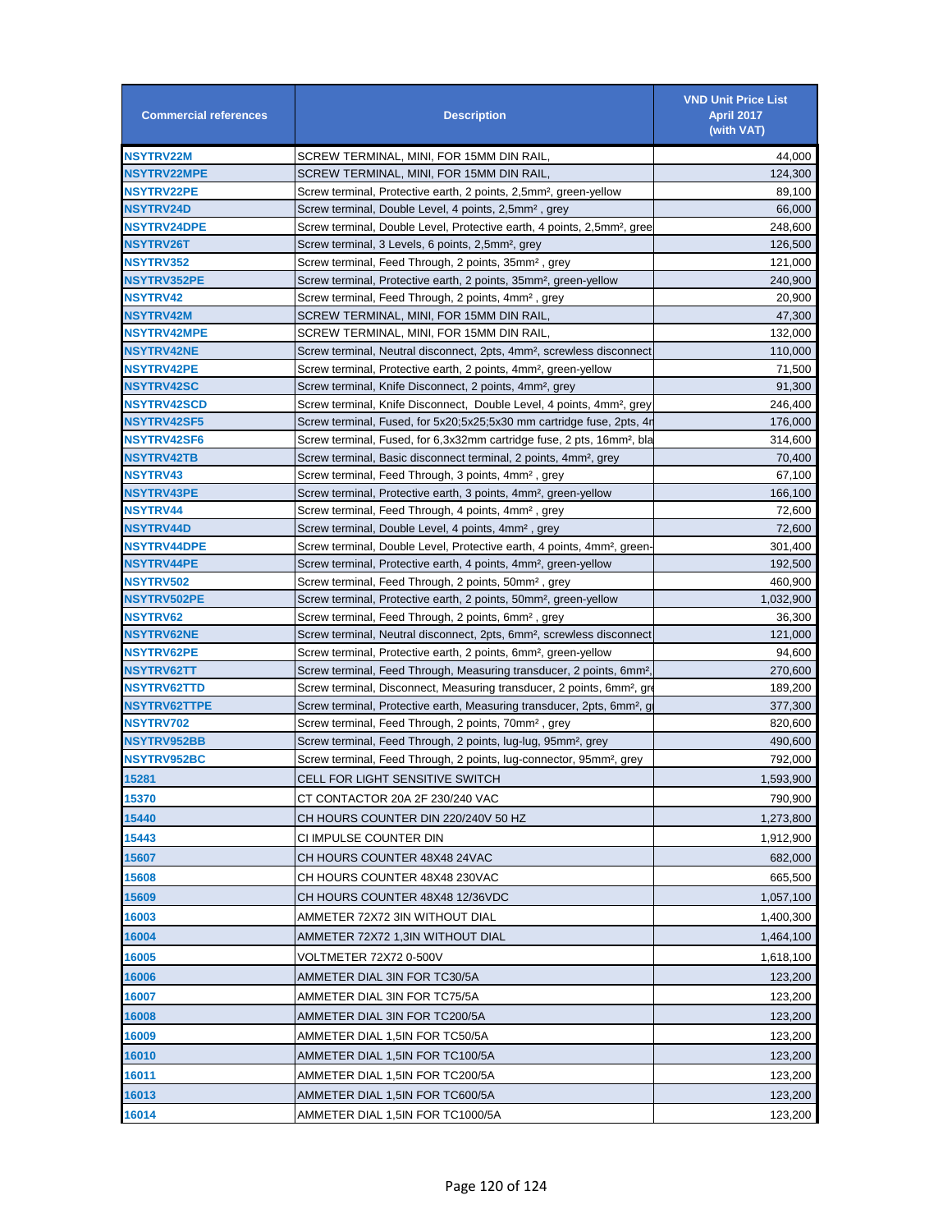| Commercial references | Description | VND Unit Price List April 2017 (with VAT) |
|---|---|---|
| NSYTRV22M | SCREW TERMINAL, MINI, FOR 15MM DIN RAIL, | 44,000 |
| NSYTRV22MPE | SCREW TERMINAL, MINI, FOR 15MM DIN RAIL, | 124,300 |
| NSYTRV22PE | Screw terminal, Protective earth, 2 points, 2,5mm², green-yellow | 89,100 |
| NSYTRV24D | Screw terminal, Double Level, 4 points, 2,5mm² , grey | 66,000 |
| NSYTRV24DPE | Screw terminal, Double Level, Protective earth, 4 points, 2,5mm², gree | 248,600 |
| NSYTRV26T | Screw terminal, 3 Levels, 6 points, 2,5mm², grey | 126,500 |
| NSYTRV352 | Screw terminal, Feed Through, 2 points, 35mm² , grey | 121,000 |
| NSYTRV352PE | Screw terminal, Protective earth, 2 points, 35mm², green-yellow | 240,900 |
| NSYTRV42 | Screw terminal, Feed Through, 2 points, 4mm² , grey | 20,900 |
| NSYTRV42M | SCREW TERMINAL, MINI, FOR 15MM DIN RAIL, | 47,300 |
| NSYTRV42MPE | SCREW TERMINAL, MINI, FOR 15MM DIN RAIL, | 132,000 |
| NSYTRV42NE | Screw terminal, Neutral disconnect, 2pts, 4mm², screwless disconnect | 110,000 |
| NSYTRV42PE | Screw terminal, Protective earth, 2 points, 4mm², green-yellow | 71,500 |
| NSYTRV42SC | Screw terminal, Knife Disconnect, 2 points, 4mm², grey | 91,300 |
| NSYTRV42SCD | Screw terminal, Knife Disconnect, Double Level, 4 points, 4mm², grey | 246,400 |
| NSYTRV42SF5 | Screw terminal, Fused, for 5x20;5x25;5x30 mm cartridge fuse, 2pts, 4n | 176,000 |
| NSYTRV42SF6 | Screw terminal, Fused, for 6,3x32mm cartridge fuse, 2 pts, 16mm², bla | 314,600 |
| NSYTRV42TB | Screw terminal, Basic disconnect terminal, 2 points, 4mm², grey | 70,400 |
| NSYTRV43 | Screw terminal, Feed Through, 3 points, 4mm² , grey | 67,100 |
| NSYTRV43PE | Screw terminal, Protective earth, 3 points, 4mm², green-yellow | 166,100 |
| NSYTRV44 | Screw terminal, Feed Through, 4 points, 4mm² , grey | 72,600 |
| NSYTRV44D | Screw terminal, Double Level, 4 points, 4mm² , grey | 72,600 |
| NSYTRV44DPE | Screw terminal, Double Level, Protective earth, 4 points, 4mm², green- | 301,400 |
| NSYTRV44PE | Screw terminal, Protective earth, 4 points, 4mm², green-yellow | 192,500 |
| NSYTRV502 | Screw terminal, Feed Through, 2 points, 50mm² , grey | 460,900 |
| NSYTRV502PE | Screw terminal, Protective earth, 2 points, 50mm², green-yellow | 1,032,900 |
| NSYTRV62 | Screw terminal, Feed Through, 2 points, 6mm² , grey | 36,300 |
| NSYTRV62NE | Screw terminal, Neutral disconnect, 2pts, 6mm², screwless disconnect | 121,000 |
| NSYTRV62PE | Screw terminal, Protective earth, 2 points, 6mm², green-yellow | 94,600 |
| NSYTRV62TT | Screw terminal, Feed Through, Measuring transducer, 2 points, 6mm², | 270,600 |
| NSYTRV62TTD | Screw terminal, Disconnect, Measuring transducer, 2 points, 6mm², gre | 189,200 |
| NSYTRV62TTPE | Screw terminal, Protective earth, Measuring transducer, 2pts, 6mm², g | 377,300 |
| NSYTRV702 | Screw terminal, Feed Through, 2 points, 70mm² , grey | 820,600 |
| NSYTRV952BB | Screw terminal, Feed Through, 2 points, lug-lug, 95mm², grey | 490,600 |
| NSYTRV952BC | Screw terminal, Feed Through, 2 points, lug-connector, 95mm², grey | 792,000 |
| 15281 | CELL FOR LIGHT SENSITIVE SWITCH | 1,593,900 |
| 15370 | CT CONTACTOR 20A 2F 230/240 VAC | 790,900 |
| 15440 | CH HOURS COUNTER DIN 220/240V 50 HZ | 1,273,800 |
| 15443 | CI IMPULSE COUNTER DIN | 1,912,900 |
| 15607 | CH HOURS COUNTER 48X48 24VAC | 682,000 |
| 15608 | CH HOURS COUNTER 48X48 230VAC | 665,500 |
| 15609 | CH HOURS COUNTER 48X48 12/36VDC | 1,057,100 |
| 16003 | AMMETER 72X72 3IN WITHOUT DIAL | 1,400,300 |
| 16004 | AMMETER 72X72 1,3IN WITHOUT DIAL | 1,464,100 |
| 16005 | VOLTMETER 72X72 0-500V | 1,618,100 |
| 16006 | AMMETER DIAL 3IN FOR TC30/5A | 123,200 |
| 16007 | AMMETER DIAL 3IN FOR TC75/5A | 123,200 |
| 16008 | AMMETER DIAL 3IN FOR TC200/5A | 123,200 |
| 16009 | AMMETER DIAL 1,5IN FOR TC50/5A | 123,200 |
| 16010 | AMMETER DIAL 1,5IN FOR TC100/5A | 123,200 |
| 16011 | AMMETER DIAL 1,5IN FOR TC200/5A | 123,200 |
| 16013 | AMMETER DIAL 1,5IN FOR TC600/5A | 123,200 |
| 16014 | AMMETER DIAL 1,5IN FOR TC1000/5A | 123,200 |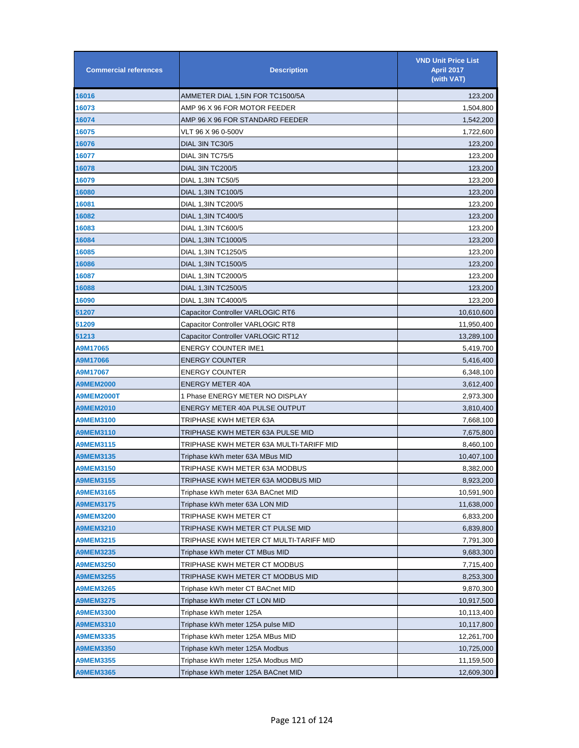| Commercial references | Description | VND Unit Price List April 2017 (with VAT) |
|---|---|---|
| 16016 | AMMETER DIAL 1,5IN FOR TC1500/5A | 123,200 |
| 16073 | AMP 96 X 96 FOR MOTOR FEEDER | 1,504,800 |
| 16074 | AMP 96 X 96 FOR STANDARD FEEDER | 1,542,200 |
| 16075 | VLT 96 X 96 0-500V | 1,722,600 |
| 16076 | DIAL 3IN TC30/5 | 123,200 |
| 16077 | DIAL 3IN TC75/5 | 123,200 |
| 16078 | DIAL 3IN TC200/5 | 123,200 |
| 16079 | DIAL 1,3IN TC50/5 | 123,200 |
| 16080 | DIAL 1,3IN TC100/5 | 123,200 |
| 16081 | DIAL 1,3IN TC200/5 | 123,200 |
| 16082 | DIAL 1,3IN TC400/5 | 123,200 |
| 16083 | DIAL 1,3IN TC600/5 | 123,200 |
| 16084 | DIAL 1,3IN TC1000/5 | 123,200 |
| 16085 | DIAL 1,3IN TC1250/5 | 123,200 |
| 16086 | DIAL 1,3IN TC1500/5 | 123,200 |
| 16087 | DIAL 1,3IN TC2000/5 | 123,200 |
| 16088 | DIAL 1,3IN TC2500/5 | 123,200 |
| 16090 | DIAL 1,3IN TC4000/5 | 123,200 |
| 51207 | Capacitor Controller VARLOGIC RT6 | 10,610,600 |
| 51209 | Capacitor Controller VARLOGIC RT8 | 11,950,400 |
| 51213 | Capacitor Controller VARLOGIC RT12 | 13,289,100 |
| A9M17065 | ENERGY COUNTER IME1 | 5,419,700 |
| A9M17066 | ENERGY COUNTER | 5,416,400 |
| A9M17067 | ENERGY COUNTER | 6,348,100 |
| A9MEM2000 | ENERGY METER 40A | 3,612,400 |
| A9MEM2000T | 1 Phase ENERGY METER NO DISPLAY | 2,973,300 |
| A9MEM2010 | ENERGY METER 40A PULSE OUTPUT | 3,810,400 |
| A9MEM3100 | TRIPHASE KWH METER 63A | 7,668,100 |
| A9MEM3110 | TRIPHASE KWH METER 63A PULSE MID | 7,675,800 |
| A9MEM3115 | TRIPHASE KWH METER 63A MULTI-TARIFF MID | 8,460,100 |
| A9MEM3135 | Triphase kWh meter 63A MBus MID | 10,407,100 |
| A9MEM3150 | TRIPHASE KWH METER 63A MODBUS | 8,382,000 |
| A9MEM3155 | TRIPHASE KWH METER 63A MODBUS MID | 8,923,200 |
| A9MEM3165 | Triphase kWh meter 63A BACnet MID | 10,591,900 |
| A9MEM3175 | Triphase kWh meter 63A LON MID | 11,638,000 |
| A9MEM3200 | TRIPHASE KWH METER CT | 6,833,200 |
| A9MEM3210 | TRIPHASE KWH METER CT PULSE MID | 6,839,800 |
| A9MEM3215 | TRIPHASE KWH METER CT MULTI-TARIFF MID | 7,791,300 |
| A9MEM3235 | Triphase kWh meter CT MBus MID | 9,683,300 |
| A9MEM3250 | TRIPHASE KWH METER CT MODBUS | 7,715,400 |
| A9MEM3255 | TRIPHASE KWH METER CT MODBUS MID | 8,253,300 |
| A9MEM3265 | Triphase kWh meter CT BACnet MID | 9,870,300 |
| A9MEM3275 | Triphase kWh meter CT LON MID | 10,917,500 |
| A9MEM3300 | Triphase kWh meter 125A | 10,113,400 |
| A9MEM3310 | Triphase kWh meter 125A pulse MID | 10,117,800 |
| A9MEM3335 | Triphase kWh meter 125A MBus MID | 12,261,700 |
| A9MEM3350 | Triphase kWh meter 125A Modbus | 10,725,000 |
| A9MEM3355 | Triphase kWh meter 125A Modbus MID | 11,159,500 |
| A9MEM3365 | Triphase kWh meter 125A BACnet MID | 12,609,300 |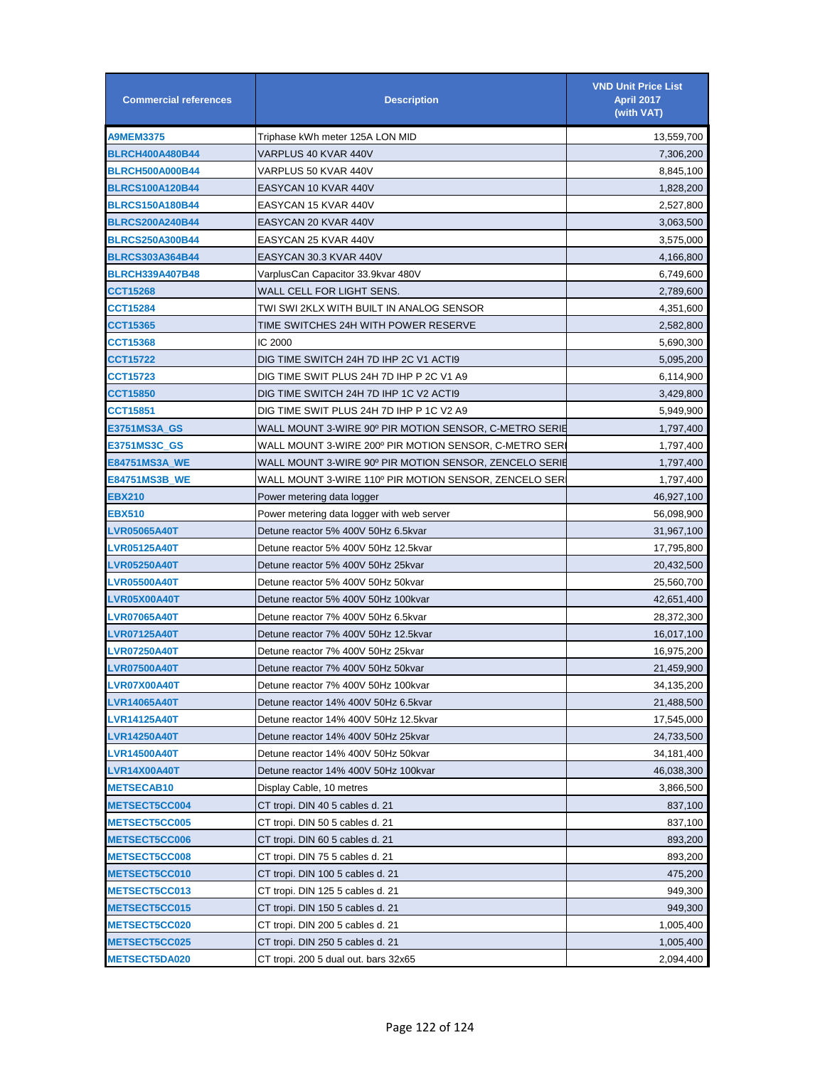| Commercial references | Description | VND Unit Price List April 2017 (with VAT) |
|---|---|---|
| A9MEM3375 | Triphase kWh meter 125A LON MID | 13,559,700 |
| BLRCH400A480B44 | VARPLUS 40 KVAR 440V | 7,306,200 |
| BLRCH500A000B44 | VARPLUS 50 KVAR 440V | 8,845,100 |
| BLRCS100A120B44 | EASYCAN 10 KVAR 440V | 1,828,200 |
| BLRCS150A180B44 | EASYCAN 15 KVAR 440V | 2,527,800 |
| BLRCS200A240B44 | EASYCAN 20 KVAR 440V | 3,063,500 |
| BLRCS250A300B44 | EASYCAN 25 KVAR 440V | 3,575,000 |
| BLRCS303A364B44 | EASYCAN 30.3 KVAR 440V | 4,166,800 |
| BLRCH339A407B48 | VarplusCan Capacitor 33.9kvar 480V | 6,749,600 |
| CCT15268 | WALL CELL FOR LIGHT SENS. | 2,789,600 |
| CCT15284 | TWI SWI 2KLX WITH BUILT IN ANALOG SENSOR | 4,351,600 |
| CCT15365 | TIME SWITCHES 24H WITH POWER RESERVE | 2,582,800 |
| CCT15368 | IC 2000 | 5,690,300 |
| CCT15722 | DIG TIME SWITCH 24H 7D IHP 2C V1 ACTI9 | 5,095,200 |
| CCT15723 | DIG TIME SWIT PLUS 24H 7D IHP P 2C V1 A9 | 6,114,900 |
| CCT15850 | DIG TIME SWITCH 24H 7D IHP 1C V2 ACTI9 | 3,429,800 |
| CCT15851 | DIG TIME SWIT PLUS 24H 7D IHP P 1C V2 A9 | 5,949,900 |
| E3751MS3A_GS | WALL MOUNT 3-WIRE 90º PIR MOTION SENSOR, C-METRO SERIE | 1,797,400 |
| E3751MS3C_GS | WALL MOUNT 3-WIRE 200º PIR MOTION SENSOR, C-METRO SERI | 1,797,400 |
| E84751MS3A_WE | WALL MOUNT 3-WIRE 90º PIR MOTION SENSOR, ZENCELO SERIE | 1,797,400 |
| E84751MS3B_WE | WALL MOUNT 3-WIRE 110º PIR MOTION SENSOR, ZENCELO SERI | 1,797,400 |
| EBX210 | Power metering data logger | 46,927,100 |
| EBX510 | Power metering data logger with web server | 56,098,900 |
| LVR05065A40T | Detune reactor 5% 400V 50Hz 6.5kvar | 31,967,100 |
| LVR05125A40T | Detune reactor 5% 400V 50Hz 12.5kvar | 17,795,800 |
| LVR05250A40T | Detune reactor 5% 400V 50Hz 25kvar | 20,432,500 |
| LVR05500A40T | Detune reactor 5% 400V 50Hz 50kvar | 25,560,700 |
| LVR05X00A40T | Detune reactor 5% 400V 50Hz 100kvar | 42,651,400 |
| LVR07065A40T | Detune reactor 7% 400V 50Hz 6.5kvar | 28,372,300 |
| LVR07125A40T | Detune reactor 7% 400V 50Hz 12.5kvar | 16,017,100 |
| LVR07250A40T | Detune reactor 7% 400V 50Hz 25kvar | 16,975,200 |
| LVR07500A40T | Detune reactor 7% 400V 50Hz 50kvar | 21,459,900 |
| LVR07X00A40T | Detune reactor 7% 400V 50Hz 100kvar | 34,135,200 |
| LVR14065A40T | Detune reactor 14% 400V 50Hz 6.5kvar | 21,488,500 |
| LVR14125A40T | Detune reactor 14% 400V 50Hz 12.5kvar | 17,545,000 |
| LVR14250A40T | Detune reactor 14% 400V 50Hz 25kvar | 24,733,500 |
| LVR14500A40T | Detune reactor 14% 400V 50Hz 50kvar | 34,181,400 |
| LVR14X00A40T | Detune reactor 14% 400V 50Hz 100kvar | 46,038,300 |
| METSECAB10 | Display Cable, 10 metres | 3,866,500 |
| METSECT5CC004 | CT tropi. DIN 40 5 cables d. 21 | 837,100 |
| METSECT5CC005 | CT tropi. DIN 50 5 cables d. 21 | 837,100 |
| METSECT5CC006 | CT tropi. DIN 60 5 cables d. 21 | 893,200 |
| METSECT5CC008 | CT tropi. DIN 75 5 cables d. 21 | 893,200 |
| METSECT5CC010 | CT tropi. DIN 100 5 cables d. 21 | 475,200 |
| METSECT5CC013 | CT tropi. DIN 125 5 cables d. 21 | 949,300 |
| METSECT5CC015 | CT tropi. DIN 150 5 cables d. 21 | 949,300 |
| METSECT5CC020 | CT tropi. DIN 200 5 cables d. 21 | 1,005,400 |
| METSECT5CC025 | CT tropi. DIN 250 5 cables d. 21 | 1,005,400 |
| METSECT5DA020 | CT tropi. 200 5 dual out. bars 32x65 | 2,094,400 |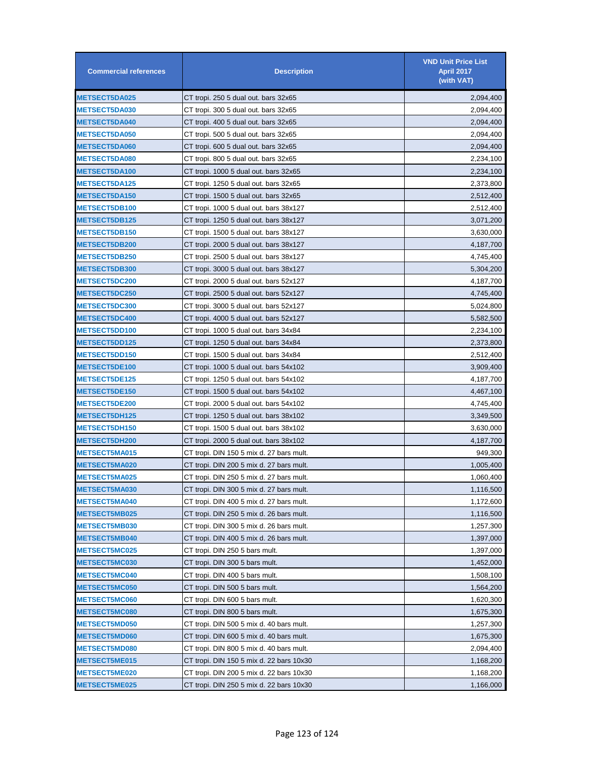| Commercial references | Description | VND Unit Price List April 2017 (with VAT) |
|---|---|---|
| METSECT5DA025 | CT tropi. 250 5 dual out. bars 32x65 | 2,094,400 |
| METSECT5DA030 | CT tropi. 300 5 dual out. bars 32x65 | 2,094,400 |
| METSECT5DA040 | CT tropi. 400 5 dual out. bars 32x65 | 2,094,400 |
| METSECT5DA050 | CT tropi. 500 5 dual out. bars 32x65 | 2,094,400 |
| METSECT5DA060 | CT tropi. 600 5 dual out. bars 32x65 | 2,094,400 |
| METSECT5DA080 | CT tropi. 800 5 dual out. bars 32x65 | 2,234,100 |
| METSECT5DA100 | CT tropi. 1000 5 dual out. bars 32x65 | 2,234,100 |
| METSECT5DA125 | CT tropi. 1250 5 dual out. bars 32x65 | 2,373,800 |
| METSECT5DA150 | CT tropi. 1500 5 dual out. bars 32x65 | 2,512,400 |
| METSECT5DB100 | CT tropi. 1000 5 dual out. bars 38x127 | 2,512,400 |
| METSECT5DB125 | CT tropi. 1250 5 dual out. bars 38x127 | 3,071,200 |
| METSECT5DB150 | CT tropi. 1500 5 dual out. bars 38x127 | 3,630,000 |
| METSECT5DB200 | CT tropi. 2000 5 dual out. bars 38x127 | 4,187,700 |
| METSECT5DB250 | CT tropi. 2500 5 dual out. bars 38x127 | 4,745,400 |
| METSECT5DB300 | CT tropi. 3000 5 dual out. bars 38x127 | 5,304,200 |
| METSECT5DC200 | CT tropi. 2000 5 dual out. bars 52x127 | 4,187,700 |
| METSECT5DC250 | CT tropi. 2500 5 dual out. bars 52x127 | 4,745,400 |
| METSECT5DC300 | CT tropi. 3000 5 dual out. bars 52x127 | 5,024,800 |
| METSECT5DC400 | CT tropi. 4000 5 dual out. bars 52x127 | 5,582,500 |
| METSECT5DD100 | CT tropi. 1000 5 dual out. bars 34x84 | 2,234,100 |
| METSECT5DD125 | CT tropi. 1250 5 dual out. bars 34x84 | 2,373,800 |
| METSECT5DD150 | CT tropi. 1500 5 dual out. bars 34x84 | 2,512,400 |
| METSECT5DE100 | CT tropi. 1000 5 dual out. bars 54x102 | 3,909,400 |
| METSECT5DE125 | CT tropi. 1250 5 dual out. bars 54x102 | 4,187,700 |
| METSECT5DE150 | CT tropi. 1500 5 dual out. bars 54x102 | 4,467,100 |
| METSECT5DE200 | CT tropi. 2000 5 dual out. bars 54x102 | 4,745,400 |
| METSECT5DH125 | CT tropi. 1250 5 dual out. bars 38x102 | 3,349,500 |
| METSECT5DH150 | CT tropi. 1500 5 dual out. bars 38x102 | 3,630,000 |
| METSECT5DH200 | CT tropi. 2000 5 dual out. bars 38x102 | 4,187,700 |
| METSECT5MA015 | CT tropi. DIN 150 5 mix d. 27 bars mult. | 949,300 |
| METSECT5MA020 | CT tropi. DIN 200 5 mix d. 27 bars mult. | 1,005,400 |
| METSECT5MA025 | CT tropi. DIN 250 5 mix d. 27 bars mult. | 1,060,400 |
| METSECT5MA030 | CT tropi. DIN 300 5 mix d. 27 bars mult. | 1,116,500 |
| METSECT5MA040 | CT tropi. DIN 400 5 mix d. 27 bars mult. | 1,172,600 |
| METSECT5MB025 | CT tropi. DIN 250 5 mix d. 26 bars mult. | 1,116,500 |
| METSECT5MB030 | CT tropi. DIN 300 5 mix d. 26 bars mult. | 1,257,300 |
| METSECT5MB040 | CT tropi. DIN 400 5 mix d. 26 bars mult. | 1,397,000 |
| METSECT5MC025 | CT tropi. DIN 250 5 bars mult. | 1,397,000 |
| METSECT5MC030 | CT tropi. DIN 300 5 bars mult. | 1,452,000 |
| METSECT5MC040 | CT tropi. DIN 400 5 bars mult. | 1,508,100 |
| METSECT5MC050 | CT tropi. DIN 500 5 bars mult. | 1,564,200 |
| METSECT5MC060 | CT tropi. DIN 600 5 bars mult. | 1,620,300 |
| METSECT5MC080 | CT tropi. DIN 800 5 bars mult. | 1,675,300 |
| METSECT5MD050 | CT tropi. DIN 500 5 mix d. 40 bars mult. | 1,257,300 |
| METSECT5MD060 | CT tropi. DIN 600 5 mix d. 40 bars mult. | 1,675,300 |
| METSECT5MD080 | CT tropi. DIN 800 5 mix d. 40 bars mult. | 2,094,400 |
| METSECT5ME015 | CT tropi. DIN 150 5 mix d. 22 bars 10x30 | 1,168,200 |
| METSECT5ME020 | CT tropi. DIN 200 5 mix d. 22 bars 10x30 | 1,168,200 |
| METSECT5ME025 | CT tropi. DIN 250 5 mix d. 22 bars 10x30 | 1,166,000 |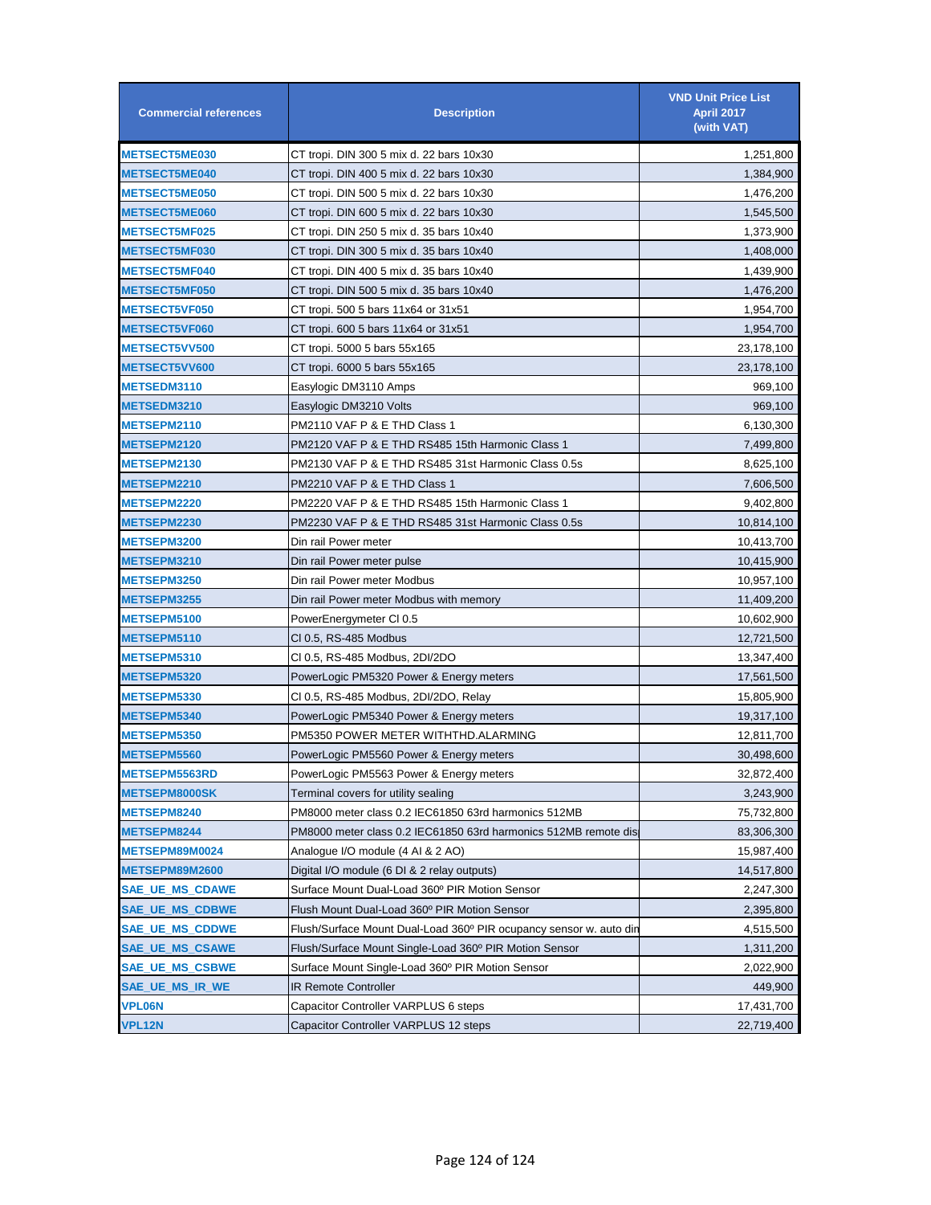| Commercial references | Description | VND Unit Price List April 2017 (with VAT) |
|---|---|---|
| METSECT5ME030 | CT tropi. DIN 300 5 mix d. 22 bars 10x30 | 1,251,800 |
| METSECT5ME040 | CT tropi. DIN 400 5 mix d. 22 bars 10x30 | 1,384,900 |
| METSECT5ME050 | CT tropi. DIN 500 5 mix d. 22 bars 10x30 | 1,476,200 |
| METSECT5ME060 | CT tropi. DIN 600 5 mix d. 22 bars 10x30 | 1,545,500 |
| METSECT5MF025 | CT tropi. DIN 250 5 mix d. 35 bars 10x40 | 1,373,900 |
| METSECT5MF030 | CT tropi. DIN 300 5 mix d. 35 bars 10x40 | 1,408,000 |
| METSECT5MF040 | CT tropi. DIN 400 5 mix d. 35 bars 10x40 | 1,439,900 |
| METSECT5MF050 | CT tropi. DIN 500 5 mix d. 35 bars 10x40 | 1,476,200 |
| METSECT5VF050 | CT tropi. 500 5 bars 11x64 or 31x51 | 1,954,700 |
| METSECT5VF060 | CT tropi. 600 5 bars 11x64 or 31x51 | 1,954,700 |
| METSECT5VV500 | CT tropi. 5000 5 bars 55x165 | 23,178,100 |
| METSECT5VV600 | CT tropi. 6000 5 bars 55x165 | 23,178,100 |
| METSEDM3110 | Easylogic DM3110 Amps | 969,100 |
| METSEDM3210 | Easylogic DM3210 Volts | 969,100 |
| METSEPM2110 | PM2110 VAF P & E THD Class 1 | 6,130,300 |
| METSEPM2120 | PM2120 VAF P & E THD RS485 15th Harmonic Class 1 | 7,499,800 |
| METSEPM2130 | PM2130 VAF P & E THD RS485 31st Harmonic Class 0.5s | 8,625,100 |
| METSEPM2210 | PM2210 VAF P & E THD Class 1 | 7,606,500 |
| METSEPM2220 | PM2220 VAF P & E THD RS485 15th Harmonic Class 1 | 9,402,800 |
| METSEPM2230 | PM2230 VAF P & E THD RS485 31st Harmonic Class 0.5s | 10,814,100 |
| METSEPM3200 | Din rail Power meter | 10,413,700 |
| METSEPM3210 | Din rail Power meter pulse | 10,415,900 |
| METSEPM3250 | Din rail Power meter Modbus | 10,957,100 |
| METSEPM3255 | Din rail Power meter Modbus with memory | 11,409,200 |
| METSEPM5100 | PowerEnergymeter Cl 0.5 | 10,602,900 |
| METSEPM5110 | Cl 0.5, RS-485 Modbus | 12,721,500 |
| METSEPM5310 | Cl 0.5, RS-485 Modbus, 2DI/2DO | 13,347,400 |
| METSEPM5320 | PowerLogic PM5320 Power & Energy meters | 17,561,500 |
| METSEPM5330 | Cl 0.5, RS-485 Modbus, 2DI/2DO, Relay | 15,805,900 |
| METSEPM5340 | PowerLogic PM5340 Power & Energy meters | 19,317,100 |
| METSEPM5350 | PM5350 POWER METER WITHTHD.ALARMING | 12,811,700 |
| METSEPM5560 | PowerLogic PM5560 Power & Energy meters | 30,498,600 |
| METSEPM5563RD | PowerLogic PM5563 Power & Energy meters | 32,872,400 |
| METSEPM8000SK | Terminal covers for utility sealing | 3,243,900 |
| METSEPM8240 | PM8000 meter class 0.2 IEC61850 63rd harmonics 512MB | 75,732,800 |
| METSEPM8244 | PM8000 meter class 0.2 IEC61850 63rd harmonics 512MB remote dis | 83,306,300 |
| METSEPM89M0024 | Analogue I/O module (4 AI & 2 AO) | 15,987,400 |
| METSEPM89M2600 | Digital I/O module (6 DI & 2 relay outputs) | 14,517,800 |
| SAE_UE_MS_CDAWE | Surface Mount Dual-Load 360º PIR Motion Sensor | 2,247,300 |
| SAE_UE_MS_CDBWE | Flush Mount Dual-Load 360º PIR Motion Sensor | 2,395,800 |
| SAE_UE_MS_CDDWE | Flush/Surface Mount Dual-Load 360º PIR ocupancy sensor w. auto din | 4,515,500 |
| SAE_UE_MS_CSAWE | Flush/Surface Mount Single-Load 360º PIR Motion Sensor | 1,311,200 |
| SAE_UE_MS_CSBWE | Surface Mount Single-Load 360º PIR Motion Sensor | 2,022,900 |
| SAE_UE_MS_IR_WE | IR Remote Controller | 449,900 |
| VPL06N | Capacitor Controller VARPLUS 6 steps | 17,431,700 |
| VPL12N | Capacitor Controller VARPLUS 12 steps | 22,719,400 |